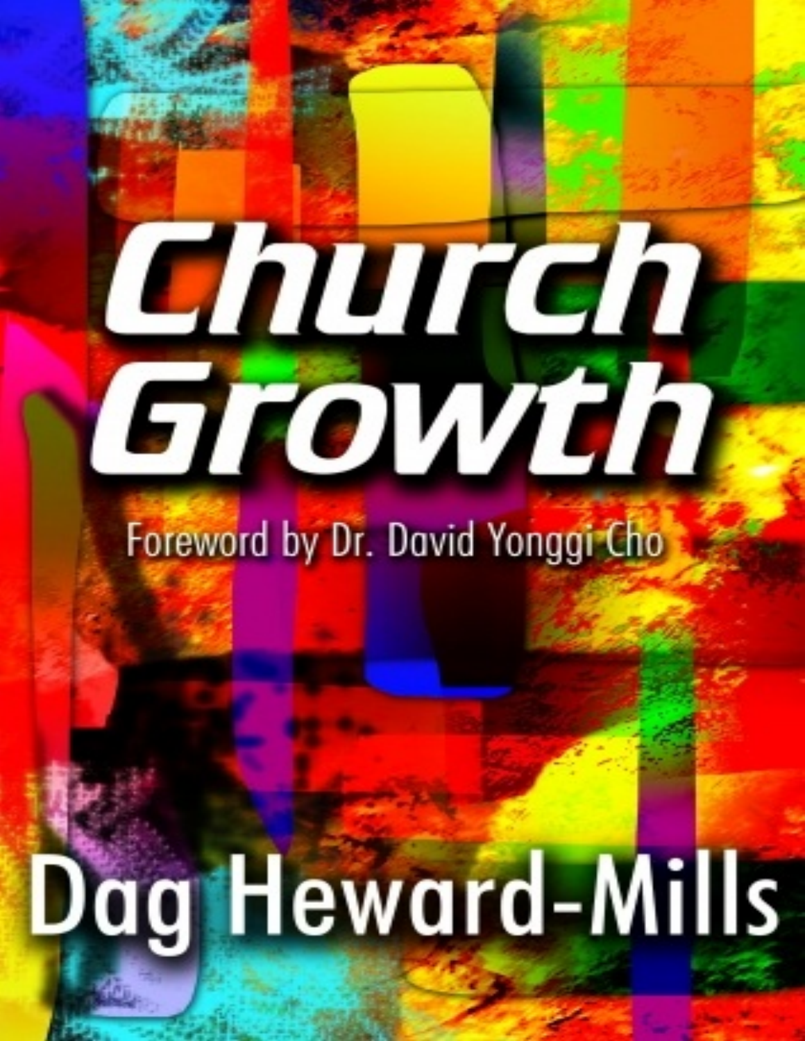# Church Growth

Foreword by Dr. David Yonggi Cho

Dag Heward-Mills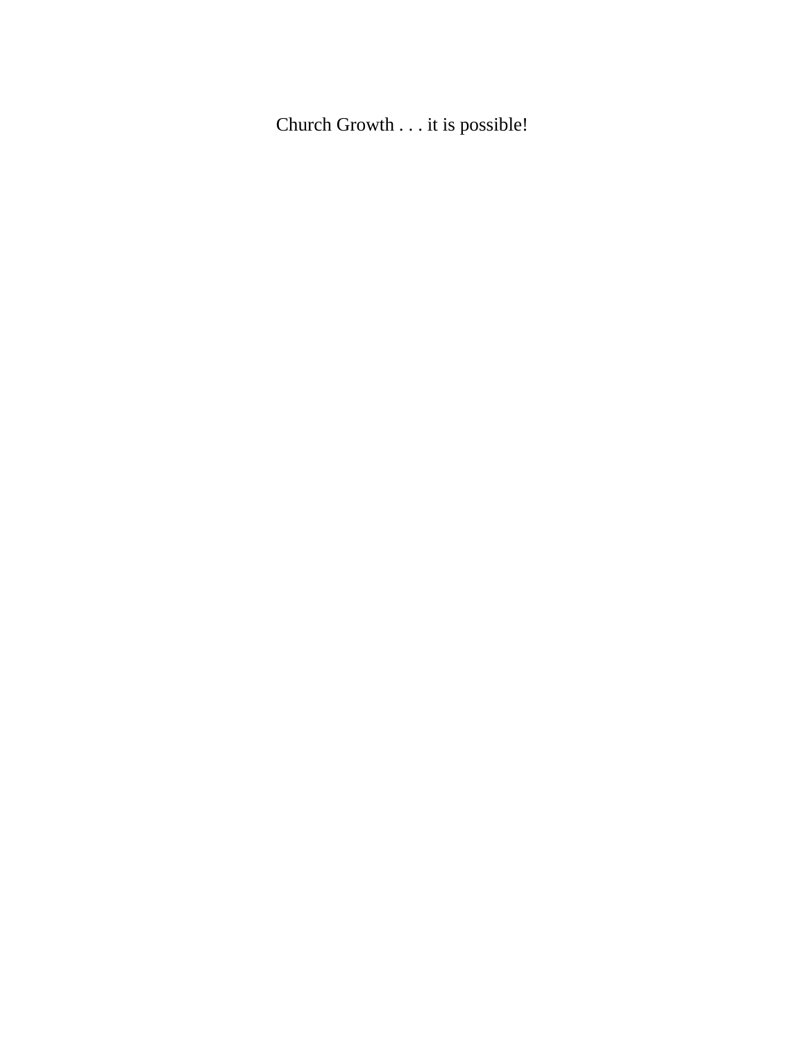Church Growth . . . it is possible!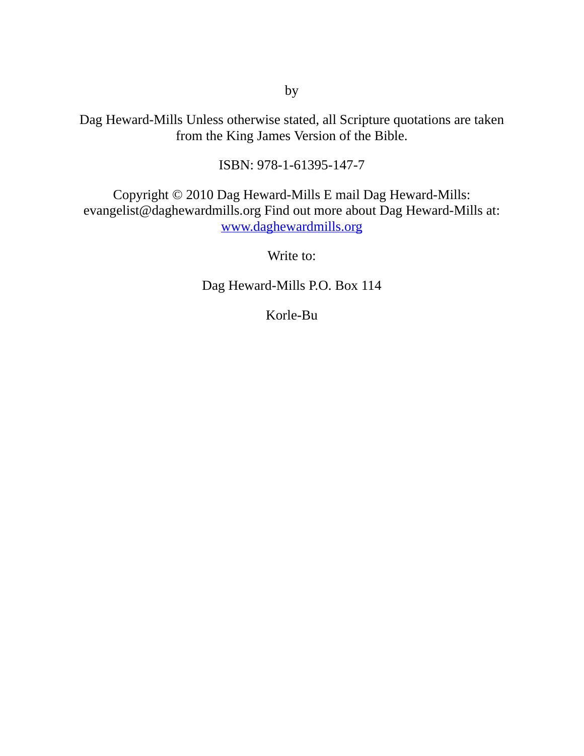by

Dag Heward-Mills Unless otherwise stated, all Scripture quotations are taken from the King James Version of the Bible.

ISBN: 978-1-61395-147-7

Copyright © 2010 Dag Heward-Mills E mail Dag Heward-Mills: evangelist@daghewardmills.org Find out more about Dag Heward-Mills at: www.daghewardmills.org

Write to:

Dag Heward-Mills P.O. Box 114

Korle-Bu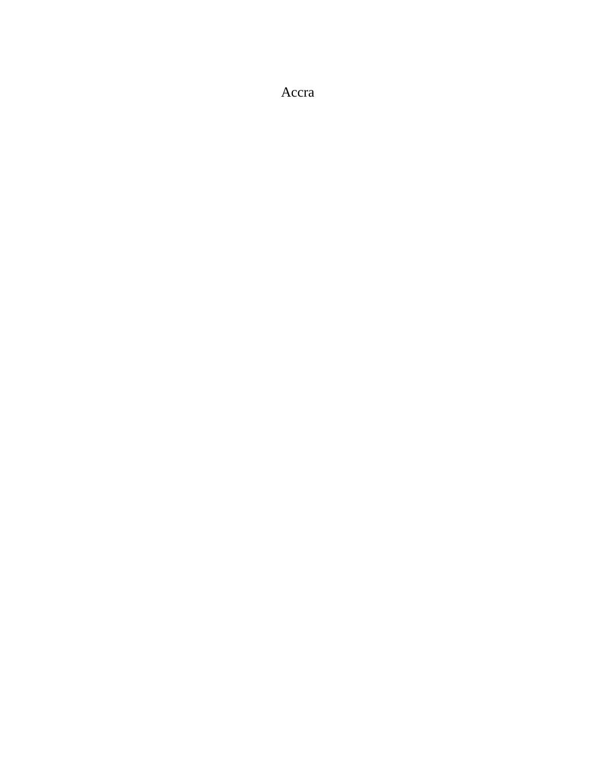Accra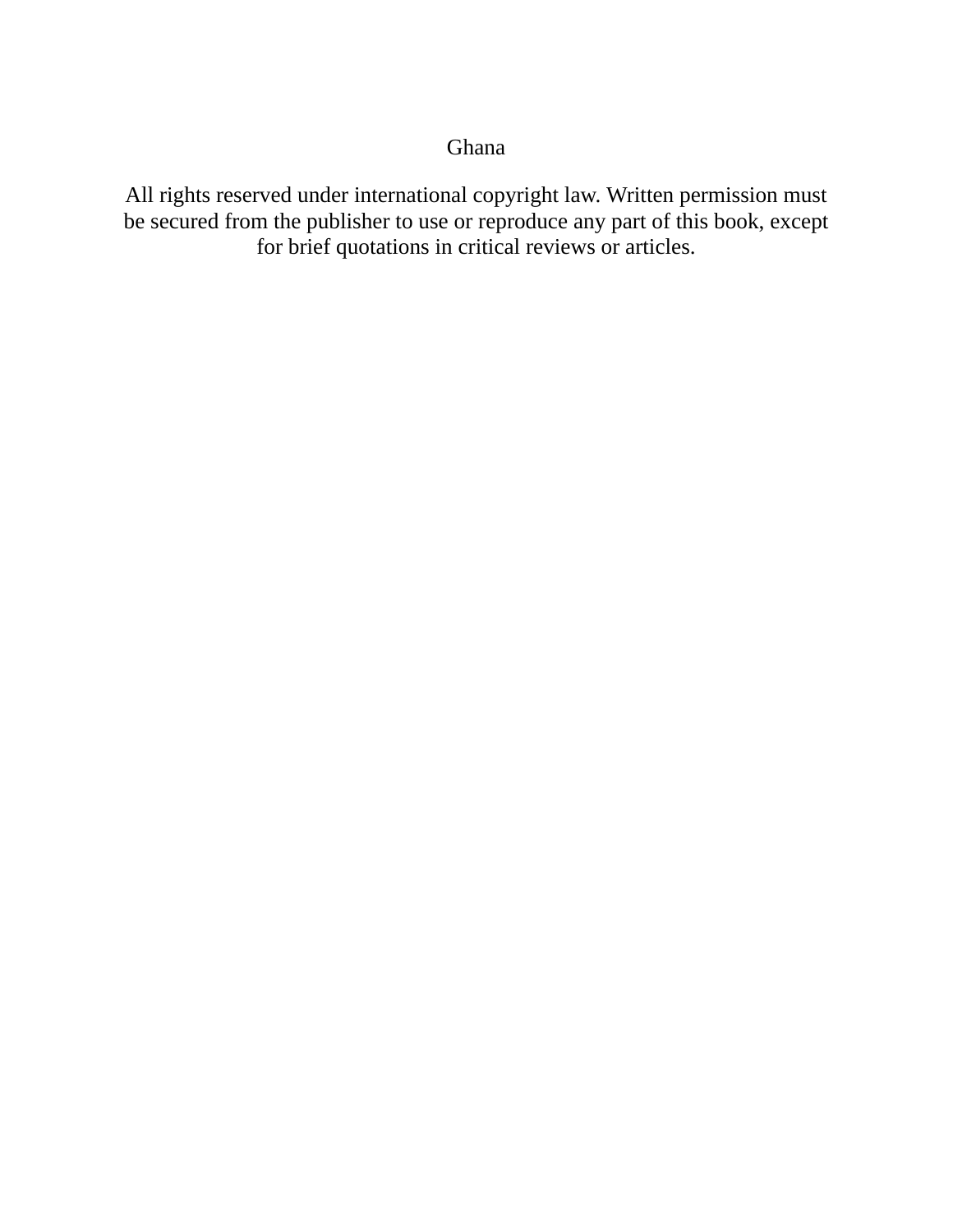Ghana

All rights reserved under international copyright law. Written permission must be secured from the publisher to use or reproduce any part of this book, except for brief quotations in critical reviews or articles.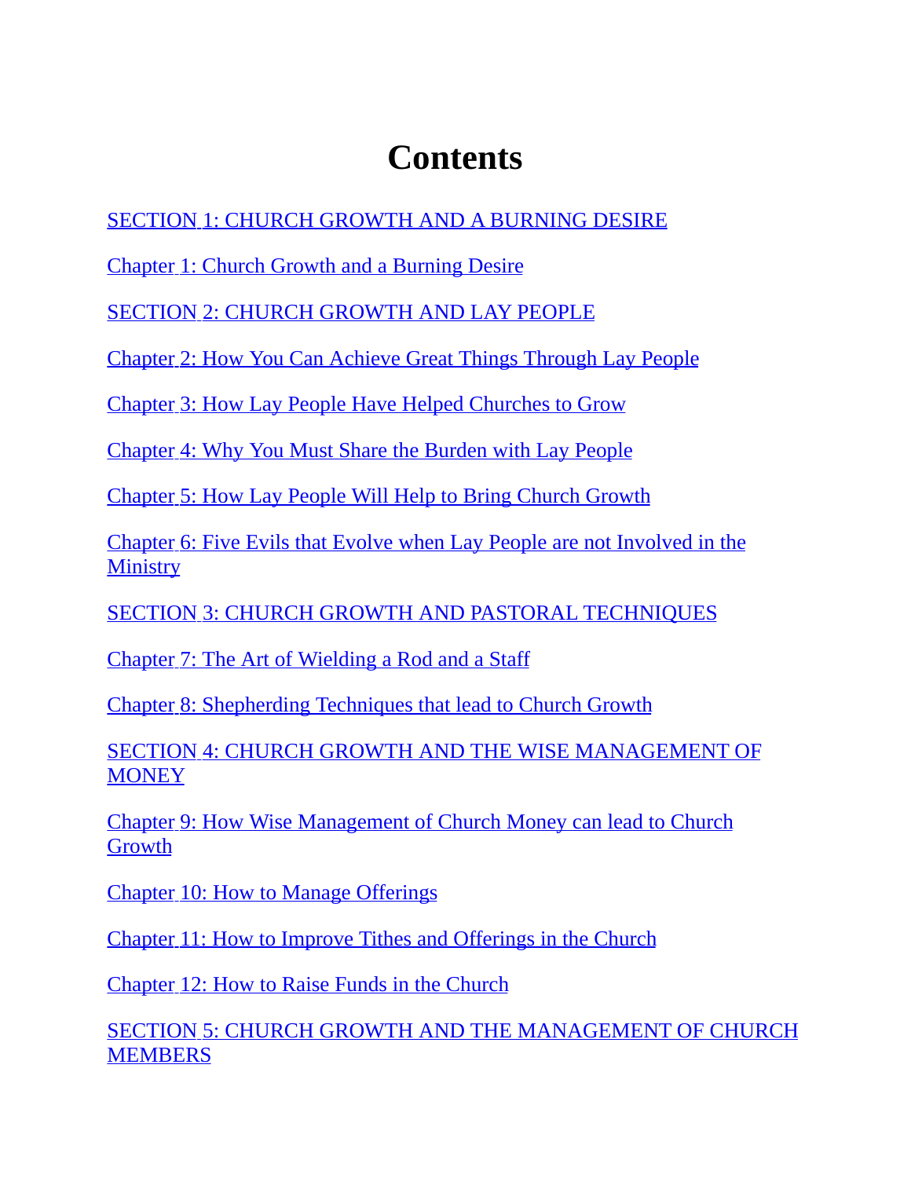# Contents

SECTION 1: CHURCH GROWTH AND A BURNING DESIRE

Chapter 1: Church Growth and a Burning Desire

SECTION 2: CHURCH GROWTH AND LAY PEOPLE

Chapter 2: How You Can Achieve Great Things Through Lay People

Chapter 3: How Lay People Have Helped Churches to Grow

Chapter 4: Why You Must Share the Burden with Lay People

Chapter 5: How Lay People Will Help to Bring Church Growth

Chapter 6: Five Evils that Evolve when Lay People are not Involved in the Ministry

SECTION 3: CHURCH GROWTH AND PASTORAL TECHNIQUES

Chapter 7: The Art of Wielding a Rod and a Staff

Chapter 8: Shepherding Techniques that lead to Church Growth

SECTION 4: CHURCH GROWTH AND THE WISE MANAGEMENT OF MONEY

Chapter 9: How Wise Management of Church Money can lead to Church Growth

Chapter 10: How to Manage Offerings

Chapter 11: How to Improve Tithes and Offerings in the Church

Chapter 12: How to Raise Funds in the Church

SECTION 5: CHURCH GROWTH AND THE MANAGEMENT OF CHURCH MEMBERS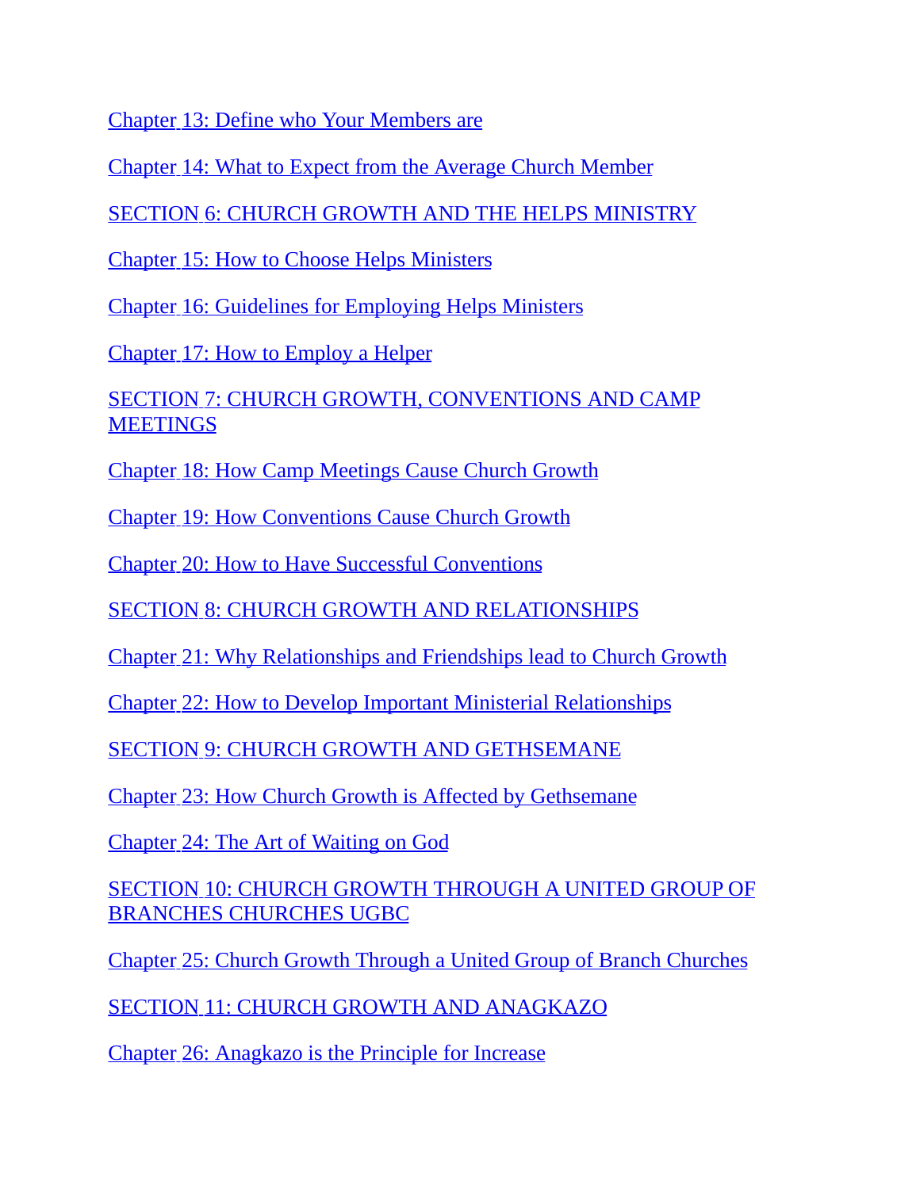Chapter 13: Define who Your Members are

Chapter 14: What to Expect from the Average Church Member

SECTION 6: CHURCH GROWTH AND THE HELPS MINISTRY

Chapter 15: How to Choose Helps Ministers

Chapter 16: Guidelines for Employing Helps Ministers

Chapter 17: How to Employ a Helper

SECTION 7: CHURCH GROWTH, CONVENTIONS AND CAMP MEETINGS

Chapter 18: How Camp Meetings Cause Church Growth

Chapter 19: How Conventions Cause Church Growth

Chapter 20: How to Have Successful Conventions

SECTION 8: CHURCH GROWTH AND RELATIONSHIPS

Chapter 21: Why Relationships and Friendships lead to Church Growth

Chapter 22: How to Develop Important Ministerial Relationships

SECTION 9: CHURCH GROWTH AND GETHSEMANE

Chapter 23: How Church Growth is Affected by Gethsemane

Chapter 24: The Art of Waiting on God

SECTION 10: CHURCH GROWTH THROUGH A UNITED GROUP OF BRANCHES CHURCHES UGBC

Chapter 25: Church Growth Through a United Group of Branch Churches

SECTION 11: CHURCH GROWTH AND ANAGKAZO

Chapter 26: Anagkazo is the Principle for Increase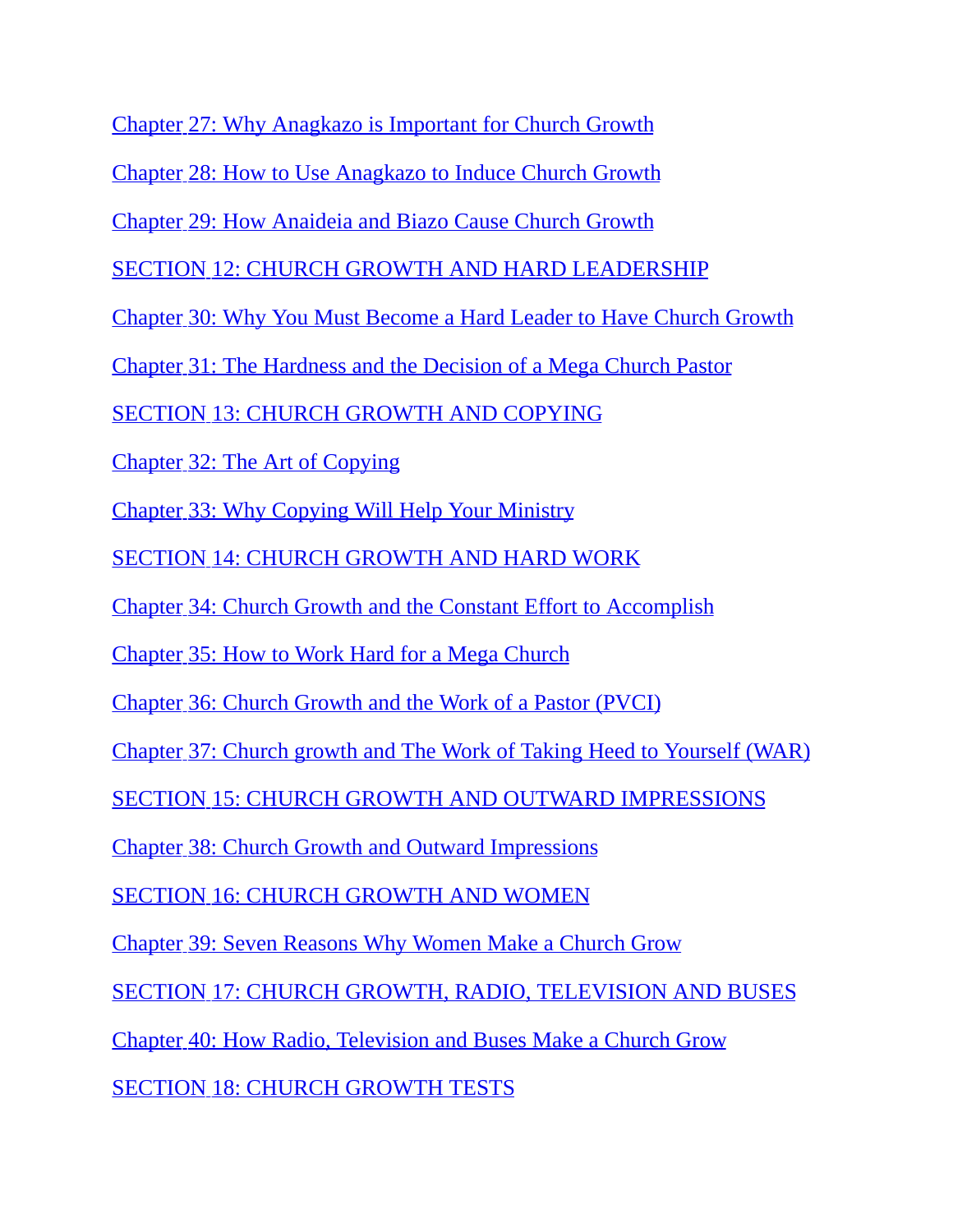Chapter 27: Why Anagkazo is Important for Church Growth

Chapter 28: How to Use Anagkazo to Induce Church Growth

Chapter 29: How Anaideia and Biazo Cause Church Growth

SECTION 12: CHURCH GROWTH AND HARD LEADERSHIP

Chapter 30: Why You Must Become a Hard Leader to Have Church Growth

Chapter 31: The Hardness and the Decision of a Mega Church Pastor

SECTION 13: CHURCH GROWTH AND COPYING

Chapter 32: The Art of Copying

Chapter 33: Why Copying Will Help Your Ministry

SECTION 14: CHURCH GROWTH AND HARD WORK

Chapter 34: Church Growth and the Constant Effort to Accomplish

Chapter 35: How to Work Hard for a Mega Church

Chapter 36: Church Growth and the Work of a Pastor (PVCI)

Chapter 37: Church growth and The Work of Taking Heed to Yourself (WAR)

SECTION 15: CHURCH GROWTH AND OUTWARD IMPRESSIONS

Chapter 38: Church Growth and Outward Impressions

SECTION 16: CHURCH GROWTH AND WOMEN

Chapter 39: Seven Reasons Why Women Make a Church Grow

SECTION 17: CHURCH GROWTH, RADIO, TELEVISION AND BUSES

Chapter 40: How Radio, Television and Buses Make a Church Grow

SECTION 18: CHURCH GROWTH TESTS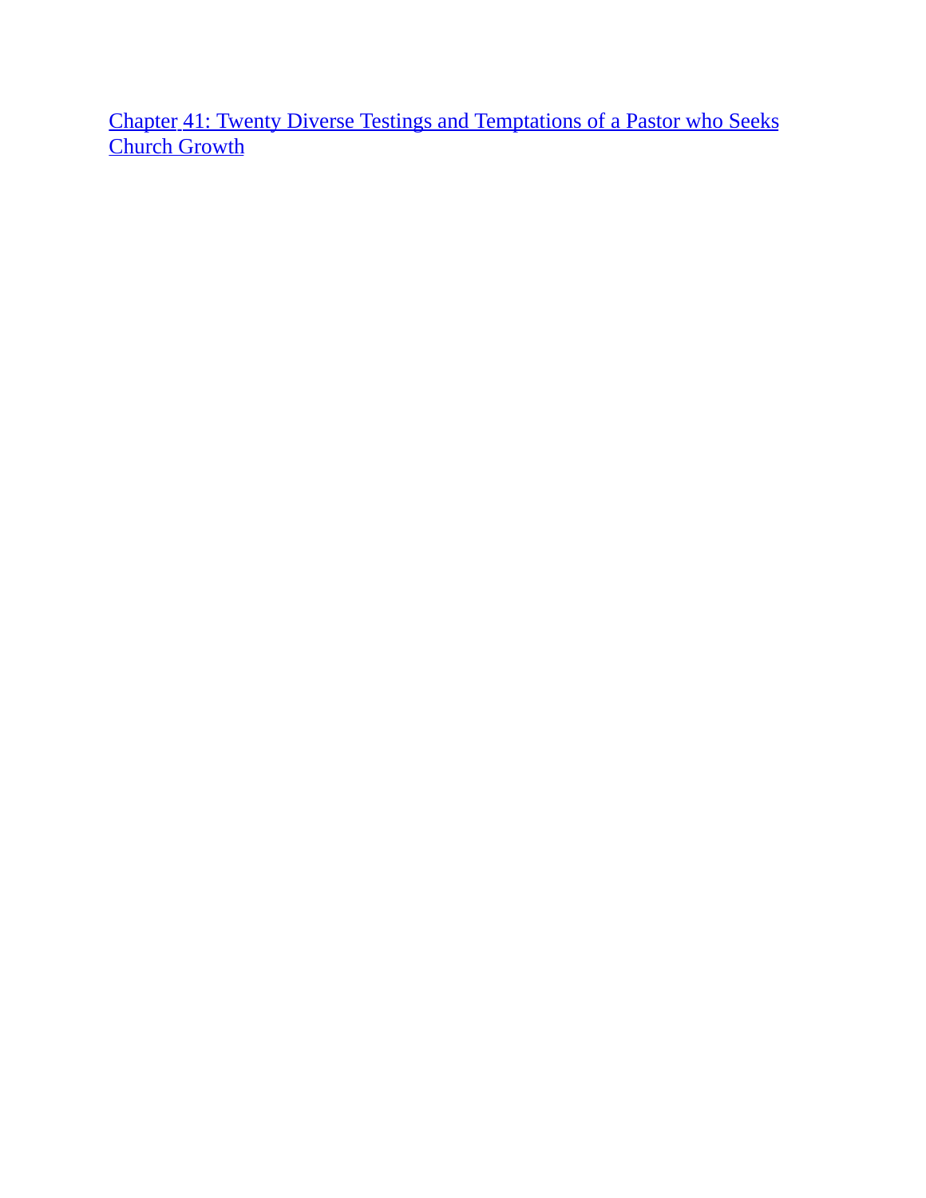[Chapter 41: Twenty Diverse Testings and Temptations of a Pastor who Seeks Church Growth]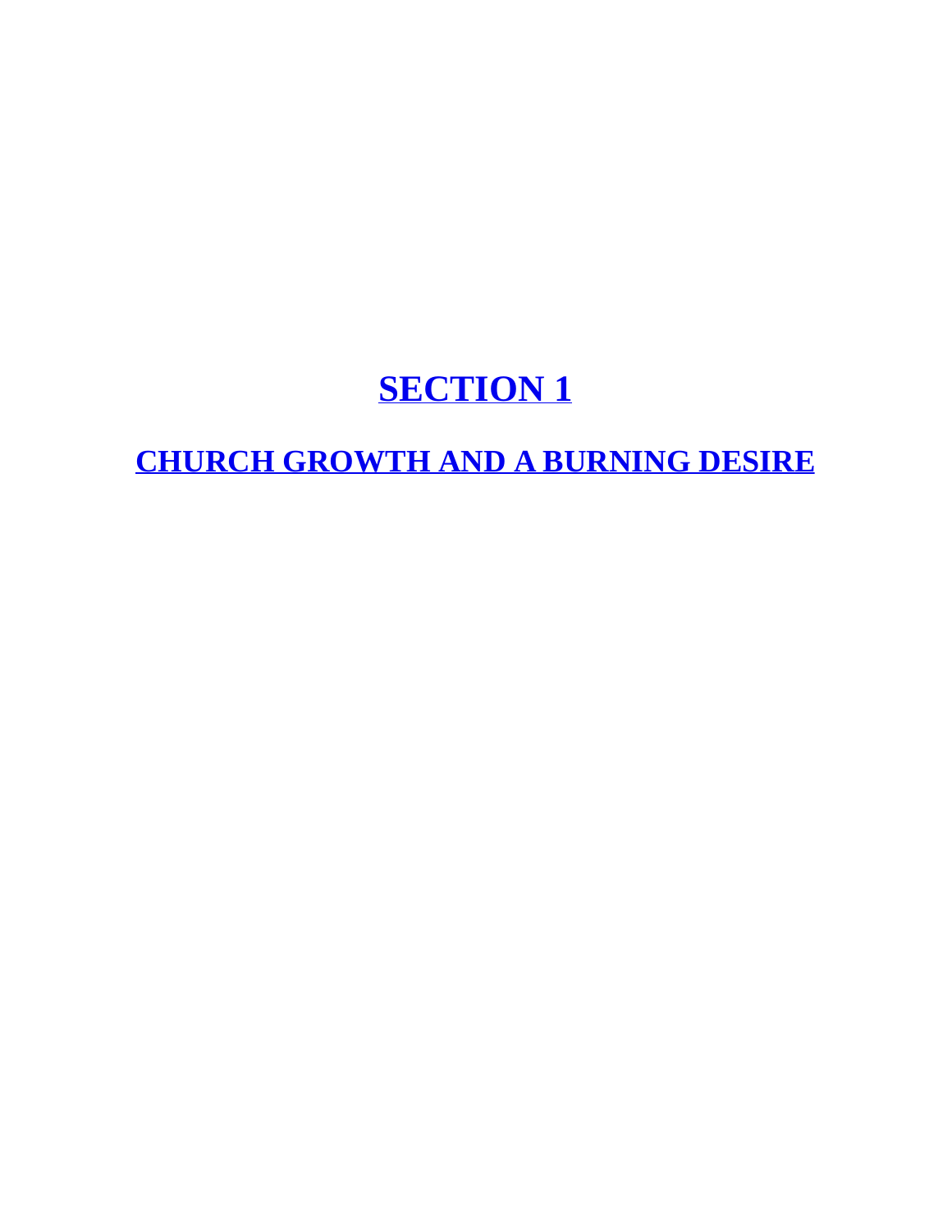# SECTION 1

## CHURCH GROWTH AND A BURNING DESIRE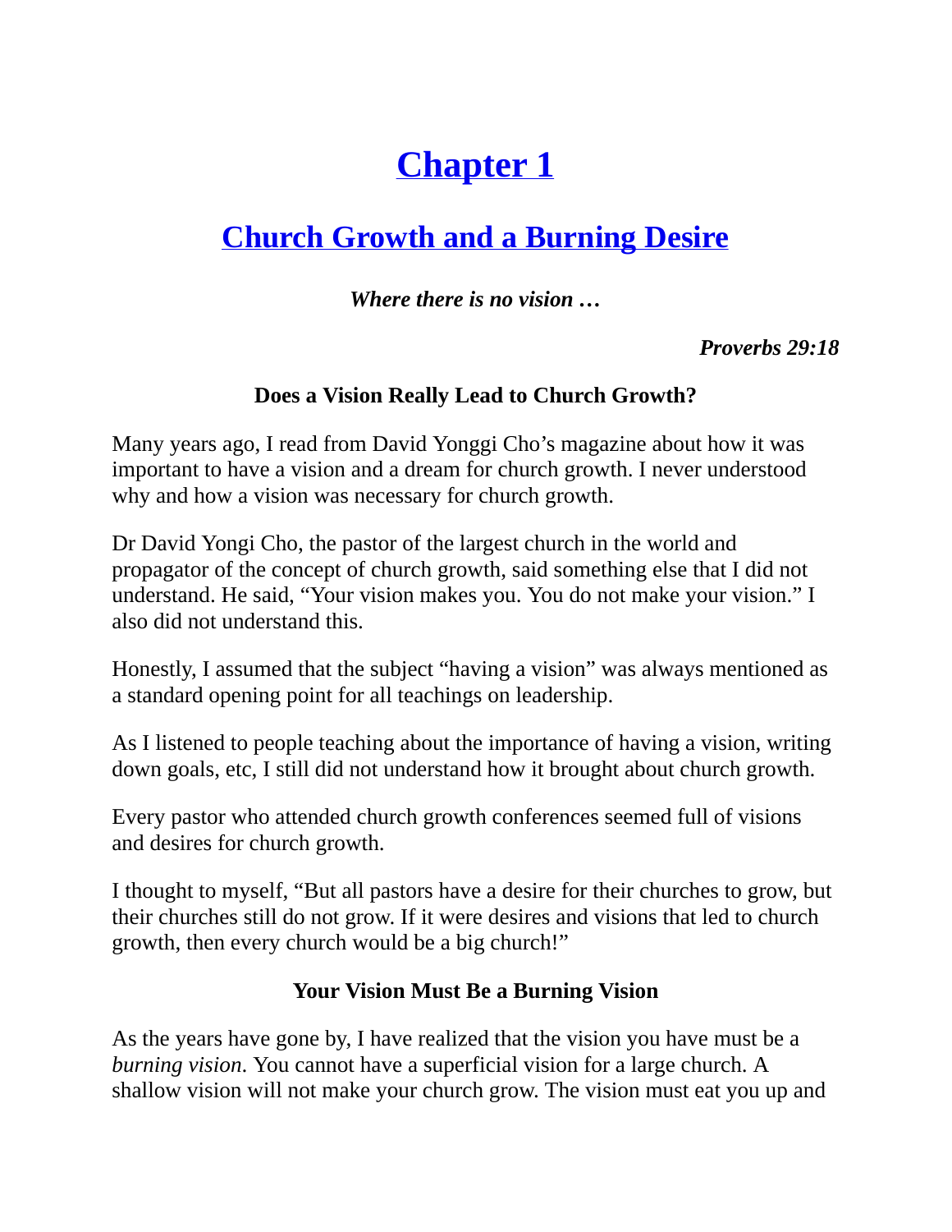# Chapter 1

## Church Growth and a Burning Desire

***Where there is no vision …***

***Proverbs 29:18***

**Does a Vision Really Lead to Church Growth?**

Many years ago, I read from David Yonggi Cho’s magazine about how it was important to have a vision and a dream for church growth. I never understood why and how a vision was necessary for church growth.

Dr David Yongi Cho, the pastor of the largest church in the world and propagator of the concept of church growth, said something else that I did not understand. He said, “Your vision makes you. You do not make your vision.” I also did not understand this.

Honestly, I assumed that the subject “having a vision” was always mentioned as a standard opening point for all teachings on leadership.

As I listened to people teaching about the importance of having a vision, writing down goals, etc, I still did not understand how it brought about church growth.

Every pastor who attended church growth conferences seemed full of visions and desires for church growth.

I thought to myself, “But all pastors have a desire for their churches to grow, but their churches still do not grow. If it were desires and visions that led to church growth, then every church would be a big church!”

**Your Vision Must Be a Burning Vision**

As the years have gone by, I have realized that the vision you have must be a *burning vision*. You cannot have a superficial vision for a large church. A shallow vision will not make your church grow. The vision must eat you up and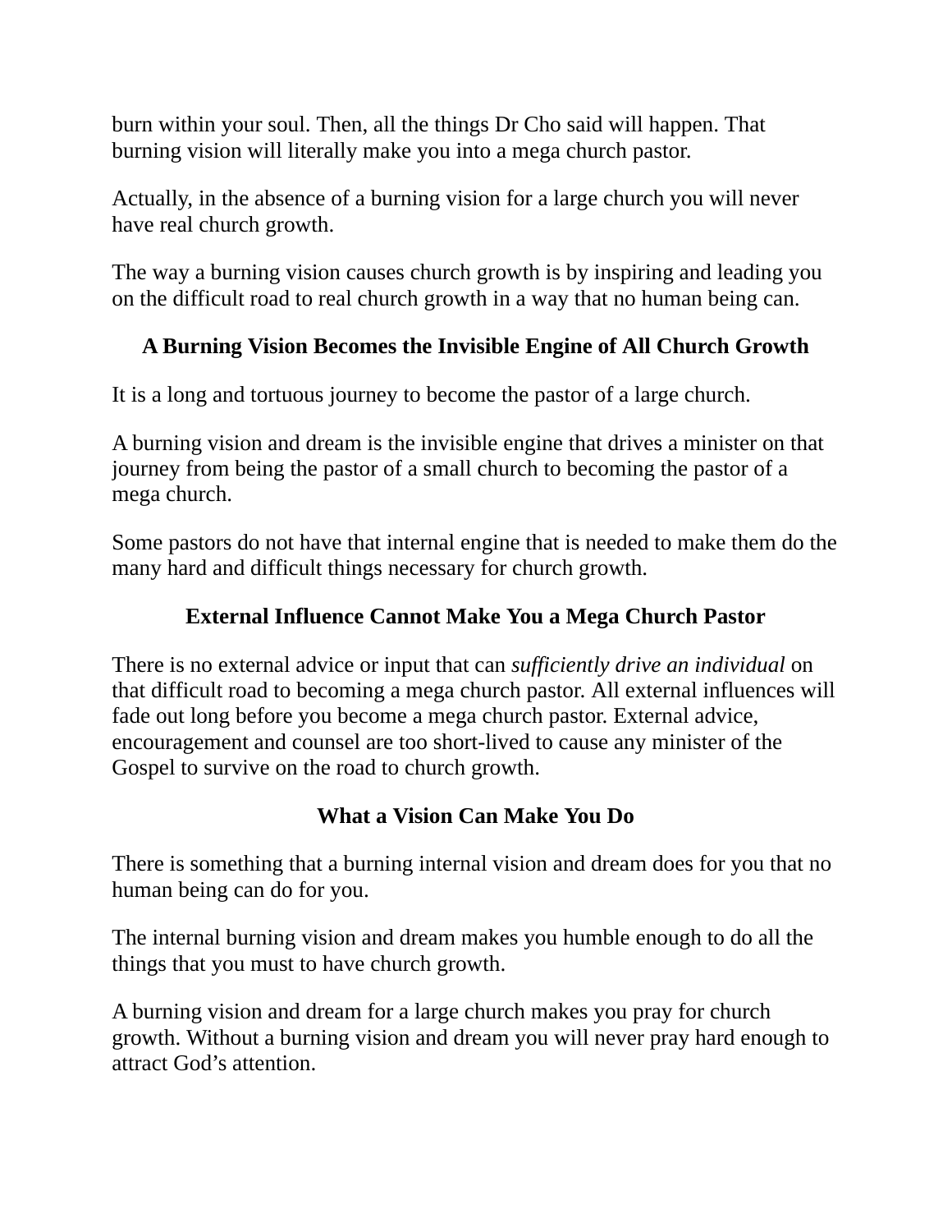burn within your soul. Then, all the things Dr Cho said will happen. That burning vision will literally make you into a mega church pastor.

Actually, in the absence of a burning vision for a large church you will never have real church growth.

The way a burning vision causes church growth is by inspiring and leading you on the difficult road to real church growth in a way that no human being can.

### A Burning Vision Becomes the Invisible Engine of All Church Growth

It is a long and tortuous journey to become the pastor of a large church.

A burning vision and dream is the invisible engine that drives a minister on that journey from being the pastor of a small church to becoming the pastor of a mega church.

Some pastors do not have that internal engine that is needed to make them do the many hard and difficult things necessary for church growth.

### External Influence Cannot Make You a Mega Church Pastor

There is no external advice or input that can *sufficiently drive an individual* on that difficult road to becoming a mega church pastor. All external influences will fade out long before you become a mega church pastor. External advice, encouragement and counsel are too short-lived to cause any minister of the Gospel to survive on the road to church growth.

### What a Vision Can Make You Do

There is something that a burning internal vision and dream does for you that no human being can do for you.

The internal burning vision and dream makes you humble enough to do all the things that you must to have church growth.

A burning vision and dream for a large church makes you pray for church growth. Without a burning vision and dream you will never pray hard enough to attract God's attention.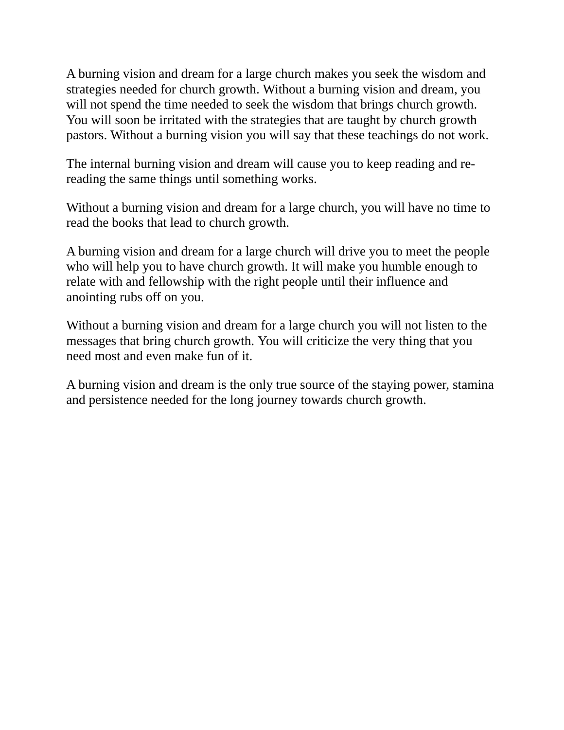A burning vision and dream for a large church makes you seek the wisdom and strategies needed for church growth. Without a burning vision and dream, you will not spend the time needed to seek the wisdom that brings church growth. You will soon be irritated with the strategies that are taught by church growth pastors. Without a burning vision you will say that these teachings do not work.

The internal burning vision and dream will cause you to keep reading and re-reading the same things until something works.

Without a burning vision and dream for a large church, you will have no time to read the books that lead to church growth.

A burning vision and dream for a large church will drive you to meet the people who will help you to have church growth. It will make you humble enough to relate with and fellowship with the right people until their influence and anointing rubs off on you.

Without a burning vision and dream for a large church you will not listen to the messages that bring church growth. You will criticize the very thing that you need most and even make fun of it.

A burning vision and dream is the only true source of the staying power, stamina and persistence needed for the long journey towards church growth.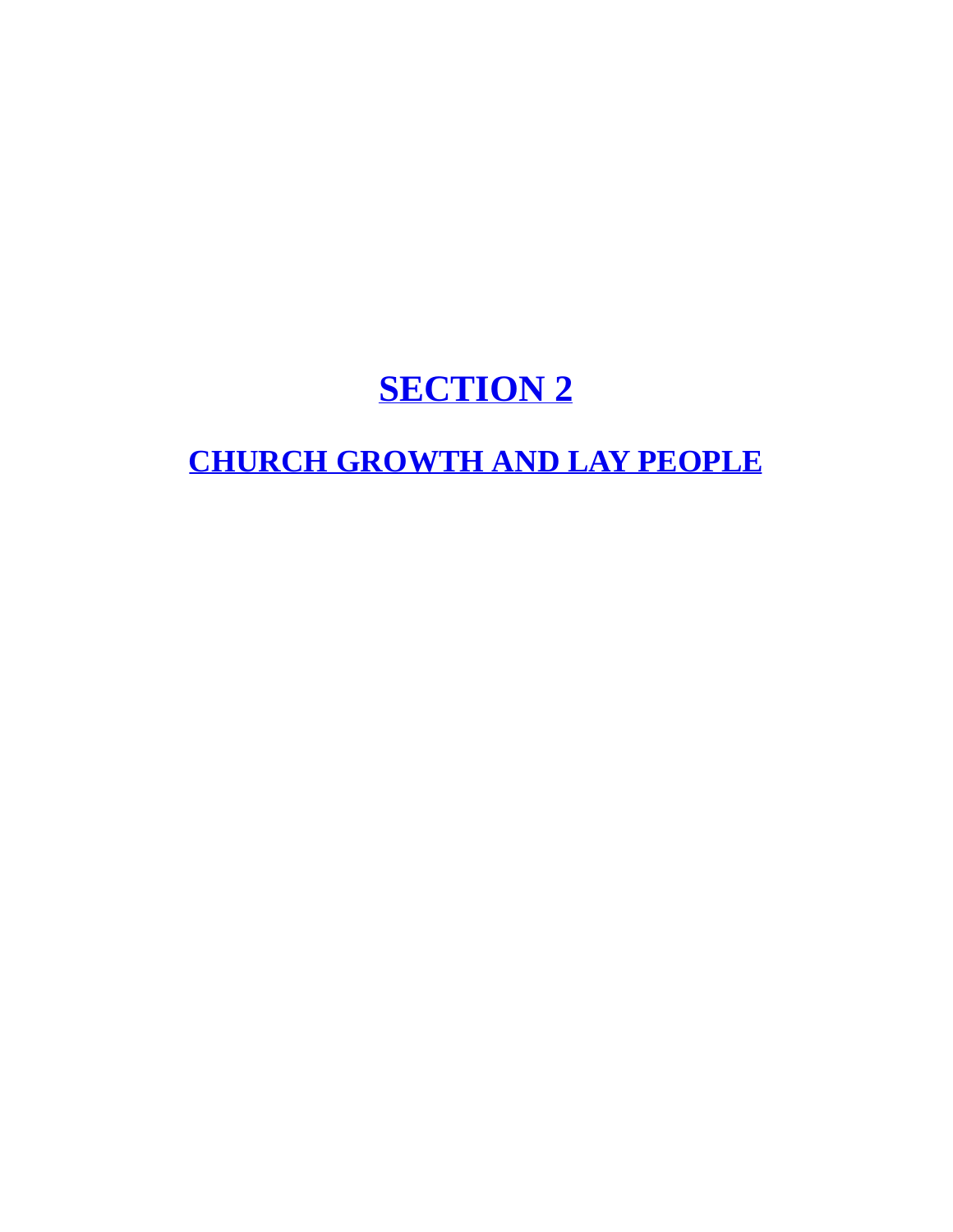# SECTION 2

## CHURCH GROWTH AND LAY PEOPLE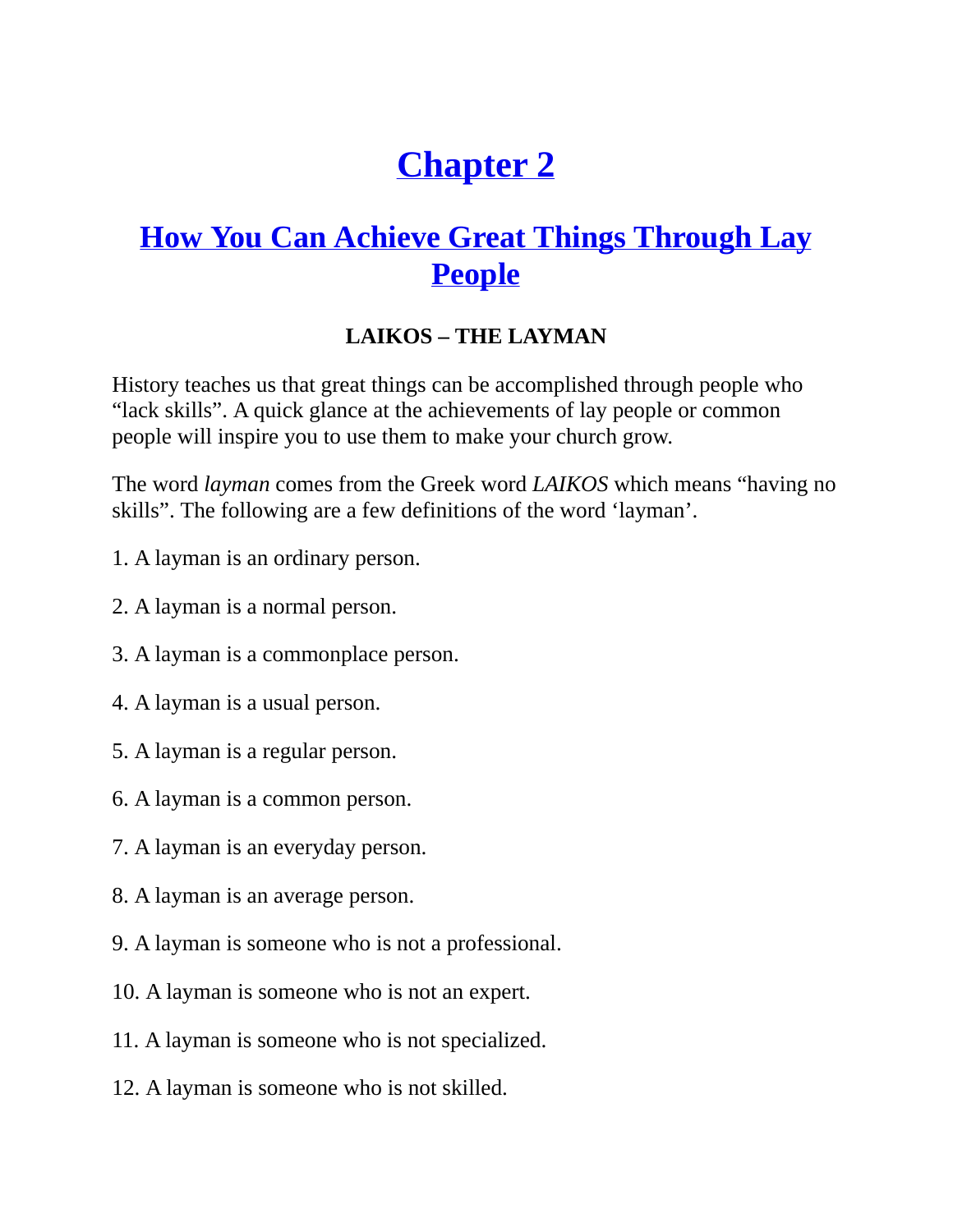# [Chapter 2](#)

## [How You Can Achieve Great Things Through Lay People](#)

### LAIKOS – THE LAYMAN

History teaches us that great things can be accomplished through people who "lack skills". A quick glance at the achievements of lay people or common people will inspire you to use them to make your church grow.

The word *layman* comes from the Greek word *LAIKOS* which means "having no skills". The following are a few definitions of the word 'layman'.

1. A layman is an ordinary person.

2. A layman is a normal person.

3. A layman is a commonplace person.

4. A layman is a usual person.

5. A layman is a regular person.

6. A layman is a common person.

7. A layman is an everyday person.

8. A layman is an average person.

9. A layman is someone who is not a professional.

10. A layman is someone who is not an expert.

11. A layman is someone who is not specialized.

12. A layman is someone who is not skilled.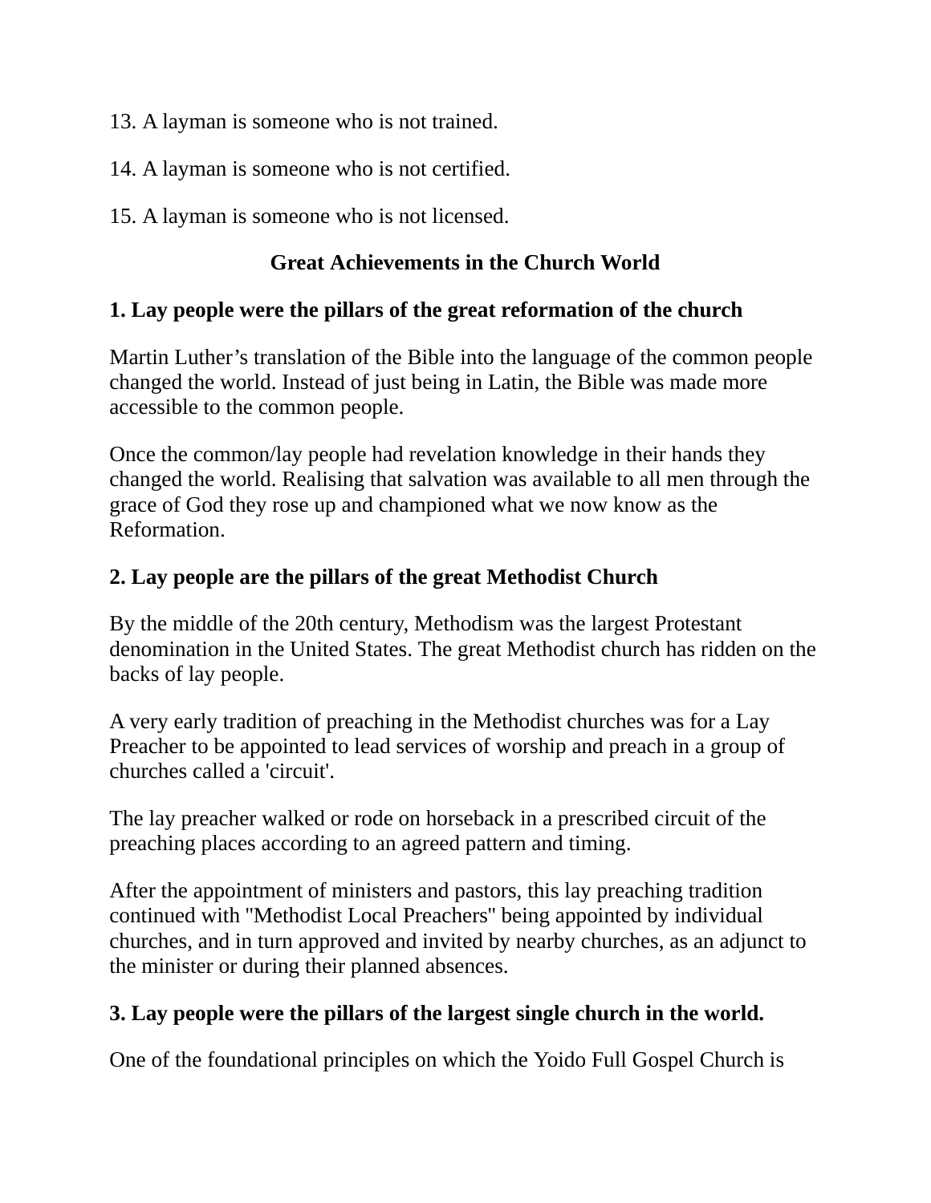13. A layman is someone who is not trained.

14. A layman is someone who is not certified.

15. A layman is someone who is not licensed.

## Great Achievements in the Church World

### 1. Lay people were the pillars of the great reformation of the church

Martin Luther's translation of the Bible into the language of the common people changed the world. Instead of just being in Latin, the Bible was made more accessible to the common people.

Once the common/lay people had revelation knowledge in their hands they changed the world. Realising that salvation was available to all men through the grace of God they rose up and championed what we now know as the Reformation.

### 2. Lay people are the pillars of the great Methodist Church

By the middle of the 20th century, Methodism was the largest Protestant denomination in the United States. The great Methodist church has ridden on the backs of lay people.

A very early tradition of preaching in the Methodist churches was for a Lay Preacher to be appointed to lead services of worship and preach in a group of churches called a 'circuit'.

The lay preacher walked or rode on horseback in a prescribed circuit of the preaching places according to an agreed pattern and timing.

After the appointment of ministers and pastors, this lay preaching tradition continued with "Methodist Local Preachers" being appointed by individual churches, and in turn approved and invited by nearby churches, as an adjunct to the minister or during their planned absences.

### 3. Lay people were the pillars of the largest single church in the world.

One of the foundational principles on which the Yoido Full Gospel Church is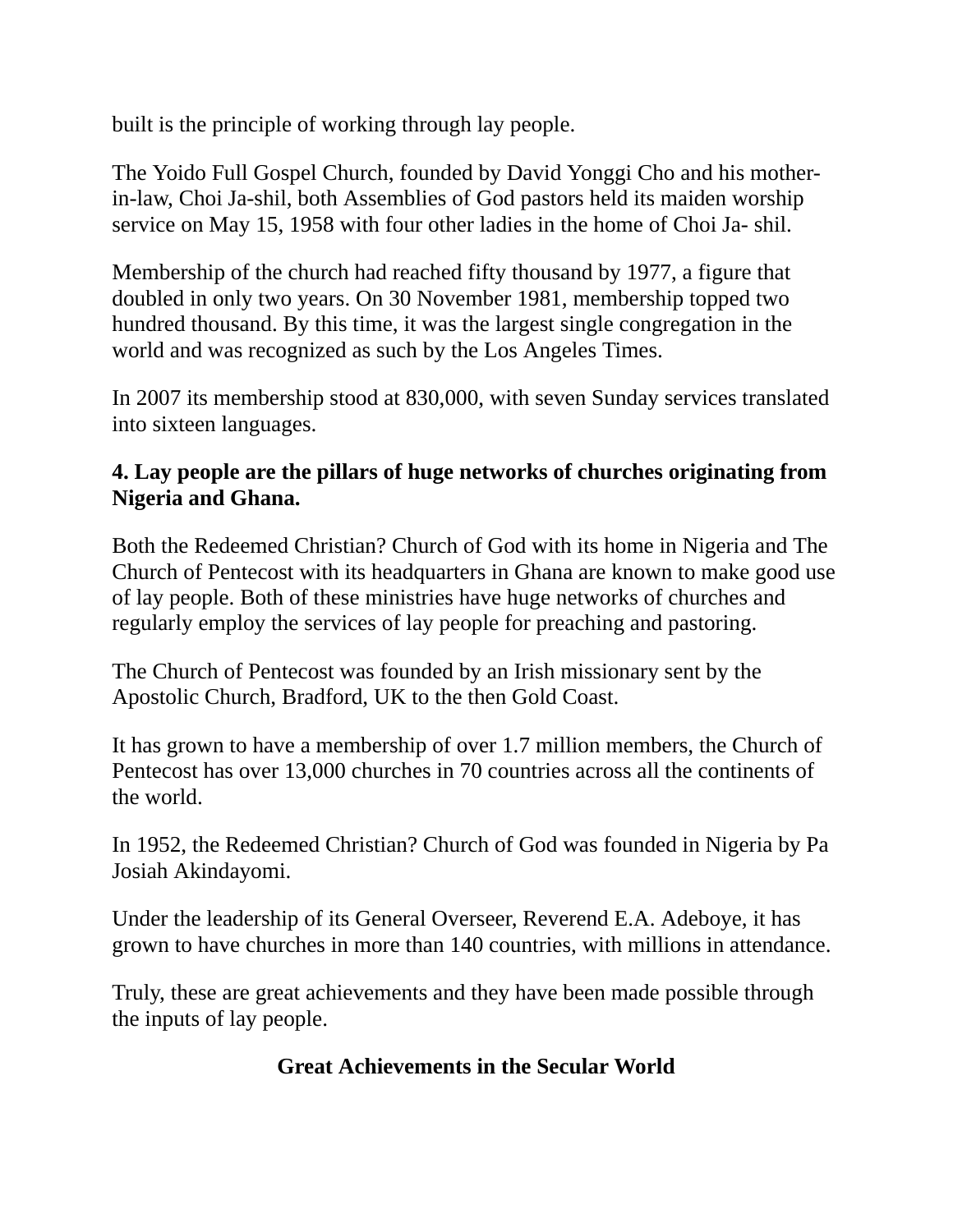built is the principle of working through lay people.

The Yoido Full Gospel Church, founded by David Yonggi Cho and his mother-in-law, Choi Ja-shil, both Assemblies of God pastors held its maiden worship service on May 15, 1958 with four other ladies in the home of Choi Ja- shil.

Membership of the church had reached fifty thousand by 1977, a figure that doubled in only two years. On 30 November 1981, membership topped two hundred thousand. By this time, it was the largest single congregation in the world and was recognized as such by the Los Angeles Times.

In 2007 its membership stood at 830,000, with seven Sunday services translated into sixteen languages.

**4. Lay people are the pillars of huge networks of churches originating from Nigeria and Ghana.**

Both the Redeemed Christian? Church of God with its home in Nigeria and The Church of Pentecost with its headquarters in Ghana are known to make good use of lay people. Both of these ministries have huge networks of churches and regularly employ the services of lay people for preaching and pastoring.

The Church of Pentecost was founded by an Irish missionary sent by the Apostolic Church, Bradford, UK to the then Gold Coast.

It has grown to have a membership of over 1.7 million members, the Church of Pentecost has over 13,000 churches in 70 countries across all the continents of the world.

In 1952, the Redeemed Christian? Church of God was founded in Nigeria by Pa Josiah Akindayomi.

Under the leadership of its General Overseer, Reverend E.A. Adeboye, it has grown to have churches in more than 140 countries, with millions in attendance.

Truly, these are great achievements and they have been made possible through the inputs of lay people.

## Great Achievements in the Secular World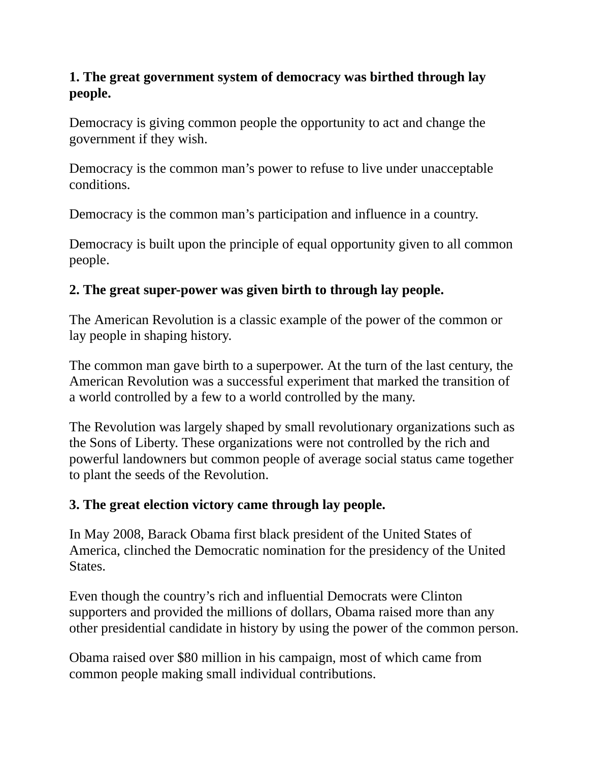**1. The great government system of democracy was birthed through lay people.**

Democracy is giving common people the opportunity to act and change the government if they wish.

Democracy is the common man's power to refuse to live under unacceptable conditions.

Democracy is the common man's participation and influence in a country.

Democracy is built upon the principle of equal opportunity given to all common people.

**2. The great super-power was given birth to through lay people.**

The American Revolution is a classic example of the power of the common or lay people in shaping history.

The common man gave birth to a superpower. At the turn of the last century, the American Revolution was a successful experiment that marked the transition of a world controlled by a few to a world controlled by the many.

The Revolution was largely shaped by small revolutionary organizations such as the Sons of Liberty. These organizations were not controlled by the rich and powerful landowners but common people of average social status came together to plant the seeds of the Revolution.

**3. The great election victory came through lay people.**

In May 2008, Barack Obama first black president of the United States of America, clinched the Democratic nomination for the presidency of the United States.

Even though the country's rich and influential Democrats were Clinton supporters and provided the millions of dollars, Obama raised more than any other presidential candidate in history by using the power of the common person.

Obama raised over $80 million in his campaign, most of which came from common people making small individual contributions.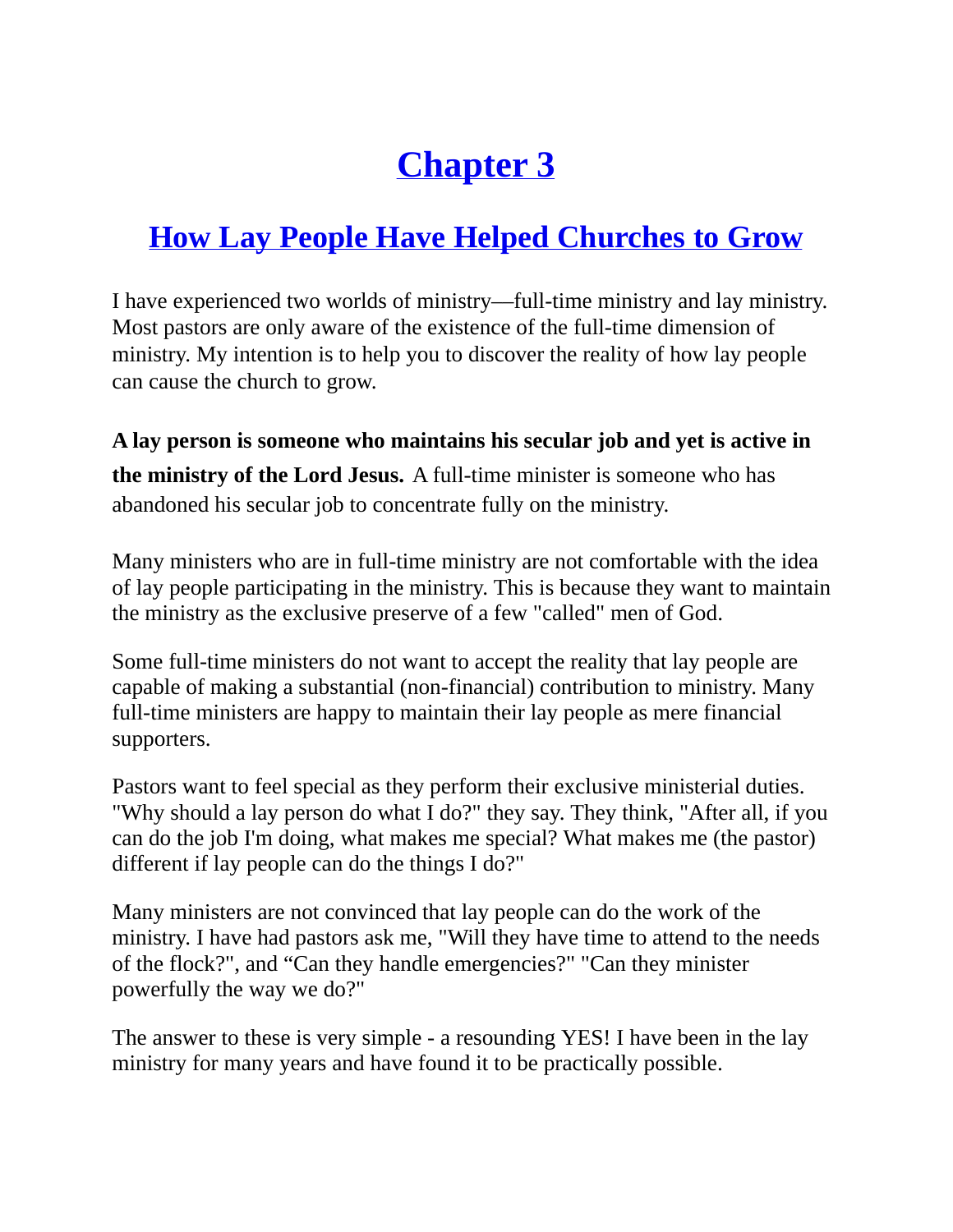# Chapter 3

## How Lay People Have Helped Churches to Grow

I have experienced two worlds of ministry—full-time ministry and lay ministry. Most pastors are only aware of the existence of the full-time dimension of ministry. My intention is to help you to discover the reality of how lay people can cause the church to grow.

**A lay person is someone who maintains his secular job and yet is active in the ministry of the Lord Jesus.** A full-time minister is someone who has abandoned his secular job to concentrate fully on the ministry.

Many ministers who are in full-time ministry are not comfortable with the idea of lay people participating in the ministry. This is because they want to maintain the ministry as the exclusive preserve of a few "called" men of God.

Some full-time ministers do not want to accept the reality that lay people are capable of making a substantial (non-financial) contribution to ministry. Many full-time ministers are happy to maintain their lay people as mere financial supporters.

Pastors want to feel special as they perform their exclusive ministerial duties. "Why should a lay person do what I do?" they say. They think, "After all, if you can do the job I'm doing, what makes me special? What makes me (the pastor) different if lay people can do the things I do?"

Many ministers are not convinced that lay people can do the work of the ministry. I have had pastors ask me, "Will they have time to attend to the needs of the flock?", and "Can they handle emergencies?" "Can they minister powerfully the way we do?"

The answer to these is very simple - a resounding YES! I have been in the lay ministry for many years and have found it to be practically possible.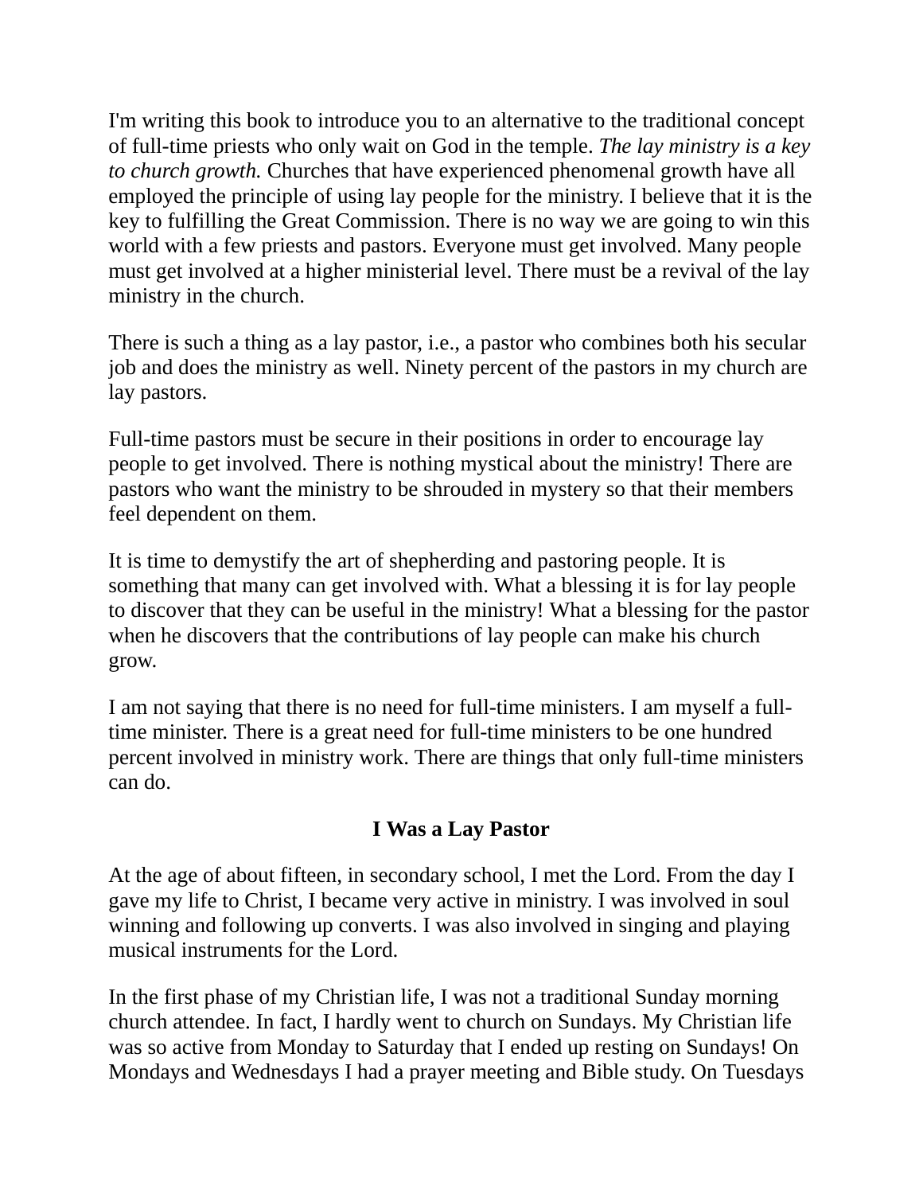I'm writing this book to introduce you to an alternative to the traditional concept of full-time priests who only wait on God in the temple. *The lay ministry is a key to church growth.* Churches that have experienced phenomenal growth have all employed the principle of using lay people for the ministry. I believe that it is the key to fulfilling the Great Commission. There is no way we are going to win this world with a few priests and pastors. Everyone must get involved. Many people must get involved at a higher ministerial level. There must be a revival of the lay ministry in the church.

There is such a thing as a lay pastor, i.e., a pastor who combines both his secular job and does the ministry as well. Ninety percent of the pastors in my church are lay pastors.

Full-time pastors must be secure in their positions in order to encourage lay people to get involved. There is nothing mystical about the ministry! There are pastors who want the ministry to be shrouded in mystery so that their members feel dependent on them.

It is time to demystify the art of shepherding and pastoring people. It is something that many can get involved with. What a blessing it is for lay people to discover that they can be useful in the ministry! What a blessing for the pastor when he discovers that the contributions of lay people can make his church grow.

I am not saying that there is no need for full-time ministers. I am myself a full-time minister. There is a great need for full-time ministers to be one hundred percent involved in ministry work. There are things that only full-time ministers can do.

## I Was a Lay Pastor

At the age of about fifteen, in secondary school, I met the Lord. From the day I gave my life to Christ, I became very active in ministry. I was involved in soul winning and following up converts. I was also involved in singing and playing musical instruments for the Lord.

In the first phase of my Christian life, I was not a traditional Sunday morning church attendee. In fact, I hardly went to church on Sundays. My Christian life was so active from Monday to Saturday that I ended up resting on Sundays! On Mondays and Wednesdays I had a prayer meeting and Bible study. On Tuesdays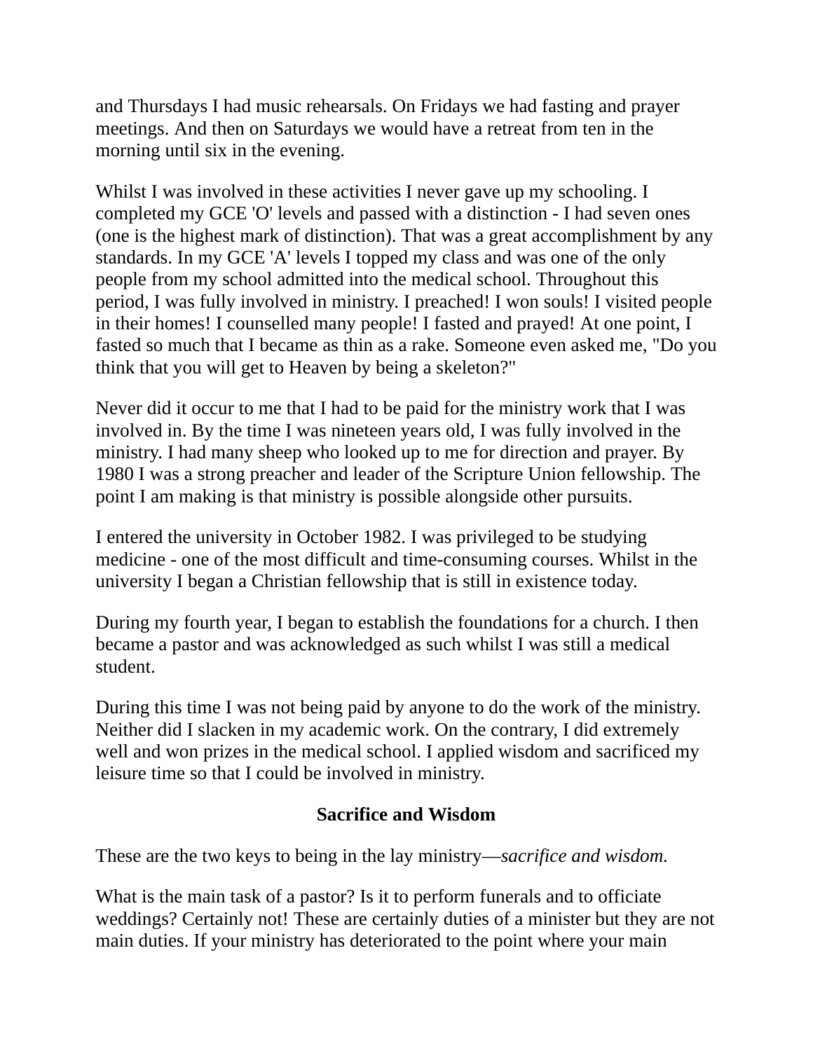and Thursdays I had music rehearsals. On Fridays we had fasting and prayer meetings. And then on Saturdays we would have a retreat from ten in the morning until six in the evening.

Whilst I was involved in these activities I never gave up my schooling. I completed my GCE 'O' levels and passed with a distinction - I had seven ones (one is the highest mark of distinction). That was a great accomplishment by any standards. In my GCE 'A' levels I topped my class and was one of the only people from my school admitted into the medical school. Throughout this period, I was fully involved in ministry. I preached! I won souls! I visited people in their homes! I counselled many people! I fasted and prayed! At one point, I fasted so much that I became as thin as a rake. Someone even asked me, "Do you think that you will get to Heaven by being a skeleton?"

Never did it occur to me that I had to be paid for the ministry work that I was involved in. By the time I was nineteen years old, I was fully involved in the ministry. I had many sheep who looked up to me for direction and prayer. By 1980 I was a strong preacher and leader of the Scripture Union fellowship. The point I am making is that ministry is possible alongside other pursuits.

I entered the university in October 1982. I was privileged to be studying medicine - one of the most difficult and time-consuming courses. Whilst in the university I began a Christian fellowship that is still in existence today.

During my fourth year, I began to establish the foundations for a church. I then became a pastor and was acknowledged as such whilst I was still a medical student.

During this time I was not being paid by anyone to do the work of the ministry. Neither did I slacken in my academic work. On the contrary, I did extremely well and won prizes in the medical school. I applied wisdom and sacrificed my leisure time so that I could be involved in ministry.

## Sacrifice and Wisdom

These are the two keys to being in the lay ministry—*sacrifice and wisdom.*

What is the main task of a pastor? Is it to perform funerals and to officiate weddings? Certainly not! These are certainly duties of a minister but they are not main duties. If your ministry has deteriorated to the point where your main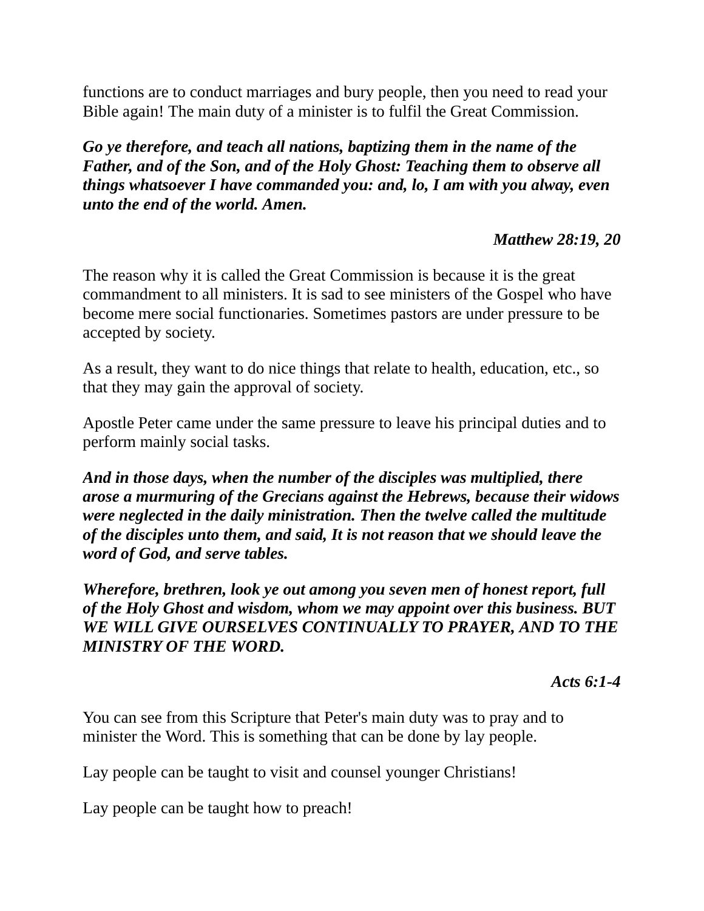functions are to conduct marriages and bury people, then you need to read your Bible again! The main duty of a minister is to fulfil the Great Commission.

***Go ye therefore, and teach all nations, baptizing them in the name of the Father, and of the Son, and of the Holy Ghost: Teaching them to observe all things whatsoever I have commanded you: and, lo, I am with you alway, even unto the end of the world. Amen.***

***Matthew 28:19, 20***

The reason why it is called the Great Commission is because it is the great commandment to all ministers. It is sad to see ministers of the Gospel who have become mere social functionaries. Sometimes pastors are under pressure to be accepted by society.

As a result, they want to do nice things that relate to health, education, etc., so that they may gain the approval of society.

Apostle Peter came under the same pressure to leave his principal duties and to perform mainly social tasks.

***And in those days, when the number of the disciples was multiplied, there arose a murmuring of the Grecians against the Hebrews, because their widows were neglected in the daily ministration. Then the twelve called the multitude of the disciples unto them, and said, It is not reason that we should leave the word of God, and serve tables.***

***Wherefore, brethren, look ye out among you seven men of honest report, full of the Holy Ghost and wisdom, whom we may appoint over this business. BUT WE WILL GIVE OURSELVES CONTINUALLY TO PRAYER, AND TO THE MINISTRY OF THE WORD.***

***Acts 6:1-4***

You can see from this Scripture that Peter's main duty was to pray and to minister the Word. This is something that can be done by lay people.

Lay people can be taught to visit and counsel younger Christians!

Lay people can be taught how to preach!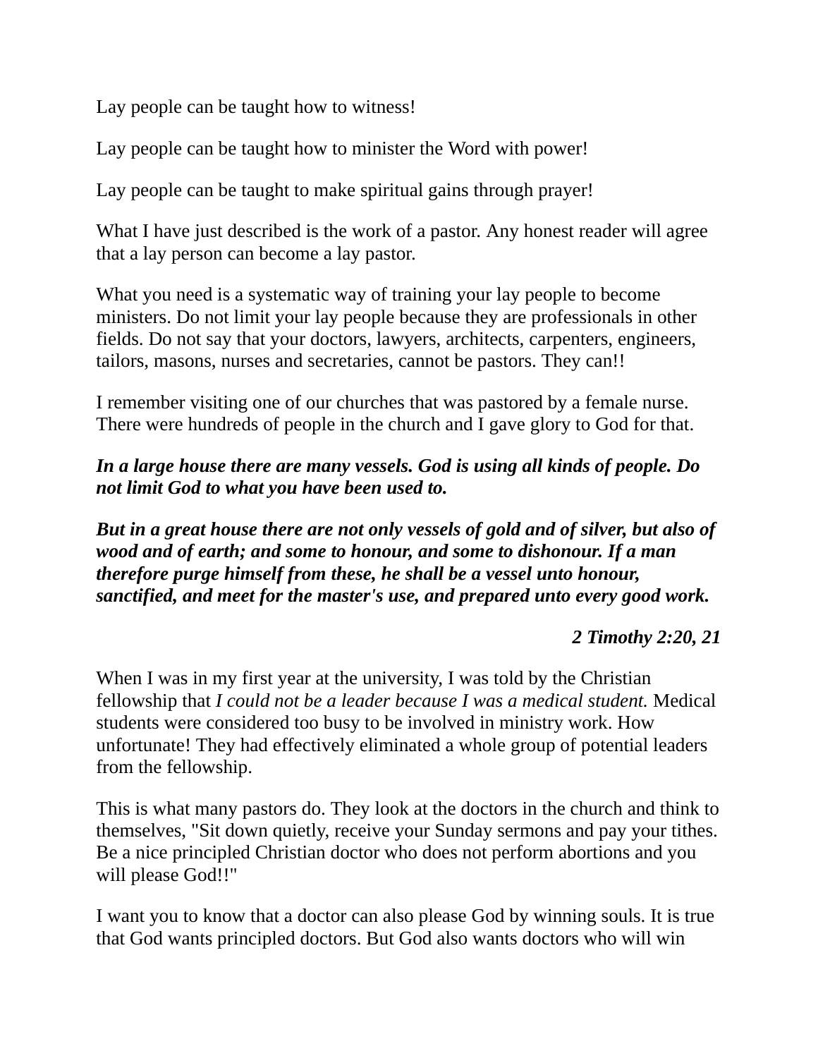Lay people can be taught how to witness!

Lay people can be taught how to minister the Word with power!

Lay people can be taught to make spiritual gains through prayer!

What I have just described is the work of a pastor. Any honest reader will agree that a lay person can become a lay pastor.

What you need is a systematic way of training your lay people to become ministers. Do not limit your lay people because they are professionals in other fields. Do not say that your doctors, lawyers, architects, carpenters, engineers, tailors, masons, nurses and secretaries, cannot be pastors. They can!!

I remember visiting one of our churches that was pastored by a female nurse. There were hundreds of people in the church and I gave glory to God for that.

***In a large house there are many vessels. God is using all kinds of people. Do not limit God to what you have been used to.***

***But in a great house there are not only vessels of gold and of silver, but also of wood and of earth; and some to honour, and some to dishonour. If a man therefore purge himself from these, he shall be a vessel unto honour, sanctified, and meet for the master's use, and prepared unto every good work.***

***2 Timothy 2:20, 21***

When I was in my first year at the university, I was told by the Christian fellowship that *I could not be a leader because I was a medical student.* Medical students were considered too busy to be involved in ministry work. How unfortunate! They had effectively eliminated a whole group of potential leaders from the fellowship.

This is what many pastors do. They look at the doctors in the church and think to themselves, "Sit down quietly, receive your Sunday sermons and pay your tithes. Be a nice principled Christian doctor who does not perform abortions and you will please God!!"

I want you to know that a doctor can also please God by winning souls. It is true that God wants principled doctors. But God also wants doctors who will win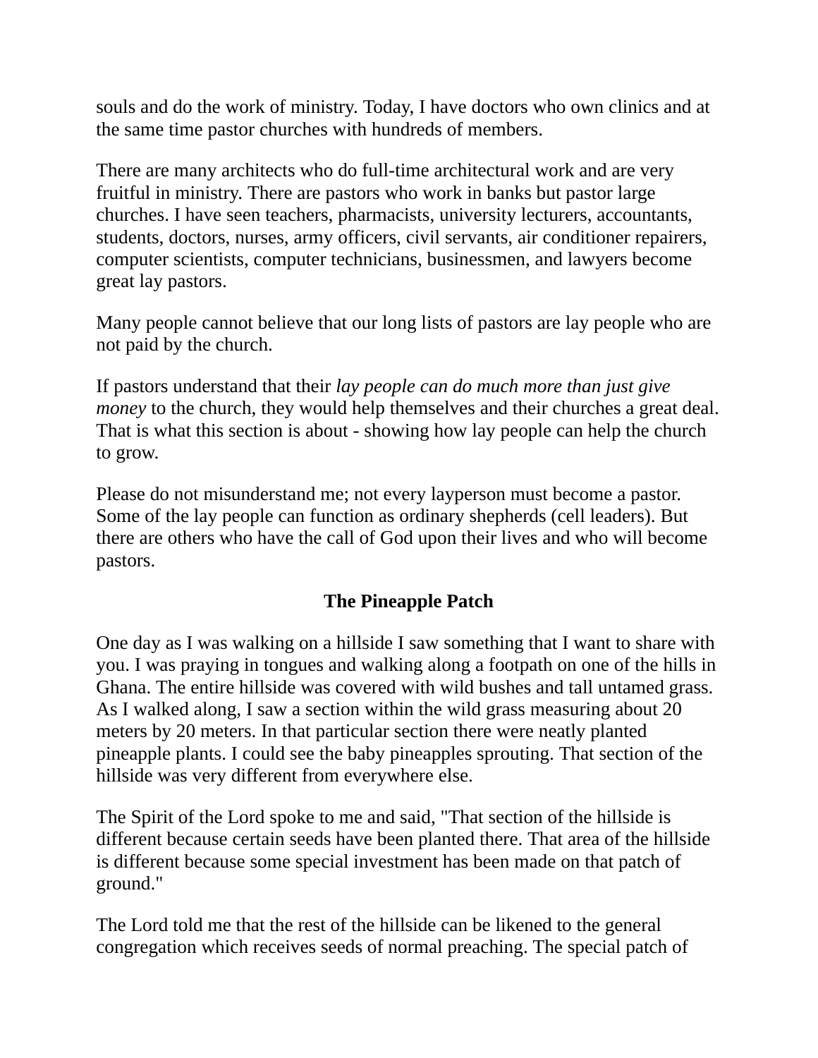souls and do the work of ministry. Today, I have doctors who own clinics and at the same time pastor churches with hundreds of members.

There are many architects who do full-time architectural work and are very fruitful in ministry. There are pastors who work in banks but pastor large churches. I have seen teachers, pharmacists, university lecturers, accountants, students, doctors, nurses, army officers, civil servants, air conditioner repairers, computer scientists, computer technicians, businessmen, and lawyers become great lay pastors.

Many people cannot believe that our long lists of pastors are lay people who are not paid by the church.

If pastors understand that their *lay people can do much more than just give money* to the church, they would help themselves and their churches a great deal. That is what this section is about - showing how lay people can help the church to grow.

Please do not misunderstand me; not every layperson must become a pastor. Some of the lay people can function as ordinary shepherds (cell leaders). But there are others who have the call of God upon their lives and who will become pastors.

## The Pineapple Patch

One day as I was walking on a hillside I saw something that I want to share with you. I was praying in tongues and walking along a footpath on one of the hills in Ghana. The entire hillside was covered with wild bushes and tall untamed grass. As I walked along, I saw a section within the wild grass measuring about 20 meters by 20 meters. In that particular section there were neatly planted pineapple plants. I could see the baby pineapples sprouting. That section of the hillside was very different from everywhere else.

The Spirit of the Lord spoke to me and said, "That section of the hillside is different because certain seeds have been planted there. That area of the hillside is different because some special investment has been made on that patch of ground."

The Lord told me that the rest of the hillside can be likened to the general congregation which receives seeds of normal preaching. The special patch of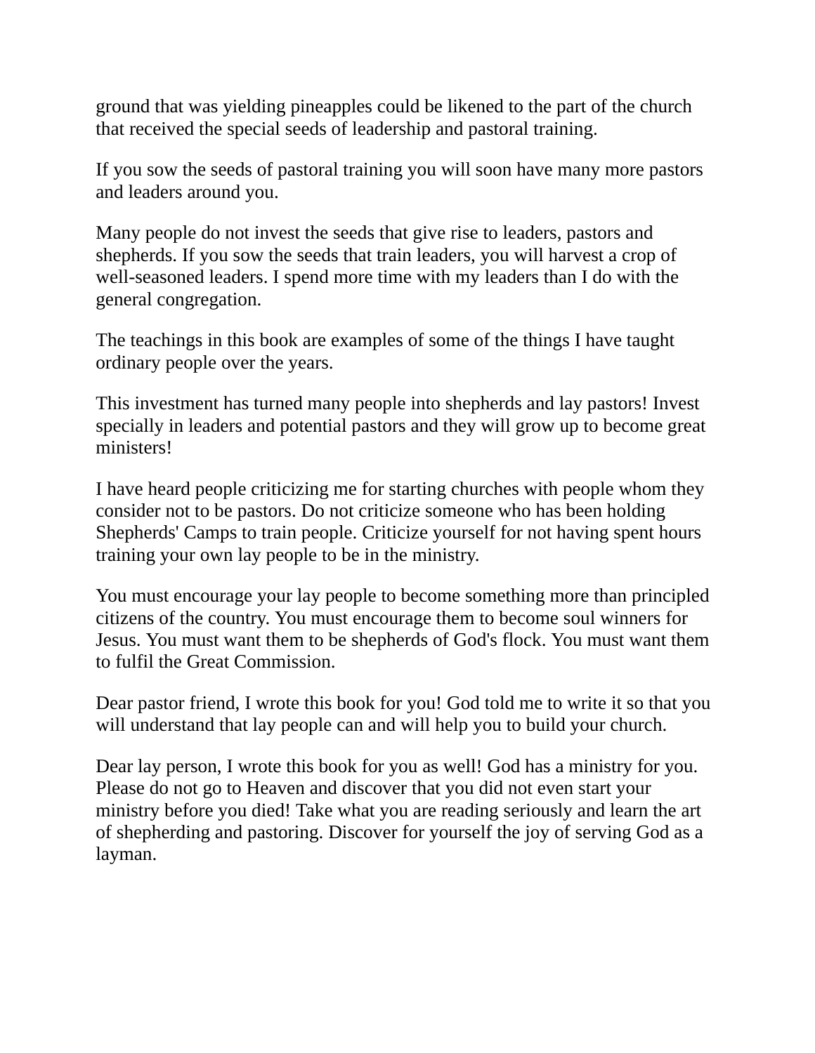ground that was yielding pineapples could be likened to the part of the church that received the special seeds of leadership and pastoral training.

If you sow the seeds of pastoral training you will soon have many more pastors and leaders around you.

Many people do not invest the seeds that give rise to leaders, pastors and shepherds. If you sow the seeds that train leaders, you will harvest a crop of well-seasoned leaders. I spend more time with my leaders than I do with the general congregation.

The teachings in this book are examples of some of the things I have taught ordinary people over the years.

This investment has turned many people into shepherds and lay pastors! Invest specially in leaders and potential pastors and they will grow up to become great ministers!

I have heard people criticizing me for starting churches with people whom they consider not to be pastors. Do not criticize someone who has been holding Shepherds' Camps to train people. Criticize yourself for not having spent hours training your own lay people to be in the ministry.

You must encourage your lay people to become something more than principled citizens of the country. You must encourage them to become soul winners for Jesus. You must want them to be shepherds of God's flock. You must want them to fulfil the Great Commission.

Dear pastor friend, I wrote this book for you! God told me to write it so that you will understand that lay people can and will help you to build your church.

Dear lay person, I wrote this book for you as well! God has a ministry for you. Please do not go to Heaven and discover that you did not even start your ministry before you died! Take what you are reading seriously and learn the art of shepherding and pastoring. Discover for yourself the joy of serving God as a layman.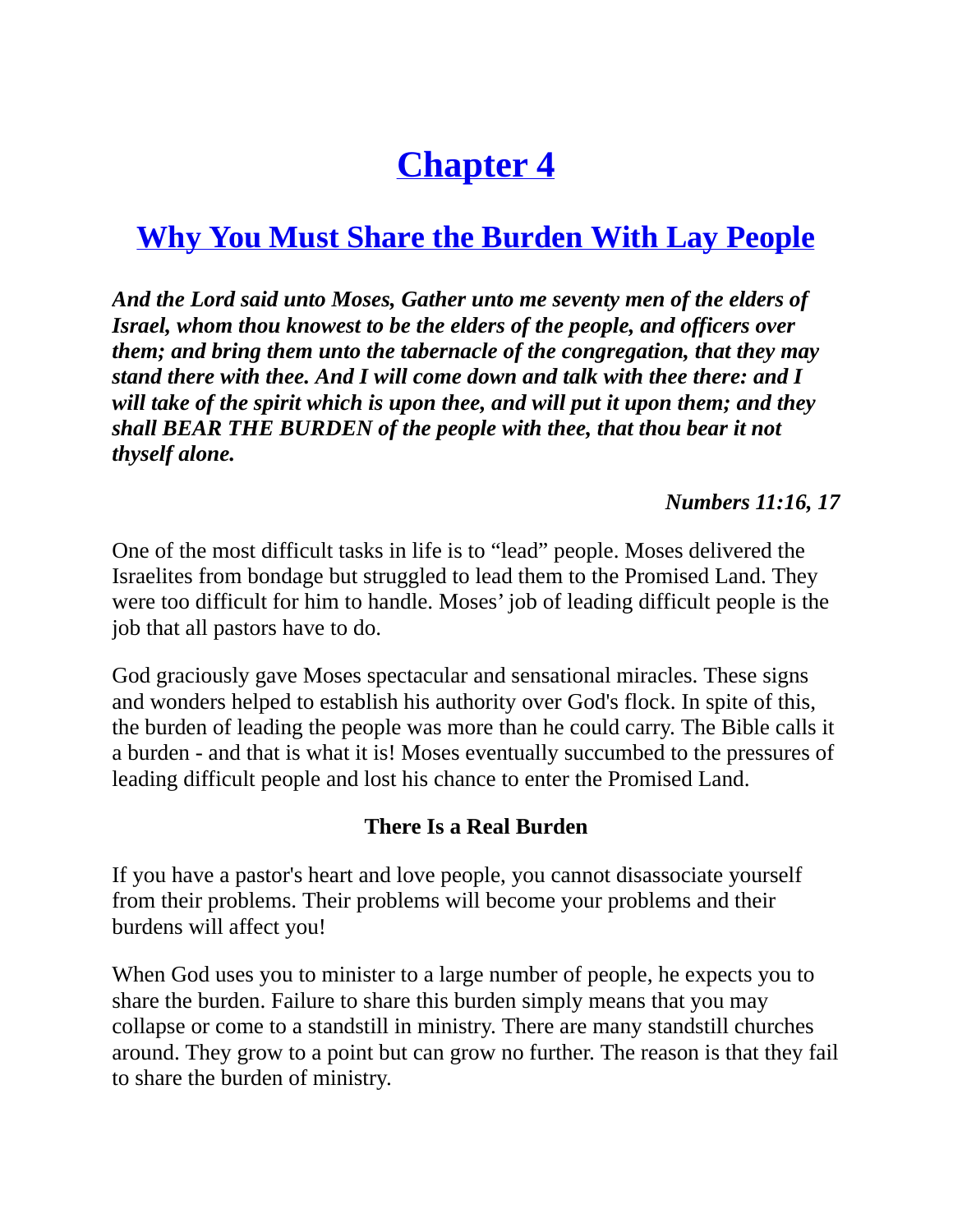# Chapter 4

## Why You Must Share the Burden With Lay People

***And the Lord said unto Moses, Gather unto me seventy men of the elders of Israel, whom thou knowest to be the elders of the people, and officers over them; and bring them unto the tabernacle of the congregation, that they may stand there with thee. And I will come down and talk with thee there: and I will take of the spirit which is upon thee, and will put it upon them; and they shall BEAR THE BURDEN of the people with thee, that thou bear it not thyself alone.***

***Numbers 11:16, 17***

One of the most difficult tasks in life is to "lead" people. Moses delivered the Israelites from bondage but struggled to lead them to the Promised Land. They were too difficult for him to handle. Moses' job of leading difficult people is the job that all pastors have to do.

God graciously gave Moses spectacular and sensational miracles. These signs and wonders helped to establish his authority over God's flock. In spite of this, the burden of leading the people was more than he could carry. The Bible calls it a burden - and that is what it is! Moses eventually succumbed to the pressures of leading difficult people and lost his chance to enter the Promised Land.

### There Is a Real Burden

If you have a pastor's heart and love people, you cannot disassociate yourself from their problems. Their problems will become your problems and their burdens will affect you!

When God uses you to minister to a large number of people, he expects you to share the burden. Failure to share this burden simply means that you may collapse or come to a standstill in ministry. There are many standstill churches around. They grow to a point but can grow no further. The reason is that they fail to share the burden of ministry.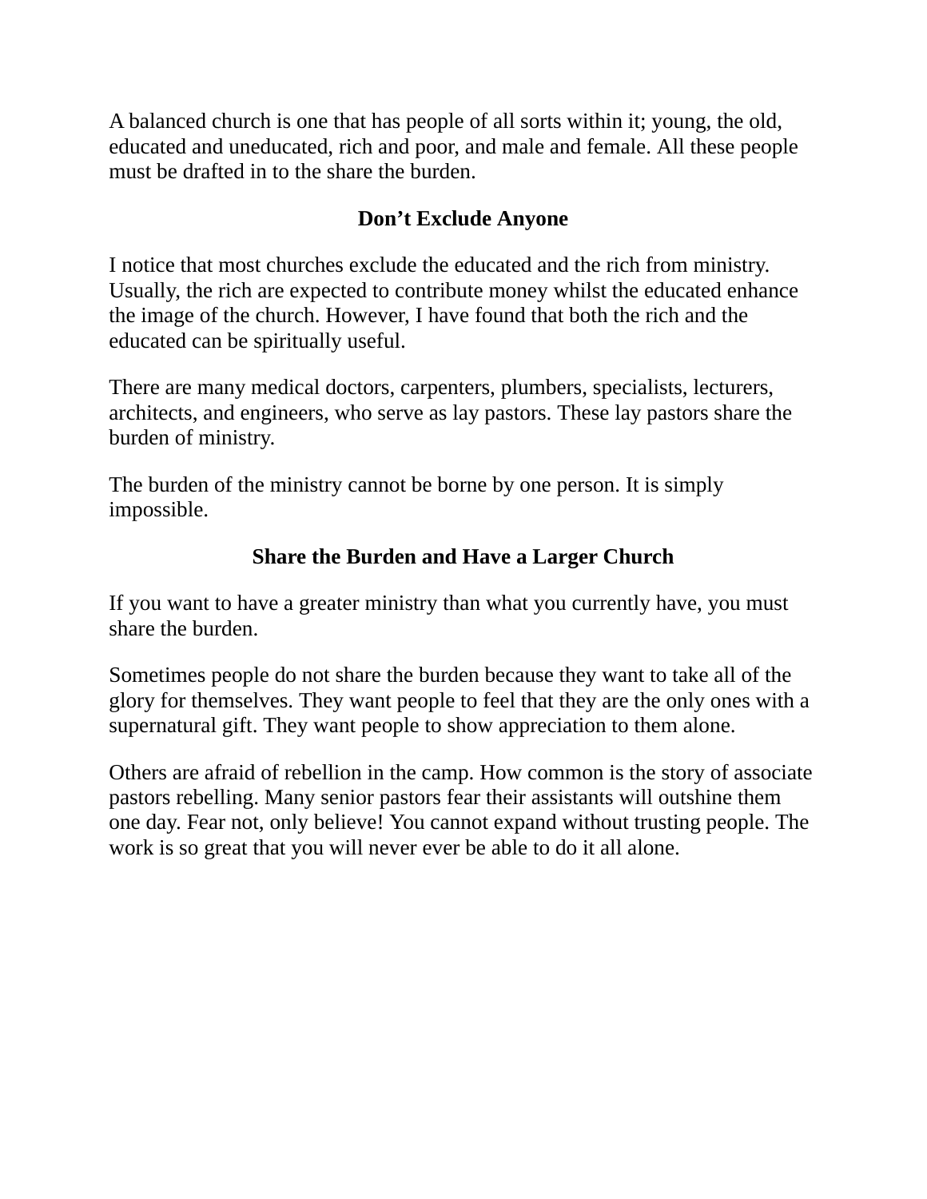A balanced church is one that has people of all sorts within it; young, the old, educated and uneducated, rich and poor, and male and female. All these people must be drafted in to the share the burden.

## Don't Exclude Anyone

I notice that most churches exclude the educated and the rich from ministry. Usually, the rich are expected to contribute money whilst the educated enhance the image of the church. However, I have found that both the rich and the educated can be spiritually useful.

There are many medical doctors, carpenters, plumbers, specialists, lecturers, architects, and engineers, who serve as lay pastors. These lay pastors share the burden of ministry.

The burden of the ministry cannot be borne by one person. It is simply impossible.

## Share the Burden and Have a Larger Church

If you want to have a greater ministry than what you currently have, you must share the burden.

Sometimes people do not share the burden because they want to take all of the glory for themselves. They want people to feel that they are the only ones with a supernatural gift. They want people to show appreciation to them alone.

Others are afraid of rebellion in the camp. How common is the story of associate pastors rebelling. Many senior pastors fear their assistants will outshine them one day. Fear not, only believe! You cannot expand without trusting people. The work is so great that you will never ever be able to do it all alone.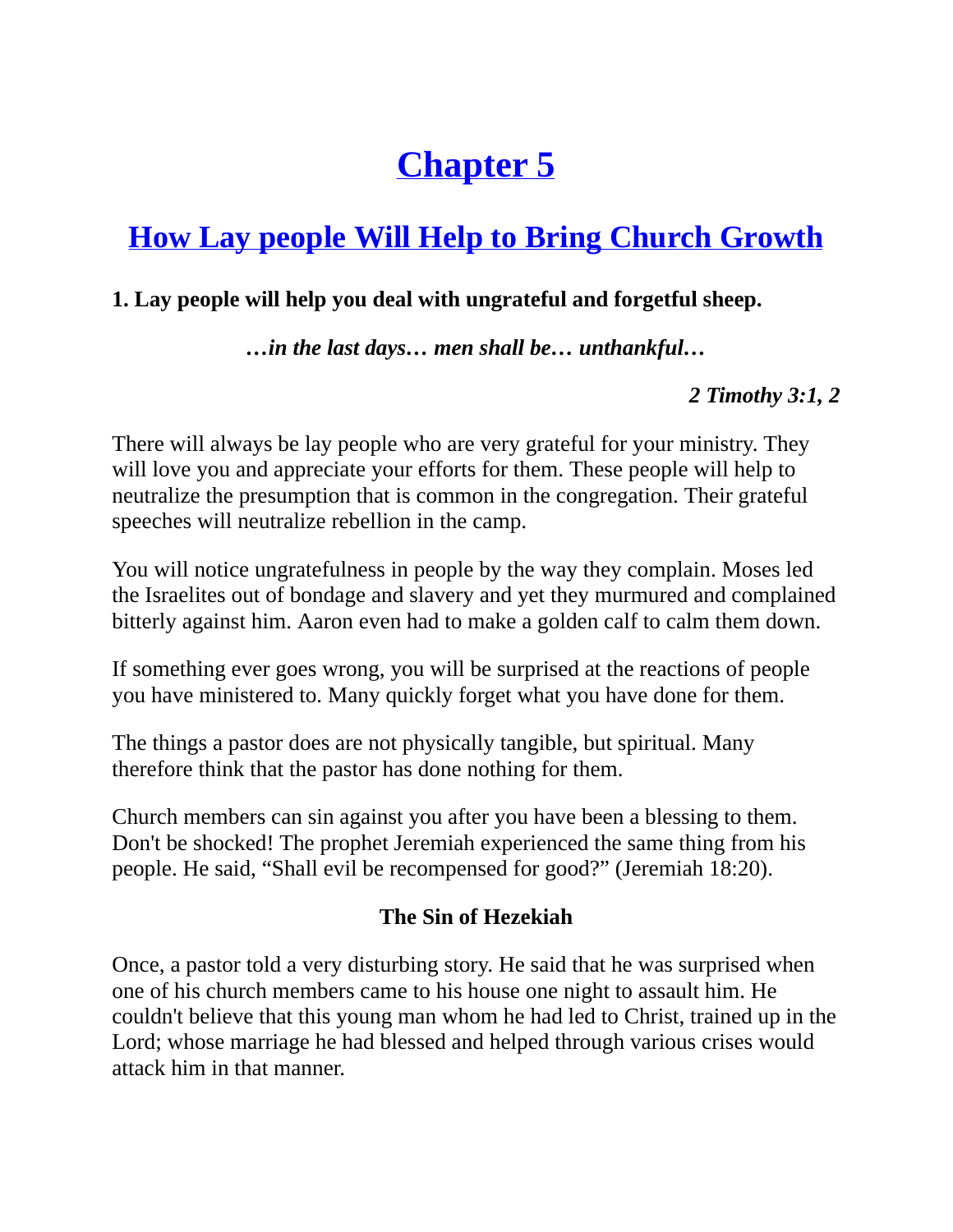# Chapter 5

## How Lay people Will Help to Bring Church Growth

**1. Lay people will help you deal with ungrateful and forgetful sheep.**

***…in the last days… men shall be… unthankful…***

***2 Timothy 3:1, 2***

There will always be lay people who are very grateful for your ministry. They will love you and appreciate your efforts for them. These people will help to neutralize the presumption that is common in the congregation. Their grateful speeches will neutralize rebellion in the camp.

You will notice ungratefulness in people by the way they complain. Moses led the Israelites out of bondage and slavery and yet they murmured and complained bitterly against him. Aaron even had to make a golden calf to calm them down.

If something ever goes wrong, you will be surprised at the reactions of people you have ministered to. Many quickly forget what you have done for them.

The things a pastor does are not physically tangible, but spiritual. Many therefore think that the pastor has done nothing for them.

Church members can sin against you after you have been a blessing to them. Don't be shocked! The prophet Jeremiah experienced the same thing from his people. He said, "Shall evil be recompensed for good?" (Jeremiah 18:20).

**The Sin of Hezekiah**

Once, a pastor told a very disturbing story. He said that he was surprised when one of his church members came to his house one night to assault him. He couldn't believe that this young man whom he had led to Christ, trained up in the Lord; whose marriage he had blessed and helped through various crises would attack him in that manner.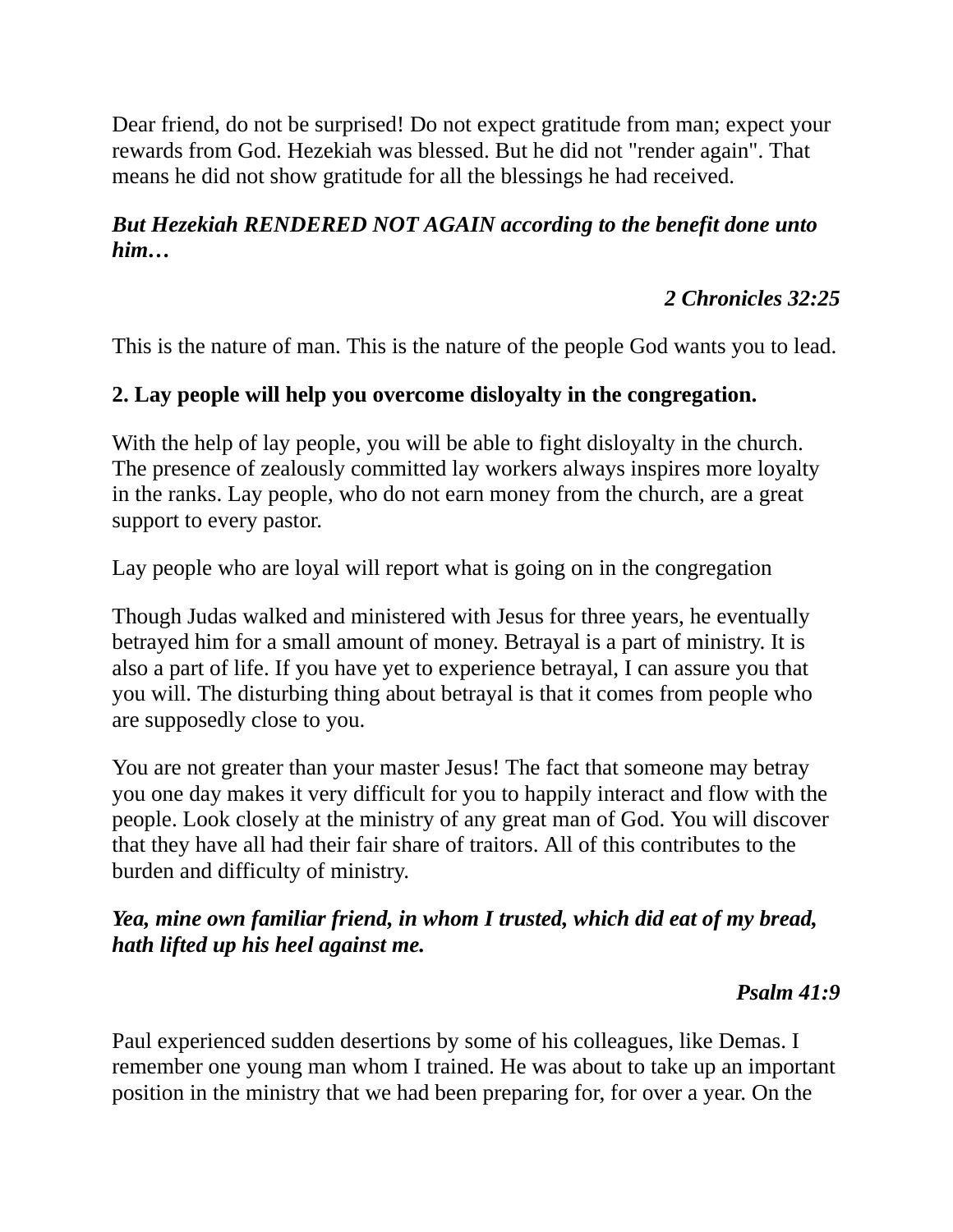Dear friend, do not be surprised! Do not expect gratitude from man; expect your rewards from God. Hezekiah was blessed. But he did not "render again". That means he did not show gratitude for all the blessings he had received.

***But Hezekiah RENDERED NOT AGAIN according to the benefit done unto him…***

***2 Chronicles 32:25***

This is the nature of man. This is the nature of the people God wants you to lead.

**2. Lay people will help you overcome disloyalty in the congregation.**

With the help of lay people, you will be able to fight disloyalty in the church. The presence of zealously committed lay workers always inspires more loyalty in the ranks. Lay people, who do not earn money from the church, are a great support to every pastor.

Lay people who are loyal will report what is going on in the congregation

Though Judas walked and ministered with Jesus for three years, he eventually betrayed him for a small amount of money. Betrayal is a part of ministry. It is also a part of life. If you have yet to experience betrayal, I can assure you that you will. The disturbing thing about betrayal is that it comes from people who are supposedly close to you.

You are not greater than your master Jesus! The fact that someone may betray you one day makes it very difficult for you to happily interact and flow with the people. Look closely at the ministry of any great man of God. You will discover that they have all had their fair share of traitors. All of this contributes to the burden and difficulty of ministry.

***Yea, mine own familiar friend, in whom I trusted, which did eat of my bread, hath lifted up his heel against me.***

***Psalm 41:9***

Paul experienced sudden desertions by some of his colleagues, like Demas. I remember one young man whom I trained. He was about to take up an important position in the ministry that we had been preparing for, for over a year. On the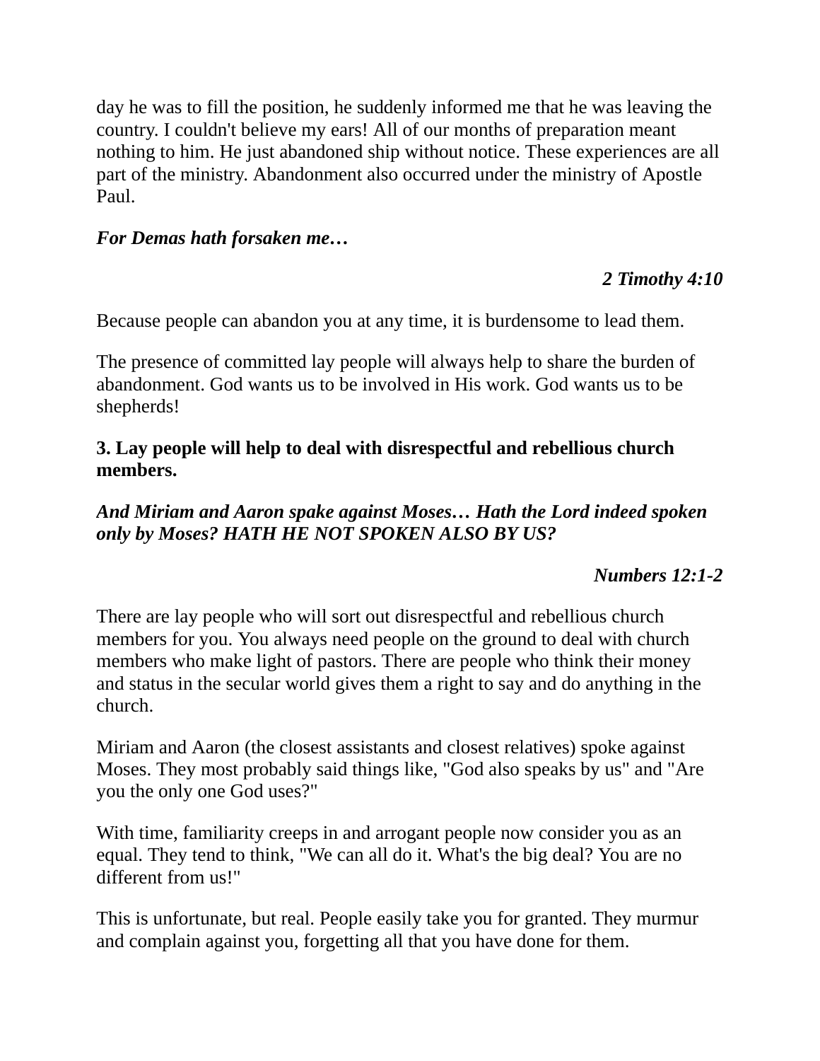day he was to fill the position, he suddenly informed me that he was leaving the country. I couldn't believe my ears! All of our months of preparation meant nothing to him. He just abandoned ship without notice. These experiences are all part of the ministry. Abandonment also occurred under the ministry of Apostle Paul.

***For Demas hath forsaken me…***

***2 Timothy 4:10***

Because people can abandon you at any time, it is burdensome to lead them.

The presence of committed lay people will always help to share the burden of abandonment. God wants us to be involved in His work. God wants us to be shepherds!

**3. Lay people will help to deal with disrespectful and rebellious church members.**

***And Miriam and Aaron spake against Moses… Hath the Lord indeed spoken only by Moses? HATH HE NOT SPOKEN ALSO BY US?***

***Numbers 12:1-2***

There are lay people who will sort out disrespectful and rebellious church members for you. You always need people on the ground to deal with church members who make light of pastors. There are people who think their money and status in the secular world gives them a right to say and do anything in the church.

Miriam and Aaron (the closest assistants and closest relatives) spoke against Moses. They most probably said things like, "God also speaks by us" and "Are you the only one God uses?"

With time, familiarity creeps in and arrogant people now consider you as an equal. They tend to think, "We can all do it. What's the big deal? You are no different from us!"

This is unfortunate, but real. People easily take you for granted. They murmur and complain against you, forgetting all that you have done for them.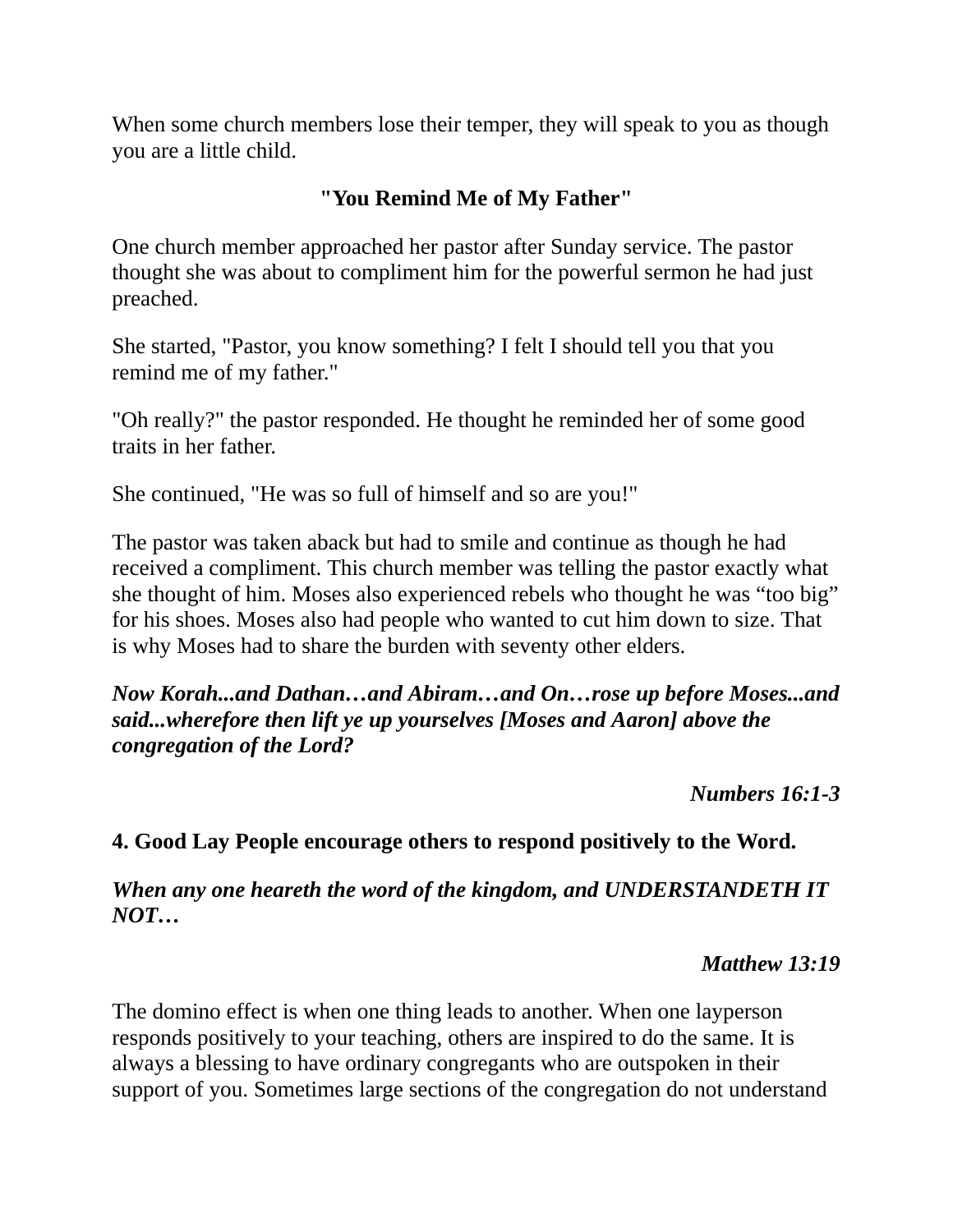When some church members lose their temper, they will speak to you as though you are a little child.

### "You Remind Me of My Father"

One church member approached her pastor after Sunday service. The pastor thought she was about to compliment him for the powerful sermon he had just preached.

She started, "Pastor, you know something? I felt I should tell you that you remind me of my father."

"Oh really?" the pastor responded. He thought he reminded her of some good traits in her father.

She continued, "He was so full of himself and so are you!"

The pastor was taken aback but had to smile and continue as though he had received a compliment. This church member was telling the pastor exactly what she thought of him. Moses also experienced rebels who thought he was “too big” for his shoes. Moses also had people who wanted to cut him down to size. That is why Moses had to share the burden with seventy other elders.

***Now Korah...and Dathan…and Abiram…and On…rose up before Moses...and said...wherefore then lift ye up yourselves [Moses and Aaron] above the congregation of the Lord?***

***Numbers 16:1-3***

**4. Good Lay People encourage others to respond positively to the Word.**

***When any one heareth the word of the kingdom, and UNDERSTANDETH IT NOT…***

***Matthew 13:19***

The domino effect is when one thing leads to another. When one layperson responds positively to your teaching, others are inspired to do the same. It is always a blessing to have ordinary congregants who are outspoken in their support of you. Sometimes large sections of the congregation do not understand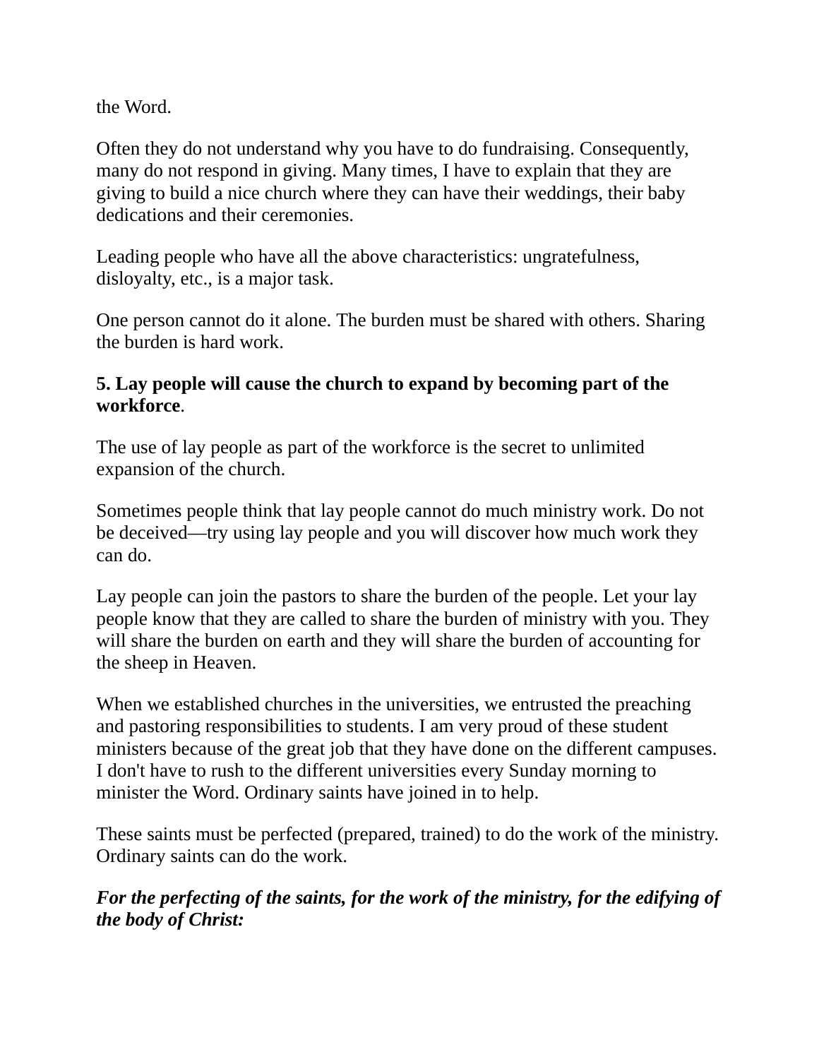the Word.

Often they do not understand why you have to do fundraising. Consequently, many do not respond in giving. Many times, I have to explain that they are giving to build a nice church where they can have their weddings, their baby dedications and their ceremonies.

Leading people who have all the above characteristics: ungratefulness, disloyalty, etc., is a major task.

One person cannot do it alone. The burden must be shared with others. Sharing the burden is hard work.

**5. Lay people will cause the church to expand by becoming part of the workforce**.

The use of lay people as part of the workforce is the secret to unlimited expansion of the church.

Sometimes people think that lay people cannot do much ministry work. Do not be deceived—try using lay people and you will discover how much work they can do.

Lay people can join the pastors to share the burden of the people. Let your lay people know that they are called to share the burden of ministry with you. They will share the burden on earth and they will share the burden of accounting for the sheep in Heaven.

When we established churches in the universities, we entrusted the preaching and pastoring responsibilities to students. I am very proud of these student ministers because of the great job that they have done on the different campuses. I don't have to rush to the different universities every Sunday morning to minister the Word. Ordinary saints have joined in to help.

These saints must be perfected (prepared, trained) to do the work of the ministry. Ordinary saints can do the work.

***For the perfecting of the saints, for the work of the ministry, for the edifying of the body of Christ:***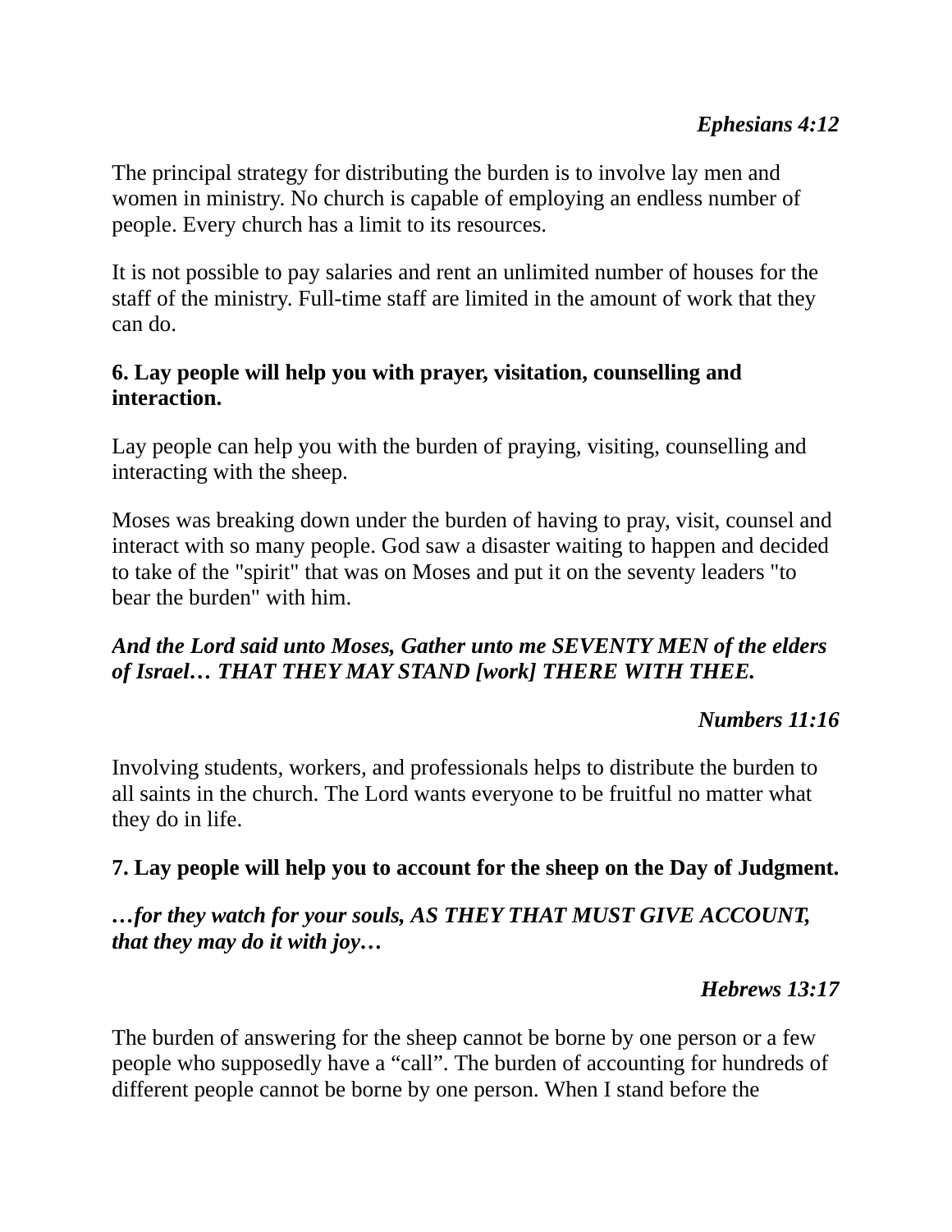***Ephesians 4:12***

The principal strategy for distributing the burden is to involve lay men and women in ministry. No church is capable of employing an endless number of people. Every church has a limit to its resources.

It is not possible to pay salaries and rent an unlimited number of houses for the staff of the ministry. Full-time staff are limited in the amount of work that they can do.

**6. Lay people will help you with prayer, visitation, counselling and interaction.**

Lay people can help you with the burden of praying, visiting, counselling and interacting with the sheep.

Moses was breaking down under the burden of having to pray, visit, counsel and interact with so many people. God saw a disaster waiting to happen and decided to take of the "spirit" that was on Moses and put it on the seventy leaders "to bear the burden" with him.

***And the Lord said unto Moses, Gather unto me SEVENTY MEN of the elders of Israel… THAT THEY MAY STAND [work] THERE WITH THEE.***

***Numbers 11:16***

Involving students, workers, and professionals helps to distribute the burden to all saints in the church. The Lord wants everyone to be fruitful no matter what they do in life.

**7. Lay people will help you to account for the sheep on the Day of Judgment.**

***…for they watch for your souls, AS THEY THAT MUST GIVE ACCOUNT, that they may do it with joy…***

***Hebrews 13:17***

The burden of answering for the sheep cannot be borne by one person or a few people who supposedly have a "call". The burden of accounting for hundreds of different people cannot be borne by one person. When I stand before the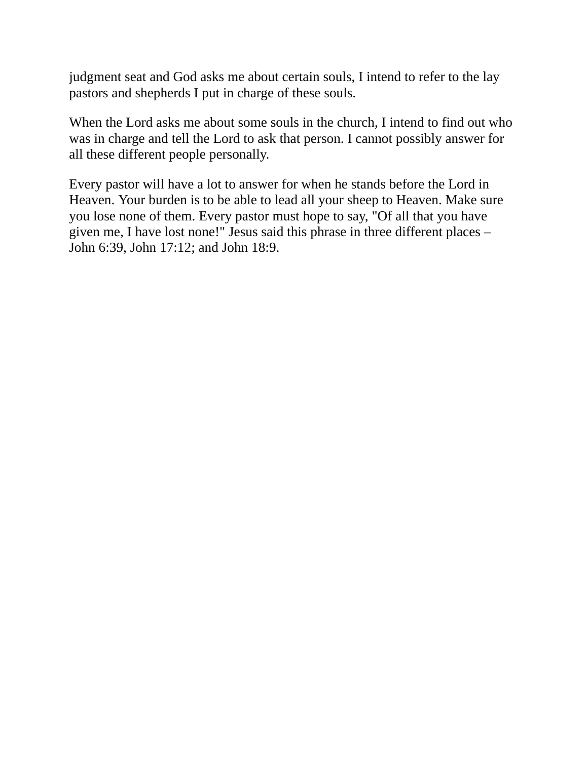judgment seat and God asks me about certain souls, I intend to refer to the lay pastors and shepherds I put in charge of these souls.

When the Lord asks me about some souls in the church, I intend to find out who was in charge and tell the Lord to ask that person. I cannot possibly answer for all these different people personally.

Every pastor will have a lot to answer for when he stands before the Lord in Heaven. Your burden is to be able to lead all your sheep to Heaven. Make sure you lose none of them. Every pastor must hope to say, "Of all that you have given me, I have lost none!" Jesus said this phrase in three different places – John 6:39, John 17:12; and John 18:9.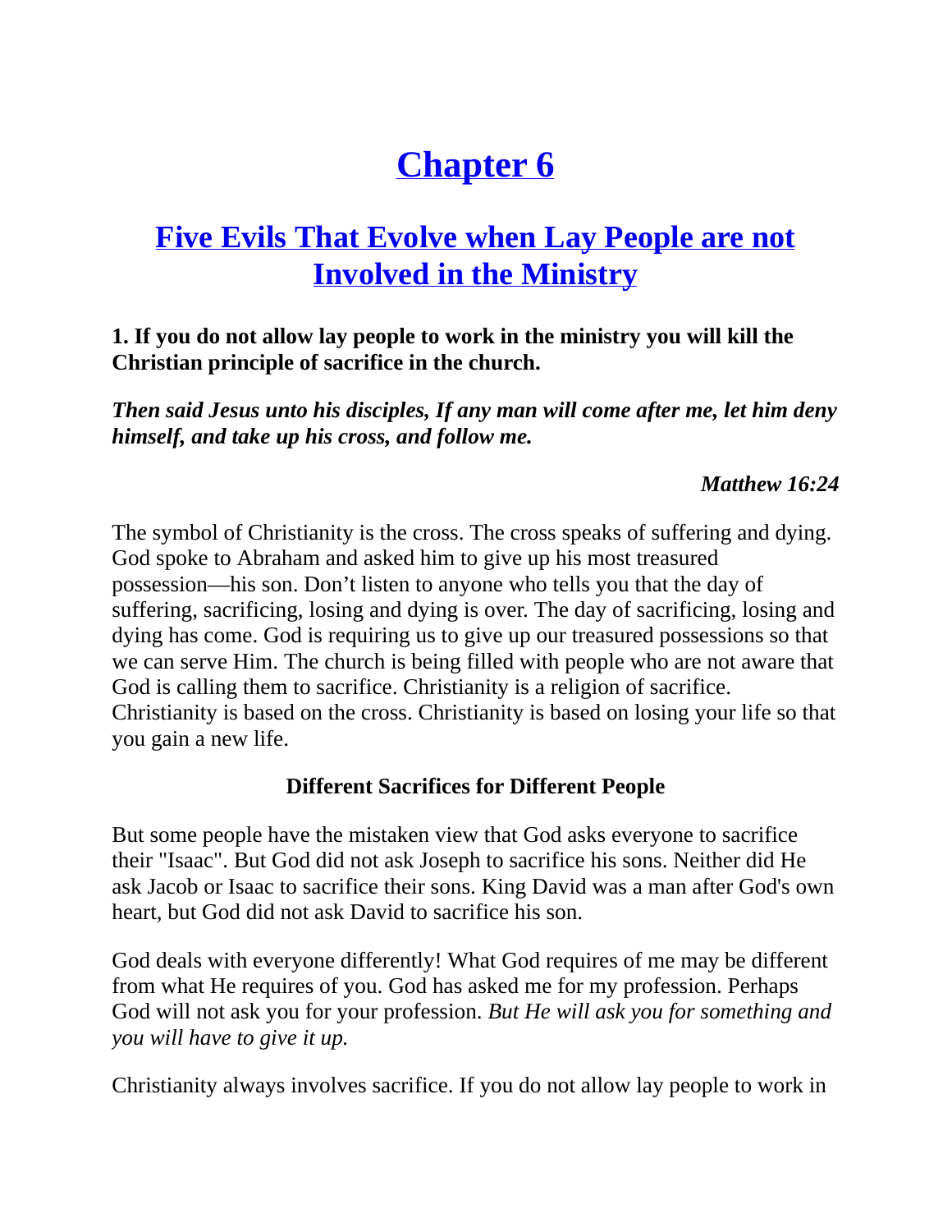# Chapter 6

## Five Evils That Evolve when Lay People are not Involved in the Ministry

**1. If you do not allow lay people to work in the ministry you will kill the Christian principle of sacrifice in the church.**

***Then said Jesus unto his disciples, If any man will come after me, let him deny himself, and take up his cross, and follow me.***

***Matthew 16:24***

The symbol of Christianity is the cross. The cross speaks of suffering and dying. God spoke to Abraham and asked him to give up his most treasured possession—his son. Don't listen to anyone who tells you that the day of suffering, sacrificing, losing and dying is over. The day of sacrificing, losing and dying has come. God is requiring us to give up our treasured possessions so that we can serve Him. The church is being filled with people who are not aware that God is calling them to sacrifice. Christianity is a religion of sacrifice. Christianity is based on the cross. Christianity is based on losing your life so that you gain a new life.

**Different Sacrifices for Different People**

But some people have the mistaken view that God asks everyone to sacrifice their "Isaac". But God did not ask Joseph to sacrifice his sons. Neither did He ask Jacob or Isaac to sacrifice their sons. King David was a man after God's own heart, but God did not ask David to sacrifice his son.

God deals with everyone differently! What God requires of me may be different from what He requires of you. God has asked me for my profession. Perhaps God will not ask you for your profession. *But He will ask you for something and you will have to give it up.*

Christianity always involves sacrifice. If you do not allow lay people to work in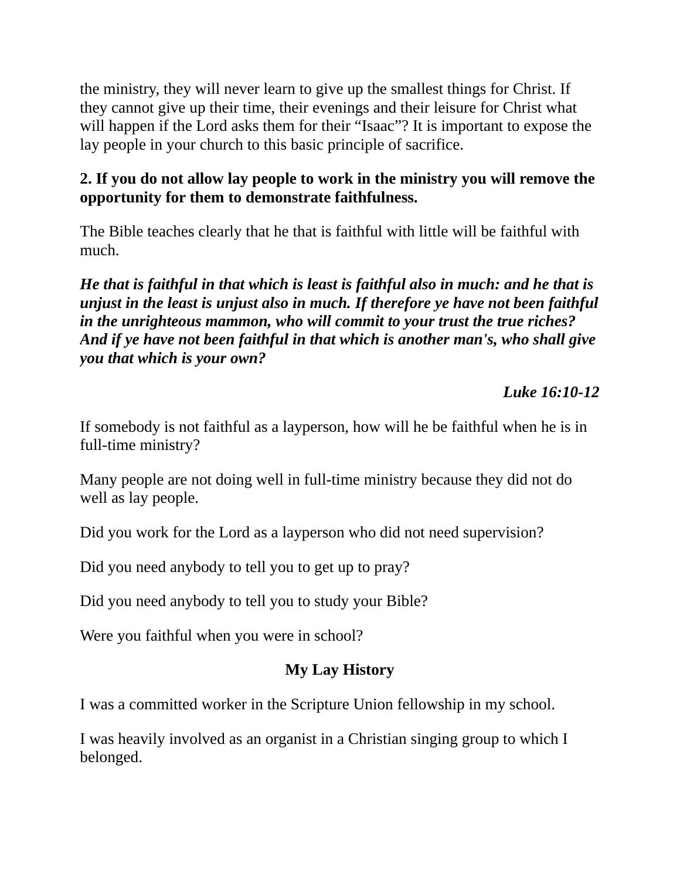the ministry, they will never learn to give up the smallest things for Christ. If they cannot give up their time, their evenings and their leisure for Christ what will happen if the Lord asks them for their “Isaac”? It is important to expose the lay people in your church to this basic principle of sacrifice.

**2. If you do not allow lay people to work in the ministry you will remove the opportunity for them to demonstrate faithfulness.**

The Bible teaches clearly that he that is faithful with little will be faithful with much.

***He that is faithful in that which is least is faithful also in much: and he that is unjust in the least is unjust also in much. If therefore ye have not been faithful in the unrighteous mammon, who will commit to your trust the true riches? And if ye have not been faithful in that which is another man's, who shall give you that which is your own?***

***Luke 16:10-12***

If somebody is not faithful as a layperson, how will he be faithful when he is in full-time ministry?

Many people are not doing well in full-time ministry because they did not do well as lay people.

Did you work for the Lord as a layperson who did not need supervision?

Did you need anybody to tell you to get up to pray?

Did you need anybody to tell you to study your Bible?

Were you faithful when you were in school?

### My Lay History

I was a committed worker in the Scripture Union fellowship in my school.

I was heavily involved as an organist in a Christian singing group to which I belonged.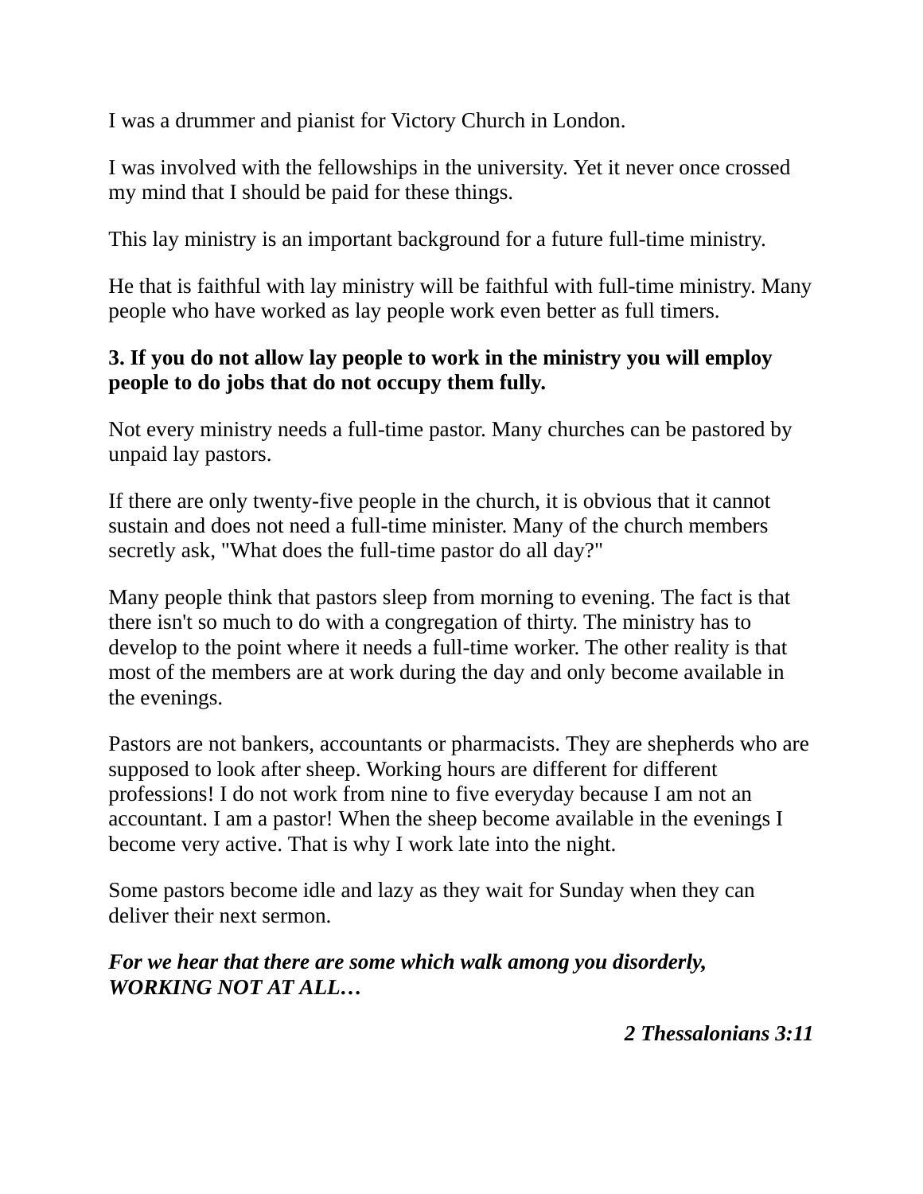I was a drummer and pianist for Victory Church in London.

I was involved with the fellowships in the university. Yet it never once crossed my mind that I should be paid for these things.

This lay ministry is an important background for a future full-time ministry.

He that is faithful with lay ministry will be faithful with full-time ministry. Many people who have worked as lay people work even better as full timers.

**3. If you do not allow lay people to work in the ministry you will employ people to do jobs that do not occupy them fully.**

Not every ministry needs a full-time pastor. Many churches can be pastored by unpaid lay pastors.

If there are only twenty-five people in the church, it is obvious that it cannot sustain and does not need a full-time minister. Many of the church members secretly ask, "What does the full-time pastor do all day?"

Many people think that pastors sleep from morning to evening. The fact is that there isn't so much to do with a congregation of thirty. The ministry has to develop to the point where it needs a full-time worker. The other reality is that most of the members are at work during the day and only become available in the evenings.

Pastors are not bankers, accountants or pharmacists. They are shepherds who are supposed to look after sheep. Working hours are different for different professions! I do not work from nine to five everyday because I am not an accountant. I am a pastor! When the sheep become available in the evenings I become very active. That is why I work late into the night.

Some pastors become idle and lazy as they wait for Sunday when they can deliver their next sermon.

***For we hear that there are some which walk among you disorderly, WORKING NOT AT ALL…***

***2 Thessalonians 3:11***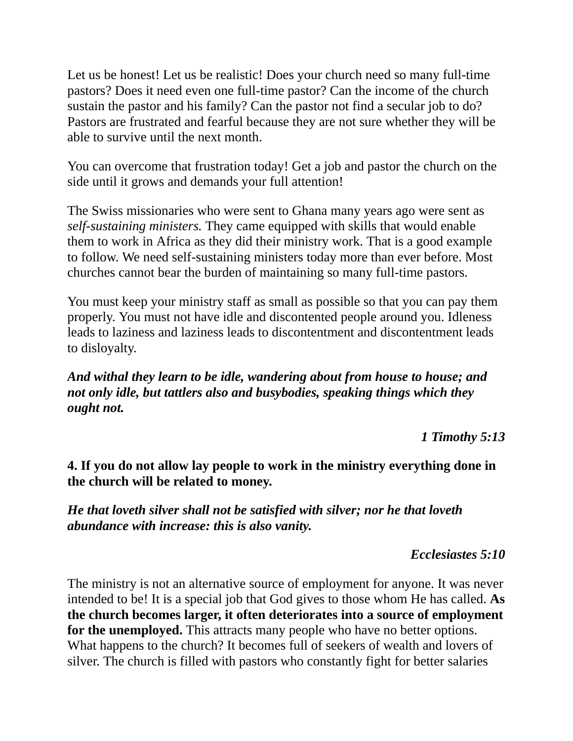Let us be honest! Let us be realistic! Does your church need so many full-time pastors? Does it need even one full-time pastor? Can the income of the church sustain the pastor and his family? Can the pastor not find a secular job to do? Pastors are frustrated and fearful because they are not sure whether they will be able to survive until the next month.

You can overcome that frustration today! Get a job and pastor the church on the side until it grows and demands your full attention!

The Swiss missionaries who were sent to Ghana many years ago were sent as *self-sustaining ministers.* They came equipped with skills that would enable them to work in Africa as they did their ministry work. That is a good example to follow. We need self-sustaining ministers today more than ever before. Most churches cannot bear the burden of maintaining so many full-time pastors.

You must keep your ministry staff as small as possible so that you can pay them properly. You must not have idle and discontented people around you. Idleness leads to laziness and laziness leads to discontentment and discontentment leads to disloyalty.

***And withal they learn to be idle, wandering about from house to house; and not only idle, but tattlers also and busybodies, speaking things which they ought not.***

***1 Timothy 5:13***

**4. If you do not allow lay people to work in the ministry everything done in the church will be related to money.**

***He that loveth silver shall not be satisfied with silver; nor he that loveth abundance with increase: this is also vanity.***

***Ecclesiastes 5:10***

The ministry is not an alternative source of employment for anyone. It was never intended to be! It is a special job that God gives to those whom He has called. **As the church becomes larger, it often deteriorates into a source of employment for the unemployed.** This attracts many people who have no better options. What happens to the church? It becomes full of seekers of wealth and lovers of silver. The church is filled with pastors who constantly fight for better salaries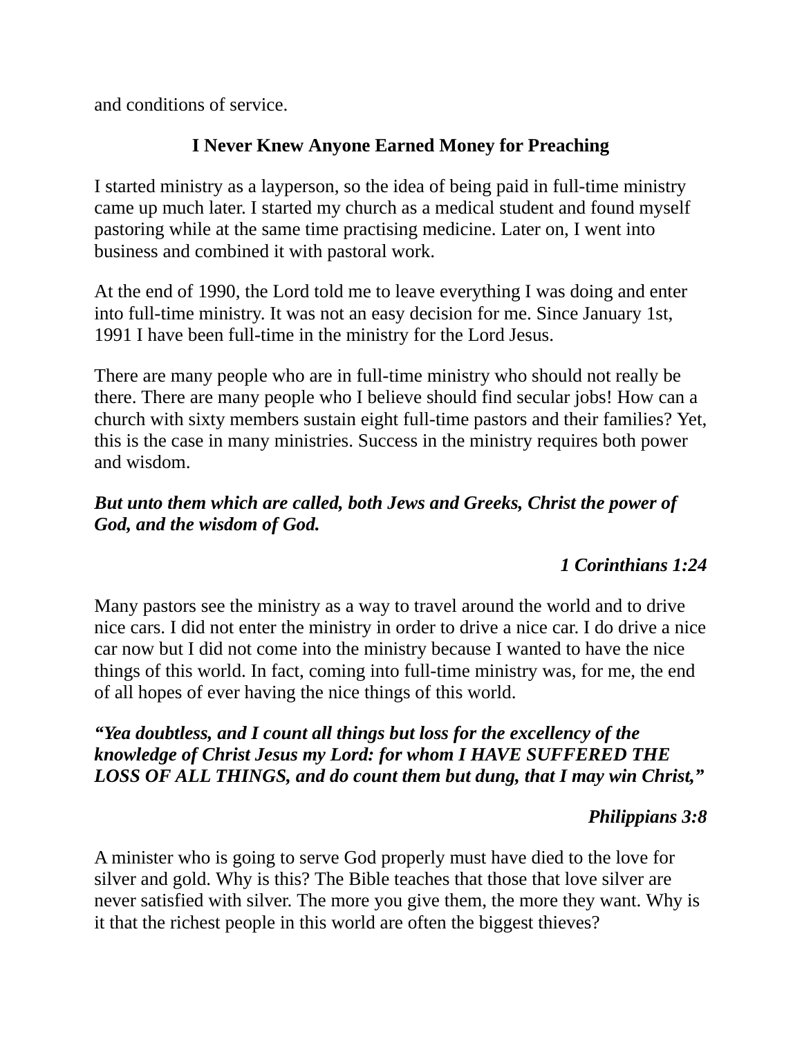and conditions of service.

## I Never Knew Anyone Earned Money for Preaching

I started ministry as a layperson, so the idea of being paid in full-time ministry came up much later. I started my church as a medical student and found myself pastoring while at the same time practising medicine. Later on, I went into business and combined it with pastoral work.

At the end of 1990, the Lord told me to leave everything I was doing and enter into full-time ministry. It was not an easy decision for me. Since January 1st, 1991 I have been full-time in the ministry for the Lord Jesus.

There are many people who are in full-time ministry who should not really be there. There are many people who I believe should find secular jobs! How can a church with sixty members sustain eight full-time pastors and their families? Yet, this is the case in many ministries. Success in the ministry requires both power and wisdom.

***But unto them which are called, both Jews and Greeks, Christ the power of God, and the wisdom of God.***

***1 Corinthians 1:24***

Many pastors see the ministry as a way to travel around the world and to drive nice cars. I did not enter the ministry in order to drive a nice car. I do drive a nice car now but I did not come into the ministry because I wanted to have the nice things of this world. In fact, coming into full-time ministry was, for me, the end of all hopes of ever having the nice things of this world.

***"Yea doubtless, and I count all things but loss for the excellency of the knowledge of Christ Jesus my Lord: for whom I HAVE SUFFERED THE LOSS OF ALL THINGS, and do count them but dung, that I may win Christ,"***

***Philippians 3:8***

A minister who is going to serve God properly must have died to the love for silver and gold. Why is this? The Bible teaches that those that love silver are never satisfied with silver. The more you give them, the more they want. Why is it that the richest people in this world are often the biggest thieves?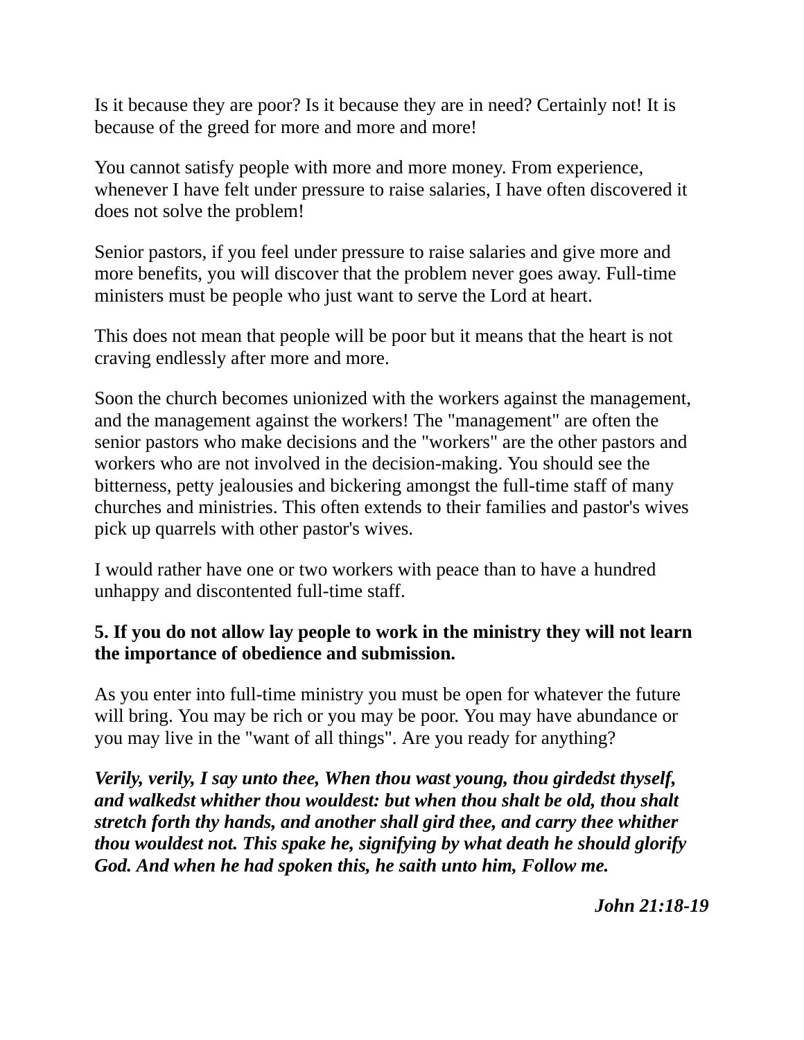Is it because they are poor? Is it because they are in need? Certainly not! It is because of the greed for more and more and more!

You cannot satisfy people with more and more money. From experience, whenever I have felt under pressure to raise salaries, I have often discovered it does not solve the problem!

Senior pastors, if you feel under pressure to raise salaries and give more and more benefits, you will discover that the problem never goes away. Full-time ministers must be people who just want to serve the Lord at heart.

This does not mean that people will be poor but it means that the heart is not craving endlessly after more and more.

Soon the church becomes unionized with the workers against the management, and the management against the workers! The "management" are often the senior pastors who make decisions and the "workers" are the other pastors and workers who are not involved in the decision-making. You should see the bitterness, petty jealousies and bickering amongst the full-time staff of many churches and ministries. This often extends to their families and pastor's wives pick up quarrels with other pastor's wives.

I would rather have one or two workers with peace than to have a hundred unhappy and discontented full-time staff.

**5. If you do not allow lay people to work in the ministry they will not learn the importance of obedience and submission.**

As you enter into full-time ministry you must be open for whatever the future will bring. You may be rich or you may be poor. You may have abundance or you may live in the "want of all things". Are you ready for anything?

***Verily, verily, I say unto thee, When thou wast young, thou girdedst thyself, and walkedst whither thou wouldest: but when thou shalt be old, thou shalt stretch forth thy hands, and another shall gird thee, and carry thee whither thou wouldest not. This spake he, signifying by what death he should glorify God. And when he had spoken this, he saith unto him, Follow me.***

***John 21:18-19***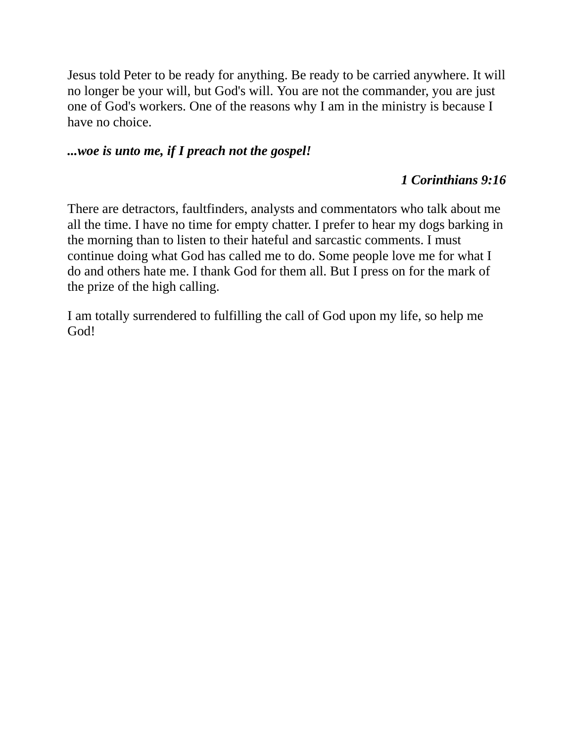Jesus told Peter to be ready for anything. Be ready to be carried anywhere. It will no longer be your will, but God's will. You are not the commander, you are just one of God's workers. One of the reasons why I am in the ministry is because I have no choice.

***...woe is unto me, if I preach not the gospel!***

***1 Corinthians 9:16***

There are detractors, faultfinders, analysts and commentators who talk about me all the time. I have no time for empty chatter. I prefer to hear my dogs barking in the morning than to listen to their hateful and sarcastic comments. I must continue doing what God has called me to do. Some people love me for what I do and others hate me. I thank God for them all. But I press on for the mark of the prize of the high calling.

I am totally surrendered to fulfilling the call of God upon my life, so help me God!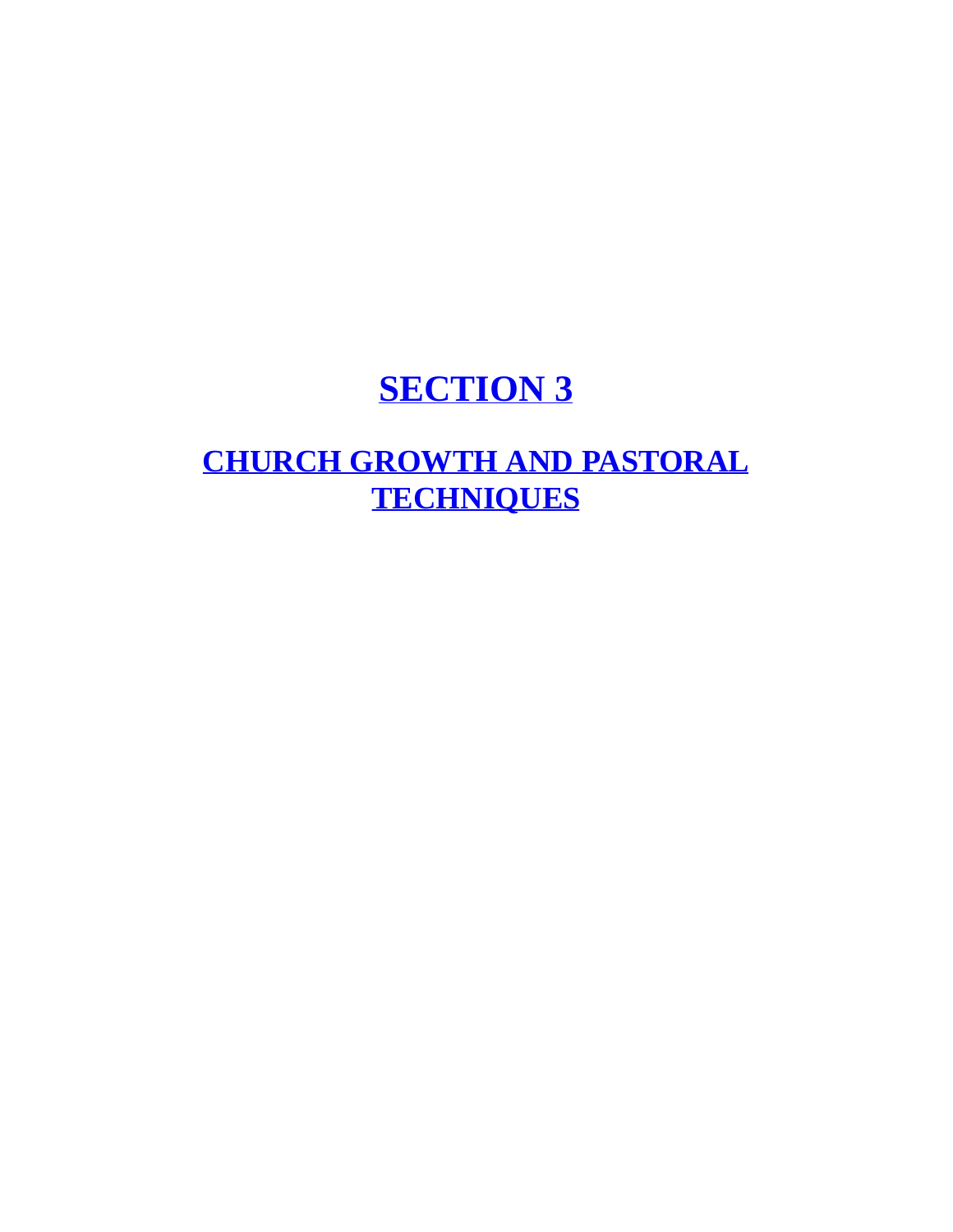# SECTION 3

## CHURCH GROWTH AND PASTORAL TECHNIQUES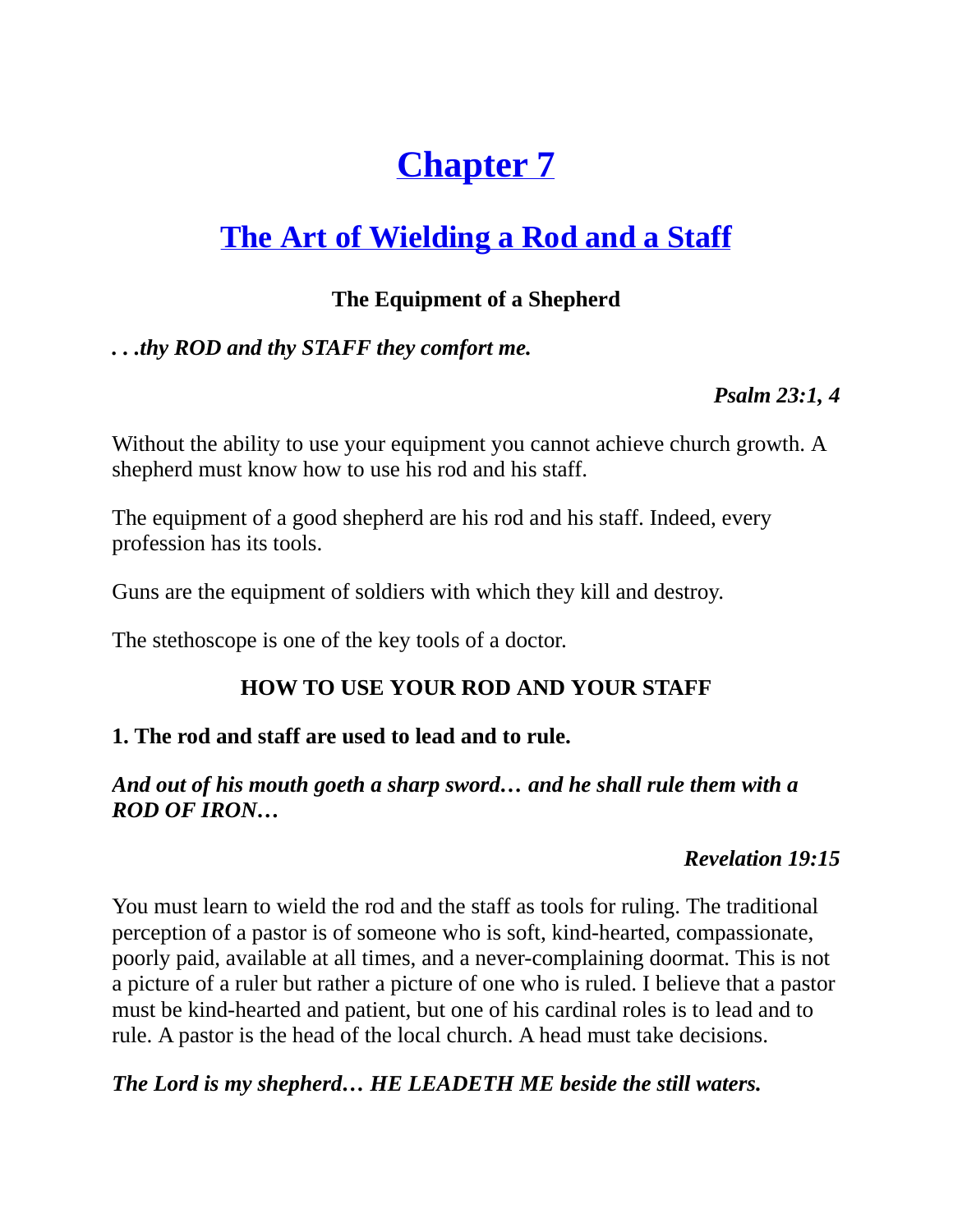# Chapter 7

## The Art of Wielding a Rod and a Staff

### The Equipment of a Shepherd

***. . .thy ROD and thy STAFF they comfort me.***

***Psalm 23:1, 4***

Without the ability to use your equipment you cannot achieve church growth. A shepherd must know how to use his rod and his staff.

The equipment of a good shepherd are his rod and his staff. Indeed, every profession has its tools.

Guns are the equipment of soldiers with which they kill and destroy.

The stethoscope is one of the key tools of a doctor.

### HOW TO USE YOUR ROD AND YOUR STAFF

**1. The rod and staff are used to lead and to rule.**

***And out of his mouth goeth a sharp sword… and he shall rule them with a ROD OF IRON…***

***Revelation 19:15***

You must learn to wield the rod and the staff as tools for ruling. The traditional perception of a pastor is of someone who is soft, kind-hearted, compassionate, poorly paid, available at all times, and a never-complaining doormat. This is not a picture of a ruler but rather a picture of one who is ruled. I believe that a pastor must be kind-hearted and patient, but one of his cardinal roles is to lead and to rule. A pastor is the head of the local church. A head must take decisions.

***The Lord is my shepherd… HE LEADETH ME beside the still waters.***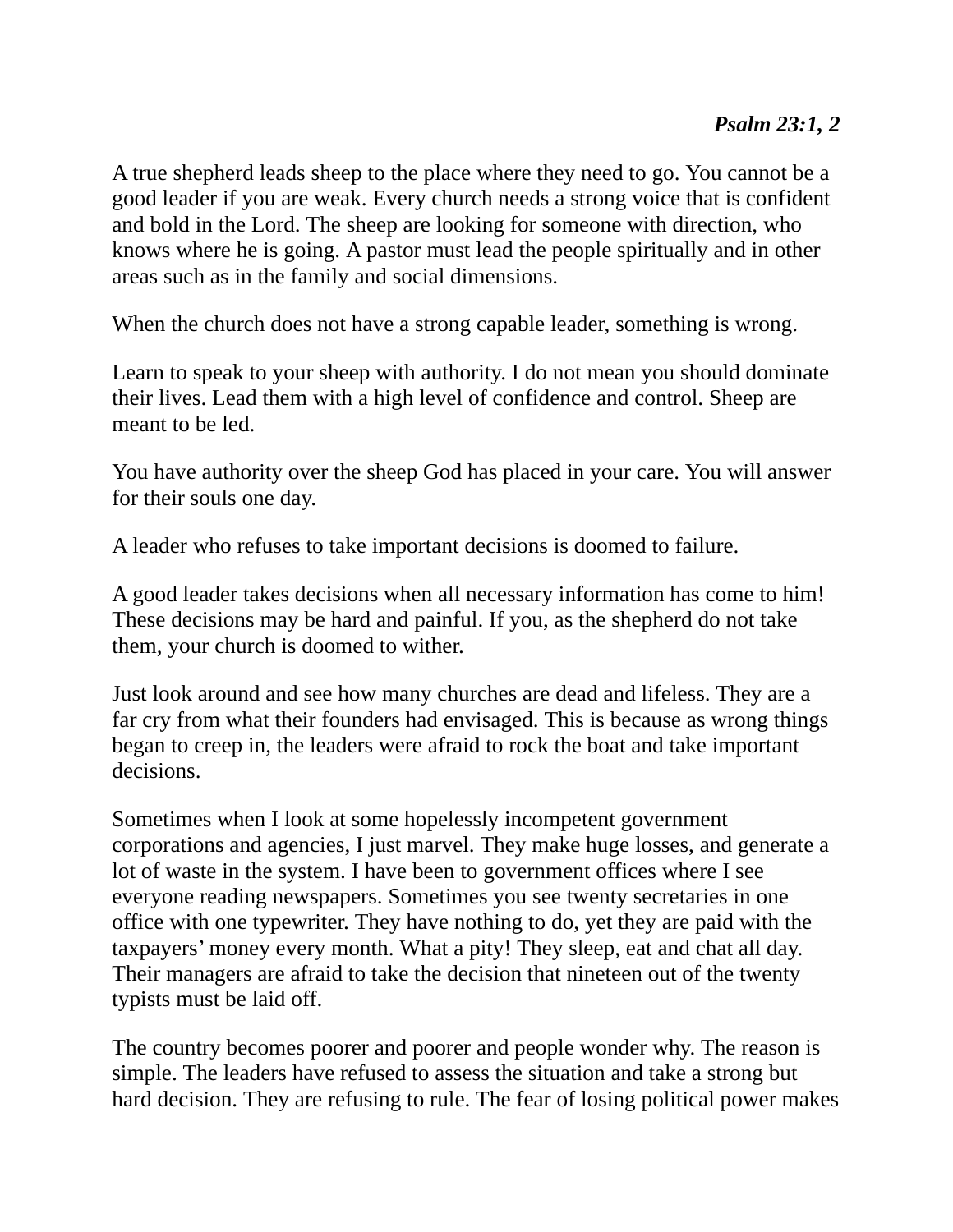***Psalm 23:1, 2***

A true shepherd leads sheep to the place where they need to go. You cannot be a good leader if you are weak. Every church needs a strong voice that is confident and bold in the Lord. The sheep are looking for someone with direction, who knows where he is going. A pastor must lead the people spiritually and in other areas such as in the family and social dimensions.

When the church does not have a strong capable leader, something is wrong.

Learn to speak to your sheep with authority. I do not mean you should dominate their lives. Lead them with a high level of confidence and control. Sheep are meant to be led.

You have authority over the sheep God has placed in your care. You will answer for their souls one day.

A leader who refuses to take important decisions is doomed to failure.

A good leader takes decisions when all necessary information has come to him! These decisions may be hard and painful. If you, as the shepherd do not take them, your church is doomed to wither.

Just look around and see how many churches are dead and lifeless. They are a far cry from what their founders had envisaged. This is because as wrong things began to creep in, the leaders were afraid to rock the boat and take important decisions.

Sometimes when I look at some hopelessly incompetent government corporations and agencies, I just marvel. They make huge losses, and generate a lot of waste in the system. I have been to government offices where I see everyone reading newspapers. Sometimes you see twenty secretaries in one office with one typewriter. They have nothing to do, yet they are paid with the taxpayers' money every month. What a pity! They sleep, eat and chat all day. Their managers are afraid to take the decision that nineteen out of the twenty typists must be laid off.

The country becomes poorer and poorer and people wonder why. The reason is simple. The leaders have refused to assess the situation and take a strong but hard decision. They are refusing to rule. The fear of losing political power makes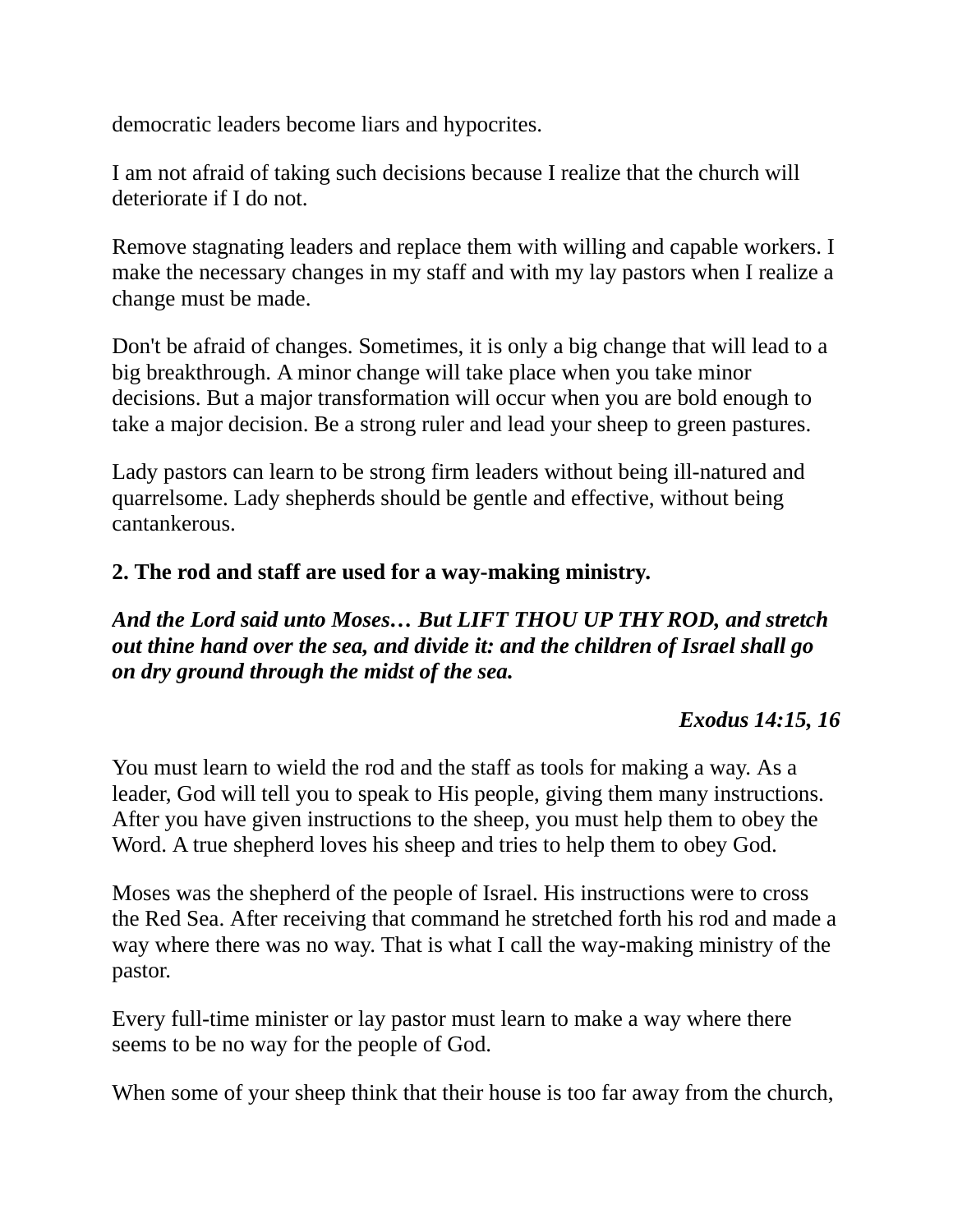democratic leaders become liars and hypocrites.

I am not afraid of taking such decisions because I realize that the church will deteriorate if I do not.

Remove stagnating leaders and replace them with willing and capable workers. I make the necessary changes in my staff and with my lay pastors when I realize a change must be made.

Don't be afraid of changes. Sometimes, it is only a big change that will lead to a big breakthrough. A minor change will take place when you take minor decisions. But a major transformation will occur when you are bold enough to take a major decision. Be a strong ruler and lead your sheep to green pastures.

Lady pastors can learn to be strong firm leaders without being ill-natured and quarrelsome. Lady shepherds should be gentle and effective, without being cantankerous.

**2. The rod and staff are used for a way-making ministry.**

***And the Lord said unto Moses… But LIFT THOU UP THY ROD, and stretch out thine hand over the sea, and divide it: and the children of Israel shall go on dry ground through the midst of the sea.***

***Exodus 14:15, 16***

You must learn to wield the rod and the staff as tools for making a way. As a leader, God will tell you to speak to His people, giving them many instructions. After you have given instructions to the sheep, you must help them to obey the Word. A true shepherd loves his sheep and tries to help them to obey God.

Moses was the shepherd of the people of Israel. His instructions were to cross the Red Sea. After receiving that command he stretched forth his rod and made a way where there was no way. That is what I call the way-making ministry of the pastor.

Every full-time minister or lay pastor must learn to make a way where there seems to be no way for the people of God.

When some of your sheep think that their house is too far away from the church,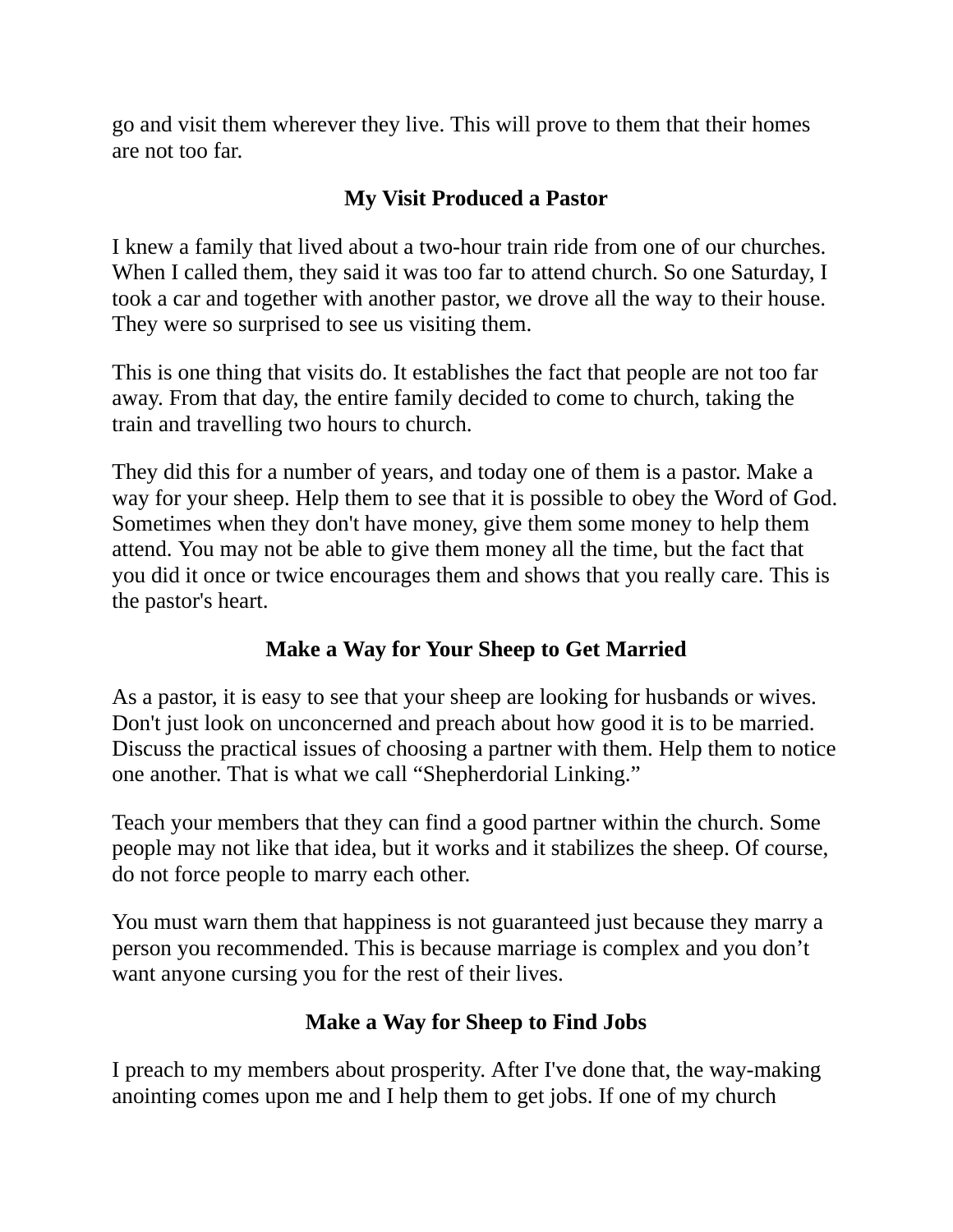go and visit them wherever they live. This will prove to them that their homes are not too far.

## My Visit Produced a Pastor

I knew a family that lived about a two-hour train ride from one of our churches. When I called them, they said it was too far to attend church. So one Saturday, I took a car and together with another pastor, we drove all the way to their house. They were so surprised to see us visiting them.

This is one thing that visits do. It establishes the fact that people are not too far away. From that day, the entire family decided to come to church, taking the train and travelling two hours to church.

They did this for a number of years, and today one of them is a pastor. Make a way for your sheep. Help them to see that it is possible to obey the Word of God. Sometimes when they don't have money, give them some money to help them attend. You may not be able to give them money all the time, but the fact that you did it once or twice encourages them and shows that you really care. This is the pastor's heart.

## Make a Way for Your Sheep to Get Married

As a pastor, it is easy to see that your sheep are looking for husbands or wives. Don't just look on unconcerned and preach about how good it is to be married. Discuss the practical issues of choosing a partner with them. Help them to notice one another. That is what we call “Shepherdorial Linking.”

Teach your members that they can find a good partner within the church. Some people may not like that idea, but it works and it stabilizes the sheep. Of course, do not force people to marry each other.

You must warn them that happiness is not guaranteed just because they marry a person you recommended. This is because marriage is complex and you don’t want anyone cursing you for the rest of their lives.

## Make a Way for Sheep to Find Jobs

I preach to my members about prosperity. After I've done that, the way-making anointing comes upon me and I help them to get jobs. If one of my church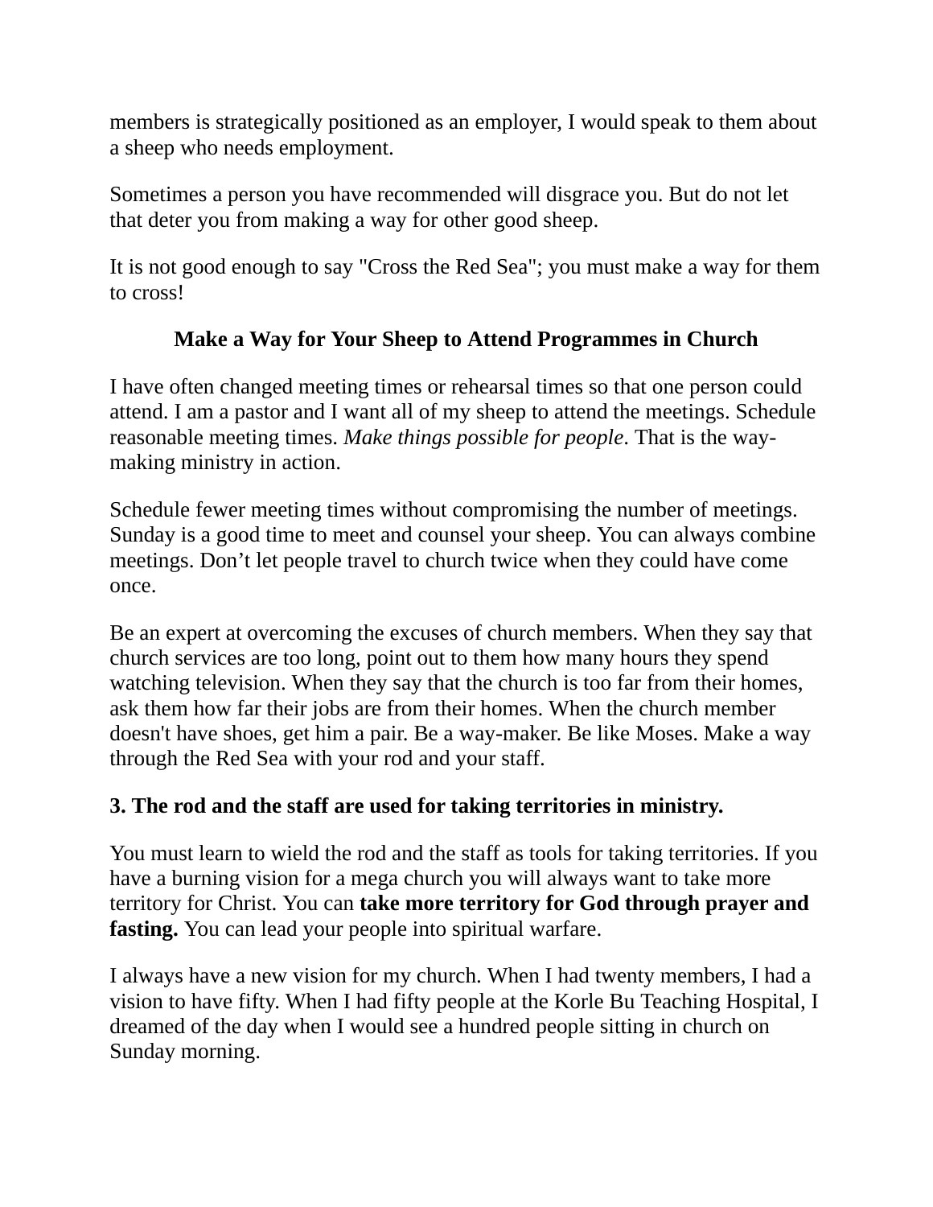members is strategically positioned as an employer, I would speak to them about a sheep who needs employment.

Sometimes a person you have recommended will disgrace you. But do not let that deter you from making a way for other good sheep.

It is not good enough to say "Cross the Red Sea"; you must make a way for them to cross!

### Make a Way for Your Sheep to Attend Programmes in Church

I have often changed meeting times or rehearsal times so that one person could attend. I am a pastor and I want all of my sheep to attend the meetings. Schedule reasonable meeting times. *Make things possible for people*. That is the way-making ministry in action.

Schedule fewer meeting times without compromising the number of meetings. Sunday is a good time to meet and counsel your sheep. You can always combine meetings. Don't let people travel to church twice when they could have come once.

Be an expert at overcoming the excuses of church members. When they say that church services are too long, point out to them how many hours they spend watching television. When they say that the church is too far from their homes, ask them how far their jobs are from their homes. When the church member doesn't have shoes, get him a pair. Be a way-maker. Be like Moses. Make a way through the Red Sea with your rod and your staff.

**3. The rod and the staff are used for taking territories in ministry.**

You must learn to wield the rod and the staff as tools for taking territories. If you have a burning vision for a mega church you will always want to take more territory for Christ. You can **take more territory for God through prayer and fasting.** You can lead your people into spiritual warfare.

I always have a new vision for my church. When I had twenty members, I had a vision to have fifty. When I had fifty people at the Korle Bu Teaching Hospital, I dreamed of the day when I would see a hundred people sitting in church on Sunday morning.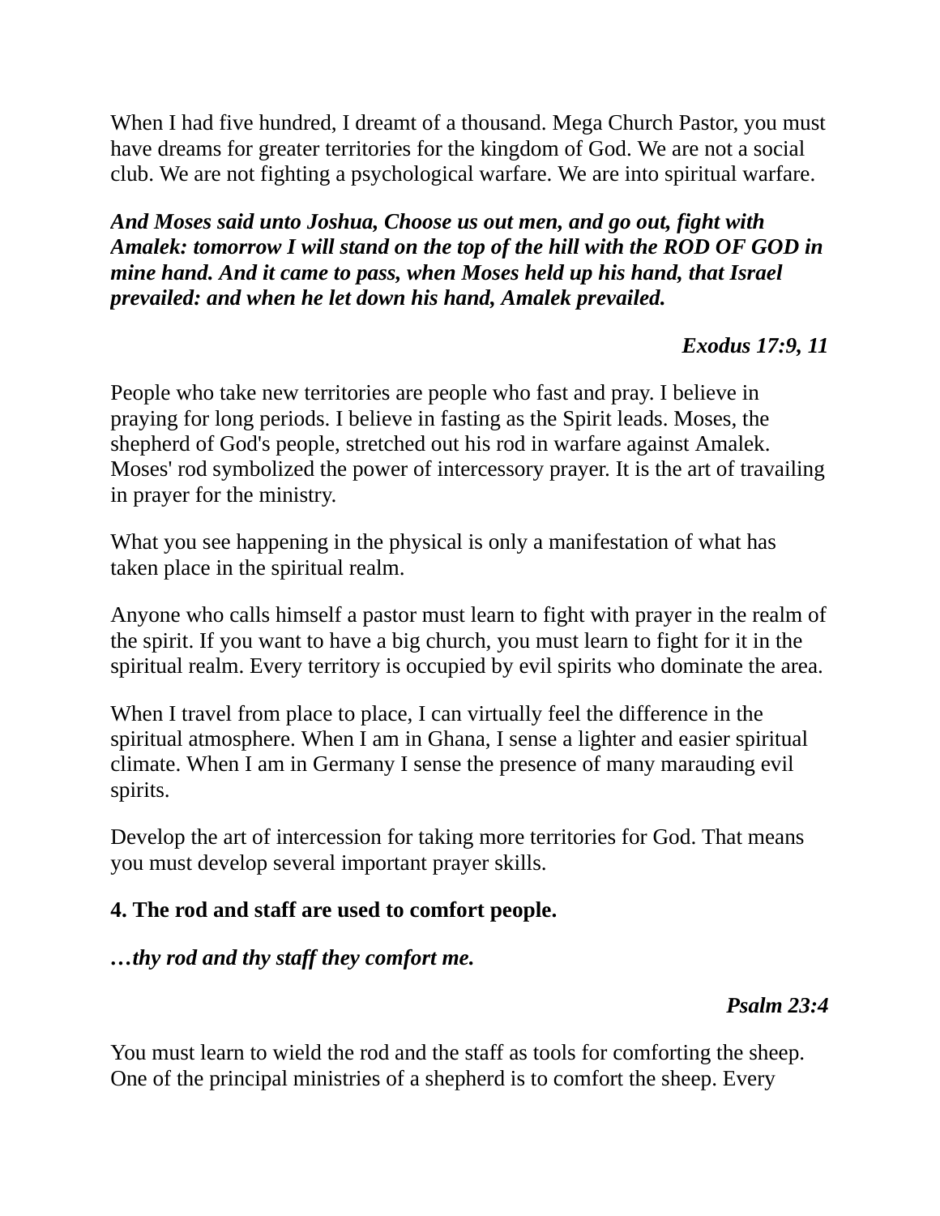When I had five hundred, I dreamt of a thousand. Mega Church Pastor, you must have dreams for greater territories for the kingdom of God. We are not a social club. We are not fighting a psychological warfare. We are into spiritual warfare.

***And Moses said unto Joshua, Choose us out men, and go out, fight with Amalek: tomorrow I will stand on the top of the hill with the ROD OF GOD in mine hand. And it came to pass, when Moses held up his hand, that Israel prevailed: and when he let down his hand, Amalek prevailed.***

***Exodus 17:9, 11***

People who take new territories are people who fast and pray. I believe in praying for long periods. I believe in fasting as the Spirit leads. Moses, the shepherd of God's people, stretched out his rod in warfare against Amalek. Moses' rod symbolized the power of intercessory prayer. It is the art of travailing in prayer for the ministry.

What you see happening in the physical is only a manifestation of what has taken place in the spiritual realm.

Anyone who calls himself a pastor must learn to fight with prayer in the realm of the spirit. If you want to have a big church, you must learn to fight for it in the spiritual realm. Every territory is occupied by evil spirits who dominate the area.

When I travel from place to place, I can virtually feel the difference in the spiritual atmosphere. When I am in Ghana, I sense a lighter and easier spiritual climate. When I am in Germany I sense the presence of many marauding evil spirits.

Develop the art of intercession for taking more territories for God. That means you must develop several important prayer skills.

**4. The rod and staff are used to comfort people.**

***…thy rod and thy staff they comfort me.***

***Psalm 23:4***

You must learn to wield the rod and the staff as tools for comforting the sheep. One of the principal ministries of a shepherd is to comfort the sheep. Every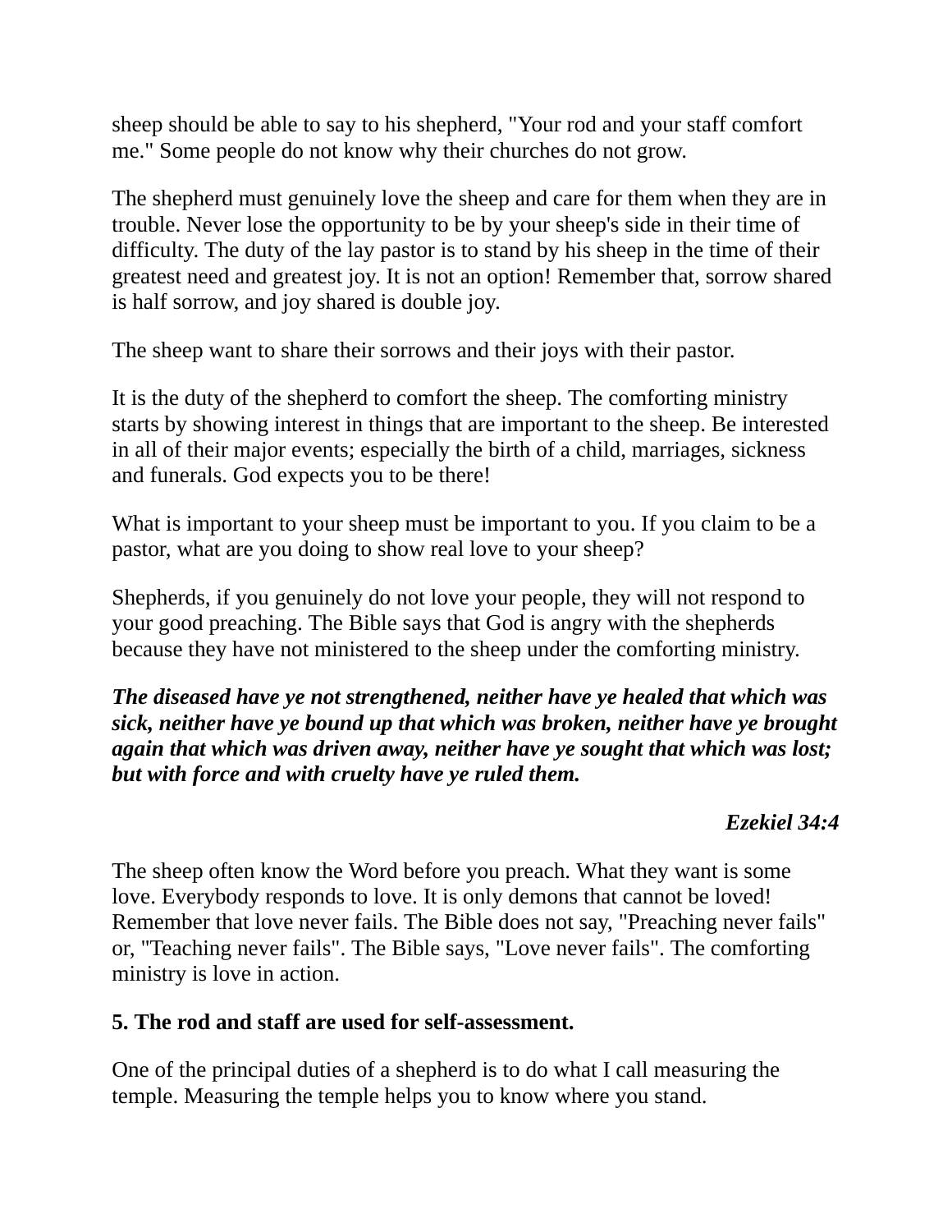sheep should be able to say to his shepherd, "Your rod and your staff comfort me." Some people do not know why their churches do not grow.

The shepherd must genuinely love the sheep and care for them when they are in trouble. Never lose the opportunity to be by your sheep's side in their time of difficulty. The duty of the lay pastor is to stand by his sheep in the time of their greatest need and greatest joy. It is not an option! Remember that, sorrow shared is half sorrow, and joy shared is double joy.

The sheep want to share their sorrows and their joys with their pastor.

It is the duty of the shepherd to comfort the sheep. The comforting ministry starts by showing interest in things that are important to the sheep. Be interested in all of their major events; especially the birth of a child, marriages, sickness and funerals. God expects you to be there!

What is important to your sheep must be important to you. If you claim to be a pastor, what are you doing to show real love to your sheep?

Shepherds, if you genuinely do not love your people, they will not respond to your good preaching. The Bible says that God is angry with the shepherds because they have not ministered to the sheep under the comforting ministry.

***The diseased have ye not strengthened, neither have ye healed that which was sick, neither have ye bound up that which was broken, neither have ye brought again that which was driven away, neither have ye sought that which was lost; but with force and with cruelty have ye ruled them.***

***Ezekiel 34:4***

The sheep often know the Word before you preach. What they want is some love. Everybody responds to love. It is only demons that cannot be loved! Remember that love never fails. The Bible does not say, "Preaching never fails" or, "Teaching never fails". The Bible says, "Love never fails". The comforting ministry is love in action.

**5. The rod and staff are used for self-assessment.**

One of the principal duties of a shepherd is to do what I call measuring the temple. Measuring the temple helps you to know where you stand.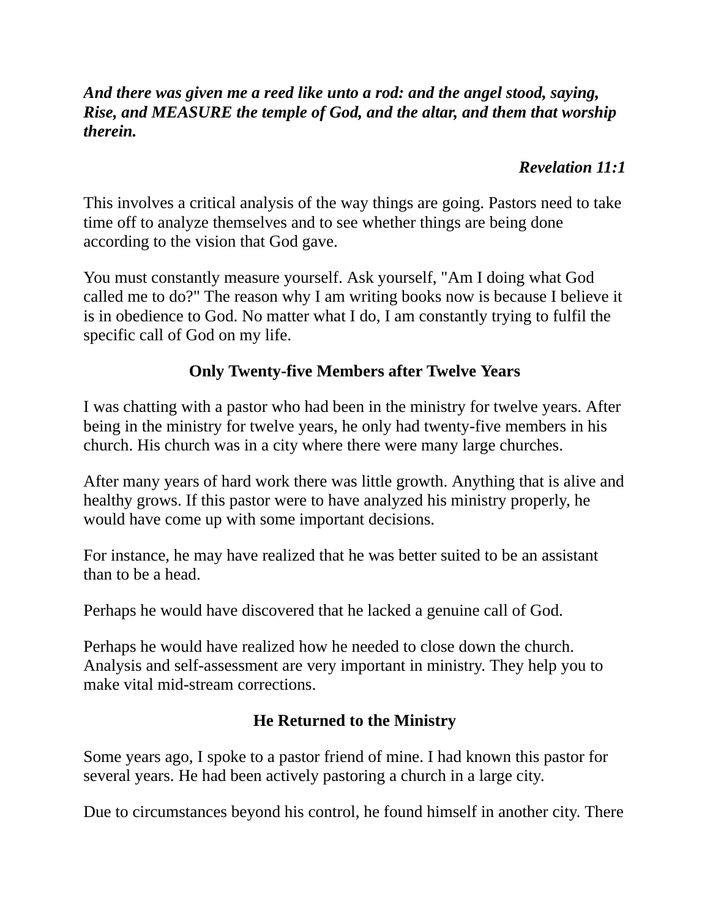***And there was given me a reed like unto a rod: and the angel stood, saying, Rise, and MEASURE the temple of God, and the altar, and them that worship therein.***

***Revelation 11:1***

This involves a critical analysis of the way things are going. Pastors need to take time off to analyze themselves and to see whether things are being done according to the vision that God gave.

You must constantly measure yourself. Ask yourself, "Am I doing what God called me to do?" The reason why I am writing books now is because I believe it is in obedience to God. No matter what I do, I am constantly trying to fulfil the specific call of God on my life.

### Only Twenty-five Members after Twelve Years

I was chatting with a pastor who had been in the ministry for twelve years. After being in the ministry for twelve years, he only had twenty-five members in his church. His church was in a city where there were many large churches.

After many years of hard work there was little growth. Anything that is alive and healthy grows. If this pastor were to have analyzed his ministry properly, he would have come up with some important decisions.

For instance, he may have realized that he was better suited to be an assistant than to be a head.

Perhaps he would have discovered that he lacked a genuine call of God.

Perhaps he would have realized how he needed to close down the church. Analysis and self-assessment are very important in ministry. They help you to make vital mid-stream corrections.

### He Returned to the Ministry

Some years ago, I spoke to a pastor friend of mine. I had known this pastor for several years. He had been actively pastoring a church in a large city.

Due to circumstances beyond his control, he found himself in another city. There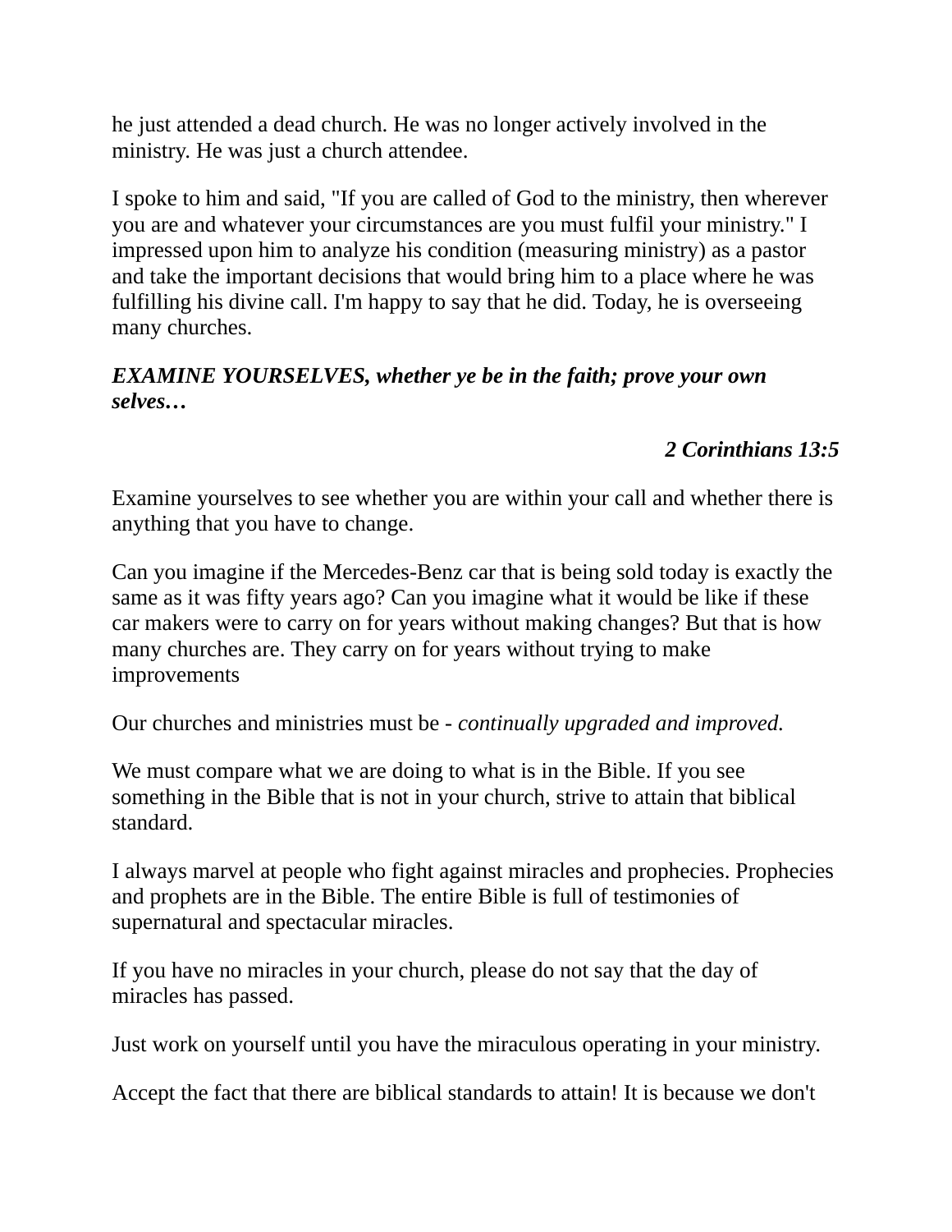he just attended a dead church. He was no longer actively involved in the ministry. He was just a church attendee.

I spoke to him and said, "If you are called of God to the ministry, then wherever you are and whatever your circumstances are you must fulfil your ministry." I impressed upon him to analyze his condition (measuring ministry) as a pastor and take the important decisions that would bring him to a place where he was fulfilling his divine call. I'm happy to say that he did. Today, he is overseeing many churches.

***EXAMINE YOURSELVES, whether ye be in the faith; prove your own selves…***

<div align="right"><b><i>2 Corinthians 13:5</i></b></div>

Examine yourselves to see whether you are within your call and whether there is anything that you have to change.

Can you imagine if the Mercedes-Benz car that is being sold today is exactly the same as it was fifty years ago? Can you imagine what it would be like if these car makers were to carry on for years without making changes? But that is how many churches are. They carry on for years without trying to make improvements

Our churches and ministries must be - *continually upgraded and improved.*

We must compare what we are doing to what is in the Bible. If you see something in the Bible that is not in your church, strive to attain that biblical standard.

I always marvel at people who fight against miracles and prophecies. Prophecies and prophets are in the Bible. The entire Bible is full of testimonies of supernatural and spectacular miracles.

If you have no miracles in your church, please do not say that the day of miracles has passed.

Just work on yourself until you have the miraculous operating in your ministry.

Accept the fact that there are biblical standards to attain! It is because we don't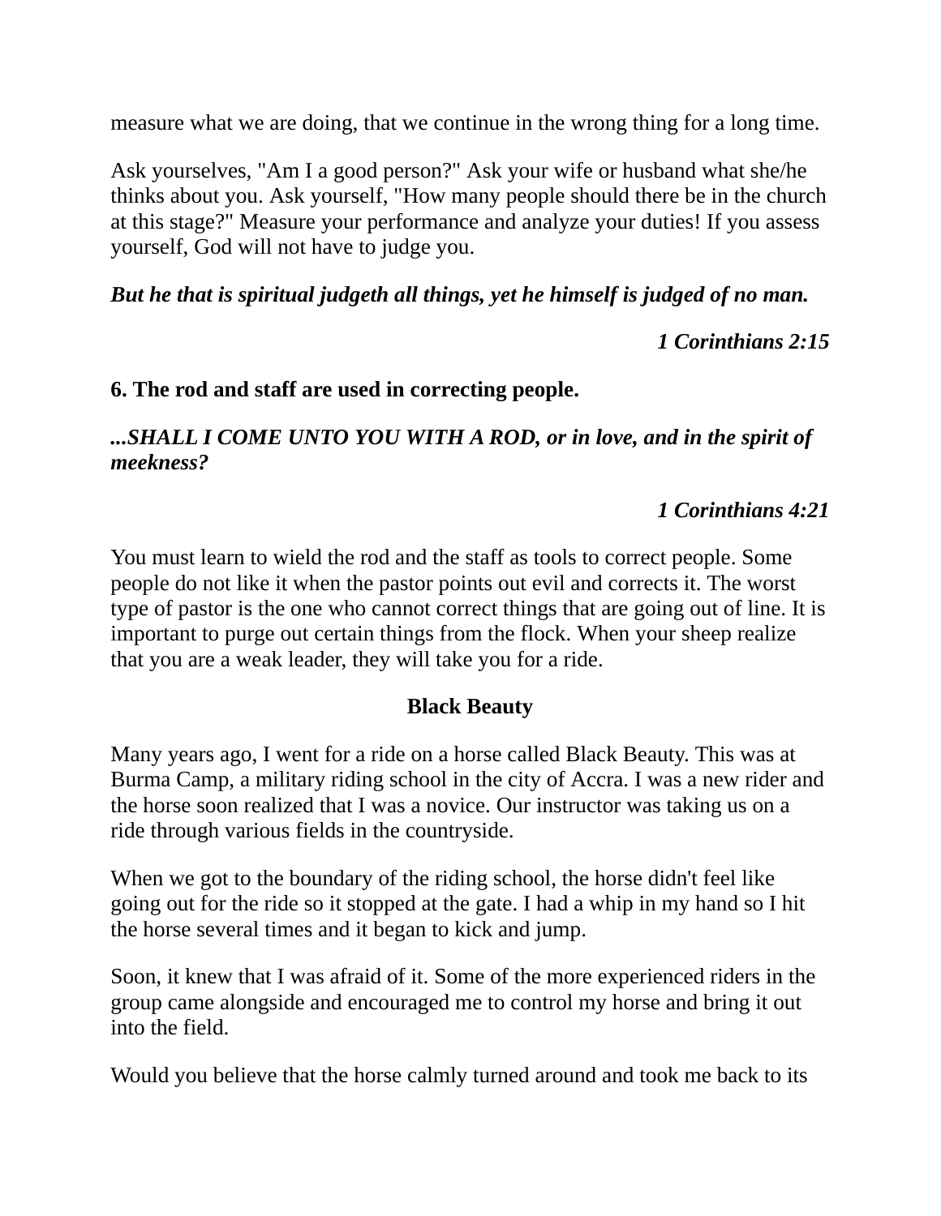measure what we are doing, that we continue in the wrong thing for a long time.

Ask yourselves, "Am I a good person?" Ask your wife or husband what she/he thinks about you. Ask yourself, "How many people should there be in the church at this stage?" Measure your performance and analyze your duties! If you assess yourself, God will not have to judge you.

***But he that is spiritual judgeth all things, yet he himself is judged of no man.***

<div align="right"><b><i>1 Corinthians 2:15</i></b></div>

**6. The rod and staff are used in correcting people.**

***...SHALL I COME UNTO YOU WITH A ROD, or in love, and in the spirit of meekness?***

<div align="right"><b><i>1 Corinthians 4:21</i></b></div>

You must learn to wield the rod and the staff as tools to correct people. Some people do not like it when the pastor points out evil and corrects it. The worst type of pastor is the one who cannot correct things that are going out of line. It is important to purge out certain things from the flock. When your sheep realize that you are a weak leader, they will take you for a ride.

**Black Beauty**

Many years ago, I went for a ride on a horse called Black Beauty. This was at Burma Camp, a military riding school in the city of Accra. I was a new rider and the horse soon realized that I was a novice. Our instructor was taking us on a ride through various fields in the countryside.

When we got to the boundary of the riding school, the horse didn't feel like going out for the ride so it stopped at the gate. I had a whip in my hand so I hit the horse several times and it began to kick and jump.

Soon, it knew that I was afraid of it. Some of the more experienced riders in the group came alongside and encouraged me to control my horse and bring it out into the field.

Would you believe that the horse calmly turned around and took me back to its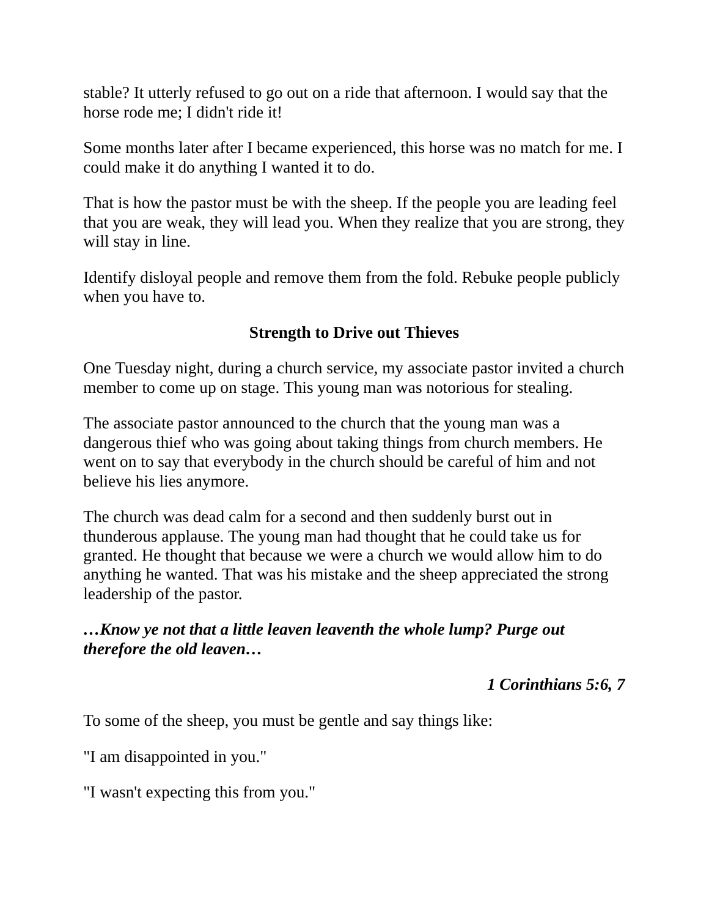stable? It utterly refused to go out on a ride that afternoon. I would say that the horse rode me; I didn't ride it!

Some months later after I became experienced, this horse was no match for me. I could make it do anything I wanted it to do.

That is how the pastor must be with the sheep. If the people you are leading feel that you are weak, they will lead you. When they realize that you are strong, they will stay in line.

Identify disloyal people and remove them from the fold. Rebuke people publicly when you have to.

### Strength to Drive out Thieves

One Tuesday night, during a church service, my associate pastor invited a church member to come up on stage. This young man was notorious for stealing.

The associate pastor announced to the church that the young man was a dangerous thief who was going about taking things from church members. He went on to say that everybody in the church should be careful of him and not believe his lies anymore.

The church was dead calm for a second and then suddenly burst out in thunderous applause. The young man had thought that he could take us for granted. He thought that because we were a church we would allow him to do anything he wanted. That was his mistake and the sheep appreciated the strong leadership of the pastor.

***…Know ye not that a little leaven leaveneth the whole lump? Purge out therefore the old leaven…***

***1 Corinthians 5:6, 7***

To some of the sheep, you must be gentle and say things like:

"I am disappointed in you."

"I wasn't expecting this from you."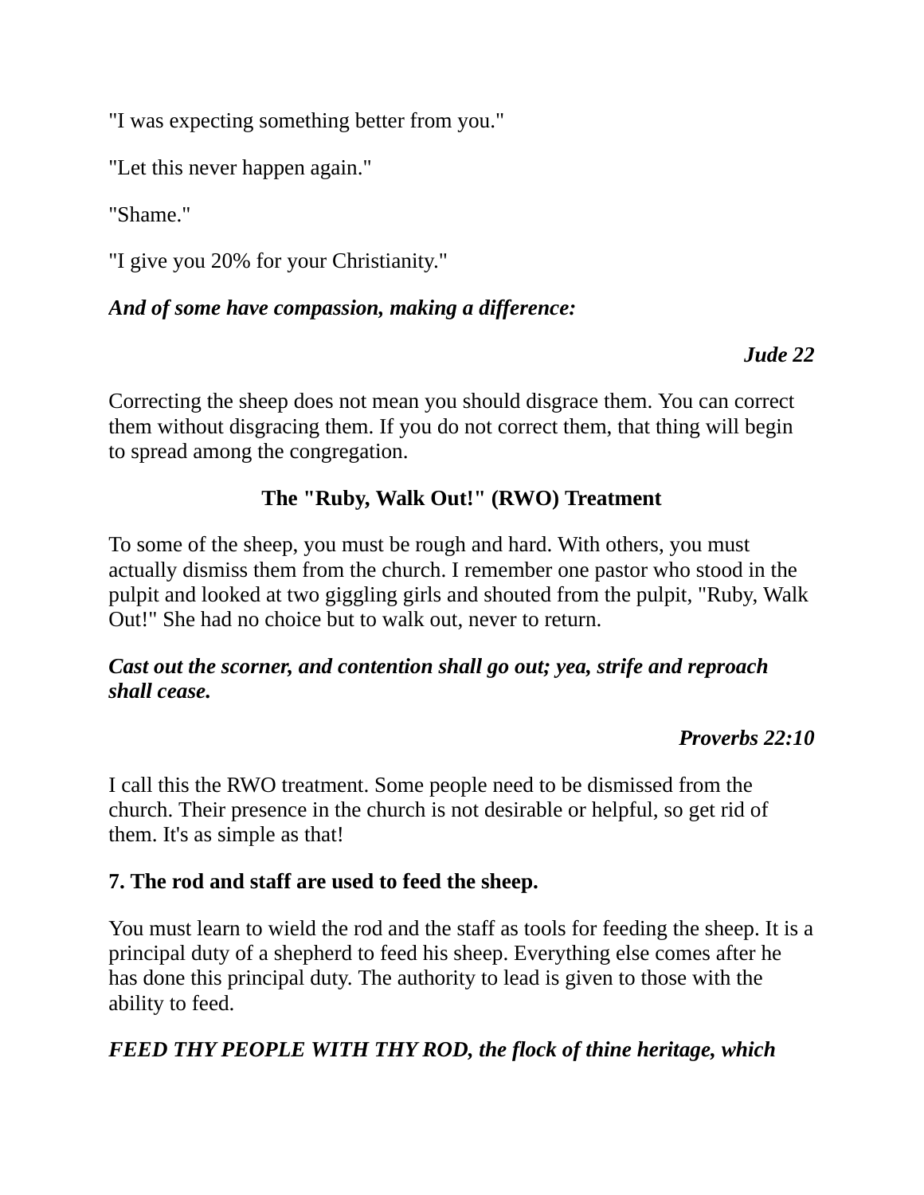"I was expecting something better from you."

"Let this never happen again."

"Shame."

"I give you 20% for your Christianity."

***And of some have compassion, making a difference:***

***Jude 22***

Correcting the sheep does not mean you should disgrace them. You can correct them without disgracing them. If you do not correct them, that thing will begin to spread among the congregation.

**The "Ruby, Walk Out!" (RWO) Treatment**

To some of the sheep, you must be rough and hard. With others, you must actually dismiss them from the church. I remember one pastor who stood in the pulpit and looked at two giggling girls and shouted from the pulpit, "Ruby, Walk Out!" She had no choice but to walk out, never to return.

***Cast out the scorner, and contention shall go out; yea, strife and reproach shall cease.***

***Proverbs 22:10***

I call this the RWO treatment. Some people need to be dismissed from the church. Their presence in the church is not desirable or helpful, so get rid of them. It's as simple as that!

**7. The rod and staff are used to feed the sheep.**

You must learn to wield the rod and the staff as tools for feeding the sheep. It is a principal duty of a shepherd to feed his sheep. Everything else comes after he has done this principal duty. The authority to lead is given to those with the ability to feed.

***FEED THY PEOPLE WITH THY ROD, the flock of thine heritage, which***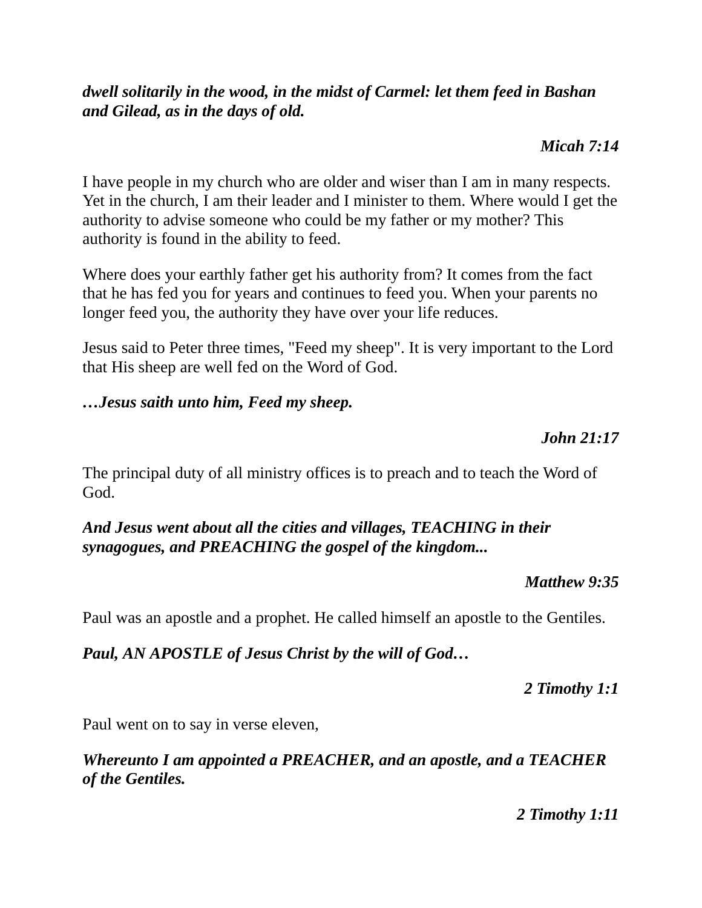***dwell solitarily in the wood, in the midst of Carmel: let them feed in Bashan and Gilead, as in the days of old.***

***Micah 7:14***

I have people in my church who are older and wiser than I am in many respects. Yet in the church, I am their leader and I minister to them. Where would I get the authority to advise someone who could be my father or my mother? This authority is found in the ability to feed.

Where does your earthly father get his authority from? It comes from the fact that he has fed you for years and continues to feed you. When your parents no longer feed you, the authority they have over your life reduces.

Jesus said to Peter three times, "Feed my sheep". It is very important to the Lord that His sheep are well fed on the Word of God.

***…Jesus saith unto him, Feed my sheep.***

***John 21:17***

The principal duty of all ministry offices is to preach and to teach the Word of God.

***And Jesus went about all the cities and villages, TEACHING in their synagogues, and PREACHING the gospel of the kingdom...***

***Matthew 9:35***

Paul was an apostle and a prophet. He called himself an apostle to the Gentiles.

***Paul, AN APOSTLE of Jesus Christ by the will of God…***

***2 Timothy 1:1***

Paul went on to say in verse eleven,

***Whereunto I am appointed a PREACHER, and an apostle, and a TEACHER of the Gentiles.***

***2 Timothy 1:11***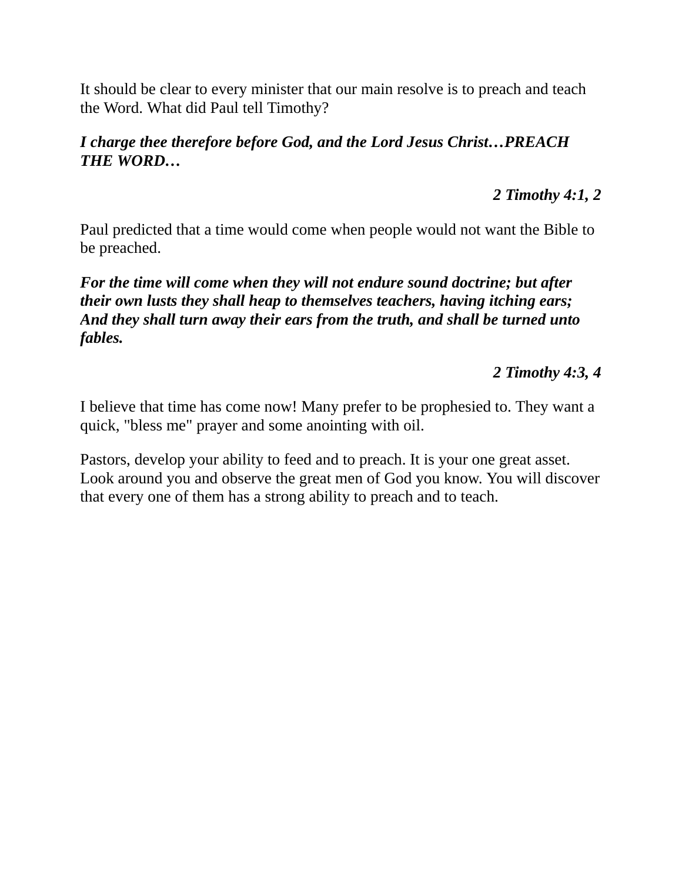It should be clear to every minister that our main resolve is to preach and teach the Word. What did Paul tell Timothy?

***I charge thee therefore before God, and the Lord Jesus Christ…PREACH THE WORD…***

<div align="right">

***2 Timothy 4:1, 2***

</div>

Paul predicted that a time would come when people would not want the Bible to be preached.

***For the time will come when they will not endure sound doctrine; but after their own lusts they shall heap to themselves teachers, having itching ears; And they shall turn away their ears from the truth, and shall be turned unto fables.***

<div align="right">

***2 Timothy 4:3, 4***

</div>

I believe that time has come now! Many prefer to be prophesied to. They want a quick, "bless me" prayer and some anointing with oil.

Pastors, develop your ability to feed and to preach. It is your one great asset. Look around you and observe the great men of God you know. You will discover that every one of them has a strong ability to preach and to teach.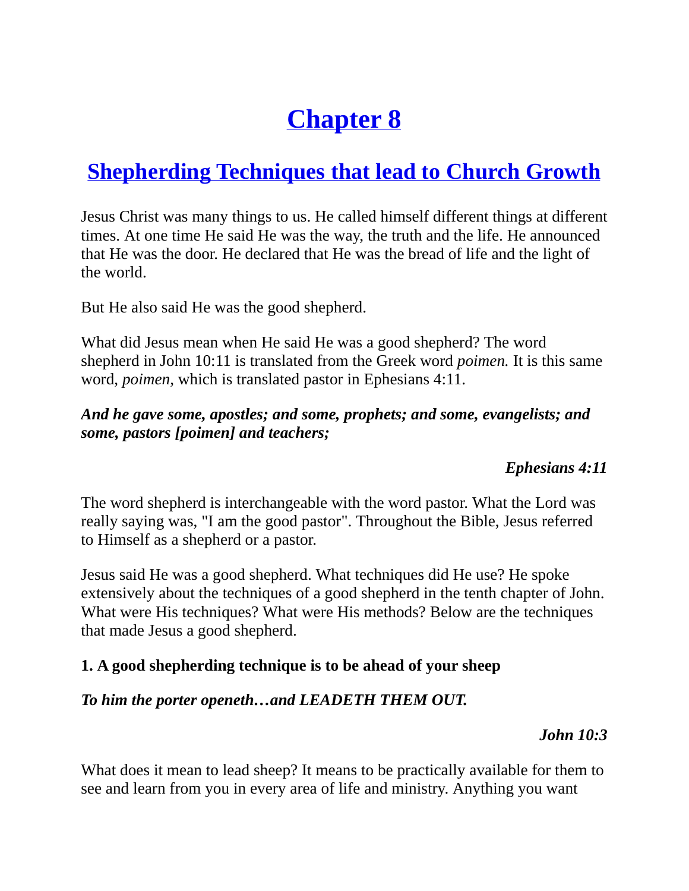# Chapter 8

## Shepherding Techniques that lead to Church Growth

Jesus Christ was many things to us. He called himself different things at different times. At one time He said He was the way, the truth and the life. He announced that He was the door. He declared that He was the bread of life and the light of the world.

But He also said He was the good shepherd.

What did Jesus mean when He said He was a good shepherd? The word shepherd in John 10:11 is translated from the Greek word *poimen.* It is this same word, *poimen*, which is translated pastor in Ephesians 4:11.

***And he gave some, apostles; and some, prophets; and some, evangelists; and some, pastors [poimen] and teachers;***

***Ephesians 4:11***

The word shepherd is interchangeable with the word pastor. What the Lord was really saying was, "I am the good pastor". Throughout the Bible, Jesus referred to Himself as a shepherd or a pastor.

Jesus said He was a good shepherd. What techniques did He use? He spoke extensively about the techniques of a good shepherd in the tenth chapter of John. What were His techniques? What were His methods? Below are the techniques that made Jesus a good shepherd.

**1. A good shepherding technique is to be ahead of your sheep**

***To him the porter openeth…and LEADETH THEM OUT.***

***John 10:3***

What does it mean to lead sheep? It means to be practically available for them to see and learn from you in every area of life and ministry. Anything you want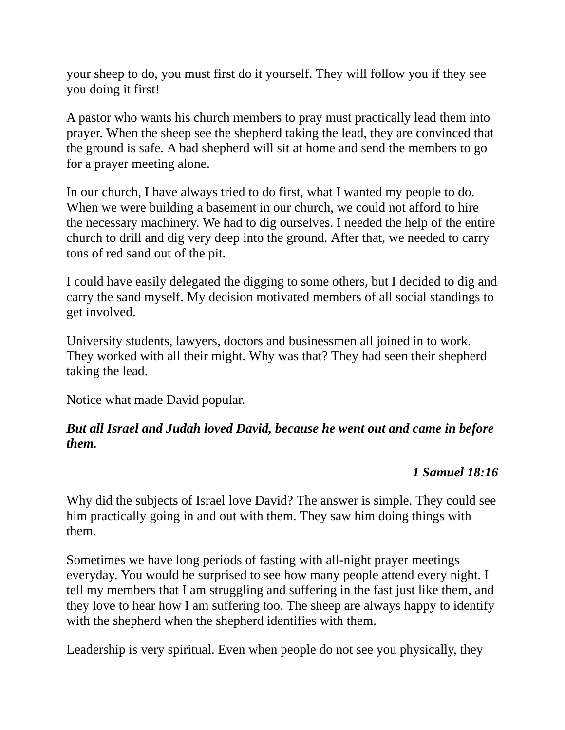your sheep to do, you must first do it yourself. They will follow you if they see you doing it first!

A pastor who wants his church members to pray must practically lead them into prayer. When the sheep see the shepherd taking the lead, they are convinced that the ground is safe. A bad shepherd will sit at home and send the members to go for a prayer meeting alone.

In our church, I have always tried to do first, what I wanted my people to do. When we were building a basement in our church, we could not afford to hire the necessary machinery. We had to dig ourselves. I needed the help of the entire church to drill and dig very deep into the ground. After that, we needed to carry tons of red sand out of the pit.

I could have easily delegated the digging to some others, but I decided to dig and carry the sand myself. My decision motivated members of all social standings to get involved.

University students, lawyers, doctors and businessmen all joined in to work. They worked with all their might. Why was that? They had seen their shepherd taking the lead.

Notice what made David popular.

***But all Israel and Judah loved David, because he went out and came in before them.***

***1 Samuel 18:16***

Why did the subjects of Israel love David? The answer is simple. They could see him practically going in and out with them. They saw him doing things with them.

Sometimes we have long periods of fasting with all-night prayer meetings everyday. You would be surprised to see how many people attend every night. I tell my members that I am struggling and suffering in the fast just like them, and they love to hear how I am suffering too. The sheep are always happy to identify with the shepherd when the shepherd identifies with them.

Leadership is very spiritual. Even when people do not see you physically, they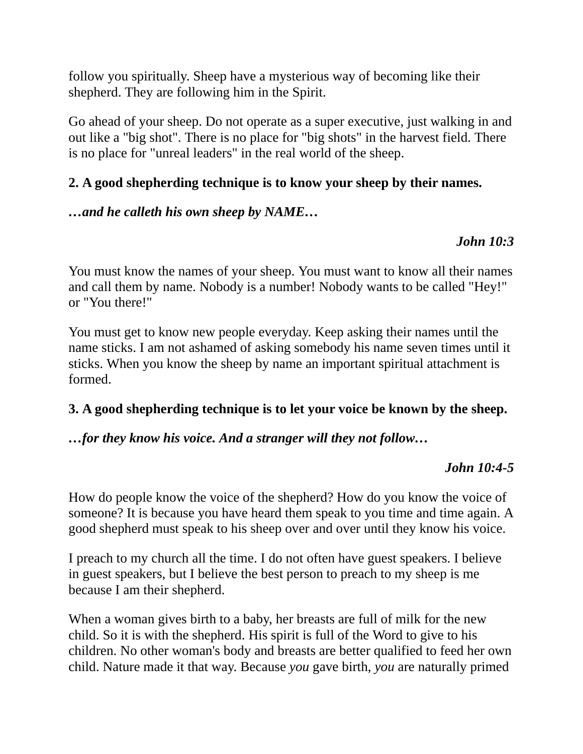follow you spiritually. Sheep have a mysterious way of becoming like their shepherd. They are following him in the Spirit.

Go ahead of your sheep. Do not operate as a super executive, just walking in and out like a "big shot". There is no place for "big shots" in the harvest field. There is no place for "unreal leaders" in the real world of the sheep.

**2. A good shepherding technique is to know your sheep by their names.**

***…and he calleth his own sheep by NAME…***

***John 10:3***

You must know the names of your sheep. You must want to know all their names and call them by name. Nobody is a number! Nobody wants to be called "Hey!" or "You there!"

You must get to know new people everyday. Keep asking their names until the name sticks. I am not ashamed of asking somebody his name seven times until it sticks. When you know the sheep by name an important spiritual attachment is formed.

**3. A good shepherding technique is to let your voice be known by the sheep.**

***…for they know his voice. And a stranger will they not follow…***

***John 10:4-5***

How do people know the voice of the shepherd? How do you know the voice of someone? It is because you have heard them speak to you time and time again. A good shepherd must speak to his sheep over and over until they know his voice.

I preach to my church all the time. I do not often have guest speakers. I believe in guest speakers, but I believe the best person to preach to my sheep is me because I am their shepherd.

When a woman gives birth to a baby, her breasts are full of milk for the new child. So it is with the shepherd. His spirit is full of the Word to give to his children. No other woman's body and breasts are better qualified to feed her own child. Nature made it that way. Because *you* gave birth, *you* are naturally primed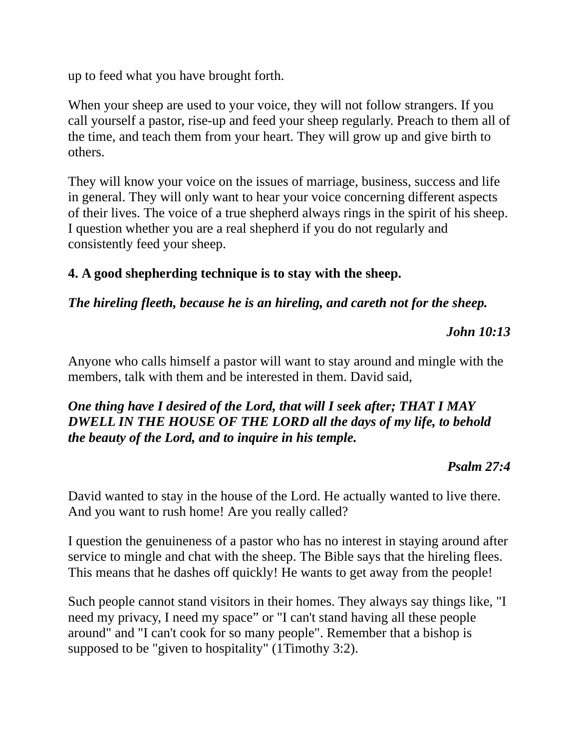up to feed what you have brought forth.

When your sheep are used to your voice, they will not follow strangers. If you call yourself a pastor, rise-up and feed your sheep regularly. Preach to them all of the time, and teach them from your heart. They will grow up and give birth to others.

They will know your voice on the issues of marriage, business, success and life in general. They will only want to hear your voice concerning different aspects of their lives. The voice of a true shepherd always rings in the spirit of his sheep. I question whether you are a real shepherd if you do not regularly and consistently feed your sheep.

**4. A good shepherding technique is to stay with the sheep.**

***The hireling fleeth, because he is an hireling, and careth not for the sheep.***

***John 10:13***

Anyone who calls himself a pastor will want to stay around and mingle with the members, talk with them and be interested in them. David said,

***One thing have I desired of the Lord, that will I seek after; THAT I MAY DWELL IN THE HOUSE OF THE LORD all the days of my life, to behold the beauty of the Lord, and to inquire in his temple.***

***Psalm 27:4***

David wanted to stay in the house of the Lord. He actually wanted to live there. And you want to rush home! Are you really called?

I question the genuineness of a pastor who has no interest in staying around after service to mingle and chat with the sheep. The Bible says that the hireling flees. This means that he dashes off quickly! He wants to get away from the people!

Such people cannot stand visitors in their homes. They always say things like, "I need my privacy, I need my space" or "I can't stand having all these people around" and "I can't cook for so many people". Remember that a bishop is supposed to be "given to hospitality" (1Timothy 3:2).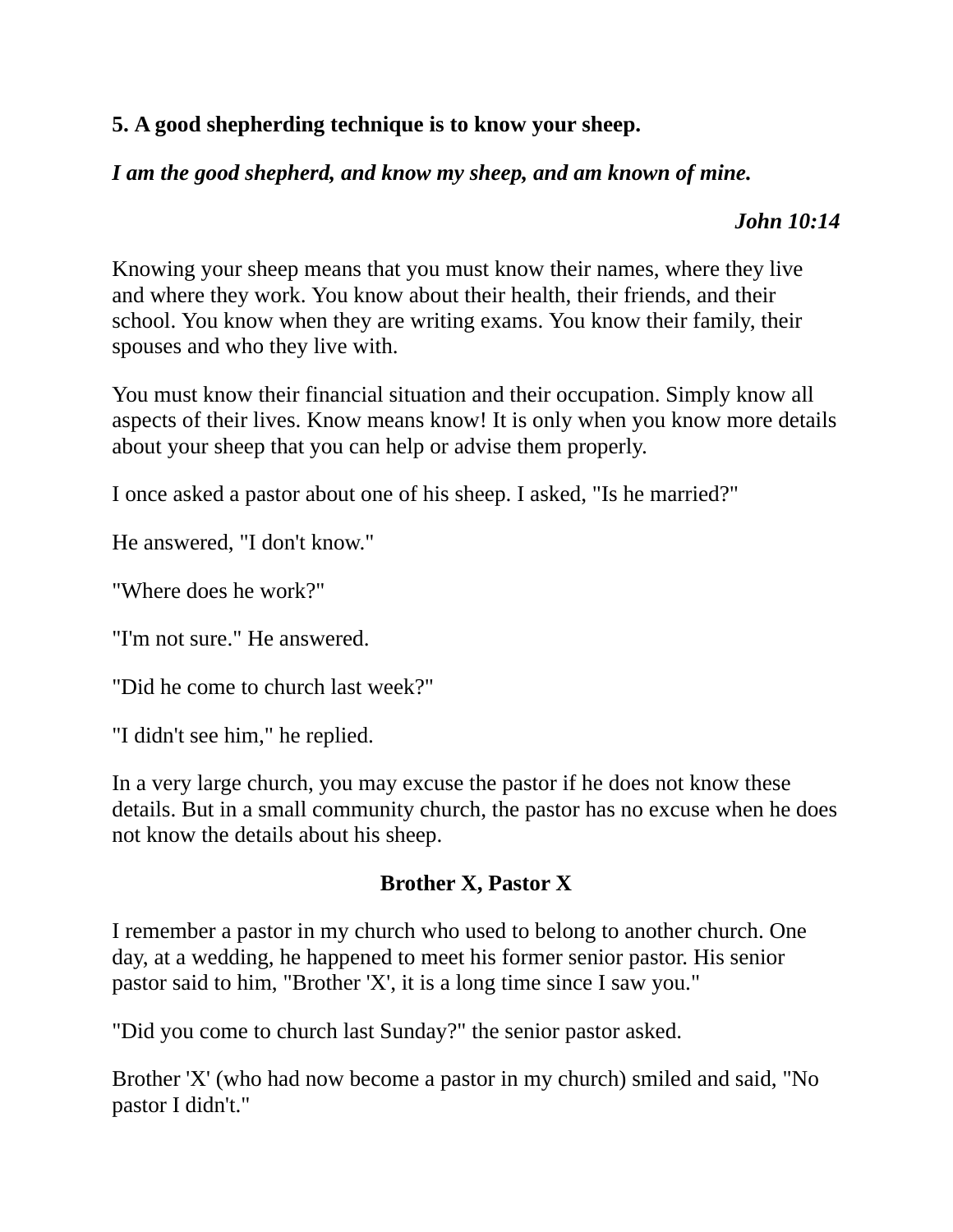**5. A good shepherding technique is to know your sheep.**

***I am the good shepherd, and know my sheep, and am known of mine.***

***John 10:14***

Knowing your sheep means that you must know their names, where they live and where they work. You know about their health, their friends, and their school. You know when they are writing exams. You know their family, their spouses and who they live with.

You must know their financial situation and their occupation. Simply know all aspects of their lives. Know means know! It is only when you know more details about your sheep that you can help or advise them properly.

I once asked a pastor about one of his sheep. I asked, "Is he married?"

He answered, "I don't know."

"Where does he work?"

"I'm not sure." He answered.

"Did he come to church last week?"

"I didn't see him," he replied.

In a very large church, you may excuse the pastor if he does not know these details. But in a small community church, the pastor has no excuse when he does not know the details about his sheep.

**Brother X, Pastor X**

I remember a pastor in my church who used to belong to another church. One day, at a wedding, he happened to meet his former senior pastor. His senior pastor said to him, "Brother 'X', it is a long time since I saw you."

"Did you come to church last Sunday?" the senior pastor asked.

Brother 'X' (who had now become a pastor in my church) smiled and said, "No pastor I didn't."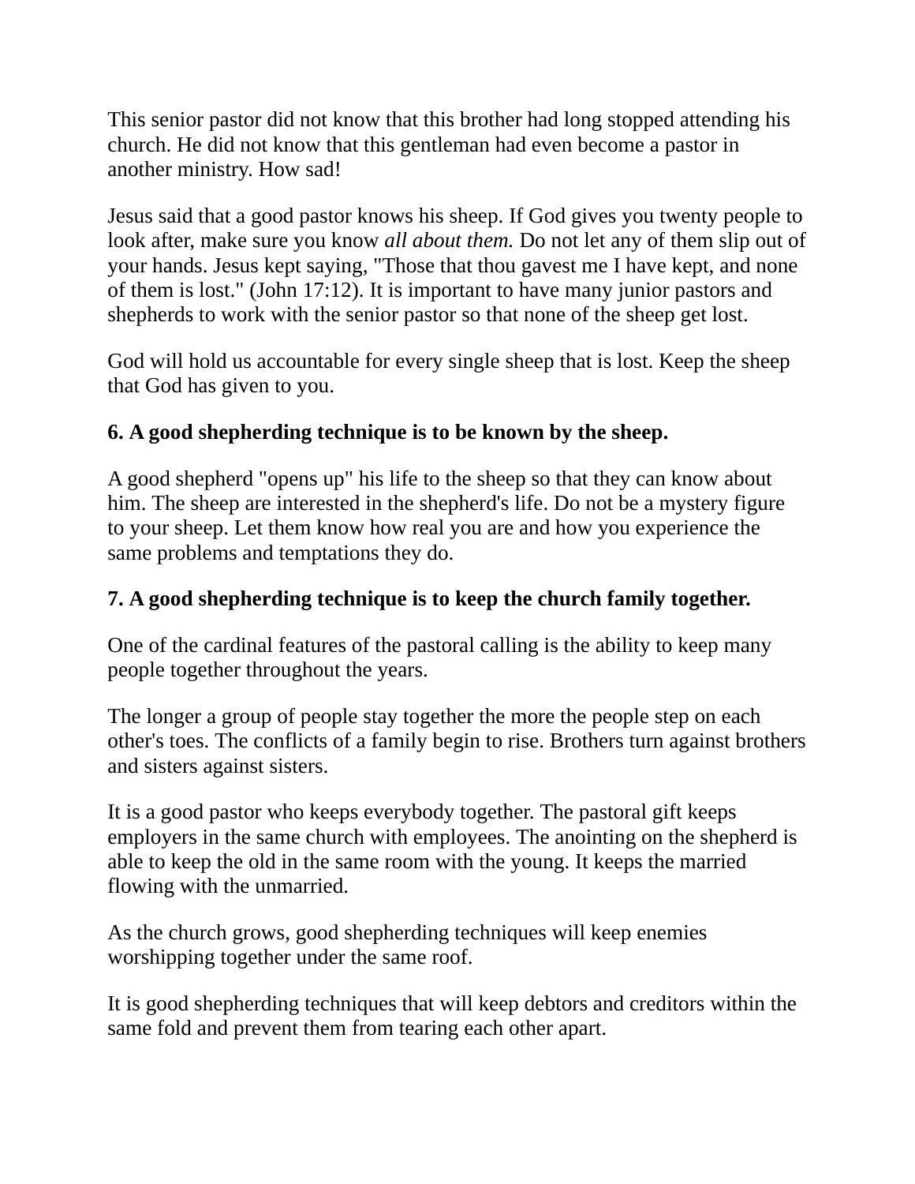This senior pastor did not know that this brother had long stopped attending his church. He did not know that this gentleman had even become a pastor in another ministry. How sad!

Jesus said that a good pastor knows his sheep. If God gives you twenty people to look after, make sure you know *all about them.* Do not let any of them slip out of your hands. Jesus kept saying, "Those that thou gavest me I have kept, and none of them is lost." (John 17:12). It is important to have many junior pastors and shepherds to work with the senior pastor so that none of the sheep get lost.

God will hold us accountable for every single sheep that is lost. Keep the sheep that God has given to you.

**6. A good shepherding technique is to be known by the sheep.**

A good shepherd "opens up" his life to the sheep so that they can know about him. The sheep are interested in the shepherd's life. Do not be a mystery figure to your sheep. Let them know how real you are and how you experience the same problems and temptations they do.

**7. A good shepherding technique is to keep the church family together.**

One of the cardinal features of the pastoral calling is the ability to keep many people together throughout the years.

The longer a group of people stay together the more the people step on each other's toes. The conflicts of a family begin to rise. Brothers turn against brothers and sisters against sisters.

It is a good pastor who keeps everybody together. The pastoral gift keeps employers in the same church with employees. The anointing on the shepherd is able to keep the old in the same room with the young. It keeps the married flowing with the unmarried.

As the church grows, good shepherding techniques will keep enemies worshipping together under the same roof.

It is good shepherding techniques that will keep debtors and creditors within the same fold and prevent them from tearing each other apart.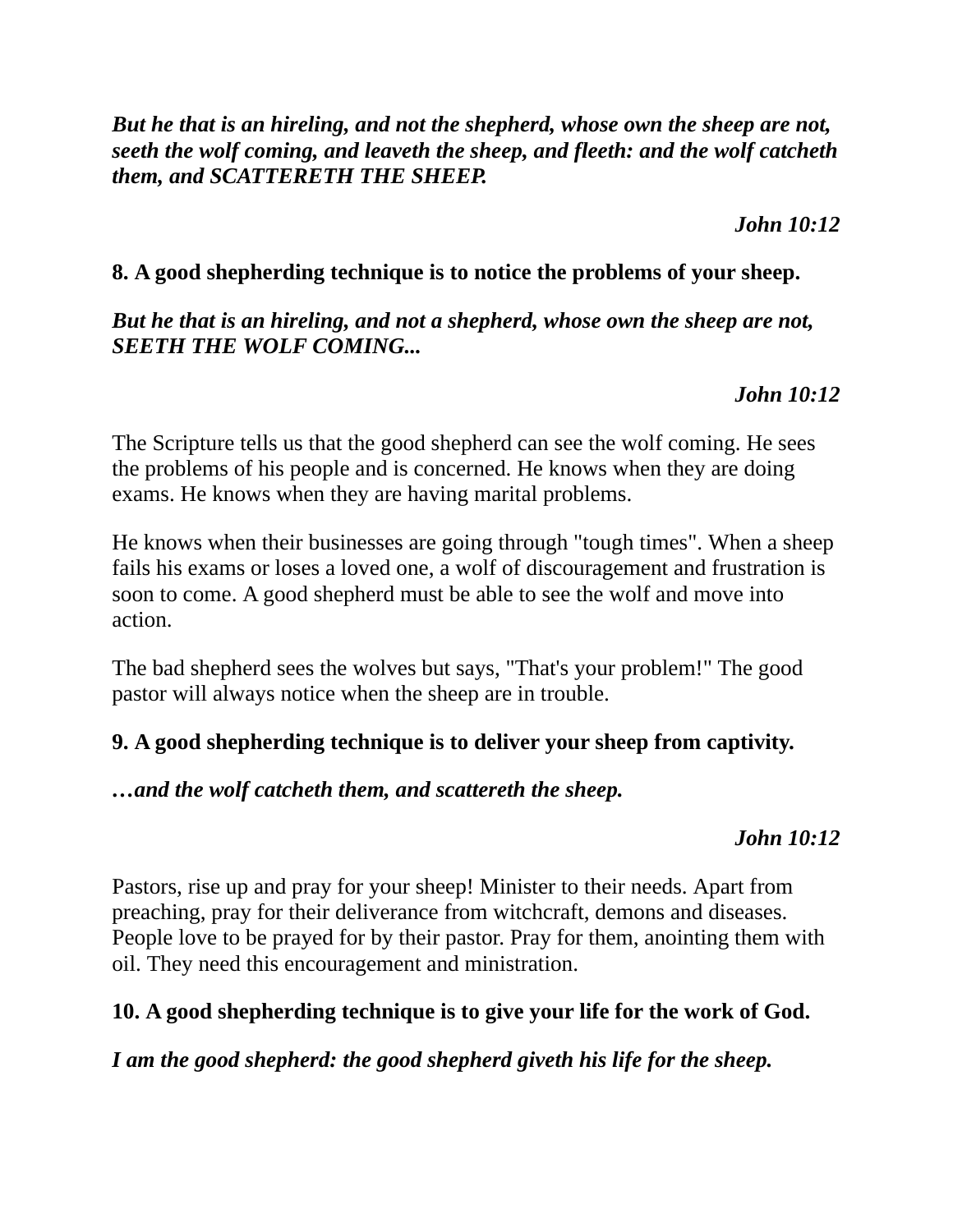***But he that is an hireling, and not the shepherd, whose own the sheep are not, seeth the wolf coming, and leaveth the sheep, and fleeth: and the wolf catcheth them, and SCATTERETH THE SHEEP.***

***John 10:12***

**8. A good shepherding technique is to notice the problems of your sheep.**

***But he that is an hireling, and not a shepherd, whose own the sheep are not, SEETH THE WOLF COMING...***

***John 10:12***

The Scripture tells us that the good shepherd can see the wolf coming. He sees the problems of his people and is concerned. He knows when they are doing exams. He knows when they are having marital problems.

He knows when their businesses are going through "tough times". When a sheep fails his exams or loses a loved one, a wolf of discouragement and frustration is soon to come. A good shepherd must be able to see the wolf and move into action.

The bad shepherd sees the wolves but says, "That's your problem!" The good pastor will always notice when the sheep are in trouble.

**9. A good shepherding technique is to deliver your sheep from captivity.**

***…and the wolf catcheth them, and scattereth the sheep.***

***John 10:12***

Pastors, rise up and pray for your sheep! Minister to their needs. Apart from preaching, pray for their deliverance from witchcraft, demons and diseases. People love to be prayed for by their pastor. Pray for them, anointing them with oil. They need this encouragement and ministration.

**10. A good shepherding technique is to give your life for the work of God.**

***I am the good shepherd: the good shepherd giveth his life for the sheep.***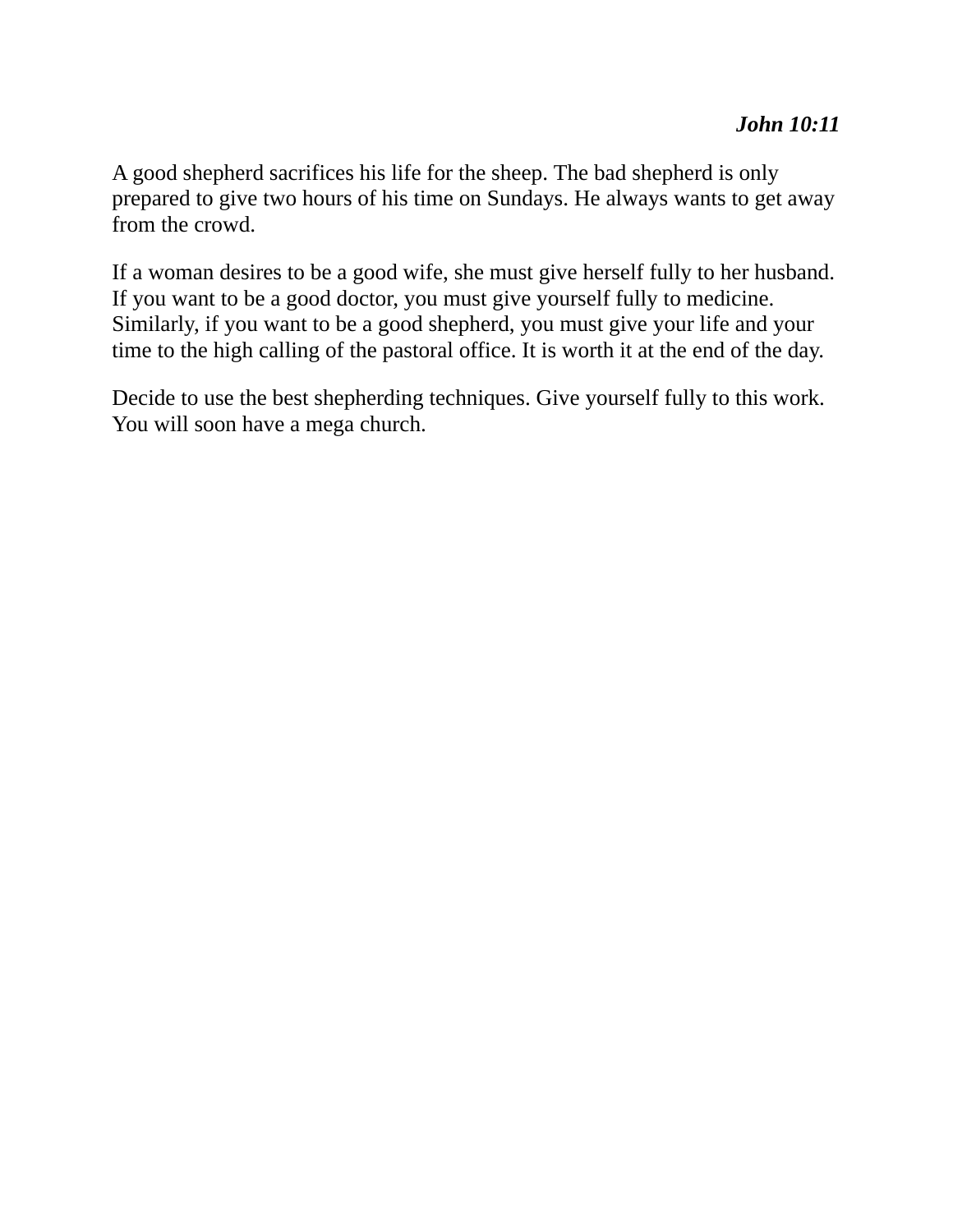***John 10:11***

A good shepherd sacrifices his life for the sheep. The bad shepherd is only prepared to give two hours of his time on Sundays. He always wants to get away from the crowd.

If a woman desires to be a good wife, she must give herself fully to her husband. If you want to be a good doctor, you must give yourself fully to medicine. Similarly, if you want to be a good shepherd, you must give your life and your time to the high calling of the pastoral office. It is worth it at the end of the day.

Decide to use the best shepherding techniques. Give yourself fully to this work. You will soon have a mega church.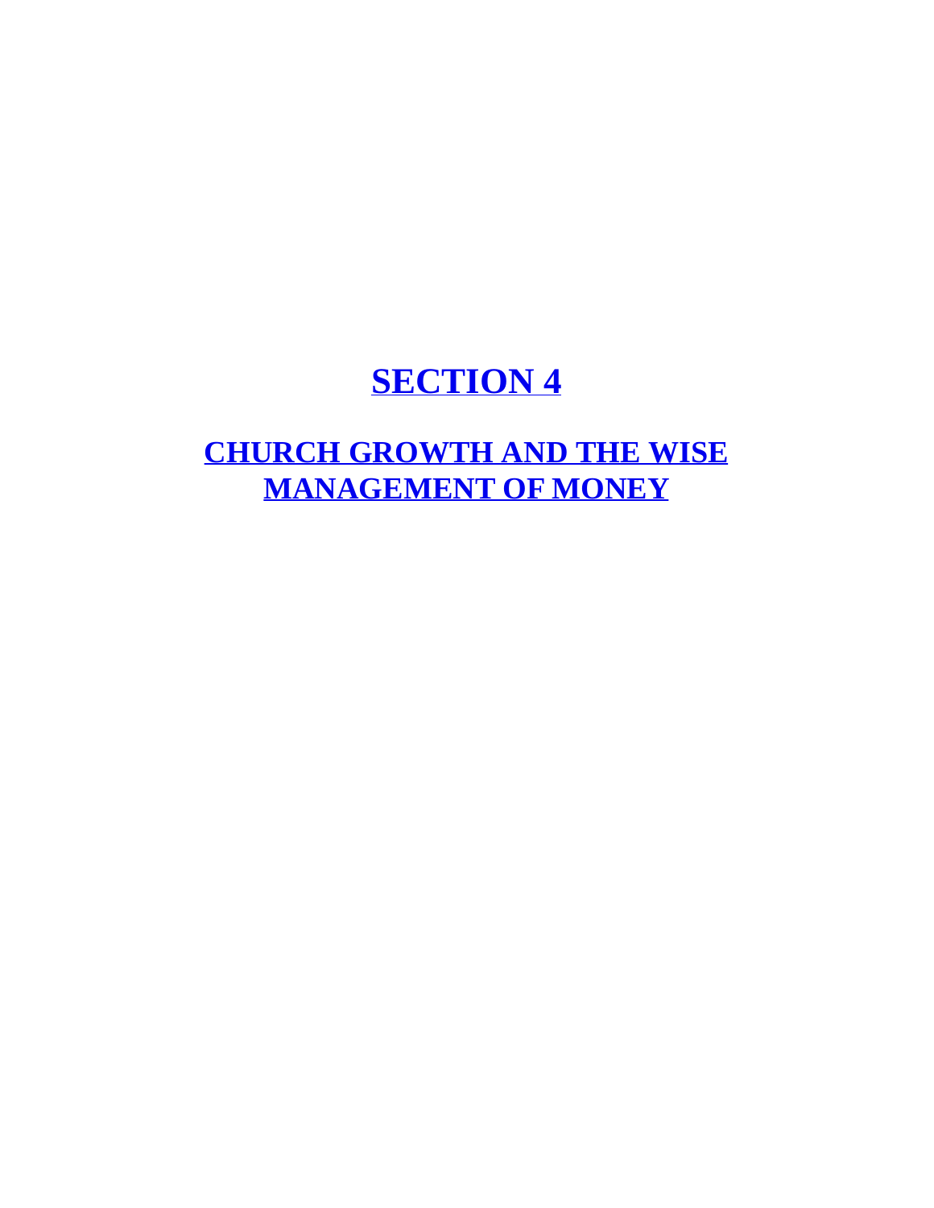# SECTION 4

## CHURCH GROWTH AND THE WISE MANAGEMENT OF MONEY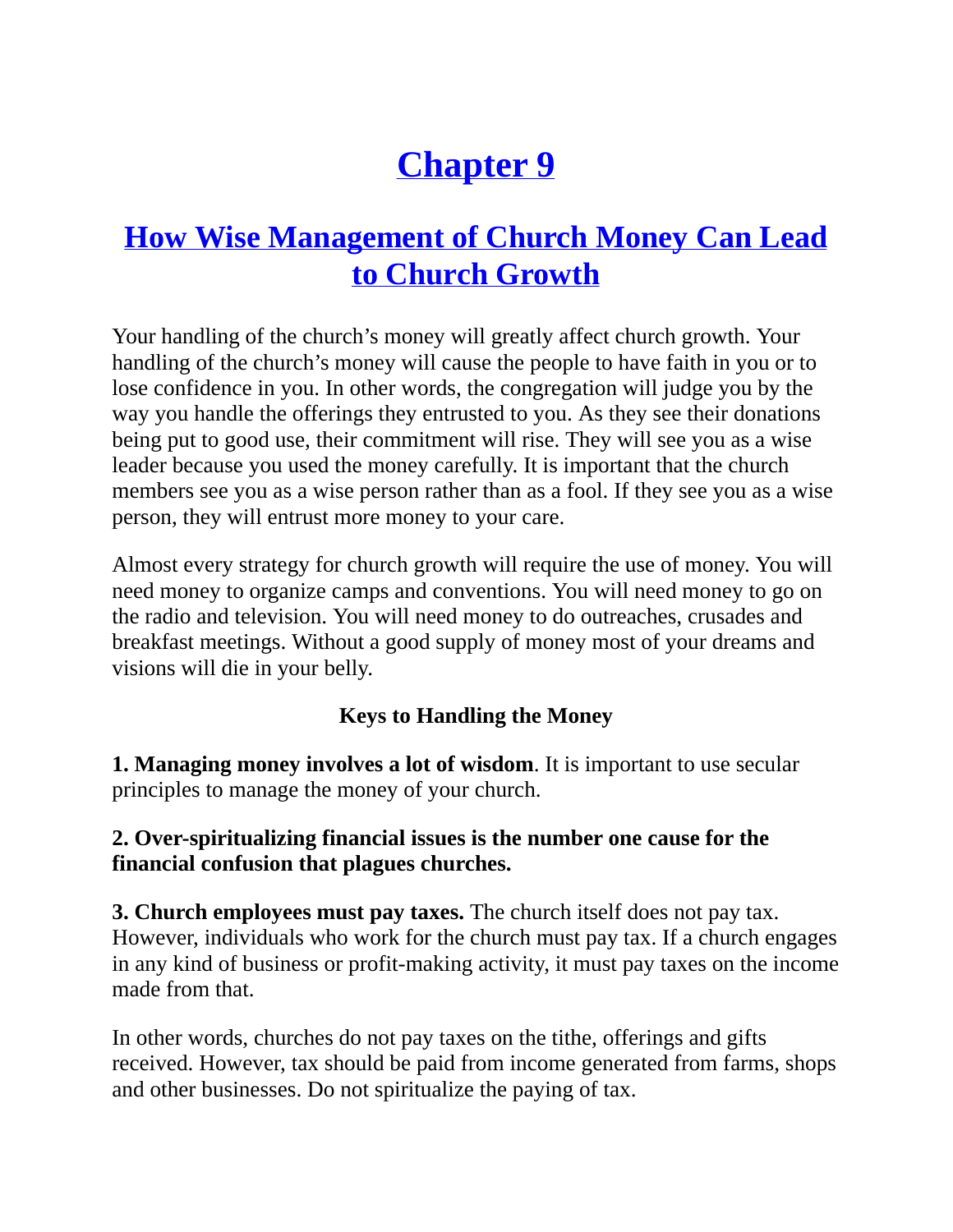# Chapter 9

## How Wise Management of Church Money Can Lead to Church Growth

Your handling of the church's money will greatly affect church growth. Your handling of the church's money will cause the people to have faith in you or to lose confidence in you. In other words, the congregation will judge you by the way you handle the offerings they entrusted to you. As they see their donations being put to good use, their commitment will rise. They will see you as a wise leader because you used the money carefully. It is important that the church members see you as a wise person rather than as a fool. If they see you as a wise person, they will entrust more money to your care.

Almost every strategy for church growth will require the use of money. You will need money to organize camps and conventions. You will need money to go on the radio and television. You will need money to do outreaches, crusades and breakfast meetings. Without a good supply of money most of your dreams and visions will die in your belly.

**Keys to Handling the Money**

**1. Managing money involves a lot of wisdom**. It is important to use secular principles to manage the money of your church.

**2. Over-spiritualizing financial issues is the number one cause for the financial confusion that plagues churches.**

**3. Church employees must pay taxes.** The church itself does not pay tax. However, individuals who work for the church must pay tax. If a church engages in any kind of business or profit-making activity, it must pay taxes on the income made from that.

In other words, churches do not pay taxes on the tithe, offerings and gifts received. However, tax should be paid from income generated from farms, shops and other businesses. Do not spiritualize the paying of tax.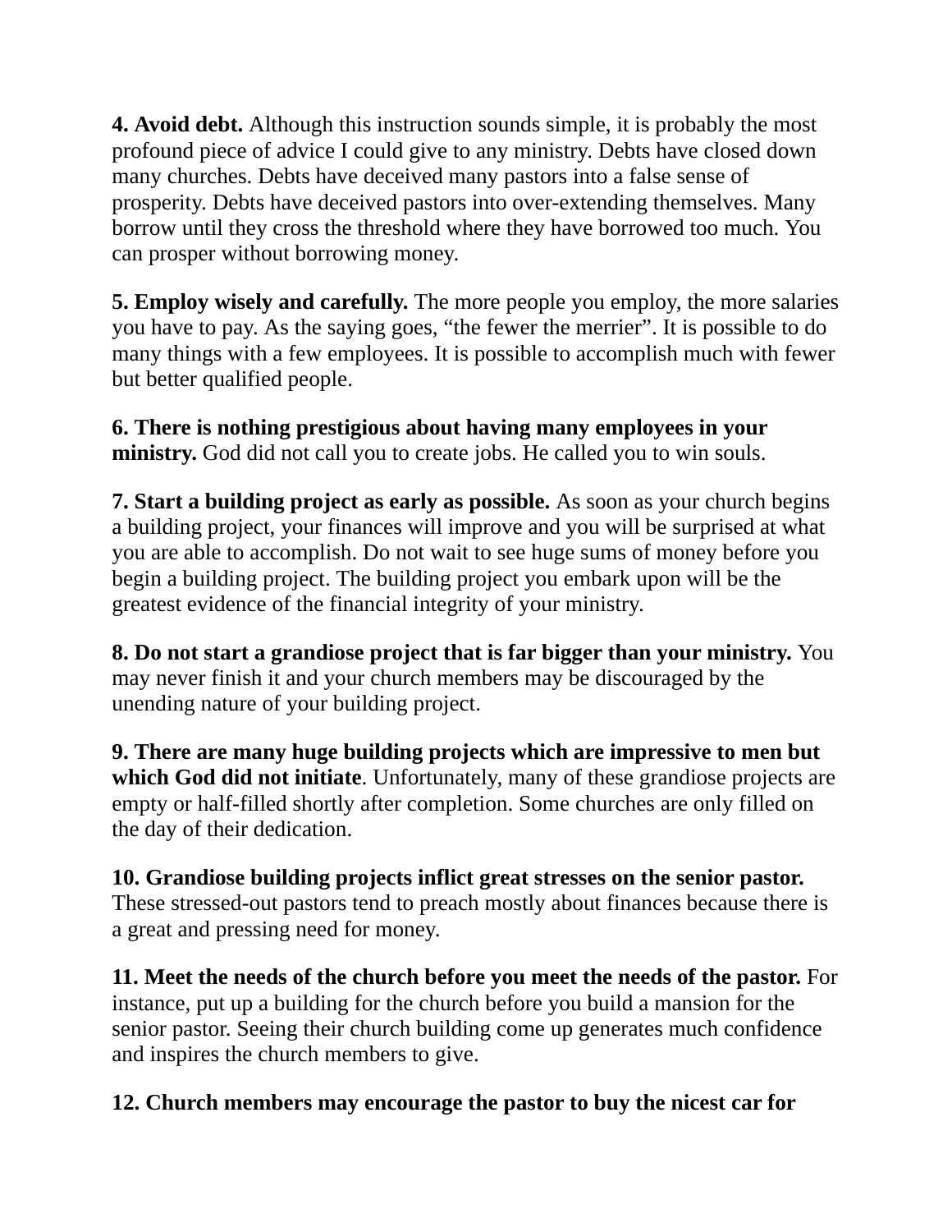**4. Avoid debt.** Although this instruction sounds simple, it is probably the most profound piece of advice I could give to any ministry. Debts have closed down many churches. Debts have deceived many pastors into a false sense of prosperity. Debts have deceived pastors into over-extending themselves. Many borrow until they cross the threshold where they have borrowed too much. You can prosper without borrowing money.

**5. Employ wisely and carefully.** The more people you employ, the more salaries you have to pay. As the saying goes, "the fewer the merrier". It is possible to do many things with a few employees. It is possible to accomplish much with fewer but better qualified people.

**6. There is nothing prestigious about having many employees in your ministry.** God did not call you to create jobs. He called you to win souls.

**7. Start a building project as early as possible.** As soon as your church begins a building project, your finances will improve and you will be surprised at what you are able to accomplish. Do not wait to see huge sums of money before you begin a building project. The building project you embark upon will be the greatest evidence of the financial integrity of your ministry.

**8. Do not start a grandiose project that is far bigger than your ministry.** You may never finish it and your church members may be discouraged by the unending nature of your building project.

**9. There are many huge building projects which are impressive to men but which God did not initiate**. Unfortunately, many of these grandiose projects are empty or half-filled shortly after completion. Some churches are only filled on the day of their dedication.

**10. Grandiose building projects inflict great stresses on the senior pastor.** These stressed-out pastors tend to preach mostly about finances because there is a great and pressing need for money.

**11. Meet the needs of the church before you meet the needs of the pastor.** For instance, put up a building for the church before you build a mansion for the senior pastor. Seeing their church building come up generates much confidence and inspires the church members to give.

**12. Church members may encourage the pastor to buy the nicest car for**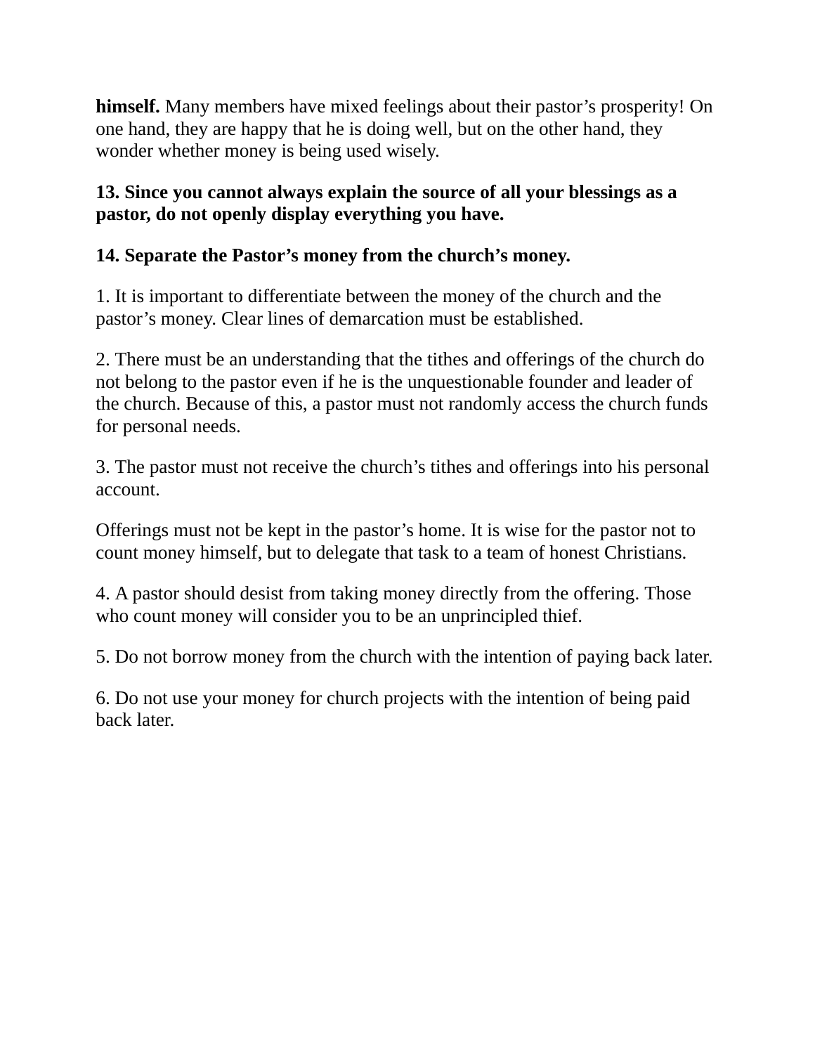**himself.** Many members have mixed feelings about their pastor’s prosperity! On one hand, they are happy that he is doing well, but on the other hand, they wonder whether money is being used wisely.

**13. Since you cannot always explain the source of all your blessings as a pastor, do not openly display everything you have.**

**14. Separate the Pastor’s money from the church’s money.**

1. It is important to differentiate between the money of the church and the pastor’s money. Clear lines of demarcation must be established.

2. There must be an understanding that the tithes and offerings of the church do not belong to the pastor even if he is the unquestionable founder and leader of the church. Because of this, a pastor must not randomly access the church funds for personal needs.

3. The pastor must not receive the church’s tithes and offerings into his personal account.

Offerings must not be kept in the pastor’s home. It is wise for the pastor not to count money himself, but to delegate that task to a team of honest Christians.

4. A pastor should desist from taking money directly from the offering. Those who count money will consider you to be an unprincipled thief.

5. Do not borrow money from the church with the intention of paying back later.

6. Do not use your money for church projects with the intention of being paid back later.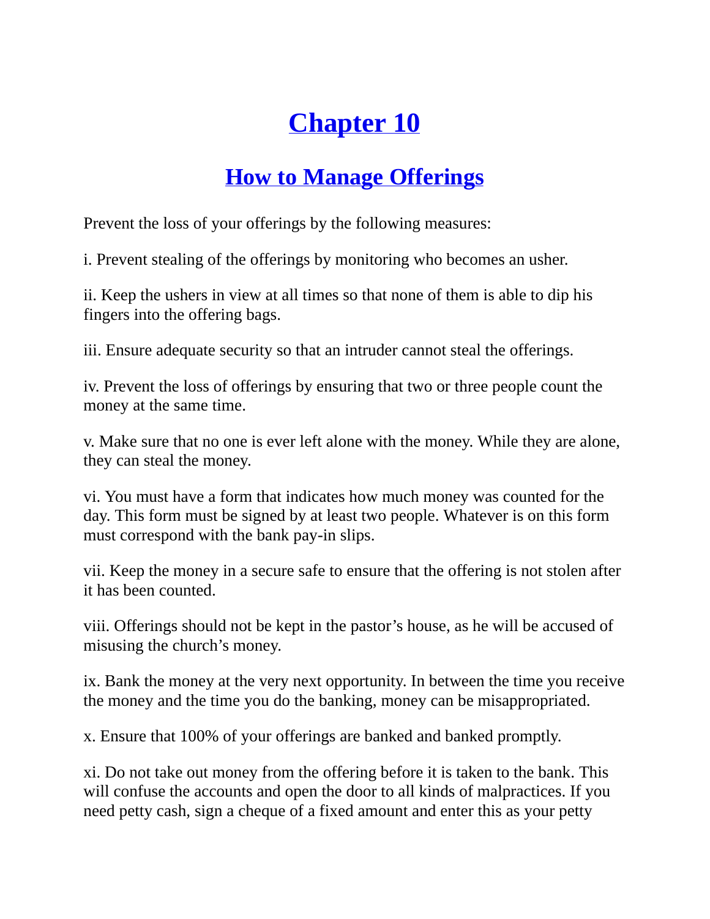# Chapter 10

## How to Manage Offerings

Prevent the loss of your offerings by the following measures:

i. Prevent stealing of the offerings by monitoring who becomes an usher.

ii. Keep the ushers in view at all times so that none of them is able to dip his fingers into the offering bags.

iii. Ensure adequate security so that an intruder cannot steal the offerings.

iv. Prevent the loss of offerings by ensuring that two or three people count the money at the same time.

v. Make sure that no one is ever left alone with the money. While they are alone, they can steal the money.

vi. You must have a form that indicates how much money was counted for the day. This form must be signed by at least two people. Whatever is on this form must correspond with the bank pay-in slips.

vii. Keep the money in a secure safe to ensure that the offering is not stolen after it has been counted.

viii. Offerings should not be kept in the pastor's house, as he will be accused of misusing the church's money.

ix. Bank the money at the very next opportunity. In between the time you receive the money and the time you do the banking, money can be misappropriated.

x. Ensure that 100% of your offerings are banked and banked promptly.

xi. Do not take out money from the offering before it is taken to the bank. This will confuse the accounts and open the door to all kinds of malpractices. If you need petty cash, sign a cheque of a fixed amount and enter this as your petty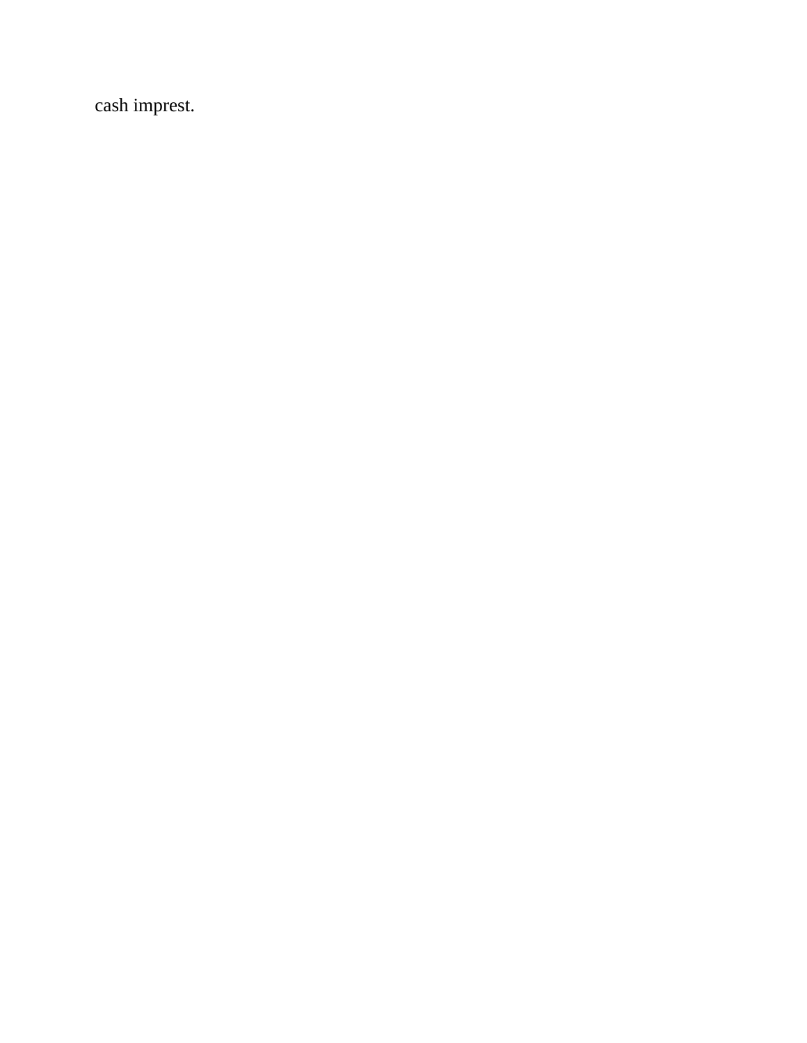cash imprest.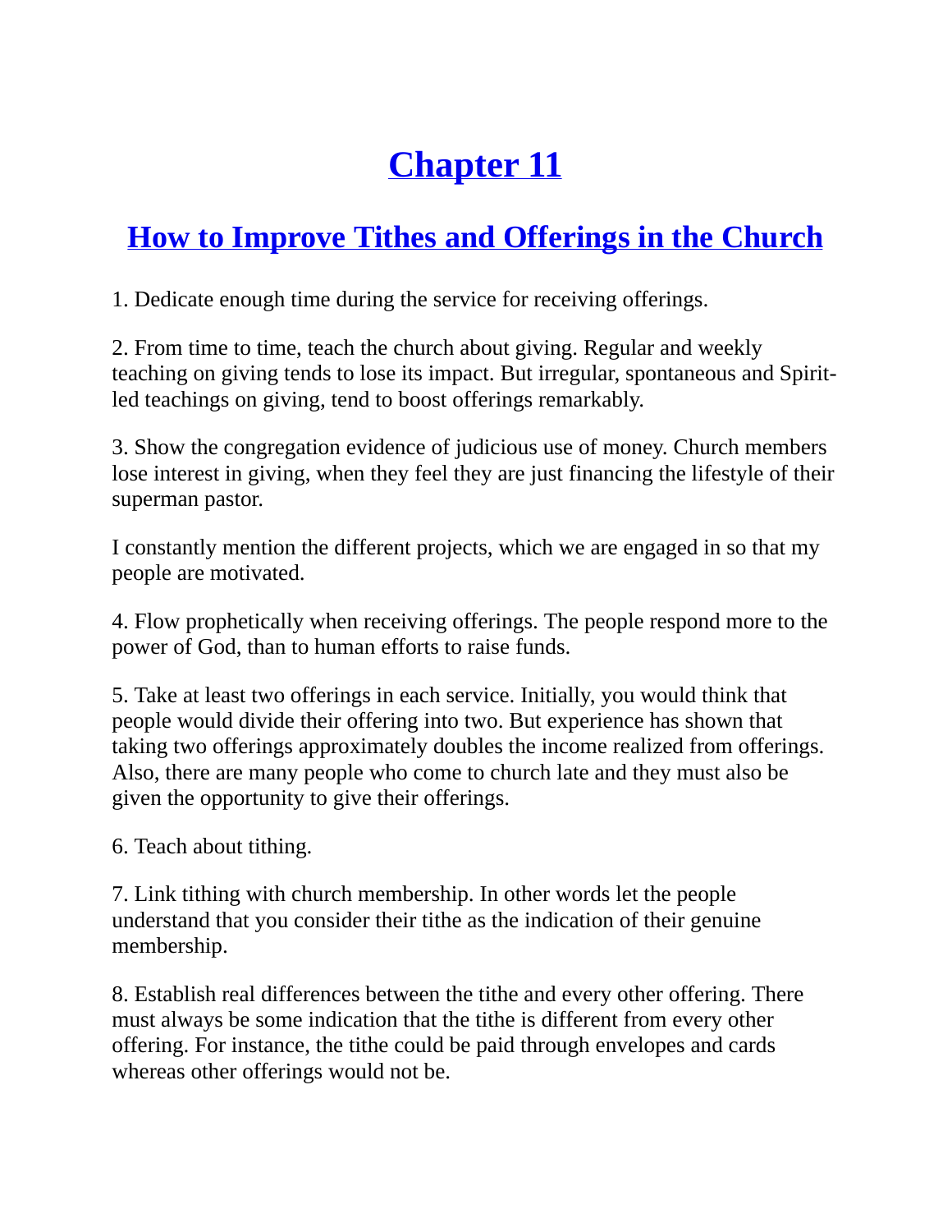# Chapter 11

## How to Improve Tithes and Offerings in the Church

1. Dedicate enough time during the service for receiving offerings.

2. From time to time, teach the church about giving. Regular and weekly teaching on giving tends to lose its impact. But irregular, spontaneous and Spirit-led teachings on giving, tend to boost offerings remarkably.

3. Show the congregation evidence of judicious use of money. Church members lose interest in giving, when they feel they are just financing the lifestyle of their superman pastor.

I constantly mention the different projects, which we are engaged in so that my people are motivated.

4. Flow prophetically when receiving offerings. The people respond more to the power of God, than to human efforts to raise funds.

5. Take at least two offerings in each service. Initially, you would think that people would divide their offering into two. But experience has shown that taking two offerings approximately doubles the income realized from offerings. Also, there are many people who come to church late and they must also be given the opportunity to give their offerings.

6. Teach about tithing.

7. Link tithing with church membership. In other words let the people understand that you consider their tithe as the indication of their genuine membership.

8. Establish real differences between the tithe and every other offering. There must always be some indication that the tithe is different from every other offering. For instance, the tithe could be paid through envelopes and cards whereas other offerings would not be.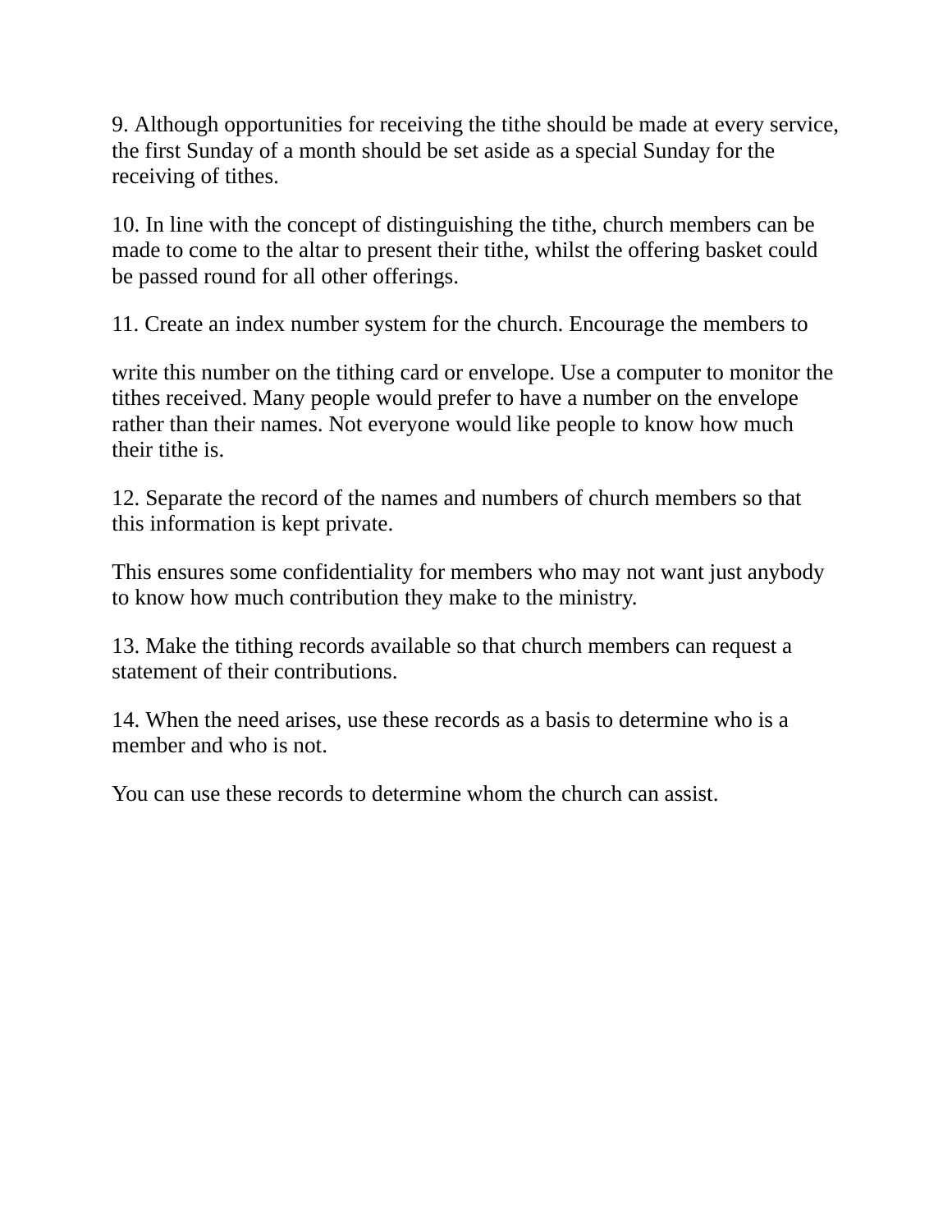9. Although opportunities for receiving the tithe should be made at every service, the first Sunday of a month should be set aside as a special Sunday for the receiving of tithes.

10. In line with the concept of distinguishing the tithe, church members can be made to come to the altar to present their tithe, whilst the offering basket could be passed round for all other offerings.

11. Create an index number system for the church. Encourage the members to

write this number on the tithing card or envelope. Use a computer to monitor the tithes received. Many people would prefer to have a number on the envelope rather than their names. Not everyone would like people to know how much their tithe is.

12. Separate the record of the names and numbers of church members so that this information is kept private.

This ensures some confidentiality for members who may not want just anybody to know how much contribution they make to the ministry.

13. Make the tithing records available so that church members can request a statement of their contributions.

14. When the need arises, use these records as a basis to determine who is a member and who is not.

You can use these records to determine whom the church can assist.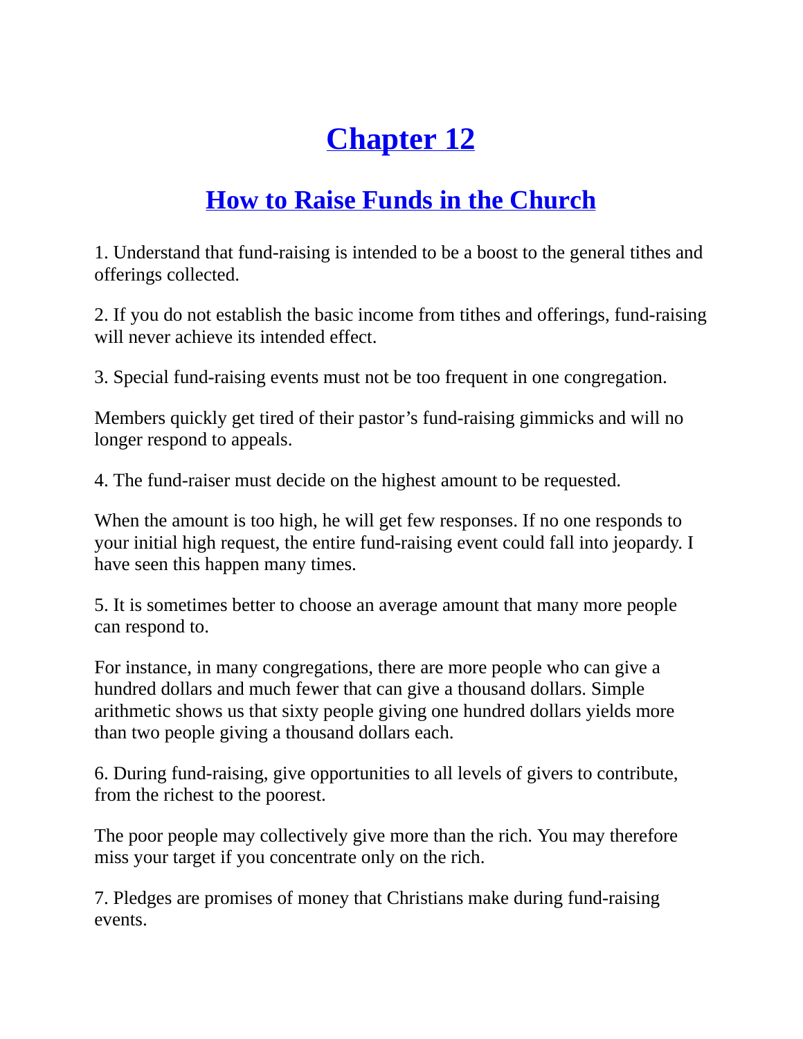# Chapter 12

## How to Raise Funds in the Church

1. Understand that fund-raising is intended to be a boost to the general tithes and offerings collected.

2. If you do not establish the basic income from tithes and offerings, fund-raising will never achieve its intended effect.

3. Special fund-raising events must not be too frequent in one congregation.

Members quickly get tired of their pastor’s fund-raising gimmicks and will no longer respond to appeals.

4. The fund-raiser must decide on the highest amount to be requested.

When the amount is too high, he will get few responses. If no one responds to your initial high request, the entire fund-raising event could fall into jeopardy. I have seen this happen many times.

5. It is sometimes better to choose an average amount that many more people can respond to.

For instance, in many congregations, there are more people who can give a hundred dollars and much fewer that can give a thousand dollars. Simple arithmetic shows us that sixty people giving one hundred dollars yields more than two people giving a thousand dollars each.

6. During fund-raising, give opportunities to all levels of givers to contribute, from the richest to the poorest.

The poor people may collectively give more than the rich. You may therefore miss your target if you concentrate only on the rich.

7. Pledges are promises of money that Christians make during fund-raising events.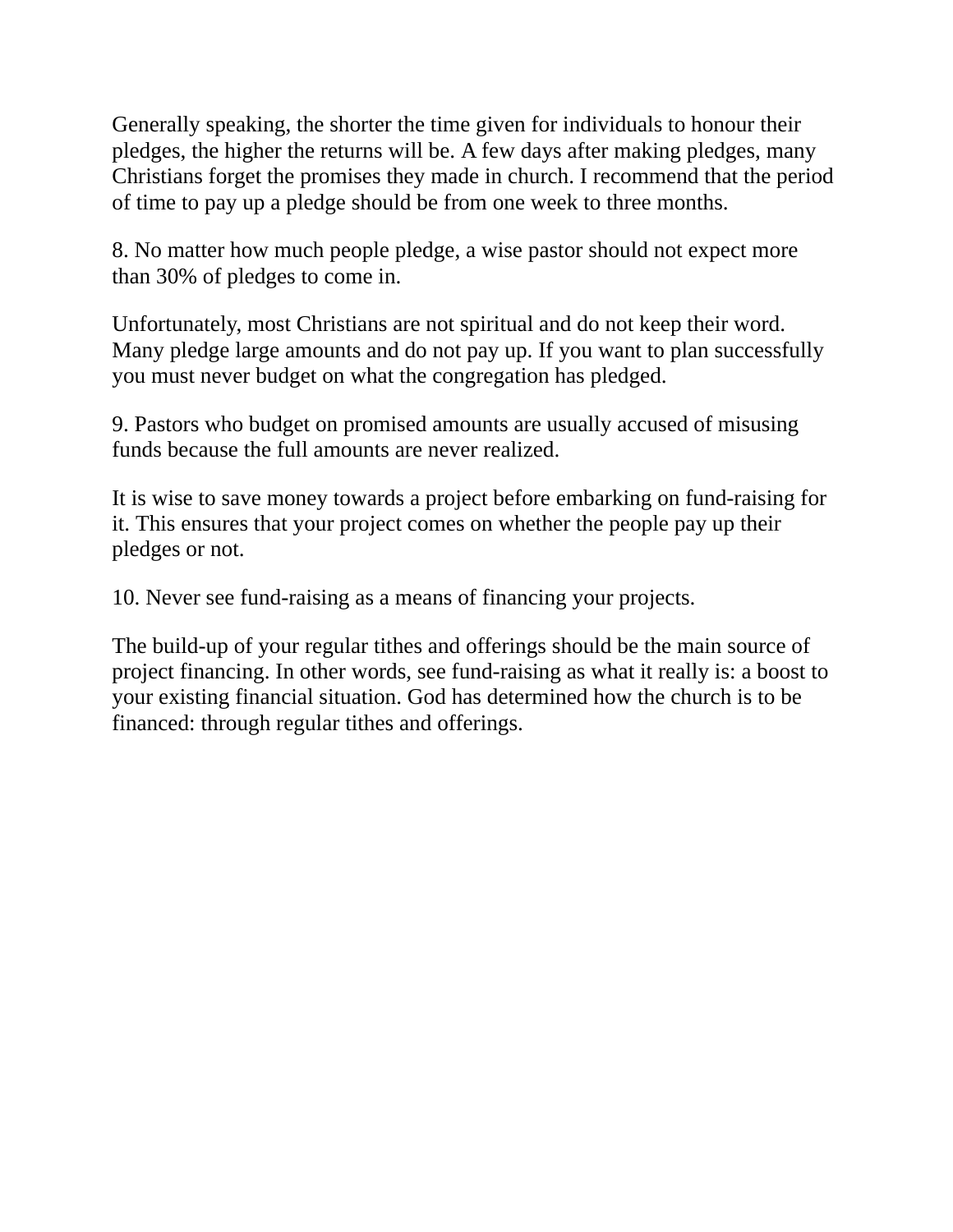Generally speaking, the shorter the time given for individuals to honour their pledges, the higher the returns will be. A few days after making pledges, many Christians forget the promises they made in church. I recommend that the period of time to pay up a pledge should be from one week to three months.

8. No matter how much people pledge, a wise pastor should not expect more than 30% of pledges to come in.

Unfortunately, most Christians are not spiritual and do not keep their word. Many pledge large amounts and do not pay up. If you want to plan successfully you must never budget on what the congregation has pledged.

9. Pastors who budget on promised amounts are usually accused of misusing funds because the full amounts are never realized.

It is wise to save money towards a project before embarking on fund-raising for it. This ensures that your project comes on whether the people pay up their pledges or not.

10. Never see fund-raising as a means of financing your projects.

The build-up of your regular tithes and offerings should be the main source of project financing. In other words, see fund-raising as what it really is: a boost to your existing financial situation. God has determined how the church is to be financed: through regular tithes and offerings.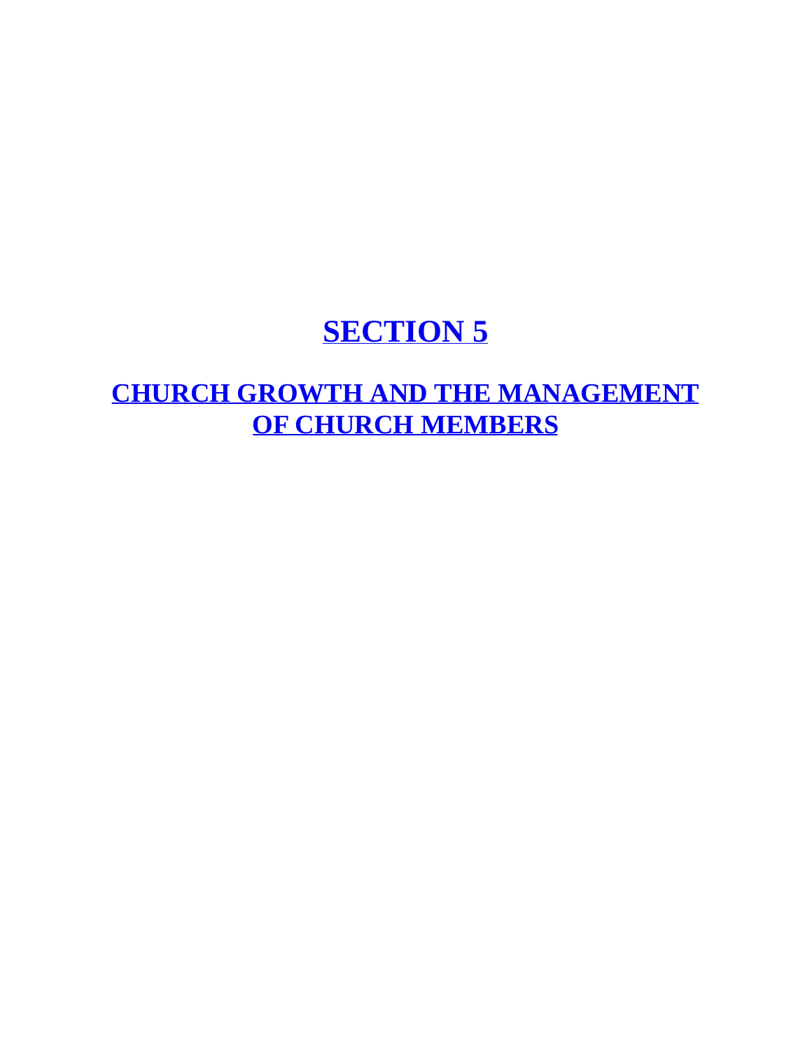# SECTION 5

## CHURCH GROWTH AND THE MANAGEMENT OF CHURCH MEMBERS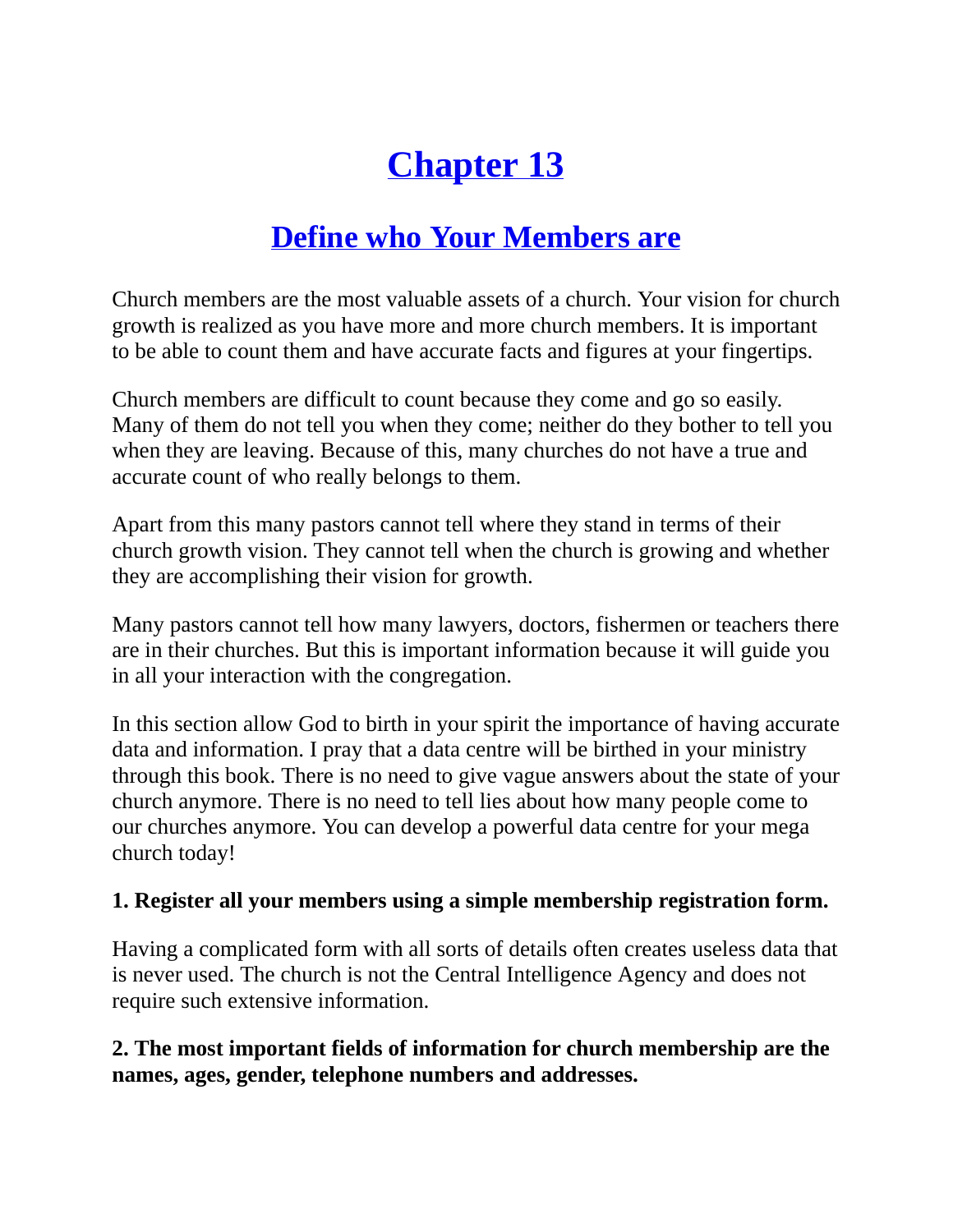# Chapter 13

## Define who Your Members are

Church members are the most valuable assets of a church. Your vision for church growth is realized as you have more and more church members. It is important to be able to count them and have accurate facts and figures at your fingertips.

Church members are difficult to count because they come and go so easily. Many of them do not tell you when they come; neither do they bother to tell you when they are leaving. Because of this, many churches do not have a true and accurate count of who really belongs to them.

Apart from this many pastors cannot tell where they stand in terms of their church growth vision. They cannot tell when the church is growing and whether they are accomplishing their vision for growth.

Many pastors cannot tell how many lawyers, doctors, fishermen or teachers there are in their churches. But this is important information because it will guide you in all your interaction with the congregation.

In this section allow God to birth in your spirit the importance of having accurate data and information. I pray that a data centre will be birthed in your ministry through this book. There is no need to give vague answers about the state of your church anymore. There is no need to tell lies about how many people come to our churches anymore. You can develop a powerful data centre for your mega church today!

**1. Register all your members using a simple membership registration form.**

Having a complicated form with all sorts of details often creates useless data that is never used. The church is not the Central Intelligence Agency and does not require such extensive information.

**2. The most important fields of information for church membership are the names, ages, gender, telephone numbers and addresses.**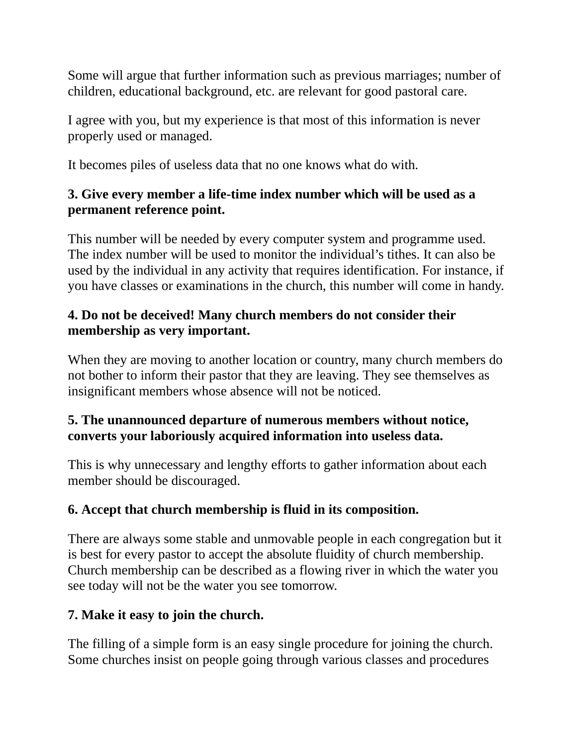Some will argue that further information such as previous marriages; number of children, educational background, etc. are relevant for good pastoral care.

I agree with you, but my experience is that most of this information is never properly used or managed.

It becomes piles of useless data that no one knows what do with.

**3. Give every member a life-time index number which will be used as a permanent reference point.**

This number will be needed by every computer system and programme used. The index number will be used to monitor the individual's tithes. It can also be used by the individual in any activity that requires identification. For instance, if you have classes or examinations in the church, this number will come in handy.

**4. Do not be deceived! Many church members do not consider their membership as very important.**

When they are moving to another location or country, many church members do not bother to inform their pastor that they are leaving. They see themselves as insignificant members whose absence will not be noticed.

**5. The unannounced departure of numerous members without notice, converts your laboriously acquired information into useless data.**

This is why unnecessary and lengthy efforts to gather information about each member should be discouraged.

**6. Accept that church membership is fluid in its composition.**

There are always some stable and unmovable people in each congregation but it is best for every pastor to accept the absolute fluidity of church membership. Church membership can be described as a flowing river in which the water you see today will not be the water you see tomorrow.

**7. Make it easy to join the church.**

The filling of a simple form is an easy single procedure for joining the church. Some churches insist on people going through various classes and procedures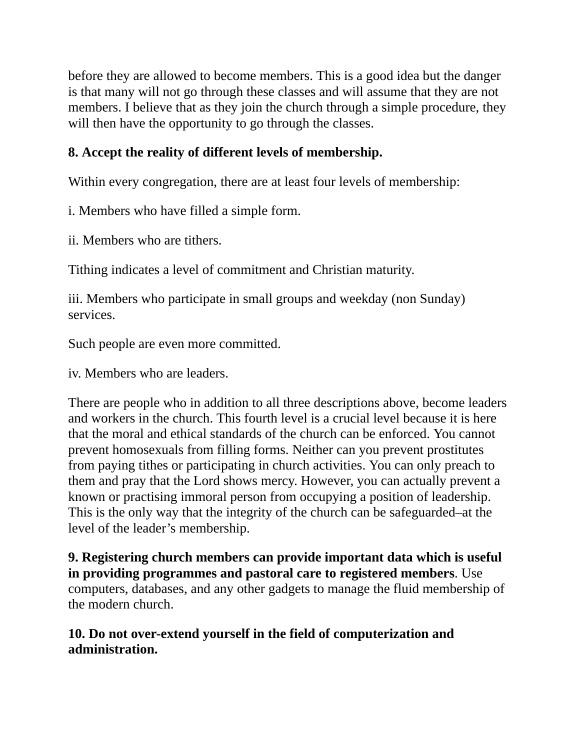before they are allowed to become members. This is a good idea but the danger is that many will not go through these classes and will assume that they are not members. I believe that as they join the church through a simple procedure, they will then have the opportunity to go through the classes.

**8. Accept the reality of different levels of membership.**

Within every congregation, there are at least four levels of membership:

i. Members who have filled a simple form.

ii. Members who are tithers.

Tithing indicates a level of commitment and Christian maturity.

iii. Members who participate in small groups and weekday (non Sunday) services.

Such people are even more committed.

iv. Members who are leaders.

There are people who in addition to all three descriptions above, become leaders and workers in the church. This fourth level is a crucial level because it is here that the moral and ethical standards of the church can be enforced. You cannot prevent homosexuals from filling forms. Neither can you prevent prostitutes from paying tithes or participating in church activities. You can only preach to them and pray that the Lord shows mercy. However, you can actually prevent a known or practising immoral person from occupying a position of leadership. This is the only way that the integrity of the church can be safeguarded–at the level of the leader's membership.

**9. Registering church members can provide important data which is useful in providing programmes and pastoral care to registered members**. Use computers, databases, and any other gadgets to manage the fluid membership of the modern church.

**10. Do not over-extend yourself in the field of computerization and administration.**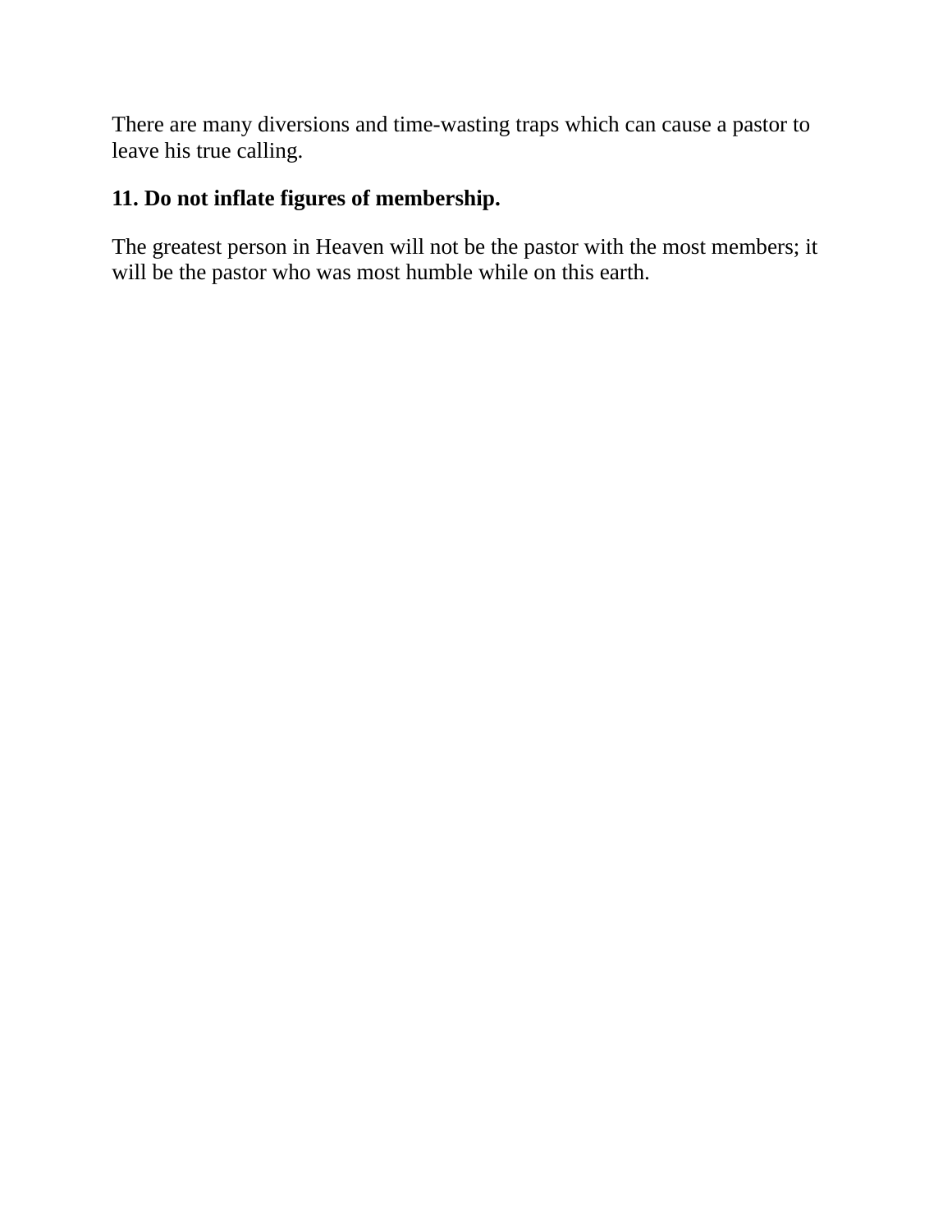There are many diversions and time-wasting traps which can cause a pastor to leave his true calling.

**11. Do not inflate figures of membership.**

The greatest person in Heaven will not be the pastor with the most members; it will be the pastor who was most humble while on this earth.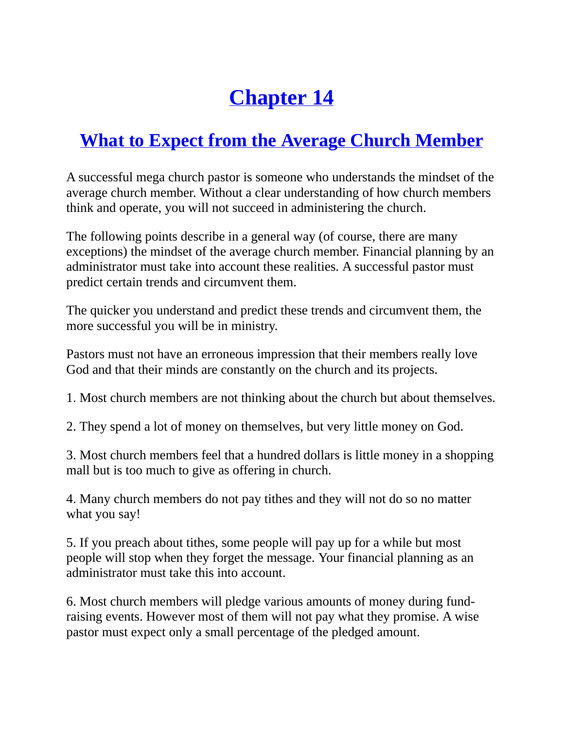# Chapter 14

## What to Expect from the Average Church Member

A successful mega church pastor is someone who understands the mindset of the average church member. Without a clear understanding of how church members think and operate, you will not succeed in administering the church.

The following points describe in a general way (of course, there are many exceptions) the mindset of the average church member. Financial planning by an administrator must take into account these realities. A successful pastor must predict certain trends and circumvent them.

The quicker you understand and predict these trends and circumvent them, the more successful you will be in ministry.

Pastors must not have an erroneous impression that their members really love God and that their minds are constantly on the church and its projects.

1. Most church members are not thinking about the church but about themselves.

2. They spend a lot of money on themselves, but very little money on God.

3. Most church members feel that a hundred dollars is little money in a shopping mall but is too much to give as offering in church.

4. Many church members do not pay tithes and they will not do so no matter what you say!

5. If you preach about tithes, some people will pay up for a while but most people will stop when they forget the message. Your financial planning as an administrator must take this into account.

6. Most church members will pledge various amounts of money during fund-raising events. However most of them will not pay what they promise. A wise pastor must expect only a small percentage of the pledged amount.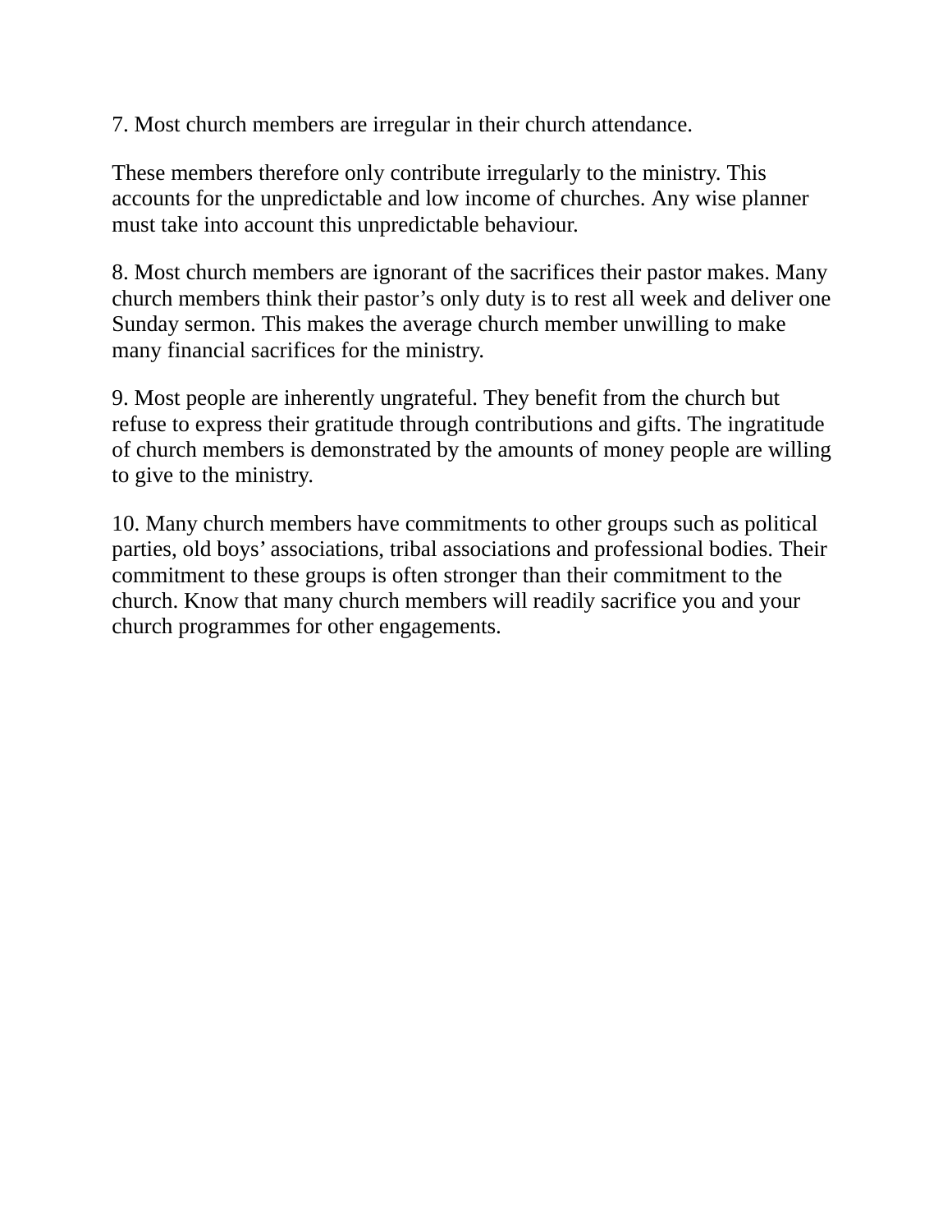7. Most church members are irregular in their church attendance.

These members therefore only contribute irregularly to the ministry. This accounts for the unpredictable and low income of churches. Any wise planner must take into account this unpredictable behaviour.

8. Most church members are ignorant of the sacrifices their pastor makes. Many church members think their pastor's only duty is to rest all week and deliver one Sunday sermon. This makes the average church member unwilling to make many financial sacrifices for the ministry.

9. Most people are inherently ungrateful. They benefit from the church but refuse to express their gratitude through contributions and gifts. The ingratitude of church members is demonstrated by the amounts of money people are willing to give to the ministry.

10. Many church members have commitments to other groups such as political parties, old boys' associations, tribal associations and professional bodies. Their commitment to these groups is often stronger than their commitment to the church. Know that many church members will readily sacrifice you and your church programmes for other engagements.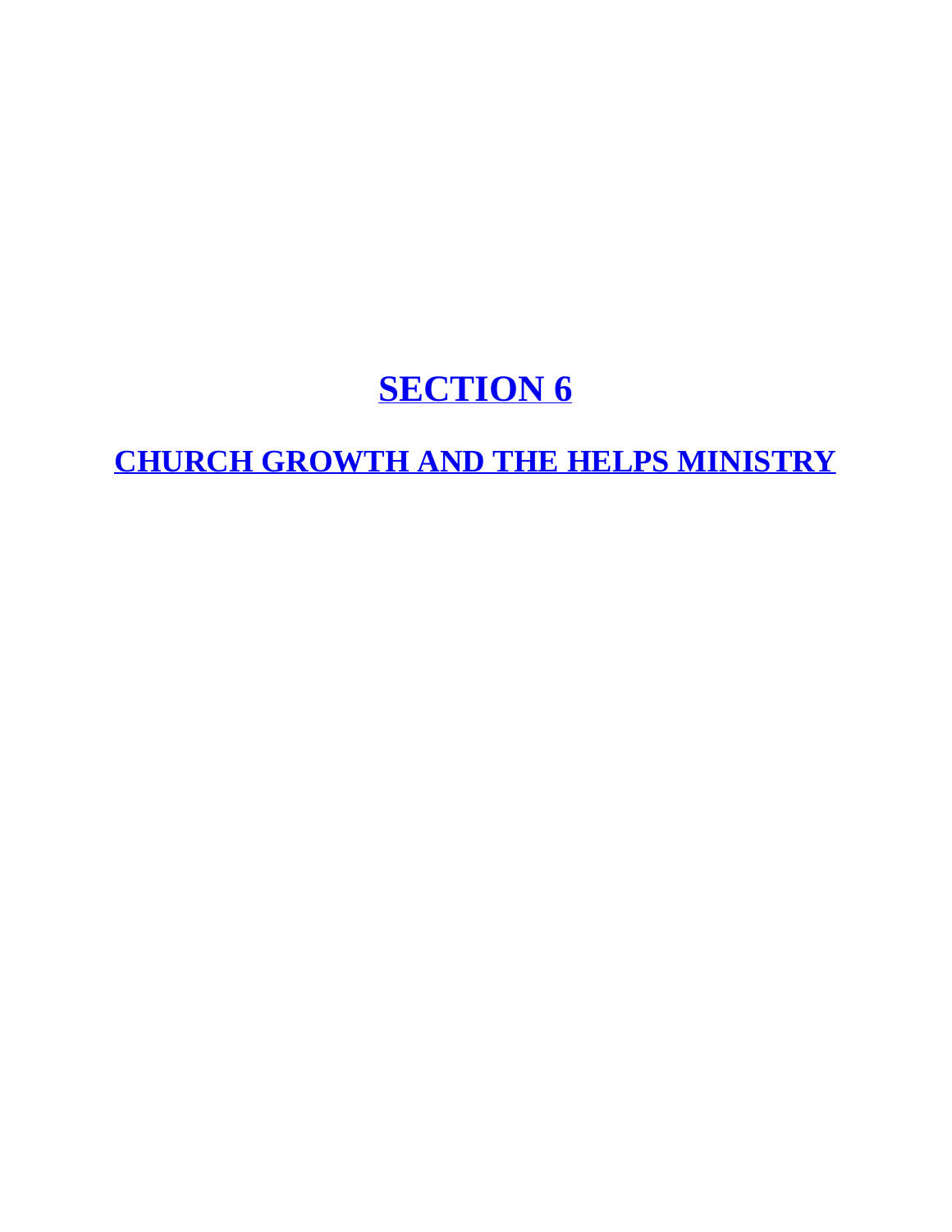# SECTION 6

## CHURCH GROWTH AND THE HELPS MINISTRY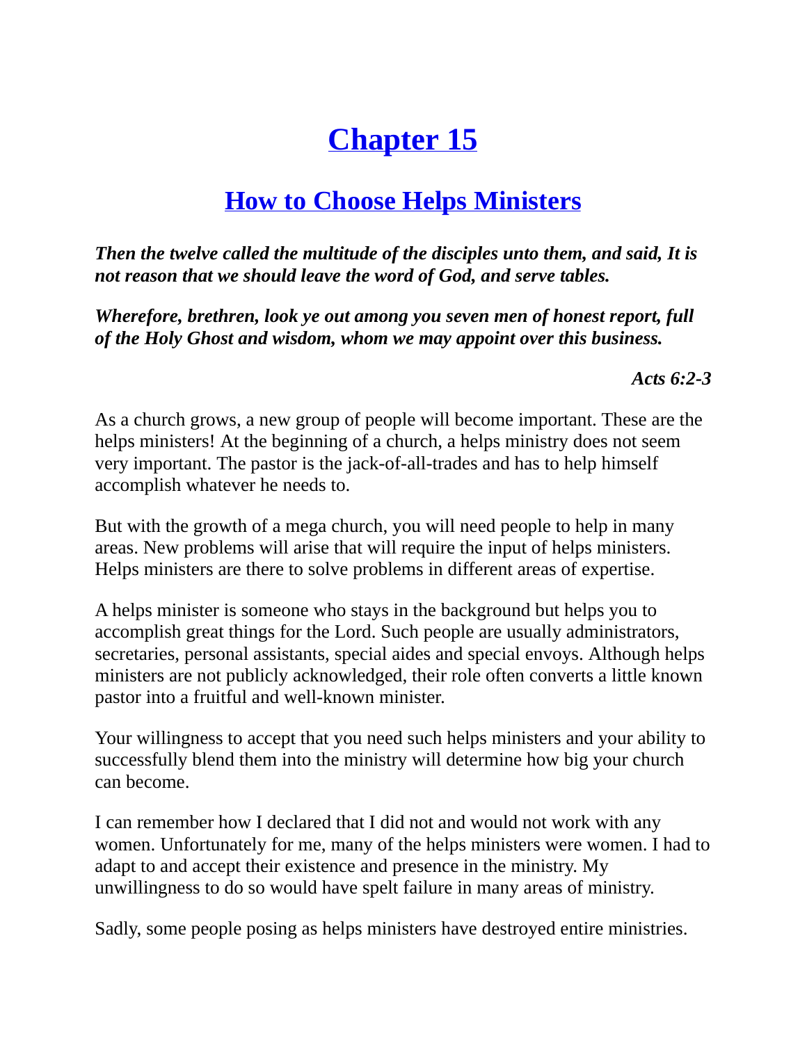# Chapter 15

## How to Choose Helps Ministers

***Then the twelve called the multitude of the disciples unto them, and said, It is not reason that we should leave the word of God, and serve tables.***

***Wherefore, brethren, look ye out among you seven men of honest report, full of the Holy Ghost and wisdom, whom we may appoint over this business.***

***Acts 6:2-3***

As a church grows, a new group of people will become important. These are the helps ministers! At the beginning of a church, a helps ministry does not seem very important. The pastor is the jack-of-all-trades and has to help himself accomplish whatever he needs to.

But with the growth of a mega church, you will need people to help in many areas. New problems will arise that will require the input of helps ministers. Helps ministers are there to solve problems in different areas of expertise.

A helps minister is someone who stays in the background but helps you to accomplish great things for the Lord. Such people are usually administrators, secretaries, personal assistants, special aides and special envoys. Although helps ministers are not publicly acknowledged, their role often converts a little known pastor into a fruitful and well-known minister.

Your willingness to accept that you need such helps ministers and your ability to successfully blend them into the ministry will determine how big your church can become.

I can remember how I declared that I did not and would not work with any women. Unfortunately for me, many of the helps ministers were women. I had to adapt to and accept their existence and presence in the ministry. My unwillingness to do so would have spelt failure in many areas of ministry.

Sadly, some people posing as helps ministers have destroyed entire ministries.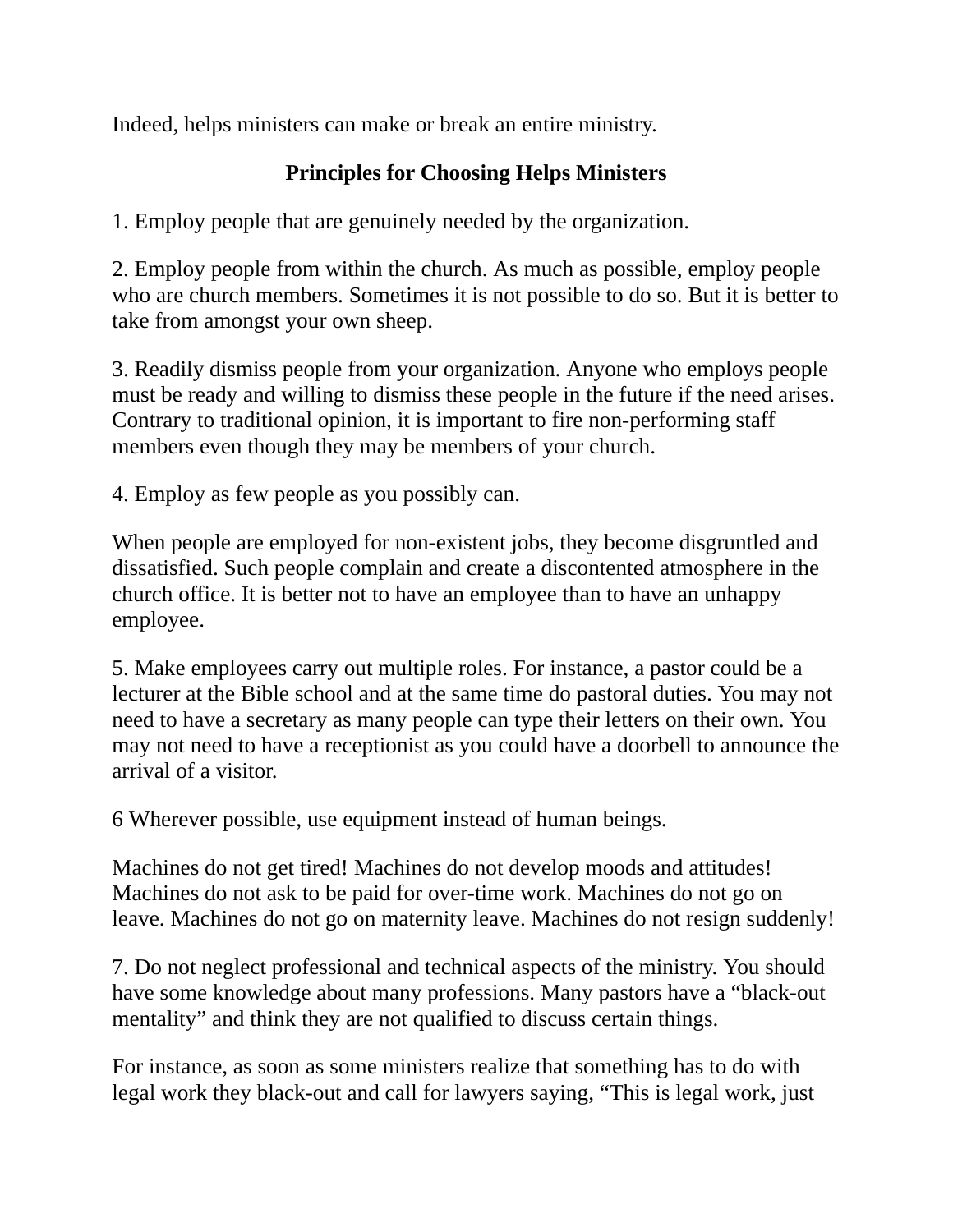Indeed, helps ministers can make or break an entire ministry.

## Principles for Choosing Helps Ministers

1. Employ people that are genuinely needed by the organization.

2. Employ people from within the church. As much as possible, employ people who are church members. Sometimes it is not possible to do so. But it is better to take from amongst your own sheep.

3. Readily dismiss people from your organization. Anyone who employs people must be ready and willing to dismiss these people in the future if the need arises. Contrary to traditional opinion, it is important to fire non-performing staff members even though they may be members of your church.

4. Employ as few people as you possibly can.

When people are employed for non-existent jobs, they become disgruntled and dissatisfied. Such people complain and create a discontented atmosphere in the church office. It is better not to have an employee than to have an unhappy employee.

5. Make employees carry out multiple roles. For instance, a pastor could be a lecturer at the Bible school and at the same time do pastoral duties. You may not need to have a secretary as many people can type their letters on their own. You may not need to have a receptionist as you could have a doorbell to announce the arrival of a visitor.

6 Wherever possible, use equipment instead of human beings.

Machines do not get tired! Machines do not develop moods and attitudes! Machines do not ask to be paid for over-time work. Machines do not go on leave. Machines do not go on maternity leave. Machines do not resign suddenly!

7. Do not neglect professional and technical aspects of the ministry. You should have some knowledge about many professions. Many pastors have a “black-out mentality” and think they are not qualified to discuss certain things.

For instance, as soon as some ministers realize that something has to do with legal work they black-out and call for lawyers saying, “This is legal work, just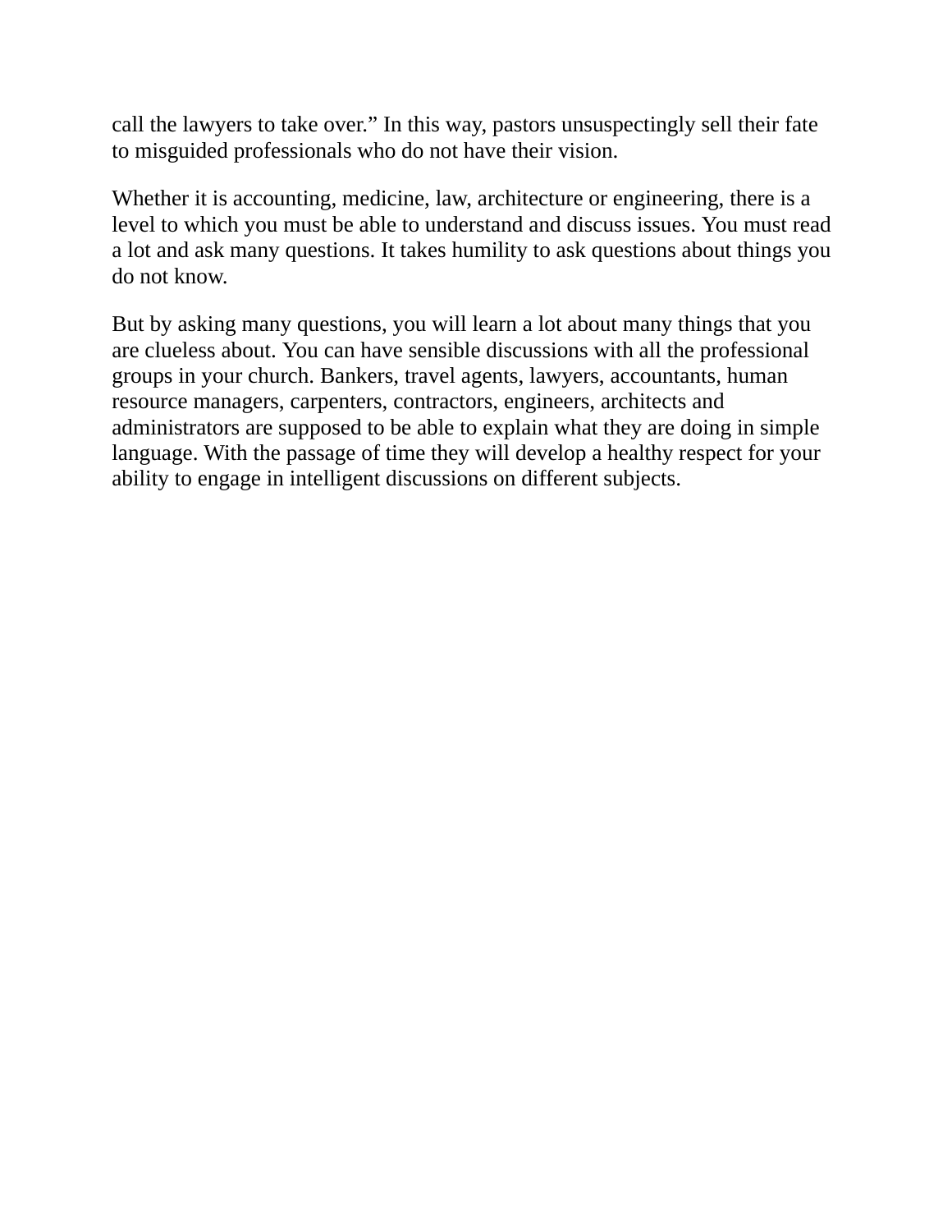call the lawyers to take over." In this way, pastors unsuspectingly sell their fate to misguided professionals who do not have their vision.

Whether it is accounting, medicine, law, architecture or engineering, there is a level to which you must be able to understand and discuss issues. You must read a lot and ask many questions. It takes humility to ask questions about things you do not know.

But by asking many questions, you will learn a lot about many things that you are clueless about. You can have sensible discussions with all the professional groups in your church. Bankers, travel agents, lawyers, accountants, human resource managers, carpenters, contractors, engineers, architects and administrators are supposed to be able to explain what they are doing in simple language. With the passage of time they will develop a healthy respect for your ability to engage in intelligent discussions on different subjects.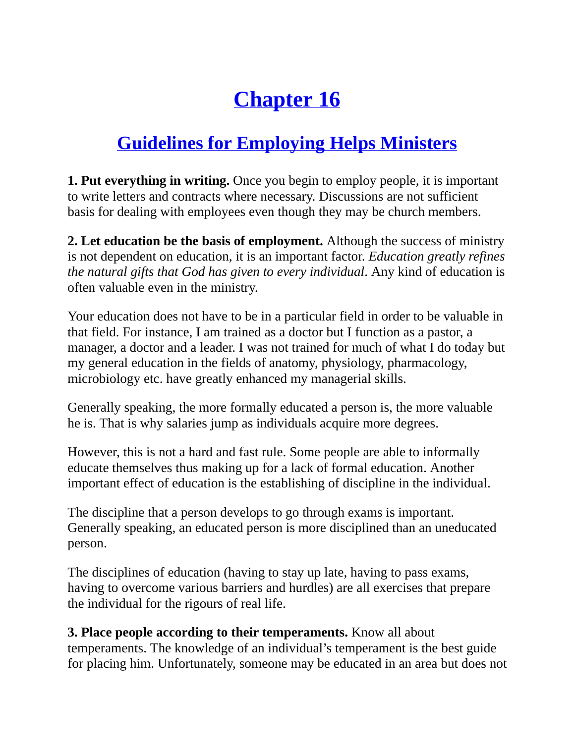# Chapter 16

## Guidelines for Employing Helps Ministers

**1. Put everything in writing.** Once you begin to employ people, it is important to write letters and contracts where necessary. Discussions are not sufficient basis for dealing with employees even though they may be church members.

**2. Let education be the basis of employment.** Although the success of ministry is not dependent on education, it is an important factor. *Education greatly refines the natural gifts that God has given to every individual*. Any kind of education is often valuable even in the ministry.

Your education does not have to be in a particular field in order to be valuable in that field. For instance, I am trained as a doctor but I function as a pastor, a manager, a doctor and a leader. I was not trained for much of what I do today but my general education in the fields of anatomy, physiology, pharmacology, microbiology etc. have greatly enhanced my managerial skills.

Generally speaking, the more formally educated a person is, the more valuable he is. That is why salaries jump as individuals acquire more degrees.

However, this is not a hard and fast rule. Some people are able to informally educate themselves thus making up for a lack of formal education. Another important effect of education is the establishing of discipline in the individual.

The discipline that a person develops to go through exams is important. Generally speaking, an educated person is more disciplined than an uneducated person.

The disciplines of education (having to stay up late, having to pass exams, having to overcome various barriers and hurdles) are all exercises that prepare the individual for the rigours of real life.

**3. Place people according to their temperaments.** Know all about temperaments. The knowledge of an individual's temperament is the best guide for placing him. Unfortunately, someone may be educated in an area but does not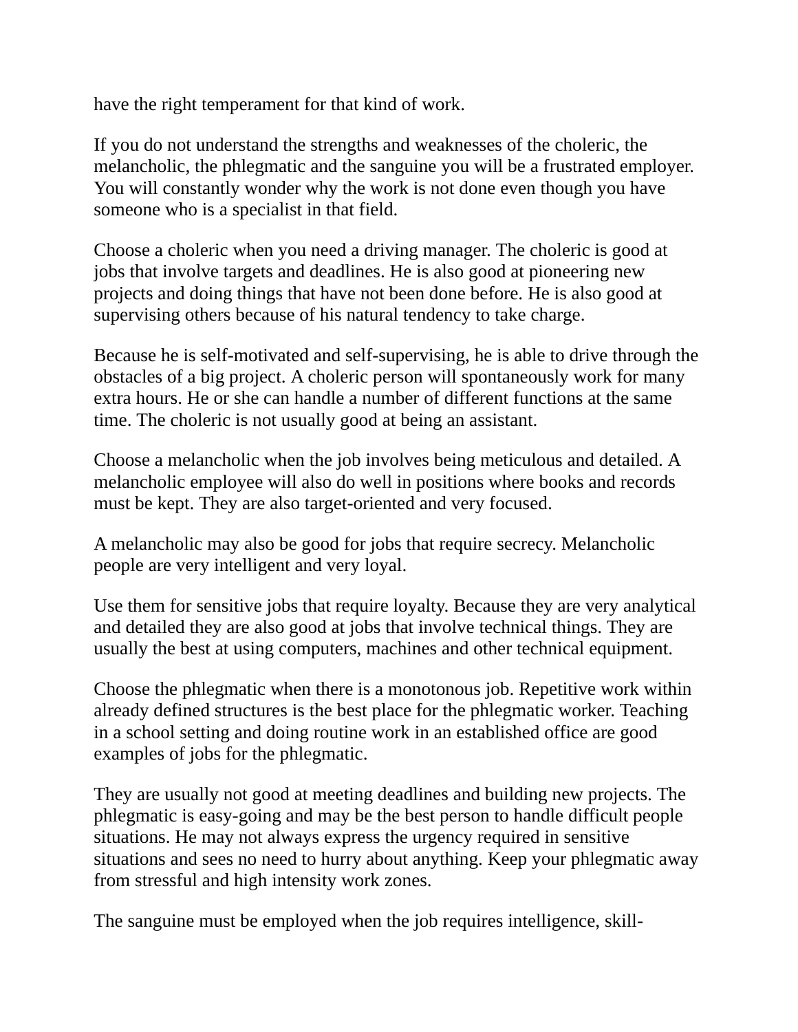have the right temperament for that kind of work.

If you do not understand the strengths and weaknesses of the choleric, the melancholic, the phlegmatic and the sanguine you will be a frustrated employer. You will constantly wonder why the work is not done even though you have someone who is a specialist in that field.

Choose a choleric when you need a driving manager. The choleric is good at jobs that involve targets and deadlines. He is also good at pioneering new projects and doing things that have not been done before. He is also good at supervising others because of his natural tendency to take charge.

Because he is self-motivated and self-supervising, he is able to drive through the obstacles of a big project. A choleric person will spontaneously work for many extra hours. He or she can handle a number of different functions at the same time. The choleric is not usually good at being an assistant.

Choose a melancholic when the job involves being meticulous and detailed. A melancholic employee will also do well in positions where books and records must be kept. They are also target-oriented and very focused.

A melancholic may also be good for jobs that require secrecy. Melancholic people are very intelligent and very loyal.

Use them for sensitive jobs that require loyalty. Because they are very analytical and detailed they are also good at jobs that involve technical things. They are usually the best at using computers, machines and other technical equipment.

Choose the phlegmatic when there is a monotonous job. Repetitive work within already defined structures is the best place for the phlegmatic worker. Teaching in a school setting and doing routine work in an established office are good examples of jobs for the phlegmatic.

They are usually not good at meeting deadlines and building new projects. The phlegmatic is easy-going and may be the best person to handle difficult people situations. He may not always express the urgency required in sensitive situations and sees no need to hurry about anything. Keep your phlegmatic away from stressful and high intensity work zones.

The sanguine must be employed when the job requires intelligence, skill-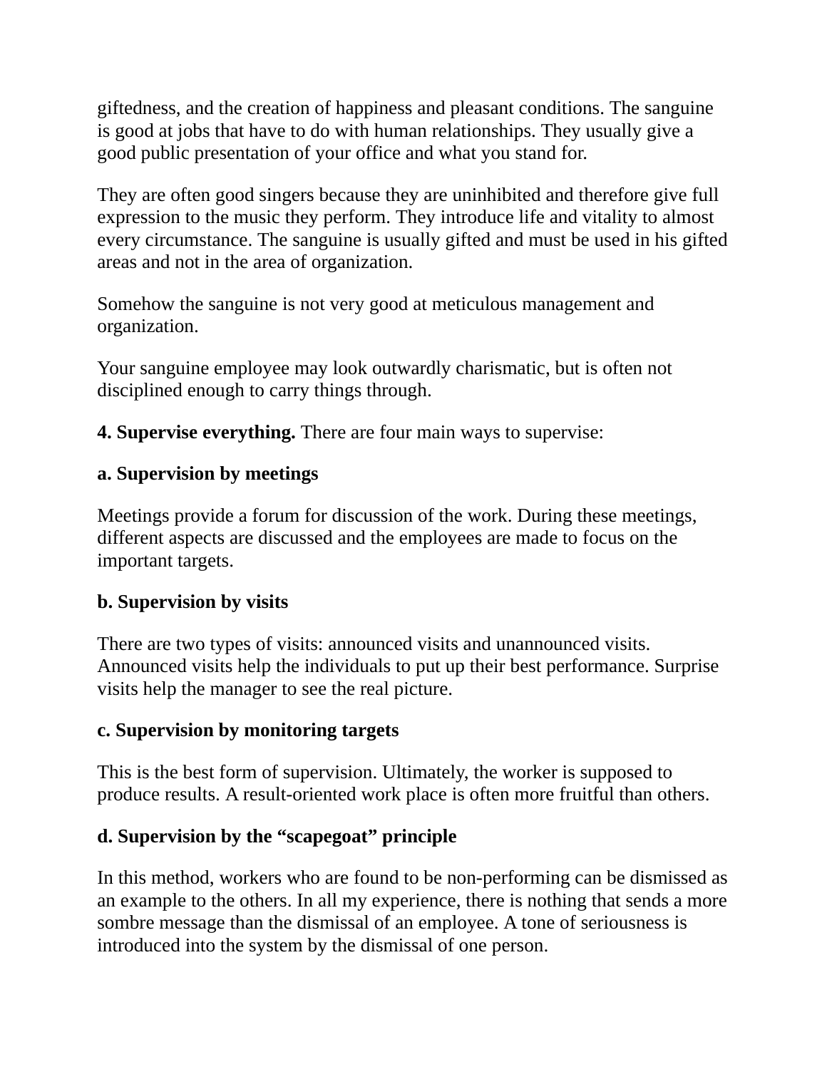giftedness, and the creation of happiness and pleasant conditions. The sanguine is good at jobs that have to do with human relationships. They usually give a good public presentation of your office and what you stand for.

They are often good singers because they are uninhibited and therefore give full expression to the music they perform. They introduce life and vitality to almost every circumstance. The sanguine is usually gifted and must be used in his gifted areas and not in the area of organization.

Somehow the sanguine is not very good at meticulous management and organization.

Your sanguine employee may look outwardly charismatic, but is often not disciplined enough to carry things through.

**4. Supervise everything.** There are four main ways to supervise:

**a. Supervision by meetings**

Meetings provide a forum for discussion of the work. During these meetings, different aspects are discussed and the employees are made to focus on the important targets.

**b. Supervision by visits**

There are two types of visits: announced visits and unannounced visits. Announced visits help the individuals to put up their best performance. Surprise visits help the manager to see the real picture.

**c. Supervision by monitoring targets**

This is the best form of supervision. Ultimately, the worker is supposed to produce results. A result-oriented work place is often more fruitful than others.

**d. Supervision by the "scapegoat" principle**

In this method, workers who are found to be non-performing can be dismissed as an example to the others. In all my experience, there is nothing that sends a more sombre message than the dismissal of an employee. A tone of seriousness is introduced into the system by the dismissal of one person.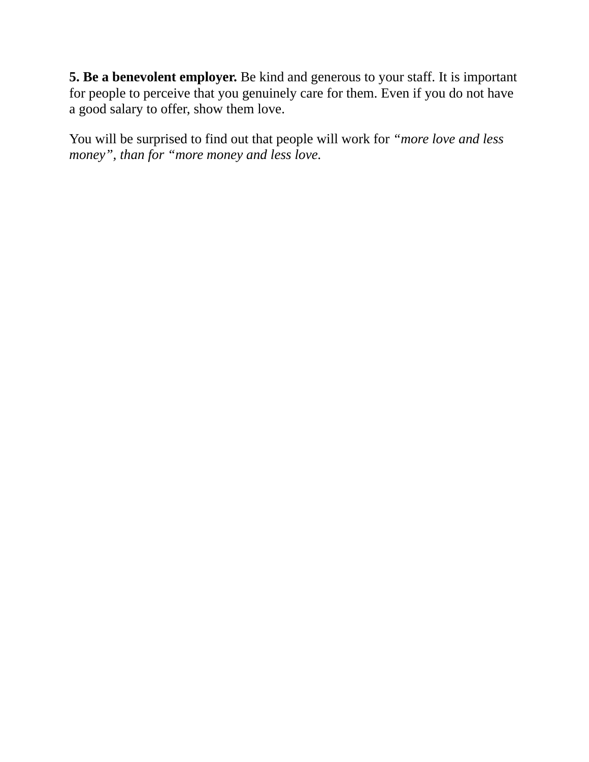**5. Be a benevolent employer.** Be kind and generous to your staff. It is important for people to perceive that you genuinely care for them. Even if you do not have a good salary to offer, show them love.

You will be surprised to find out that people will work for *"more love and less money", than for "more money and less love.*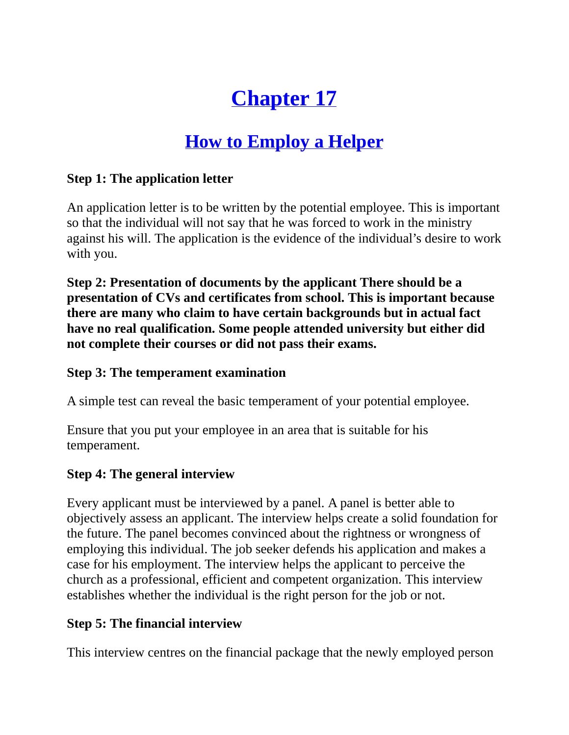# Chapter 17

## How to Employ a Helper

**Step 1: The application letter**

An application letter is to be written by the potential employee. This is important so that the individual will not say that he was forced to work in the ministry against his will. The application is the evidence of the individual's desire to work with you.

**Step 2: Presentation of documents by the applicant There should be a presentation of CVs and certificates from school. This is important because there are many who claim to have certain backgrounds but in actual fact have no real qualification. Some people attended university but either did not complete their courses or did not pass their exams.**

**Step 3: The temperament examination**

A simple test can reveal the basic temperament of your potential employee.

Ensure that you put your employee in an area that is suitable for his temperament.

**Step 4: The general interview**

Every applicant must be interviewed by a panel. A panel is better able to objectively assess an applicant. The interview helps create a solid foundation for the future. The panel becomes convinced about the rightness or wrongness of employing this individual. The job seeker defends his application and makes a case for his employment. The interview helps the applicant to perceive the church as a professional, efficient and competent organization. This interview establishes whether the individual is the right person for the job or not.

**Step 5: The financial interview**

This interview centres on the financial package that the newly employed person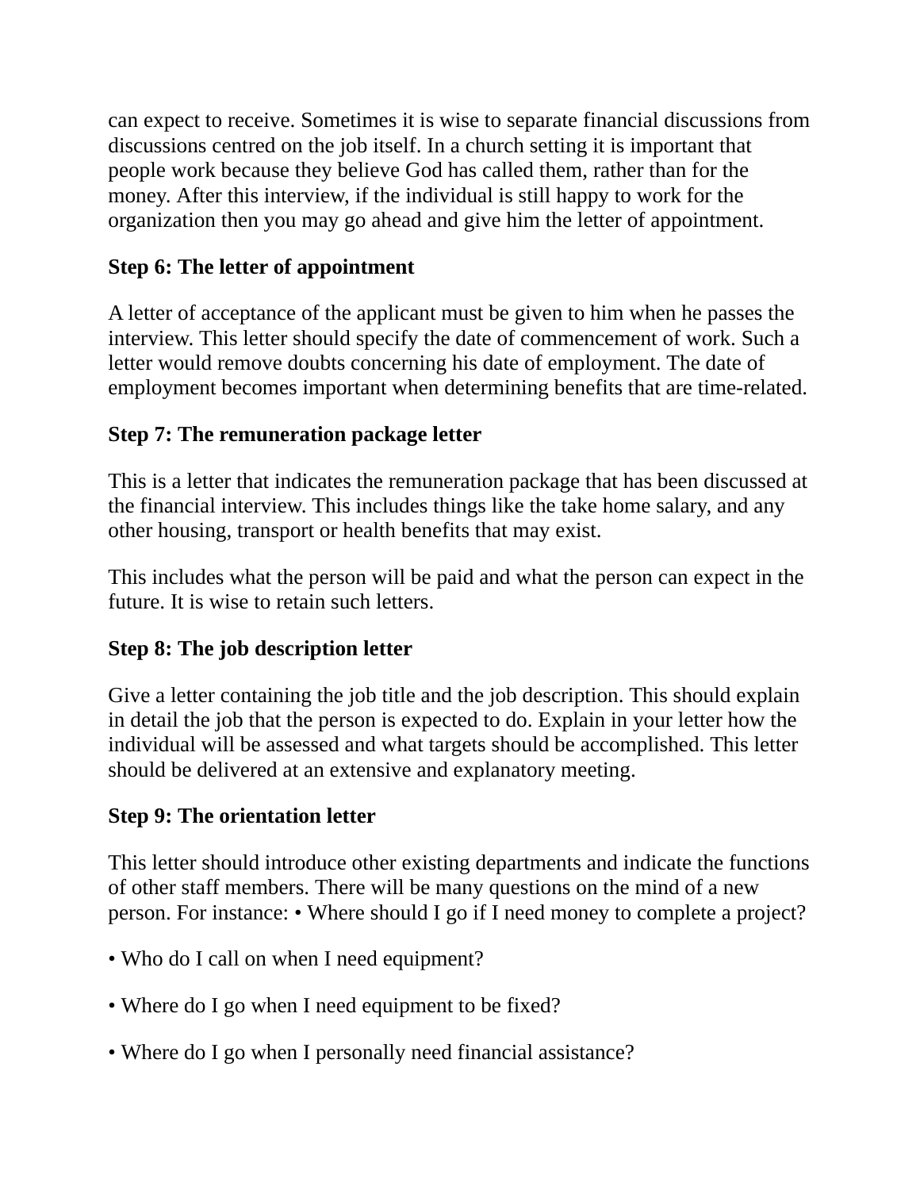can expect to receive. Sometimes it is wise to separate financial discussions from discussions centred on the job itself. In a church setting it is important that people work because they believe God has called them, rather than for the money. After this interview, if the individual is still happy to work for the organization then you may go ahead and give him the letter of appointment.

**Step 6: The letter of appointment**

A letter of acceptance of the applicant must be given to him when he passes the interview. This letter should specify the date of commencement of work. Such a letter would remove doubts concerning his date of employment. The date of employment becomes important when determining benefits that are time-related.

**Step 7: The remuneration package letter**

This is a letter that indicates the remuneration package that has been discussed at the financial interview. This includes things like the take home salary, and any other housing, transport or health benefits that may exist.

This includes what the person will be paid and what the person can expect in the future. It is wise to retain such letters.

**Step 8: The job description letter**

Give a letter containing the job title and the job description. This should explain in detail the job that the person is expected to do. Explain in your letter how the individual will be assessed and what targets should be accomplished. This letter should be delivered at an extensive and explanatory meeting.

**Step 9: The orientation letter**

This letter should introduce other existing departments and indicate the functions of other staff members. There will be many questions on the mind of a new person. For instance: • Where should I go if I need money to complete a project?

• Who do I call on when I need equipment?

• Where do I go when I need equipment to be fixed?

• Where do I go when I personally need financial assistance?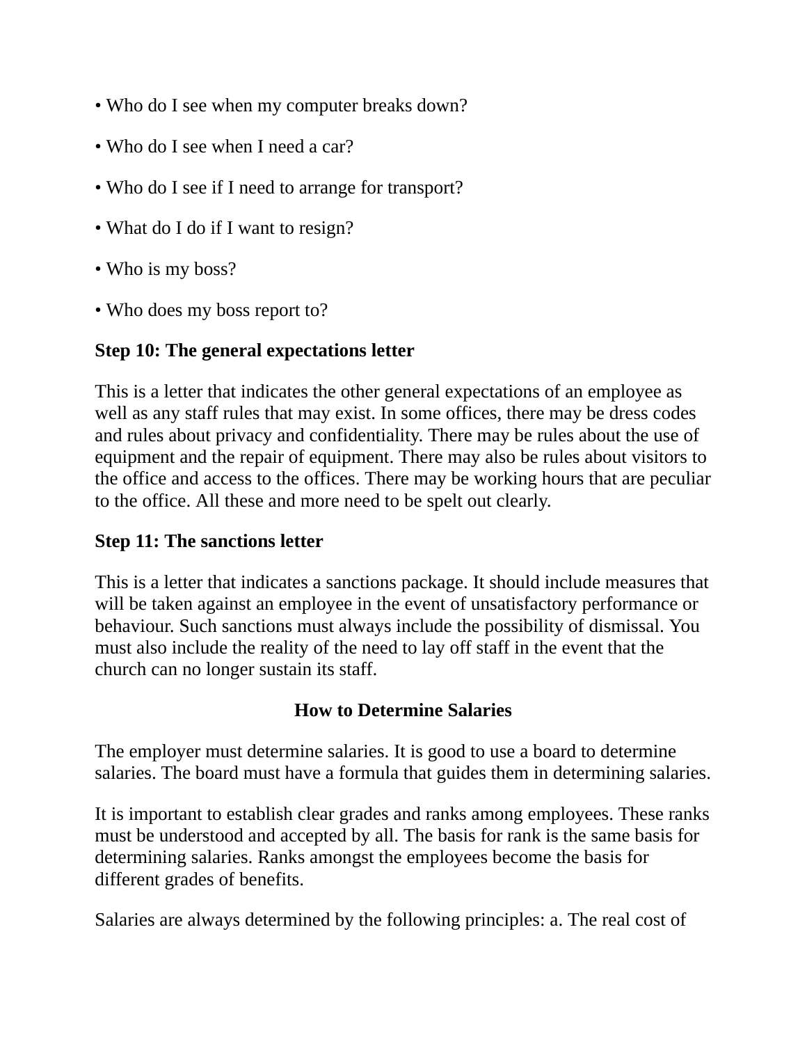• Who do I see when my computer breaks down?

• Who do I see when I need a car?

• Who do I see if I need to arrange for transport?

• What do I do if I want to resign?

• Who is my boss?

• Who does my boss report to?

**Step 10: The general expectations letter**

This is a letter that indicates the other general expectations of an employee as well as any staff rules that may exist. In some offices, there may be dress codes and rules about privacy and confidentiality. There may be rules about the use of equipment and the repair of equipment. There may also be rules about visitors to the office and access to the offices. There may be working hours that are peculiar to the office. All these and more need to be spelt out clearly.

**Step 11: The sanctions letter**

This is a letter that indicates a sanctions package. It should include measures that will be taken against an employee in the event of unsatisfactory performance or behaviour. Such sanctions must always include the possibility of dismissal. You must also include the reality of the need to lay off staff in the event that the church can no longer sustain its staff.

## How to Determine Salaries

The employer must determine salaries. It is good to use a board to determine salaries. The board must have a formula that guides them in determining salaries.

It is important to establish clear grades and ranks among employees. These ranks must be understood and accepted by all. The basis for rank is the same basis for determining salaries. Ranks amongst the employees become the basis for different grades of benefits.

Salaries are always determined by the following principles: a. The real cost of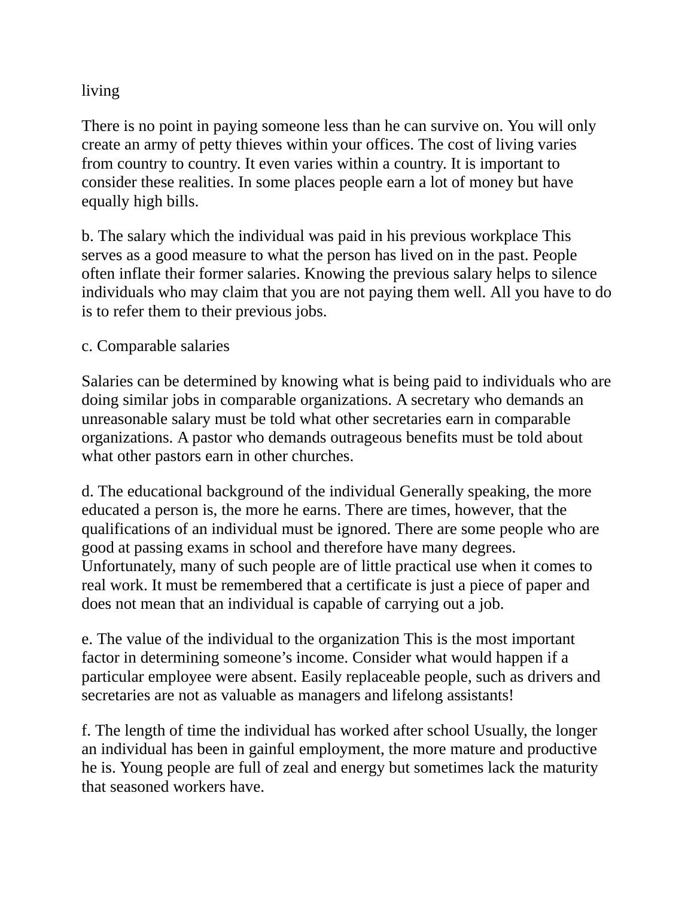living

There is no point in paying someone less than he can survive on. You will only create an army of petty thieves within your offices. The cost of living varies from country to country. It even varies within a country. It is important to consider these realities. In some places people earn a lot of money but have equally high bills.

b. The salary which the individual was paid in his previous workplace This serves as a good measure to what the person has lived on in the past. People often inflate their former salaries. Knowing the previous salary helps to silence individuals who may claim that you are not paying them well. All you have to do is to refer them to their previous jobs.

c. Comparable salaries

Salaries can be determined by knowing what is being paid to individuals who are doing similar jobs in comparable organizations. A secretary who demands an unreasonable salary must be told what other secretaries earn in comparable organizations. A pastor who demands outrageous benefits must be told about what other pastors earn in other churches.

d. The educational background of the individual Generally speaking, the more educated a person is, the more he earns. There are times, however, that the qualifications of an individual must be ignored. There are some people who are good at passing exams in school and therefore have many degrees. Unfortunately, many of such people are of little practical use when it comes to real work. It must be remembered that a certificate is just a piece of paper and does not mean that an individual is capable of carrying out a job.

e. The value of the individual to the organization This is the most important factor in determining someone's income. Consider what would happen if a particular employee were absent. Easily replaceable people, such as drivers and secretaries are not as valuable as managers and lifelong assistants!

f. The length of time the individual has worked after school Usually, the longer an individual has been in gainful employment, the more mature and productive he is. Young people are full of zeal and energy but sometimes lack the maturity that seasoned workers have.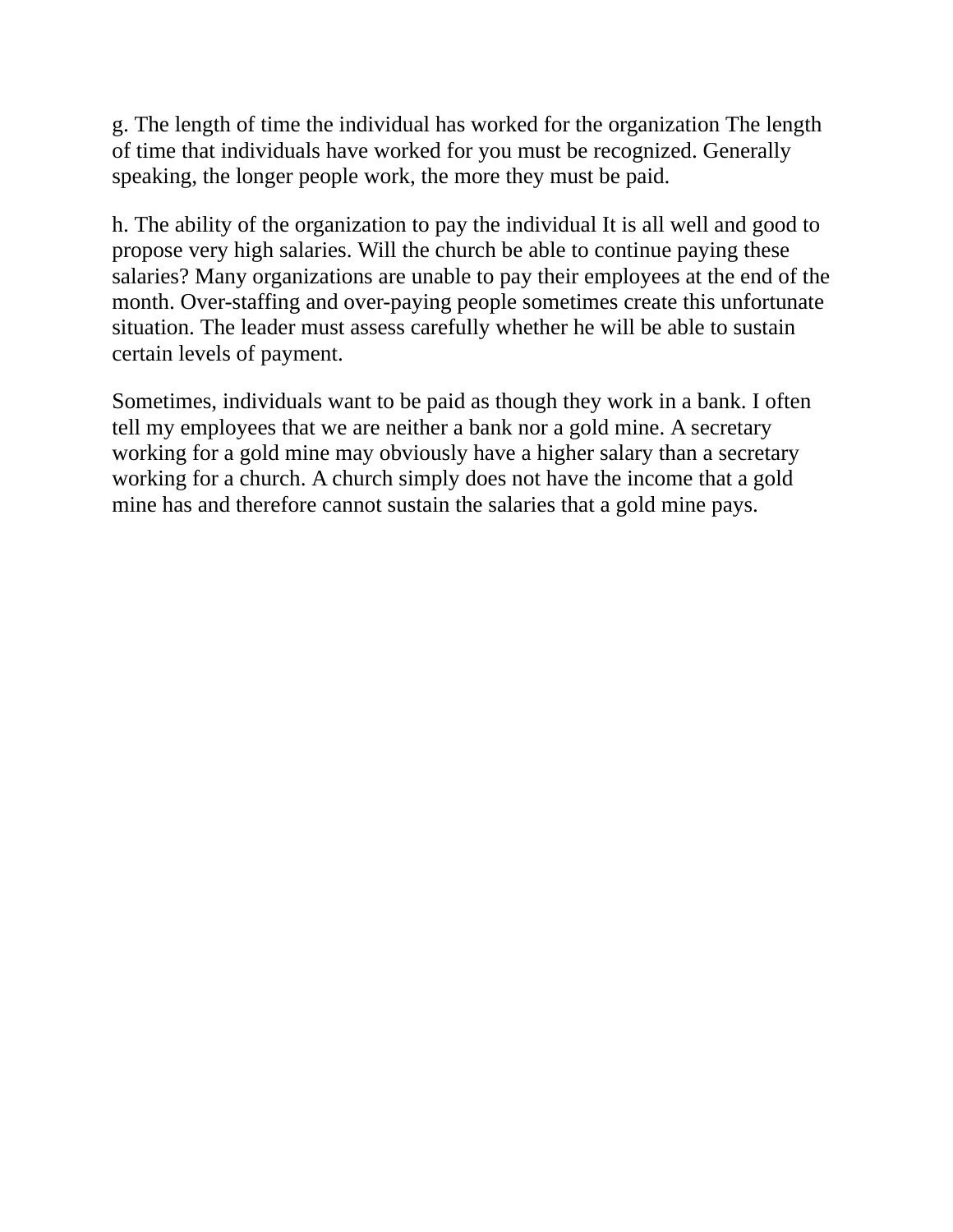g. The length of time the individual has worked for the organization The length of time that individuals have worked for you must be recognized. Generally speaking, the longer people work, the more they must be paid.

h. The ability of the organization to pay the individual It is all well and good to propose very high salaries. Will the church be able to continue paying these salaries? Many organizations are unable to pay their employees at the end of the month. Over-staffing and over-paying people sometimes create this unfortunate situation. The leader must assess carefully whether he will be able to sustain certain levels of payment.

Sometimes, individuals want to be paid as though they work in a bank. I often tell my employees that we are neither a bank nor a gold mine. A secretary working for a gold mine may obviously have a higher salary than a secretary working for a church. A church simply does not have the income that a gold mine has and therefore cannot sustain the salaries that a gold mine pays.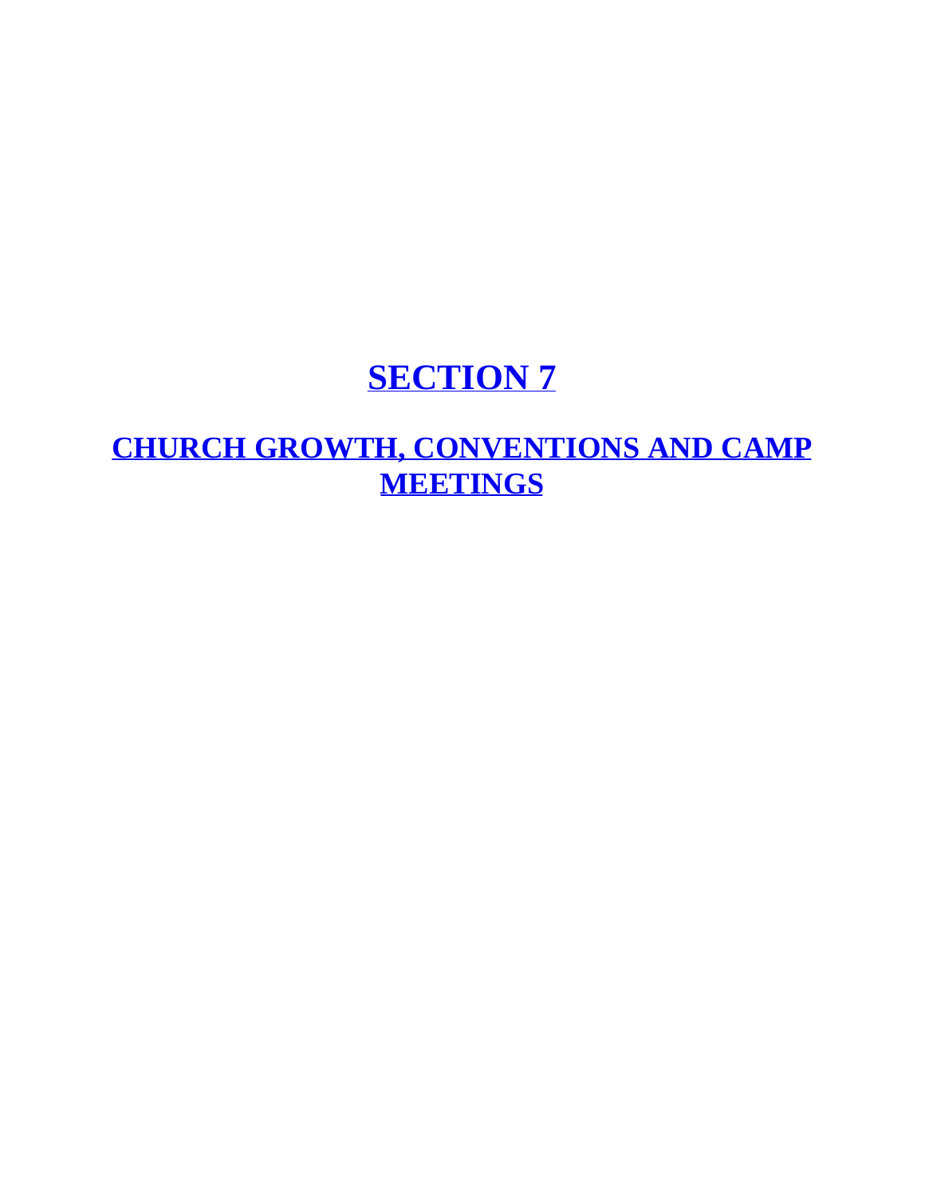# SECTION 7

## CHURCH GROWTH, CONVENTIONS AND CAMP MEETINGS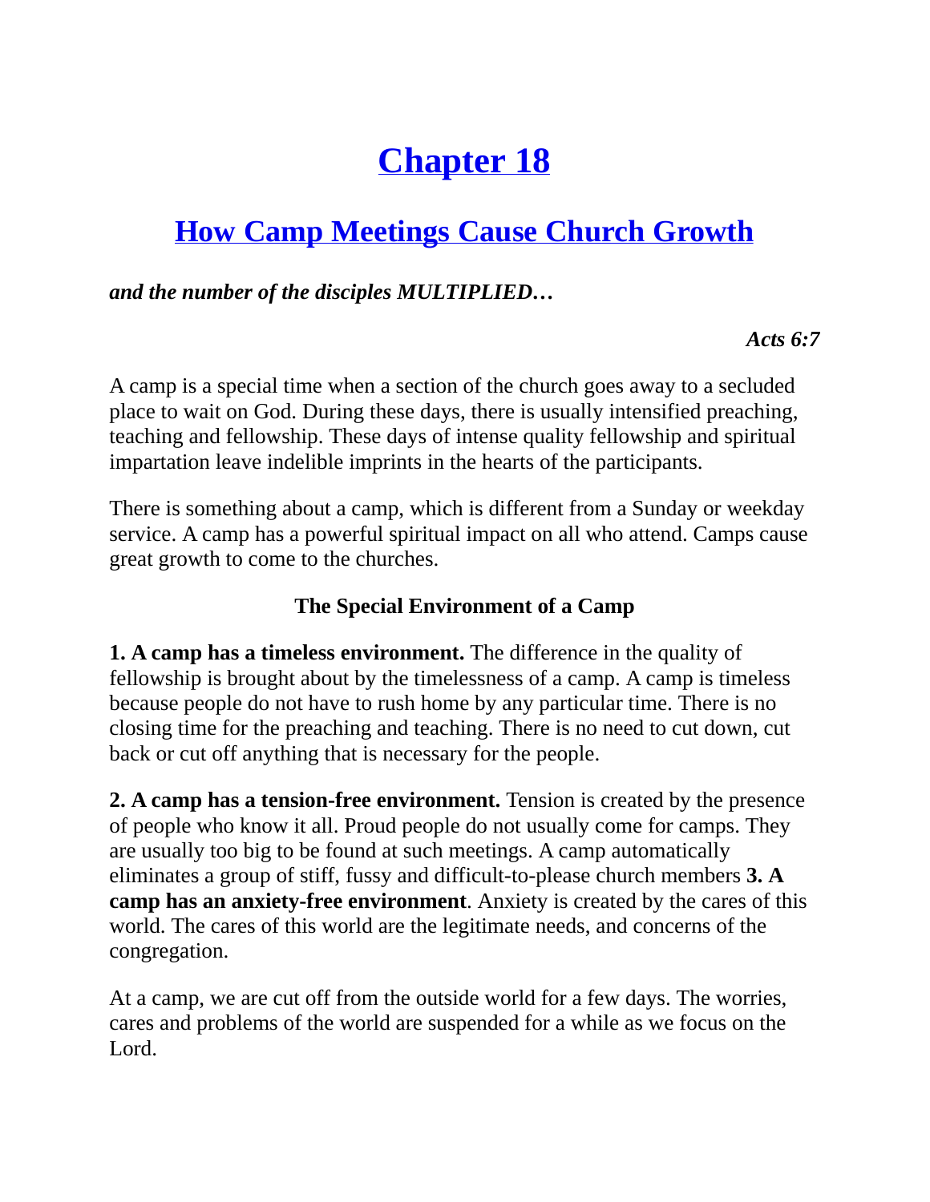# Chapter 18

## How Camp Meetings Cause Church Growth

***and the number of the disciples MULTIPLIED…***

***Acts 6:7***

A camp is a special time when a section of the church goes away to a secluded place to wait on God. During these days, there is usually intensified preaching, teaching and fellowship. These days of intense quality fellowship and spiritual impartation leave indelible imprints in the hearts of the participants.

There is something about a camp, which is different from a Sunday or weekday service. A camp has a powerful spiritual impact on all who attend. Camps cause great growth to come to the churches.

### The Special Environment of a Camp

**1. A camp has a timeless environment.** The difference in the quality of fellowship is brought about by the timelessness of a camp. A camp is timeless because people do not have to rush home by any particular time. There is no closing time for the preaching and teaching. There is no need to cut down, cut back or cut off anything that is necessary for the people.

**2. A camp has a tension-free environment.** Tension is created by the presence of people who know it all. Proud people do not usually come for camps. They are usually too big to be found at such meetings. A camp automatically eliminates a group of stiff, fussy and difficult-to-please church members **3. A camp has an anxiety-free environment**. Anxiety is created by the cares of this world. The cares of this world are the legitimate needs, and concerns of the congregation.

At a camp, we are cut off from the outside world for a few days. The worries, cares and problems of the world are suspended for a while as we focus on the Lord.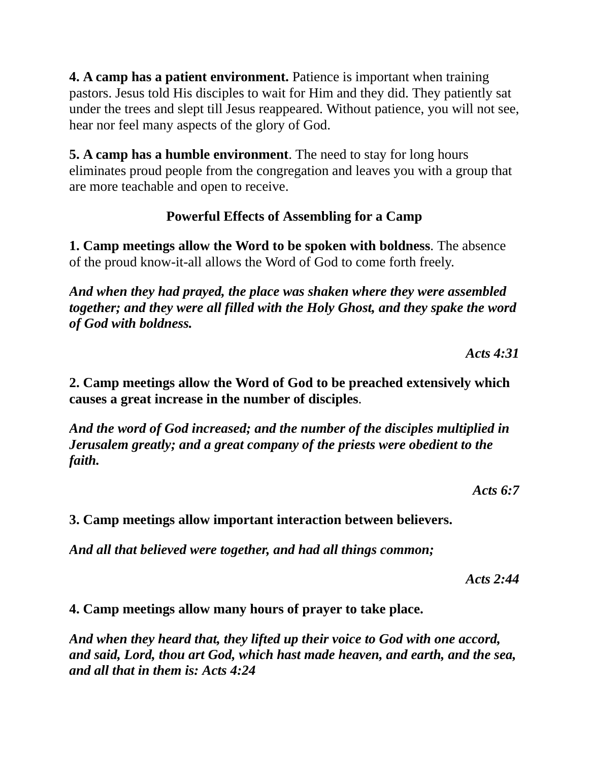**4. A camp has a patient environment.** Patience is important when training pastors. Jesus told His disciples to wait for Him and they did. They patiently sat under the trees and slept till Jesus reappeared. Without patience, you will not see, hear nor feel many aspects of the glory of God.

**5. A camp has a humble environment**. The need to stay for long hours eliminates proud people from the congregation and leaves you with a group that are more teachable and open to receive.

### Powerful Effects of Assembling for a Camp

**1. Camp meetings allow the Word to be spoken with boldness**. The absence of the proud know-it-all allows the Word of God to come forth freely.

***And when they had prayed, the place was shaken where they were assembled together; and they were all filled with the Holy Ghost, and they spake the word of God with boldness.***

***Acts 4:31***

**2. Camp meetings allow the Word of God to be preached extensively which causes a great increase in the number of disciples**.

***And the word of God increased; and the number of the disciples multiplied in Jerusalem greatly; and a great company of the priests were obedient to the faith.***

***Acts 6:7***

**3. Camp meetings allow important interaction between believers.**

***And all that believed were together, and had all things common;***

***Acts 2:44***

**4. Camp meetings allow many hours of prayer to take place.**

***And when they heard that, they lifted up their voice to God with one accord, and said, Lord, thou art God, which hast made heaven, and earth, and the sea, and all that in them is: Acts 4:24***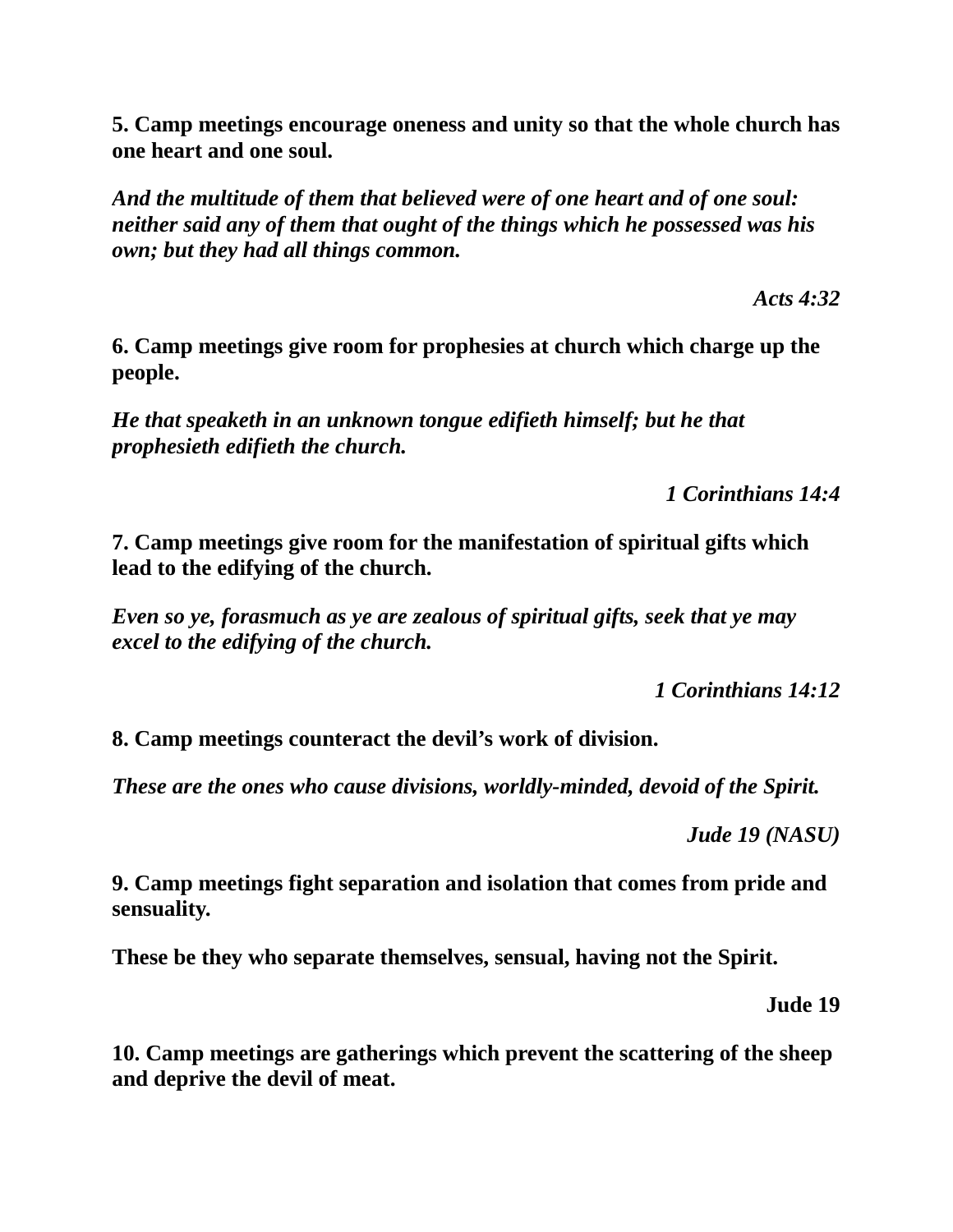**5. Camp meetings encourage oneness and unity so that the whole church has one heart and one soul.**

***And the multitude of them that believed were of one heart and of one soul: neither said any of them that ought of the things which he possessed was his own; but they had all things common.***

***Acts 4:32***

**6. Camp meetings give room for prophesies at church which charge up the people.**

***He that speaketh in an unknown tongue edifieth himself; but he that prophesieth edifieth the church.***

***1 Corinthians 14:4***

**7. Camp meetings give room for the manifestation of spiritual gifts which lead to the edifying of the church.**

***Even so ye, forasmuch as ye are zealous of spiritual gifts, seek that ye may excel to the edifying of the church.***

***1 Corinthians 14:12***

**8. Camp meetings counteract the devil's work of division.**

***These are the ones who cause divisions, worldly-minded, devoid of the Spirit.***

***Jude 19 (NASU)***

**9. Camp meetings fight separation and isolation that comes from pride and sensuality.**

**These be they who separate themselves, sensual, having not the Spirit.**

**Jude 19**

**10. Camp meetings are gatherings which prevent the scattering of the sheep and deprive the devil of meat.**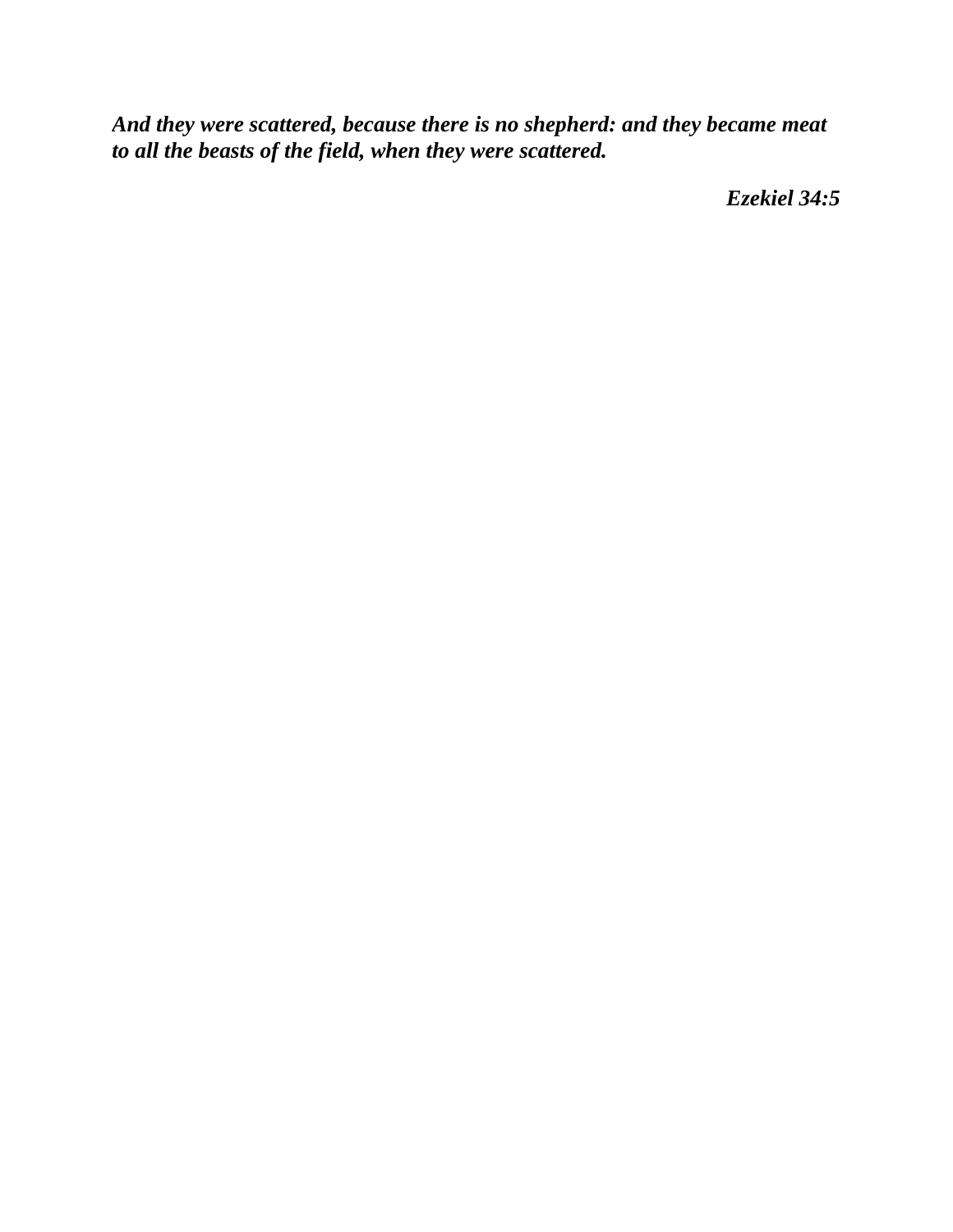***And they were scattered, because there is no shepherd: and they became meat to all the beasts of the field, when they were scattered.***

<div align="right">

***Ezekiel 34:5***

</div>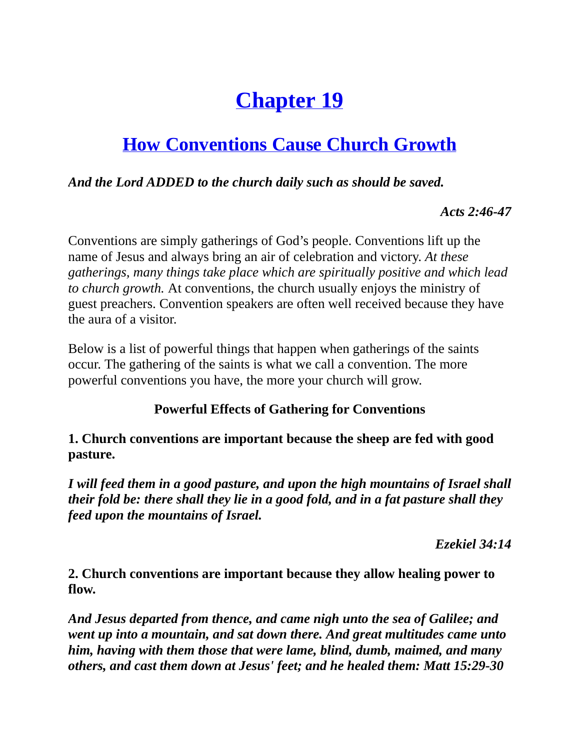# Chapter 19

## How Conventions Cause Church Growth

***And the Lord ADDED to the church daily such as should be saved.***

***Acts 2:46-47***

Conventions are simply gatherings of God's people. Conventions lift up the name of Jesus and always bring an air of celebration and victory. *At these gatherings, many things take place which are spiritually positive and which lead to church growth.* At conventions, the church usually enjoys the ministry of guest preachers. Convention speakers are often well received because they have the aura of a visitor.

Below is a list of powerful things that happen when gatherings of the saints occur. The gathering of the saints is what we call a convention. The more powerful conventions you have, the more your church will grow.

**Powerful Effects of Gathering for Conventions**

**1. Church conventions are important because the sheep are fed with good pasture.**

***I will feed them in a good pasture, and upon the high mountains of Israel shall their fold be: there shall they lie in a good fold, and in a fat pasture shall they feed upon the mountains of Israel.***

***Ezekiel 34:14***

**2. Church conventions are important because they allow healing power to flow.**

***And Jesus departed from thence, and came nigh unto the sea of Galilee; and went up into a mountain, and sat down there. And great multitudes came unto him, having with them those that were lame, blind, dumb, maimed, and many others, and cast them down at Jesus' feet; and he healed them: Matt 15:29-30***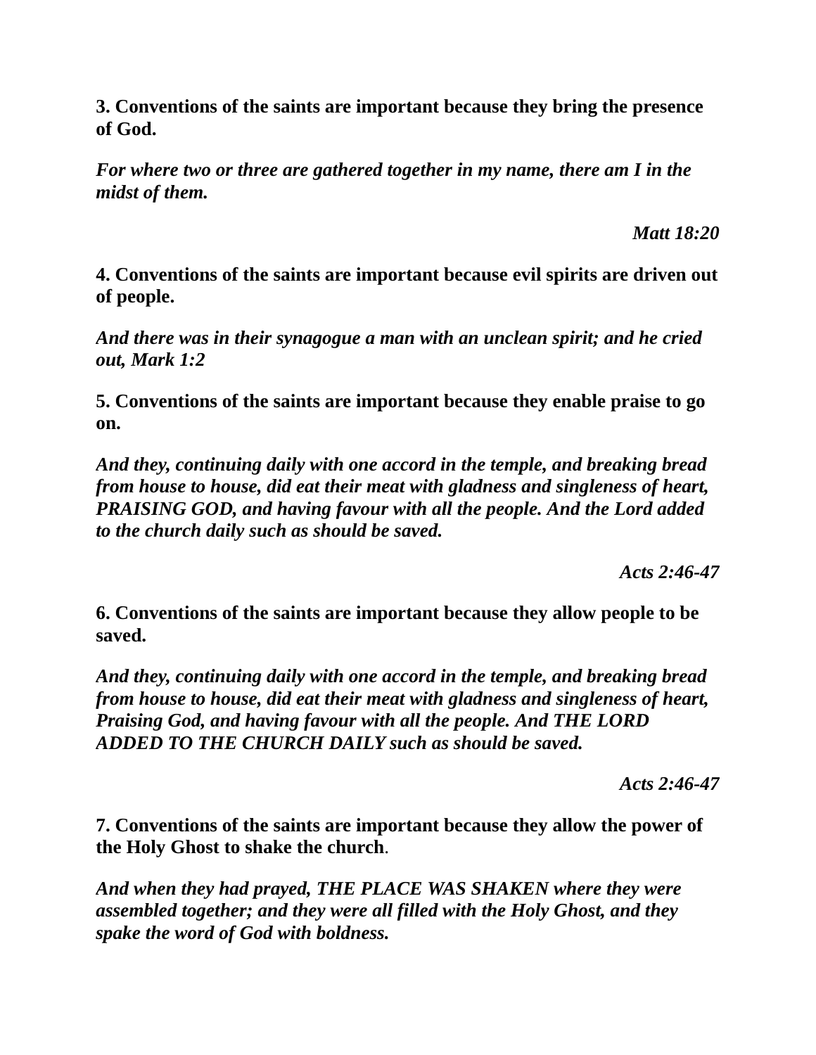**3. Conventions of the saints are important because they bring the presence of God.**

***For where two or three are gathered together in my name, there am I in the midst of them.***

***Matt 18:20***

**4. Conventions of the saints are important because evil spirits are driven out of people.**

***And there was in their synagogue a man with an unclean spirit; and he cried out, Mark 1:2***

**5. Conventions of the saints are important because they enable praise to go on.**

***And they, continuing daily with one accord in the temple, and breaking bread from house to house, did eat their meat with gladness and singleness of heart, PRAISING GOD, and having favour with all the people. And the Lord added to the church daily such as should be saved.***

***Acts 2:46-47***

**6. Conventions of the saints are important because they allow people to be saved.**

***And they, continuing daily with one accord in the temple, and breaking bread from house to house, did eat their meat with gladness and singleness of heart, Praising God, and having favour with all the people. And THE LORD ADDED TO THE CHURCH DAILY such as should be saved.***

***Acts 2:46-47***

**7. Conventions of the saints are important because they allow the power of the Holy Ghost to shake the church**.

***And when they had prayed, THE PLACE WAS SHAKEN where they were assembled together; and they were all filled with the Holy Ghost, and they spake the word of God with boldness.***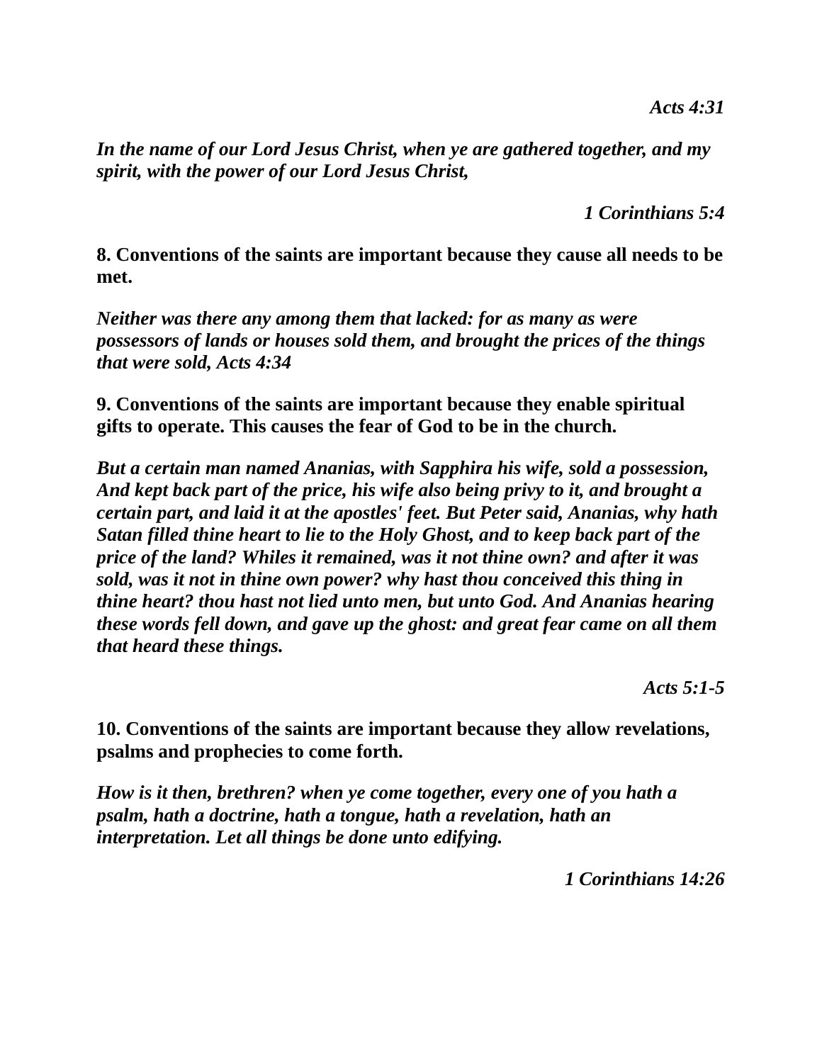***Acts 4:31***

***In the name of our Lord Jesus Christ, when ye are gathered together, and my spirit, with the power of our Lord Jesus Christ,***

***1 Corinthians 5:4***

**8. Conventions of the saints are important because they cause all needs to be met.**

***Neither was there any among them that lacked: for as many as were possessors of lands or houses sold them, and brought the prices of the things that were sold, Acts 4:34***

**9. Conventions of the saints are important because they enable spiritual gifts to operate. This causes the fear of God to be in the church.**

***But a certain man named Ananias, with Sapphira his wife, sold a possession, And kept back part of the price, his wife also being privy to it, and brought a certain part, and laid it at the apostles' feet. But Peter said, Ananias, why hath Satan filled thine heart to lie to the Holy Ghost, and to keep back part of the price of the land? Whiles it remained, was it not thine own? and after it was sold, was it not in thine own power? why hast thou conceived this thing in thine heart? thou hast not lied unto men, but unto God. And Ananias hearing these words fell down, and gave up the ghost: and great fear came on all them that heard these things.***

***Acts 5:1-5***

**10. Conventions of the saints are important because they allow revelations, psalms and prophecies to come forth.**

***How is it then, brethren? when ye come together, every one of you hath a psalm, hath a doctrine, hath a tongue, hath a revelation, hath an interpretation. Let all things be done unto edifying.***

***1 Corinthians 14:26***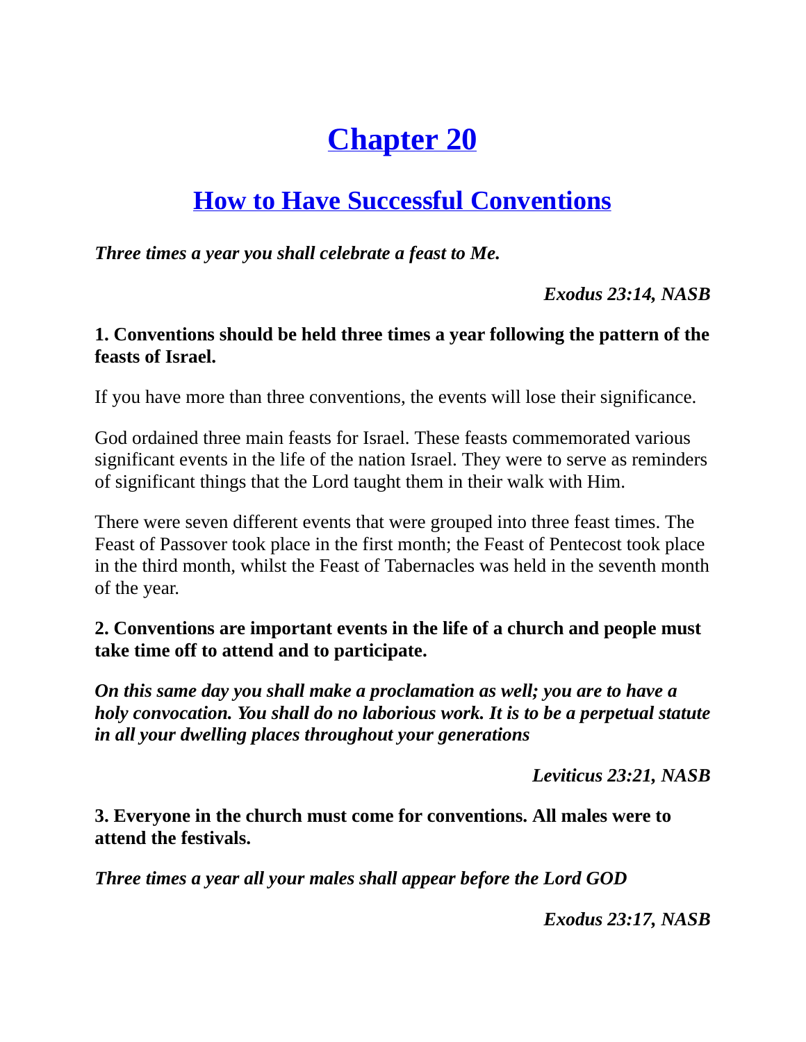# Chapter 20

## How to Have Successful Conventions

***Three times a year you shall celebrate a feast to Me.***

***Exodus 23:14, NASB***

**1. Conventions should be held three times a year following the pattern of the feasts of Israel.**

If you have more than three conventions, the events will lose their significance.

God ordained three main feasts for Israel. These feasts commemorated various significant events in the life of the nation Israel. They were to serve as reminders of significant things that the Lord taught them in their walk with Him.

There were seven different events that were grouped into three feast times. The Feast of Passover took place in the first month; the Feast of Pentecost took place in the third month, whilst the Feast of Tabernacles was held in the seventh month of the year.

**2. Conventions are important events in the life of a church and people must take time off to attend and to participate.**

***On this same day you shall make a proclamation as well; you are to have a holy convocation. You shall do no laborious work. It is to be a perpetual statute in all your dwelling places throughout your generations***

***Leviticus 23:21, NASB***

**3. Everyone in the church must come for conventions. All males were to attend the festivals.**

***Three times a year all your males shall appear before the Lord GOD***

***Exodus 23:17, NASB***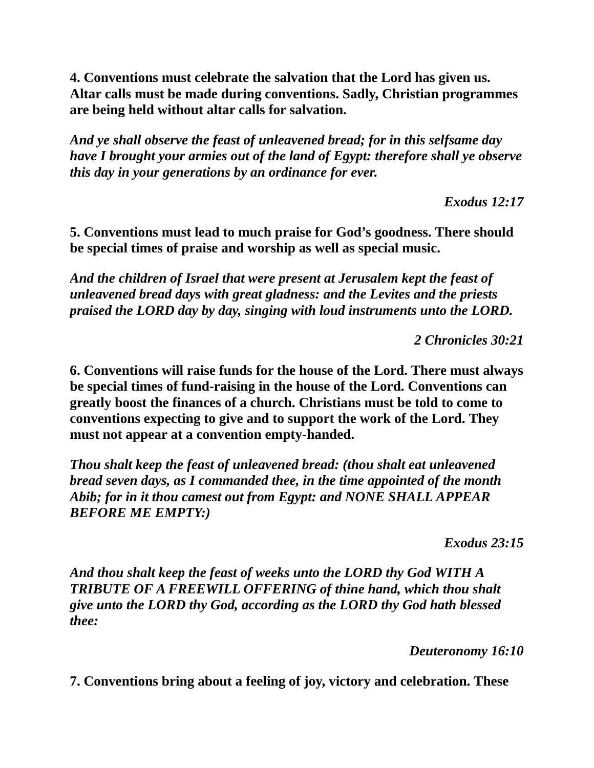**4. Conventions must celebrate the salvation that the Lord has given us. Altar calls must be made during conventions. Sadly, Christian programmes are being held without altar calls for salvation.**

***And ye shall observe the feast of unleavened bread; for in this selfsame day have I brought your armies out of the land of Egypt: therefore shall ye observe this day in your generations by an ordinance for ever.***

***Exodus 12:17***

**5. Conventions must lead to much praise for God's goodness. There should be special times of praise and worship as well as special music.**

***And the children of Israel that were present at Jerusalem kept the feast of unleavened bread days with great gladness: and the Levites and the priests praised the LORD day by day, singing with loud instruments unto the LORD.***

***2 Chronicles 30:21***

**6. Conventions will raise funds for the house of the Lord. There must always be special times of fund-raising in the house of the Lord. Conventions can greatly boost the finances of a church. Christians must be told to come to conventions expecting to give and to support the work of the Lord. They must not appear at a convention empty-handed.**

***Thou shalt keep the feast of unleavened bread: (thou shalt eat unleavened bread seven days, as I commanded thee, in the time appointed of the month Abib; for in it thou camest out from Egypt: and NONE SHALL APPEAR BEFORE ME EMPTY:)***

***Exodus 23:15***

***And thou shalt keep the feast of weeks unto the LORD thy God WITH A TRIBUTE OF A FREEWILL OFFERING of thine hand, which thou shalt give unto the LORD thy God, according as the LORD thy God hath blessed thee:***

***Deuteronomy 16:10***

**7. Conventions bring about a feeling of joy, victory and celebration. These**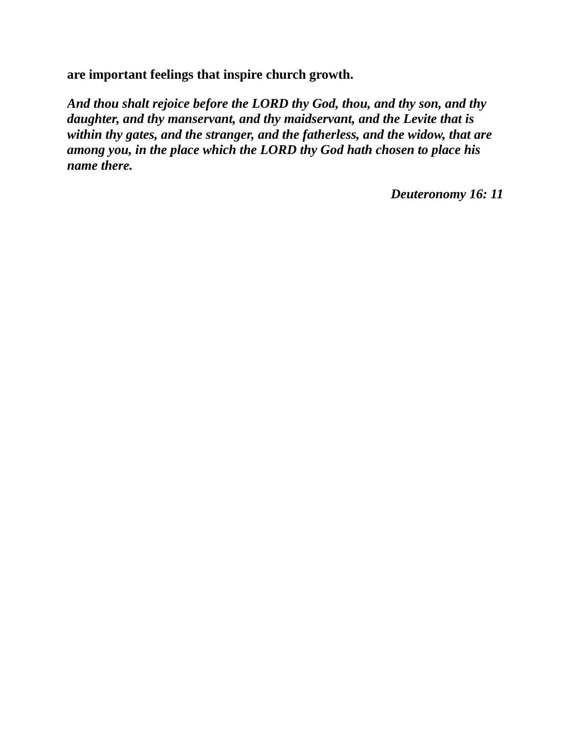**are important feelings that inspire church growth.**

***And thou shalt rejoice before the LORD thy God, thou, and thy son, and thy daughter, and thy manservant, and thy maidservant, and the Levite that is within thy gates, and the stranger, and the fatherless, and the widow, that are among you, in the place which the LORD thy God hath chosen to place his name there.***

***Deuteronomy 16: 11***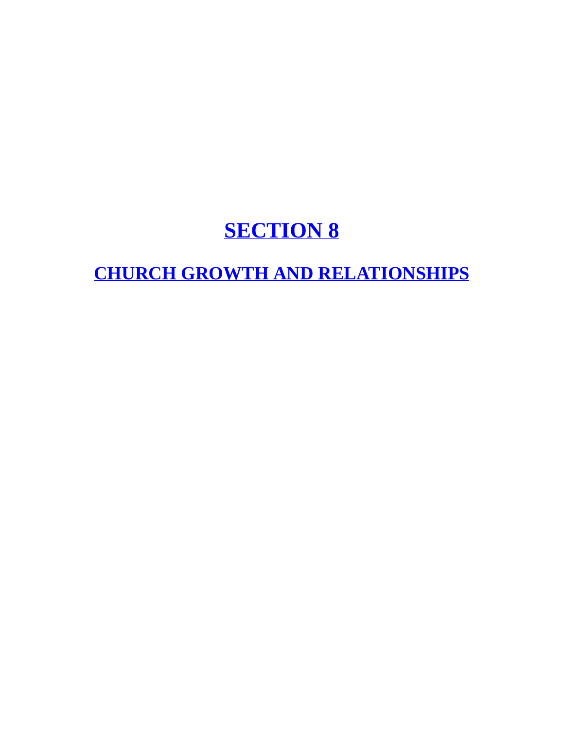# SECTION 8

## CHURCH GROWTH AND RELATIONSHIPS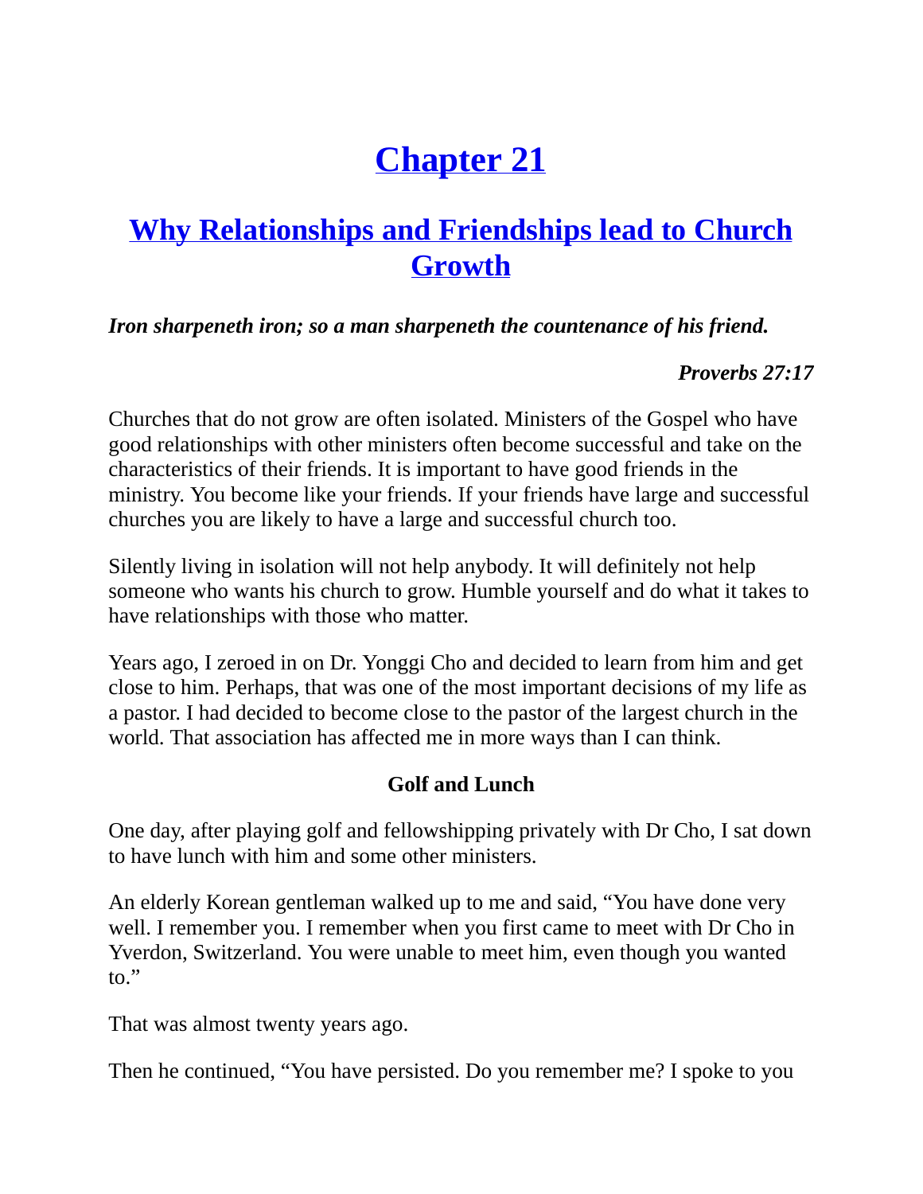# Chapter 21

## Why Relationships and Friendships lead to Church Growth

***Iron sharpeneth iron; so a man sharpeneth the countenance of his friend.***

***Proverbs 27:17***

Churches that do not grow are often isolated. Ministers of the Gospel who have good relationships with other ministers often become successful and take on the characteristics of their friends. It is important to have good friends in the ministry. You become like your friends. If your friends have large and successful churches you are likely to have a large and successful church too.

Silently living in isolation will not help anybody. It will definitely not help someone who wants his church to grow. Humble yourself and do what it takes to have relationships with those who matter.

Years ago, I zeroed in on Dr. Yonggi Cho and decided to learn from him and get close to him. Perhaps, that was one of the most important decisions of my life as a pastor. I had decided to become close to the pastor of the largest church in the world. That association has affected me in more ways than I can think.

**Golf and Lunch**

One day, after playing golf and fellowshipping privately with Dr Cho, I sat down to have lunch with him and some other ministers.

An elderly Korean gentleman walked up to me and said, "You have done very well. I remember you. I remember when you first came to meet with Dr Cho in Yverdon, Switzerland. You were unable to meet him, even though you wanted to."

That was almost twenty years ago.

Then he continued, "You have persisted. Do you remember me? I spoke to you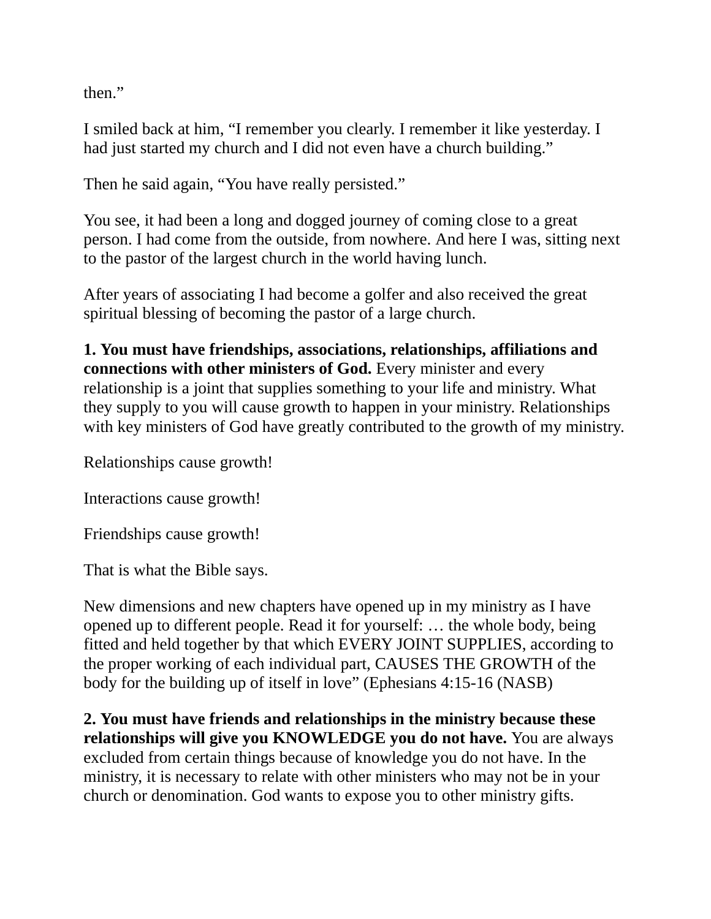then.”

I smiled back at him, “I remember you clearly. I remember it like yesterday. I had just started my church and I did not even have a church building.”

Then he said again, “You have really persisted.”

You see, it had been a long and dogged journey of coming close to a great person. I had come from the outside, from nowhere. And here I was, sitting next to the pastor of the largest church in the world having lunch.

After years of associating I had become a golfer and also received the great spiritual blessing of becoming the pastor of a large church.

**1. You must have friendships, associations, relationships, affiliations and connections with other ministers of God.** Every minister and every relationship is a joint that supplies something to your life and ministry. What they supply to you will cause growth to happen in your ministry. Relationships with key ministers of God have greatly contributed to the growth of my ministry.

Relationships cause growth!

Interactions cause growth!

Friendships cause growth!

That is what the Bible says.

New dimensions and new chapters have opened up in my ministry as I have opened up to different people. Read it for yourself: … the whole body, being fitted and held together by that which EVERY JOINT SUPPLIES, according to the proper working of each individual part, CAUSES THE GROWTH of the body for the building up of itself in love” (Ephesians 4:15-16 (NASB)

**2. You must have friends and relationships in the ministry because these relationships will give you KNOWLEDGE you do not have.** You are always excluded from certain things because of knowledge you do not have. In the ministry, it is necessary to relate with other ministers who may not be in your church or denomination. God wants to expose you to other ministry gifts.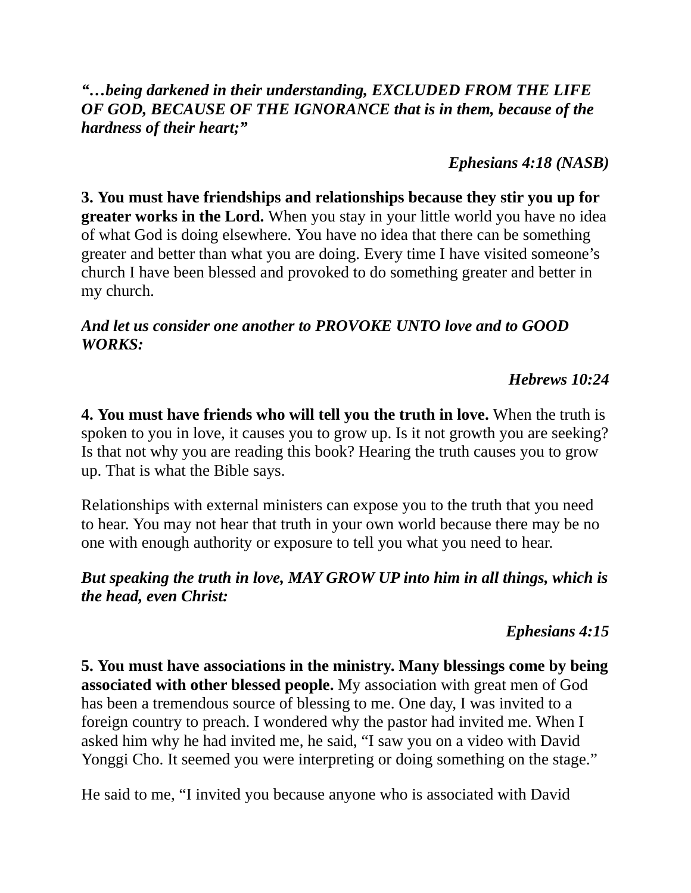***"…being darkened in their understanding, EXCLUDED FROM THE LIFE OF GOD, BECAUSE OF THE IGNORANCE that is in them, because of the hardness of their heart;"***

***Ephesians 4:18 (NASB)***

**3. You must have friendships and relationships because they stir you up for greater works in the Lord.** When you stay in your little world you have no idea of what God is doing elsewhere. You have no idea that there can be something greater and better than what you are doing. Every time I have visited someone's church I have been blessed and provoked to do something greater and better in my church.

***And let us consider one another to PROVOKE UNTO love and to GOOD WORKS:***

***Hebrews 10:24***

**4. You must have friends who will tell you the truth in love.** When the truth is spoken to you in love, it causes you to grow up. Is it not growth you are seeking? Is that not why you are reading this book? Hearing the truth causes you to grow up. That is what the Bible says.

Relationships with external ministers can expose you to the truth that you need to hear. You may not hear that truth in your own world because there may be no one with enough authority or exposure to tell you what you need to hear.

***But speaking the truth in love, MAY GROW UP into him in all things, which is the head, even Christ:***

***Ephesians 4:15***

**5. You must have associations in the ministry. Many blessings come by being associated with other blessed people.** My association with great men of God has been a tremendous source of blessing to me. One day, I was invited to a foreign country to preach. I wondered why the pastor had invited me. When I asked him why he had invited me, he said, "I saw you on a video with David Yonggi Cho. It seemed you were interpreting or doing something on the stage."

He said to me, "I invited you because anyone who is associated with David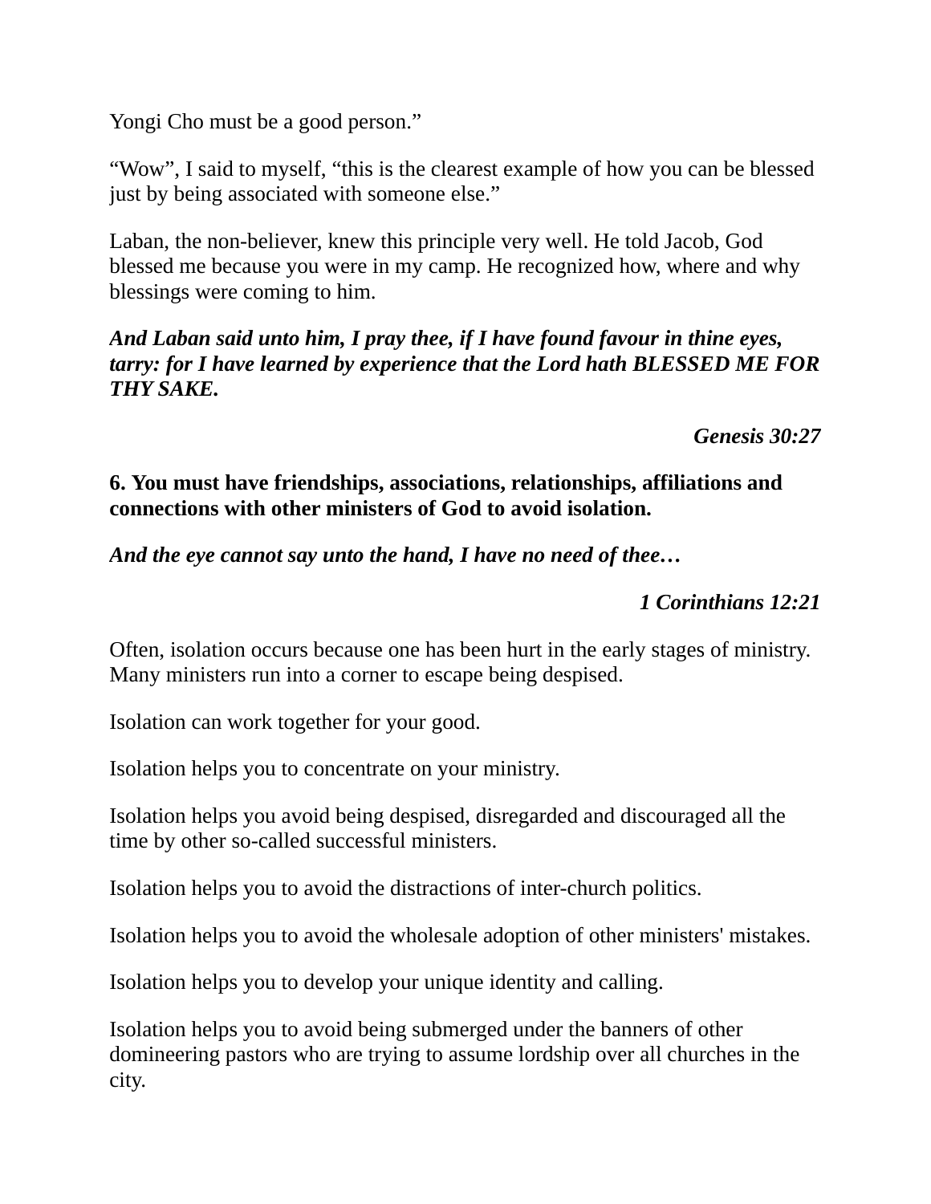Yongi Cho must be a good person."

"Wow", I said to myself, "this is the clearest example of how you can be blessed just by being associated with someone else."

Laban, the non-believer, knew this principle very well. He told Jacob, God blessed me because you were in my camp. He recognized how, where and why blessings were coming to him.

***And Laban said unto him, I pray thee, if I have found favour in thine eyes, tarry: for I have learned by experience that the Lord hath BLESSED ME FOR THY SAKE.***

<div align="right">

***Genesis 30:27***

</div>

**6. You must have friendships, associations, relationships, affiliations and connections with other ministers of God to avoid isolation.**

***And the eye cannot say unto the hand, I have no need of thee…***

<div align="right">

***1 Corinthians 12:21***

</div>

Often, isolation occurs because one has been hurt in the early stages of ministry. Many ministers run into a corner to escape being despised.

Isolation can work together for your good.

Isolation helps you to concentrate on your ministry.

Isolation helps you avoid being despised, disregarded and discouraged all the time by other so-called successful ministers.

Isolation helps you to avoid the distractions of inter-church politics.

Isolation helps you to avoid the wholesale adoption of other ministers' mistakes.

Isolation helps you to develop your unique identity and calling.

Isolation helps you to avoid being submerged under the banners of other domineering pastors who are trying to assume lordship over all churches in the city.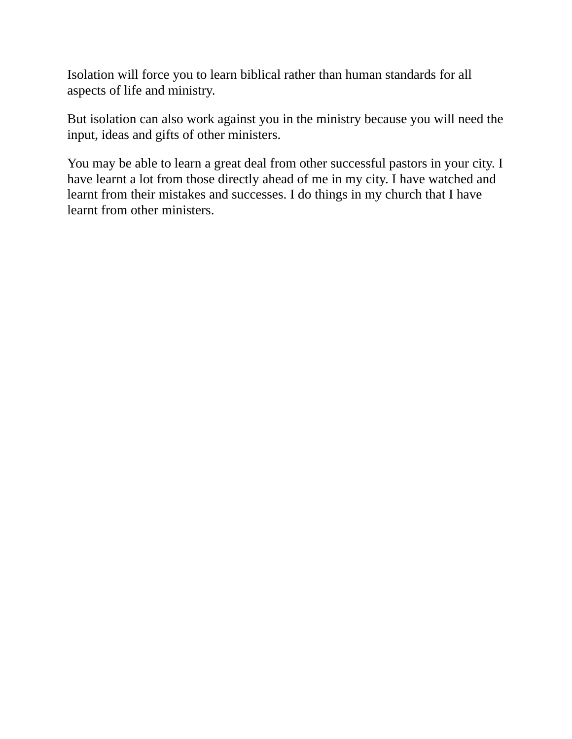Isolation will force you to learn biblical rather than human standards for all aspects of life and ministry.

But isolation can also work against you in the ministry because you will need the input, ideas and gifts of other ministers.

You may be able to learn a great deal from other successful pastors in your city. I have learnt a lot from those directly ahead of me in my city. I have watched and learnt from their mistakes and successes. I do things in my church that I have learnt from other ministers.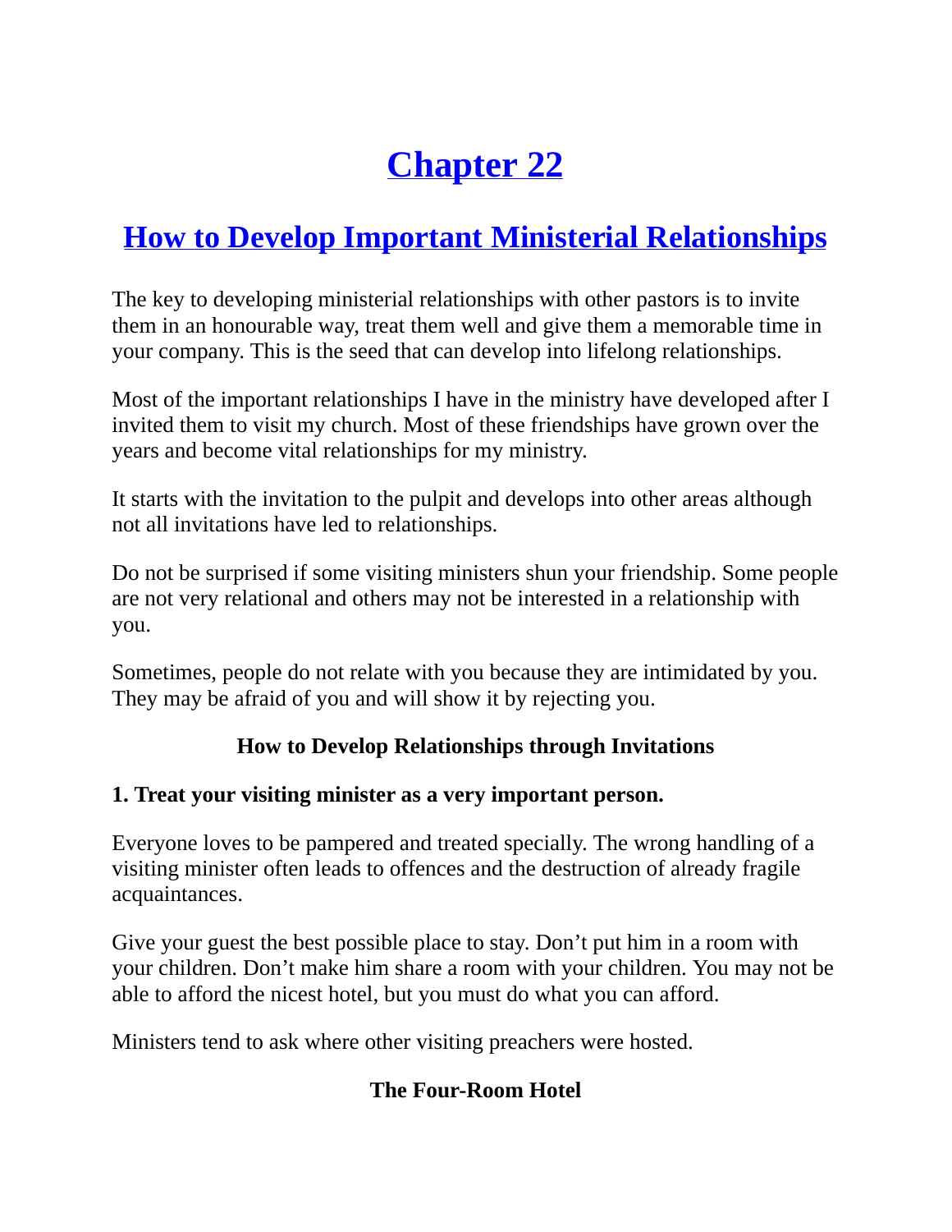# Chapter 22

## How to Develop Important Ministerial Relationships

The key to developing ministerial relationships with other pastors is to invite them in an honourable way, treat them well and give them a memorable time in your company. This is the seed that can develop into lifelong relationships.

Most of the important relationships I have in the ministry have developed after I invited them to visit my church. Most of these friendships have grown over the years and become vital relationships for my ministry.

It starts with the invitation to the pulpit and develops into other areas although not all invitations have led to relationships.

Do not be surprised if some visiting ministers shun your friendship. Some people are not very relational and others may not be interested in a relationship with you.

Sometimes, people do not relate with you because they are intimidated by you. They may be afraid of you and will show it by rejecting you.

**How to Develop Relationships through Invitations**

**1. Treat your visiting minister as a very important person.**

Everyone loves to be pampered and treated specially. The wrong handling of a visiting minister often leads to offences and the destruction of already fragile acquaintances.

Give your guest the best possible place to stay. Don't put him in a room with your children. Don't make him share a room with your children. You may not be able to afford the nicest hotel, but you must do what you can afford.

Ministers tend to ask where other visiting preachers were hosted.

**The Four-Room Hotel**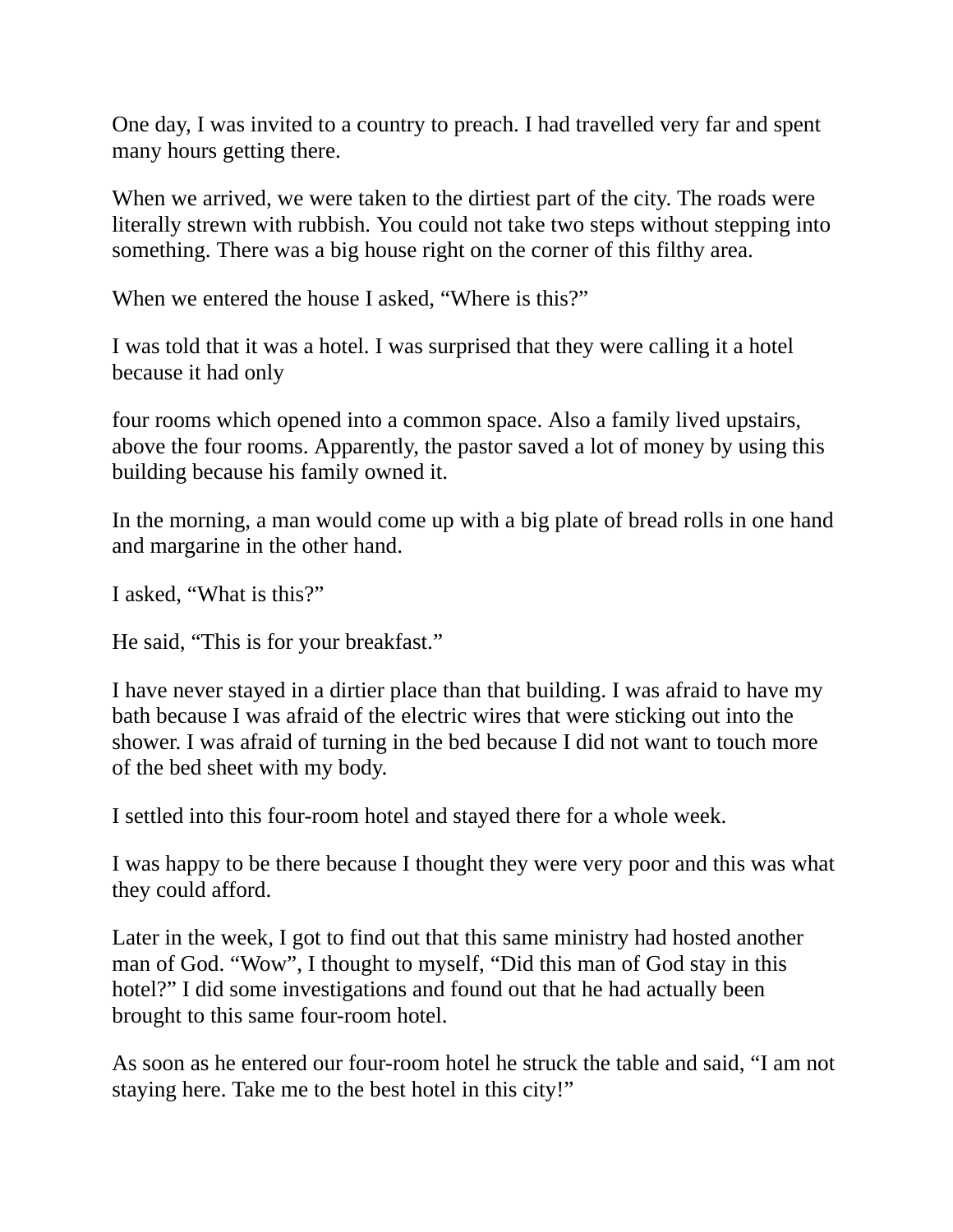One day, I was invited to a country to preach. I had travelled very far and spent many hours getting there.

When we arrived, we were taken to the dirtiest part of the city. The roads were literally strewn with rubbish. You could not take two steps without stepping into something. There was a big house right on the corner of this filthy area.

When we entered the house I asked, “Where is this?”

I was told that it was a hotel. I was surprised that they were calling it a hotel because it had only

four rooms which opened into a common space. Also a family lived upstairs, above the four rooms. Apparently, the pastor saved a lot of money by using this building because his family owned it.

In the morning, a man would come up with a big plate of bread rolls in one hand and margarine in the other hand.

I asked, “What is this?”

He said, “This is for your breakfast.”

I have never stayed in a dirtier place than that building. I was afraid to have my bath because I was afraid of the electric wires that were sticking out into the shower. I was afraid of turning in the bed because I did not want to touch more of the bed sheet with my body.

I settled into this four-room hotel and stayed there for a whole week.

I was happy to be there because I thought they were very poor and this was what they could afford.

Later in the week, I got to find out that this same ministry had hosted another man of God. “Wow”, I thought to myself, “Did this man of God stay in this hotel?” I did some investigations and found out that he had actually been brought to this same four-room hotel.

As soon as he entered our four-room hotel he struck the table and said, “I am not staying here. Take me to the best hotel in this city!”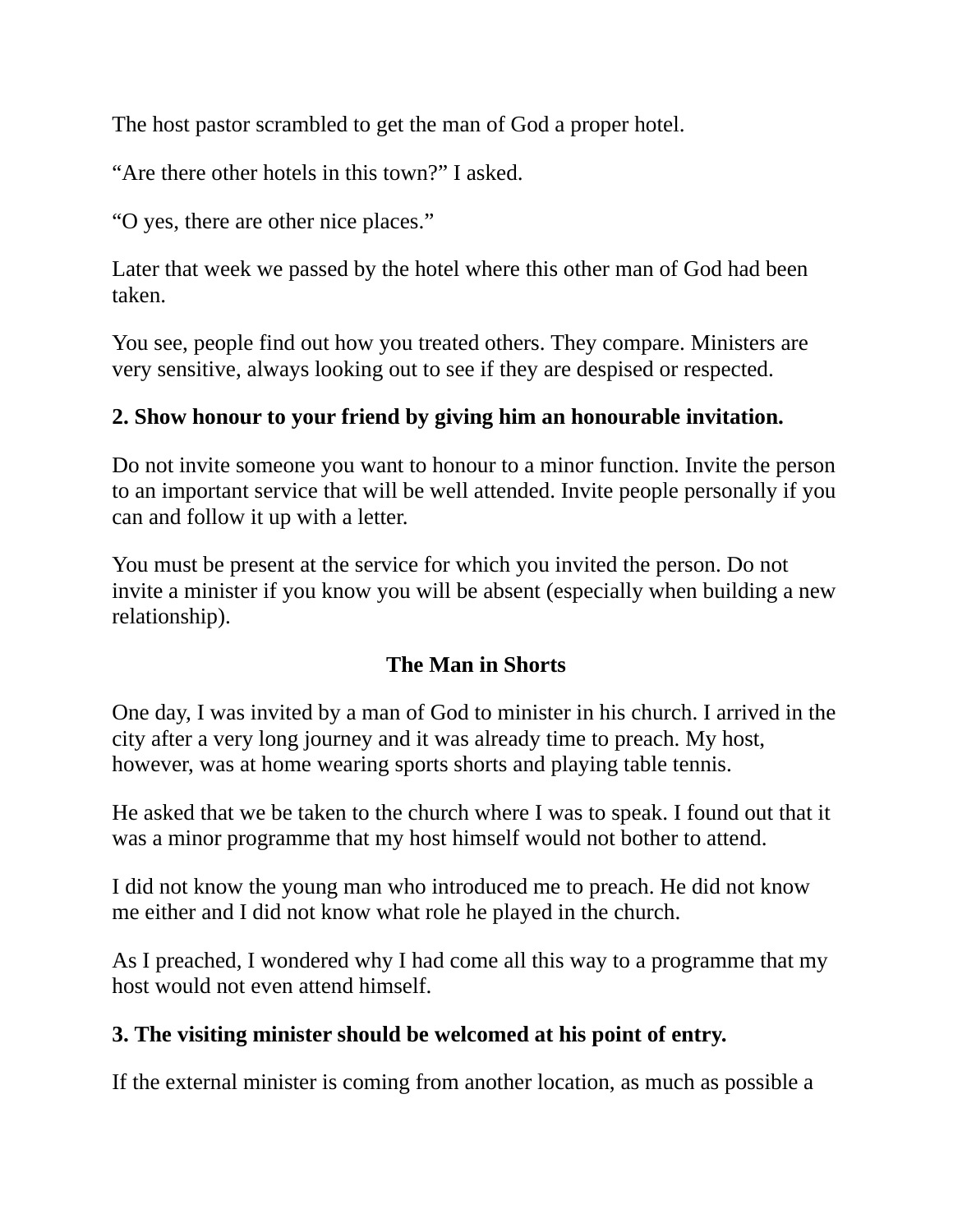The host pastor scrambled to get the man of God a proper hotel.

“Are there other hotels in this town?” I asked.

“O yes, there are other nice places.”

Later that week we passed by the hotel where this other man of God had been taken.

You see, people find out how you treated others. They compare. Ministers are very sensitive, always looking out to see if they are despised or respected.

**2. Show honour to your friend by giving him an honourable invitation.**

Do not invite someone you want to honour to a minor function. Invite the person to an important service that will be well attended. Invite people personally if you can and follow it up with a letter.

You must be present at the service for which you invited the person. Do not invite a minister if you know you will be absent (especially when building a new relationship).

### The Man in Shorts

One day, I was invited by a man of God to minister in his church. I arrived in the city after a very long journey and it was already time to preach. My host, however, was at home wearing sports shorts and playing table tennis.

He asked that we be taken to the church where I was to speak. I found out that it was a minor programme that my host himself would not bother to attend.

I did not know the young man who introduced me to preach. He did not know me either and I did not know what role he played in the church.

As I preached, I wondered why I had come all this way to a programme that my host would not even attend himself.

**3. The visiting minister should be welcomed at his point of entry.**

If the external minister is coming from another location, as much as possible a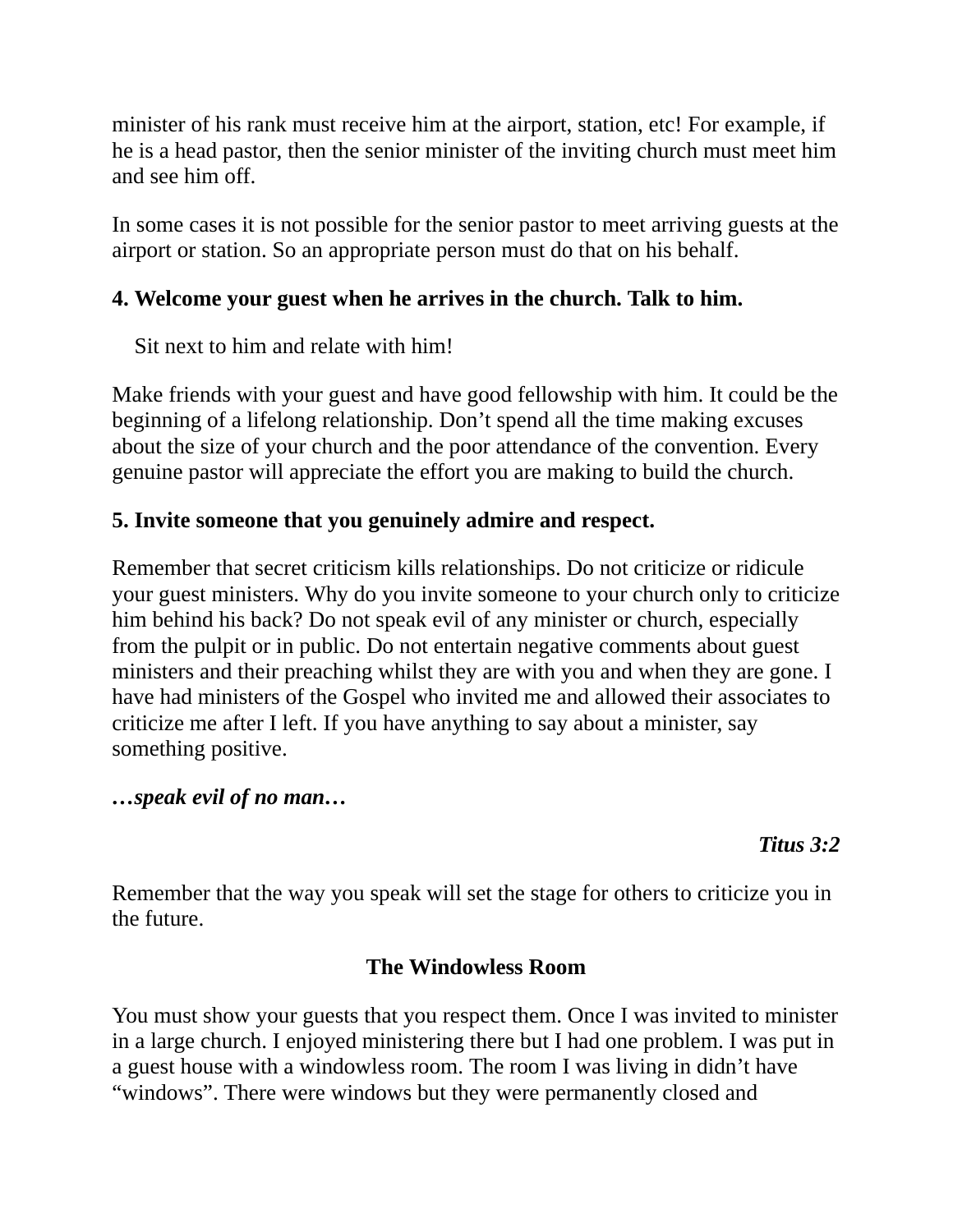minister of his rank must receive him at the airport, station, etc! For example, if he is a head pastor, then the senior minister of the inviting church must meet him and see him off.

In some cases it is not possible for the senior pastor to meet arriving guests at the airport or station. So an appropriate person must do that on his behalf.

**4. Welcome your guest when he arrives in the church. Talk to him.**

Sit next to him and relate with him!

Make friends with your guest and have good fellowship with him. It could be the beginning of a lifelong relationship. Don't spend all the time making excuses about the size of your church and the poor attendance of the convention. Every genuine pastor will appreciate the effort you are making to build the church.

**5. Invite someone that you genuinely admire and respect.**

Remember that secret criticism kills relationships. Do not criticize or ridicule your guest ministers. Why do you invite someone to your church only to criticize him behind his back? Do not speak evil of any minister or church, especially from the pulpit or in public. Do not entertain negative comments about guest ministers and their preaching whilst they are with you and when they are gone. I have had ministers of the Gospel who invited me and allowed their associates to criticize me after I left. If you have anything to say about a minister, say something positive.

***…speak evil of no man…***

***Titus 3:2***

Remember that the way you speak will set the stage for others to criticize you in the future.

### The Windowless Room

You must show your guests that you respect them. Once I was invited to minister in a large church. I enjoyed ministering there but I had one problem. I was put in a guest house with a windowless room. The room I was living in didn't have "windows". There were windows but they were permanently closed and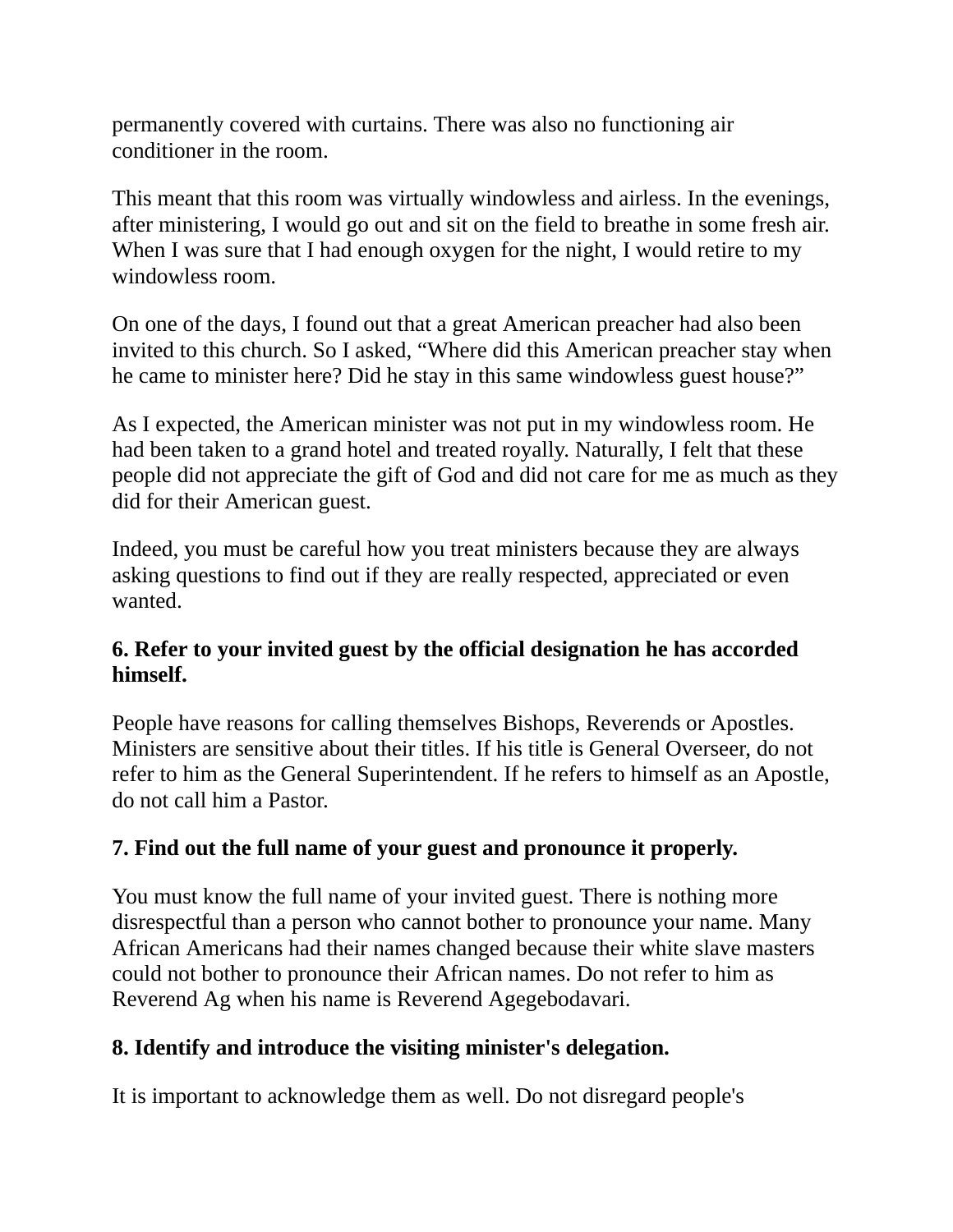permanently covered with curtains. There was also no functioning air conditioner in the room.

This meant that this room was virtually windowless and airless. In the evenings, after ministering, I would go out and sit on the field to breathe in some fresh air. When I was sure that I had enough oxygen for the night, I would retire to my windowless room.

On one of the days, I found out that a great American preacher had also been invited to this church. So I asked, “Where did this American preacher stay when he came to minister here? Did he stay in this same windowless guest house?”

As I expected, the American minister was not put in my windowless room. He had been taken to a grand hotel and treated royally. Naturally, I felt that these people did not appreciate the gift of God and did not care for me as much as they did for their American guest.

Indeed, you must be careful how you treat ministers because they are always asking questions to find out if they are really respected, appreciated or even wanted.

**6. Refer to your invited guest by the official designation he has accorded himself.**

People have reasons for calling themselves Bishops, Reverends or Apostles. Ministers are sensitive about their titles. If his title is General Overseer, do not refer to him as the General Superintendent. If he refers to himself as an Apostle, do not call him a Pastor.

**7. Find out the full name of your guest and pronounce it properly.**

You must know the full name of your invited guest. There is nothing more disrespectful than a person who cannot bother to pronounce your name. Many African Americans had their names changed because their white slave masters could not bother to pronounce their African names. Do not refer to him as Reverend Ag when his name is Reverend Agegebodavari.

**8. Identify and introduce the visiting minister's delegation.**

It is important to acknowledge them as well. Do not disregard people's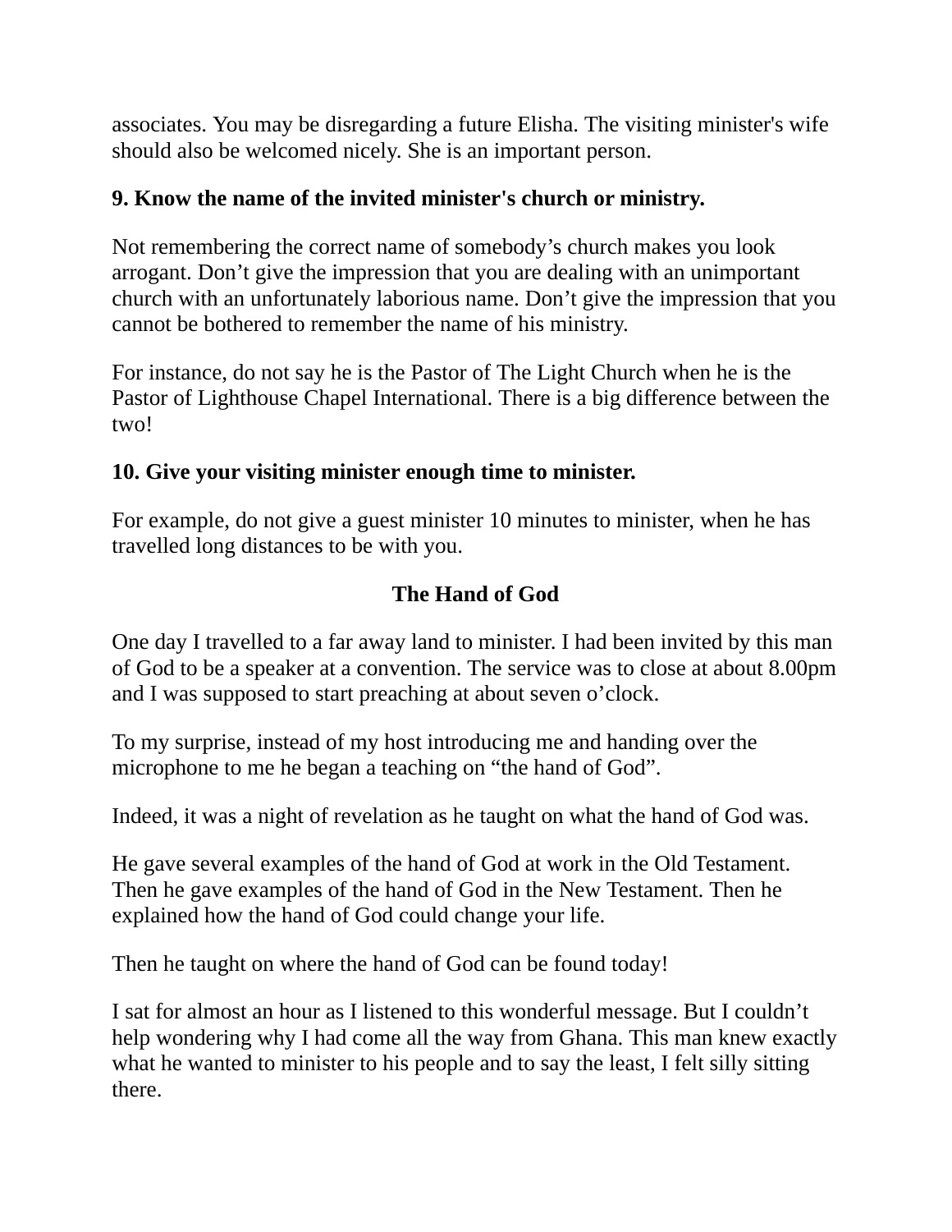associates. You may be disregarding a future Elisha. The visiting minister's wife should also be welcomed nicely. She is an important person.

**9. Know the name of the invited minister's church or ministry.**

Not remembering the correct name of somebody’s church makes you look arrogant. Don’t give the impression that you are dealing with an unimportant church with an unfortunately laborious name. Don’t give the impression that you cannot be bothered to remember the name of his ministry.

For instance, do not say he is the Pastor of The Light Church when he is the Pastor of Lighthouse Chapel International. There is a big difference between the two!

**10. Give your visiting minister enough time to minister.**

For example, do not give a guest minister 10 minutes to minister, when he has travelled long distances to be with you.

## The Hand of God

One day I travelled to a far away land to minister. I had been invited by this man of God to be a speaker at a convention. The service was to close at about 8.00pm and I was supposed to start preaching at about seven o’clock.

To my surprise, instead of my host introducing me and handing over the microphone to me he began a teaching on “the hand of God”.

Indeed, it was a night of revelation as he taught on what the hand of God was.

He gave several examples of the hand of God at work in the Old Testament. Then he gave examples of the hand of God in the New Testament. Then he explained how the hand of God could change your life.

Then he taught on where the hand of God can be found today!

I sat for almost an hour as I listened to this wonderful message. But I couldn’t help wondering why I had come all the way from Ghana. This man knew exactly what he wanted to minister to his people and to say the least, I felt silly sitting there.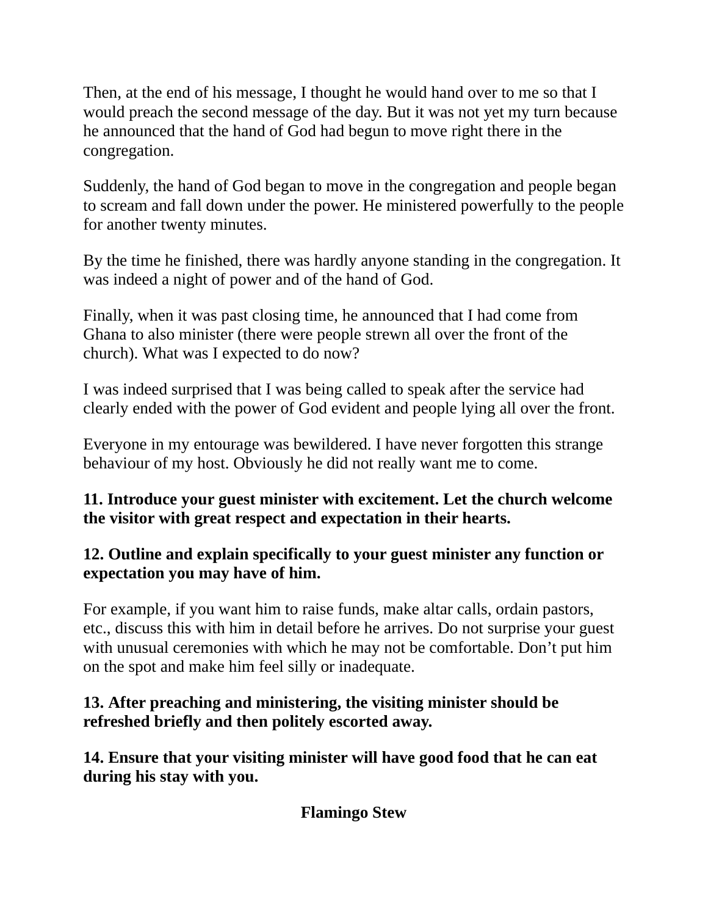Then, at the end of his message, I thought he would hand over to me so that I would preach the second message of the day. But it was not yet my turn because he announced that the hand of God had begun to move right there in the congregation.

Suddenly, the hand of God began to move in the congregation and people began to scream and fall down under the power. He ministered powerfully to the people for another twenty minutes.

By the time he finished, there was hardly anyone standing in the congregation. It was indeed a night of power and of the hand of God.

Finally, when it was past closing time, he announced that I had come from Ghana to also minister (there were people strewn all over the front of the church). What was I expected to do now?

I was indeed surprised that I was being called to speak after the service had clearly ended with the power of God evident and people lying all over the front.

Everyone in my entourage was bewildered. I have never forgotten this strange behaviour of my host. Obviously he did not really want me to come.

**11. Introduce your guest minister with excitement. Let the church welcome the visitor with great respect and expectation in their hearts.**

**12. Outline and explain specifically to your guest minister any function or expectation you may have of him.**

For example, if you want him to raise funds, make altar calls, ordain pastors, etc., discuss this with him in detail before he arrives. Do not surprise your guest with unusual ceremonies with which he may not be comfortable. Don't put him on the spot and make him feel silly or inadequate.

**13. After preaching and ministering, the visiting minister should be refreshed briefly and then politely escorted away.**

**14. Ensure that your visiting minister will have good food that he can eat during his stay with you.**

**Flamingo Stew**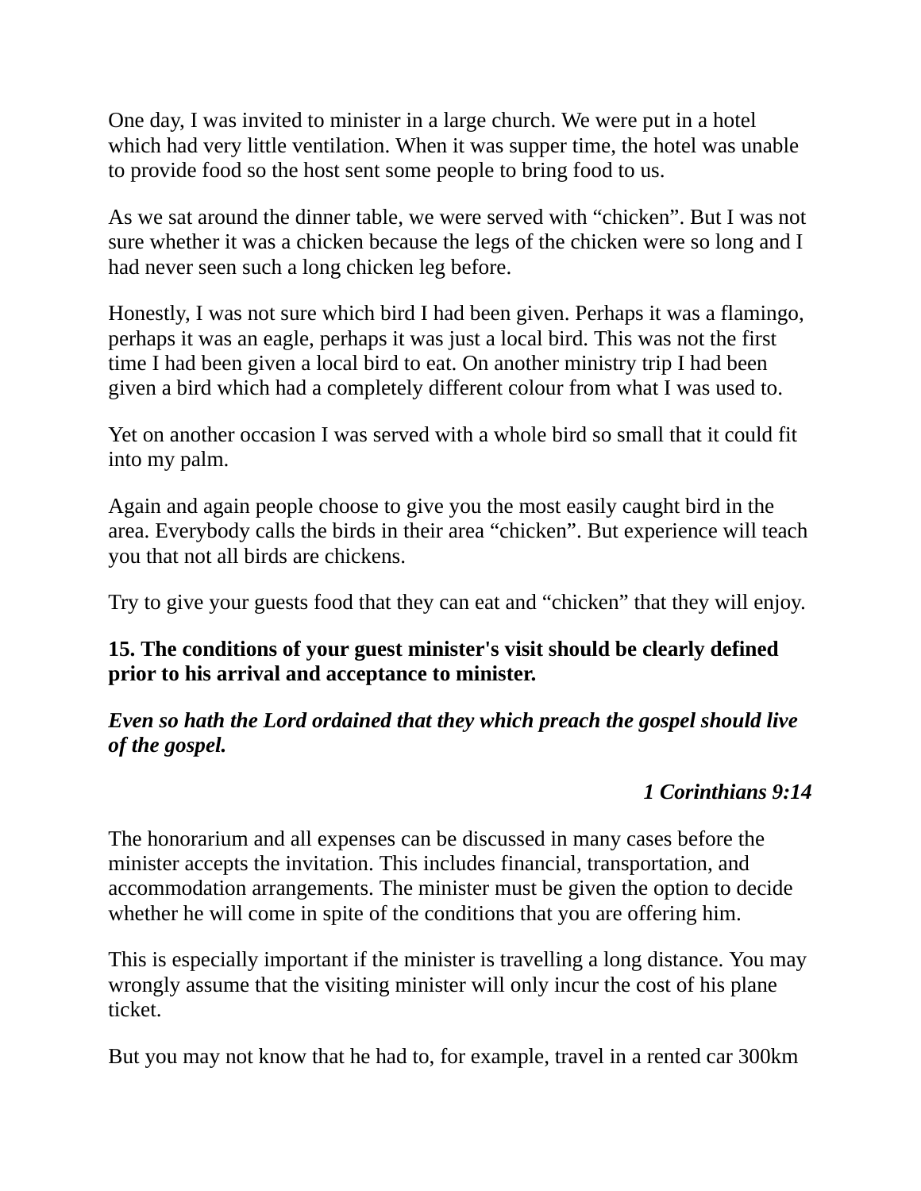One day, I was invited to minister in a large church. We were put in a hotel which had very little ventilation. When it was supper time, the hotel was unable to provide food so the host sent some people to bring food to us.

As we sat around the dinner table, we were served with "chicken". But I was not sure whether it was a chicken because the legs of the chicken were so long and I had never seen such a long chicken leg before.

Honestly, I was not sure which bird I had been given. Perhaps it was a flamingo, perhaps it was an eagle, perhaps it was just a local bird. This was not the first time I had been given a local bird to eat. On another ministry trip I had been given a bird which had a completely different colour from what I was used to.

Yet on another occasion I was served with a whole bird so small that it could fit into my palm.

Again and again people choose to give you the most easily caught bird in the area. Everybody calls the birds in their area "chicken". But experience will teach you that not all birds are chickens.

Try to give your guests food that they can eat and "chicken" that they will enjoy.

**15. The conditions of your guest minister's visit should be clearly defined prior to his arrival and acceptance to minister.**

***Even so hath the Lord ordained that they which preach the gospel should live of the gospel.***

***1 Corinthians 9:14***

The honorarium and all expenses can be discussed in many cases before the minister accepts the invitation. This includes financial, transportation, and accommodation arrangements. The minister must be given the option to decide whether he will come in spite of the conditions that you are offering him.

This is especially important if the minister is travelling a long distance. You may wrongly assume that the visiting minister will only incur the cost of his plane ticket.

But you may not know that he had to, for example, travel in a rented car 300km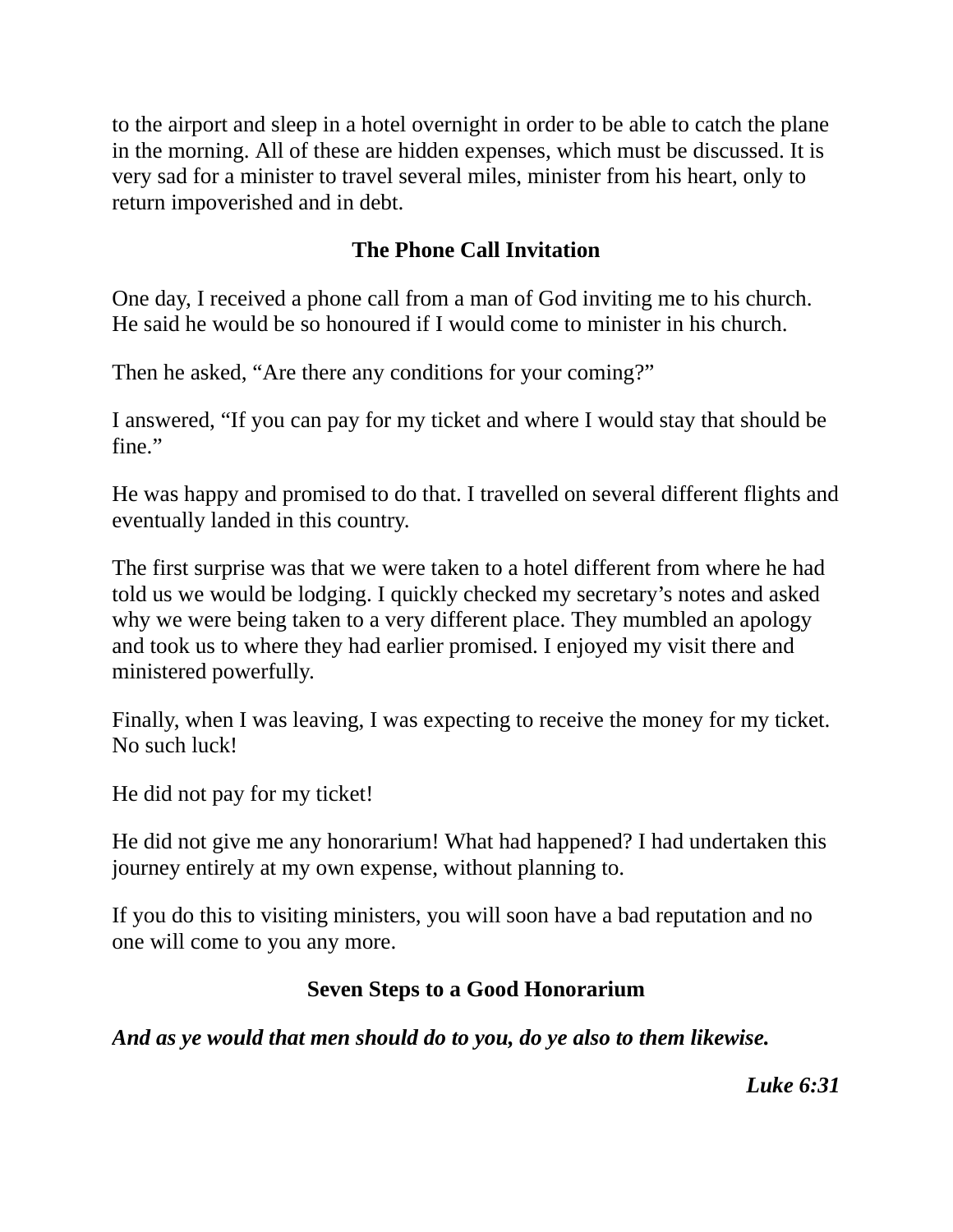to the airport and sleep in a hotel overnight in order to be able to catch the plane in the morning. All of these are hidden expenses, which must be discussed. It is very sad for a minister to travel several miles, minister from his heart, only to return impoverished and in debt.

## The Phone Call Invitation

One day, I received a phone call from a man of God inviting me to his church. He said he would be so honoured if I would come to minister in his church.

Then he asked, "Are there any conditions for your coming?"

I answered, "If you can pay for my ticket and where I would stay that should be fine."

He was happy and promised to do that. I travelled on several different flights and eventually landed in this country.

The first surprise was that we were taken to a hotel different from where he had told us we would be lodging. I quickly checked my secretary's notes and asked why we were being taken to a very different place. They mumbled an apology and took us to where they had earlier promised. I enjoyed my visit there and ministered powerfully.

Finally, when I was leaving, I was expecting to receive the money for my ticket. No such luck!

He did not pay for my ticket!

He did not give me any honorarium! What had happened? I had undertaken this journey entirely at my own expense, without planning to.

If you do this to visiting ministers, you will soon have a bad reputation and no one will come to you any more.

## Seven Steps to a Good Honorarium

***And as ye would that men should do to you, do ye also to them likewise.***

***Luke 6:31***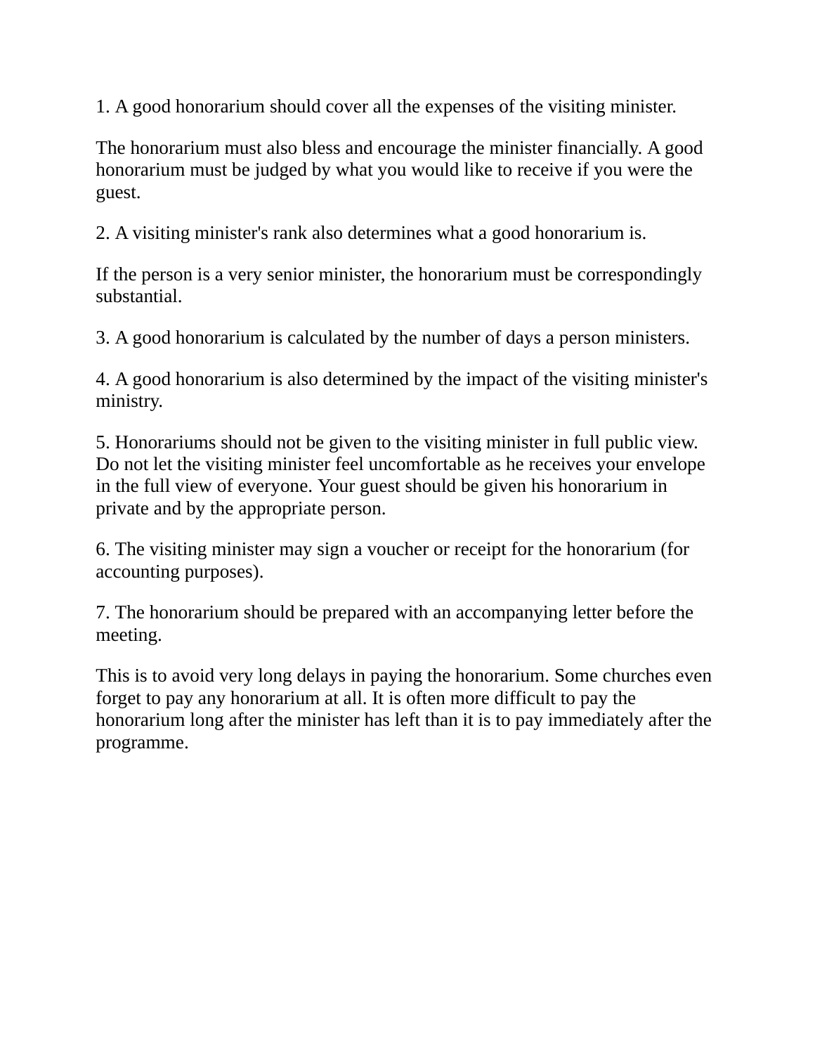1. A good honorarium should cover all the expenses of the visiting minister.

The honorarium must also bless and encourage the minister financially. A good honorarium must be judged by what you would like to receive if you were the guest.

2. A visiting minister's rank also determines what a good honorarium is.

If the person is a very senior minister, the honorarium must be correspondingly substantial.

3. A good honorarium is calculated by the number of days a person ministers.

4. A good honorarium is also determined by the impact of the visiting minister's ministry.

5. Honorariums should not be given to the visiting minister in full public view. Do not let the visiting minister feel uncomfortable as he receives your envelope in the full view of everyone. Your guest should be given his honorarium in private and by the appropriate person.

6. The visiting minister may sign a voucher or receipt for the honorarium (for accounting purposes).

7. The honorarium should be prepared with an accompanying letter before the meeting.

This is to avoid very long delays in paying the honorarium. Some churches even forget to pay any honorarium at all. It is often more difficult to pay the honorarium long after the minister has left than it is to pay immediately after the programme.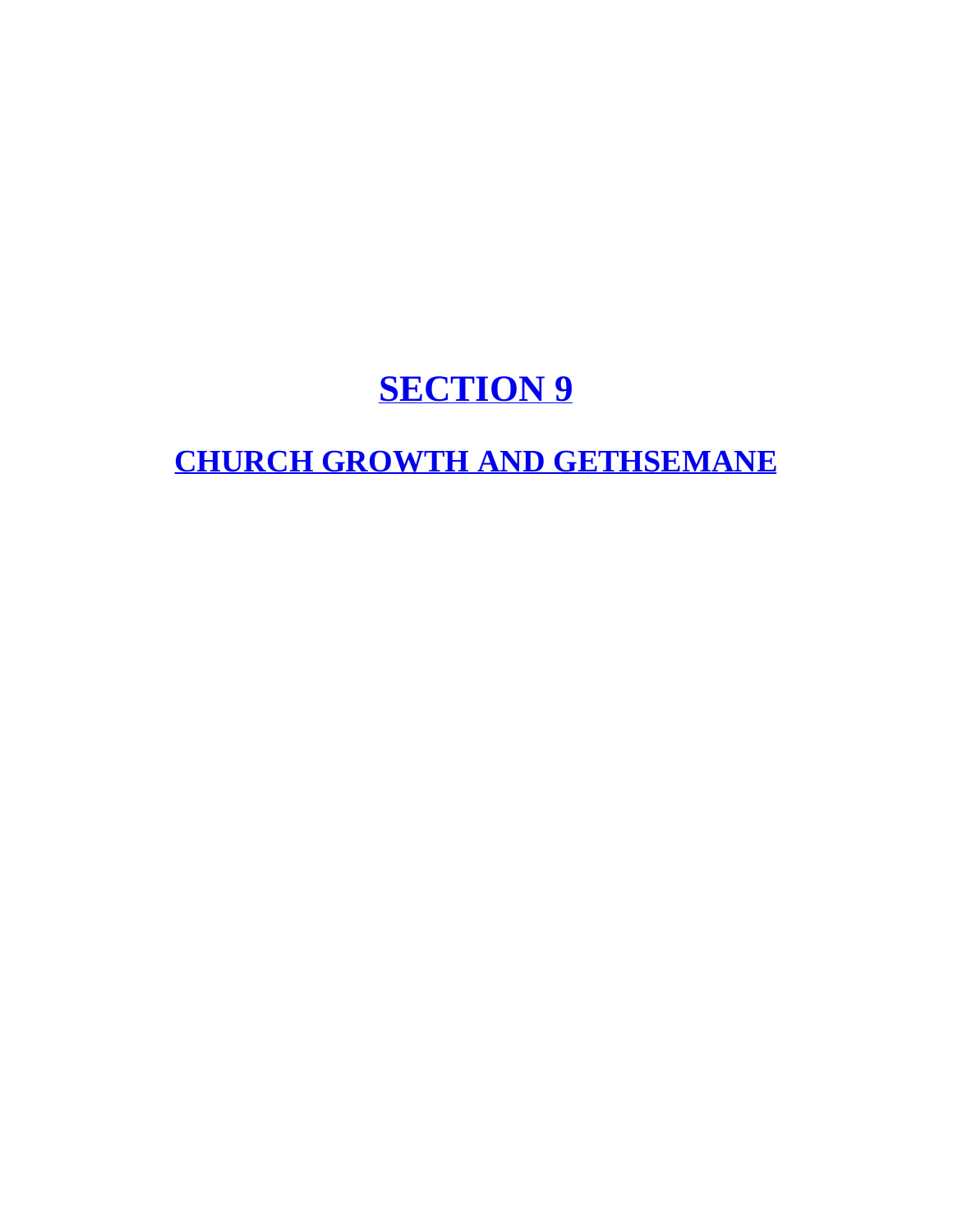# SECTION 9

## CHURCH GROWTH AND GETHSEMANE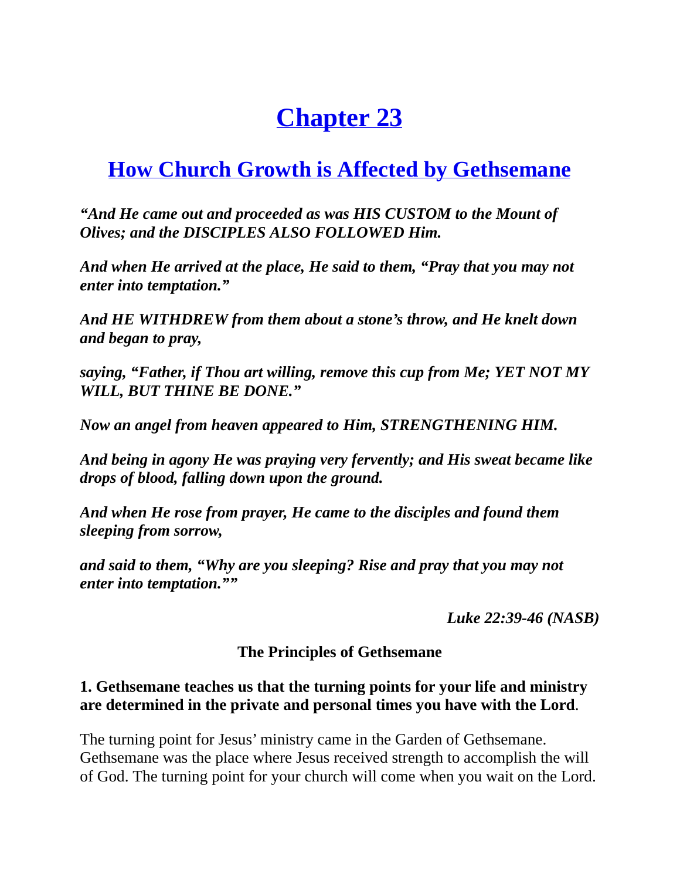# Chapter 23

## How Church Growth is Affected by Gethsemane

***"And He came out and proceeded as was HIS CUSTOM to the Mount of Olives; and the DISCIPLES ALSO FOLLOWED Him.***

***And when He arrived at the place, He said to them, "Pray that you may not enter into temptation."***

***And HE WITHDREW from them about a stone's throw, and He knelt down and began to pray,***

***saying, "Father, if Thou art willing, remove this cup from Me; YET NOT MY WILL, BUT THINE BE DONE."***

***Now an angel from heaven appeared to Him, STRENGTHENING HIM.***

***And being in agony He was praying very fervently; and His sweat became like drops of blood, falling down upon the ground.***

***And when He rose from prayer, He came to the disciples and found them sleeping from sorrow,***

***and said to them, "Why are you sleeping? Rise and pray that you may not enter into temptation.""***

*Luke 22:39-46 (NASB)*

**The Principles of Gethsemane**

**1. Gethsemane teaches us that the turning points for your life and ministry are determined in the private and personal times you have with the Lord**.

The turning point for Jesus' ministry came in the Garden of Gethsemane. Gethsemane was the place where Jesus received strength to accomplish the will of God. The turning point for your church will come when you wait on the Lord.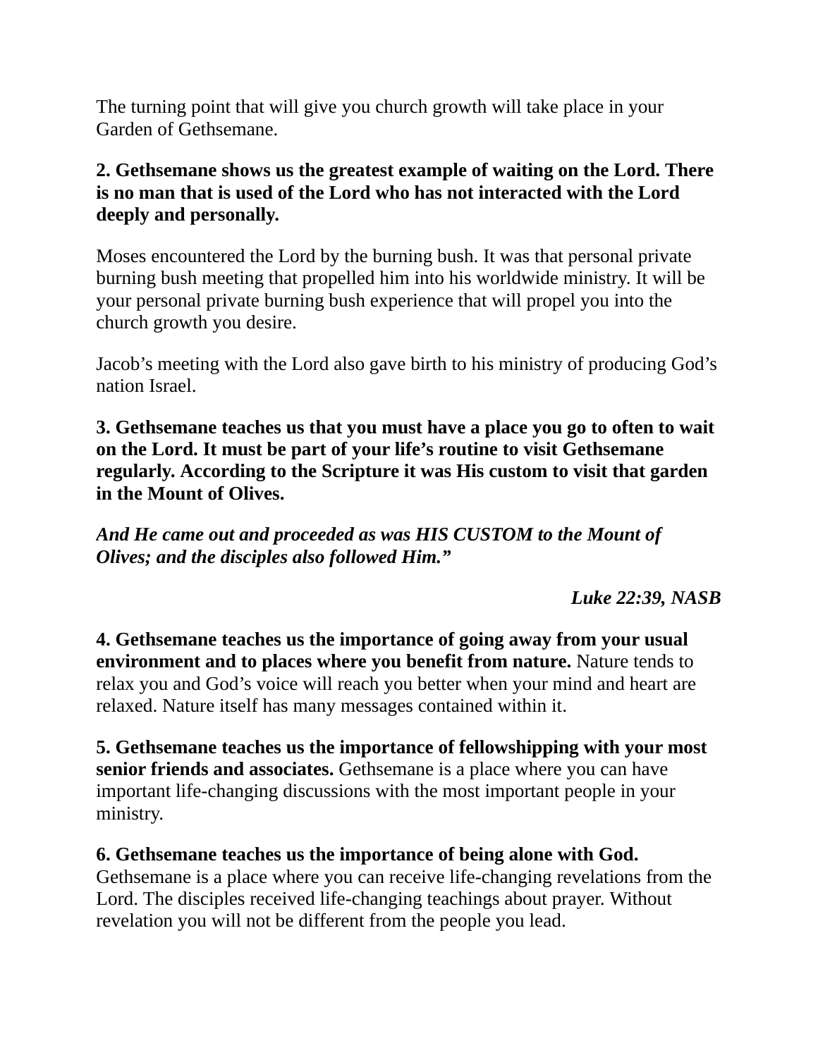The turning point that will give you church growth will take place in your Garden of Gethsemane.

**2. Gethsemane shows us the greatest example of waiting on the Lord. There is no man that is used of the Lord who has not interacted with the Lord deeply and personally.**

Moses encountered the Lord by the burning bush. It was that personal private burning bush meeting that propelled him into his worldwide ministry. It will be your personal private burning bush experience that will propel you into the church growth you desire.

Jacob's meeting with the Lord also gave birth to his ministry of producing God's nation Israel.

**3. Gethsemane teaches us that you must have a place you go to often to wait on the Lord. It must be part of your life's routine to visit Gethsemane regularly. According to the Scripture it was His custom to visit that garden in the Mount of Olives.**

***And He came out and proceeded as was HIS CUSTOM to the Mount of Olives; and the disciples also followed Him."***

***Luke 22:39, NASB***

**4. Gethsemane teaches us the importance of going away from your usual environment and to places where you benefit from nature.** Nature tends to relax you and God's voice will reach you better when your mind and heart are relaxed. Nature itself has many messages contained within it.

**5. Gethsemane teaches us the importance of fellowshipping with your most senior friends and associates.** Gethsemane is a place where you can have important life-changing discussions with the most important people in your ministry.

**6. Gethsemane teaches us the importance of being alone with God.** Gethsemane is a place where you can receive life-changing revelations from the Lord. The disciples received life-changing teachings about prayer. Without revelation you will not be different from the people you lead.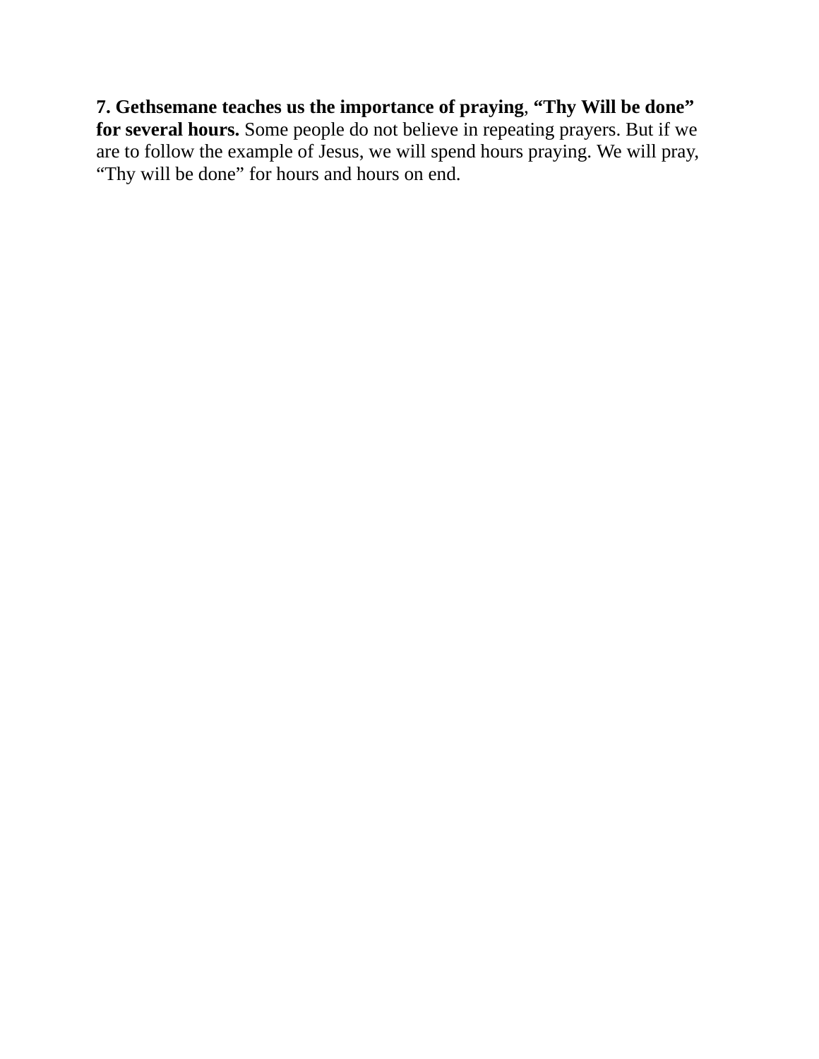**7. Gethsemane teaches us the importance of praying**, **“Thy Will be done” for several hours.** Some people do not believe in repeating prayers. But if we are to follow the example of Jesus, we will spend hours praying. We will pray, “Thy will be done” for hours and hours on end.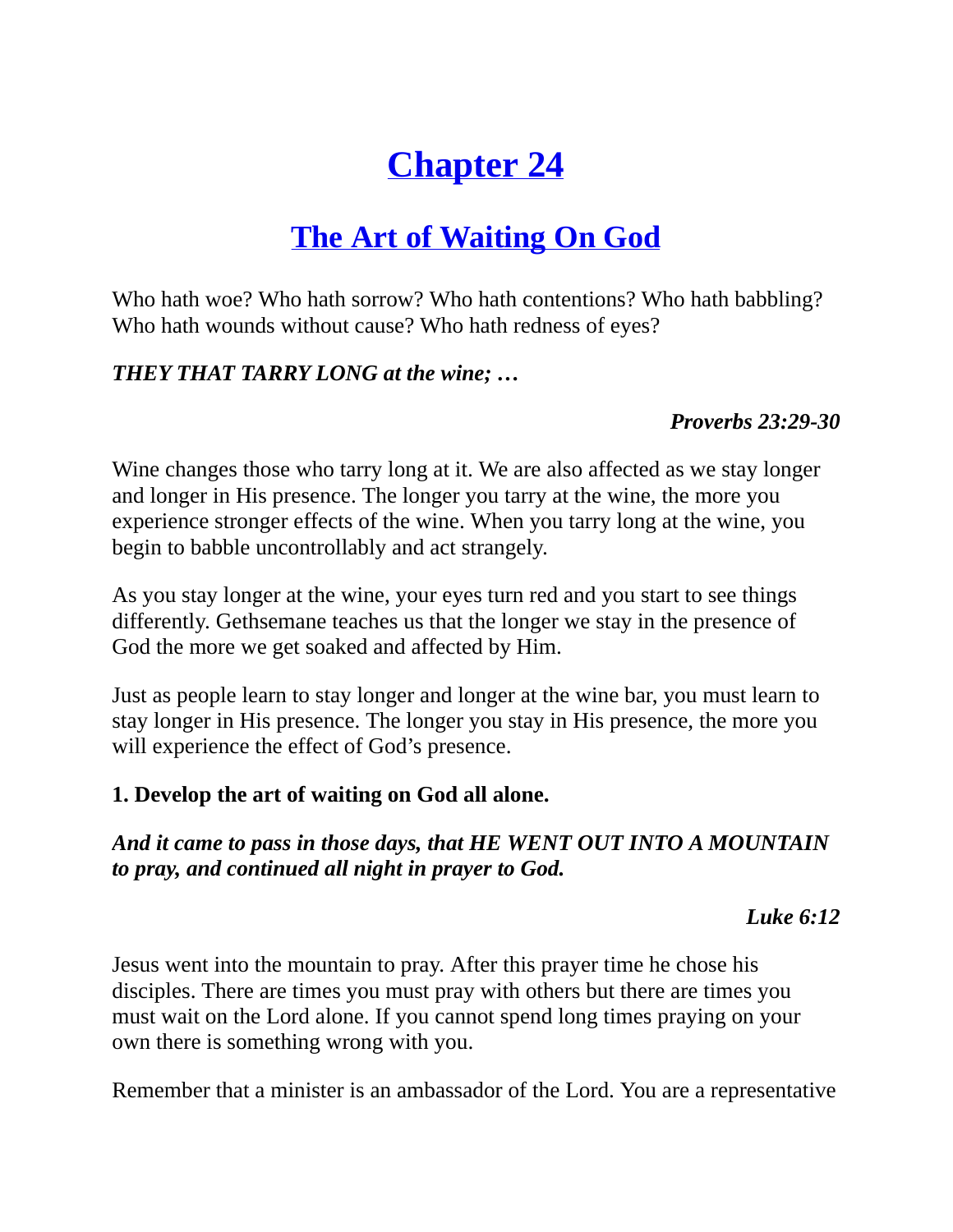# Chapter 24

## The Art of Waiting On God

Who hath woe? Who hath sorrow? Who hath contentions? Who hath babbling? Who hath wounds without cause? Who hath redness of eyes?

***THEY THAT TARRY LONG at the wine; …***

***Proverbs 23:29-30***

Wine changes those who tarry long at it. We are also affected as we stay longer and longer in His presence. The longer you tarry at the wine, the more you experience stronger effects of the wine. When you tarry long at the wine, you begin to babble uncontrollably and act strangely.

As you stay longer at the wine, your eyes turn red and you start to see things differently. Gethsemane teaches us that the longer we stay in the presence of God the more we get soaked and affected by Him.

Just as people learn to stay longer and longer at the wine bar, you must learn to stay longer in His presence. The longer you stay in His presence, the more you will experience the effect of God's presence.

**1. Develop the art of waiting on God all alone.**

***And it came to pass in those days, that HE WENT OUT INTO A MOUNTAIN to pray, and continued all night in prayer to God.***

***Luke 6:12***

Jesus went into the mountain to pray. After this prayer time he chose his disciples. There are times you must pray with others but there are times you must wait on the Lord alone. If you cannot spend long times praying on your own there is something wrong with you.

Remember that a minister is an ambassador of the Lord. You are a representative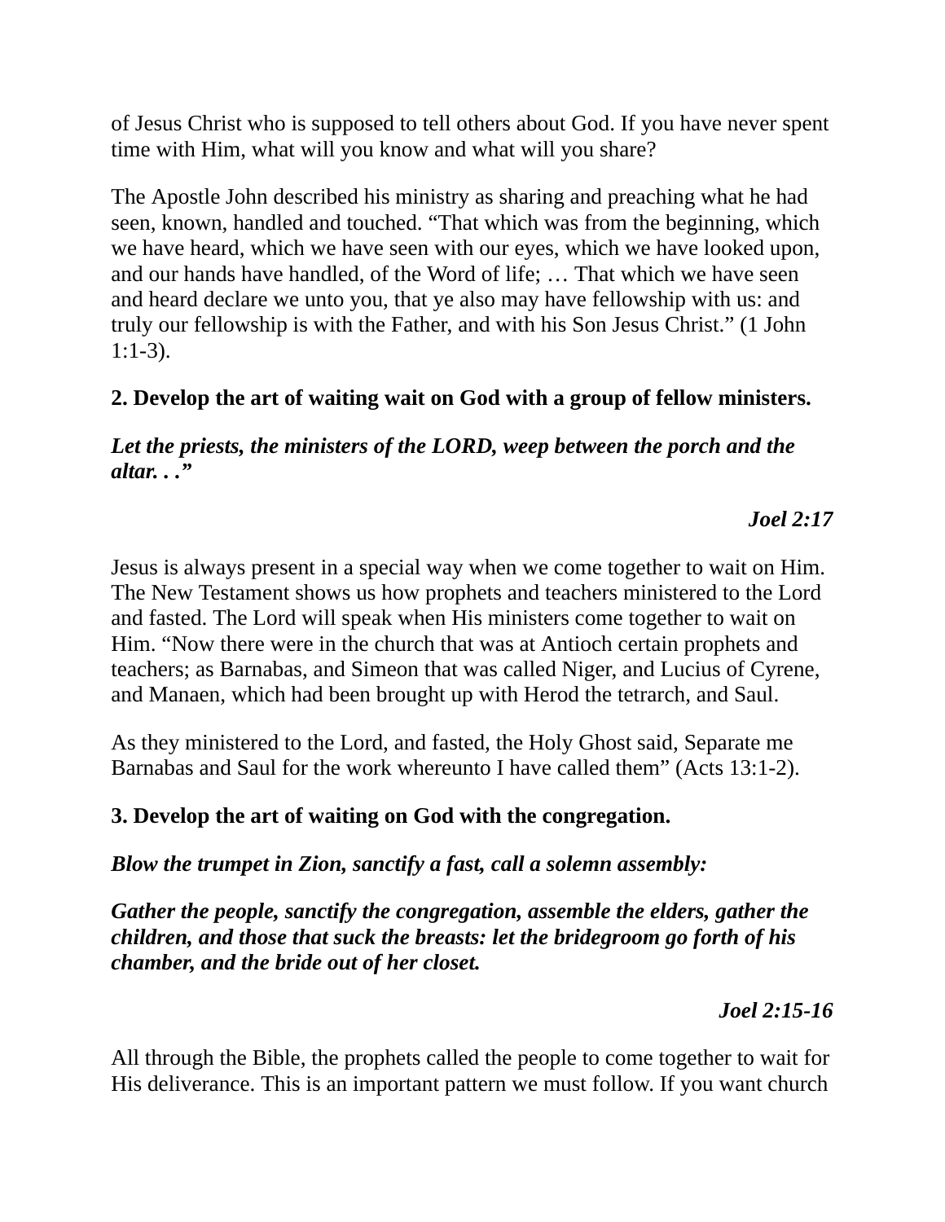of Jesus Christ who is supposed to tell others about God. If you have never spent time with Him, what will you know and what will you share?

The Apostle John described his ministry as sharing and preaching what he had seen, known, handled and touched. “That which was from the beginning, which we have heard, which we have seen with our eyes, which we have looked upon, and our hands have handled, of the Word of life; … That which we have seen and heard declare we unto you, that ye also may have fellowship with us: and truly our fellowship is with the Father, and with his Son Jesus Christ.” (1 John 1:1-3).

**2. Develop the art of waiting wait on God with a group of fellow ministers.**

***Let the priests, the ministers of the LORD, weep between the porch and the altar. . .”***

***Joel 2:17***

Jesus is always present in a special way when we come together to wait on Him. The New Testament shows us how prophets and teachers ministered to the Lord and fasted. The Lord will speak when His ministers come together to wait on Him. “Now there were in the church that was at Antioch certain prophets and teachers; as Barnabas, and Simeon that was called Niger, and Lucius of Cyrene, and Manaen, which had been brought up with Herod the tetrarch, and Saul.

As they ministered to the Lord, and fasted, the Holy Ghost said, Separate me Barnabas and Saul for the work whereunto I have called them” (Acts 13:1-2).

**3. Develop the art of waiting on God with the congregation.**

***Blow the trumpet in Zion, sanctify a fast, call a solemn assembly:***

***Gather the people, sanctify the congregation, assemble the elders, gather the children, and those that suck the breasts: let the bridegroom go forth of his chamber, and the bride out of her closet.***

***Joel 2:15-16***

All through the Bible, the prophets called the people to come together to wait for His deliverance. This is an important pattern we must follow. If you want church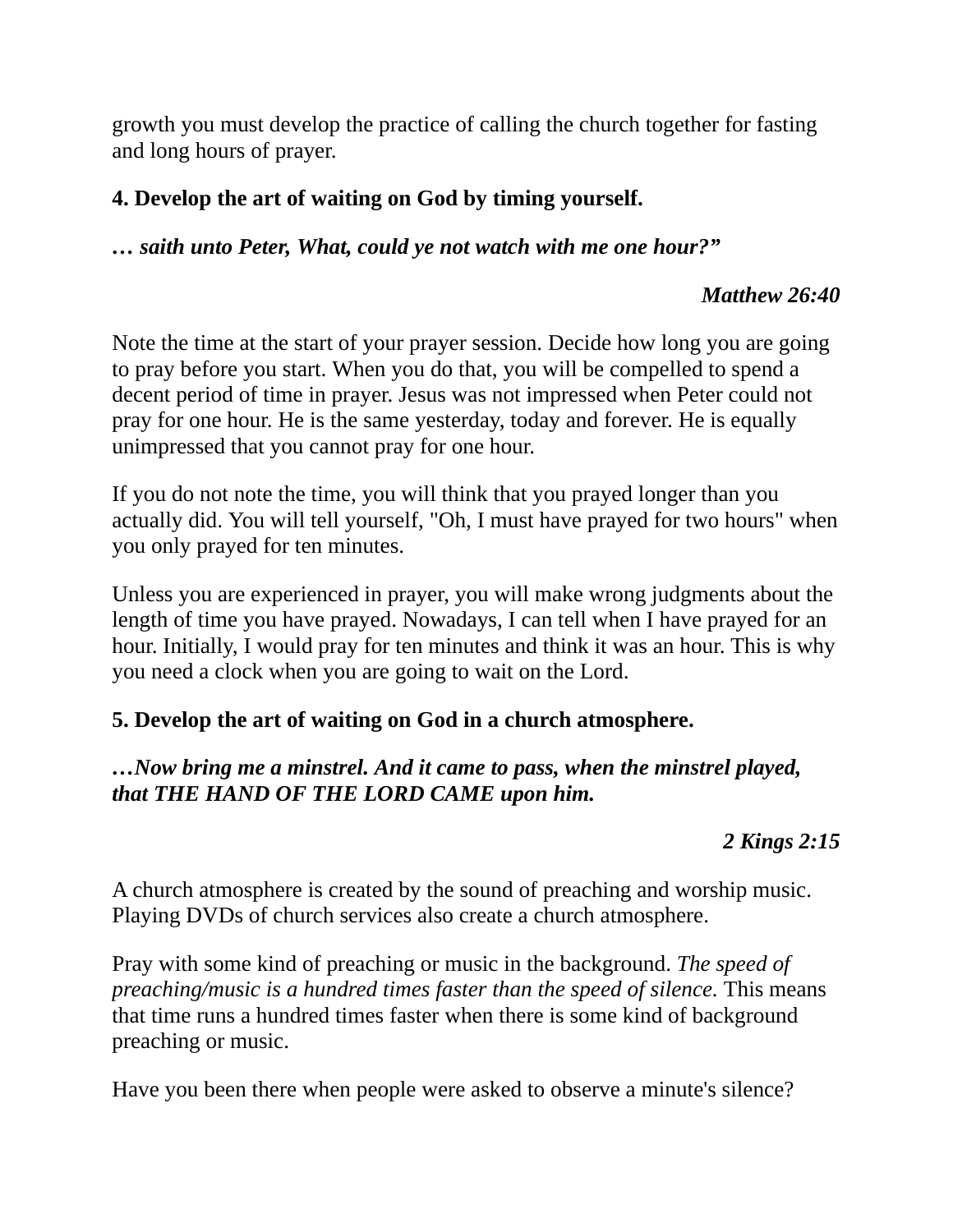growth you must develop the practice of calling the church together for fasting and long hours of prayer.

**4. Develop the art of waiting on God by timing yourself.**

***… saith unto Peter, What, could ye not watch with me one hour?”***

***Matthew 26:40***

Note the time at the start of your prayer session. Decide how long you are going to pray before you start. When you do that, you will be compelled to spend a decent period of time in prayer. Jesus was not impressed when Peter could not pray for one hour. He is the same yesterday, today and forever. He is equally unimpressed that you cannot pray for one hour.

If you do not note the time, you will think that you prayed longer than you actually did. You will tell yourself, "Oh, I must have prayed for two hours" when you only prayed for ten minutes.

Unless you are experienced in prayer, you will make wrong judgments about the length of time you have prayed. Nowadays, I can tell when I have prayed for an hour. Initially, I would pray for ten minutes and think it was an hour. This is why you need a clock when you are going to wait on the Lord.

**5. Develop the art of waiting on God in a church atmosphere.**

***…Now bring me a minstrel. And it came to pass, when the minstrel played, that THE HAND OF THE LORD CAME upon him.***

***2 Kings 2:15***

A church atmosphere is created by the sound of preaching and worship music. Playing DVDs of church services also create a church atmosphere.

Pray with some kind of preaching or music in the background. *The speed of preaching/music is a hundred times faster than the speed of silence*. This means that time runs a hundred times faster when there is some kind of background preaching or music.

Have you been there when people were asked to observe a minute's silence?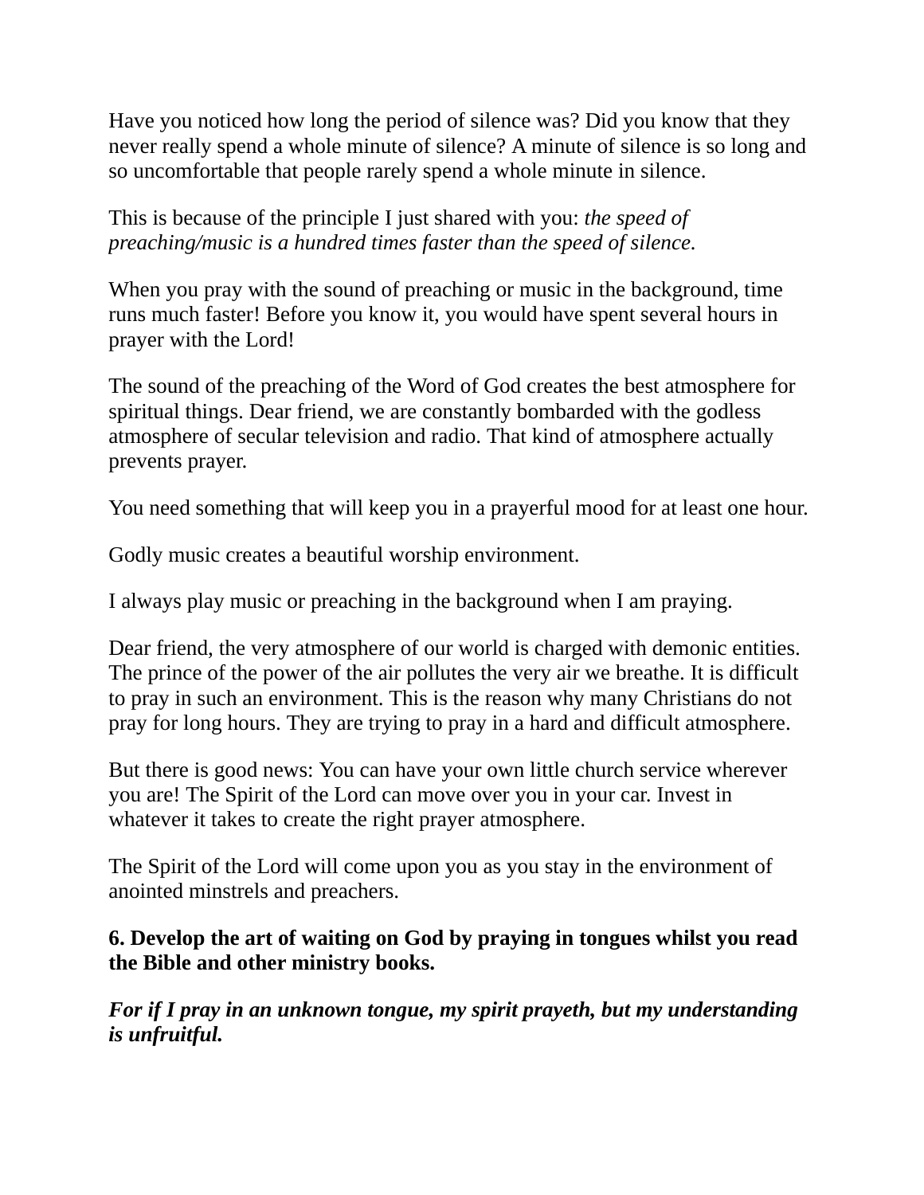Have you noticed how long the period of silence was? Did you know that they never really spend a whole minute of silence? A minute of silence is so long and so uncomfortable that people rarely spend a whole minute in silence.

This is because of the principle I just shared with you: *the speed of preaching/music is a hundred times faster than the speed of silence.*

When you pray with the sound of preaching or music in the background, time runs much faster! Before you know it, you would have spent several hours in prayer with the Lord!

The sound of the preaching of the Word of God creates the best atmosphere for spiritual things. Dear friend, we are constantly bombarded with the godless atmosphere of secular television and radio. That kind of atmosphere actually prevents prayer.

You need something that will keep you in a prayerful mood for at least one hour.

Godly music creates a beautiful worship environment.

I always play music or preaching in the background when I am praying.

Dear friend, the very atmosphere of our world is charged with demonic entities. The prince of the power of the air pollutes the very air we breathe. It is difficult to pray in such an environment. This is the reason why many Christians do not pray for long hours. They are trying to pray in a hard and difficult atmosphere.

But there is good news: You can have your own little church service wherever you are! The Spirit of the Lord can move over you in your car. Invest in whatever it takes to create the right prayer atmosphere.

The Spirit of the Lord will come upon you as you stay in the environment of anointed minstrels and preachers.

**6. Develop the art of waiting on God by praying in tongues whilst you read the Bible and other ministry books.**

***For if I pray in an unknown tongue, my spirit prayeth, but my understanding is unfruitful.***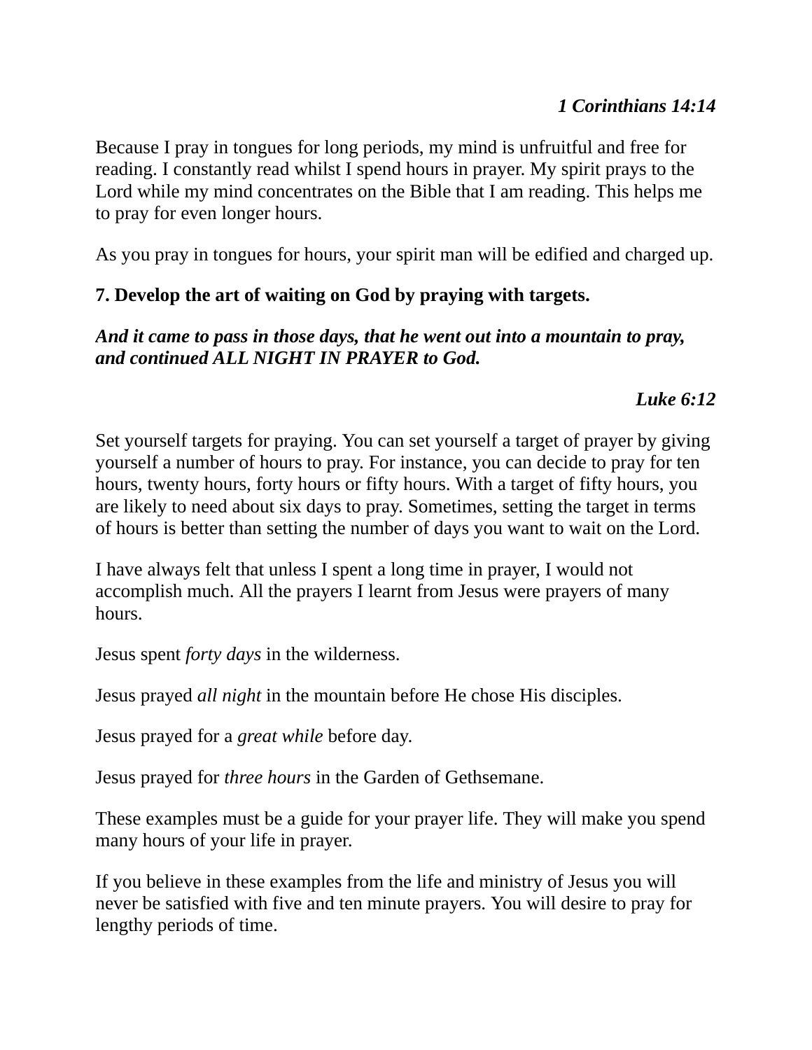***1 Corinthians 14:14***

Because I pray in tongues for long periods, my mind is unfruitful and free for reading. I constantly read whilst I spend hours in prayer. My spirit prays to the Lord while my mind concentrates on the Bible that I am reading. This helps me to pray for even longer hours.

As you pray in tongues for hours, your spirit man will be edified and charged up.

**7. Develop the art of waiting on God by praying with targets.**

***And it came to pass in those days, that he went out into a mountain to pray, and continued ALL NIGHT IN PRAYER to God.***

***Luke 6:12***

Set yourself targets for praying. You can set yourself a target of prayer by giving yourself a number of hours to pray. For instance, you can decide to pray for ten hours, twenty hours, forty hours or fifty hours. With a target of fifty hours, you are likely to need about six days to pray. Sometimes, setting the target in terms of hours is better than setting the number of days you want to wait on the Lord.

I have always felt that unless I spent a long time in prayer, I would not accomplish much. All the prayers I learnt from Jesus were prayers of many hours.

Jesus spent *forty days* in the wilderness.

Jesus prayed *all night* in the mountain before He chose His disciples.

Jesus prayed for a *great while* before day.

Jesus prayed for *three hours* in the Garden of Gethsemane.

These examples must be a guide for your prayer life. They will make you spend many hours of your life in prayer.

If you believe in these examples from the life and ministry of Jesus you will never be satisfied with five and ten minute prayers. You will desire to pray for lengthy periods of time.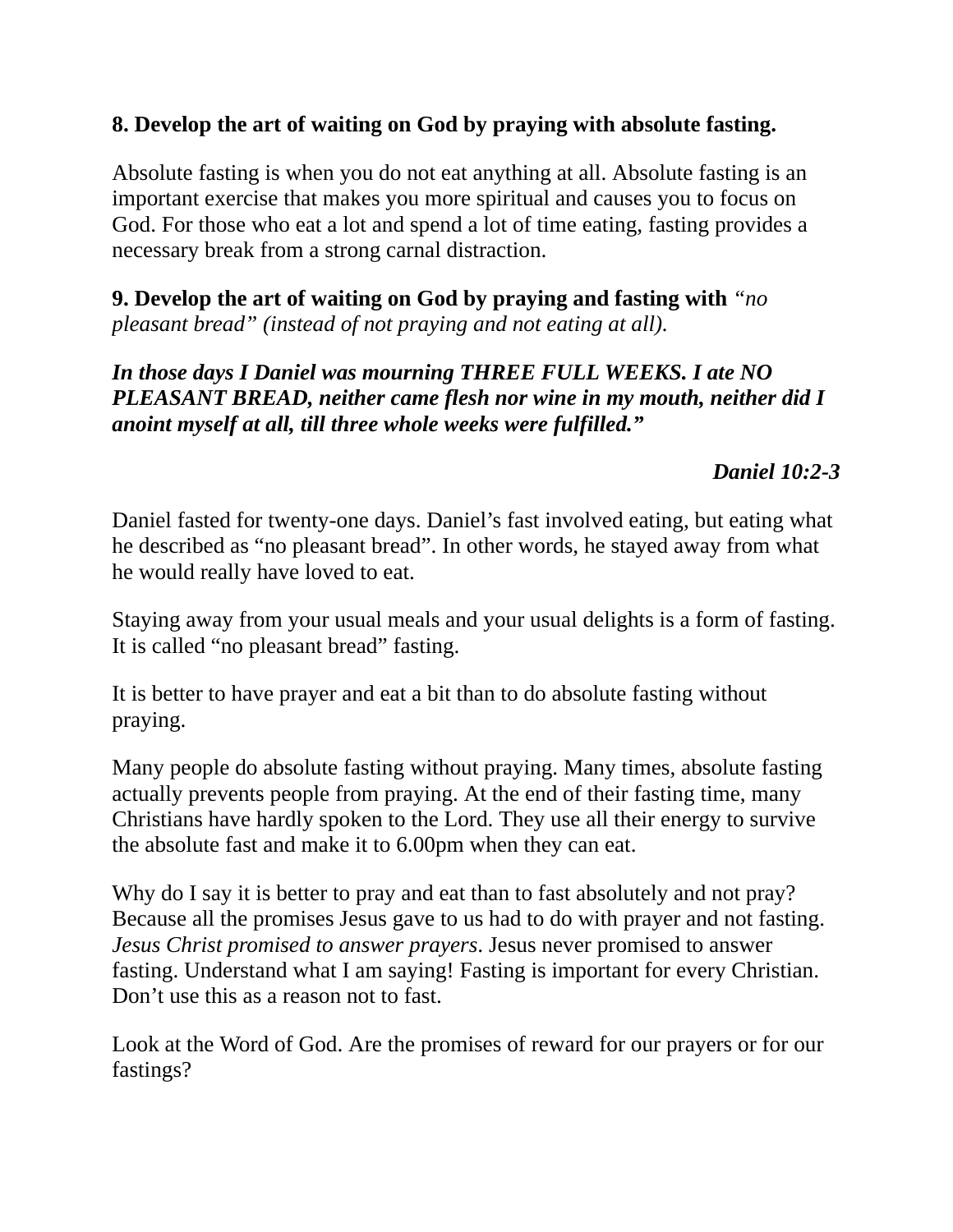**8. Develop the art of waiting on God by praying with absolute fasting.**

Absolute fasting is when you do not eat anything at all. Absolute fasting is an important exercise that makes you more spiritual and causes you to focus on God. For those who eat a lot and spend a lot of time eating, fasting provides a necessary break from a strong carnal distraction.

**9. Develop the art of waiting on God by praying and fasting with** *"no pleasant bread" (instead of not praying and not eating at all).*

***In those days I Daniel was mourning THREE FULL WEEKS. I ate NO PLEASANT BREAD, neither came flesh nor wine in my mouth, neither did I anoint myself at all, till three whole weeks were fulfilled."***

***Daniel 10:2-3***

Daniel fasted for twenty-one days. Daniel's fast involved eating, but eating what he described as "no pleasant bread". In other words, he stayed away from what he would really have loved to eat.

Staying away from your usual meals and your usual delights is a form of fasting. It is called "no pleasant bread" fasting.

It is better to have prayer and eat a bit than to do absolute fasting without praying.

Many people do absolute fasting without praying. Many times, absolute fasting actually prevents people from praying. At the end of their fasting time, many Christians have hardly spoken to the Lord. They use all their energy to survive the absolute fast and make it to 6.00pm when they can eat.

Why do I say it is better to pray and eat than to fast absolutely and not pray? Because all the promises Jesus gave to us had to do with prayer and not fasting. *Jesus Christ promised to answer prayers*. Jesus never promised to answer fasting. Understand what I am saying! Fasting is important for every Christian. Don't use this as a reason not to fast.

Look at the Word of God. Are the promises of reward for our prayers or for our fastings?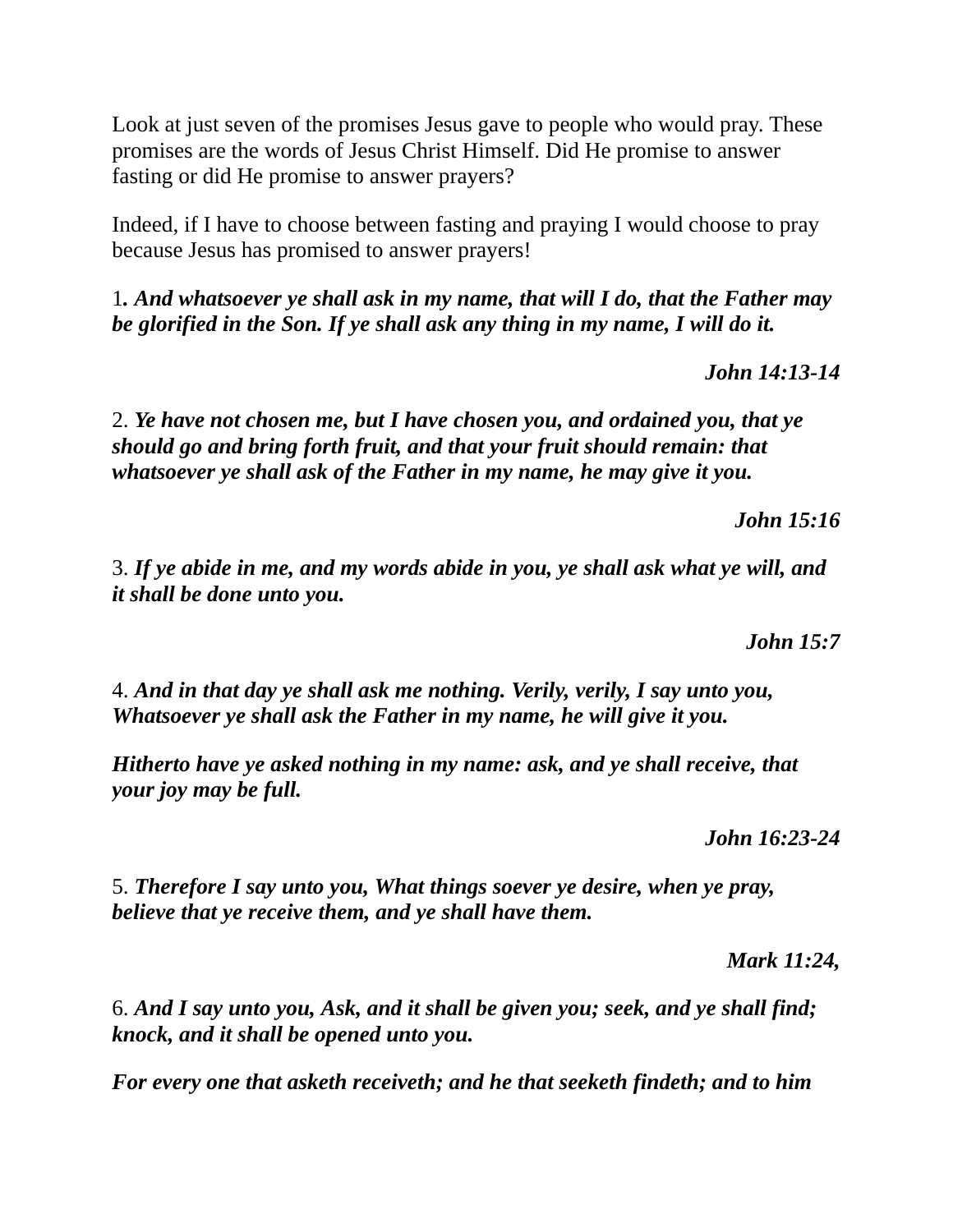Look at just seven of the promises Jesus gave to people who would pray. These promises are the words of Jesus Christ Himself. Did He promise to answer fasting or did He promise to answer prayers?

Indeed, if I have to choose between fasting and praying I would choose to pray because Jesus has promised to answer prayers!

1**. *And whatsoever ye shall ask in my name, that will I do, that the Father may be glorified in the Son. If ye shall ask any thing in my name, I will do it.***

***John 14:13-14***

2. ***Ye have not chosen me, but I have chosen you, and ordained you, that ye should go and bring forth fruit, and that your fruit should remain: that whatsoever ye shall ask of the Father in my name, he may give it you.***

***John 15:16***

3. ***If ye abide in me, and my words abide in you, ye shall ask what ye will, and it shall be done unto you.***

***John 15:7***

4. ***And in that day ye shall ask me nothing. Verily, verily, I say unto you, Whatsoever ye shall ask the Father in my name, he will give it you.***

***Hitherto have ye asked nothing in my name: ask, and ye shall receive, that your joy may be full.***

***John 16:23-24***

5. ***Therefore I say unto you, What things soever ye desire, when ye pray, believe that ye receive them, and ye shall have them.***

***Mark 11:24,***

6. ***And I say unto you, Ask, and it shall be given you; seek, and ye shall find; knock, and it shall be opened unto you.***

***For every one that asketh receiveth; and he that seeketh findeth; and to him***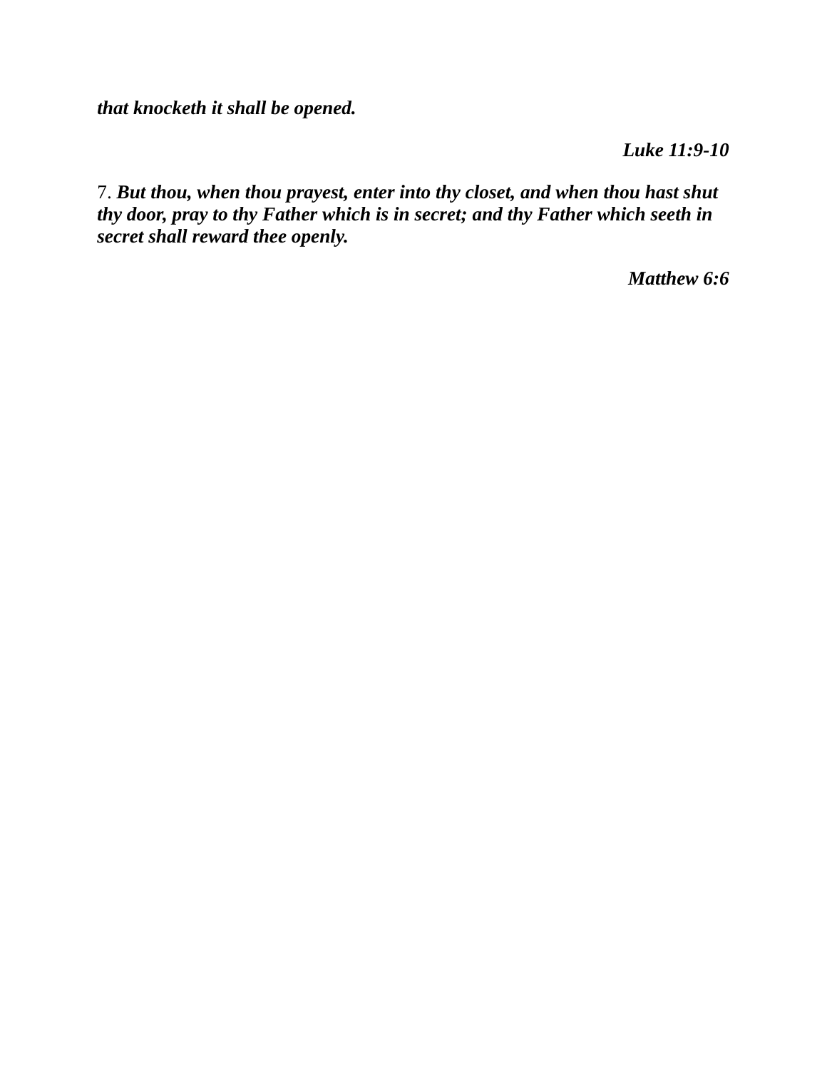***that knocketh it shall be opened.***

<div align="right"><strong><em>Luke 11:9-10</em></strong></div>

7. ***But thou, when thou prayest, enter into thy closet, and when thou hast shut thy door, pray to thy Father which is in secret; and thy Father which seeth in secret shall reward thee openly.***

<div align="right"><strong><em>Matthew 6:6</em></strong></div>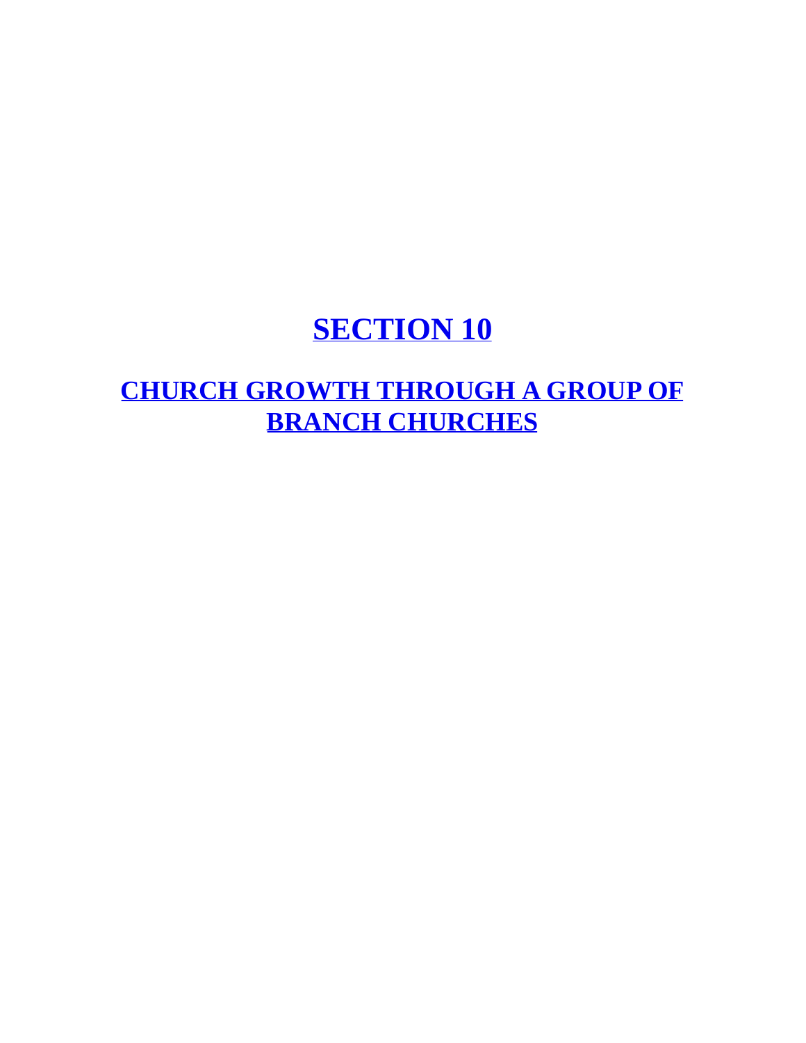# SECTION 10

## CHURCH GROWTH THROUGH A GROUP OF BRANCH CHURCHES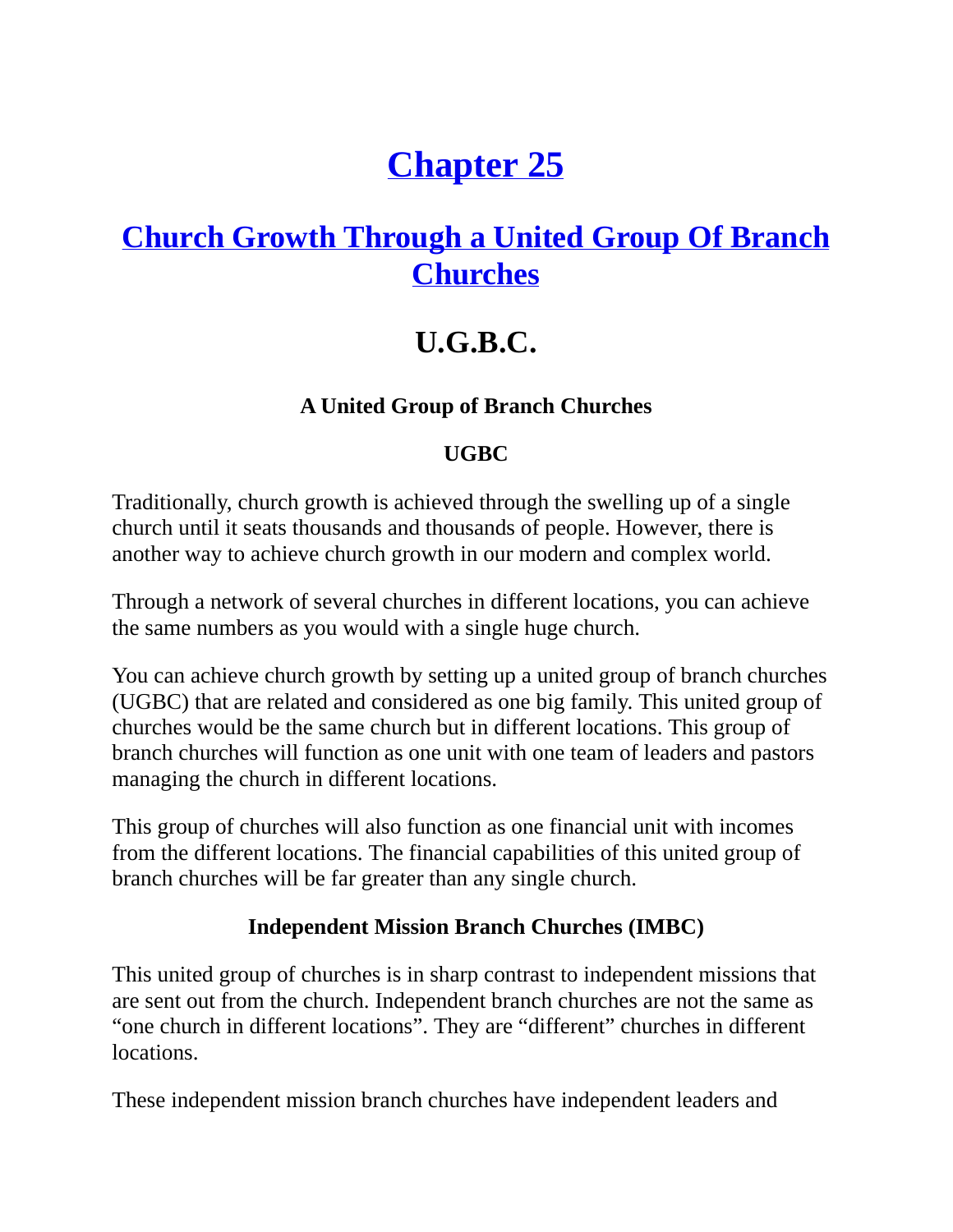# Chapter 25

## Church Growth Through a United Group Of Branch Churches

## U.G.B.C.

**A United Group of Branch Churches**

**UGBC**

Traditionally, church growth is achieved through the swelling up of a single church until it seats thousands and thousands of people. However, there is another way to achieve church growth in our modern and complex world.

Through a network of several churches in different locations, you can achieve the same numbers as you would with a single huge church.

You can achieve church growth by setting up a united group of branch churches (UGBC) that are related and considered as one big family. This united group of churches would be the same church but in different locations. This group of branch churches will function as one unit with one team of leaders and pastors managing the church in different locations.

This group of churches will also function as one financial unit with incomes from the different locations. The financial capabilities of this united group of branch churches will be far greater than any single church.

**Independent Mission Branch Churches (IMBC)**

This united group of churches is in sharp contrast to independent missions that are sent out from the church. Independent branch churches are not the same as "one church in different locations". They are "different" churches in different locations.

These independent mission branch churches have independent leaders and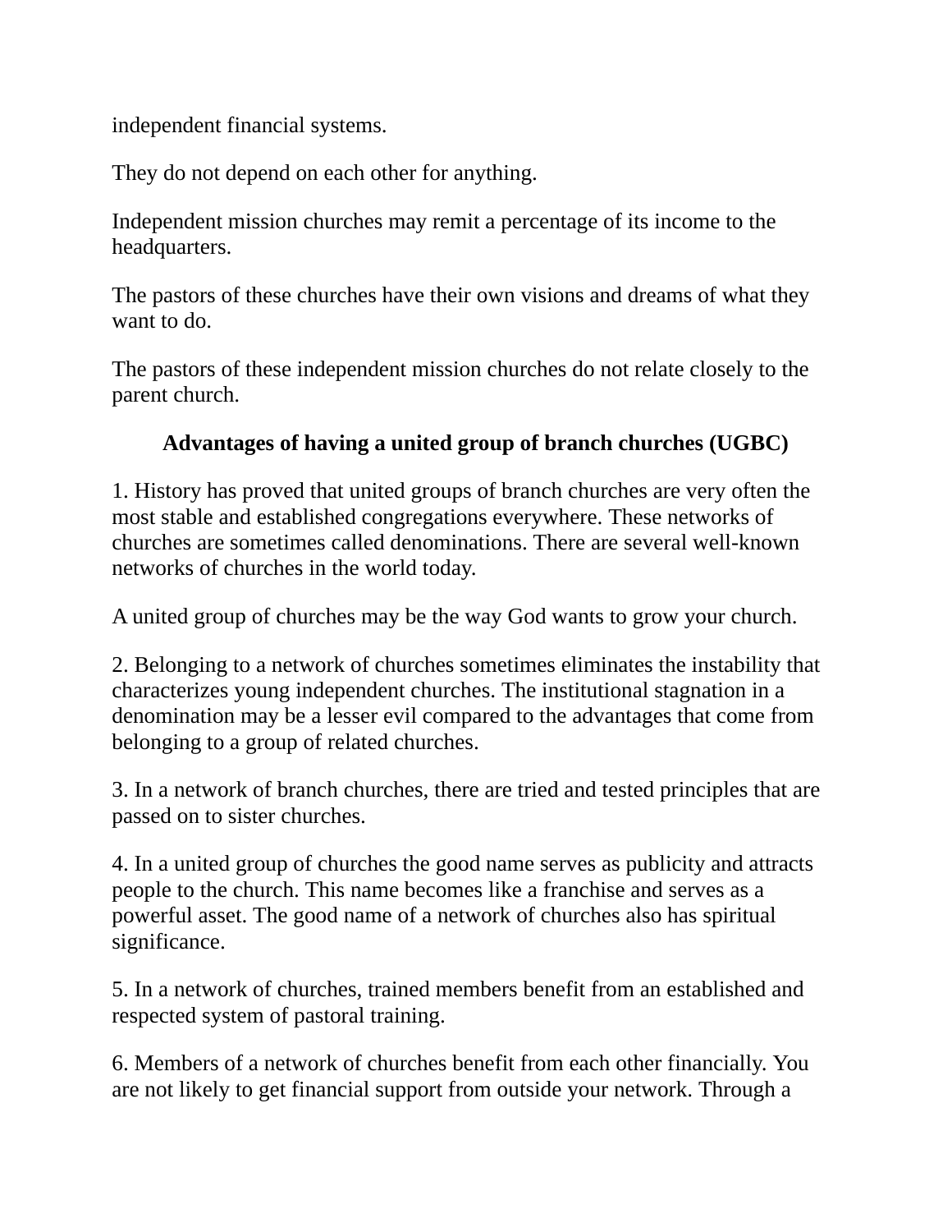independent financial systems.

They do not depend on each other for anything.

Independent mission churches may remit a percentage of its income to the headquarters.

The pastors of these churches have their own visions and dreams of what they want to do.

The pastors of these independent mission churches do not relate closely to the parent church.

**Advantages of having a united group of branch churches (UGBC)**

1. History has proved that united groups of branch churches are very often the most stable and established congregations everywhere. These networks of churches are sometimes called denominations. There are several well-known networks of churches in the world today.

A united group of churches may be the way God wants to grow your church.

2. Belonging to a network of churches sometimes eliminates the instability that characterizes young independent churches. The institutional stagnation in a denomination may be a lesser evil compared to the advantages that come from belonging to a group of related churches.

3. In a network of branch churches, there are tried and tested principles that are passed on to sister churches.

4. In a united group of churches the good name serves as publicity and attracts people to the church. This name becomes like a franchise and serves as a powerful asset. The good name of a network of churches also has spiritual significance.

5. In a network of churches, trained members benefit from an established and respected system of pastoral training.

6. Members of a network of churches benefit from each other financially. You are not likely to get financial support from outside your network. Through a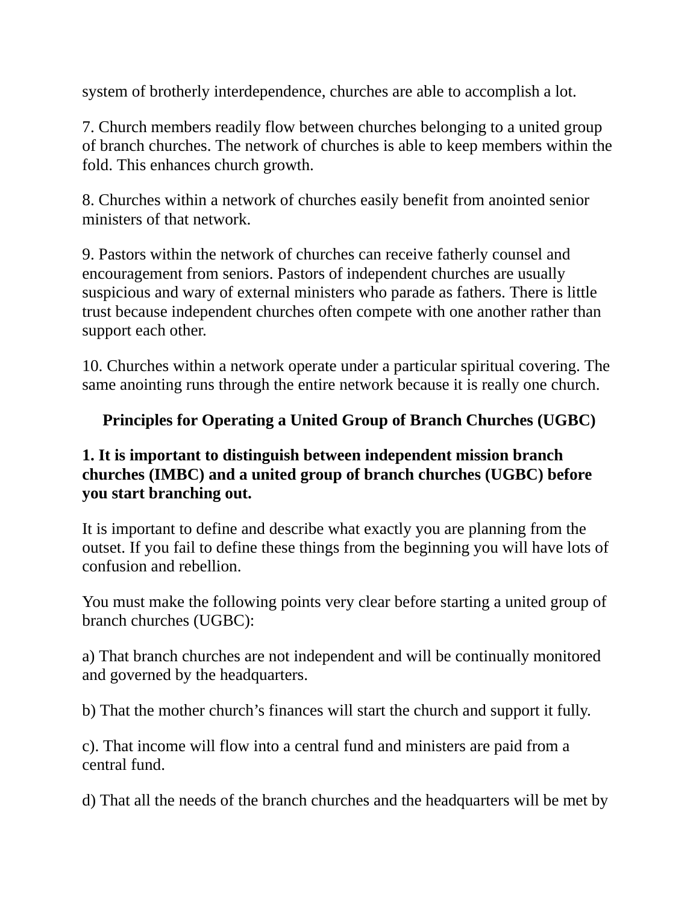system of brotherly interdependence, churches are able to accomplish a lot.

7. Church members readily flow between churches belonging to a united group of branch churches. The network of churches is able to keep members within the fold. This enhances church growth.

8. Churches within a network of churches easily benefit from anointed senior ministers of that network.

9. Pastors within the network of churches can receive fatherly counsel and encouragement from seniors. Pastors of independent churches are usually suspicious and wary of external ministers who parade as fathers. There is little trust because independent churches often compete with one another rather than support each other.

10. Churches within a network operate under a particular spiritual covering. The same anointing runs through the entire network because it is really one church.

## Principles for Operating a United Group of Branch Churches (UGBC)

**1. It is important to distinguish between independent mission branch churches (IMBC) and a united group of branch churches (UGBC) before you start branching out.**

It is important to define and describe what exactly you are planning from the outset. If you fail to define these things from the beginning you will have lots of confusion and rebellion.

You must make the following points very clear before starting a united group of branch churches (UGBC):

a) That branch churches are not independent and will be continually monitored and governed by the headquarters.

b) That the mother church's finances will start the church and support it fully.

c). That income will flow into a central fund and ministers are paid from a central fund.

d) That all the needs of the branch churches and the headquarters will be met by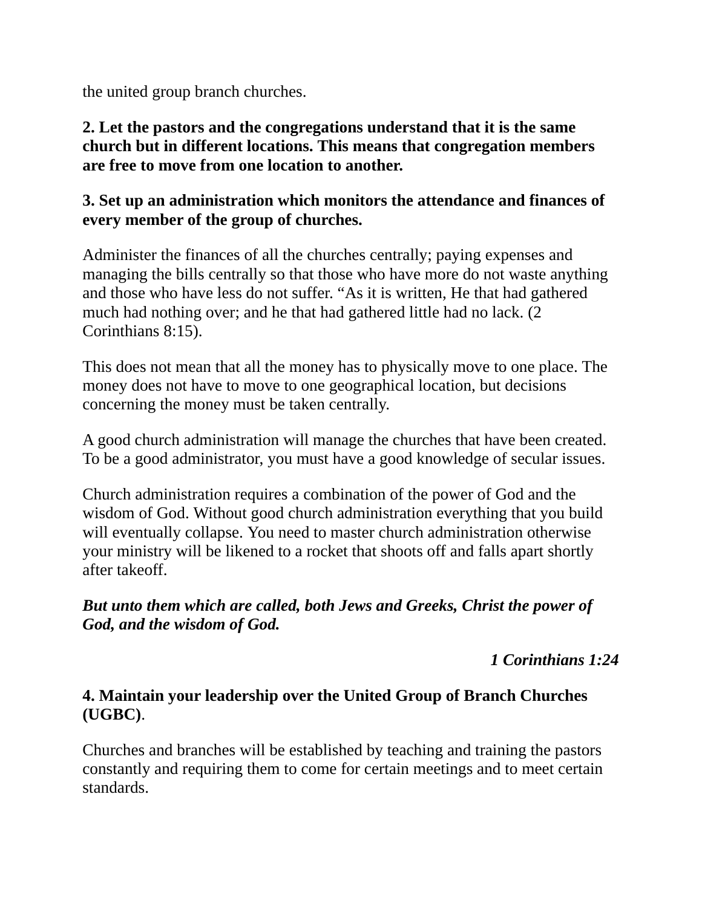the united group branch churches.

**2. Let the pastors and the congregations understand that it is the same church but in different locations. This means that congregation members are free to move from one location to another.**

**3. Set up an administration which monitors the attendance and finances of every member of the group of churches.**

Administer the finances of all the churches centrally; paying expenses and managing the bills centrally so that those who have more do not waste anything and those who have less do not suffer. “As it is written, He that had gathered much had nothing over; and he that had gathered little had no lack. (2 Corinthians 8:15).

This does not mean that all the money has to physically move to one place. The money does not have to move to one geographical location, but decisions concerning the money must be taken centrally.

A good church administration will manage the churches that have been created. To be a good administrator, you must have a good knowledge of secular issues.

Church administration requires a combination of the power of God and the wisdom of God. Without good church administration everything that you build will eventually collapse. You need to master church administration otherwise your ministry will be likened to a rocket that shoots off and falls apart shortly after takeoff.

***But unto them which are called, both Jews and Greeks, Christ the power of God, and the wisdom of God.***

***1 Corinthians 1:24***

**4. Maintain your leadership over the United Group of Branch Churches (UGBC)**.

Churches and branches will be established by teaching and training the pastors constantly and requiring them to come for certain meetings and to meet certain standards.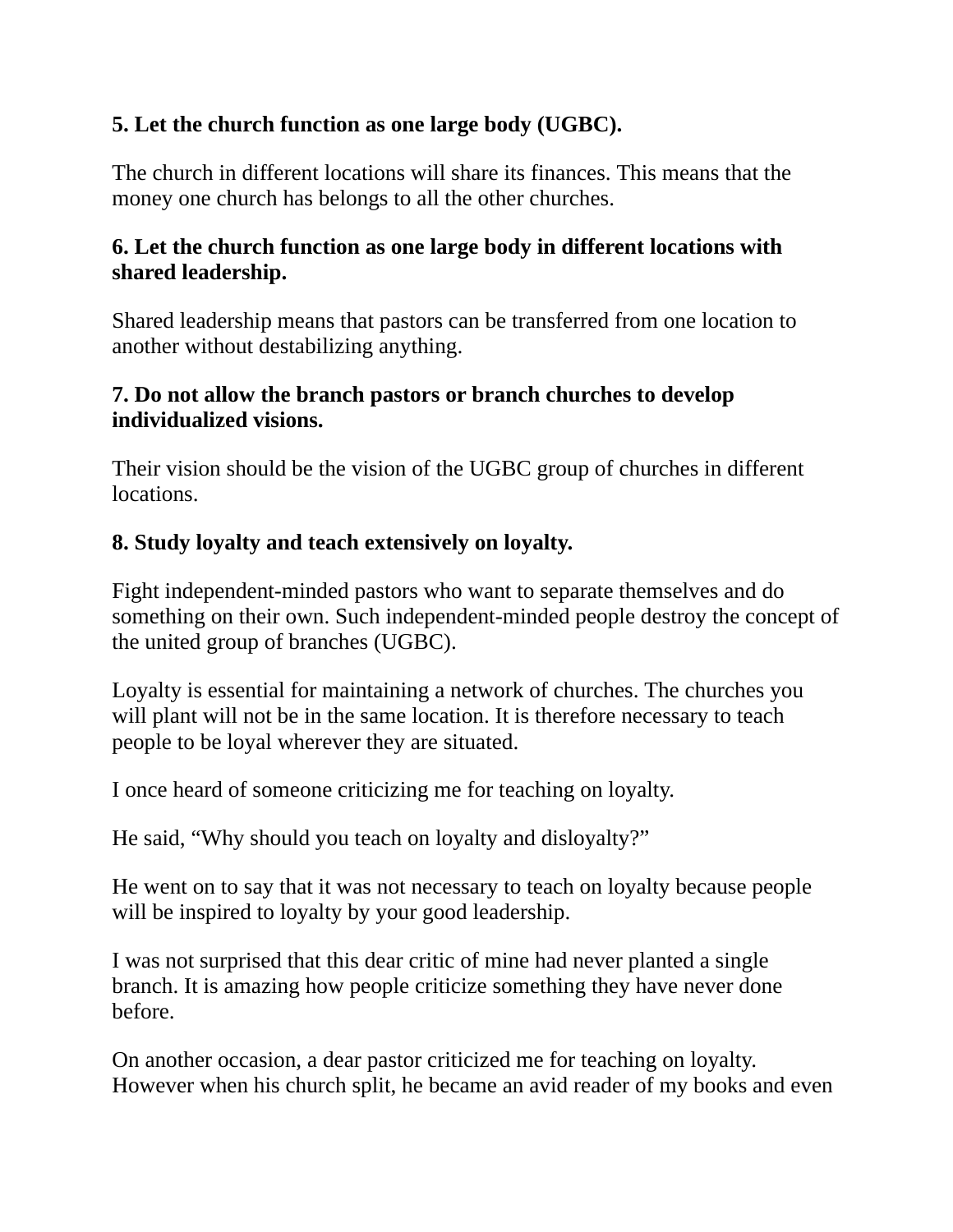**5. Let the church function as one large body (UGBC).**

The church in different locations will share its finances. This means that the money one church has belongs to all the other churches.

**6. Let the church function as one large body in different locations with shared leadership.**

Shared leadership means that pastors can be transferred from one location to another without destabilizing anything.

**7. Do not allow the branch pastors or branch churches to develop individualized visions.**

Their vision should be the vision of the UGBC group of churches in different locations.

**8. Study loyalty and teach extensively on loyalty.**

Fight independent-minded pastors who want to separate themselves and do something on their own. Such independent-minded people destroy the concept of the united group of branches (UGBC).

Loyalty is essential for maintaining a network of churches. The churches you will plant will not be in the same location. It is therefore necessary to teach people to be loyal wherever they are situated.

I once heard of someone criticizing me for teaching on loyalty.

He said, “Why should you teach on loyalty and disloyalty?”

He went on to say that it was not necessary to teach on loyalty because people will be inspired to loyalty by your good leadership.

I was not surprised that this dear critic of mine had never planted a single branch. It is amazing how people criticize something they have never done before.

On another occasion, a dear pastor criticized me for teaching on loyalty. However when his church split, he became an avid reader of my books and even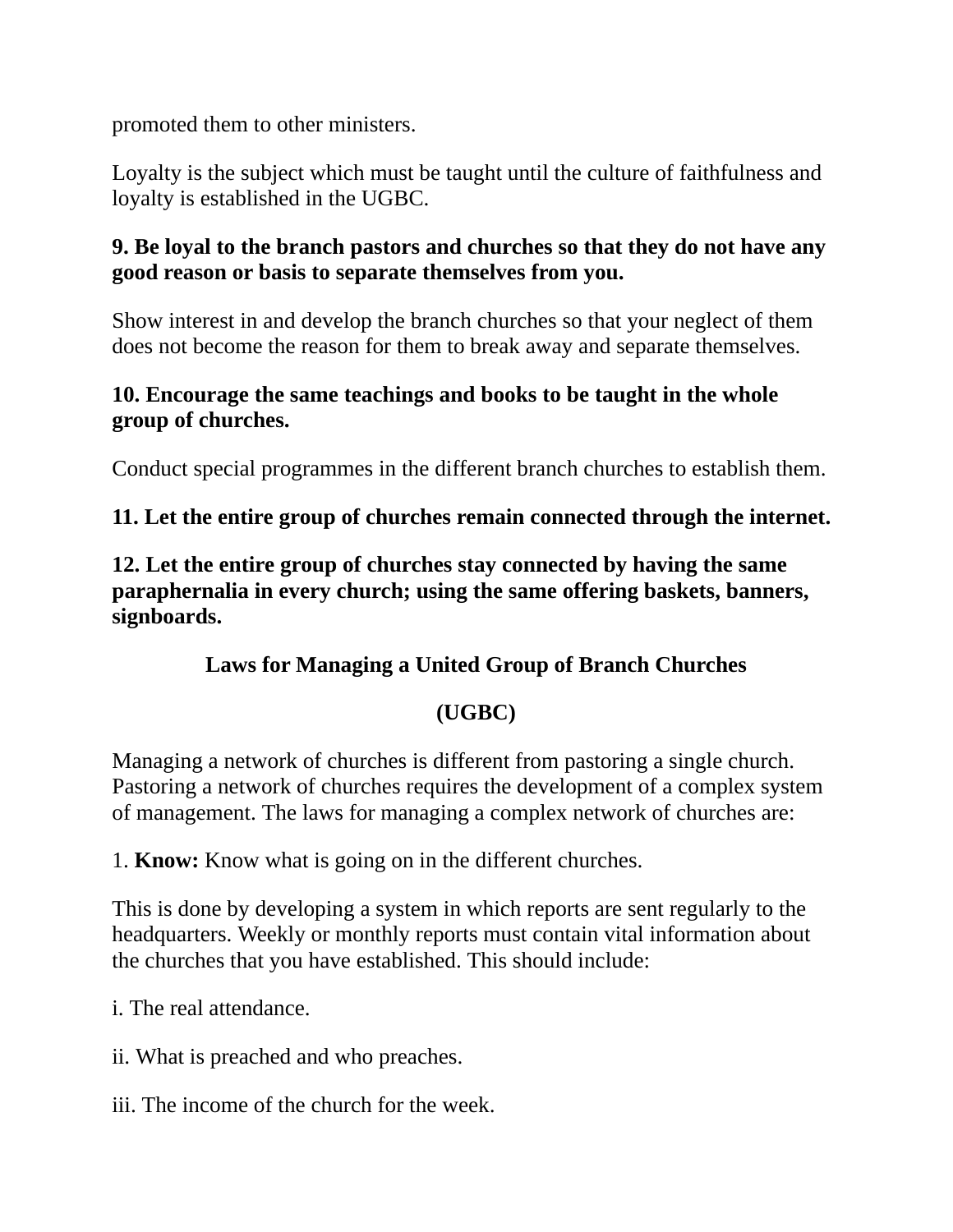promoted them to other ministers.

Loyalty is the subject which must be taught until the culture of faithfulness and loyalty is established in the UGBC.

**9. Be loyal to the branch pastors and churches so that they do not have any good reason or basis to separate themselves from you.**

Show interest in and develop the branch churches so that your neglect of them does not become the reason for them to break away and separate themselves.

**10. Encourage the same teachings and books to be taught in the whole group of churches.**

Conduct special programmes in the different branch churches to establish them.

**11. Let the entire group of churches remain connected through the internet.**

**12. Let the entire group of churches stay connected by having the same paraphernalia in every church; using the same offering baskets, banners, signboards.**

## Laws for Managing a United Group of Branch Churches

## (UGBC)

Managing a network of churches is different from pastoring a single church. Pastoring a network of churches requires the development of a complex system of management. The laws for managing a complex network of churches are:

1. **Know:** Know what is going on in the different churches.

This is done by developing a system in which reports are sent regularly to the headquarters. Weekly or monthly reports must contain vital information about the churches that you have established. This should include:

i. The real attendance.

ii. What is preached and who preaches.

iii. The income of the church for the week.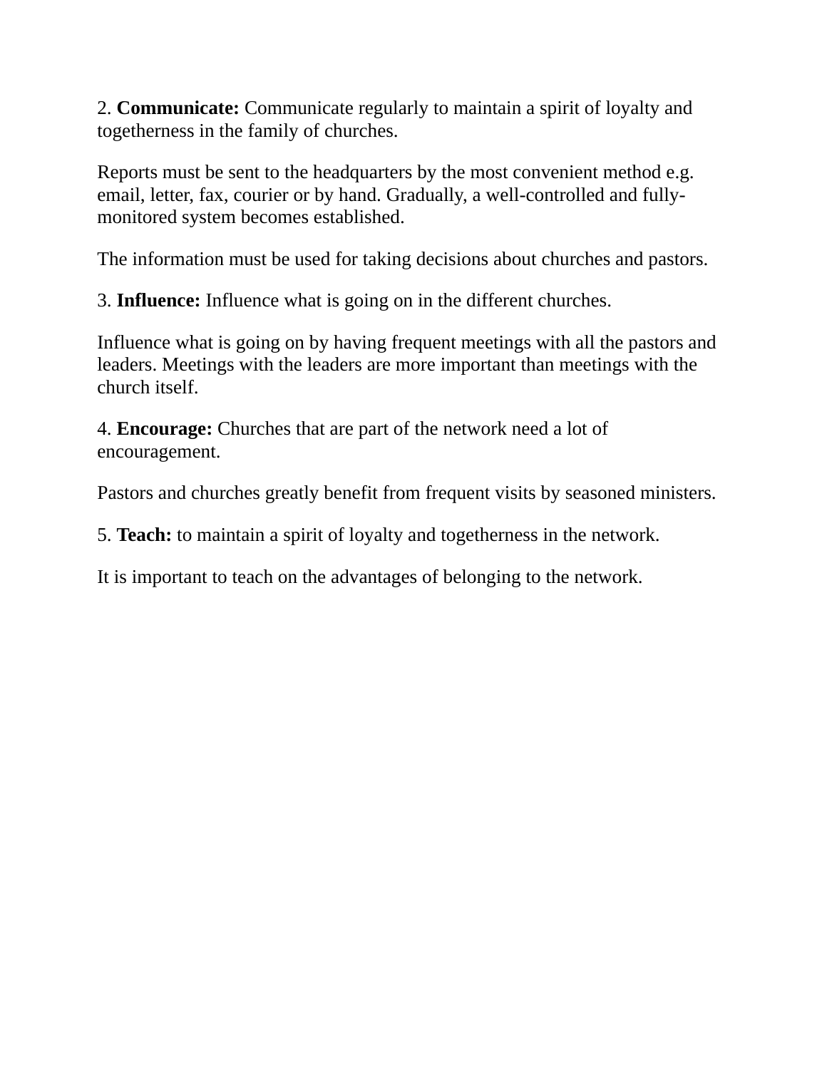2. **Communicate:** Communicate regularly to maintain a spirit of loyalty and togetherness in the family of churches.

Reports must be sent to the headquarters by the most convenient method e.g. email, letter, fax, courier or by hand. Gradually, a well-controlled and fully-monitored system becomes established.

The information must be used for taking decisions about churches and pastors.

3. **Influence:** Influence what is going on in the different churches.

Influence what is going on by having frequent meetings with all the pastors and leaders. Meetings with the leaders are more important than meetings with the church itself.

4. **Encourage:** Churches that are part of the network need a lot of encouragement.

Pastors and churches greatly benefit from frequent visits by seasoned ministers.

5. **Teach:** to maintain a spirit of loyalty and togetherness in the network.

It is important to teach on the advantages of belonging to the network.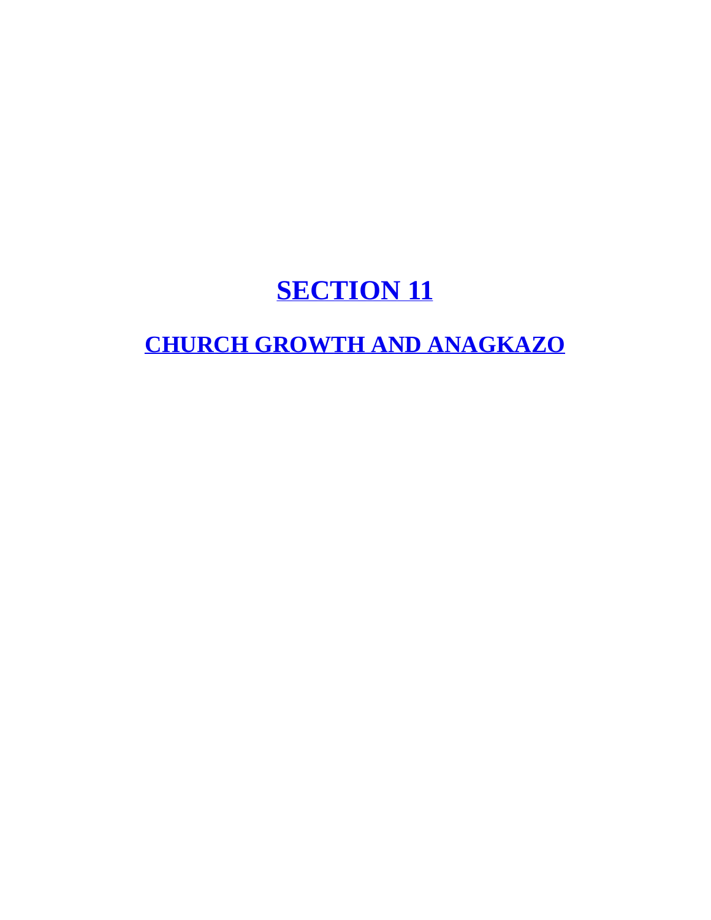# SECTION 11

## CHURCH GROWTH AND ANAGKAZO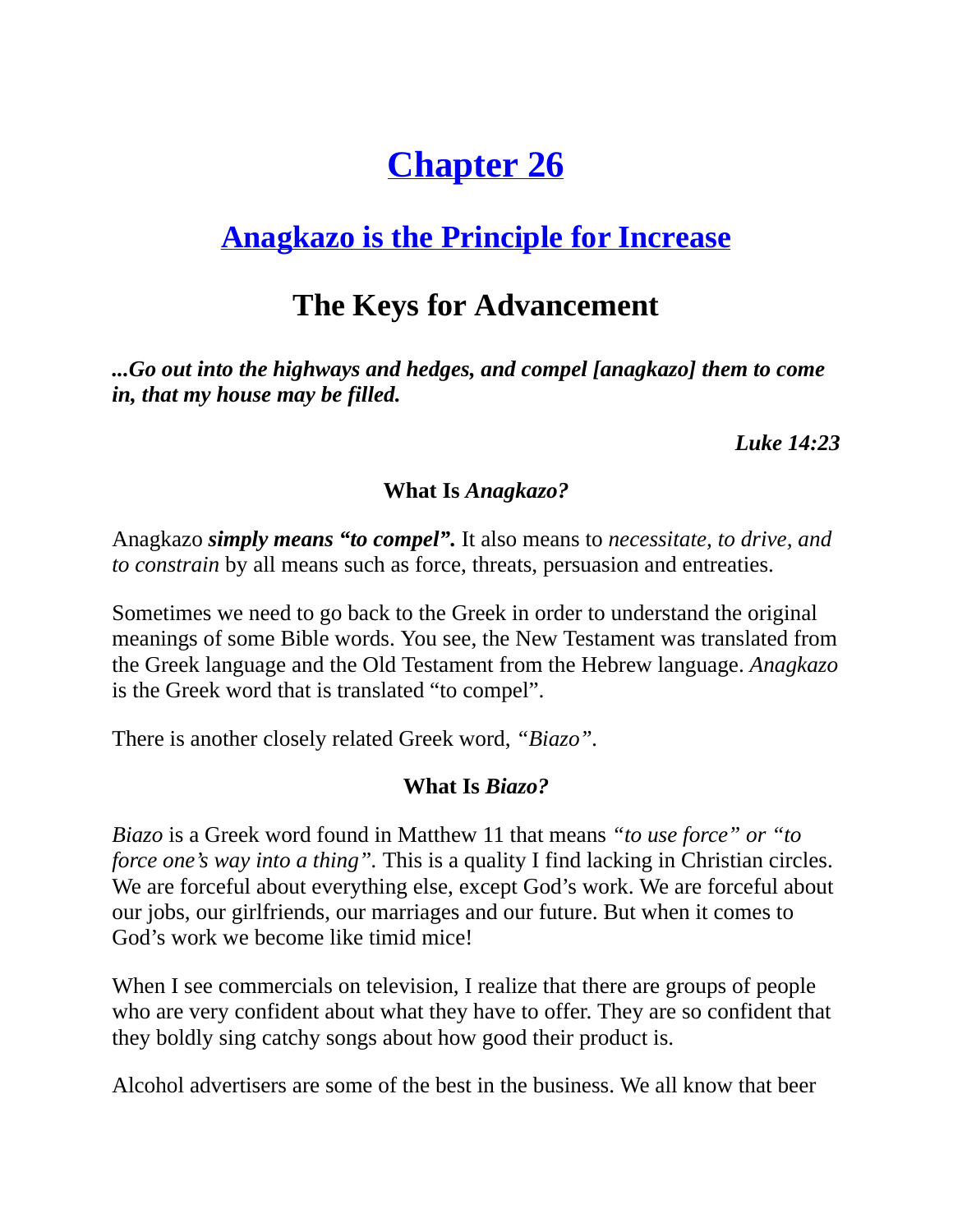# [Chapter 26](#)

## [Anagkazo is the Principle for Increase](#)

## The Keys for Advancement

***...Go out into the highways and hedges, and compel [anagkazo] them to come in, that my house may be filled.***

***Luke 14:23***

**What Is *Anagkazo?***

Anagkazo ***simply means "to compel".*** It also means to *necessitate, to drive, and to constrain* by all means such as force, threats, persuasion and entreaties.

Sometimes we need to go back to the Greek in order to understand the original meanings of some Bible words. You see, the New Testament was translated from the Greek language and the Old Testament from the Hebrew language. *Anagkazo* is the Greek word that is translated "to compel".

There is another closely related Greek word, *"Biazo"*.

**What Is *Biazo?***

*Biazo* is a Greek word found in Matthew 11 that means *"to use force" or "to force one's way into a thing"*. This is a quality I find lacking in Christian circles. We are forceful about everything else, except God's work. We are forceful about our jobs, our girlfriends, our marriages and our future. But when it comes to God's work we become like timid mice!

When I see commercials on television, I realize that there are groups of people who are very confident about what they have to offer. They are so confident that they boldly sing catchy songs about how good their product is.

Alcohol advertisers are some of the best in the business. We all know that beer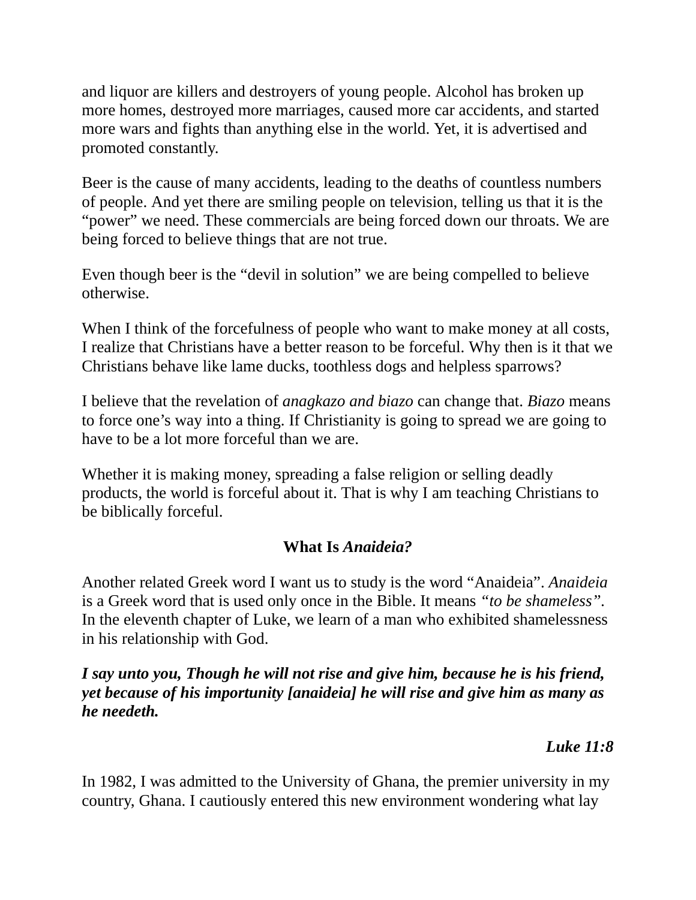and liquor are killers and destroyers of young people. Alcohol has broken up more homes, destroyed more marriages, caused more car accidents, and started more wars and fights than anything else in the world. Yet, it is advertised and promoted constantly.

Beer is the cause of many accidents, leading to the deaths of countless numbers of people. And yet there are smiling people on television, telling us that it is the "power" we need. These commercials are being forced down our throats. We are being forced to believe things that are not true.

Even though beer is the "devil in solution" we are being compelled to believe otherwise.

When I think of the forcefulness of people who want to make money at all costs, I realize that Christians have a better reason to be forceful. Why then is it that we Christians behave like lame ducks, toothless dogs and helpless sparrows?

I believe that the revelation of *anagkazo and biazo* can change that. *Biazo* means to force one's way into a thing. If Christianity is going to spread we are going to have to be a lot more forceful than we are.

Whether it is making money, spreading a false religion or selling deadly products, the world is forceful about it. That is why I am teaching Christians to be biblically forceful.

### What Is *Anaideia?*

Another related Greek word I want us to study is the word "Anaideia". *Anaideia* is a Greek word that is used only once in the Bible. It means *"to be shameless"*. In the eleventh chapter of Luke, we learn of a man who exhibited shamelessness in his relationship with God.

***I say unto you, Though he will not rise and give him, because he is his friend, yet because of his importunity [anaideia] he will rise and give him as many as he needeth.***

***Luke 11:8***

In 1982, I was admitted to the University of Ghana, the premier university in my country, Ghana. I cautiously entered this new environment wondering what lay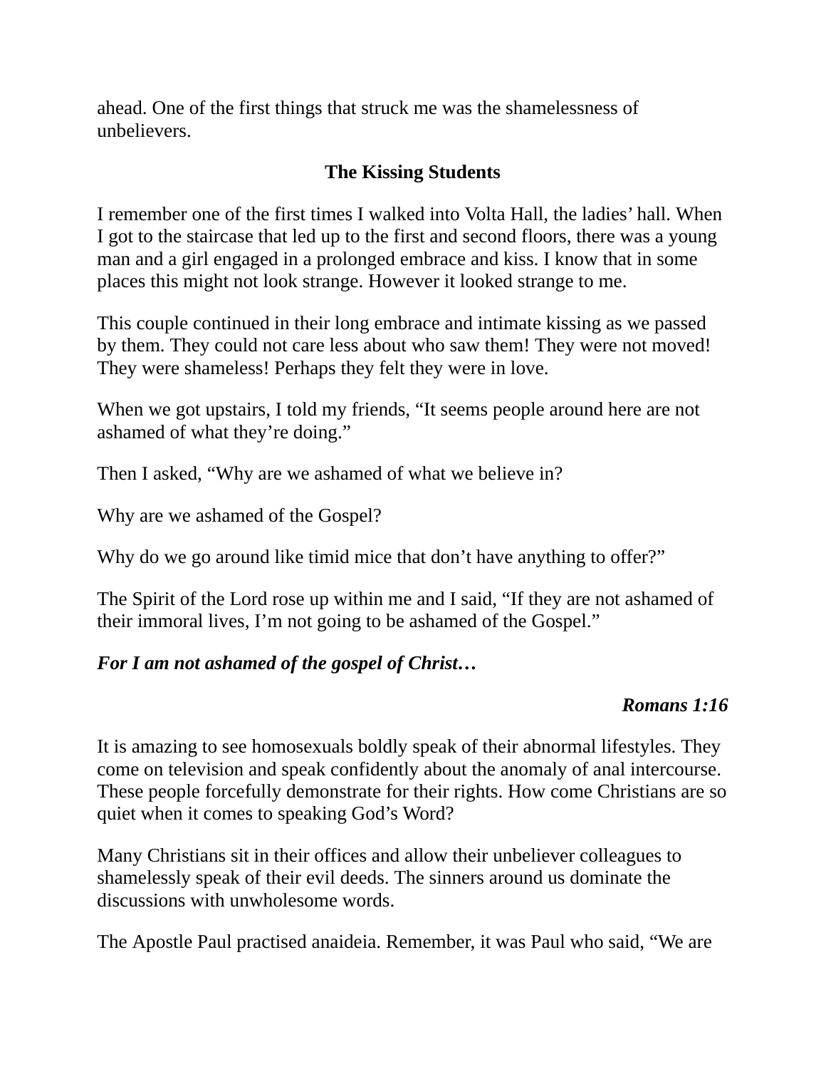ahead. One of the first things that struck me was the shamelessness of unbelievers.

### The Kissing Students

I remember one of the first times I walked into Volta Hall, the ladies' hall. When I got to the staircase that led up to the first and second floors, there was a young man and a girl engaged in a prolonged embrace and kiss. I know that in some places this might not look strange. However it looked strange to me.

This couple continued in their long embrace and intimate kissing as we passed by them. They could not care less about who saw them! They were not moved! They were shameless! Perhaps they felt they were in love.

When we got upstairs, I told my friends, "It seems people around here are not ashamed of what they're doing."

Then I asked, "Why are we ashamed of what we believe in?

Why are we ashamed of the Gospel?

Why do we go around like timid mice that don't have anything to offer?"

The Spirit of the Lord rose up within me and I said, "If they are not ashamed of their immoral lives, I'm not going to be ashamed of the Gospel."

***For I am not ashamed of the gospel of Christ…***

***Romans 1:16***

It is amazing to see homosexuals boldly speak of their abnormal lifestyles. They come on television and speak confidently about the anomaly of anal intercourse. These people forcefully demonstrate for their rights. How come Christians are so quiet when it comes to speaking God's Word?

Many Christians sit in their offices and allow their unbeliever colleagues to shamelessly speak of their evil deeds. The sinners around us dominate the discussions with unwholesome words.

The Apostle Paul practised anaideia. Remember, it was Paul who said, "We are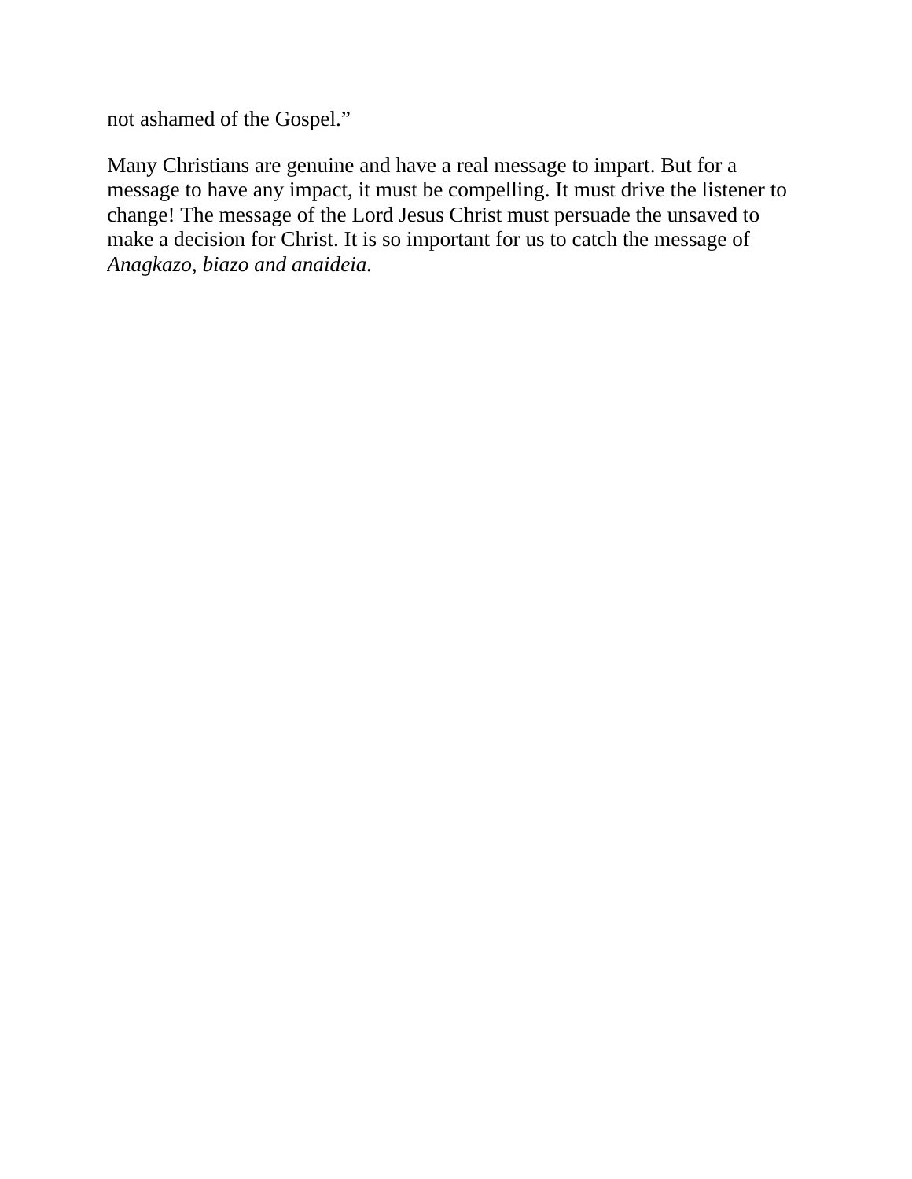not ashamed of the Gospel."

Many Christians are genuine and have a real message to impart. But for a message to have any impact, it must be compelling. It must drive the listener to change! The message of the Lord Jesus Christ must persuade the unsaved to make a decision for Christ. It is so important for us to catch the message of *Anagkazo, biazo and anaideia.*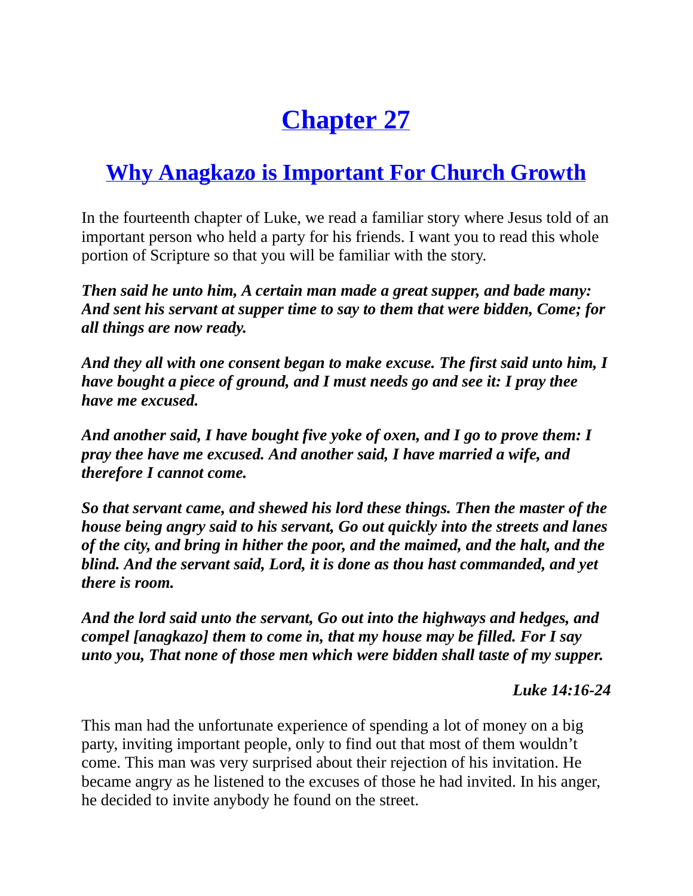# Chapter 27

## Why Anagkazo is Important For Church Growth

In the fourteenth chapter of Luke, we read a familiar story where Jesus told of an important person who held a party for his friends. I want you to read this whole portion of Scripture so that you will be familiar with the story.

***Then said he unto him, A certain man made a great supper, and bade many: And sent his servant at supper time to say to them that were bidden, Come; for all things are now ready.***

***And they all with one consent began to make excuse. The first said unto him, I have bought a piece of ground, and I must needs go and see it: I pray thee have me excused.***

***And another said, I have bought five yoke of oxen, and I go to prove them: I pray thee have me excused. And another said, I have married a wife, and therefore I cannot come.***

***So that servant came, and shewed his lord these things. Then the master of the house being angry said to his servant, Go out quickly into the streets and lanes of the city, and bring in hither the poor, and the maimed, and the halt, and the blind. And the servant said, Lord, it is done as thou hast commanded, and yet there is room.***

***And the lord said unto the servant, Go out into the highways and hedges, and compel [anagkazo] them to come in, that my house may be filled. For I say unto you, That none of those men which were bidden shall taste of my supper.***

***Luke 14:16-24***

This man had the unfortunate experience of spending a lot of money on a big party, inviting important people, only to find out that most of them wouldn't come. This man was very surprised about their rejection of his invitation. He became angry as he listened to the excuses of those he had invited. In his anger, he decided to invite anybody he found on the street.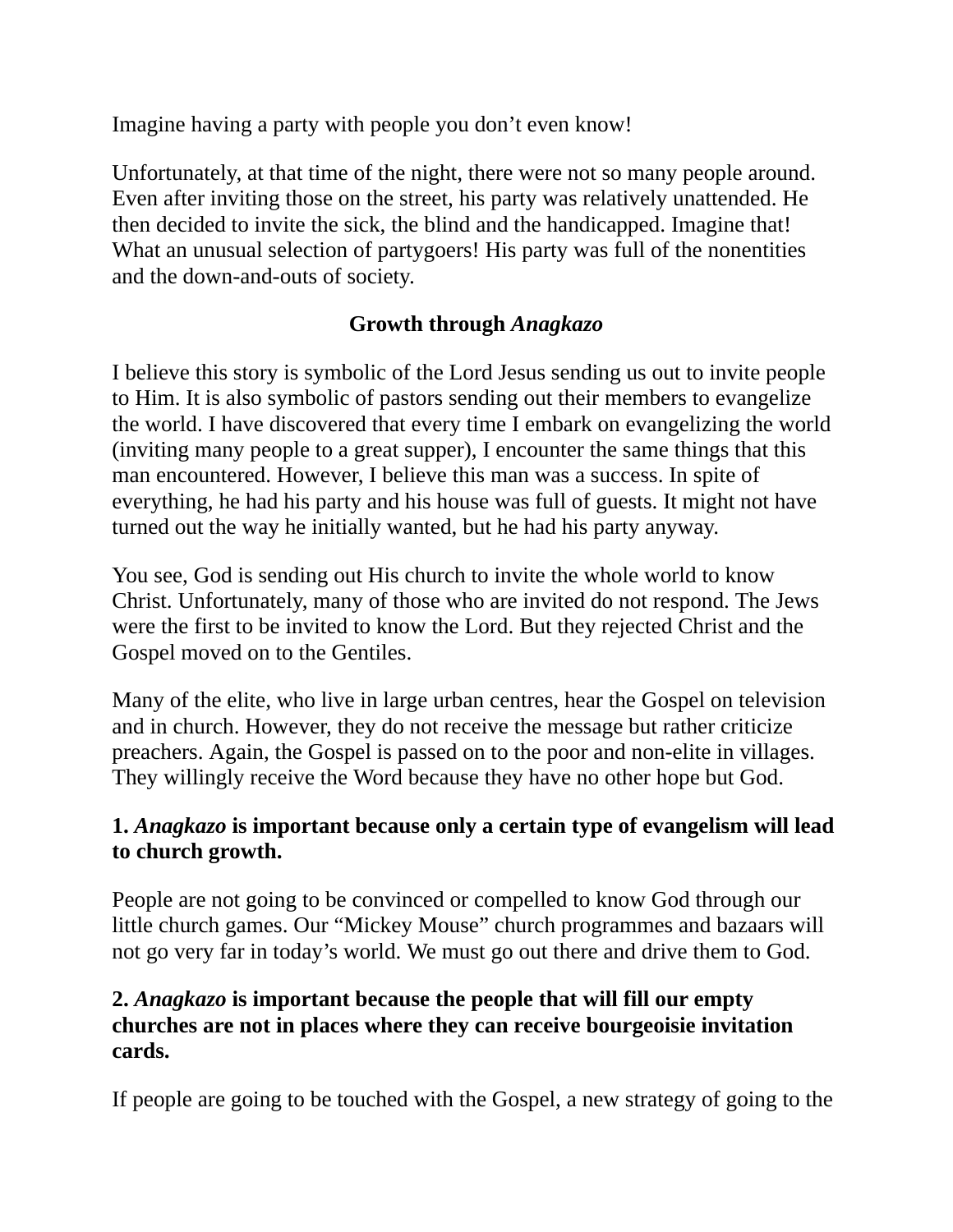Imagine having a party with people you don't even know!

Unfortunately, at that time of the night, there were not so many people around. Even after inviting those on the street, his party was relatively unattended. He then decided to invite the sick, the blind and the handicapped. Imagine that! What an unusual selection of partygoers! His party was full of the nonentities and the down-and-outs of society.

## Growth through *Anagkazo*

I believe this story is symbolic of the Lord Jesus sending us out to invite people to Him. It is also symbolic of pastors sending out their members to evangelize the world. I have discovered that every time I embark on evangelizing the world (inviting many people to a great supper), I encounter the same things that this man encountered. However, I believe this man was a success. In spite of everything, he had his party and his house was full of guests. It might not have turned out the way he initially wanted, but he had his party anyway.

You see, God is sending out His church to invite the whole world to know Christ. Unfortunately, many of those who are invited do not respond. The Jews were the first to be invited to know the Lord. But they rejected Christ and the Gospel moved on to the Gentiles.

Many of the elite, who live in large urban centres, hear the Gospel on television and in church. However, they do not receive the message but rather criticize preachers. Again, the Gospel is passed on to the poor and non-elite in villages. They willingly receive the Word because they have no other hope but God.

**1. *Anagkazo* is important because only a certain type of evangelism will lead to church growth.**

People are not going to be convinced or compelled to know God through our little church games. Our "Mickey Mouse" church programmes and bazaars will not go very far in today's world. We must go out there and drive them to God.

**2. *Anagkazo* is important because the people that will fill our empty churches are not in places where they can receive bourgeoisie invitation cards.**

If people are going to be touched with the Gospel, a new strategy of going to the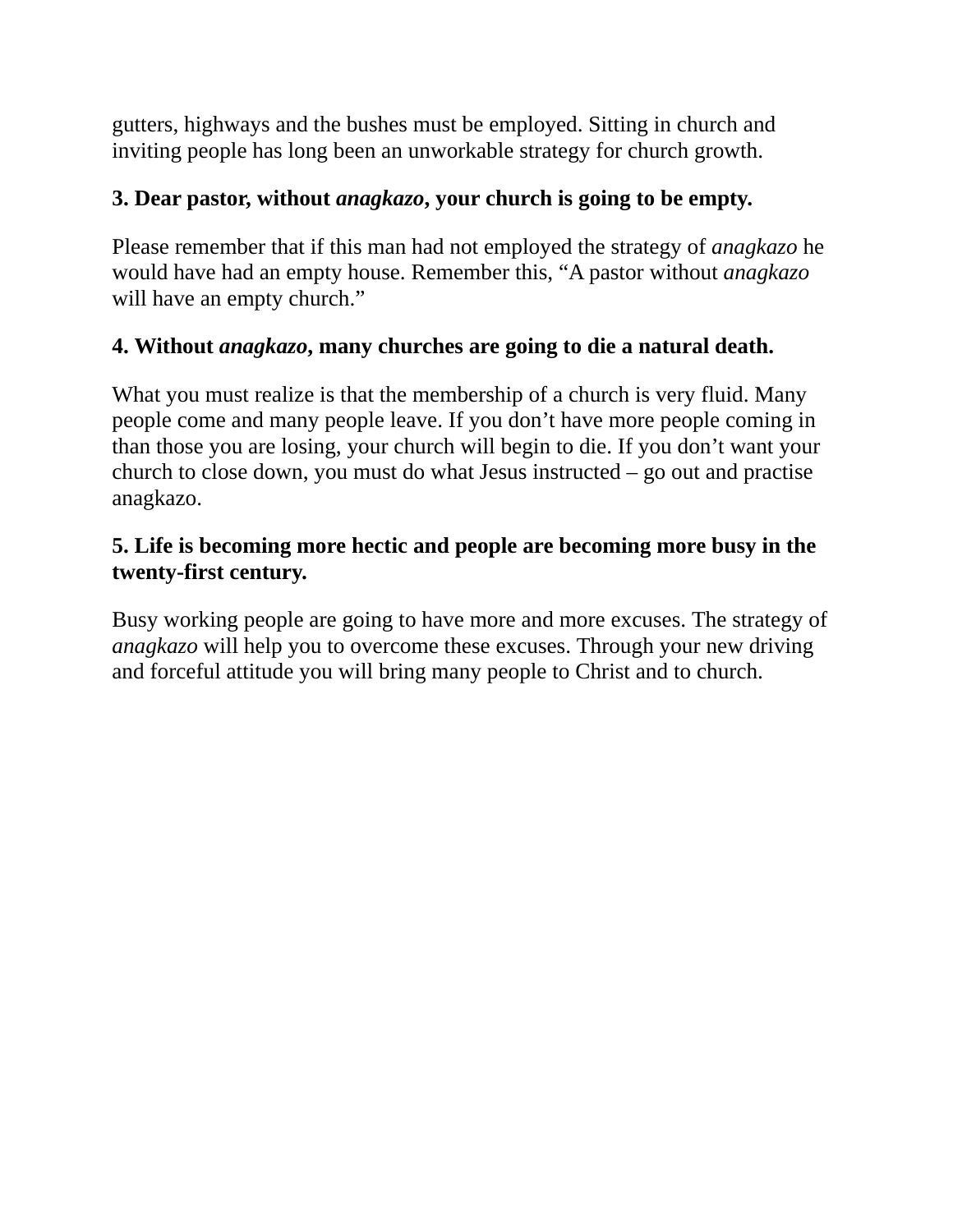gutters, highways and the bushes must be employed. Sitting in church and inviting people has long been an unworkable strategy for church growth.

**3. Dear pastor, without *anagkazo*, your church is going to be empty.**

Please remember that if this man had not employed the strategy of *anagkazo* he would have had an empty house. Remember this, "A pastor without *anagkazo* will have an empty church."

**4. Without *anagkazo*, many churches are going to die a natural death.**

What you must realize is that the membership of a church is very fluid. Many people come and many people leave. If you don't have more people coming in than those you are losing, your church will begin to die. If you don't want your church to close down, you must do what Jesus instructed – go out and practise anagkazo.

**5. Life is becoming more hectic and people are becoming more busy in the twenty-first century.**

Busy working people are going to have more and more excuses. The strategy of *anagkazo* will help you to overcome these excuses. Through your new driving and forceful attitude you will bring many people to Christ and to church.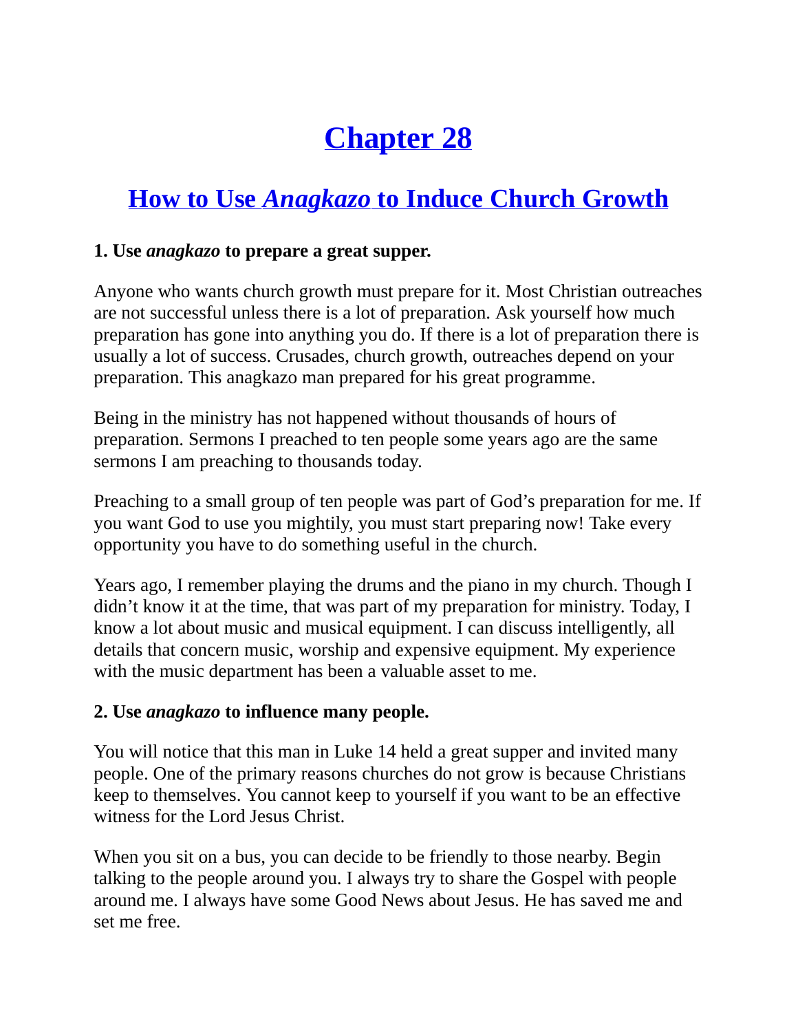# Chapter 28

## How to Use *Anagkazo* to Induce Church Growth

**1. Use *anagkazo* to prepare a great supper.**

Anyone who wants church growth must prepare for it. Most Christian outreaches are not successful unless there is a lot of preparation. Ask yourself how much preparation has gone into anything you do. If there is a lot of preparation there is usually a lot of success. Crusades, church growth, outreaches depend on your preparation. This anagkazo man prepared for his great programme.

Being in the ministry has not happened without thousands of hours of preparation. Sermons I preached to ten people some years ago are the same sermons I am preaching to thousands today.

Preaching to a small group of ten people was part of God's preparation for me. If you want God to use you mightily, you must start preparing now! Take every opportunity you have to do something useful in the church.

Years ago, I remember playing the drums and the piano in my church. Though I didn't know it at the time, that was part of my preparation for ministry. Today, I know a lot about music and musical equipment. I can discuss intelligently, all details that concern music, worship and expensive equipment. My experience with the music department has been a valuable asset to me.

**2. Use *anagkazo* to influence many people.**

You will notice that this man in Luke 14 held a great supper and invited many people. One of the primary reasons churches do not grow is because Christians keep to themselves. You cannot keep to yourself if you want to be an effective witness for the Lord Jesus Christ.

When you sit on a bus, you can decide to be friendly to those nearby. Begin talking to the people around you. I always try to share the Gospel with people around me. I always have some Good News about Jesus. He has saved me and set me free.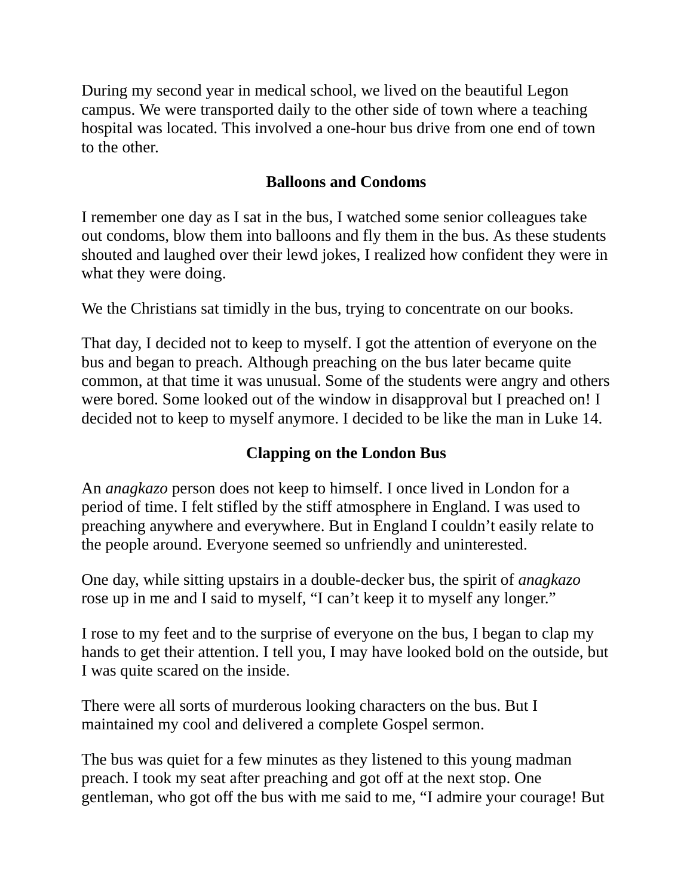During my second year in medical school, we lived on the beautiful Legon campus. We were transported daily to the other side of town where a teaching hospital was located. This involved a one-hour bus drive from one end of town to the other.

### Balloons and Condoms

I remember one day as I sat in the bus, I watched some senior colleagues take out condoms, blow them into balloons and fly them in the bus. As these students shouted and laughed over their lewd jokes, I realized how confident they were in what they were doing.

We the Christians sat timidly in the bus, trying to concentrate on our books.

That day, I decided not to keep to myself. I got the attention of everyone on the bus and began to preach. Although preaching on the bus later became quite common, at that time it was unusual. Some of the students were angry and others were bored. Some looked out of the window in disapproval but I preached on! I decided not to keep to myself anymore. I decided to be like the man in Luke 14.

### Clapping on the London Bus

An *anagkazo* person does not keep to himself. I once lived in London for a period of time. I felt stifled by the stiff atmosphere in England. I was used to preaching anywhere and everywhere. But in England I couldn't easily relate to the people around. Everyone seemed so unfriendly and uninterested.

One day, while sitting upstairs in a double-decker bus, the spirit of *anagkazo* rose up in me and I said to myself, "I can't keep it to myself any longer."

I rose to my feet and to the surprise of everyone on the bus, I began to clap my hands to get their attention. I tell you, I may have looked bold on the outside, but I was quite scared on the inside.

There were all sorts of murderous looking characters on the bus. But I maintained my cool and delivered a complete Gospel sermon.

The bus was quiet for a few minutes as they listened to this young madman preach. I took my seat after preaching and got off at the next stop. One gentleman, who got off the bus with me said to me, "I admire your courage! But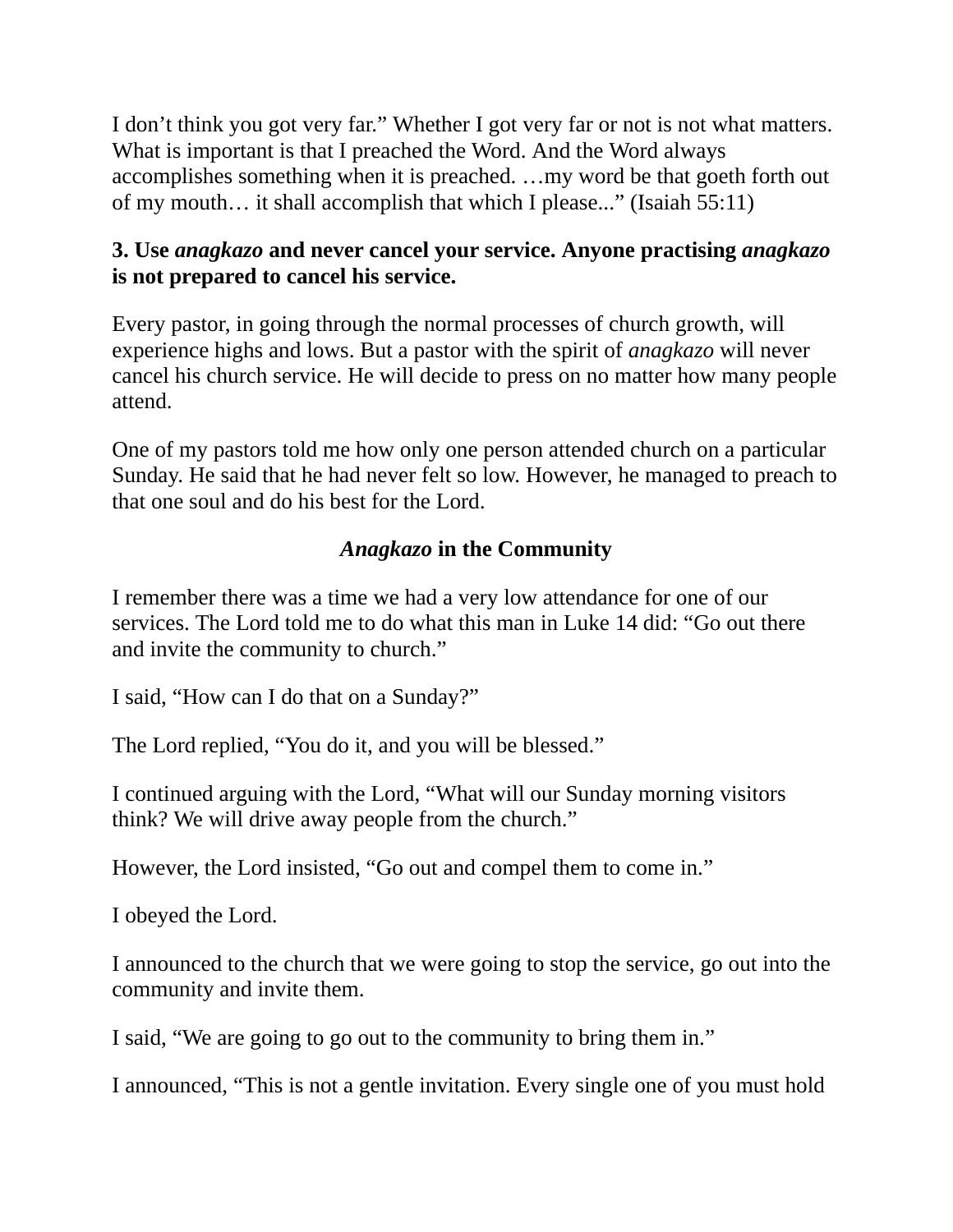I don't think you got very far." Whether I got very far or not is not what matters. What is important is that I preached the Word. And the Word always accomplishes something when it is preached. …my word be that goeth forth out of my mouth… it shall accomplish that which I please..." (Isaiah 55:11)

**3. Use *anagkazo* and never cancel your service. Anyone practising *anagkazo* is not prepared to cancel his service.**

Every pastor, in going through the normal processes of church growth, will experience highs and lows. But a pastor with the spirit of *anagkazo* will never cancel his church service. He will decide to press on no matter how many people attend.

One of my pastors told me how only one person attended church on a particular Sunday. He said that he had never felt so low. However, he managed to preach to that one soul and do his best for the Lord.

### *Anagkazo* in the Community

I remember there was a time we had a very low attendance for one of our services. The Lord told me to do what this man in Luke 14 did: "Go out there and invite the community to church."

I said, "How can I do that on a Sunday?"

The Lord replied, "You do it, and you will be blessed."

I continued arguing with the Lord, "What will our Sunday morning visitors think? We will drive away people from the church."

However, the Lord insisted, "Go out and compel them to come in."

I obeyed the Lord.

I announced to the church that we were going to stop the service, go out into the community and invite them.

I said, "We are going to go out to the community to bring them in."

I announced, "This is not a gentle invitation. Every single one of you must hold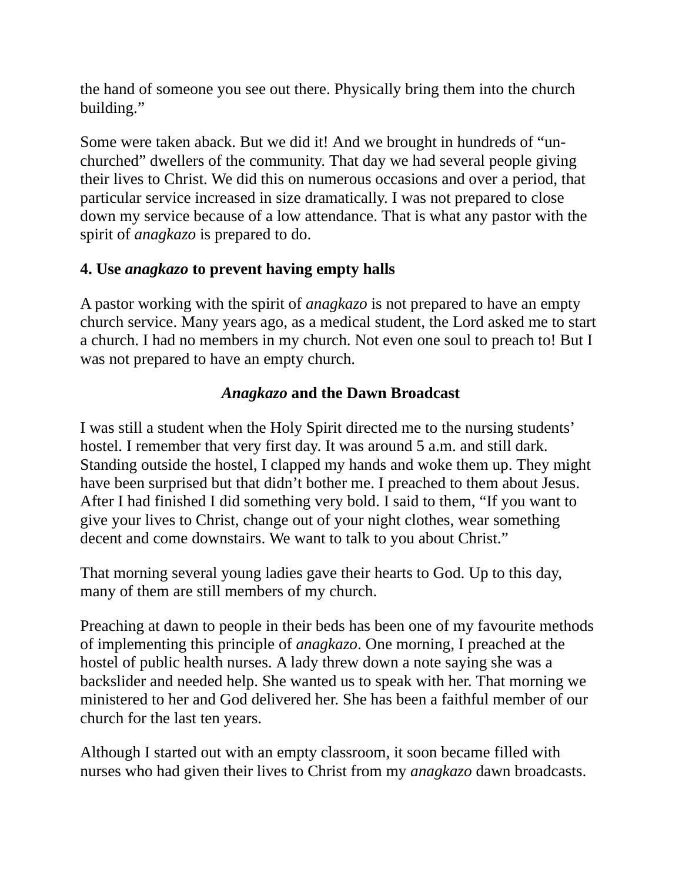the hand of someone you see out there. Physically bring them into the church building."

Some were taken aback. But we did it! And we brought in hundreds of "un-churched" dwellers of the community. That day we had several people giving their lives to Christ. We did this on numerous occasions and over a period, that particular service increased in size dramatically. I was not prepared to close down my service because of a low attendance. That is what any pastor with the spirit of *anagkazo* is prepared to do.

### 4. Use *anagkazo* to prevent having empty halls

A pastor working with the spirit of *anagkazo* is not prepared to have an empty church service. Many years ago, as a medical student, the Lord asked me to start a church. I had no members in my church. Not even one soul to preach to! But I was not prepared to have an empty church.

### *Anagkazo* and the Dawn Broadcast

I was still a student when the Holy Spirit directed me to the nursing students' hostel. I remember that very first day. It was around 5 a.m. and still dark. Standing outside the hostel, I clapped my hands and woke them up. They might have been surprised but that didn't bother me. I preached to them about Jesus. After I had finished I did something very bold. I said to them, "If you want to give your lives to Christ, change out of your night clothes, wear something decent and come downstairs. We want to talk to you about Christ."

That morning several young ladies gave their hearts to God. Up to this day, many of them are still members of my church.

Preaching at dawn to people in their beds has been one of my favourite methods of implementing this principle of *anagkazo*. One morning, I preached at the hostel of public health nurses. A lady threw down a note saying she was a backslider and needed help. She wanted us to speak with her. That morning we ministered to her and God delivered her. She has been a faithful member of our church for the last ten years.

Although I started out with an empty classroom, it soon became filled with nurses who had given their lives to Christ from my *anagkazo* dawn broadcasts.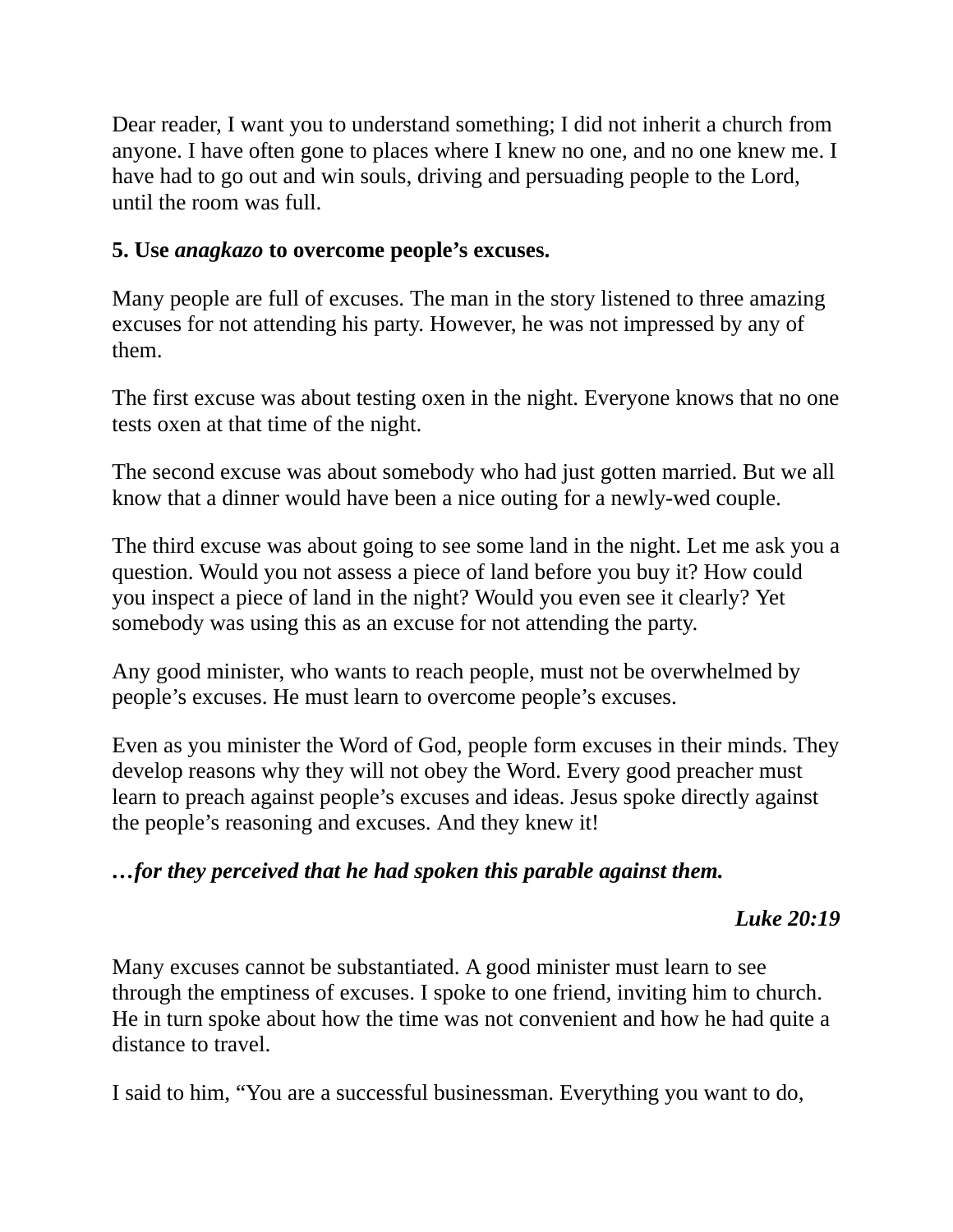Dear reader, I want you to understand something; I did not inherit a church from anyone. I have often gone to places where I knew no one, and no one knew me. I have had to go out and win souls, driving and persuading people to the Lord, until the room was full.

**5. Use *anagkazo* to overcome people's excuses.**

Many people are full of excuses. The man in the story listened to three amazing excuses for not attending his party. However, he was not impressed by any of them.

The first excuse was about testing oxen in the night. Everyone knows that no one tests oxen at that time of the night.

The second excuse was about somebody who had just gotten married. But we all know that a dinner would have been a nice outing for a newly-wed couple.

The third excuse was about going to see some land in the night. Let me ask you a question. Would you not assess a piece of land before you buy it? How could you inspect a piece of land in the night? Would you even see it clearly? Yet somebody was using this as an excuse for not attending the party.

Any good minister, who wants to reach people, must not be overwhelmed by people's excuses. He must learn to overcome people's excuses.

Even as you minister the Word of God, people form excuses in their minds. They develop reasons why they will not obey the Word. Every good preacher must learn to preach against people's excuses and ideas. Jesus spoke directly against the people's reasoning and excuses. And they knew it!

***…for they perceived that he had spoken this parable against them.***

***Luke 20:19***

Many excuses cannot be substantiated. A good minister must learn to see through the emptiness of excuses. I spoke to one friend, inviting him to church. He in turn spoke about how the time was not convenient and how he had quite a distance to travel.

I said to him, "You are a successful businessman. Everything you want to do,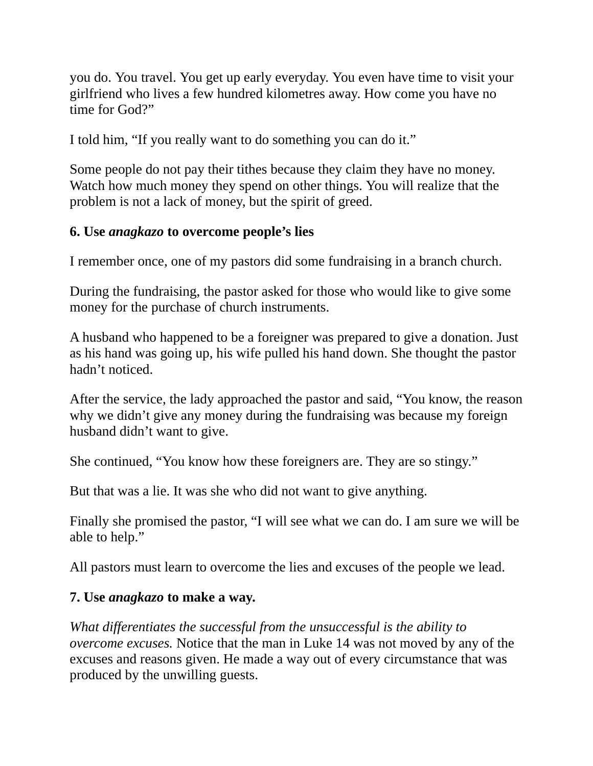you do. You travel. You get up early everyday. You even have time to visit your girlfriend who lives a few hundred kilometres away. How come you have no time for God?"

I told him, "If you really want to do something you can do it."

Some people do not pay their tithes because they claim they have no money. Watch how much money they spend on other things. You will realize that the problem is not a lack of money, but the spirit of greed.

**6. Use *anagkazo* to overcome people's lies**

I remember once, one of my pastors did some fundraising in a branch church.

During the fundraising, the pastor asked for those who would like to give some money for the purchase of church instruments.

A husband who happened to be a foreigner was prepared to give a donation. Just as his hand was going up, his wife pulled his hand down. She thought the pastor hadn't noticed.

After the service, the lady approached the pastor and said, "You know, the reason why we didn't give any money during the fundraising was because my foreign husband didn't want to give.

She continued, "You know how these foreigners are. They are so stingy."

But that was a lie. It was she who did not want to give anything.

Finally she promised the pastor, "I will see what we can do. I am sure we will be able to help."

All pastors must learn to overcome the lies and excuses of the people we lead.

**7. Use *anagkazo* to make a way.**

*What differentiates the successful from the unsuccessful is the ability to overcome excuses.* Notice that the man in Luke 14 was not moved by any of the excuses and reasons given. He made a way out of every circumstance that was produced by the unwilling guests.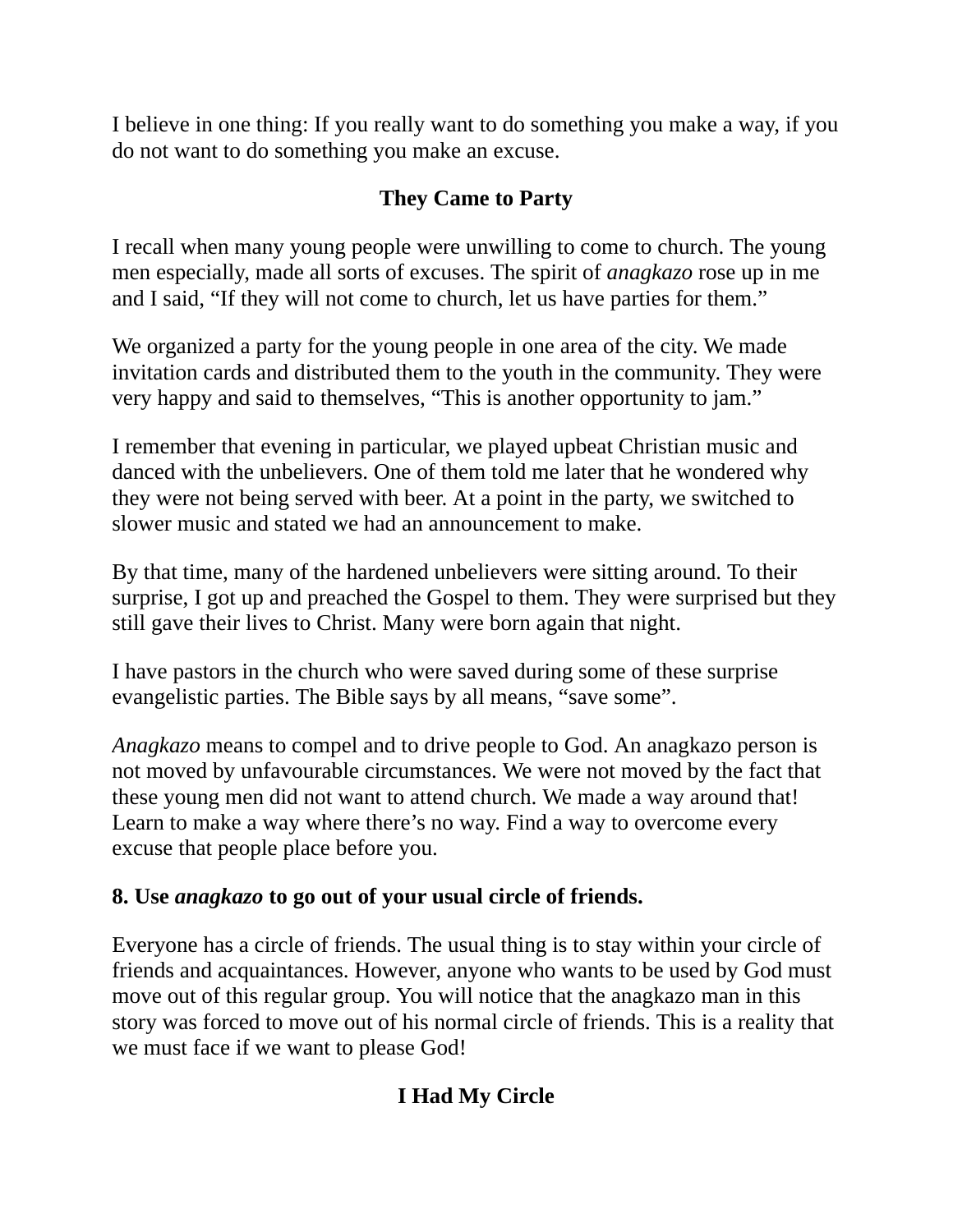I believe in one thing: If you really want to do something you make a way, if you do not want to do something you make an excuse.

### They Came to Party

I recall when many young people were unwilling to come to church. The young men especially, made all sorts of excuses. The spirit of *anagkazo* rose up in me and I said, "If they will not come to church, let us have parties for them."

We organized a party for the young people in one area of the city. We made invitation cards and distributed them to the youth in the community. They were very happy and said to themselves, "This is another opportunity to jam."

I remember that evening in particular, we played upbeat Christian music and danced with the unbelievers. One of them told me later that he wondered why they were not being served with beer. At a point in the party, we switched to slower music and stated we had an announcement to make.

By that time, many of the hardened unbelievers were sitting around. To their surprise, I got up and preached the Gospel to them. They were surprised but they still gave their lives to Christ. Many were born again that night.

I have pastors in the church who were saved during some of these surprise evangelistic parties. The Bible says by all means, "save some".

*Anagkazo* means to compel and to drive people to God. An anagkazo person is not moved by unfavourable circumstances. We were not moved by the fact that these young men did not want to attend church. We made a way around that! Learn to make a way where there's no way. Find a way to overcome every excuse that people place before you.

**8. Use *anagkazo* to go out of your usual circle of friends.**

Everyone has a circle of friends. The usual thing is to stay within your circle of friends and acquaintances. However, anyone who wants to be used by God must move out of this regular group. You will notice that the anagkazo man in this story was forced to move out of his normal circle of friends. This is a reality that we must face if we want to please God!

### I Had My Circle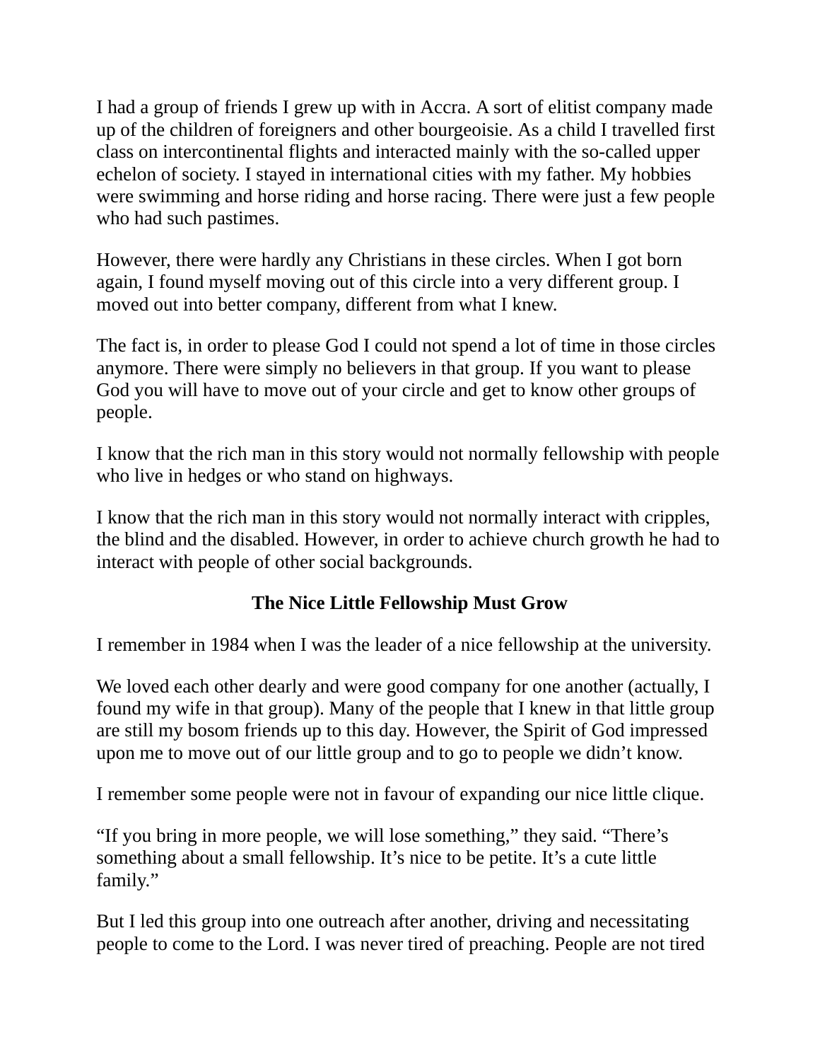I had a group of friends I grew up with in Accra. A sort of elitist company made up of the children of foreigners and other bourgeoisie. As a child I travelled first class on intercontinental flights and interacted mainly with the so-called upper echelon of society. I stayed in international cities with my father. My hobbies were swimming and horse riding and horse racing. There were just a few people who had such pastimes.

However, there were hardly any Christians in these circles. When I got born again, I found myself moving out of this circle into a very different group. I moved out into better company, different from what I knew.

The fact is, in order to please God I could not spend a lot of time in those circles anymore. There were simply no believers in that group. If you want to please God you will have to move out of your circle and get to know other groups of people.

I know that the rich man in this story would not normally fellowship with people who live in hedges or who stand on highways.

I know that the rich man in this story would not normally interact with cripples, the blind and the disabled. However, in order to achieve church growth he had to interact with people of other social backgrounds.

### The Nice Little Fellowship Must Grow

I remember in 1984 when I was the leader of a nice fellowship at the university.

We loved each other dearly and were good company for one another (actually, I found my wife in that group). Many of the people that I knew in that little group are still my bosom friends up to this day. However, the Spirit of God impressed upon me to move out of our little group and to go to people we didn't know.

I remember some people were not in favour of expanding our nice little clique.

"If you bring in more people, we will lose something," they said. "There's something about a small fellowship. It's nice to be petite. It's a cute little family."

But I led this group into one outreach after another, driving and necessitating people to come to the Lord. I was never tired of preaching. People are not tired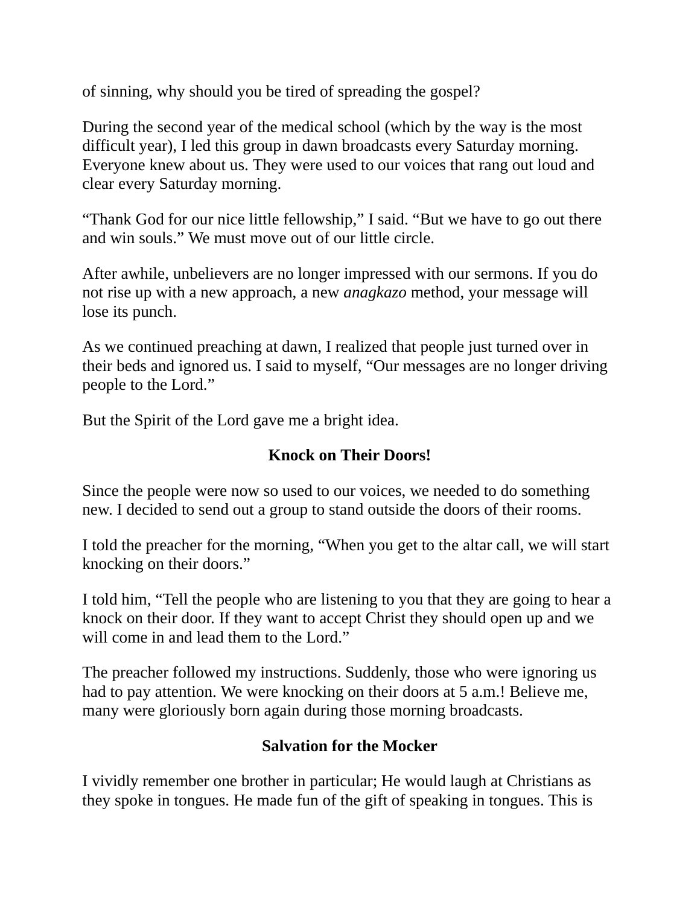of sinning, why should you be tired of spreading the gospel?

During the second year of the medical school (which by the way is the most difficult year), I led this group in dawn broadcasts every Saturday morning. Everyone knew about us. They were used to our voices that rang out loud and clear every Saturday morning.

"Thank God for our nice little fellowship," I said. "But we have to go out there and win souls." We must move out of our little circle.

After awhile, unbelievers are no longer impressed with our sermons. If you do not rise up with a new approach, a new *anagkazo* method, your message will lose its punch.

As we continued preaching at dawn, I realized that people just turned over in their beds and ignored us. I said to myself, "Our messages are no longer driving people to the Lord."

But the Spirit of the Lord gave me a bright idea.

### Knock on Their Doors!

Since the people were now so used to our voices, we needed to do something new. I decided to send out a group to stand outside the doors of their rooms.

I told the preacher for the morning, "When you get to the altar call, we will start knocking on their doors."

I told him, "Tell the people who are listening to you that they are going to hear a knock on their door. If they want to accept Christ they should open up and we will come in and lead them to the Lord."

The preacher followed my instructions. Suddenly, those who were ignoring us had to pay attention. We were knocking on their doors at 5 a.m.! Believe me, many were gloriously born again during those morning broadcasts.

### Salvation for the Mocker

I vividly remember one brother in particular; He would laugh at Christians as they spoke in tongues. He made fun of the gift of speaking in tongues. This is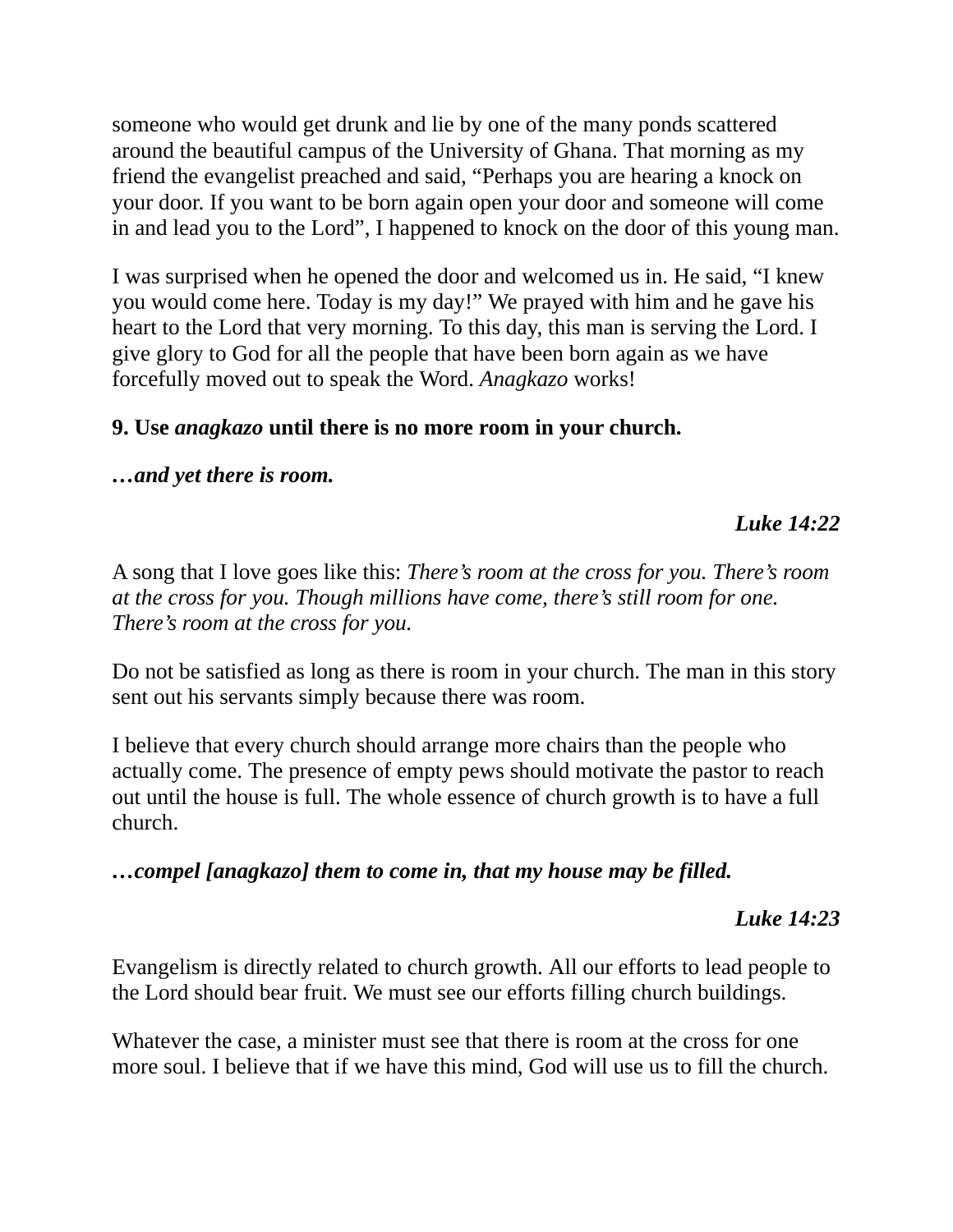someone who would get drunk and lie by one of the many ponds scattered around the beautiful campus of the University of Ghana. That morning as my friend the evangelist preached and said, “Perhaps you are hearing a knock on your door. If you want to be born again open your door and someone will come in and lead you to the Lord”, I happened to knock on the door of this young man.

I was surprised when he opened the door and welcomed us in. He said, “I knew you would come here. Today is my day!” We prayed with him and he gave his heart to the Lord that very morning. To this day, this man is serving the Lord. I give glory to God for all the people that have been born again as we have forcefully moved out to speak the Word. *Anagkazo* works!

**9. Use *anagkazo* until there is no more room in your church.**

***…and yet there is room.***

<div align="right"><b><i>Luke 14:22</i></b></div>

A song that I love goes like this: *There’s room at the cross for you. There’s room at the cross for you. Though millions have come, there’s still room for one. There’s room at the cross for you.*

Do not be satisfied as long as there is room in your church. The man in this story sent out his servants simply because there was room.

I believe that every church should arrange more chairs than the people who actually come. The presence of empty pews should motivate the pastor to reach out until the house is full. The whole essence of church growth is to have a full church.

***…compel [anagkazo] them to come in, that my house may be filled.***

<div align="right"><b><i>Luke 14:23</i></b></div>

Evangelism is directly related to church growth. All our efforts to lead people to the Lord should bear fruit. We must see our efforts filling church buildings.

Whatever the case, a minister must see that there is room at the cross for one more soul. I believe that if we have this mind, God will use us to fill the church.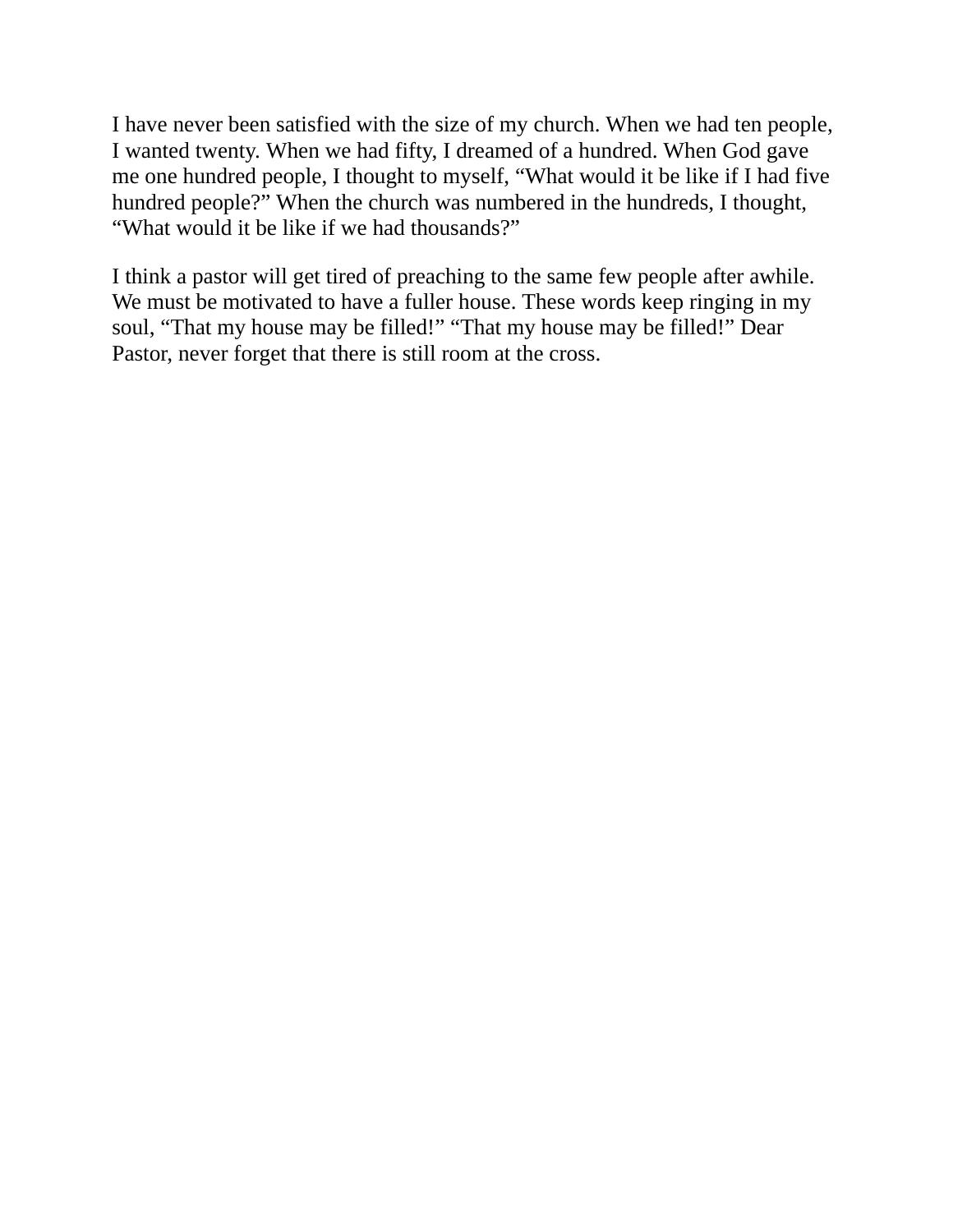I have never been satisfied with the size of my church. When we had ten people, I wanted twenty. When we had fifty, I dreamed of a hundred. When God gave me one hundred people, I thought to myself, “What would it be like if I had five hundred people?” When the church was numbered in the hundreds, I thought, “What would it be like if we had thousands?”

I think a pastor will get tired of preaching to the same few people after awhile. We must be motivated to have a fuller house. These words keep ringing in my soul, “That my house may be filled!” “That my house may be filled!” Dear Pastor, never forget that there is still room at the cross.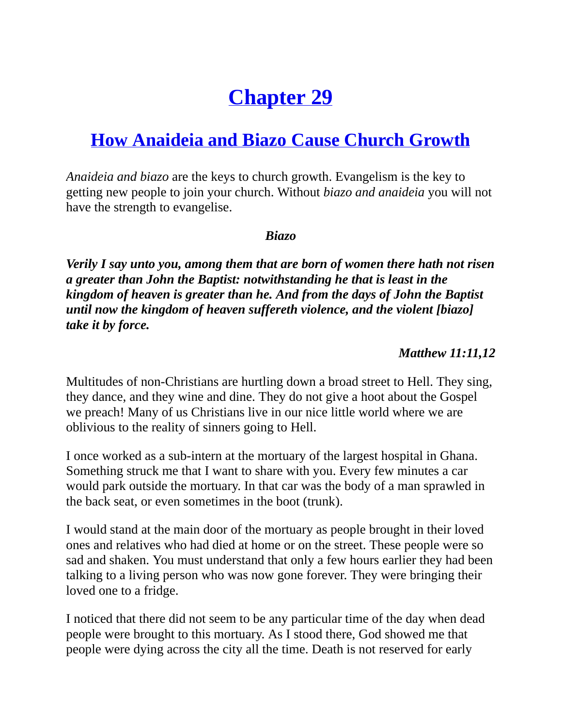# Chapter 29

## How Anaideia and Biazo Cause Church Growth

*Anaideia and biazo* are the keys to church growth. Evangelism is the key to getting new people to join your church. Without *biazo and anaideia* you will not have the strength to evangelise.

***Biazo***

***Verily I say unto you, among them that are born of women there hath not risen a greater than John the Baptist: notwithstanding he that is least in the kingdom of heaven is greater than he. And from the days of John the Baptist until now the kingdom of heaven suffereth violence, and the violent [biazo] take it by force.***

***Matthew 11:11,12***

Multitudes of non-Christians are hurtling down a broad street to Hell. They sing, they dance, and they wine and dine. They do not give a hoot about the Gospel we preach! Many of us Christians live in our nice little world where we are oblivious to the reality of sinners going to Hell.

I once worked as a sub-intern at the mortuary of the largest hospital in Ghana. Something struck me that I want to share with you. Every few minutes a car would park outside the mortuary. In that car was the body of a man sprawled in the back seat, or even sometimes in the boot (trunk).

I would stand at the main door of the mortuary as people brought in their loved ones and relatives who had died at home or on the street. These people were so sad and shaken. You must understand that only a few hours earlier they had been talking to a living person who was now gone forever. They were bringing their loved one to a fridge.

I noticed that there did not seem to be any particular time of the day when dead people were brought to this mortuary. As I stood there, God showed me that people were dying across the city all the time. Death is not reserved for early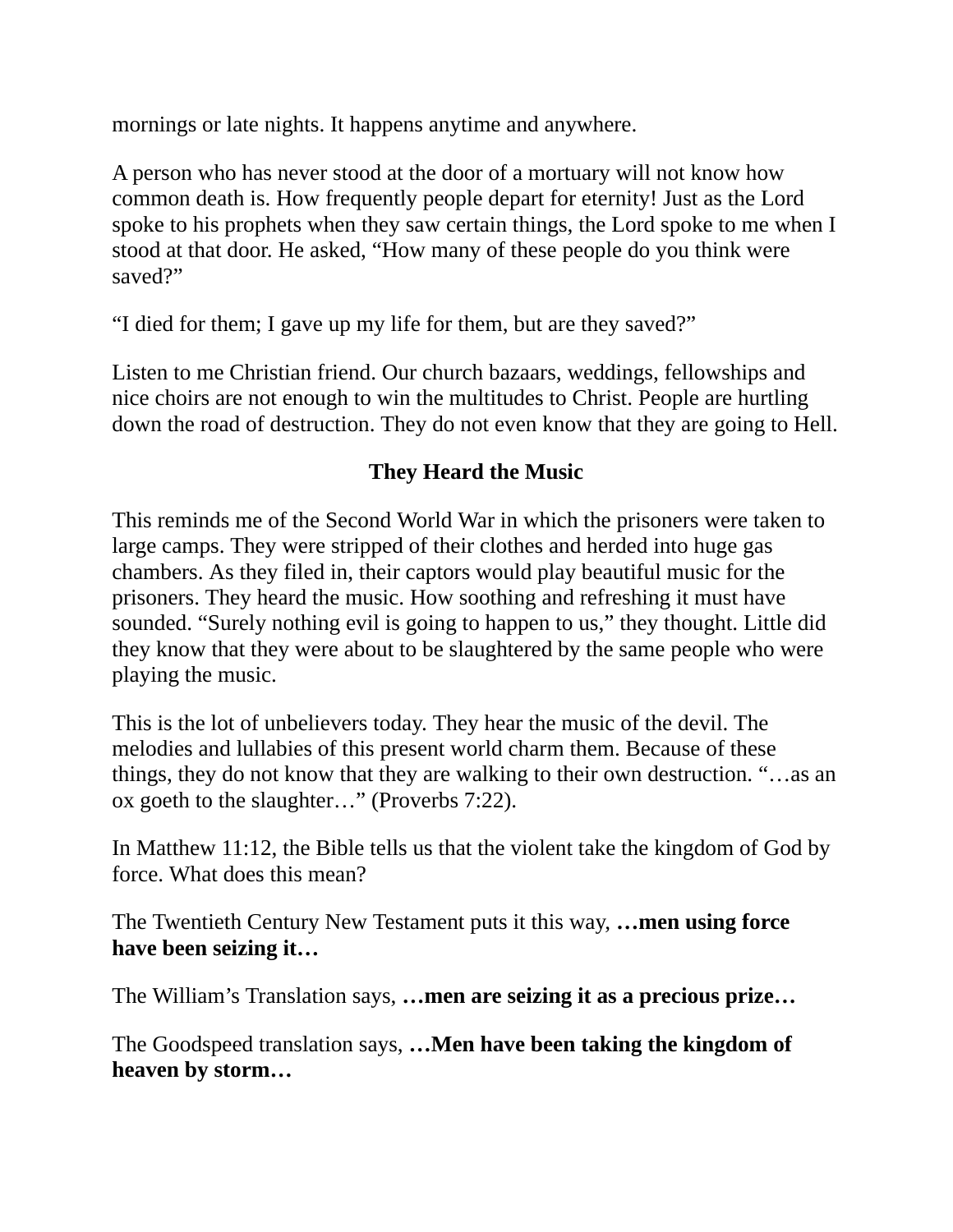mornings or late nights. It happens anytime and anywhere.

A person who has never stood at the door of a mortuary will not know how common death is. How frequently people depart for eternity! Just as the Lord spoke to his prophets when they saw certain things, the Lord spoke to me when I stood at that door. He asked, “How many of these people do you think were saved?”

“I died for them; I gave up my life for them, but are they saved?”

Listen to me Christian friend. Our church bazaars, weddings, fellowships and nice choirs are not enough to win the multitudes to Christ. People are hurtling down the road of destruction. They do not even know that they are going to Hell.

### They Heard the Music

This reminds me of the Second World War in which the prisoners were taken to large camps. They were stripped of their clothes and herded into huge gas chambers. As they filed in, their captors would play beautiful music for the prisoners. They heard the music. How soothing and refreshing it must have sounded. “Surely nothing evil is going to happen to us,” they thought. Little did they know that they were about to be slaughtered by the same people who were playing the music.

This is the lot of unbelievers today. They hear the music of the devil. The melodies and lullabies of this present world charm them. Because of these things, they do not know that they are walking to their own destruction. “…as an ox goeth to the slaughter…” (Proverbs 7:22).

In Matthew 11:12, the Bible tells us that the violent take the kingdom of God by force. What does this mean?

The Twentieth Century New Testament puts it this way, **…men using force have been seizing it…**

The William’s Translation says, **…men are seizing it as a precious prize…**

The Goodspeed translation says, **…Men have been taking the kingdom of heaven by storm…**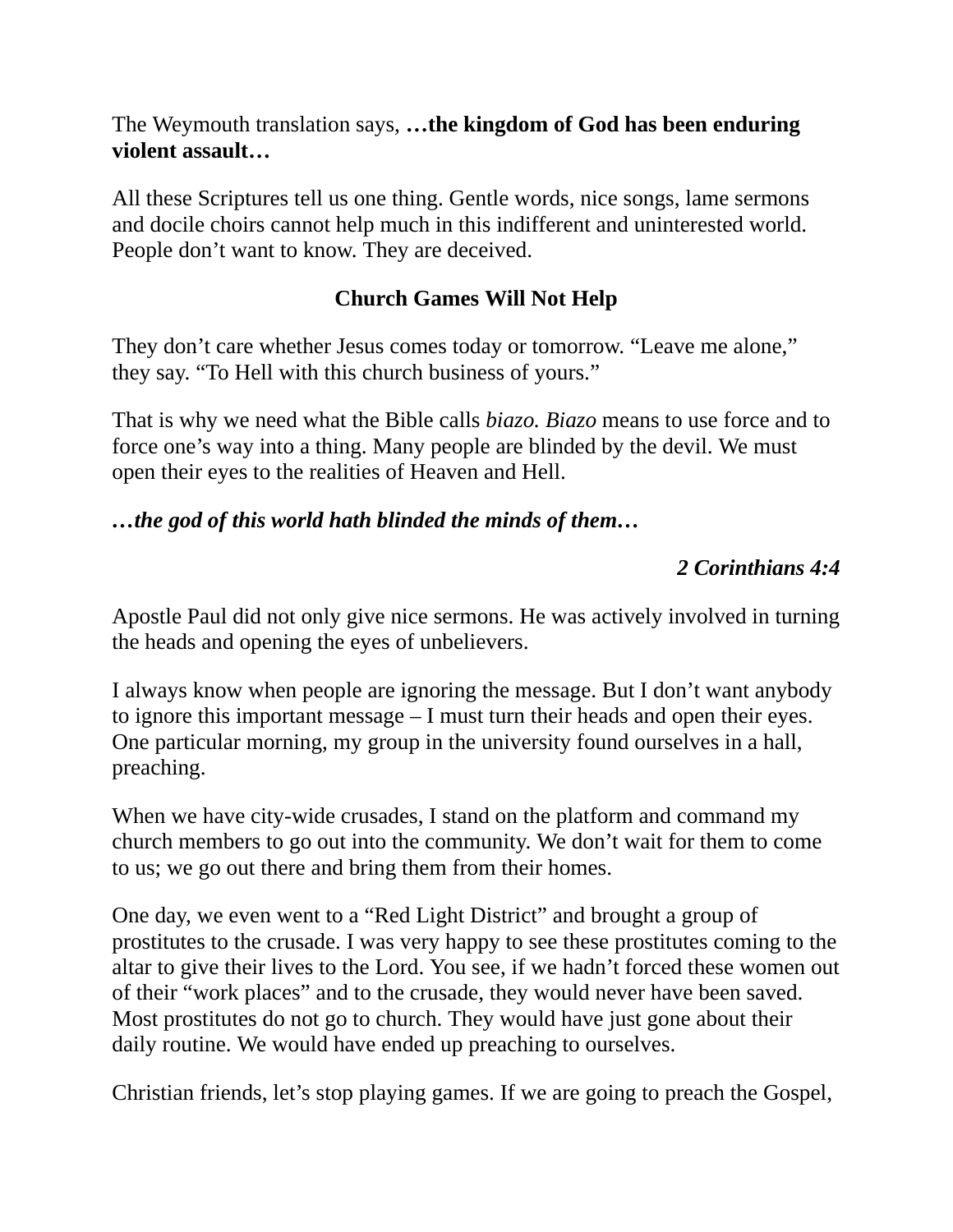The Weymouth translation says, **…the kingdom of God has been enduring violent assault…**

All these Scriptures tell us one thing. Gentle words, nice songs, lame sermons and docile choirs cannot help much in this indifferent and uninterested world. People don't want to know. They are deceived.

## Church Games Will Not Help

They don't care whether Jesus comes today or tomorrow. "Leave me alone," they say. "To Hell with this church business of yours."

That is why we need what the Bible calls *biazo. Biazo* means to use force and to force one's way into a thing. Many people are blinded by the devil. We must open their eyes to the realities of Heaven and Hell.

***…the god of this world hath blinded the minds of them…***

***2 Corinthians 4:4***

Apostle Paul did not only give nice sermons. He was actively involved in turning the heads and opening the eyes of unbelievers.

I always know when people are ignoring the message. But I don't want anybody to ignore this important message – I must turn their heads and open their eyes. One particular morning, my group in the university found ourselves in a hall, preaching.

When we have city-wide crusades, I stand on the platform and command my church members to go out into the community. We don't wait for them to come to us; we go out there and bring them from their homes.

One day, we even went to a "Red Light District" and brought a group of prostitutes to the crusade. I was very happy to see these prostitutes coming to the altar to give their lives to the Lord. You see, if we hadn't forced these women out of their "work places" and to the crusade, they would never have been saved. Most prostitutes do not go to church. They would have just gone about their daily routine. We would have ended up preaching to ourselves.

Christian friends, let's stop playing games. If we are going to preach the Gospel,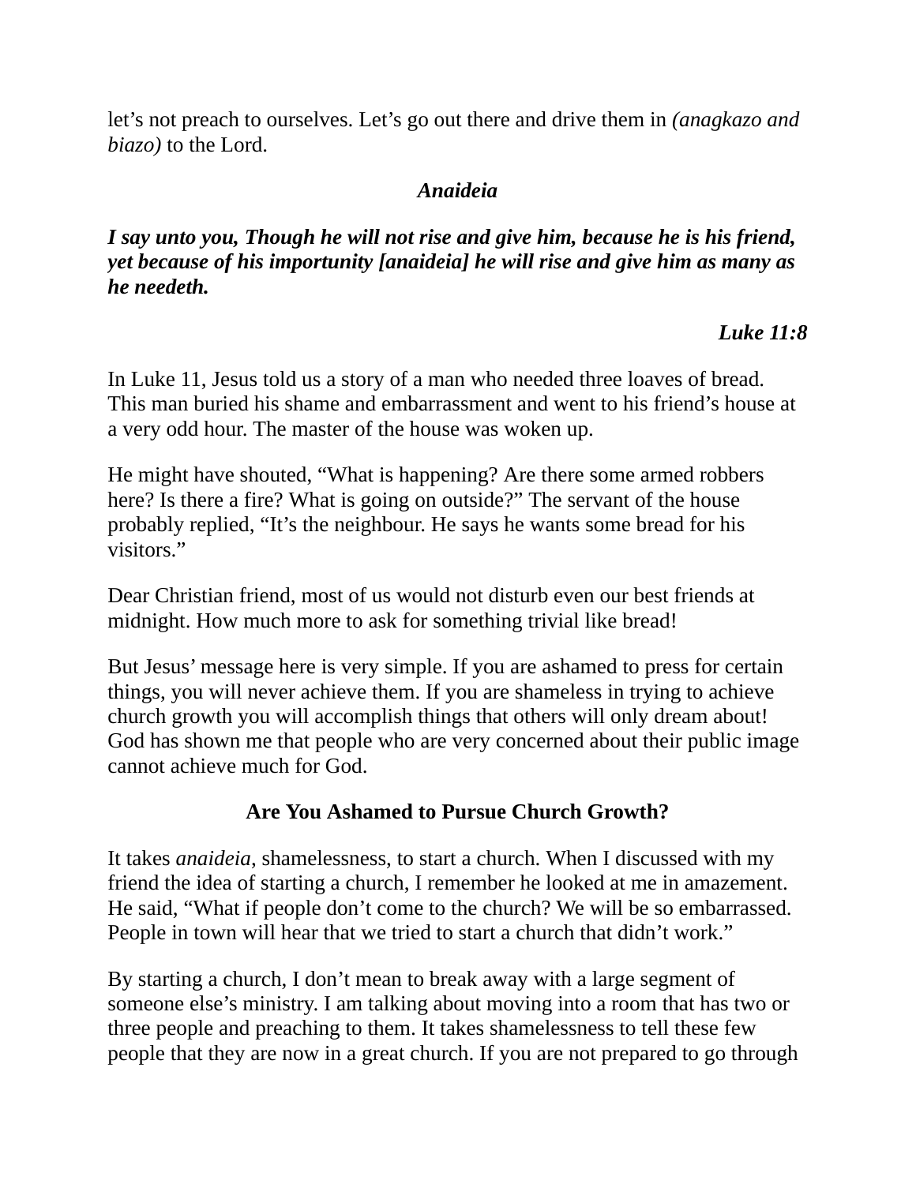let's not preach to ourselves. Let's go out there and drive them in *(anagkazo and biazo)* to the Lord.

### *Anaideia*

***I say unto you, Though he will not rise and give him, because he is his friend, yet because of his importunity [anaideia] he will rise and give him as many as he needeth.***

***Luke 11:8***

In Luke 11, Jesus told us a story of a man who needed three loaves of bread. This man buried his shame and embarrassment and went to his friend's house at a very odd hour. The master of the house was woken up.

He might have shouted, "What is happening? Are there some armed robbers here? Is there a fire? What is going on outside?" The servant of the house probably replied, "It's the neighbour. He says he wants some bread for his visitors."

Dear Christian friend, most of us would not disturb even our best friends at midnight. How much more to ask for something trivial like bread!

But Jesus' message here is very simple. If you are ashamed to press for certain things, you will never achieve them. If you are shameless in trying to achieve church growth you will accomplish things that others will only dream about! God has shown me that people who are very concerned about their public image cannot achieve much for God.

### Are You Ashamed to Pursue Church Growth?

It takes *anaideia*, shamelessness, to start a church. When I discussed with my friend the idea of starting a church, I remember he looked at me in amazement. He said, "What if people don't come to the church? We will be so embarrassed. People in town will hear that we tried to start a church that didn't work."

By starting a church, I don't mean to break away with a large segment of someone else's ministry. I am talking about moving into a room that has two or three people and preaching to them. It takes shamelessness to tell these few people that they are now in a great church. If you are not prepared to go through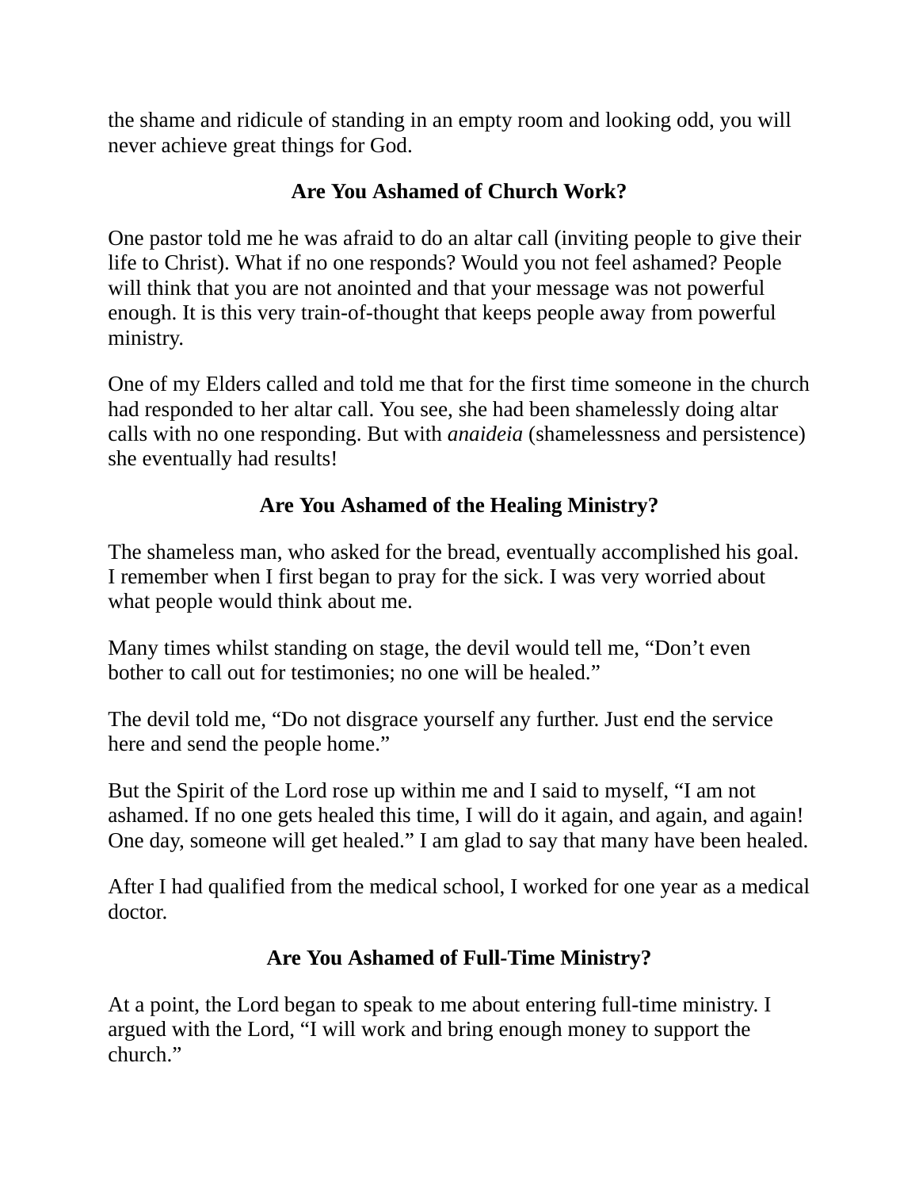the shame and ridicule of standing in an empty room and looking odd, you will never achieve great things for God.

## Are You Ashamed of Church Work?

One pastor told me he was afraid to do an altar call (inviting people to give their life to Christ). What if no one responds? Would you not feel ashamed? People will think that you are not anointed and that your message was not powerful enough. It is this very train-of-thought that keeps people away from powerful ministry.

One of my Elders called and told me that for the first time someone in the church had responded to her altar call. You see, she had been shamelessly doing altar calls with no one responding. But with *anaideia* (shamelessness and persistence) she eventually had results!

## Are You Ashamed of the Healing Ministry?

The shameless man, who asked for the bread, eventually accomplished his goal. I remember when I first began to pray for the sick. I was very worried about what people would think about me.

Many times whilst standing on stage, the devil would tell me, “Don’t even bother to call out for testimonies; no one will be healed.”

The devil told me, “Do not disgrace yourself any further. Just end the service here and send the people home.”

But the Spirit of the Lord rose up within me and I said to myself, “I am not ashamed. If no one gets healed this time, I will do it again, and again, and again! One day, someone will get healed.” I am glad to say that many have been healed.

After I had qualified from the medical school, I worked for one year as a medical doctor.

## Are You Ashamed of Full-Time Ministry?

At a point, the Lord began to speak to me about entering full-time ministry. I argued with the Lord, “I will work and bring enough money to support the church.”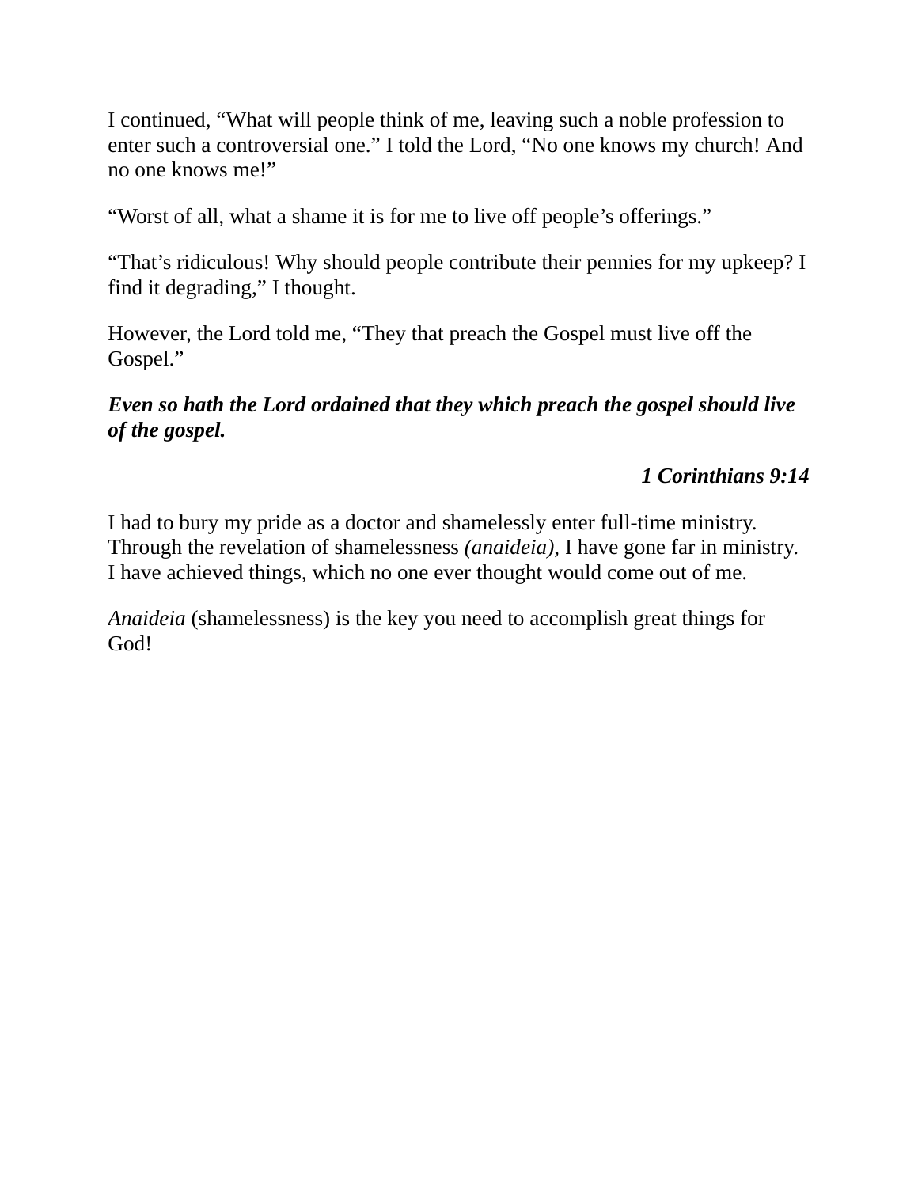I continued, “What will people think of me, leaving such a noble profession to enter such a controversial one.” I told the Lord, “No one knows my church! And no one knows me!”

“Worst of all, what a shame it is for me to live off people’s offerings.”

“That’s ridiculous! Why should people contribute their pennies for my upkeep? I find it degrading,” I thought.

However, the Lord told me, “They that preach the Gospel must live off the Gospel.”

***Even so hath the Lord ordained that they which preach the gospel should live of the gospel.***

<div align="right"><b><i>1 Corinthians 9:14</i></b></div>

I had to bury my pride as a doctor and shamelessly enter full-time ministry. Through the revelation of shamelessness *(anaideia)*, I have gone far in ministry. I have achieved things, which no one ever thought would come out of me.

*Anaideia* (shamelessness) is the key you need to accomplish great things for God!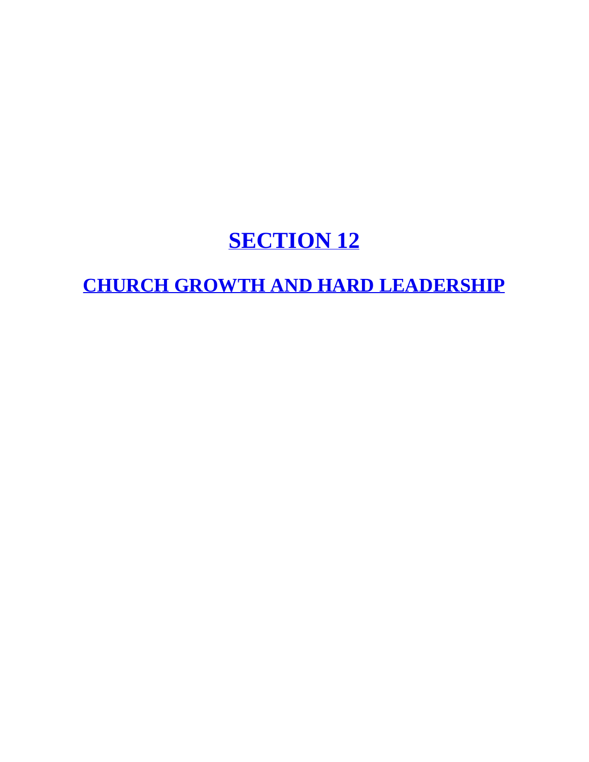# SECTION 12

## CHURCH GROWTH AND HARD LEADERSHIP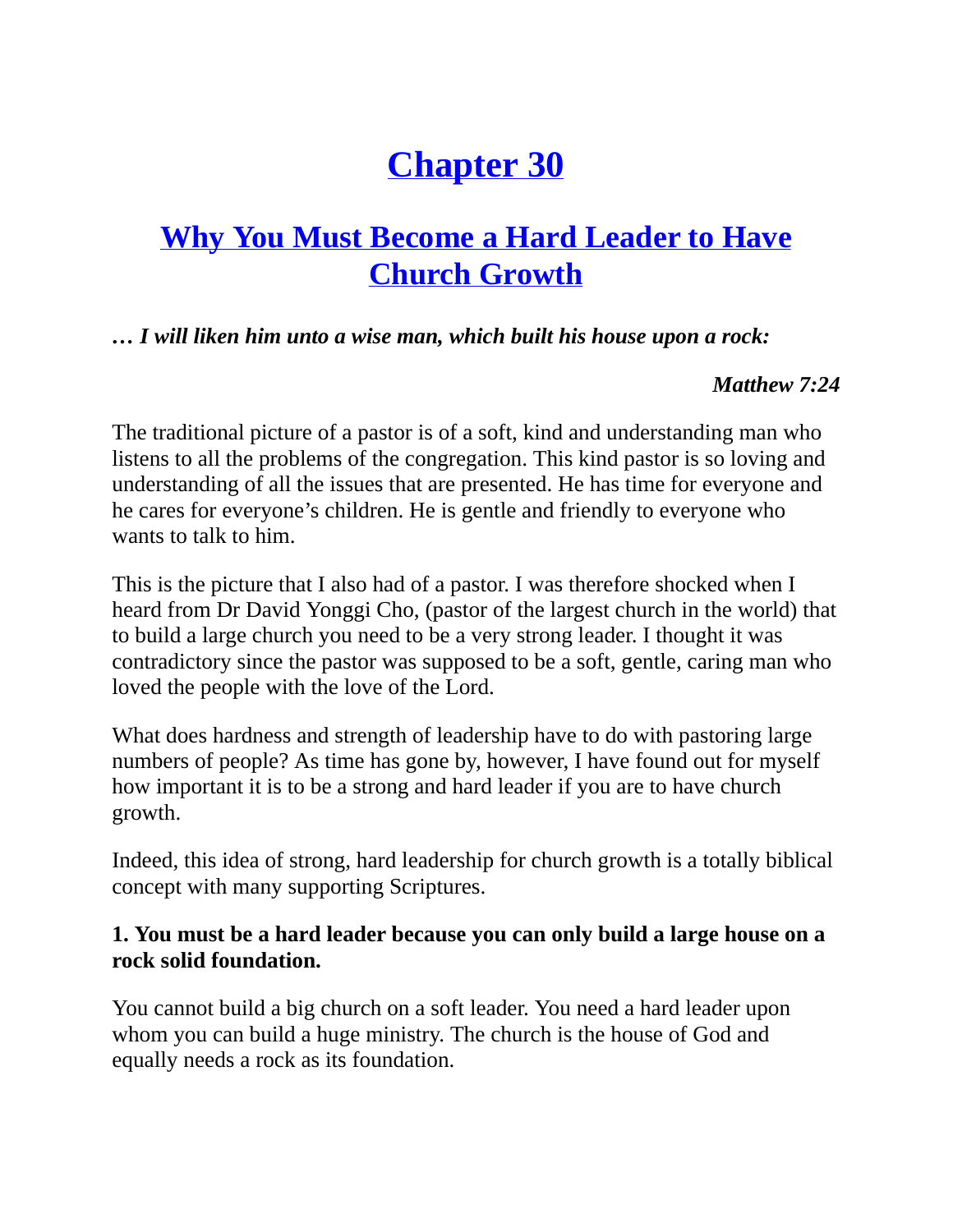# Chapter 30

## Why You Must Become a Hard Leader to Have Church Growth

***… I will liken him unto a wise man, which built his house upon a rock:***

***Matthew 7:24***

The traditional picture of a pastor is of a soft, kind and understanding man who listens to all the problems of the congregation. This kind pastor is so loving and understanding of all the issues that are presented. He has time for everyone and he cares for everyone's children. He is gentle and friendly to everyone who wants to talk to him.

This is the picture that I also had of a pastor. I was therefore shocked when I heard from Dr David Yonggi Cho, (pastor of the largest church in the world) that to build a large church you need to be a very strong leader. I thought it was contradictory since the pastor was supposed to be a soft, gentle, caring man who loved the people with the love of the Lord.

What does hardness and strength of leadership have to do with pastoring large numbers of people? As time has gone by, however, I have found out for myself how important it is to be a strong and hard leader if you are to have church growth.

Indeed, this idea of strong, hard leadership for church growth is a totally biblical concept with many supporting Scriptures.

**1. You must be a hard leader because you can only build a large house on a rock solid foundation.**

You cannot build a big church on a soft leader. You need a hard leader upon whom you can build a huge ministry. The church is the house of God and equally needs a rock as its foundation.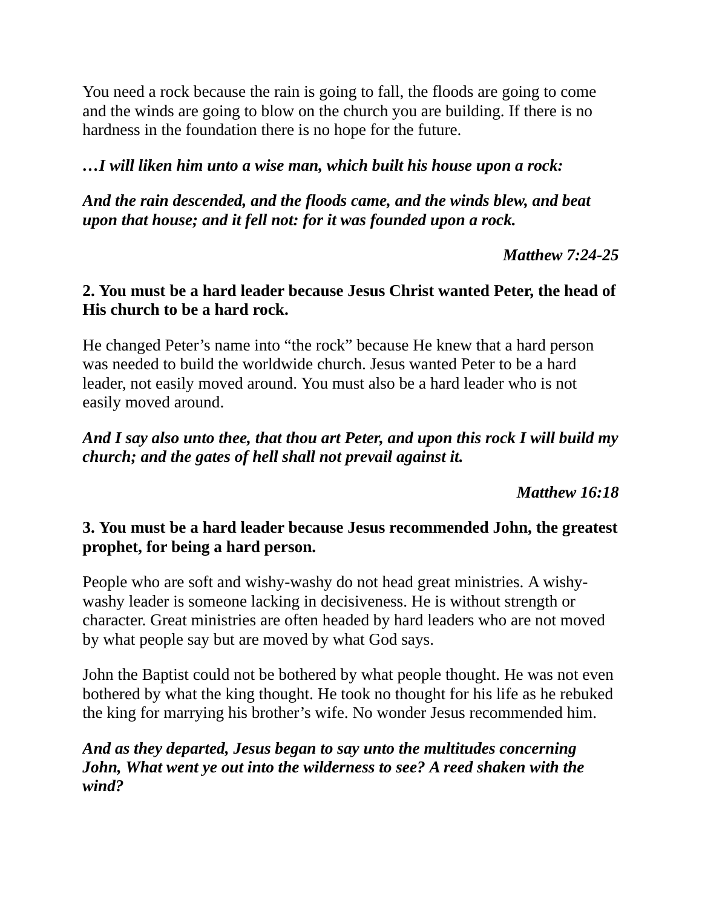You need a rock because the rain is going to fall, the floods are going to come and the winds are going to blow on the church you are building. If there is no hardness in the foundation there is no hope for the future.

***…I will liken him unto a wise man, which built his house upon a rock:***

***And the rain descended, and the floods came, and the winds blew, and beat upon that house; and it fell not: for it was founded upon a rock.***

<div align="right"><b><i>Matthew 7:24-25</i></b></div>

**2. You must be a hard leader because Jesus Christ wanted Peter, the head of His church to be a hard rock.**

He changed Peter's name into "the rock" because He knew that a hard person was needed to build the worldwide church. Jesus wanted Peter to be a hard leader, not easily moved around. You must also be a hard leader who is not easily moved around.

***And I say also unto thee, that thou art Peter, and upon this rock I will build my church; and the gates of hell shall not prevail against it.***

<div align="right"><b><i>Matthew 16:18</i></b></div>

**3. You must be a hard leader because Jesus recommended John, the greatest prophet, for being a hard person.**

People who are soft and wishy-washy do not head great ministries. A wishy-washy leader is someone lacking in decisiveness. He is without strength or character. Great ministries are often headed by hard leaders who are not moved by what people say but are moved by what God says.

John the Baptist could not be bothered by what people thought. He was not even bothered by what the king thought. He took no thought for his life as he rebuked the king for marrying his brother's wife. No wonder Jesus recommended him.

***And as they departed, Jesus began to say unto the multitudes concerning John, What went ye out into the wilderness to see? A reed shaken with the wind?***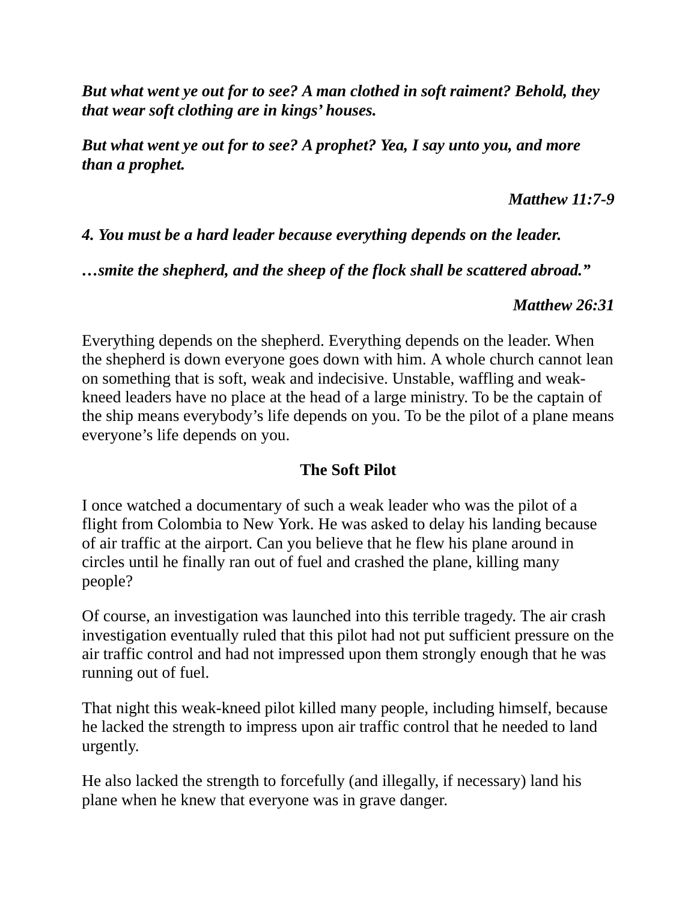***But what went ye out for to see? A man clothed in soft raiment? Behold, they that wear soft clothing are in kings' houses.***

***But what went ye out for to see? A prophet? Yea, I say unto you, and more than a prophet.***

<div align="right"><b><i>Matthew 11:7-9</i></b></div>

***4. You must be a hard leader because everything depends on the leader.***

***…smite the shepherd, and the sheep of the flock shall be scattered abroad."***

<div align="right"><b><i>Matthew 26:31</i></b></div>

Everything depends on the shepherd. Everything depends on the leader. When the shepherd is down everyone goes down with him. A whole church cannot lean on something that is soft, weak and indecisive. Unstable, waffling and weak-kneed leaders have no place at the head of a large ministry. To be the captain of the ship means everybody's life depends on you. To be the pilot of a plane means everyone's life depends on you.

**The Soft Pilot**

I once watched a documentary of such a weak leader who was the pilot of a flight from Colombia to New York. He was asked to delay his landing because of air traffic at the airport. Can you believe that he flew his plane around in circles until he finally ran out of fuel and crashed the plane, killing many people?

Of course, an investigation was launched into this terrible tragedy. The air crash investigation eventually ruled that this pilot had not put sufficient pressure on the air traffic control and had not impressed upon them strongly enough that he was running out of fuel.

That night this weak-kneed pilot killed many people, including himself, because he lacked the strength to impress upon air traffic control that he needed to land urgently.

He also lacked the strength to forcefully (and illegally, if necessary) land his plane when he knew that everyone was in grave danger.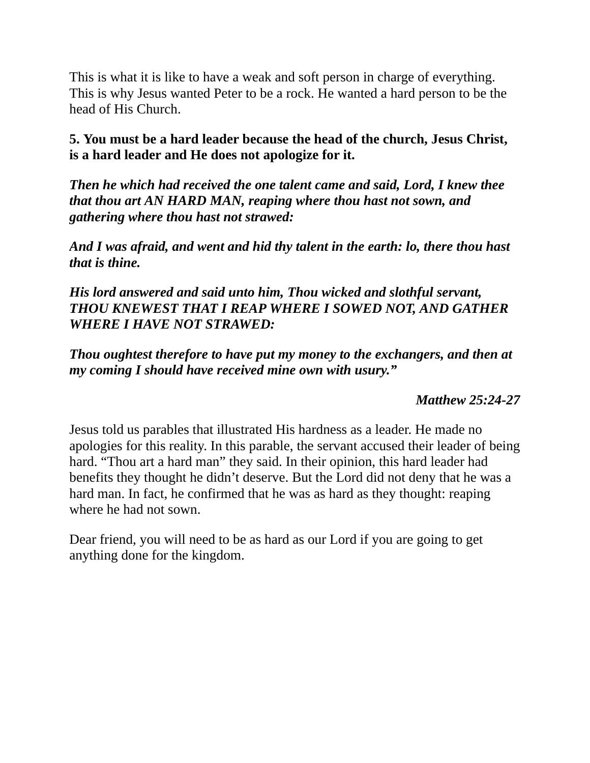This is what it is like to have a weak and soft person in charge of everything. This is why Jesus wanted Peter to be a rock. He wanted a hard person to be the head of His Church.

**5. You must be a hard leader because the head of the church, Jesus Christ, is a hard leader and He does not apologize for it.**

***Then he which had received the one talent came and said, Lord, I knew thee that thou art AN HARD MAN, reaping where thou hast not sown, and gathering where thou hast not strawed:***

***And I was afraid, and went and hid thy talent in the earth: lo, there thou hast that is thine.***

***His lord answered and said unto him, Thou wicked and slothful servant, THOU KNEWEST THAT I REAP WHERE I SOWED NOT, AND GATHER WHERE I HAVE NOT STRAWED:***

***Thou oughtest therefore to have put my money to the exchangers, and then at my coming I should have received mine own with usury."***

***Matthew 25:24-27***

Jesus told us parables that illustrated His hardness as a leader. He made no apologies for this reality. In this parable, the servant accused their leader of being hard. "Thou art a hard man" they said. In their opinion, this hard leader had benefits they thought he didn't deserve. But the Lord did not deny that he was a hard man. In fact, he confirmed that he was as hard as they thought: reaping where he had not sown.

Dear friend, you will need to be as hard as our Lord if you are going to get anything done for the kingdom.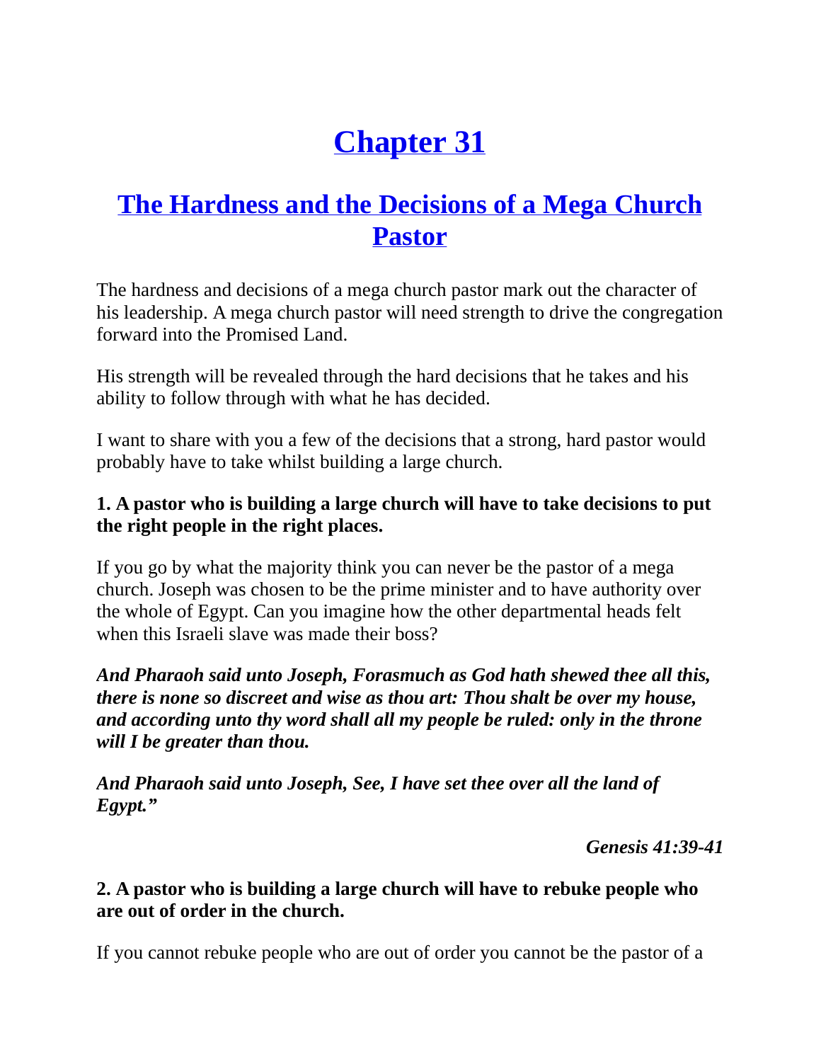# Chapter 31

## The Hardness and the Decisions of a Mega Church Pastor

The hardness and decisions of a mega church pastor mark out the character of his leadership. A mega church pastor will need strength to drive the congregation forward into the Promised Land.

His strength will be revealed through the hard decisions that he takes and his ability to follow through with what he has decided.

I want to share with you a few of the decisions that a strong, hard pastor would probably have to take whilst building a large church.

**1. A pastor who is building a large church will have to take decisions to put the right people in the right places.**

If you go by what the majority think you can never be the pastor of a mega church. Joseph was chosen to be the prime minister and to have authority over the whole of Egypt. Can you imagine how the other departmental heads felt when this Israeli slave was made their boss?

***And Pharaoh said unto Joseph, Forasmuch as God hath shewed thee all this, there is none so discreet and wise as thou art: Thou shalt be over my house, and according unto thy word shall all my people be ruled: only in the throne will I be greater than thou.***

***And Pharaoh said unto Joseph, See, I have set thee over all the land of Egypt."***

***Genesis 41:39-41***

**2. A pastor who is building a large church will have to rebuke people who are out of order in the church.**

If you cannot rebuke people who are out of order you cannot be the pastor of a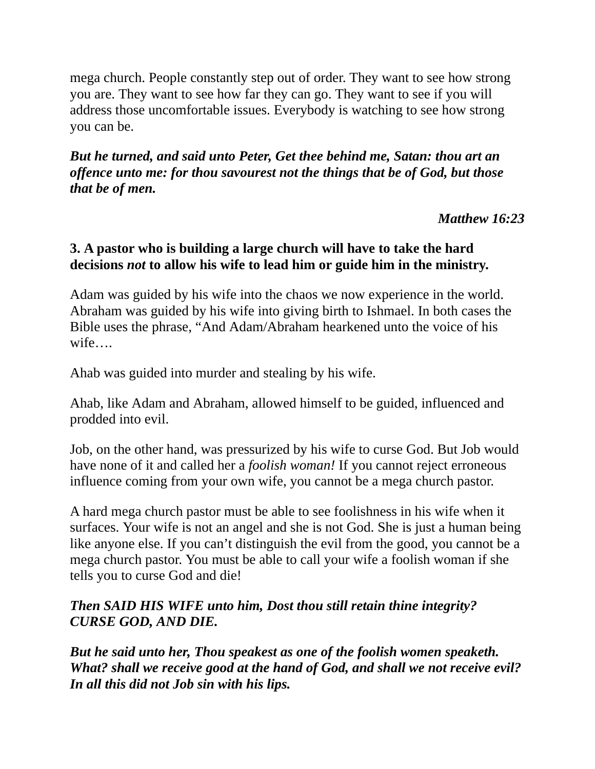mega church. People constantly step out of order. They want to see how strong you are. They want to see how far they can go. They want to see if you will address those uncomfortable issues. Everybody is watching to see how strong you can be.

***But he turned, and said unto Peter, Get thee behind me, Satan: thou art an offence unto me: for thou savourest not the things that be of God, but those that be of men.***

***Matthew 16:23***

**3. A pastor who is building a large church will have to take the hard decisions *not* to allow his wife to lead him or guide him in the ministry.**

Adam was guided by his wife into the chaos we now experience in the world. Abraham was guided by his wife into giving birth to Ishmael. In both cases the Bible uses the phrase, "And Adam/Abraham hearkened unto the voice of his wife….

Ahab was guided into murder and stealing by his wife.

Ahab, like Adam and Abraham, allowed himself to be guided, influenced and prodded into evil.

Job, on the other hand, was pressurized by his wife to curse God. But Job would have none of it and called her a *foolish woman!* If you cannot reject erroneous influence coming from your own wife, you cannot be a mega church pastor.

A hard mega church pastor must be able to see foolishness in his wife when it surfaces. Your wife is not an angel and she is not God. She is just a human being like anyone else. If you can't distinguish the evil from the good, you cannot be a mega church pastor. You must be able to call your wife a foolish woman if she tells you to curse God and die!

***Then SAID HIS WIFE unto him, Dost thou still retain thine integrity? CURSE GOD, AND DIE.***

***But he said unto her, Thou speakest as one of the foolish women speaketh. What? shall we receive good at the hand of God, and shall we not receive evil? In all this did not Job sin with his lips.***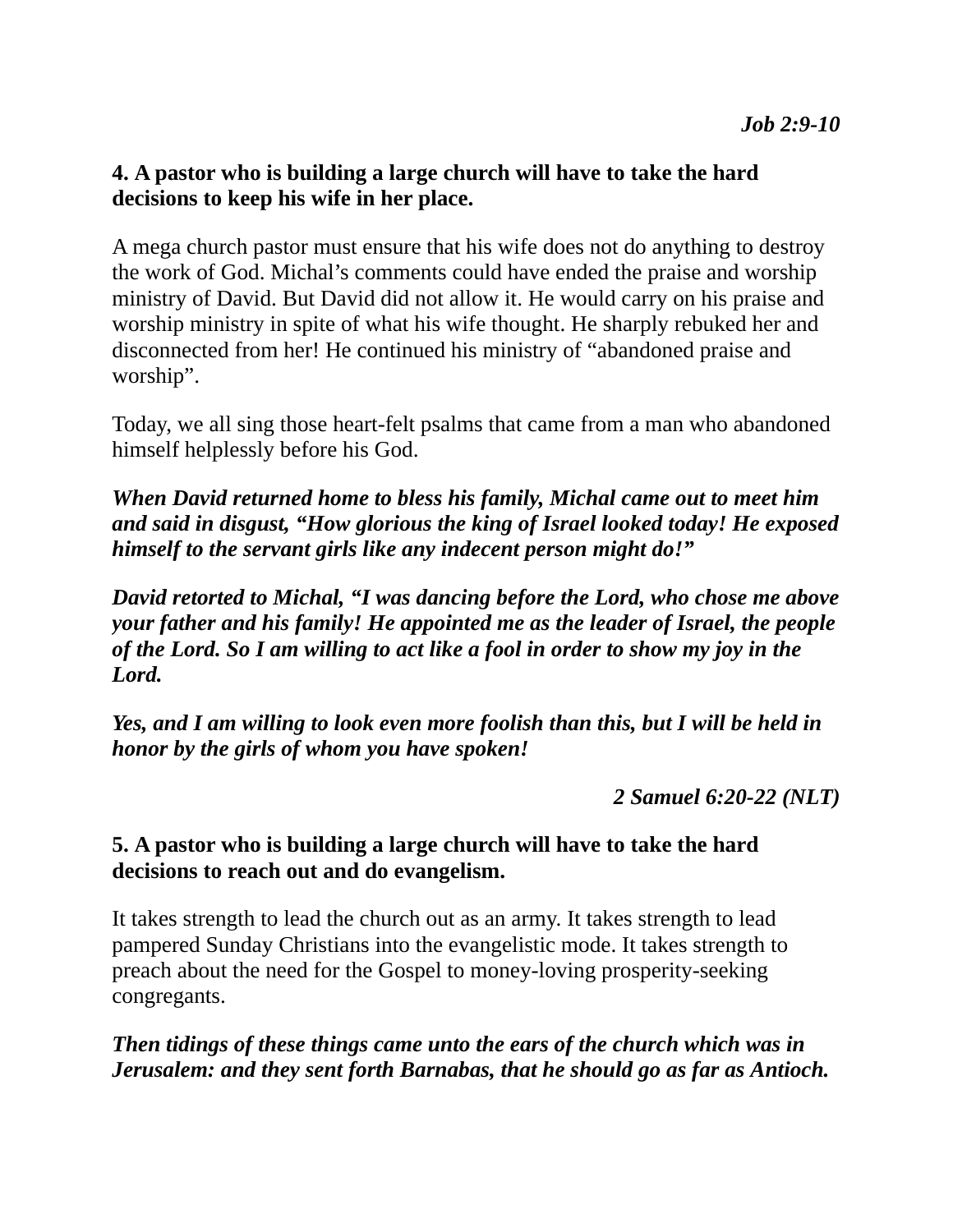***Job 2:9-10***

**4. A pastor who is building a large church will have to take the hard decisions to keep his wife in her place.**

A mega church pastor must ensure that his wife does not do anything to destroy the work of God. Michal's comments could have ended the praise and worship ministry of David. But David did not allow it. He would carry on his praise and worship ministry in spite of what his wife thought. He sharply rebuked her and disconnected from her! He continued his ministry of "abandoned praise and worship".

Today, we all sing those heart-felt psalms that came from a man who abandoned himself helplessly before his God.

***When David returned home to bless his family, Michal came out to meet him and said in disgust, "How glorious the king of Israel looked today! He exposed himself to the servant girls like any indecent person might do!"***

***David retorted to Michal, "I was dancing before the Lord, who chose me above your father and his family! He appointed me as the leader of Israel, the people of the Lord. So I am willing to act like a fool in order to show my joy in the Lord.***

***Yes, and I am willing to look even more foolish than this, but I will be held in honor by the girls of whom you have spoken!***

***2 Samuel 6:20-22 (NLT)***

**5. A pastor who is building a large church will have to take the hard decisions to reach out and do evangelism.**

It takes strength to lead the church out as an army. It takes strength to lead pampered Sunday Christians into the evangelistic mode. It takes strength to preach about the need for the Gospel to money-loving prosperity-seeking congregants.

***Then tidings of these things came unto the ears of the church which was in Jerusalem: and they sent forth Barnabas, that he should go as far as Antioch.***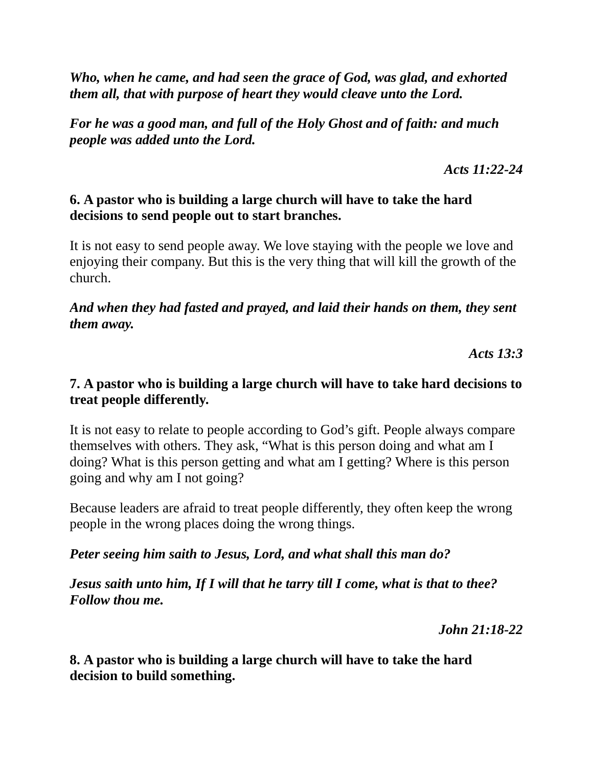***Who, when he came, and had seen the grace of God, was glad, and exhorted them all, that with purpose of heart they would cleave unto the Lord.***

***For he was a good man, and full of the Holy Ghost and of faith: and much people was added unto the Lord.***

***Acts 11:22-24***

**6. A pastor who is building a large church will have to take the hard decisions to send people out to start branches.**

It is not easy to send people away. We love staying with the people we love and enjoying their company. But this is the very thing that will kill the growth of the church.

***And when they had fasted and prayed, and laid their hands on them, they sent them away.***

***Acts 13:3***

**7. A pastor who is building a large church will have to take hard decisions to treat people differently.**

It is not easy to relate to people according to God's gift. People always compare themselves with others. They ask, "What is this person doing and what am I doing? What is this person getting and what am I getting? Where is this person going and why am I not going?

Because leaders are afraid to treat people differently, they often keep the wrong people in the wrong places doing the wrong things.

***Peter seeing him saith to Jesus, Lord, and what shall this man do?***

***Jesus saith unto him, If I will that he tarry till I come, what is that to thee? Follow thou me.***

***John 21:18-22***

**8. A pastor who is building a large church will have to take the hard decision to build something.**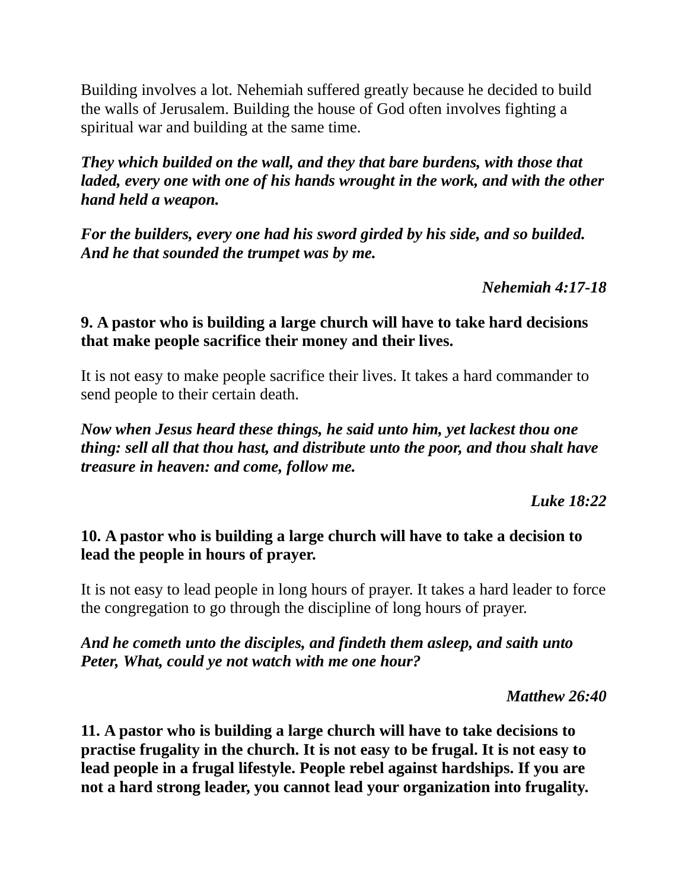Building involves a lot. Nehemiah suffered greatly because he decided to build the walls of Jerusalem. Building the house of God often involves fighting a spiritual war and building at the same time.

***They which builded on the wall, and they that bare burdens, with those that laded, every one with one of his hands wrought in the work, and with the other hand held a weapon.***

***For the builders, every one had his sword girded by his side, and so builded. And he that sounded the trumpet was by me.***

***Nehemiah 4:17-18***

**9. A pastor who is building a large church will have to take hard decisions that make people sacrifice their money and their lives.**

It is not easy to make people sacrifice their lives. It takes a hard commander to send people to their certain death.

***Now when Jesus heard these things, he said unto him, yet lackest thou one thing: sell all that thou hast, and distribute unto the poor, and thou shalt have treasure in heaven: and come, follow me.***

***Luke 18:22***

**10. A pastor who is building a large church will have to take a decision to lead the people in hours of prayer.**

It is not easy to lead people in long hours of prayer. It takes a hard leader to force the congregation to go through the discipline of long hours of prayer.

***And he cometh unto the disciples, and findeth them asleep, and saith unto Peter, What, could ye not watch with me one hour?***

***Matthew 26:40***

**11. A pastor who is building a large church will have to take decisions to practise frugality in the church. It is not easy to be frugal. It is not easy to lead people in a frugal lifestyle. People rebel against hardships. If you are not a hard strong leader, you cannot lead your organization into frugality.**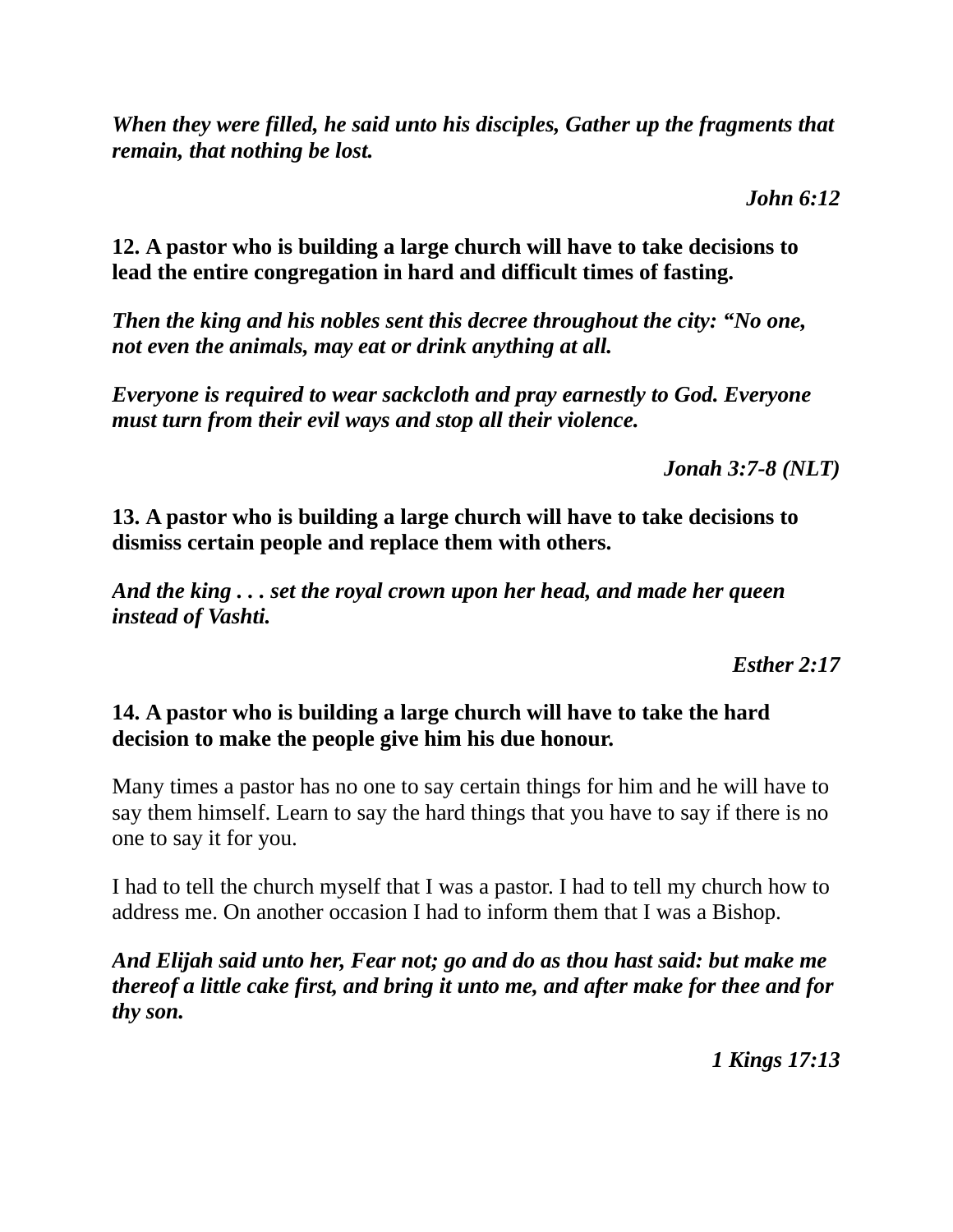***When they were filled, he said unto his disciples, Gather up the fragments that remain, that nothing be lost.***

***John 6:12***

**12. A pastor who is building a large church will have to take decisions to lead the entire congregation in hard and difficult times of fasting.**

***Then the king and his nobles sent this decree throughout the city: "No one, not even the animals, may eat or drink anything at all.***

***Everyone is required to wear sackcloth and pray earnestly to God. Everyone must turn from their evil ways and stop all their violence.***

***Jonah 3:7-8 (NLT)***

**13. A pastor who is building a large church will have to take decisions to dismiss certain people and replace them with others.**

***And the king . . . set the royal crown upon her head, and made her queen instead of Vashti.***

***Esther 2:17***

**14. A pastor who is building a large church will have to take the hard decision to make the people give him his due honour.**

Many times a pastor has no one to say certain things for him and he will have to say them himself. Learn to say the hard things that you have to say if there is no one to say it for you.

I had to tell the church myself that I was a pastor. I had to tell my church how to address me. On another occasion I had to inform them that I was a Bishop.

***And Elijah said unto her, Fear not; go and do as thou hast said: but make me thereof a little cake first, and bring it unto me, and after make for thee and for thy son.***

***1 Kings 17:13***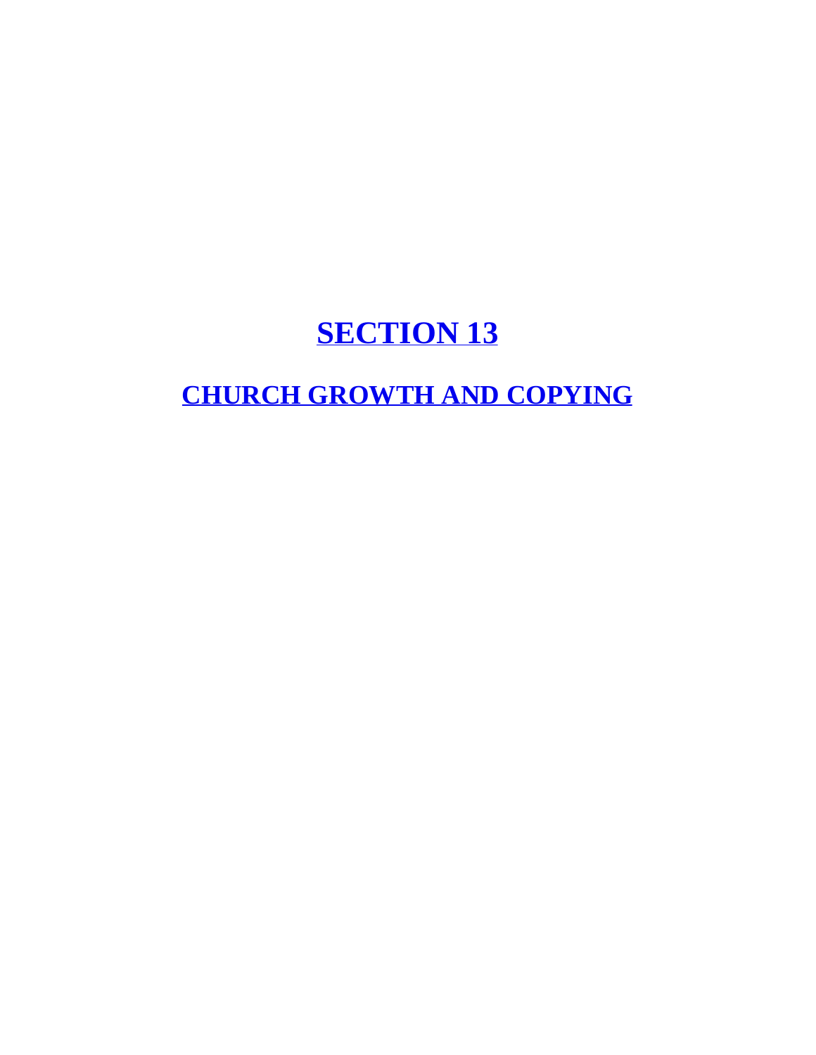# SECTION 13

## CHURCH GROWTH AND COPYING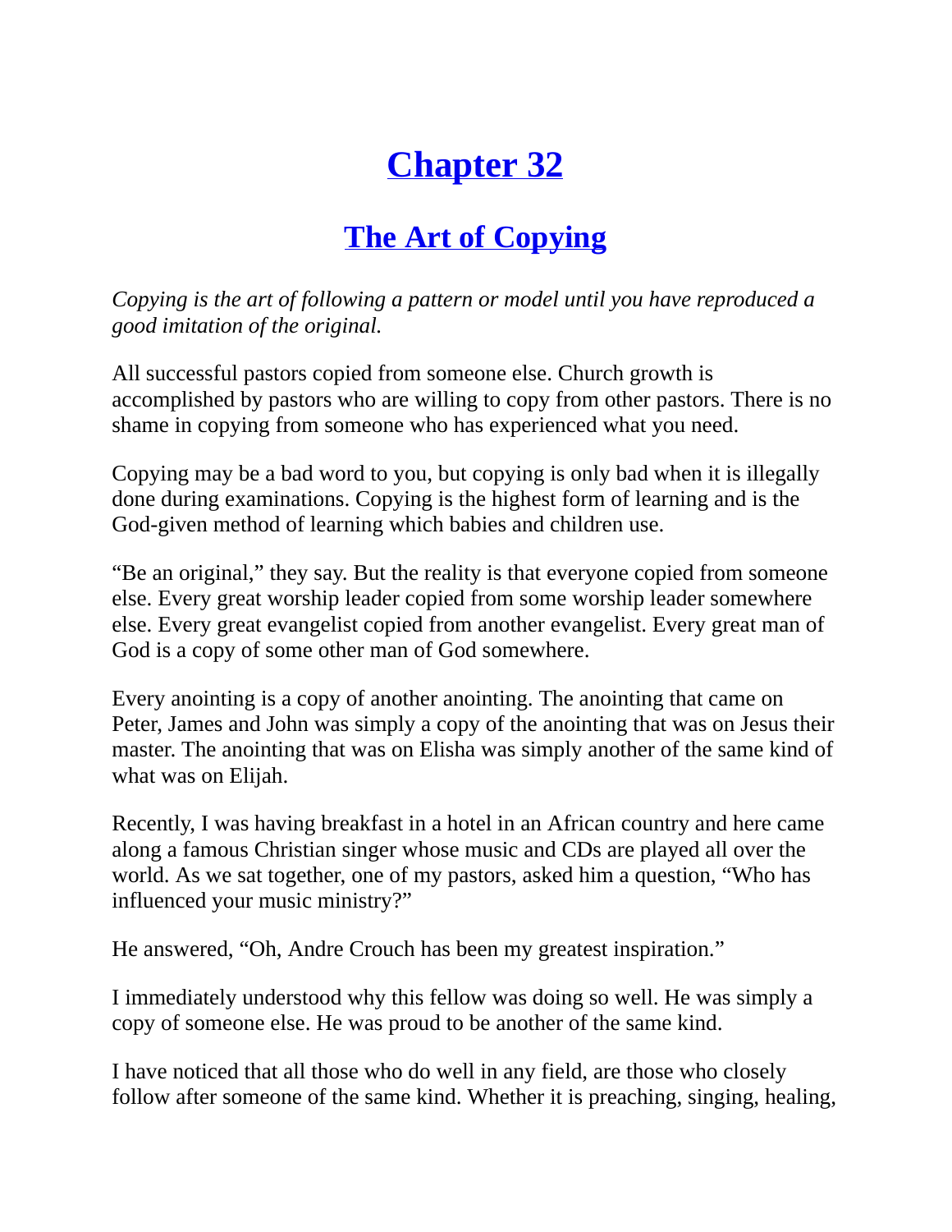# Chapter 32

## The Art of Copying

*Copying is the art of following a pattern or model until you have reproduced a good imitation of the original.*

All successful pastors copied from someone else. Church growth is accomplished by pastors who are willing to copy from other pastors. There is no shame in copying from someone who has experienced what you need.

Copying may be a bad word to you, but copying is only bad when it is illegally done during examinations. Copying is the highest form of learning and is the God-given method of learning which babies and children use.

"Be an original," they say. But the reality is that everyone copied from someone else. Every great worship leader copied from some worship leader somewhere else. Every great evangelist copied from another evangelist. Every great man of God is a copy of some other man of God somewhere.

Every anointing is a copy of another anointing. The anointing that came on Peter, James and John was simply a copy of the anointing that was on Jesus their master. The anointing that was on Elisha was simply another of the same kind of what was on Elijah.

Recently, I was having breakfast in a hotel in an African country and here came along a famous Christian singer whose music and CDs are played all over the world. As we sat together, one of my pastors, asked him a question, "Who has influenced your music ministry?"

He answered, "Oh, Andre Crouch has been my greatest inspiration."

I immediately understood why this fellow was doing so well. He was simply a copy of someone else. He was proud to be another of the same kind.

I have noticed that all those who do well in any field, are those who closely follow after someone of the same kind. Whether it is preaching, singing, healing,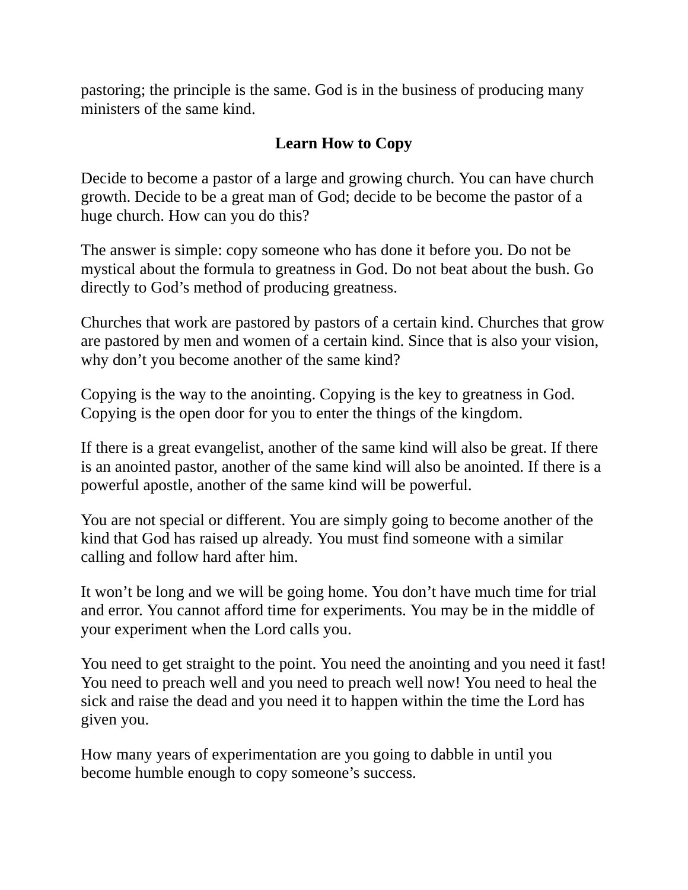pastoring; the principle is the same. God is in the business of producing many ministers of the same kind.

## Learn How to Copy

Decide to become a pastor of a large and growing church. You can have church growth. Decide to be a great man of God; decide to be become the pastor of a huge church. How can you do this?

The answer is simple: copy someone who has done it before you. Do not be mystical about the formula to greatness in God. Do not beat about the bush. Go directly to God's method of producing greatness.

Churches that work are pastored by pastors of a certain kind. Churches that grow are pastored by men and women of a certain kind. Since that is also your vision, why don't you become another of the same kind?

Copying is the way to the anointing. Copying is the key to greatness in God. Copying is the open door for you to enter the things of the kingdom.

If there is a great evangelist, another of the same kind will also be great. If there is an anointed pastor, another of the same kind will also be anointed. If there is a powerful apostle, another of the same kind will be powerful.

You are not special or different. You are simply going to become another of the kind that God has raised up already. You must find someone with a similar calling and follow hard after him.

It won't be long and we will be going home. You don't have much time for trial and error. You cannot afford time for experiments. You may be in the middle of your experiment when the Lord calls you.

You need to get straight to the point. You need the anointing and you need it fast! You need to preach well and you need to preach well now! You need to heal the sick and raise the dead and you need it to happen within the time the Lord has given you.

How many years of experimentation are you going to dabble in until you become humble enough to copy someone's success.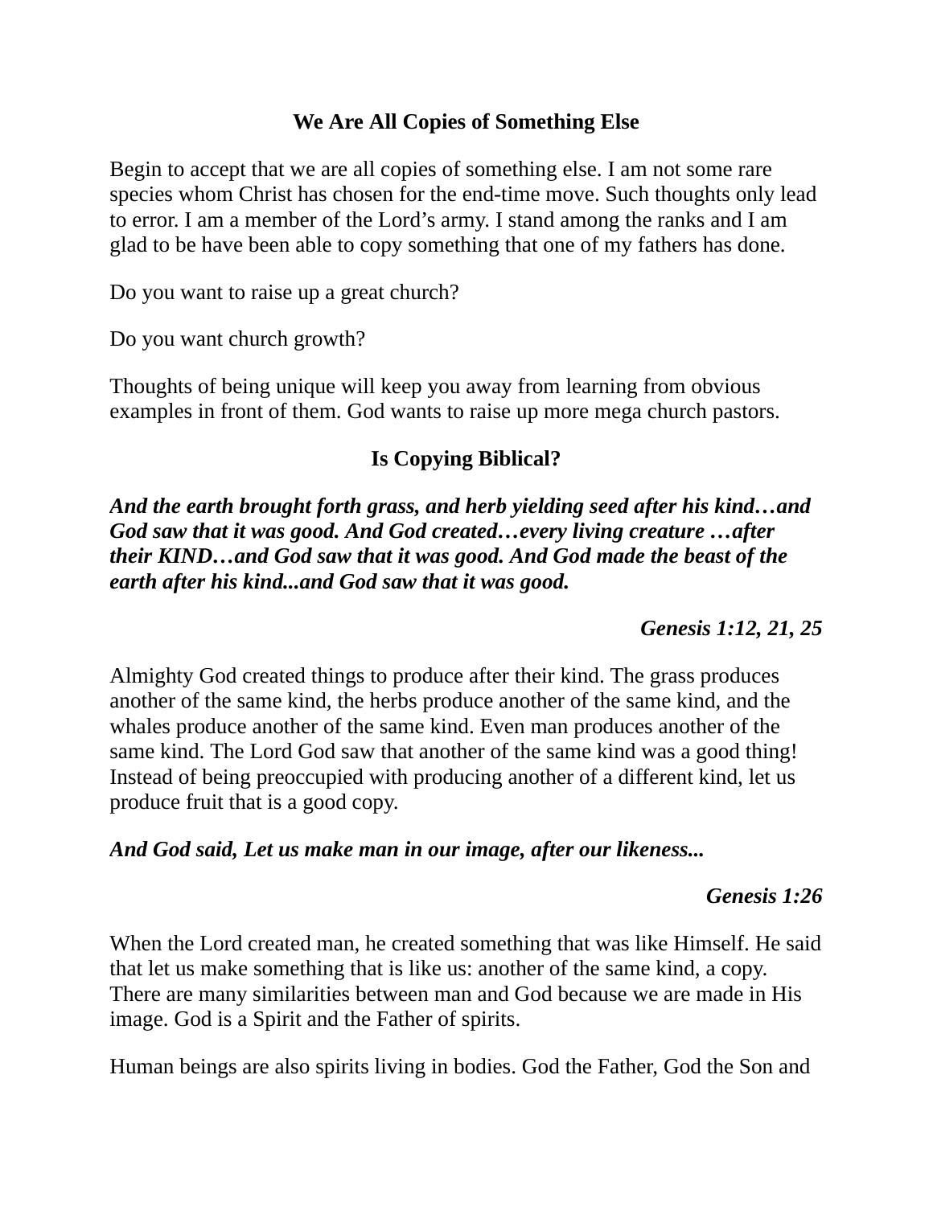## We Are All Copies of Something Else

Begin to accept that we are all copies of something else. I am not some rare species whom Christ has chosen for the end-time move. Such thoughts only lead to error. I am a member of the Lord's army. I stand among the ranks and I am glad to be have been able to copy something that one of my fathers has done.

Do you want to raise up a great church?

Do you want church growth?

Thoughts of being unique will keep you away from learning from obvious examples in front of them. God wants to raise up more mega church pastors.

## Is Copying Biblical?

***And the earth brought forth grass, and herb yielding seed after his kind…and God saw that it was good. And God created…every living creature …after their KIND…and God saw that it was good. And God made the beast of the earth after his kind...and God saw that it was good.***

***Genesis 1:12, 21, 25***

Almighty God created things to produce after their kind. The grass produces another of the same kind, the herbs produce another of the same kind, and the whales produce another of the same kind. Even man produces another of the same kind. The Lord God saw that another of the same kind was a good thing! Instead of being preoccupied with producing another of a different kind, let us produce fruit that is a good copy.

***And God said, Let us make man in our image, after our likeness...***

***Genesis 1:26***

When the Lord created man, he created something that was like Himself. He said that let us make something that is like us: another of the same kind, a copy. There are many similarities between man and God because we are made in His image. God is a Spirit and the Father of spirits.

Human beings are also spirits living in bodies. God the Father, God the Son and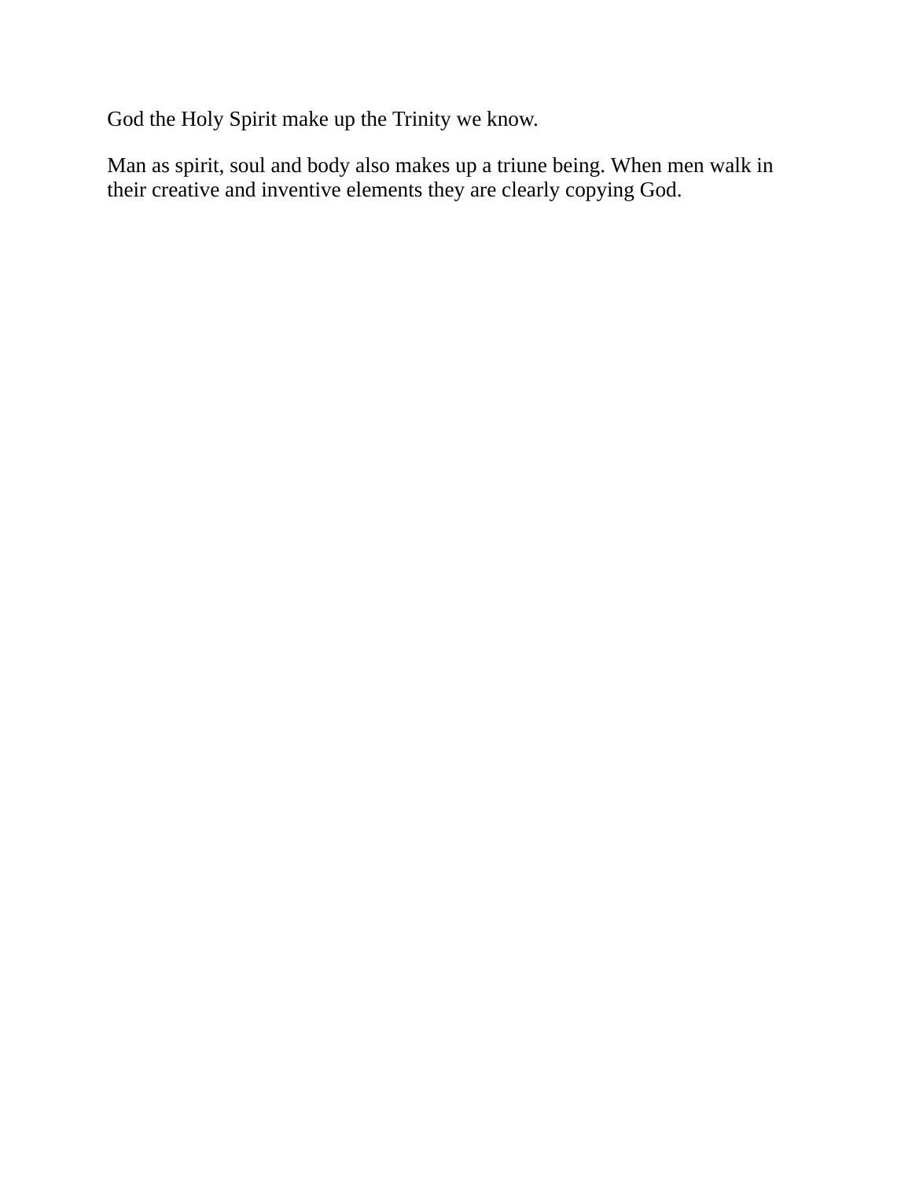God the Holy Spirit make up the Trinity we know.

Man as spirit, soul and body also makes up a triune being. When men walk in their creative and inventive elements they are clearly copying God.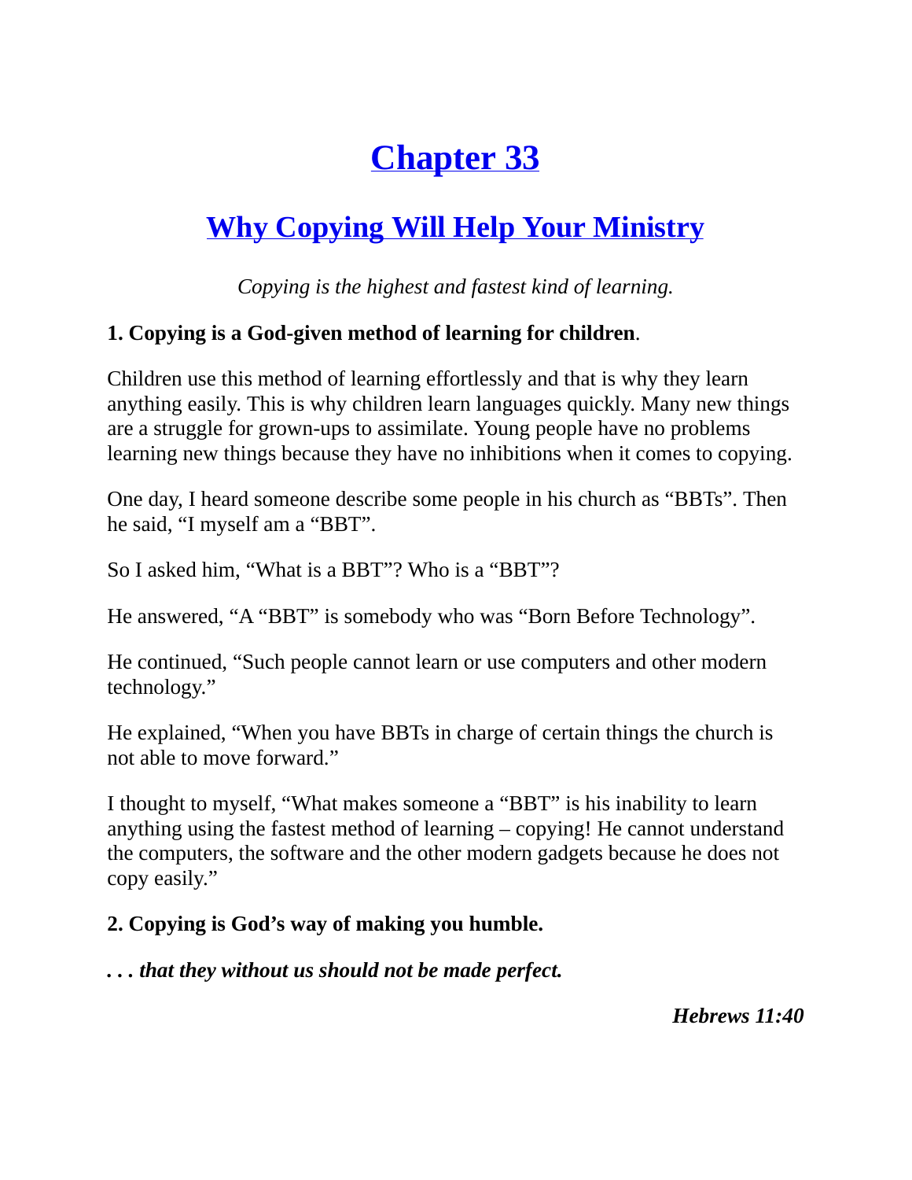# Chapter 33

## Why Copying Will Help Your Ministry

*Copying is the highest and fastest kind of learning.*

**1. Copying is a God-given method of learning for children**.

Children use this method of learning effortlessly and that is why they learn anything easily. This is why children learn languages quickly. Many new things are a struggle for grown-ups to assimilate. Young people have no problems learning new things because they have no inhibitions when it comes to copying.

One day, I heard someone describe some people in his church as "BBTs". Then he said, "I myself am a "BBT".

So I asked him, "What is a BBT"? Who is a "BBT"?

He answered, "A "BBT" is somebody who was "Born Before Technology".

He continued, "Such people cannot learn or use computers and other modern technology."

He explained, "When you have BBTs in charge of certain things the church is not able to move forward."

I thought to myself, "What makes someone a "BBT" is his inability to learn anything using the fastest method of learning – copying! He cannot understand the computers, the software and the other modern gadgets because he does not copy easily."

**2. Copying is God's way of making you humble.**

***. . . that they without us should not be made perfect.***

***Hebrews 11:40***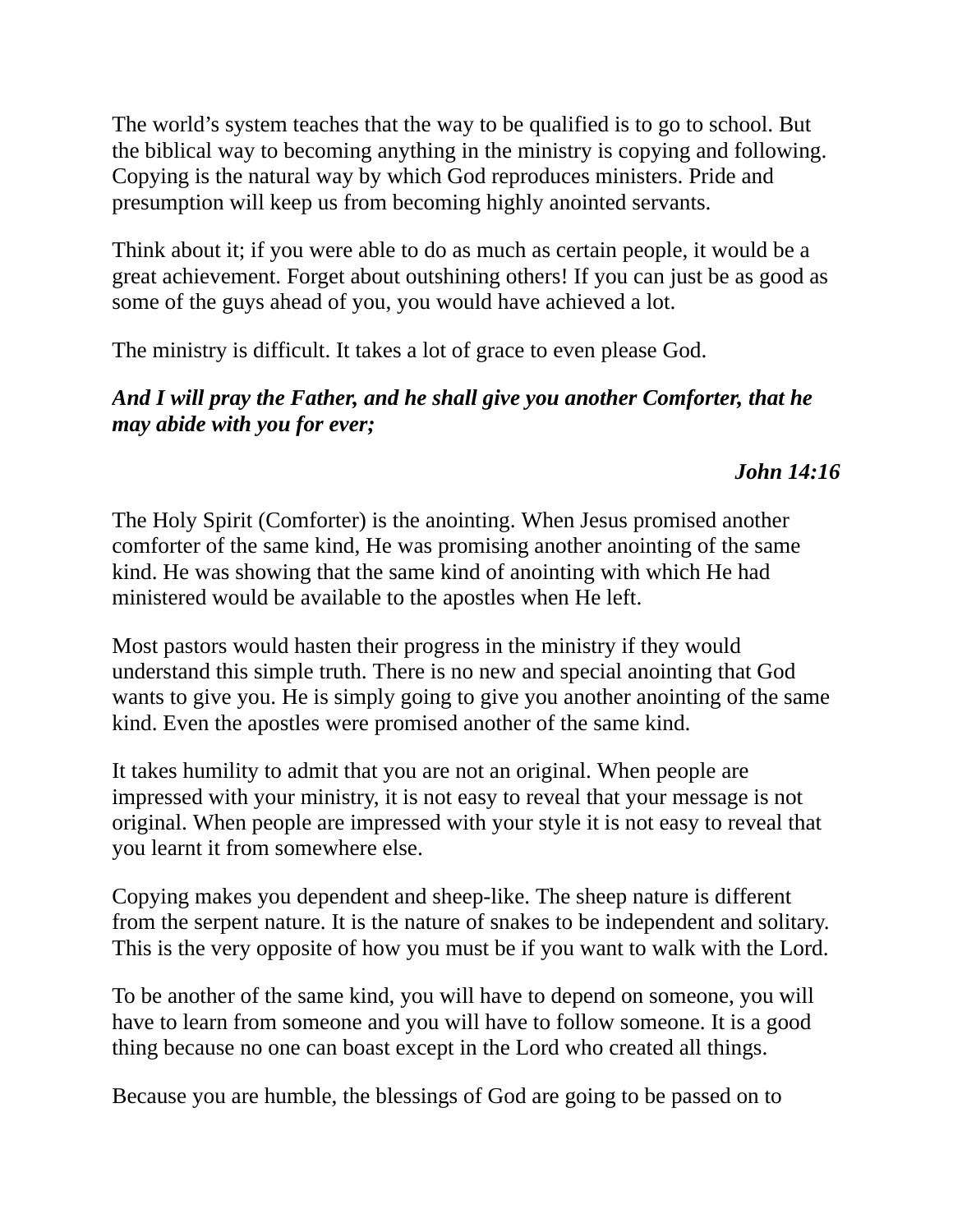The world's system teaches that the way to be qualified is to go to school. But the biblical way to becoming anything in the ministry is copying and following. Copying is the natural way by which God reproduces ministers. Pride and presumption will keep us from becoming highly anointed servants.

Think about it; if you were able to do as much as certain people, it would be a great achievement. Forget about outshining others! If you can just be as good as some of the guys ahead of you, you would have achieved a lot.

The ministry is difficult. It takes a lot of grace to even please God.

***And I will pray the Father, and he shall give you another Comforter, that he may abide with you for ever;***

***John 14:16***

The Holy Spirit (Comforter) is the anointing. When Jesus promised another comforter of the same kind, He was promising another anointing of the same kind. He was showing that the same kind of anointing with which He had ministered would be available to the apostles when He left.

Most pastors would hasten their progress in the ministry if they would understand this simple truth. There is no new and special anointing that God wants to give you. He is simply going to give you another anointing of the same kind. Even the apostles were promised another of the same kind.

It takes humility to admit that you are not an original. When people are impressed with your ministry, it is not easy to reveal that your message is not original. When people are impressed with your style it is not easy to reveal that you learnt it from somewhere else.

Copying makes you dependent and sheep-like. The sheep nature is different from the serpent nature. It is the nature of snakes to be independent and solitary. This is the very opposite of how you must be if you want to walk with the Lord.

To be another of the same kind, you will have to depend on someone, you will have to learn from someone and you will have to follow someone. It is a good thing because no one can boast except in the Lord who created all things.

Because you are humble, the blessings of God are going to be passed on to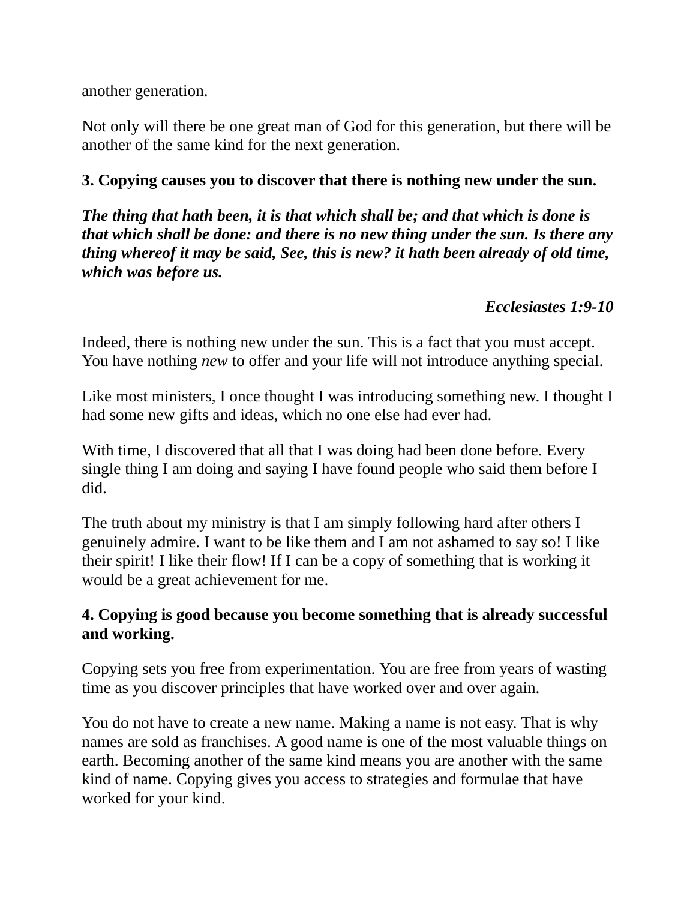another generation.

Not only will there be one great man of God for this generation, but there will be another of the same kind for the next generation.

**3. Copying causes you to discover that there is nothing new under the sun.**

***The thing that hath been, it is that which shall be; and that which is done is that which shall be done: and there is no new thing under the sun. Is there any thing whereof it may be said, See, this is new? it hath been already of old time, which was before us.***

***Ecclesiastes 1:9-10***

Indeed, there is nothing new under the sun. This is a fact that you must accept. You have nothing *new* to offer and your life will not introduce anything special.

Like most ministers, I once thought I was introducing something new. I thought I had some new gifts and ideas, which no one else had ever had.

With time, I discovered that all that I was doing had been done before. Every single thing I am doing and saying I have found people who said them before I did.

The truth about my ministry is that I am simply following hard after others I genuinely admire. I want to be like them and I am not ashamed to say so! I like their spirit! I like their flow! If I can be a copy of something that is working it would be a great achievement for me.

**4. Copying is good because you become something that is already successful and working.**

Copying sets you free from experimentation. You are free from years of wasting time as you discover principles that have worked over and over again.

You do not have to create a new name. Making a name is not easy. That is why names are sold as franchises. A good name is one of the most valuable things on earth. Becoming another of the same kind means you are another with the same kind of name. Copying gives you access to strategies and formulae that have worked for your kind.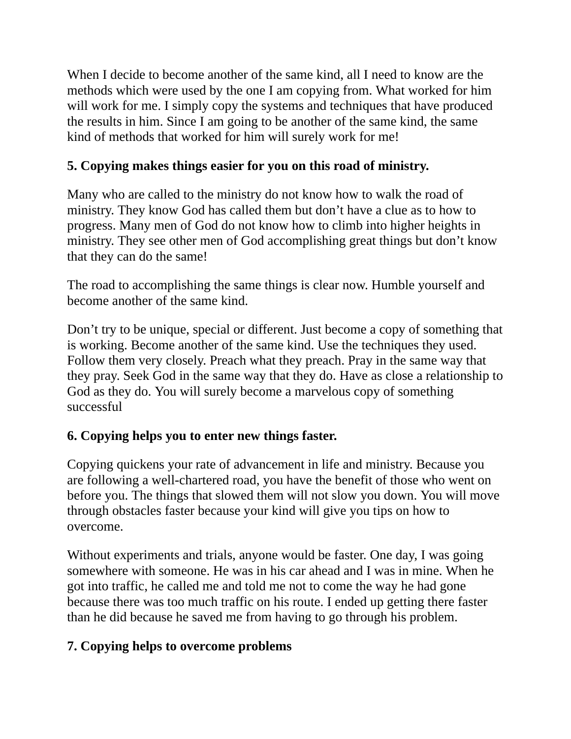When I decide to become another of the same kind, all I need to know are the methods which were used by the one I am copying from. What worked for him will work for me. I simply copy the systems and techniques that have produced the results in him. Since I am going to be another of the same kind, the same kind of methods that worked for him will surely work for me!

**5. Copying makes things easier for you on this road of ministry.**

Many who are called to the ministry do not know how to walk the road of ministry. They know God has called them but don't have a clue as to how to progress. Many men of God do not know how to climb into higher heights in ministry. They see other men of God accomplishing great things but don't know that they can do the same!

The road to accomplishing the same things is clear now. Humble yourself and become another of the same kind.

Don't try to be unique, special or different. Just become a copy of something that is working. Become another of the same kind. Use the techniques they used. Follow them very closely. Preach what they preach. Pray in the same way that they pray. Seek God in the same way that they do. Have as close a relationship to God as they do. You will surely become a marvelous copy of something successful

**6. Copying helps you to enter new things faster.**

Copying quickens your rate of advancement in life and ministry. Because you are following a well-chartered road, you have the benefit of those who went on before you. The things that slowed them will not slow you down. You will move through obstacles faster because your kind will give you tips on how to overcome.

Without experiments and trials, anyone would be faster. One day, I was going somewhere with someone. He was in his car ahead and I was in mine. When he got into traffic, he called me and told me not to come the way he had gone because there was too much traffic on his route. I ended up getting there faster than he did because he saved me from having to go through his problem.

**7. Copying helps to overcome problems**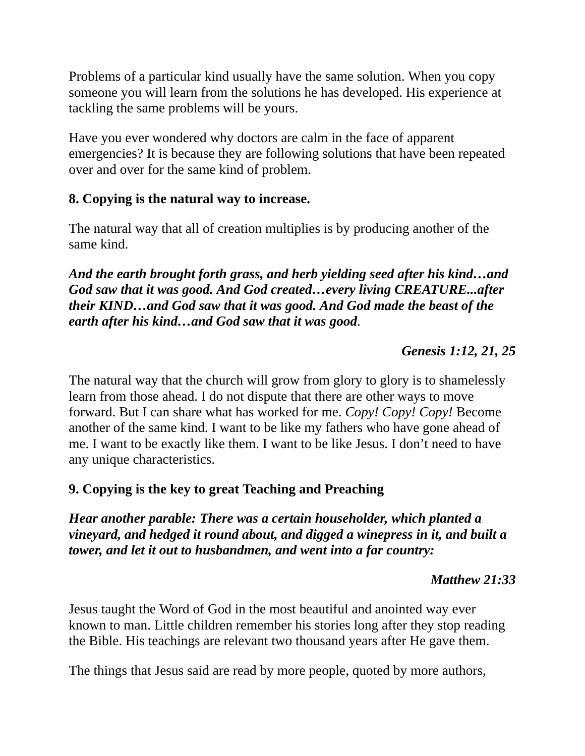Problems of a particular kind usually have the same solution. When you copy someone you will learn from the solutions he has developed. His experience at tackling the same problems will be yours.

Have you ever wondered why doctors are calm in the face of apparent emergencies? It is because they are following solutions that have been repeated over and over for the same kind of problem.

**8. Copying is the natural way to increase.**

The natural way that all of creation multiplies is by producing another of the same kind.

***And the earth brought forth grass, and herb yielding seed after his kind…and God saw that it was good. And God created…every living CREATURE...after their KIND…and God saw that it was good. And God made the beast of the earth after his kind…and God saw that it was good*.**

***Genesis 1:12, 21, 25***

The natural way that the church will grow from glory to glory is to shamelessly learn from those ahead. I do not dispute that there are other ways to move forward. But I can share what has worked for me. *Copy! Copy! Copy!* Become another of the same kind. I want to be like my fathers who have gone ahead of me. I want to be exactly like them. I want to be like Jesus. I don't need to have any unique characteristics.

**9. Copying is the key to great Teaching and Preaching**

***Hear another parable: There was a certain householder, which planted a vineyard, and hedged it round about, and digged a winepress in it, and built a tower, and let it out to husbandmen, and went into a far country:***

***Matthew 21:33***

Jesus taught the Word of God in the most beautiful and anointed way ever known to man. Little children remember his stories long after they stop reading the Bible. His teachings are relevant two thousand years after He gave them.

The things that Jesus said are read by more people, quoted by more authors,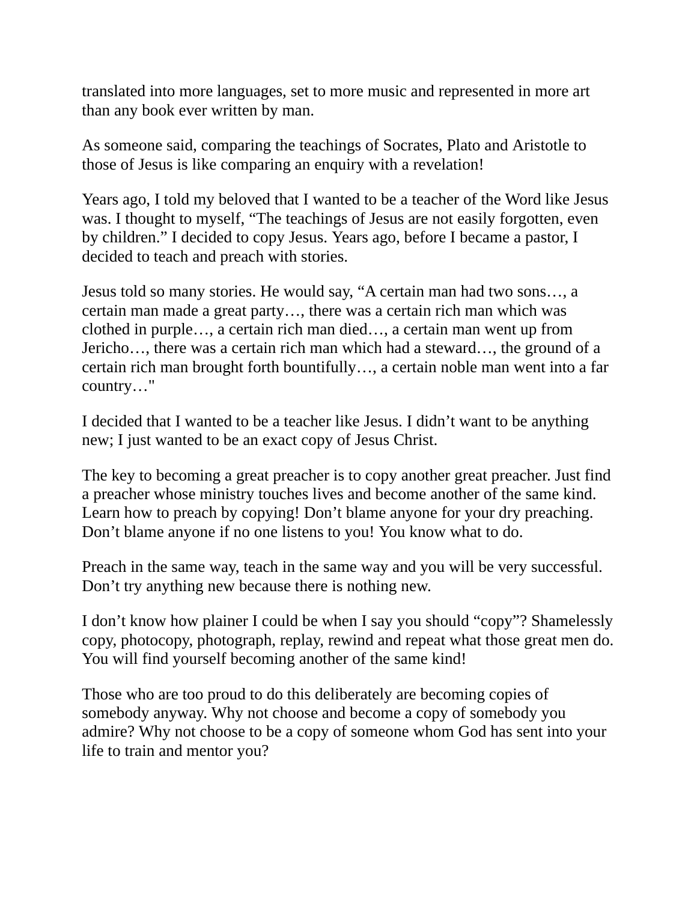translated into more languages, set to more music and represented in more art than any book ever written by man.

As someone said, comparing the teachings of Socrates, Plato and Aristotle to those of Jesus is like comparing an enquiry with a revelation!

Years ago, I told my beloved that I wanted to be a teacher of the Word like Jesus was. I thought to myself, "The teachings of Jesus are not easily forgotten, even by children." I decided to copy Jesus. Years ago, before I became a pastor, I decided to teach and preach with stories.

Jesus told so many stories. He would say, "A certain man had two sons…, a certain man made a great party…, there was a certain rich man which was clothed in purple…, a certain rich man died…, a certain man went up from Jericho…, there was a certain rich man which had a steward…, the ground of a certain rich man brought forth bountifully…, a certain noble man went into a far country…"

I decided that I wanted to be a teacher like Jesus. I didn't want to be anything new; I just wanted to be an exact copy of Jesus Christ.

The key to becoming a great preacher is to copy another great preacher. Just find a preacher whose ministry touches lives and become another of the same kind. Learn how to preach by copying! Don't blame anyone for your dry preaching. Don't blame anyone if no one listens to you! You know what to do.

Preach in the same way, teach in the same way and you will be very successful. Don't try anything new because there is nothing new.

I don't know how plainer I could be when I say you should "copy"? Shamelessly copy, photocopy, photograph, replay, rewind and repeat what those great men do. You will find yourself becoming another of the same kind!

Those who are too proud to do this deliberately are becoming copies of somebody anyway. Why not choose and become a copy of somebody you admire? Why not choose to be a copy of someone whom God has sent into your life to train and mentor you?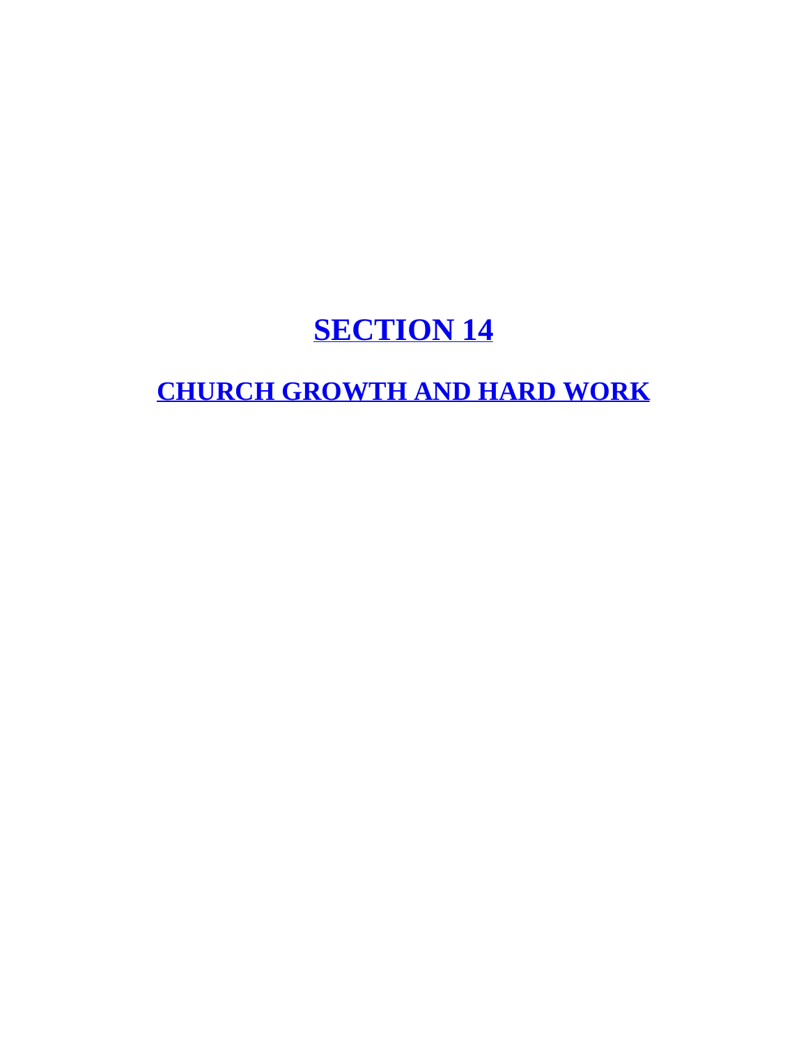# SECTION 14

## CHURCH GROWTH AND HARD WORK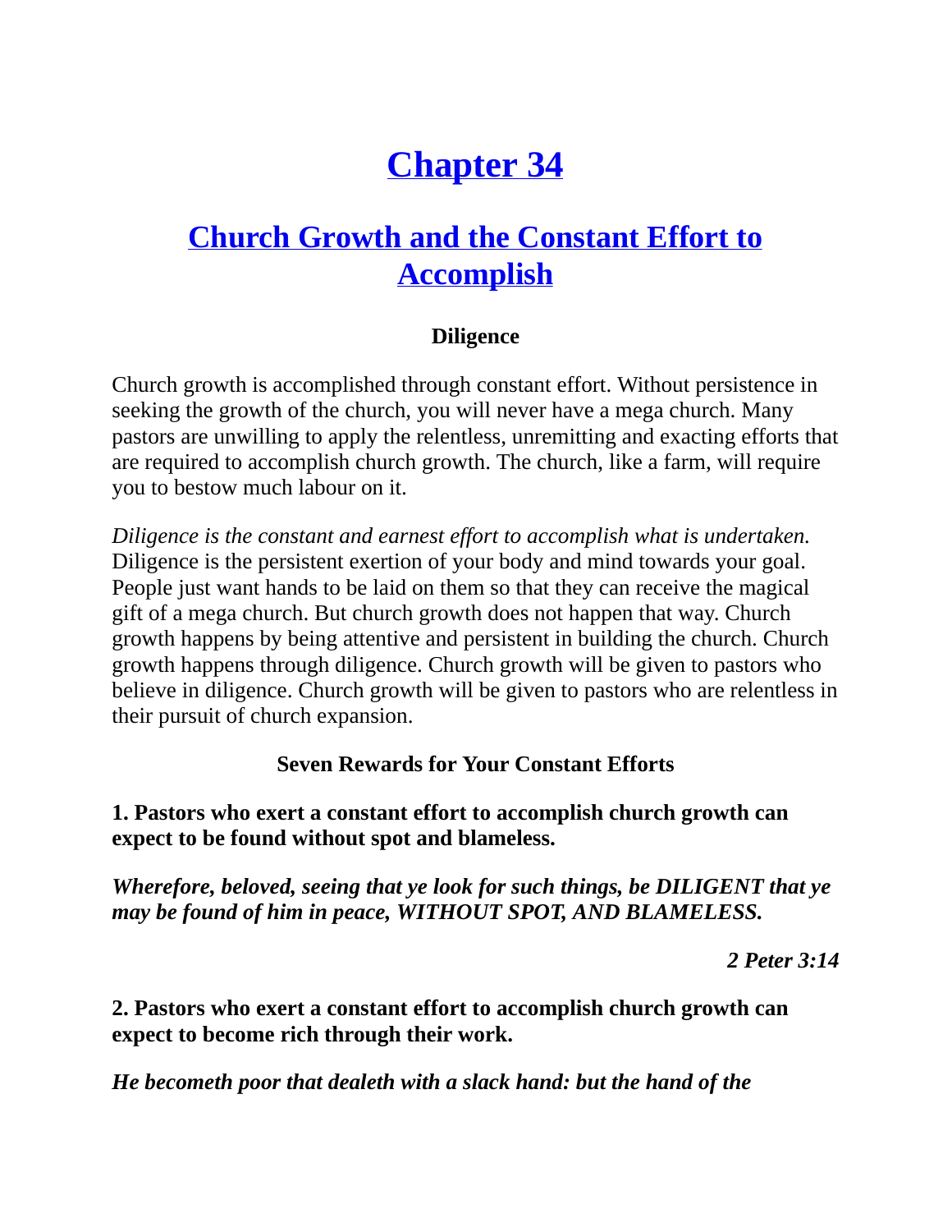# Chapter 34

## Church Growth and the Constant Effort to Accomplish

### Diligence

Church growth is accomplished through constant effort. Without persistence in seeking the growth of the church, you will never have a mega church. Many pastors are unwilling to apply the relentless, unremitting and exacting efforts that are required to accomplish church growth. The church, like a farm, will require you to bestow much labour on it.

*Diligence is the constant and earnest effort to accomplish what is undertaken.* Diligence is the persistent exertion of your body and mind towards your goal. People just want hands to be laid on them so that they can receive the magical gift of a mega church. But church growth does not happen that way. Church growth happens by being attentive and persistent in building the church. Church growth happens through diligence. Church growth will be given to pastors who believe in diligence. Church growth will be given to pastors who are relentless in their pursuit of church expansion.

### Seven Rewards for Your Constant Efforts

**1. Pastors who exert a constant effort to accomplish church growth can expect to be found without spot and blameless.**

***Wherefore, beloved, seeing that ye look for such things, be DILIGENT that ye may be found of him in peace, WITHOUT SPOT, AND BLAMELESS.***

***2 Peter 3:14***

**2. Pastors who exert a constant effort to accomplish church growth can expect to become rich through their work.**

***He becometh poor that dealeth with a slack hand: but the hand of the***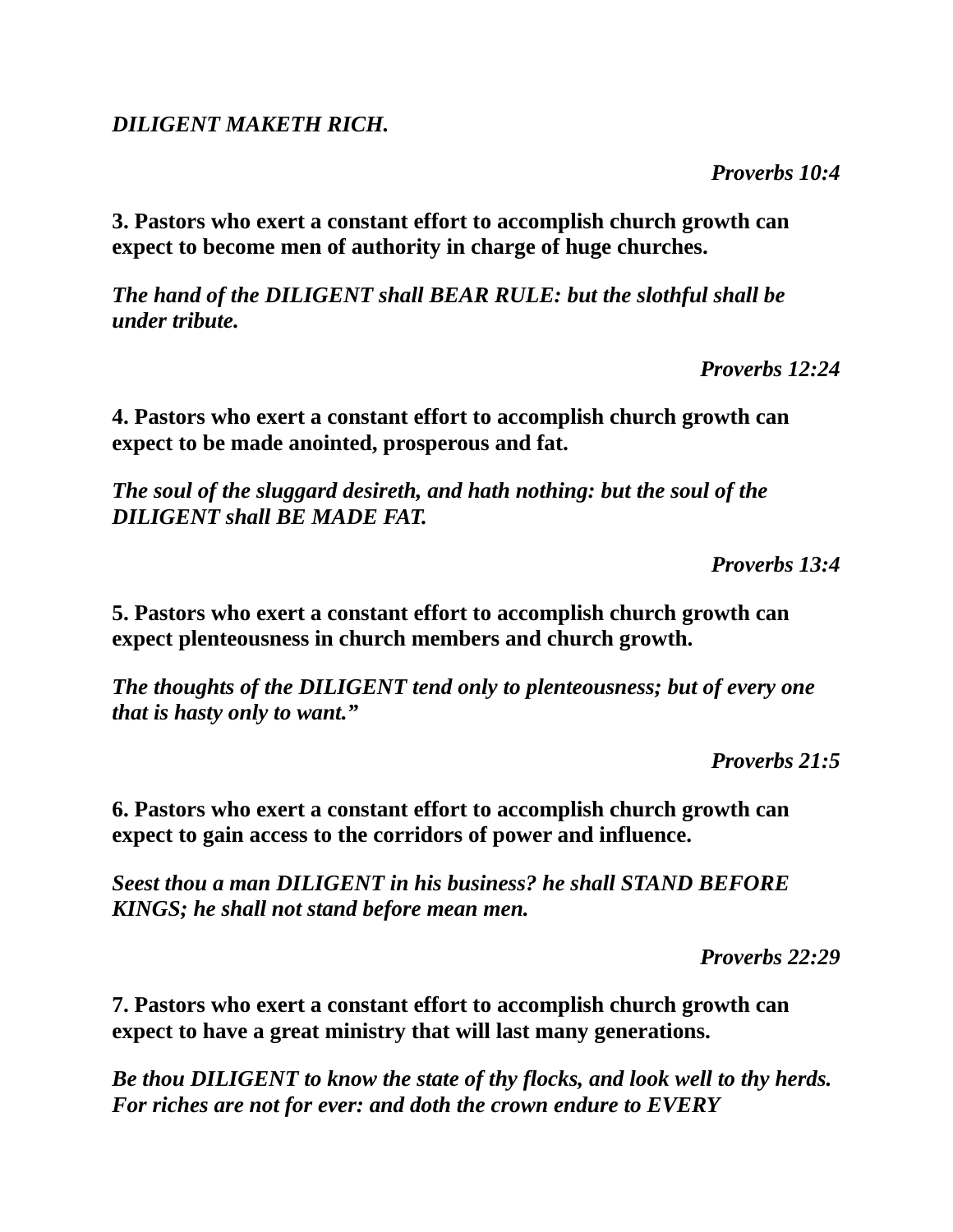***DILIGENT MAKETH RICH.***

***Proverbs 10:4***

**3. Pastors who exert a constant effort to accomplish church growth can expect to become men of authority in charge of huge churches.**

***The hand of the DILIGENT shall BEAR RULE: but the slothful shall be under tribute.***

***Proverbs 12:24***

**4. Pastors who exert a constant effort to accomplish church growth can expect to be made anointed, prosperous and fat.**

***The soul of the sluggard desireth, and hath nothing: but the soul of the DILIGENT shall BE MADE FAT.***

***Proverbs 13:4***

**5. Pastors who exert a constant effort to accomplish church growth can expect plenteousness in church members and church growth.**

***The thoughts of the DILIGENT tend only to plenteousness; but of every one that is hasty only to want."***

***Proverbs 21:5***

**6. Pastors who exert a constant effort to accomplish church growth can expect to gain access to the corridors of power and influence.**

***Seest thou a man DILIGENT in his business? he shall STAND BEFORE KINGS; he shall not stand before mean men.***

***Proverbs 22:29***

**7. Pastors who exert a constant effort to accomplish church growth can expect to have a great ministry that will last many generations.**

***Be thou DILIGENT to know the state of thy flocks, and look well to thy herds. For riches are not for ever: and doth the crown endure to EVERY***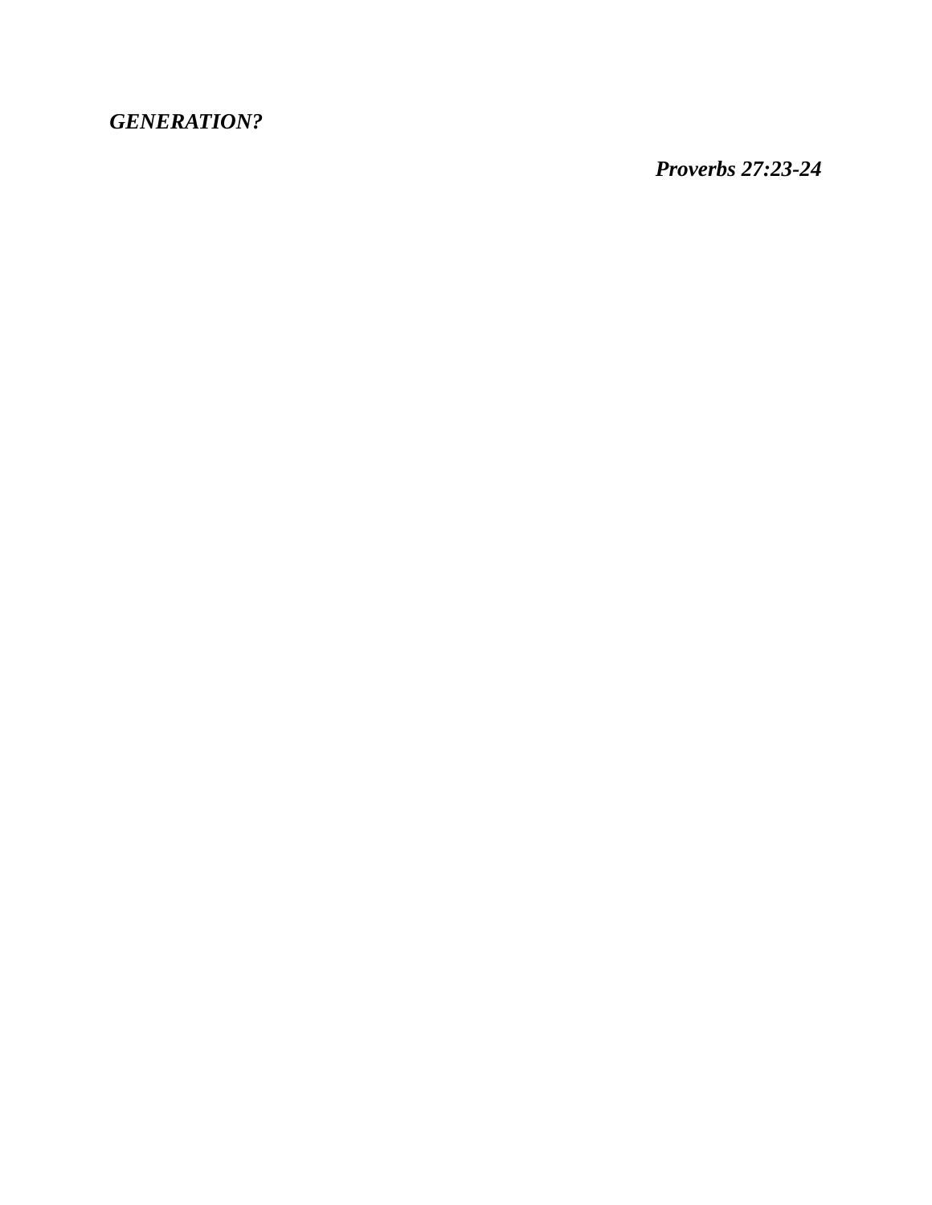***GENERATION?***

***Proverbs 27:23-24***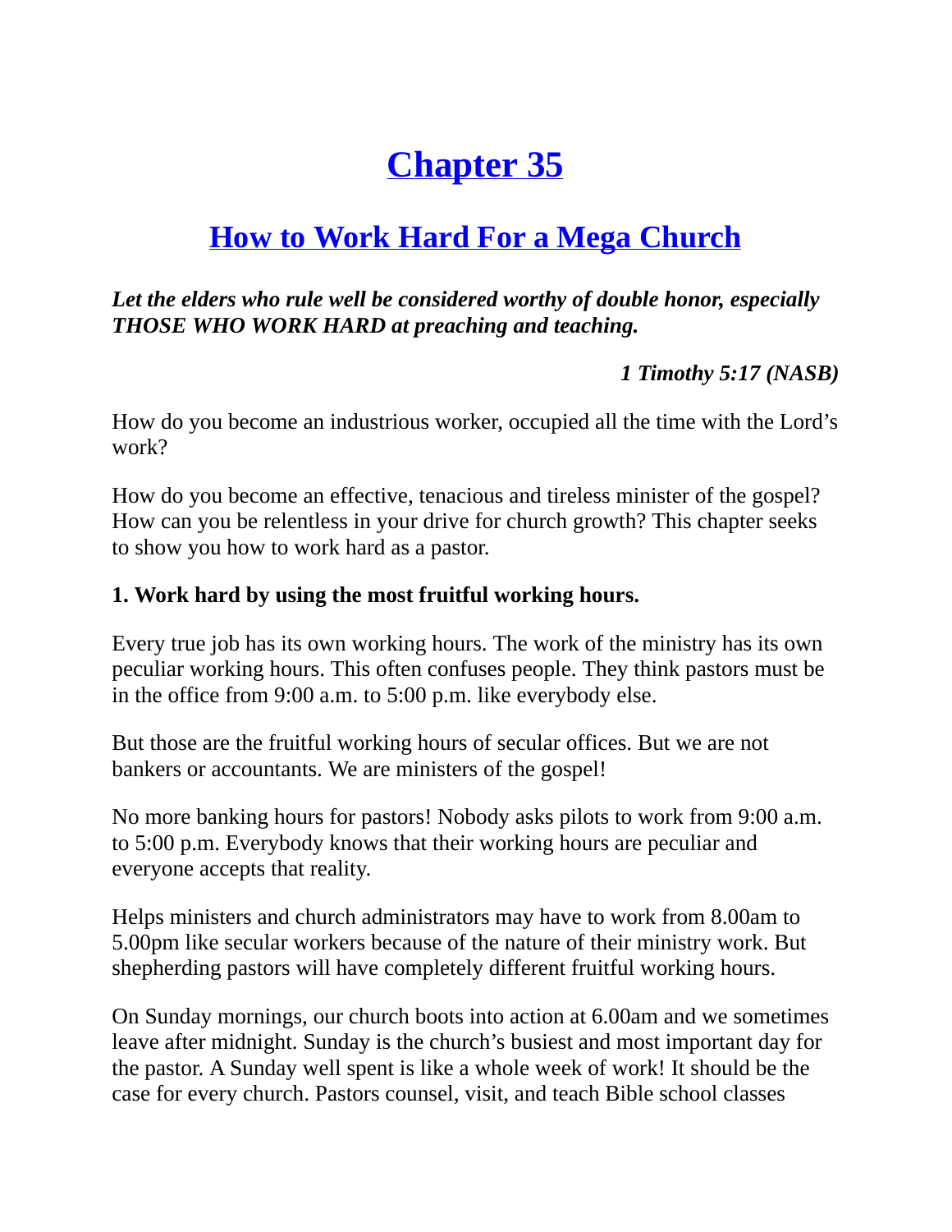# Chapter 35

## How to Work Hard For a Mega Church

***Let the elders who rule well be considered worthy of double honor, especially THOSE WHO WORK HARD at preaching and teaching.***

***1 Timothy 5:17 (NASB)***

How do you become an industrious worker, occupied all the time with the Lord's work?

How do you become an effective, tenacious and tireless minister of the gospel? How can you be relentless in your drive for church growth? This chapter seeks to show you how to work hard as a pastor.

**1. Work hard by using the most fruitful working hours.**

Every true job has its own working hours. The work of the ministry has its own peculiar working hours. This often confuses people. They think pastors must be in the office from 9:00 a.m. to 5:00 p.m. like everybody else.

But those are the fruitful working hours of secular offices. But we are not bankers or accountants. We are ministers of the gospel!

No more banking hours for pastors! Nobody asks pilots to work from 9:00 a.m. to 5:00 p.m. Everybody knows that their working hours are peculiar and everyone accepts that reality.

Helps ministers and church administrators may have to work from 8.00am to 5.00pm like secular workers because of the nature of their ministry work. But shepherding pastors will have completely different fruitful working hours.

On Sunday mornings, our church boots into action at 6.00am and we sometimes leave after midnight. Sunday is the church's busiest and most important day for the pastor. A Sunday well spent is like a whole week of work! It should be the case for every church. Pastors counsel, visit, and teach Bible school classes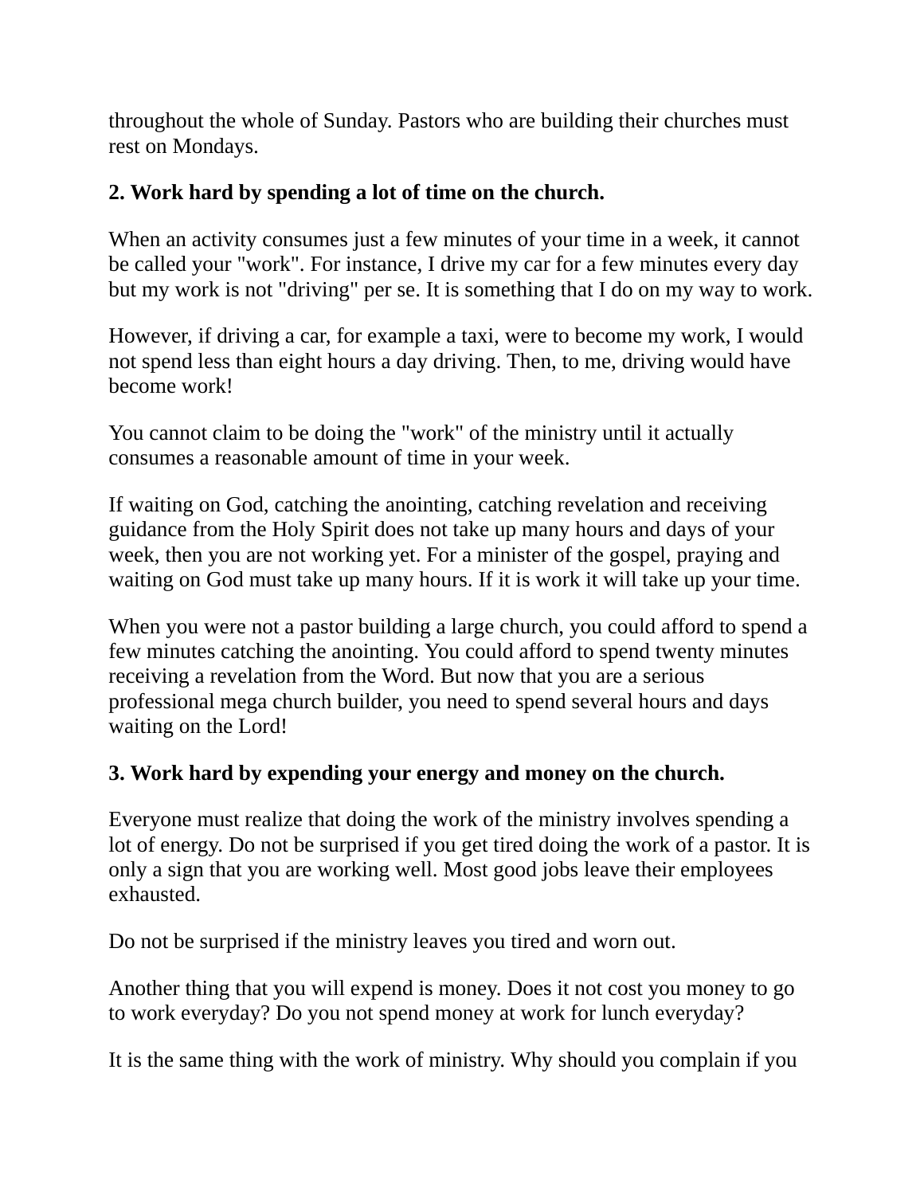throughout the whole of Sunday. Pastors who are building their churches must rest on Mondays.

**2. Work hard by spending a lot of time on the church.**

When an activity consumes just a few minutes of your time in a week, it cannot be called your "work". For instance, I drive my car for a few minutes every day but my work is not "driving" per se. It is something that I do on my way to work.

However, if driving a car, for example a taxi, were to become my work, I would not spend less than eight hours a day driving. Then, to me, driving would have become work!

You cannot claim to be doing the "work" of the ministry until it actually consumes a reasonable amount of time in your week.

If waiting on God, catching the anointing, catching revelation and receiving guidance from the Holy Spirit does not take up many hours and days of your week, then you are not working yet. For a minister of the gospel, praying and waiting on God must take up many hours. If it is work it will take up your time.

When you were not a pastor building a large church, you could afford to spend a few minutes catching the anointing. You could afford to spend twenty minutes receiving a revelation from the Word. But now that you are a serious professional mega church builder, you need to spend several hours and days waiting on the Lord!

**3. Work hard by expending your energy and money on the church.**

Everyone must realize that doing the work of the ministry involves spending a lot of energy. Do not be surprised if you get tired doing the work of a pastor. It is only a sign that you are working well. Most good jobs leave their employees exhausted.

Do not be surprised if the ministry leaves you tired and worn out.

Another thing that you will expend is money. Does it not cost you money to go to work everyday? Do you not spend money at work for lunch everyday?

It is the same thing with the work of ministry. Why should you complain if you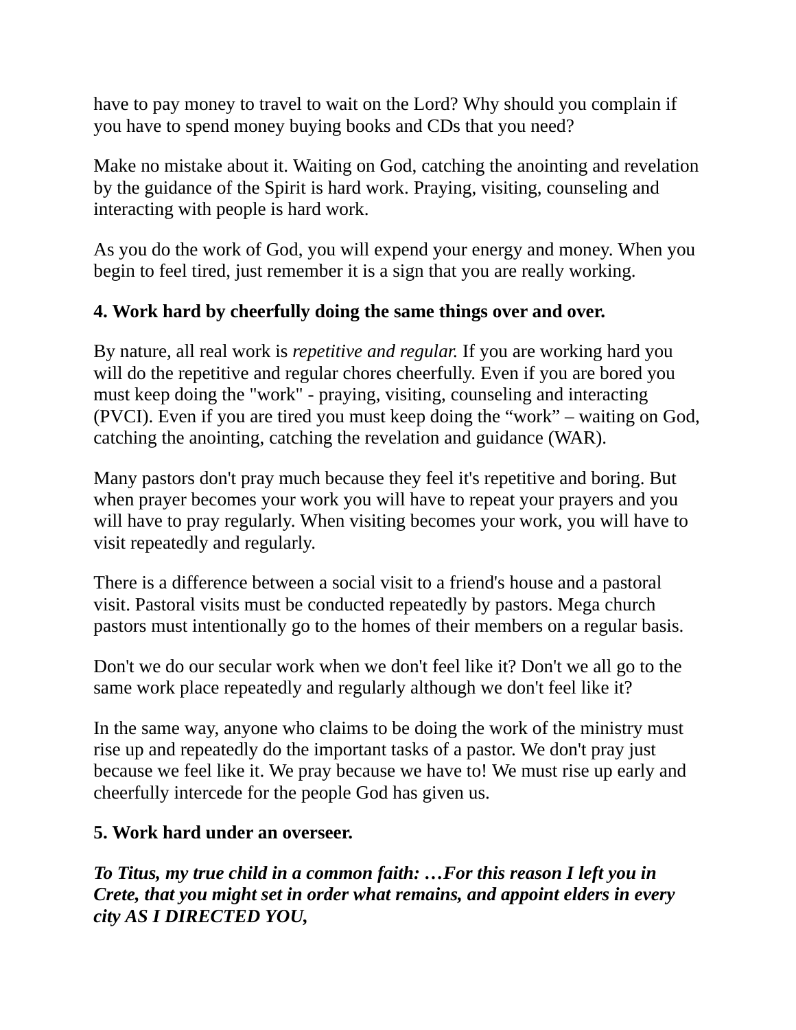have to pay money to travel to wait on the Lord? Why should you complain if you have to spend money buying books and CDs that you need?

Make no mistake about it. Waiting on God, catching the anointing and revelation by the guidance of the Spirit is hard work. Praying, visiting, counseling and interacting with people is hard work.

As you do the work of God, you will expend your energy and money. When you begin to feel tired, just remember it is a sign that you are really working.

**4. Work hard by cheerfully doing the same things over and over.**

By nature, all real work is *repetitive and regular.* If you are working hard you will do the repetitive and regular chores cheerfully. Even if you are bored you must keep doing the "work" - praying, visiting, counseling and interacting (PVCI). Even if you are tired you must keep doing the “work” – waiting on God, catching the anointing, catching the revelation and guidance (WAR).

Many pastors don't pray much because they feel it's repetitive and boring. But when prayer becomes your work you will have to repeat your prayers and you will have to pray regularly. When visiting becomes your work, you will have to visit repeatedly and regularly.

There is a difference between a social visit to a friend's house and a pastoral visit. Pastoral visits must be conducted repeatedly by pastors. Mega church pastors must intentionally go to the homes of their members on a regular basis.

Don't we do our secular work when we don't feel like it? Don't we all go to the same work place repeatedly and regularly although we don't feel like it?

In the same way, anyone who claims to be doing the work of the ministry must rise up and repeatedly do the important tasks of a pastor. We don't pray just because we feel like it. We pray because we have to! We must rise up early and cheerfully intercede for the people God has given us.

**5. Work hard under an overseer.**

***To Titus, my true child in a common faith: …For this reason I left you in Crete, that you might set in order what remains, and appoint elders in every city AS I DIRECTED YOU,***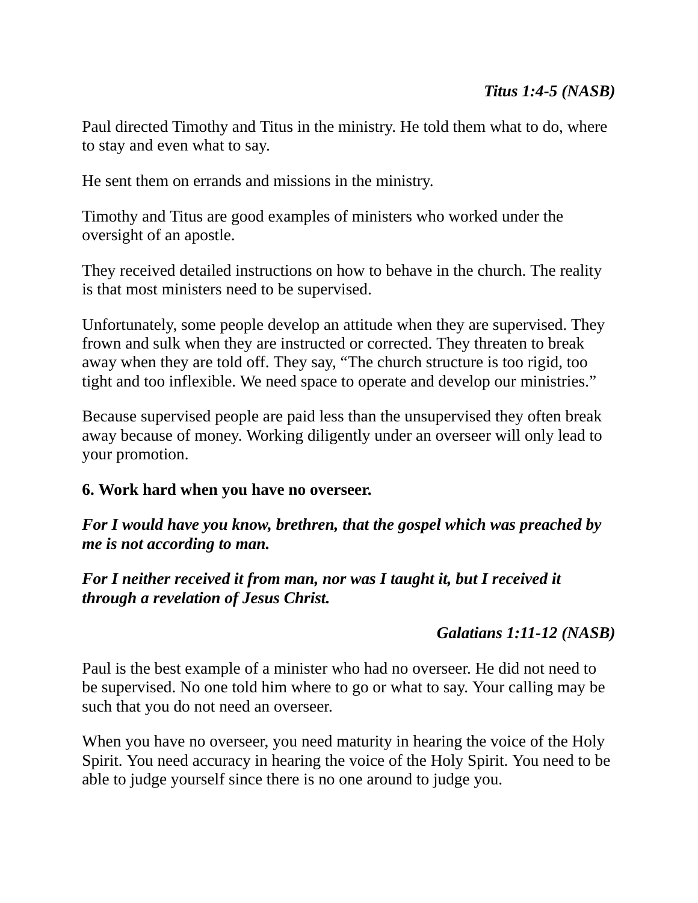***Titus 1:4-5 (NASB)***

Paul directed Timothy and Titus in the ministry. He told them what to do, where to stay and even what to say.

He sent them on errands and missions in the ministry.

Timothy and Titus are good examples of ministers who worked under the oversight of an apostle.

They received detailed instructions on how to behave in the church. The reality is that most ministers need to be supervised.

Unfortunately, some people develop an attitude when they are supervised. They frown and sulk when they are instructed or corrected. They threaten to break away when they are told off. They say, “The church structure is too rigid, too tight and too inflexible. We need space to operate and develop our ministries.”

Because supervised people are paid less than the unsupervised they often break away because of money. Working diligently under an overseer will only lead to your promotion.

**6. Work hard when you have no overseer.**

***For I would have you know, brethren, that the gospel which was preached by me is not according to man.***

***For I neither received it from man, nor was I taught it, but I received it through a revelation of Jesus Christ.***

***Galatians 1:11-12 (NASB)***

Paul is the best example of a minister who had no overseer. He did not need to be supervised. No one told him where to go or what to say. Your calling may be such that you do not need an overseer.

When you have no overseer, you need maturity in hearing the voice of the Holy Spirit. You need accuracy in hearing the voice of the Holy Spirit. You need to be able to judge yourself since there is no one around to judge you.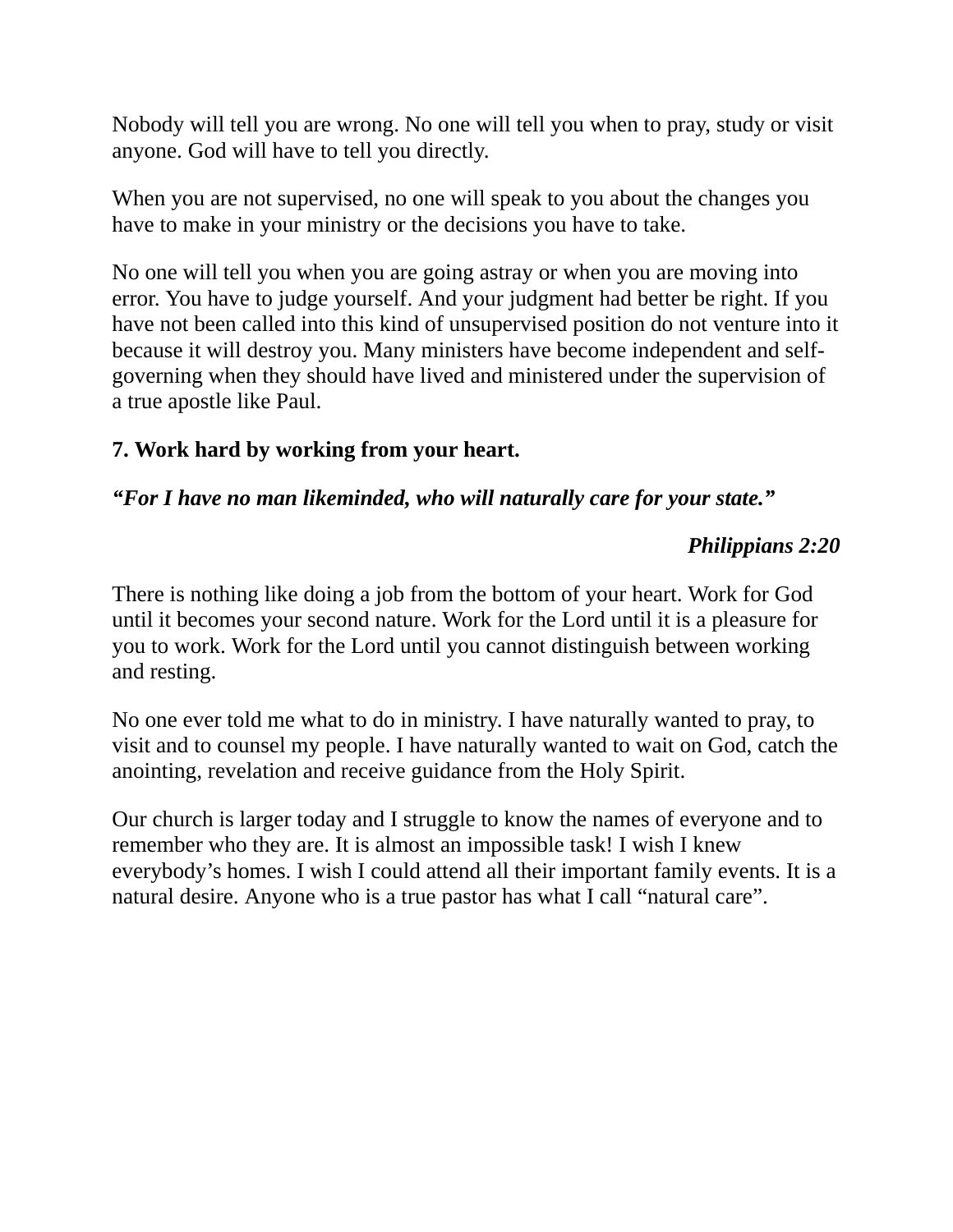Nobody will tell you are wrong. No one will tell you when to pray, study or visit anyone. God will have to tell you directly.

When you are not supervised, no one will speak to you about the changes you have to make in your ministry or the decisions you have to take.

No one will tell you when you are going astray or when you are moving into error. You have to judge yourself. And your judgment had better be right. If you have not been called into this kind of unsupervised position do not venture into it because it will destroy you. Many ministers have become independent and self-governing when they should have lived and ministered under the supervision of a true apostle like Paul.

**7. Work hard by working from your heart.**

***"For I have no man likeminded, who will naturally care for your state."***

***Philippians 2:20***

There is nothing like doing a job from the bottom of your heart. Work for God until it becomes your second nature. Work for the Lord until it is a pleasure for you to work. Work for the Lord until you cannot distinguish between working and resting.

No one ever told me what to do in ministry. I have naturally wanted to pray, to visit and to counsel my people. I have naturally wanted to wait on God, catch the anointing, revelation and receive guidance from the Holy Spirit.

Our church is larger today and I struggle to know the names of everyone and to remember who they are. It is almost an impossible task! I wish I knew everybody's homes. I wish I could attend all their important family events. It is a natural desire. Anyone who is a true pastor has what I call "natural care".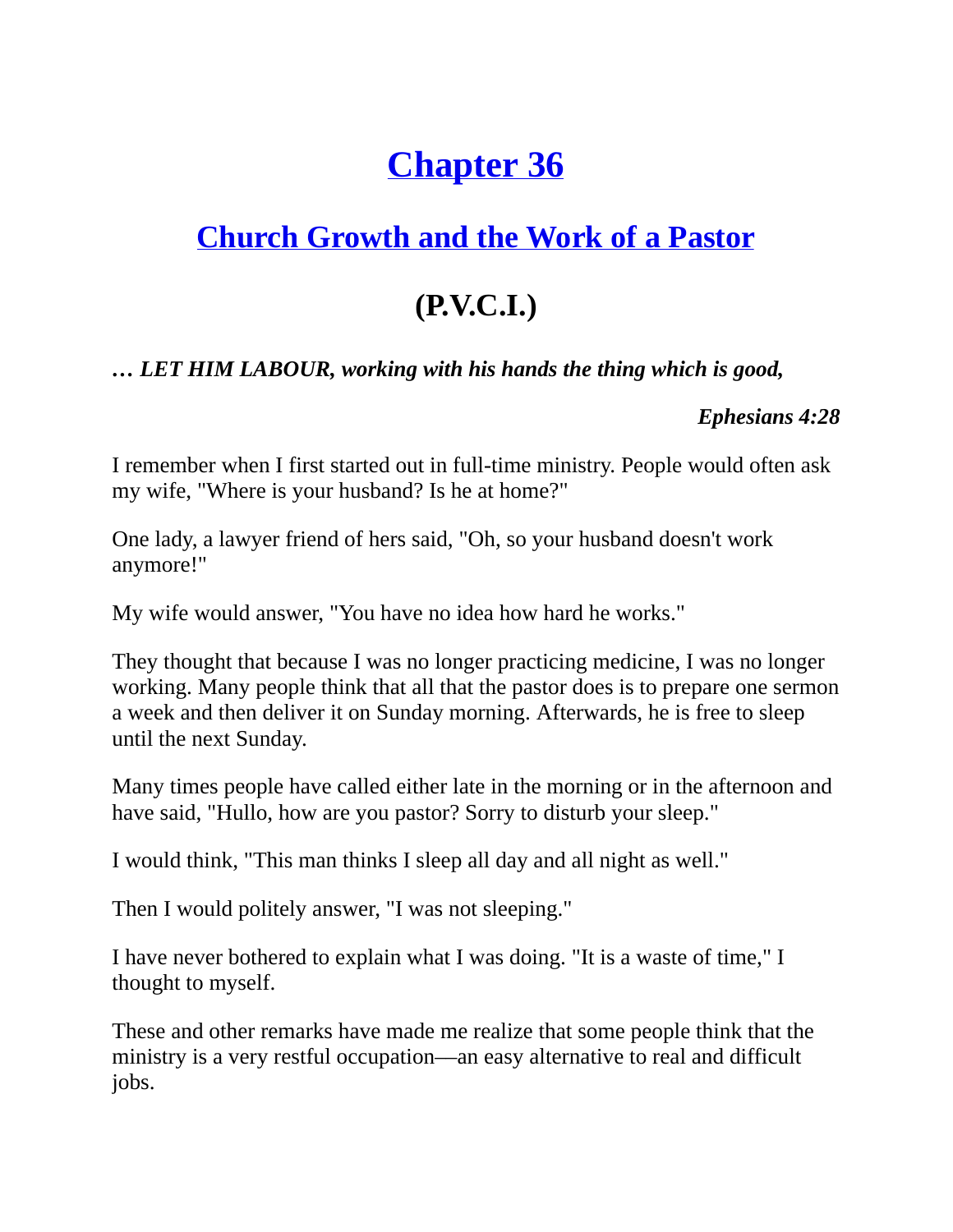# Chapter 36

## Church Growth and the Work of a Pastor

## (P.V.C.I.)

***… LET HIM LABOUR, working with his hands the thing which is good,***

***Ephesians 4:28***

I remember when I first started out in full-time ministry. People would often ask my wife, "Where is your husband? Is he at home?"

One lady, a lawyer friend of hers said, "Oh, so your husband doesn't work anymore!"

My wife would answer, "You have no idea how hard he works."

They thought that because I was no longer practicing medicine, I was no longer working. Many people think that all that the pastor does is to prepare one sermon a week and then deliver it on Sunday morning. Afterwards, he is free to sleep until the next Sunday.

Many times people have called either late in the morning or in the afternoon and have said, "Hullo, how are you pastor? Sorry to disturb your sleep."

I would think, "This man thinks I sleep all day and all night as well."

Then I would politely answer, "I was not sleeping."

I have never bothered to explain what I was doing. "It is a waste of time," I thought to myself.

These and other remarks have made me realize that some people think that the ministry is a very restful occupation—an easy alternative to real and difficult jobs.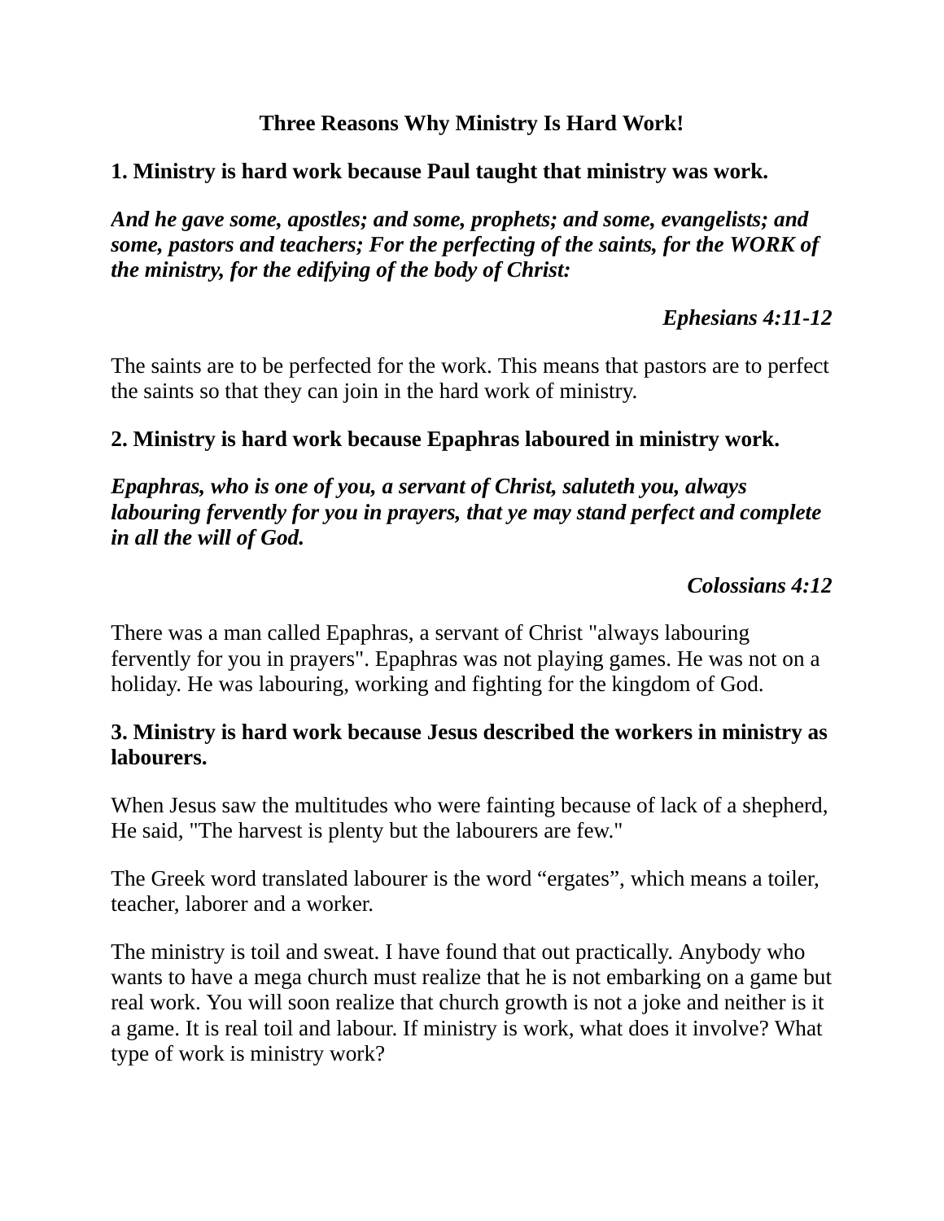## Three Reasons Why Ministry Is Hard Work!

**1. Ministry is hard work because Paul taught that ministry was work.**

***And he gave some, apostles; and some, prophets; and some, evangelists; and some, pastors and teachers; For the perfecting of the saints, for the WORK of the ministry, for the edifying of the body of Christ:***

***Ephesians 4:11-12***

The saints are to be perfected for the work. This means that pastors are to perfect the saints so that they can join in the hard work of ministry.

**2. Ministry is hard work because Epaphras laboured in ministry work.**

***Epaphras, who is one of you, a servant of Christ, saluteth you, always labouring fervently for you in prayers, that ye may stand perfect and complete in all the will of God.***

***Colossians 4:12***

There was a man called Epaphras, a servant of Christ "always labouring fervently for you in prayers". Epaphras was not playing games. He was not on a holiday. He was labouring, working and fighting for the kingdom of God.

**3. Ministry is hard work because Jesus described the workers in ministry as labourers.**

When Jesus saw the multitudes who were fainting because of lack of a shepherd, He said, "The harvest is plenty but the labourers are few."

The Greek word translated labourer is the word “ergates”, which means a toiler, teacher, laborer and a worker.

The ministry is toil and sweat. I have found that out practically. Anybody who wants to have a mega church must realize that he is not embarking on a game but real work. You will soon realize that church growth is not a joke and neither is it a game. It is real toil and labour. If ministry is work, what does it involve? What type of work is ministry work?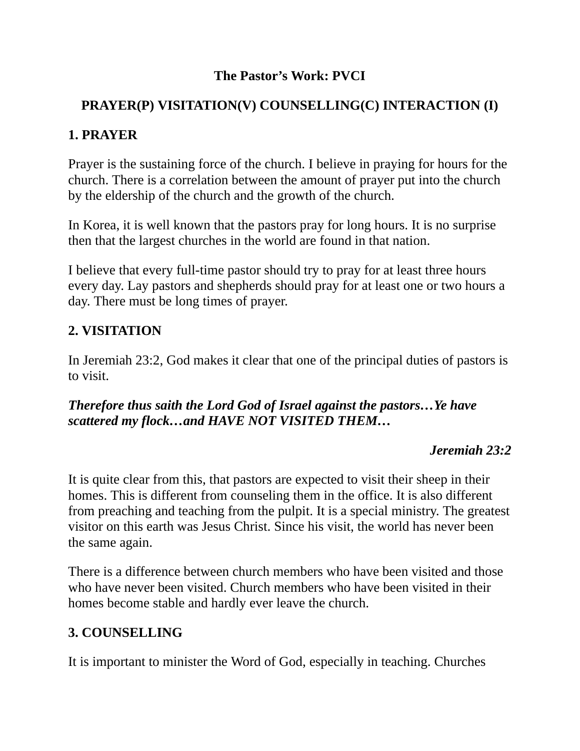# The Pastor's Work: PVCI

## PRAYER(P) VISITATION(V) COUNSELLING(C) INTERACTION (I)

### 1. PRAYER

Prayer is the sustaining force of the church. I believe in praying for hours for the church. There is a correlation between the amount of prayer put into the church by the eldership of the church and the growth of the church.

In Korea, it is well known that the pastors pray for long hours. It is no surprise then that the largest churches in the world are found in that nation.

I believe that every full-time pastor should try to pray for at least three hours every day. Lay pastors and shepherds should pray for at least one or two hours a day. There must be long times of prayer.

### 2. VISITATION

In Jeremiah 23:2, God makes it clear that one of the principal duties of pastors is to visit.

***Therefore thus saith the Lord God of Israel against the pastors…Ye have scattered my flock…and HAVE NOT VISITED THEM…***

***Jeremiah 23:2***

It is quite clear from this, that pastors are expected to visit their sheep in their homes. This is different from counseling them in the office. It is also different from preaching and teaching from the pulpit. It is a special ministry. The greatest visitor on this earth was Jesus Christ. Since his visit, the world has never been the same again.

There is a difference between church members who have been visited and those who have never been visited. Church members who have been visited in their homes become stable and hardly ever leave the church.

### 3. COUNSELLING

It is important to minister the Word of God, especially in teaching. Churches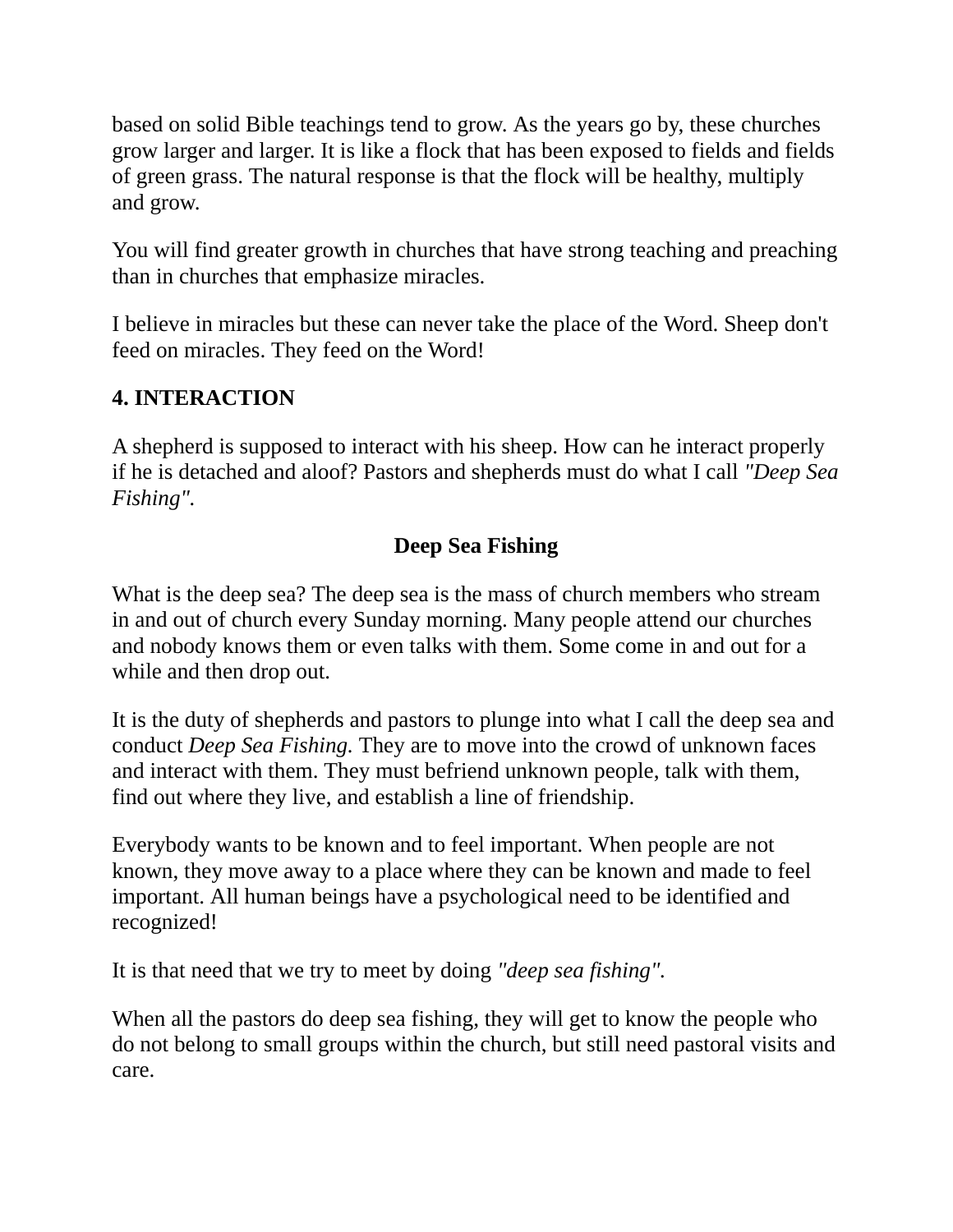based on solid Bible teachings tend to grow. As the years go by, these churches grow larger and larger. It is like a flock that has been exposed to fields and fields of green grass. The natural response is that the flock will be healthy, multiply and grow.

You will find greater growth in churches that have strong teaching and preaching than in churches that emphasize miracles.

I believe in miracles but these can never take the place of the Word. Sheep don't feed on miracles. They feed on the Word!

**4. INTERACTION**

A shepherd is supposed to interact with his sheep. How can he interact properly if he is detached and aloof? Pastors and shepherds must do what I call *"Deep Sea Fishing"*.

**Deep Sea Fishing**

What is the deep sea? The deep sea is the mass of church members who stream in and out of church every Sunday morning. Many people attend our churches and nobody knows them or even talks with them. Some come in and out for a while and then drop out.

It is the duty of shepherds and pastors to plunge into what I call the deep sea and conduct *Deep Sea Fishing.* They are to move into the crowd of unknown faces and interact with them. They must befriend unknown people, talk with them, find out where they live, and establish a line of friendship.

Everybody wants to be known and to feel important. When people are not known, they move away to a place where they can be known and made to feel important. All human beings have a psychological need to be identified and recognized!

It is that need that we try to meet by doing *"deep sea fishing"*.

When all the pastors do deep sea fishing, they will get to know the people who do not belong to small groups within the church, but still need pastoral visits and care.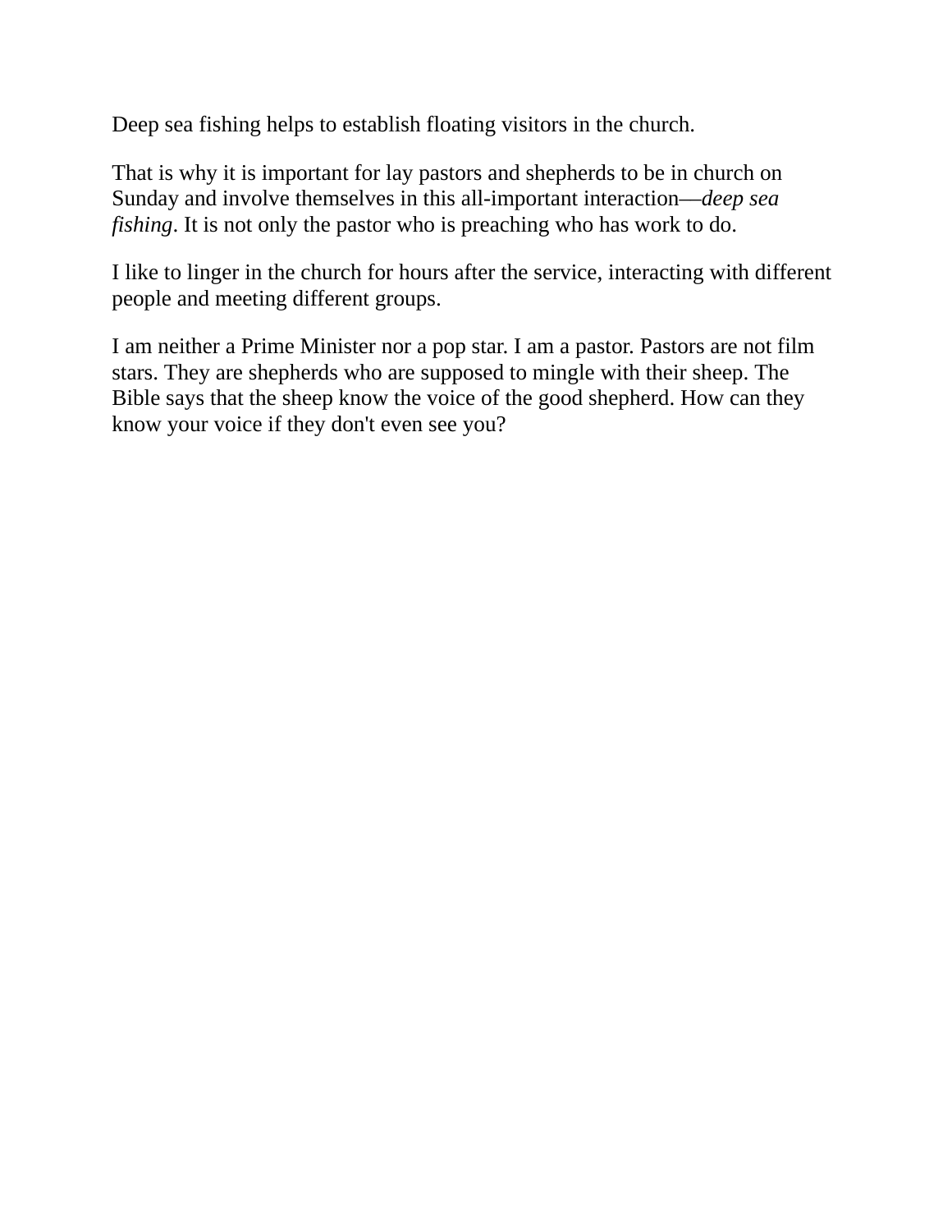Deep sea fishing helps to establish floating visitors in the church.

That is why it is important for lay pastors and shepherds to be in church on Sunday and involve themselves in this all-important interaction—*deep sea fishing*. It is not only the pastor who is preaching who has work to do.

I like to linger in the church for hours after the service, interacting with different people and meeting different groups.

I am neither a Prime Minister nor a pop star. I am a pastor. Pastors are not film stars. They are shepherds who are supposed to mingle with their sheep. The Bible says that the sheep know the voice of the good shepherd. How can they know your voice if they don't even see you?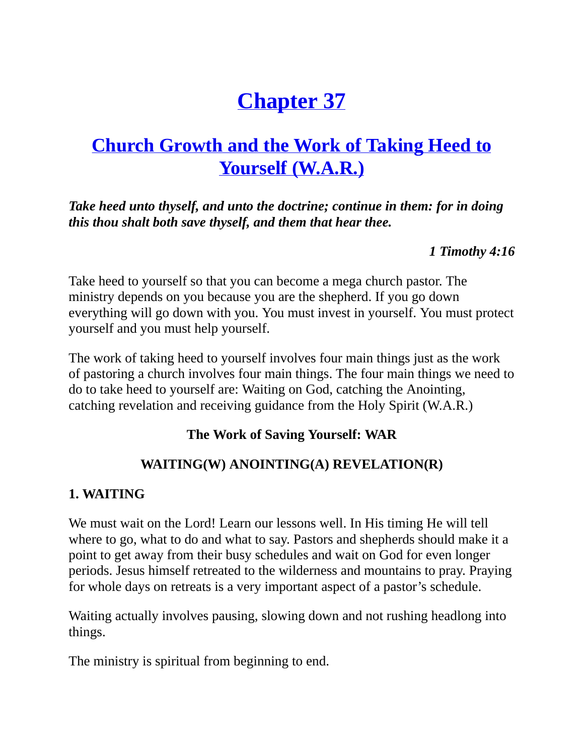# Chapter 37

## Church Growth and the Work of Taking Heed to Yourself (W.A.R.)

***Take heed unto thyself, and unto the doctrine; continue in them: for in doing this thou shalt both save thyself, and them that hear thee.***

***1 Timothy 4:16***

Take heed to yourself so that you can become a mega church pastor. The ministry depends on you because you are the shepherd. If you go down everything will go down with you. You must invest in yourself. You must protect yourself and you must help yourself.

The work of taking heed to yourself involves four main things just as the work of pastoring a church involves four main things. The four main things we need to do to take heed to yourself are: Waiting on God, catching the Anointing, catching revelation and receiving guidance from the Holy Spirit (W.A.R.)

**The Work of Saving Yourself: WAR**

**WAITING(W) ANOINTING(A) REVELATION(R)**

**1. WAITING**

We must wait on the Lord! Learn our lessons well. In His timing He will tell where to go, what to do and what to say. Pastors and shepherds should make it a point to get away from their busy schedules and wait on God for even longer periods. Jesus himself retreated to the wilderness and mountains to pray. Praying for whole days on retreats is a very important aspect of a pastor's schedule.

Waiting actually involves pausing, slowing down and not rushing headlong into things.

The ministry is spiritual from beginning to end.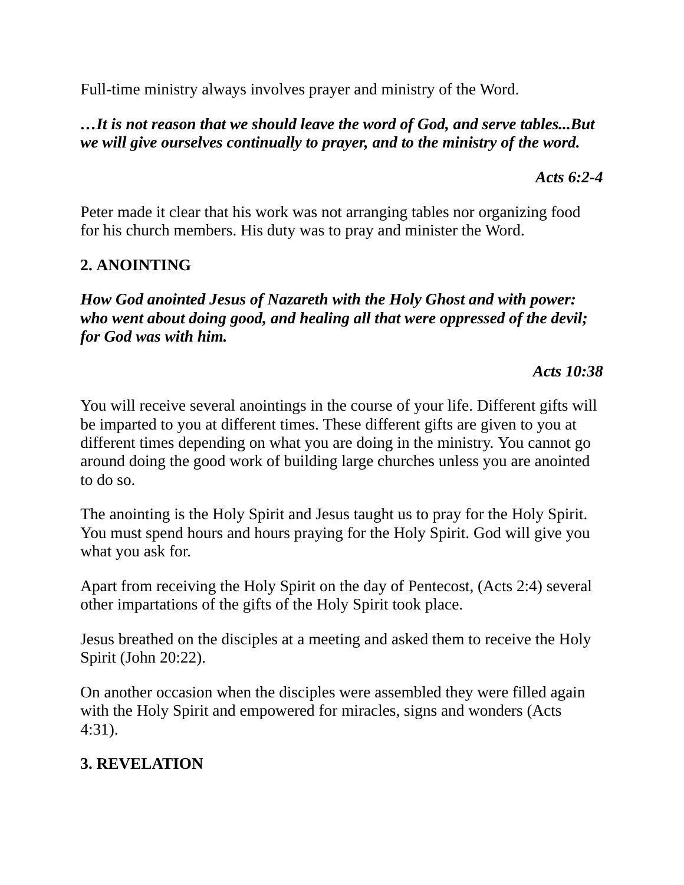Full-time ministry always involves prayer and ministry of the Word.

***…It is not reason that we should leave the word of God, and serve tables...But we will give ourselves continually to prayer, and to the ministry of the word.***

***Acts 6:2-4***

Peter made it clear that his work was not arranging tables nor organizing food for his church members. His duty was to pray and minister the Word.

**2. ANOINTING**

***How God anointed Jesus of Nazareth with the Holy Ghost and with power: who went about doing good, and healing all that were oppressed of the devil; for God was with him.***

***Acts 10:38***

You will receive several anointings in the course of your life. Different gifts will be imparted to you at different times. These different gifts are given to you at different times depending on what you are doing in the ministry. You cannot go around doing the good work of building large churches unless you are anointed to do so.

The anointing is the Holy Spirit and Jesus taught us to pray for the Holy Spirit. You must spend hours and hours praying for the Holy Spirit. God will give you what you ask for.

Apart from receiving the Holy Spirit on the day of Pentecost, (Acts 2:4) several other impartations of the gifts of the Holy Spirit took place.

Jesus breathed on the disciples at a meeting and asked them to receive the Holy Spirit (John 20:22).

On another occasion when the disciples were assembled they were filled again with the Holy Spirit and empowered for miracles, signs and wonders (Acts 4:31).

**3. REVELATION**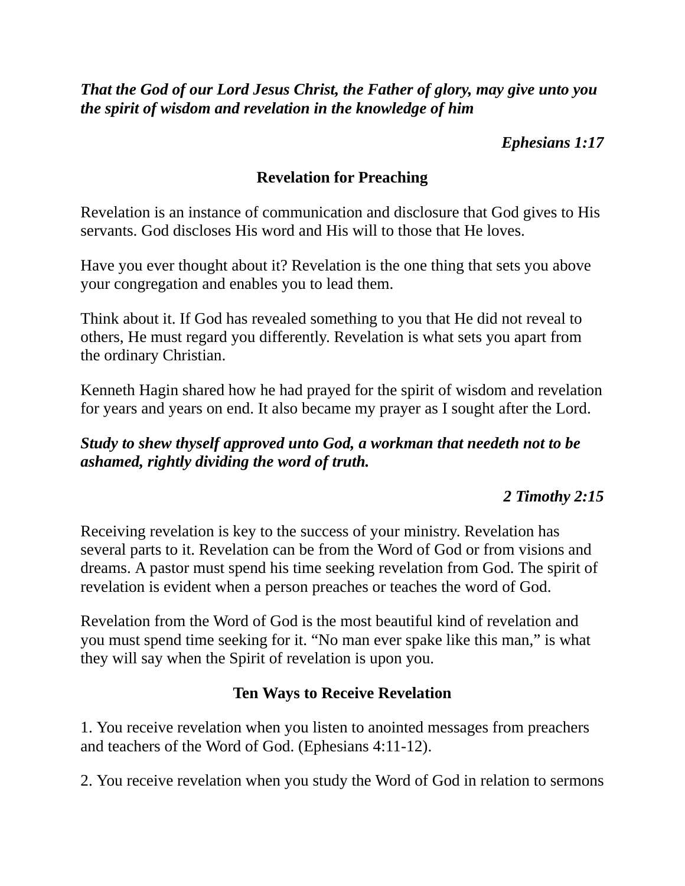***That the God of our Lord Jesus Christ, the Father of glory, may give unto you the spirit of wisdom and revelation in the knowledge of him***

***Ephesians 1:17***

## Revelation for Preaching

Revelation is an instance of communication and disclosure that God gives to His servants. God discloses His word and His will to those that He loves.

Have you ever thought about it? Revelation is the one thing that sets you above your congregation and enables you to lead them.

Think about it. If God has revealed something to you that He did not reveal to others, He must regard you differently. Revelation is what sets you apart from the ordinary Christian.

Kenneth Hagin shared how he had prayed for the spirit of wisdom and revelation for years and years on end. It also became my prayer as I sought after the Lord.

***Study to shew thyself approved unto God, a workman that needeth not to be ashamed, rightly dividing the word of truth.***

***2 Timothy 2:15***

Receiving revelation is key to the success of your ministry. Revelation has several parts to it. Revelation can be from the Word of God or from visions and dreams. A pastor must spend his time seeking revelation from God. The spirit of revelation is evident when a person preaches or teaches the word of God.

Revelation from the Word of God is the most beautiful kind of revelation and you must spend time seeking for it. “No man ever spake like this man,” is what they will say when the Spirit of revelation is upon you.

## Ten Ways to Receive Revelation

1. You receive revelation when you listen to anointed messages from preachers and teachers of the Word of God. (Ephesians 4:11-12).

2. You receive revelation when you study the Word of God in relation to sermons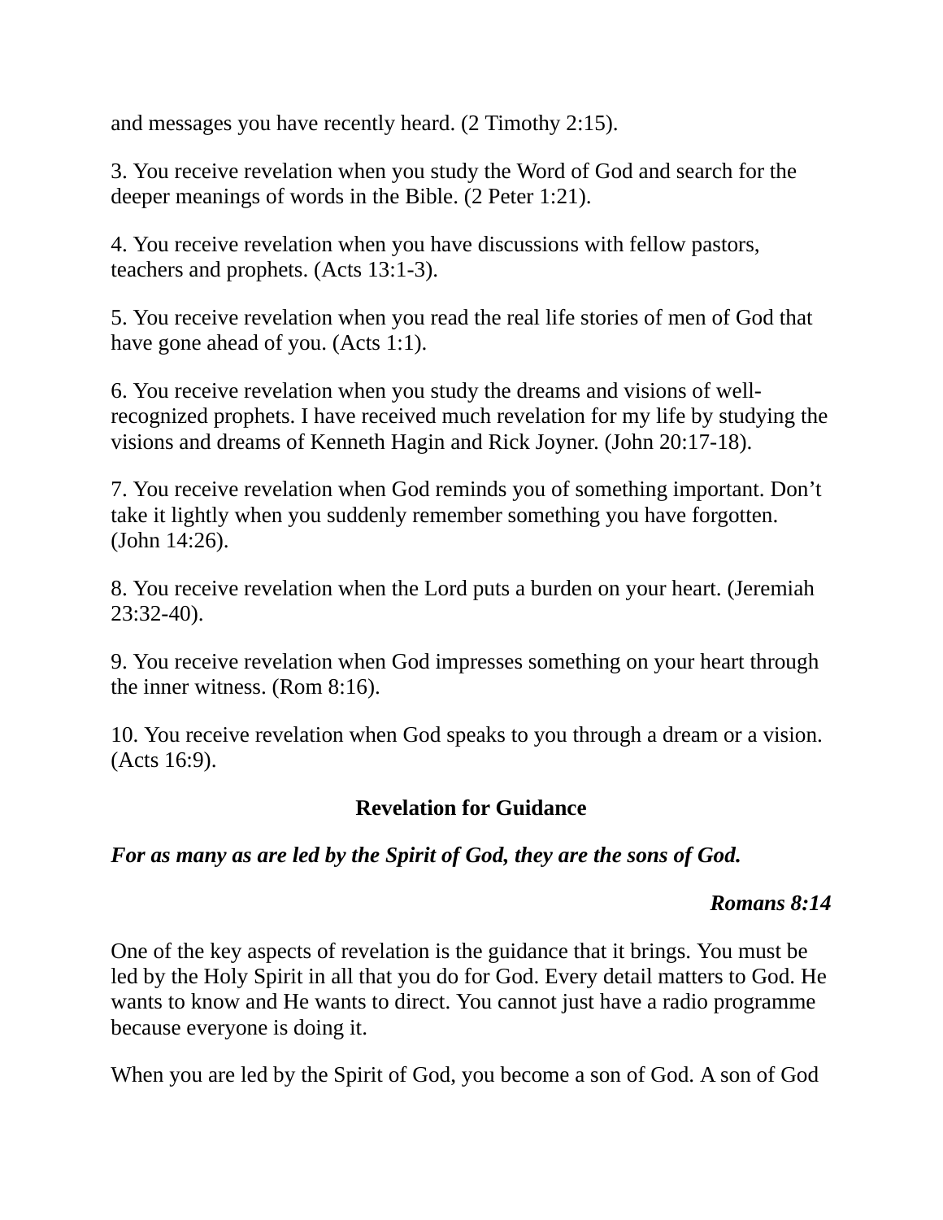and messages you have recently heard. (2 Timothy 2:15).

3. You receive revelation when you study the Word of God and search for the deeper meanings of words in the Bible. (2 Peter 1:21).

4. You receive revelation when you have discussions with fellow pastors, teachers and prophets. (Acts 13:1-3).

5. You receive revelation when you read the real life stories of men of God that have gone ahead of you. (Acts 1:1).

6. You receive revelation when you study the dreams and visions of well-recognized prophets. I have received much revelation for my life by studying the visions and dreams of Kenneth Hagin and Rick Joyner. (John 20:17-18).

7. You receive revelation when God reminds you of something important. Don't take it lightly when you suddenly remember something you have forgotten. (John 14:26).

8. You receive revelation when the Lord puts a burden on your heart. (Jeremiah 23:32-40).

9. You receive revelation when God impresses something on your heart through the inner witness. (Rom 8:16).

10. You receive revelation when God speaks to you through a dream or a vision. (Acts 16:9).

## Revelation for Guidance

***For as many as are led by the Spirit of God, they are the sons of God.***

***Romans 8:14***

One of the key aspects of revelation is the guidance that it brings. You must be led by the Holy Spirit in all that you do for God. Every detail matters to God. He wants to know and He wants to direct. You cannot just have a radio programme because everyone is doing it.

When you are led by the Spirit of God, you become a son of God. A son of God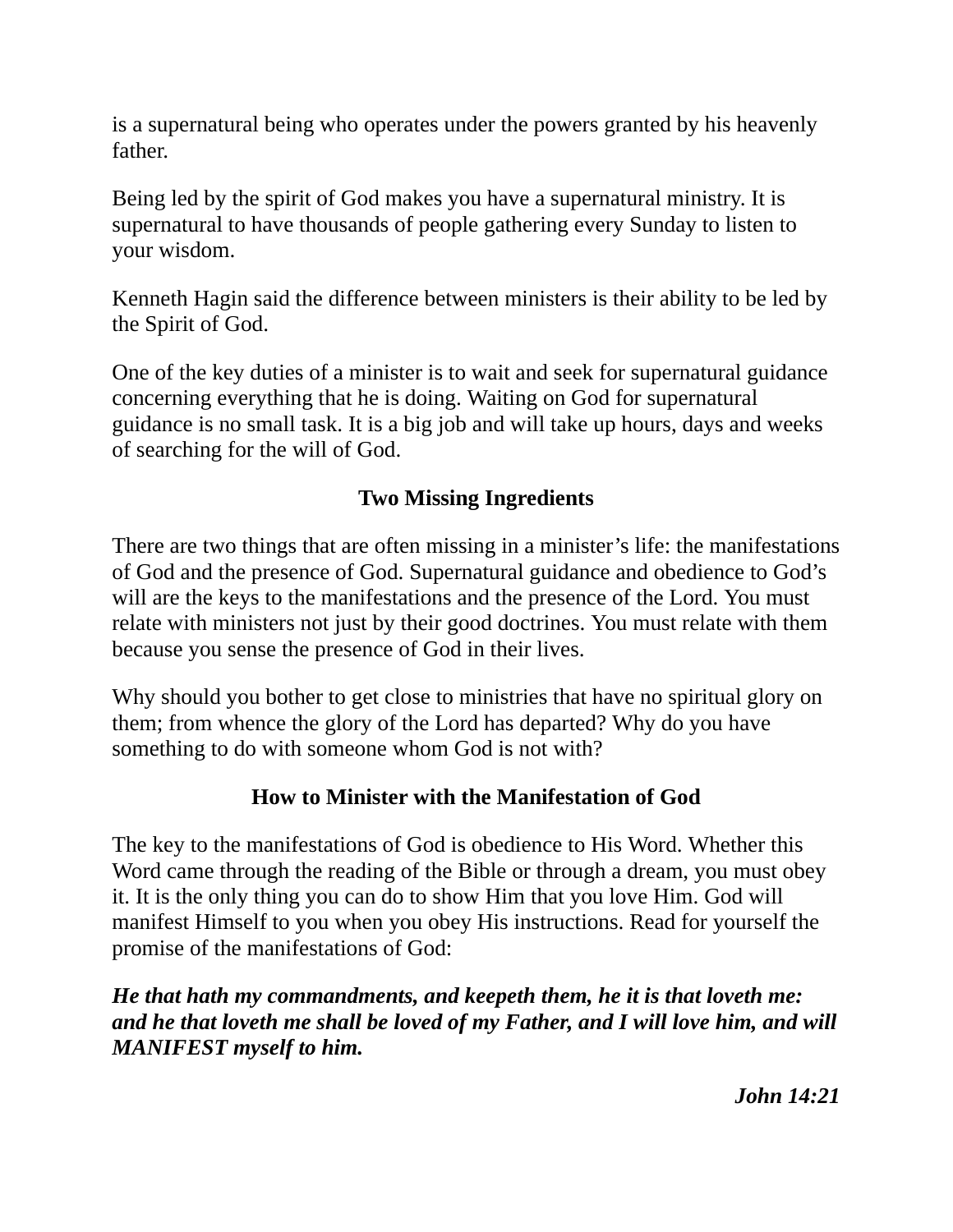is a supernatural being who operates under the powers granted by his heavenly father.

Being led by the spirit of God makes you have a supernatural ministry. It is supernatural to have thousands of people gathering every Sunday to listen to your wisdom.

Kenneth Hagin said the difference between ministers is their ability to be led by the Spirit of God.

One of the key duties of a minister is to wait and seek for supernatural guidance concerning everything that he is doing. Waiting on God for supernatural guidance is no small task. It is a big job and will take up hours, days and weeks of searching for the will of God.

## Two Missing Ingredients

There are two things that are often missing in a minister's life: the manifestations of God and the presence of God. Supernatural guidance and obedience to God's will are the keys to the manifestations and the presence of the Lord. You must relate with ministers not just by their good doctrines. You must relate with them because you sense the presence of God in their lives.

Why should you bother to get close to ministries that have no spiritual glory on them; from whence the glory of the Lord has departed? Why do you have something to do with someone whom God is not with?

## How to Minister with the Manifestation of God

The key to the manifestations of God is obedience to His Word. Whether this Word came through the reading of the Bible or through a dream, you must obey it. It is the only thing you can do to show Him that you love Him. God will manifest Himself to you when you obey His instructions. Read for yourself the promise of the manifestations of God:

***He that hath my commandments, and keepeth them, he it is that loveth me: and he that loveth me shall be loved of my Father, and I will love him, and will MANIFEST myself to him.***

***John 14:21***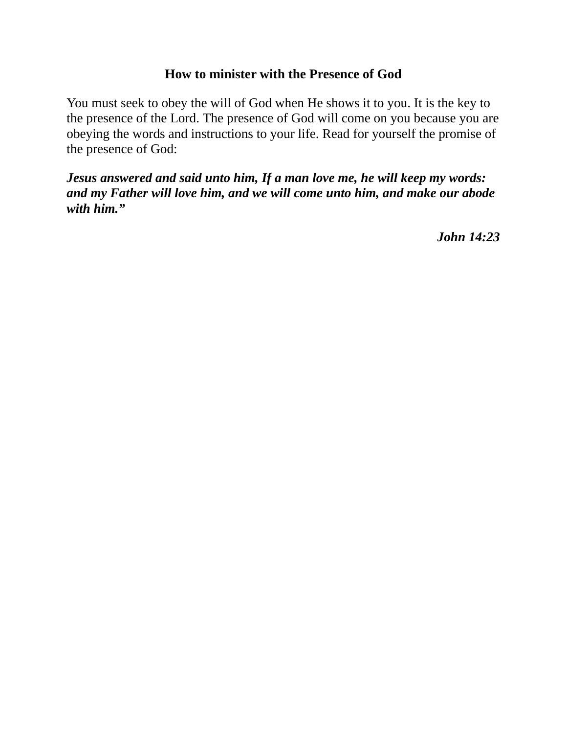**How to minister with the Presence of God**

You must seek to obey the will of God when He shows it to you. It is the key to the presence of the Lord. The presence of God will come on you because you are obeying the words and instructions to your life. Read for yourself the promise of the presence of God:

***Jesus answered and said unto him, If a man love me, he will keep my words: and my Father will love him, and we will come unto him, and make our abode with him."***

***John 14:23***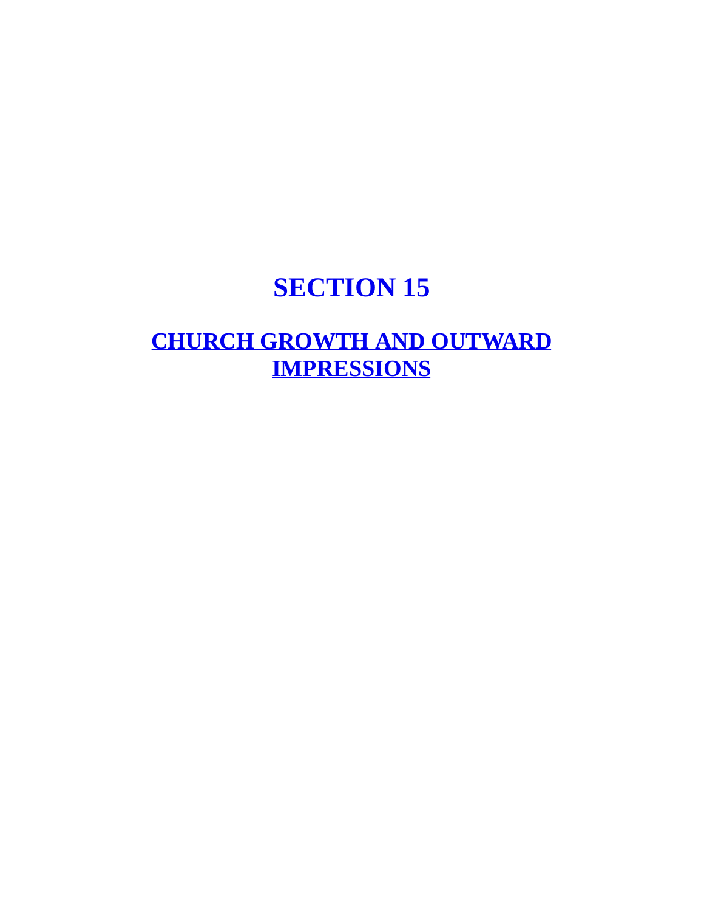# SECTION 15

## CHURCH GROWTH AND OUTWARD IMPRESSIONS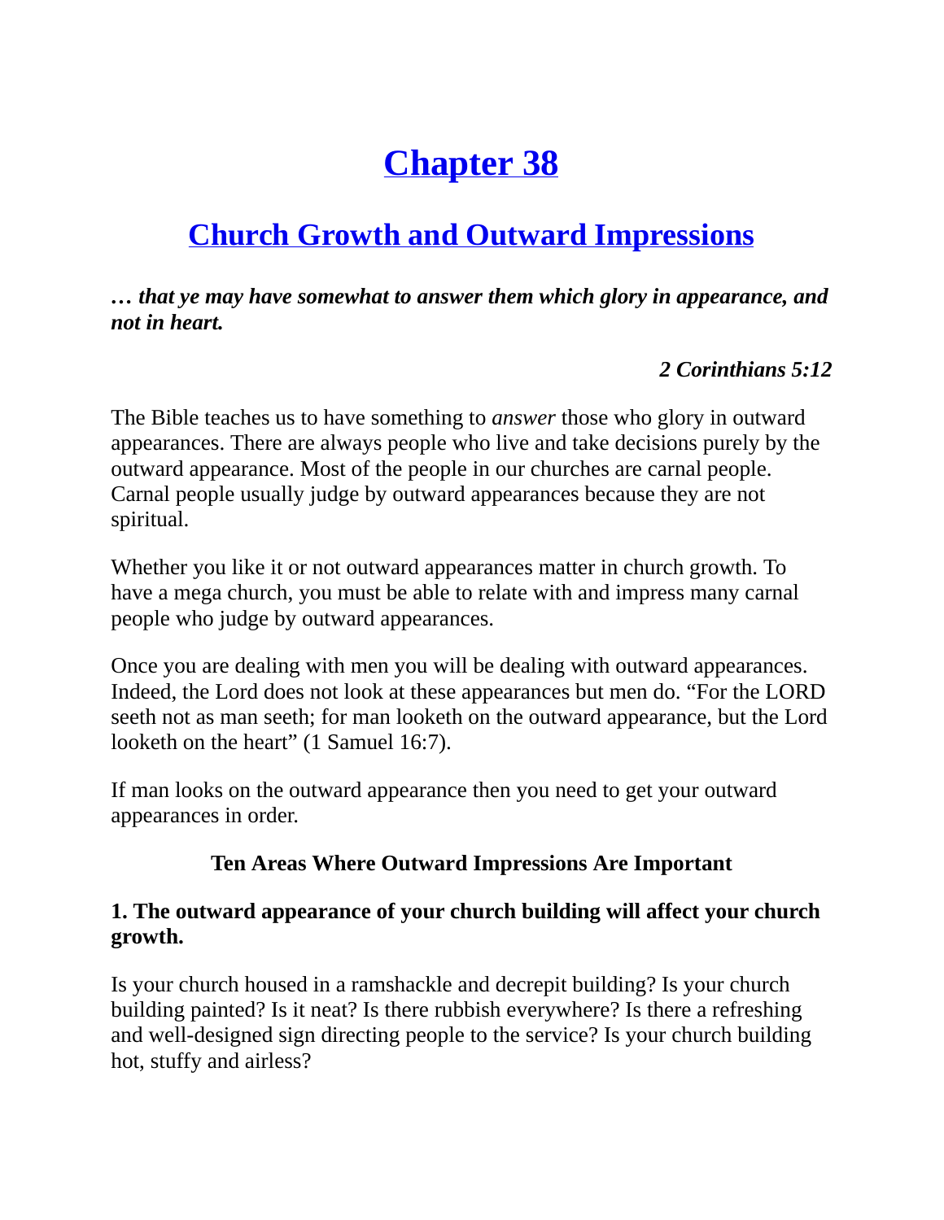# Chapter 38

## Church Growth and Outward Impressions

***… that ye may have somewhat to answer them which glory in appearance, and not in heart.***

***2 Corinthians 5:12***

The Bible teaches us to have something to *answer* those who glory in outward appearances. There are always people who live and take decisions purely by the outward appearance. Most of the people in our churches are carnal people. Carnal people usually judge by outward appearances because they are not spiritual.

Whether you like it or not outward appearances matter in church growth. To have a mega church, you must be able to relate with and impress many carnal people who judge by outward appearances.

Once you are dealing with men you will be dealing with outward appearances. Indeed, the Lord does not look at these appearances but men do. "For the LORD seeth not as man seeth; for man looketh on the outward appearance, but the Lord looketh on the heart" (1 Samuel 16:7).

If man looks on the outward appearance then you need to get your outward appearances in order.

**Ten Areas Where Outward Impressions Are Important**

**1. The outward appearance of your church building will affect your church growth.**

Is your church housed in a ramshackle and decrepit building? Is your church building painted? Is it neat? Is there rubbish everywhere? Is there a refreshing and well-designed sign directing people to the service? Is your church building hot, stuffy and airless?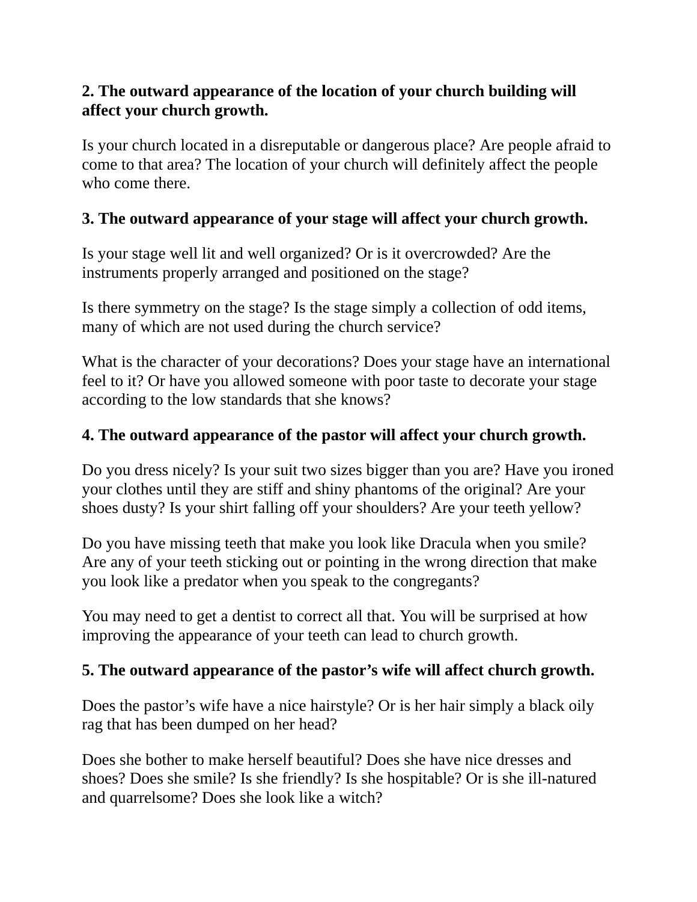**2. The outward appearance of the location of your church building will affect your church growth.**

Is your church located in a disreputable or dangerous place? Are people afraid to come to that area? The location of your church will definitely affect the people who come there.

**3. The outward appearance of your stage will affect your church growth.**

Is your stage well lit and well organized? Or is it overcrowded? Are the instruments properly arranged and positioned on the stage?

Is there symmetry on the stage? Is the stage simply a collection of odd items, many of which are not used during the church service?

What is the character of your decorations? Does your stage have an international feel to it? Or have you allowed someone with poor taste to decorate your stage according to the low standards that she knows?

**4. The outward appearance of the pastor will affect your church growth.**

Do you dress nicely? Is your suit two sizes bigger than you are? Have you ironed your clothes until they are stiff and shiny phantoms of the original? Are your shoes dusty? Is your shirt falling off your shoulders? Are your teeth yellow?

Do you have missing teeth that make you look like Dracula when you smile? Are any of your teeth sticking out or pointing in the wrong direction that make you look like a predator when you speak to the congregants?

You may need to get a dentist to correct all that. You will be surprised at how improving the appearance of your teeth can lead to church growth.

**5. The outward appearance of the pastor's wife will affect church growth.**

Does the pastor's wife have a nice hairstyle? Or is her hair simply a black oily rag that has been dumped on her head?

Does she bother to make herself beautiful? Does she have nice dresses and shoes? Does she smile? Is she friendly? Is she hospitable? Or is she ill-natured and quarrelsome? Does she look like a witch?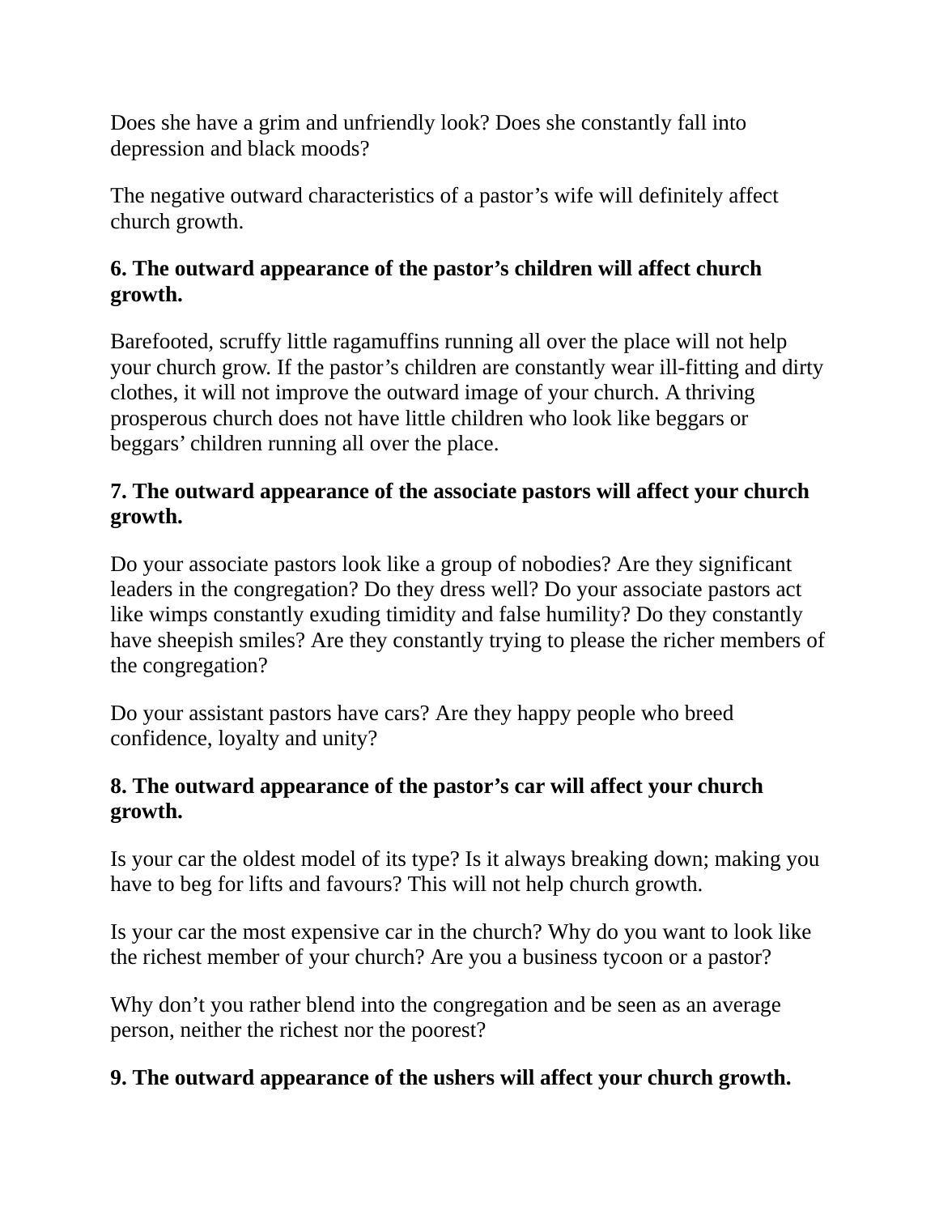Does she have a grim and unfriendly look? Does she constantly fall into depression and black moods?

The negative outward characteristics of a pastor's wife will definitely affect church growth.

**6. The outward appearance of the pastor's children will affect church growth.**

Barefooted, scruffy little ragamuffins running all over the place will not help your church grow. If the pastor's children are constantly wear ill-fitting and dirty clothes, it will not improve the outward image of your church. A thriving prosperous church does not have little children who look like beggars or beggars' children running all over the place.

**7. The outward appearance of the associate pastors will affect your church growth.**

Do your associate pastors look like a group of nobodies? Are they significant leaders in the congregation? Do they dress well? Do your associate pastors act like wimps constantly exuding timidity and false humility? Do they constantly have sheepish smiles? Are they constantly trying to please the richer members of the congregation?

Do your assistant pastors have cars? Are they happy people who breed confidence, loyalty and unity?

**8. The outward appearance of the pastor's car will affect your church growth.**

Is your car the oldest model of its type? Is it always breaking down; making you have to beg for lifts and favours? This will not help church growth.

Is your car the most expensive car in the church? Why do you want to look like the richest member of your church? Are you a business tycoon or a pastor?

Why don't you rather blend into the congregation and be seen as an average person, neither the richest nor the poorest?

**9. The outward appearance of the ushers will affect your church growth.**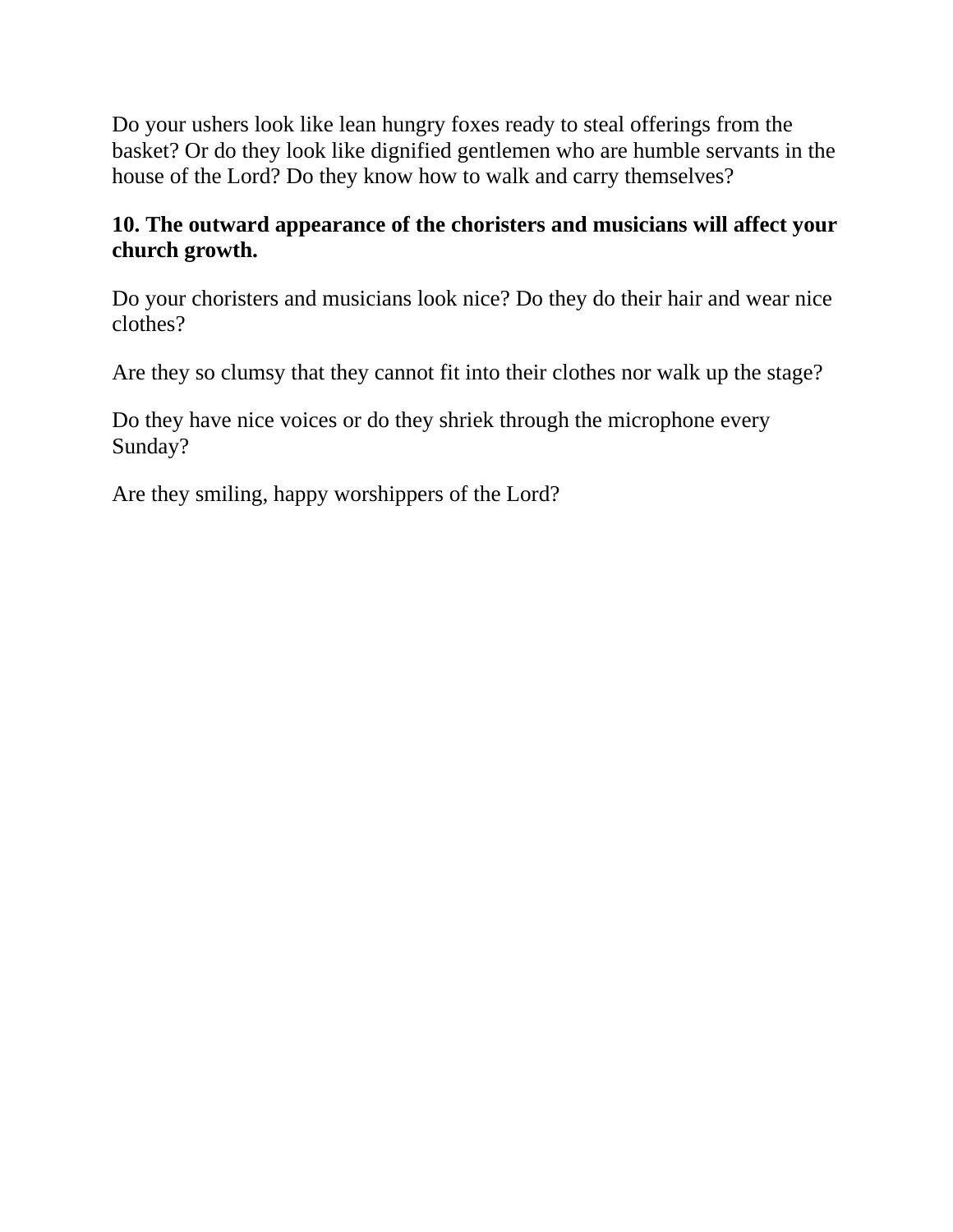Do your ushers look like lean hungry foxes ready to steal offerings from the basket? Or do they look like dignified gentlemen who are humble servants in the house of the Lord? Do they know how to walk and carry themselves?

**10. The outward appearance of the choristers and musicians will affect your church growth.**

Do your choristers and musicians look nice? Do they do their hair and wear nice clothes?

Are they so clumsy that they cannot fit into their clothes nor walk up the stage?

Do they have nice voices or do they shriek through the microphone every Sunday?

Are they smiling, happy worshippers of the Lord?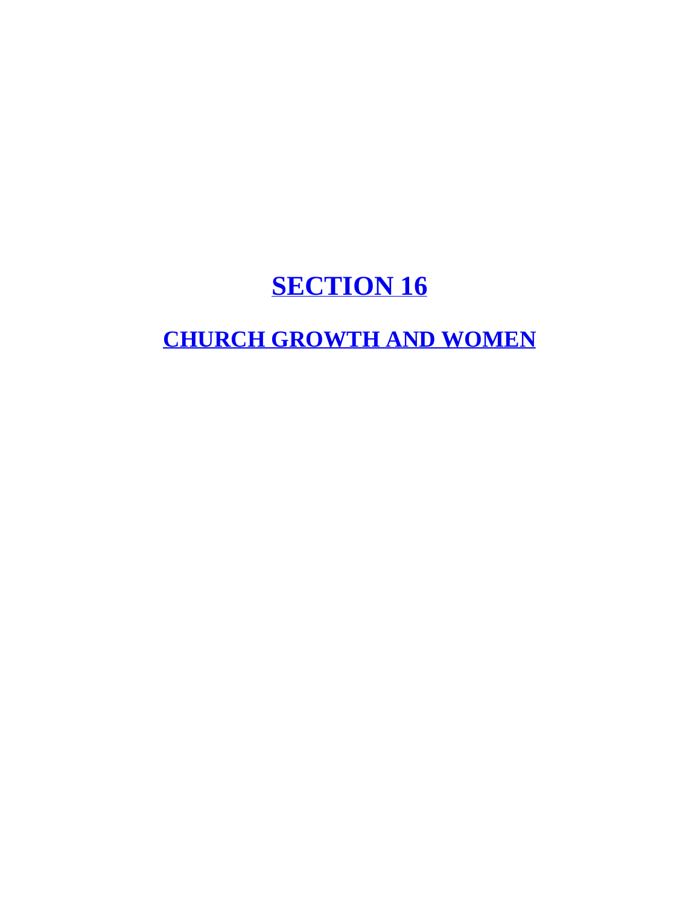# SECTION 16

## CHURCH GROWTH AND WOMEN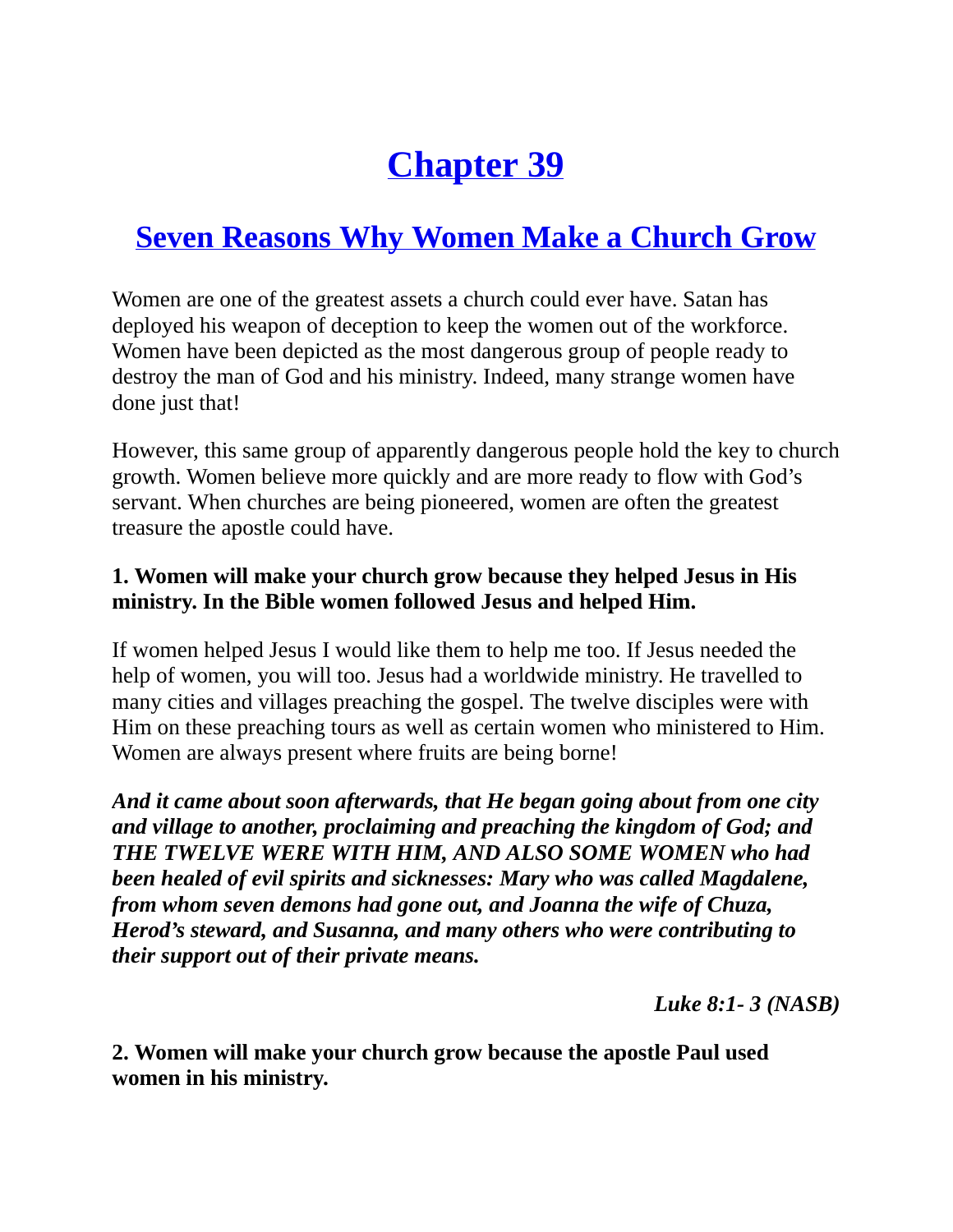# Chapter 39

## Seven Reasons Why Women Make a Church Grow

Women are one of the greatest assets a church could ever have. Satan has deployed his weapon of deception to keep the women out of the workforce. Women have been depicted as the most dangerous group of people ready to destroy the man of God and his ministry. Indeed, many strange women have done just that!

However, this same group of apparently dangerous people hold the key to church growth. Women believe more quickly and are more ready to flow with God's servant. When churches are being pioneered, women are often the greatest treasure the apostle could have.

**1. Women will make your church grow because they helped Jesus in His ministry. In the Bible women followed Jesus and helped Him.**

If women helped Jesus I would like them to help me too. If Jesus needed the help of women, you will too. Jesus had a worldwide ministry. He travelled to many cities and villages preaching the gospel. The twelve disciples were with Him on these preaching tours as well as certain women who ministered to Him. Women are always present where fruits are being borne!

***And it came about soon afterwards, that He began going about from one city and village to another, proclaiming and preaching the kingdom of God; and THE TWELVE WERE WITH HIM, AND ALSO SOME WOMEN who had been healed of evil spirits and sicknesses: Mary who was called Magdalene, from whom seven demons had gone out, and Joanna the wife of Chuza, Herod's steward, and Susanna, and many others who were contributing to their support out of their private means.***

*Luke 8:1- 3 (NASB)*

**2. Women will make your church grow because the apostle Paul used women in his ministry.**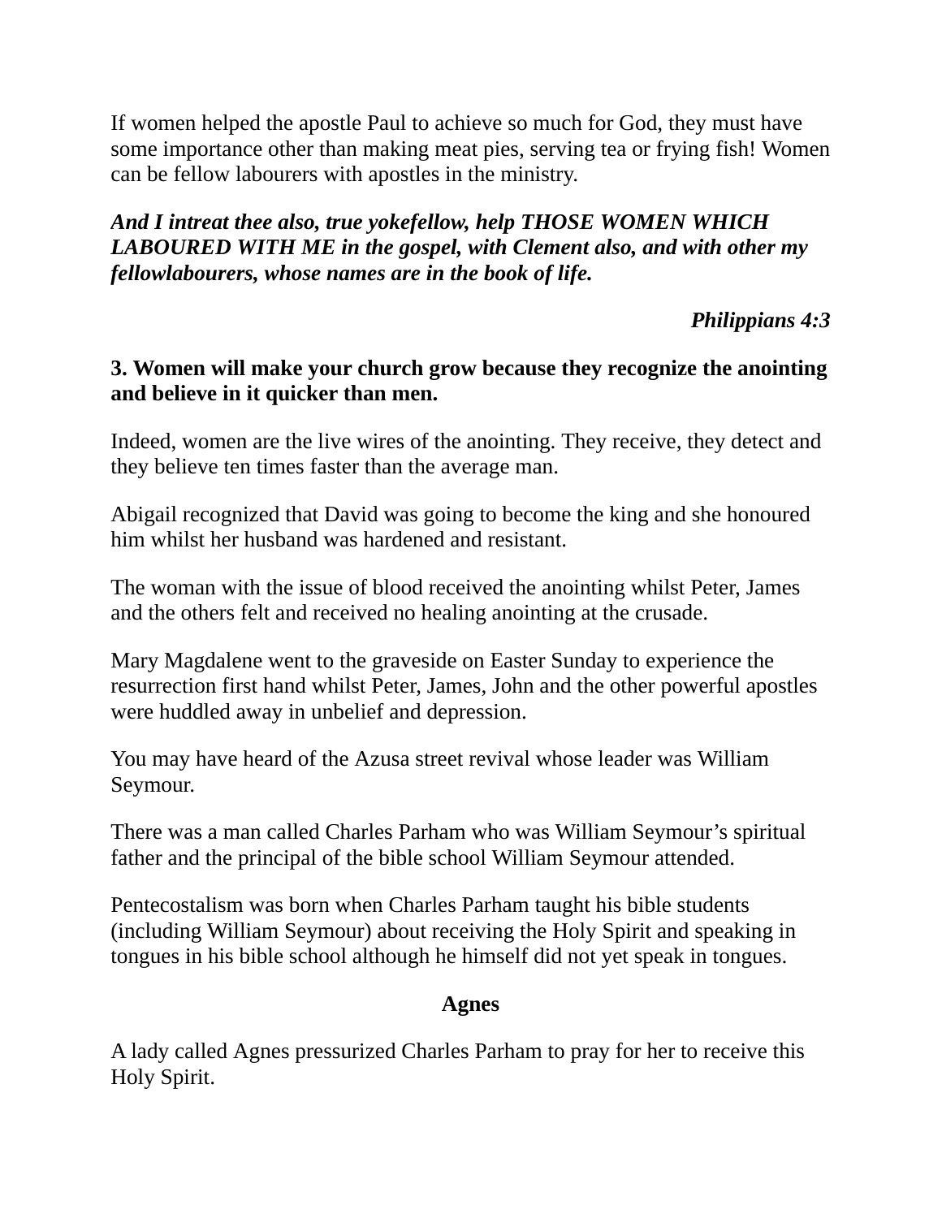If women helped the apostle Paul to achieve so much for God, they must have some importance other than making meat pies, serving tea or frying fish! Women can be fellow labourers with apostles in the ministry.

***And I intreat thee also, true yokefellow, help THOSE WOMEN WHICH LABOURED WITH ME in the gospel, with Clement also, and with other my fellowlabourers, whose names are in the book of life.***

***Philippians 4:3***

**3. Women will make your church grow because they recognize the anointing and believe in it quicker than men.**

Indeed, women are the live wires of the anointing. They receive, they detect and they believe ten times faster than the average man.

Abigail recognized that David was going to become the king and she honoured him whilst her husband was hardened and resistant.

The woman with the issue of blood received the anointing whilst Peter, James and the others felt and received no healing anointing at the crusade.

Mary Magdalene went to the graveside on Easter Sunday to experience the resurrection first hand whilst Peter, James, John and the other powerful apostles were huddled away in unbelief and depression.

You may have heard of the Azusa street revival whose leader was William Seymour.

There was a man called Charles Parham who was William Seymour's spiritual father and the principal of the bible school William Seymour attended.

Pentecostalism was born when Charles Parham taught his bible students (including William Seymour) about receiving the Holy Spirit and speaking in tongues in his bible school although he himself did not yet speak in tongues.

**Agnes**

A lady called Agnes pressurized Charles Parham to pray for her to receive this Holy Spirit.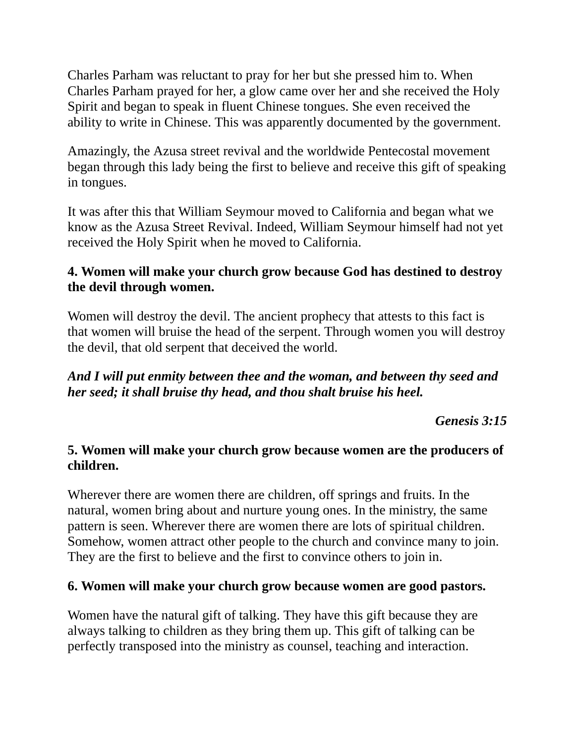Charles Parham was reluctant to pray for her but she pressed him to. When Charles Parham prayed for her, a glow came over her and she received the Holy Spirit and began to speak in fluent Chinese tongues. She even received the ability to write in Chinese. This was apparently documented by the government.

Amazingly, the Azusa street revival and the worldwide Pentecostal movement began through this lady being the first to believe and receive this gift of speaking in tongues.

It was after this that William Seymour moved to California and began what we know as the Azusa Street Revival. Indeed, William Seymour himself had not yet received the Holy Spirit when he moved to California.

**4. Women will make your church grow because God has destined to destroy the devil through women.**

Women will destroy the devil. The ancient prophecy that attests to this fact is that women will bruise the head of the serpent. Through women you will destroy the devil, that old serpent that deceived the world.

***And I will put enmity between thee and the woman, and between thy seed and her seed; it shall bruise thy head, and thou shalt bruise his heel.***

***Genesis 3:15***

**5. Women will make your church grow because women are the producers of children.**

Wherever there are women there are children, off springs and fruits. In the natural, women bring about and nurture young ones. In the ministry, the same pattern is seen. Wherever there are women there are lots of spiritual children. Somehow, women attract other people to the church and convince many to join. They are the first to believe and the first to convince others to join in.

**6. Women will make your church grow because women are good pastors.**

Women have the natural gift of talking. They have this gift because they are always talking to children as they bring them up. This gift of talking can be perfectly transposed into the ministry as counsel, teaching and interaction.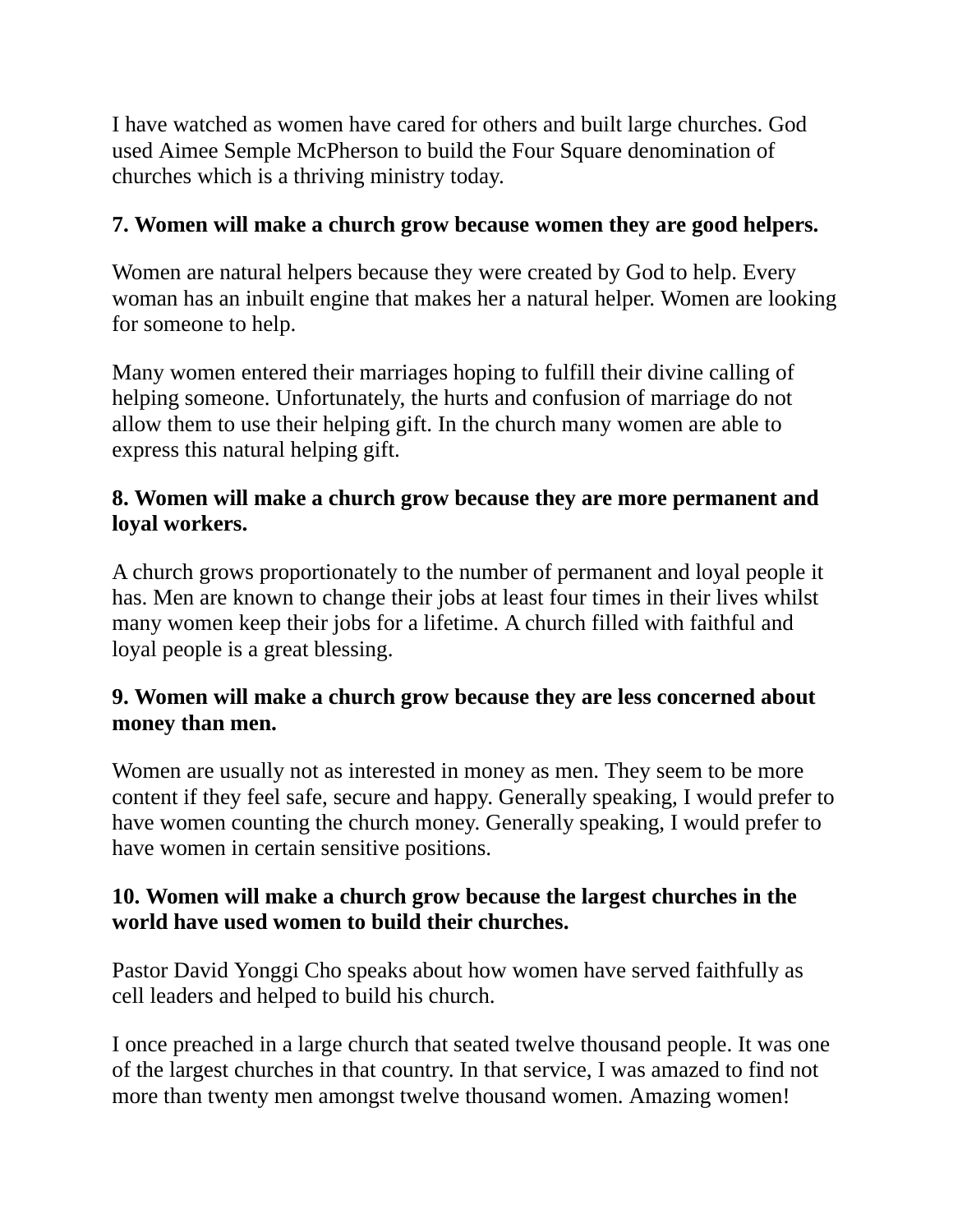I have watched as women have cared for others and built large churches. God used Aimee Semple McPherson to build the Four Square denomination of churches which is a thriving ministry today.

**7. Women will make a church grow because women they are good helpers.**

Women are natural helpers because they were created by God to help. Every woman has an inbuilt engine that makes her a natural helper. Women are looking for someone to help.

Many women entered their marriages hoping to fulfill their divine calling of helping someone. Unfortunately, the hurts and confusion of marriage do not allow them to use their helping gift. In the church many women are able to express this natural helping gift.

**8. Women will make a church grow because they are more permanent and loyal workers.**

A church grows proportionately to the number of permanent and loyal people it has. Men are known to change their jobs at least four times in their lives whilst many women keep their jobs for a lifetime. A church filled with faithful and loyal people is a great blessing.

**9. Women will make a church grow because they are less concerned about money than men.**

Women are usually not as interested in money as men. They seem to be more content if they feel safe, secure and happy. Generally speaking, I would prefer to have women counting the church money. Generally speaking, I would prefer to have women in certain sensitive positions.

**10. Women will make a church grow because the largest churches in the world have used women to build their churches.**

Pastor David Yonggi Cho speaks about how women have served faithfully as cell leaders and helped to build his church.

I once preached in a large church that seated twelve thousand people. It was one of the largest churches in that country. In that service, I was amazed to find not more than twenty men amongst twelve thousand women. Amazing women!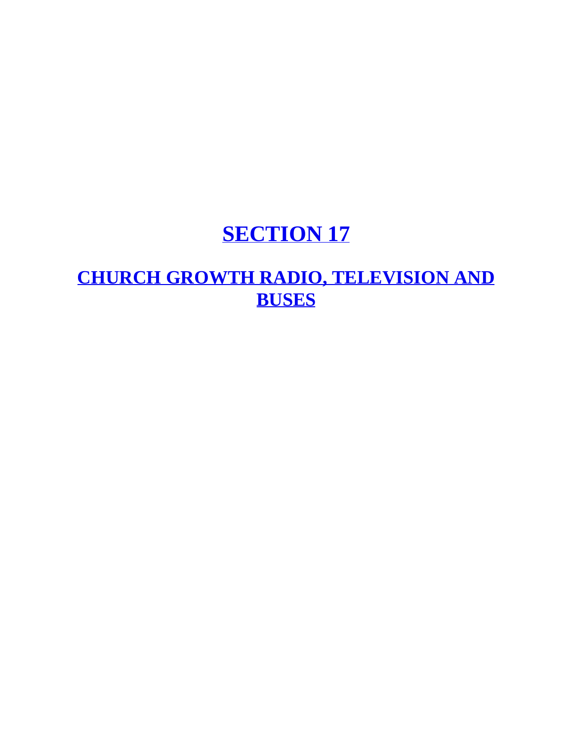# SECTION 17

## CHURCH GROWTH RADIO, TELEVISION AND BUSES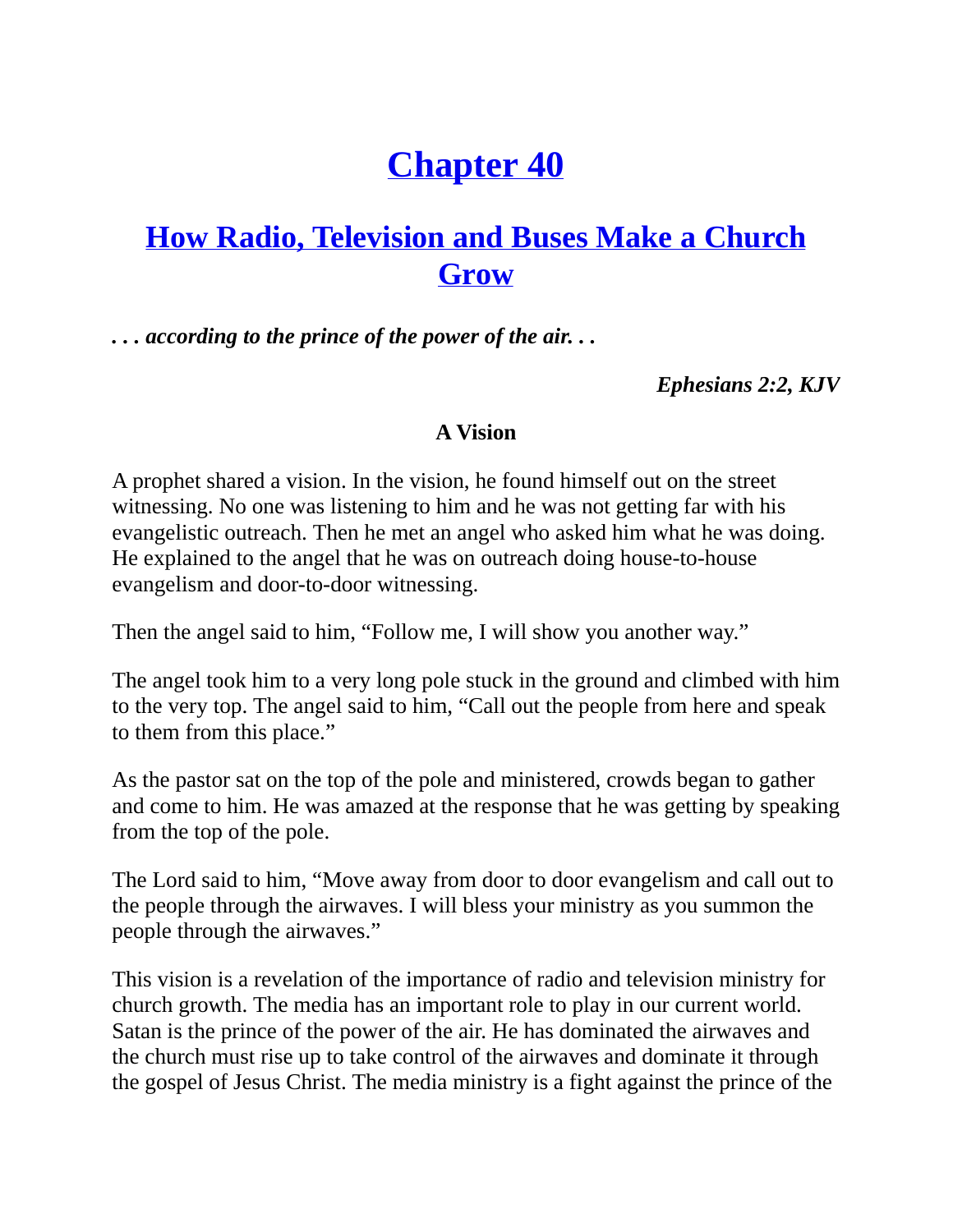# Chapter 40

## How Radio, Television and Buses Make a Church Grow

***. . . according to the prince of the power of the air. . .***

***Ephesians 2:2, KJV***

**A Vision**

A prophet shared a vision. In the vision, he found himself out on the street witnessing. No one was listening to him and he was not getting far with his evangelistic outreach. Then he met an angel who asked him what he was doing. He explained to the angel that he was on outreach doing house-to-house evangelism and door-to-door witnessing.

Then the angel said to him, "Follow me, I will show you another way."

The angel took him to a very long pole stuck in the ground and climbed with him to the very top. The angel said to him, "Call out the people from here and speak to them from this place."

As the pastor sat on the top of the pole and ministered, crowds began to gather and come to him. He was amazed at the response that he was getting by speaking from the top of the pole.

The Lord said to him, "Move away from door to door evangelism and call out to the people through the airwaves. I will bless your ministry as you summon the people through the airwaves."

This vision is a revelation of the importance of radio and television ministry for church growth. The media has an important role to play in our current world. Satan is the prince of the power of the air. He has dominated the airwaves and the church must rise up to take control of the airwaves and dominate it through the gospel of Jesus Christ. The media ministry is a fight against the prince of the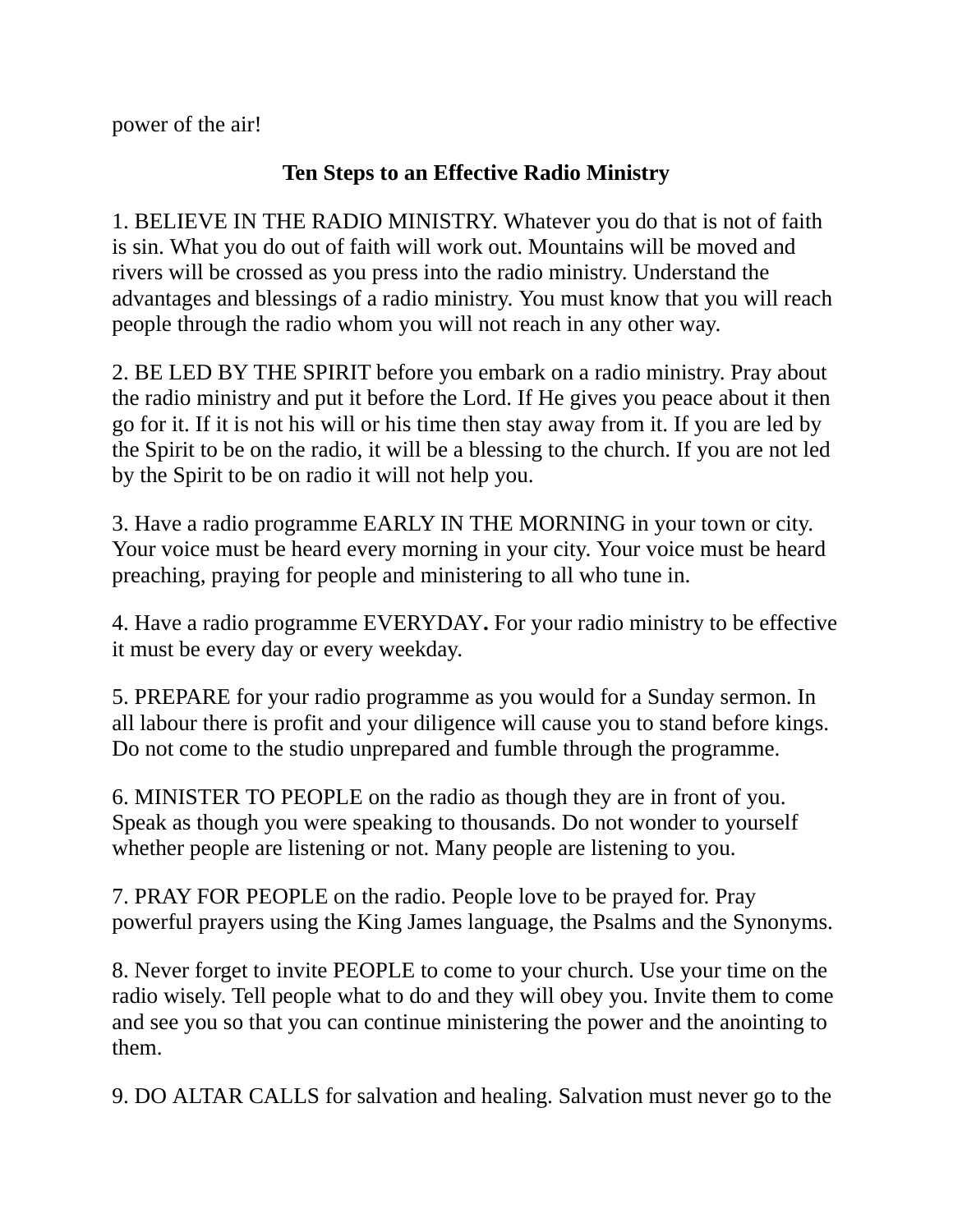power of the air!

## Ten Steps to an Effective Radio Ministry

1. BELIEVE IN THE RADIO MINISTRY. Whatever you do that is not of faith is sin. What you do out of faith will work out. Mountains will be moved and rivers will be crossed as you press into the radio ministry. Understand the advantages and blessings of a radio ministry. You must know that you will reach people through the radio whom you will not reach in any other way.

2. BE LED BY THE SPIRIT before you embark on a radio ministry. Pray about the radio ministry and put it before the Lord. If He gives you peace about it then go for it. If it is not his will or his time then stay away from it. If you are led by the Spirit to be on the radio, it will be a blessing to the church. If you are not led by the Spirit to be on radio it will not help you.

3. Have a radio programme EARLY IN THE MORNING in your town or city. Your voice must be heard every morning in your city. Your voice must be heard preaching, praying for people and ministering to all who tune in.

4. Have a radio programme EVERYDAY**.** For your radio ministry to be effective it must be every day or every weekday.

5. PREPARE for your radio programme as you would for a Sunday sermon. In all labour there is profit and your diligence will cause you to stand before kings. Do not come to the studio unprepared and fumble through the programme.

6. MINISTER TO PEOPLE on the radio as though they are in front of you. Speak as though you were speaking to thousands. Do not wonder to yourself whether people are listening or not. Many people are listening to you.

7. PRAY FOR PEOPLE on the radio. People love to be prayed for. Pray powerful prayers using the King James language, the Psalms and the Synonyms.

8. Never forget to invite PEOPLE to come to your church. Use your time on the radio wisely. Tell people what to do and they will obey you. Invite them to come and see you so that you can continue ministering the power and the anointing to them.

9. DO ALTAR CALLS for salvation and healing. Salvation must never go to the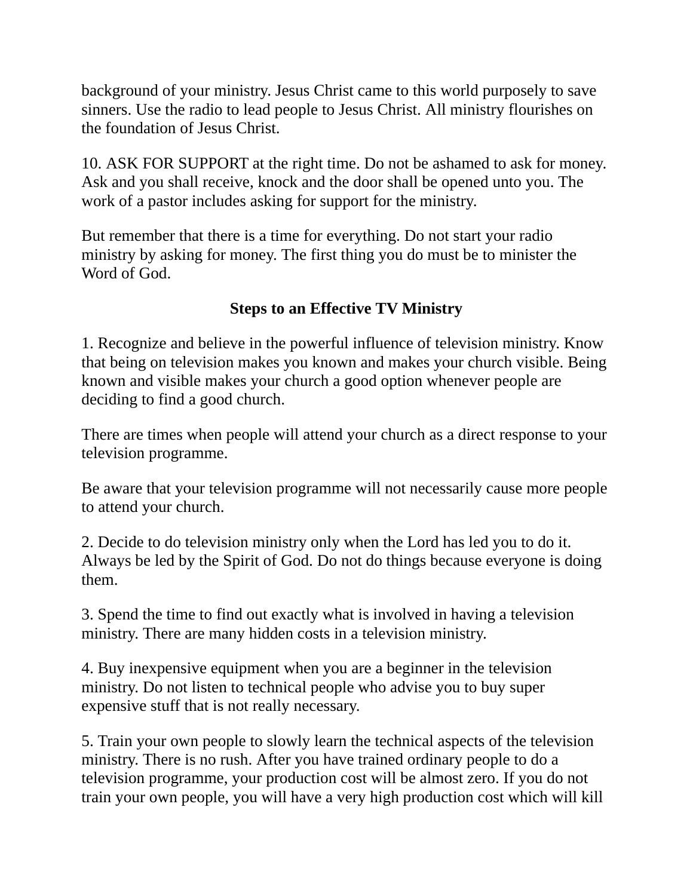background of your ministry. Jesus Christ came to this world purposely to save sinners. Use the radio to lead people to Jesus Christ. All ministry flourishes on the foundation of Jesus Christ.

10. ASK FOR SUPPORT at the right time. Do not be ashamed to ask for money. Ask and you shall receive, knock and the door shall be opened unto you. The work of a pastor includes asking for support for the ministry.

But remember that there is a time for everything. Do not start your radio ministry by asking for money. The first thing you do must be to minister the Word of God.

## Steps to an Effective TV Ministry

1. Recognize and believe in the powerful influence of television ministry. Know that being on television makes you known and makes your church visible. Being known and visible makes your church a good option whenever people are deciding to find a good church.

There are times when people will attend your church as a direct response to your television programme.

Be aware that your television programme will not necessarily cause more people to attend your church.

2. Decide to do television ministry only when the Lord has led you to do it. Always be led by the Spirit of God. Do not do things because everyone is doing them.

3. Spend the time to find out exactly what is involved in having a television ministry. There are many hidden costs in a television ministry.

4. Buy inexpensive equipment when you are a beginner in the television ministry. Do not listen to technical people who advise you to buy super expensive stuff that is not really necessary.

5. Train your own people to slowly learn the technical aspects of the television ministry. There is no rush. After you have trained ordinary people to do a television programme, your production cost will be almost zero. If you do not train your own people, you will have a very high production cost which will kill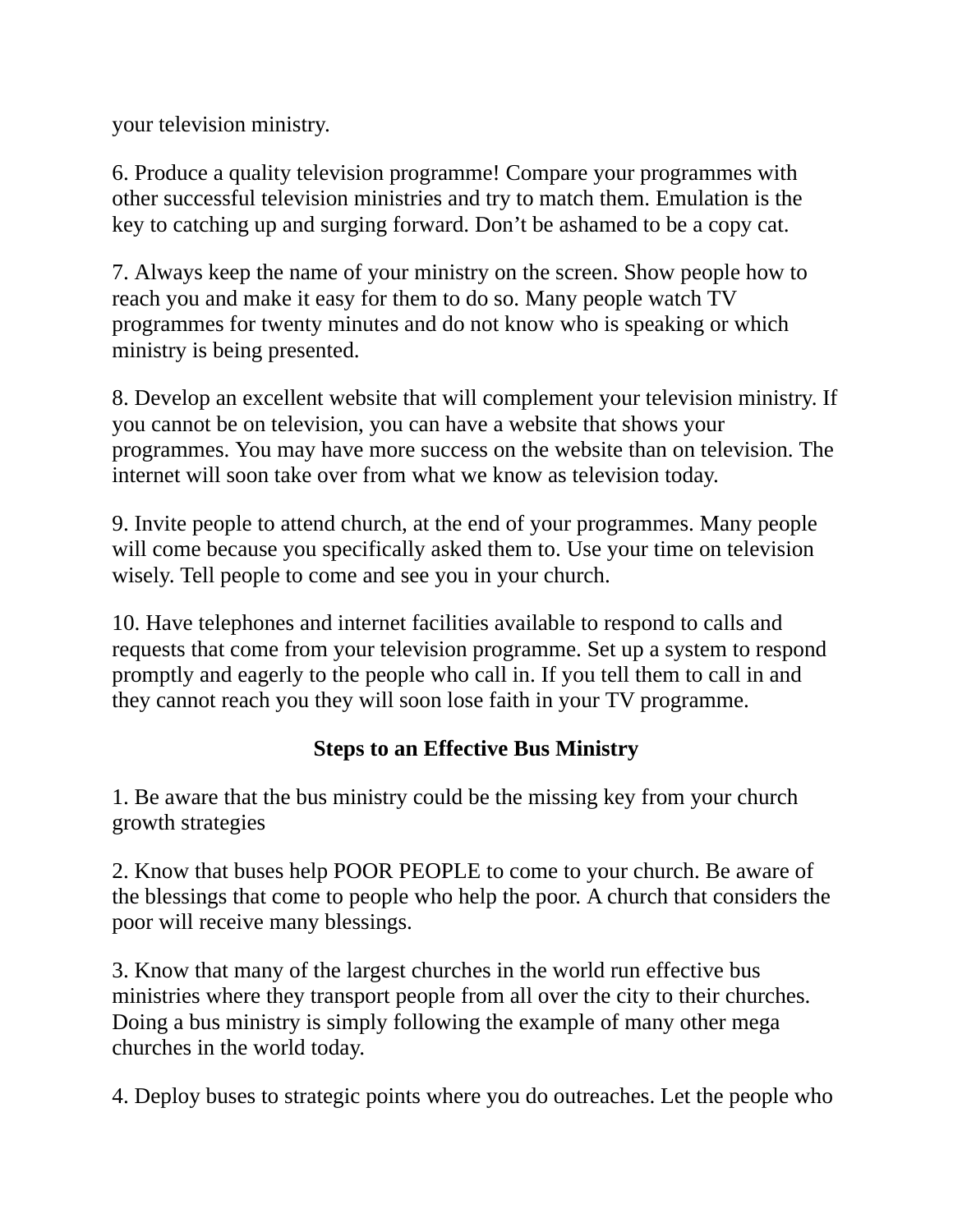your television ministry.

6. Produce a quality television programme! Compare your programmes with other successful television ministries and try to match them. Emulation is the key to catching up and surging forward. Don’t be ashamed to be a copy cat.

7. Always keep the name of your ministry on the screen. Show people how to reach you and make it easy for them to do so. Many people watch TV programmes for twenty minutes and do not know who is speaking or which ministry is being presented.

8. Develop an excellent website that will complement your television ministry. If you cannot be on television, you can have a website that shows your programmes. You may have more success on the website than on television. The internet will soon take over from what we know as television today.

9. Invite people to attend church, at the end of your programmes. Many people will come because you specifically asked them to. Use your time on television wisely. Tell people to come and see you in your church.

10. Have telephones and internet facilities available to respond to calls and requests that come from your television programme. Set up a system to respond promptly and eagerly to the people who call in. If you tell them to call in and they cannot reach you they will soon lose faith in your TV programme.

**Steps to an Effective Bus Ministry**

1. Be aware that the bus ministry could be the missing key from your church growth strategies

2. Know that buses help POOR PEOPLE to come to your church. Be aware of the blessings that come to people who help the poor. A church that considers the poor will receive many blessings.

3. Know that many of the largest churches in the world run effective bus ministries where they transport people from all over the city to their churches. Doing a bus ministry is simply following the example of many other mega churches in the world today.

4. Deploy buses to strategic points where you do outreaches. Let the people who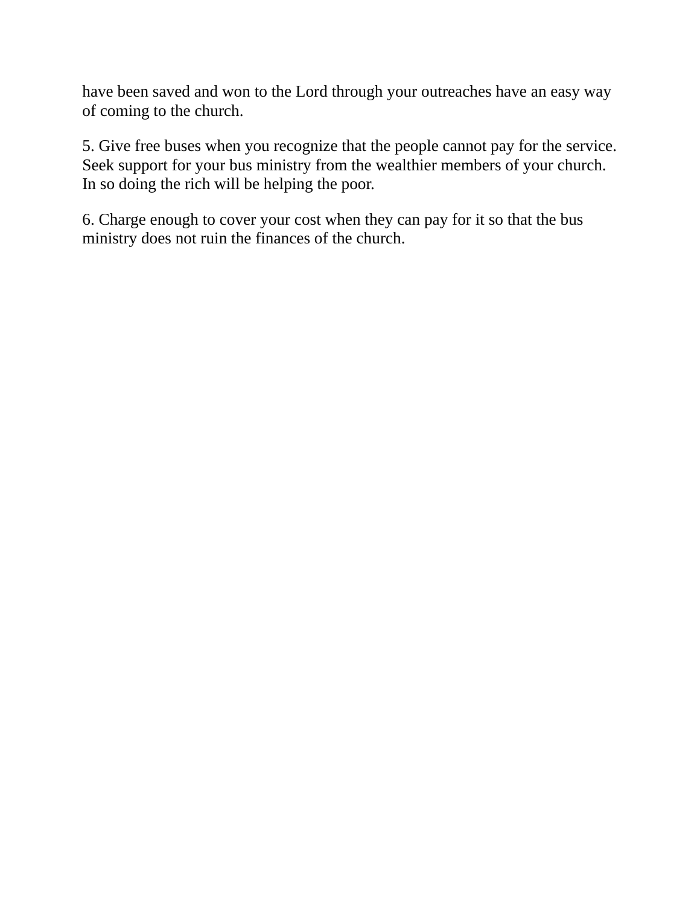have been saved and won to the Lord through your outreaches have an easy way of coming to the church.

5. Give free buses when you recognize that the people cannot pay for the service. Seek support for your bus ministry from the wealthier members of your church. In so doing the rich will be helping the poor.

6. Charge enough to cover your cost when they can pay for it so that the bus ministry does not ruin the finances of the church.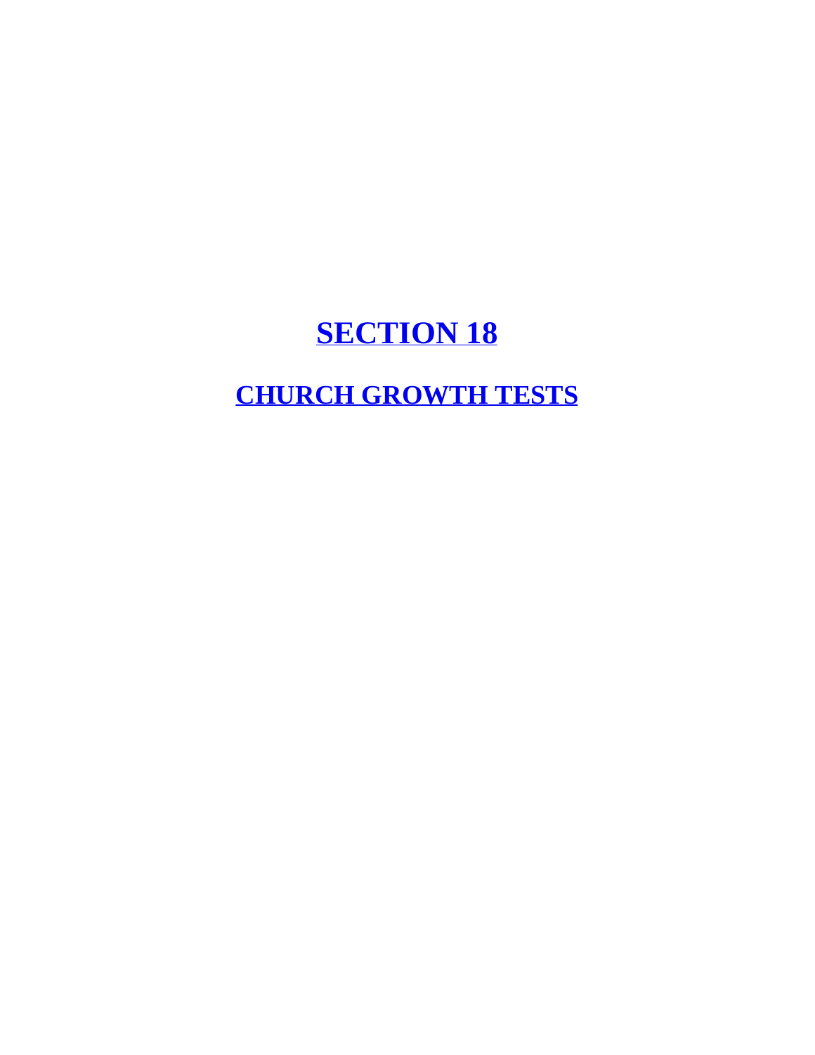# SECTION 18

## CHURCH GROWTH TESTS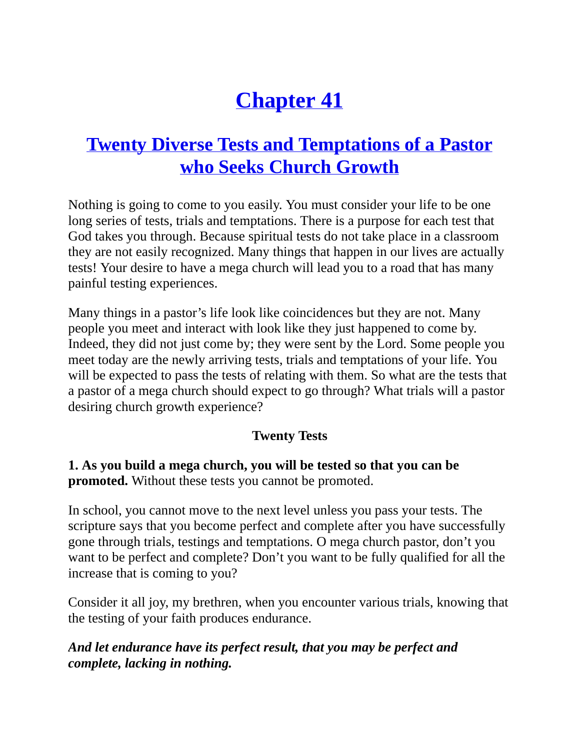# Chapter 41

## Twenty Diverse Tests and Temptations of a Pastor who Seeks Church Growth

Nothing is going to come to you easily. You must consider your life to be one long series of tests, trials and temptations. There is a purpose for each test that God takes you through. Because spiritual tests do not take place in a classroom they are not easily recognized. Many things that happen in our lives are actually tests! Your desire to have a mega church will lead you to a road that has many painful testing experiences.

Many things in a pastor's life look like coincidences but they are not. Many people you meet and interact with look like they just happened to come by. Indeed, they did not just come by; they were sent by the Lord. Some people you meet today are the newly arriving tests, trials and temptations of your life. You will be expected to pass the tests of relating with them. So what are the tests that a pastor of a mega church should expect to go through? What trials will a pastor desiring church growth experience?

**Twenty Tests**

**1. As you build a mega church, you will be tested so that you can be promoted.** Without these tests you cannot be promoted.

In school, you cannot move to the next level unless you pass your tests. The scripture says that you become perfect and complete after you have successfully gone through trials, testings and temptations. O mega church pastor, don't you want to be perfect and complete? Don't you want to be fully qualified for all the increase that is coming to you?

Consider it all joy, my brethren, when you encounter various trials, knowing that the testing of your faith produces endurance.

***And let endurance have its perfect result, that you may be perfect and complete, lacking in nothing.***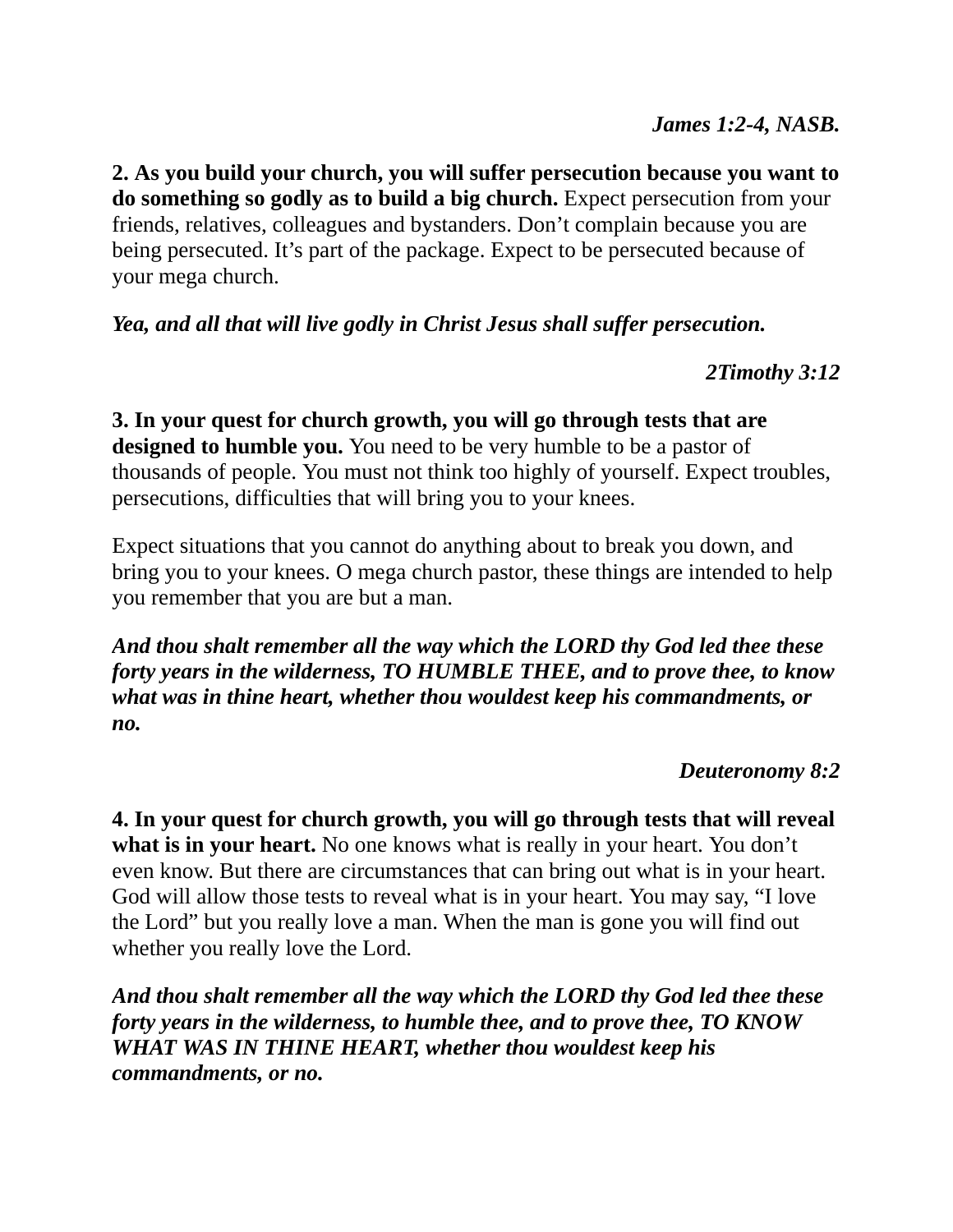*James 1:2-4, NASB.*

**2. As you build your church, you will suffer persecution because you want to do something so godly as to build a big church.** Expect persecution from your friends, relatives, colleagues and bystanders. Don't complain because you are being persecuted. It's part of the package. Expect to be persecuted because of your mega church.

***Yea, and all that will live godly in Christ Jesus shall suffer persecution.***

***2Timothy 3:12***

**3. In your quest for church growth, you will go through tests that are designed to humble you.** You need to be very humble to be a pastor of thousands of people. You must not think too highly of yourself. Expect troubles, persecutions, difficulties that will bring you to your knees.

Expect situations that you cannot do anything about to break you down, and bring you to your knees. O mega church pastor, these things are intended to help you remember that you are but a man.

***And thou shalt remember all the way which the LORD thy God led thee these forty years in the wilderness, TO HUMBLE THEE, and to prove thee, to know what was in thine heart, whether thou wouldest keep his commandments, or no.***

***Deuteronomy 8:2***

**4. In your quest for church growth, you will go through tests that will reveal what is in your heart.** No one knows what is really in your heart. You don't even know. But there are circumstances that can bring out what is in your heart. God will allow those tests to reveal what is in your heart. You may say, "I love the Lord" but you really love a man. When the man is gone you will find out whether you really love the Lord.

***And thou shalt remember all the way which the LORD thy God led thee these forty years in the wilderness, to humble thee, and to prove thee, TO KNOW WHAT WAS IN THINE HEART, whether thou wouldest keep his commandments, or no.***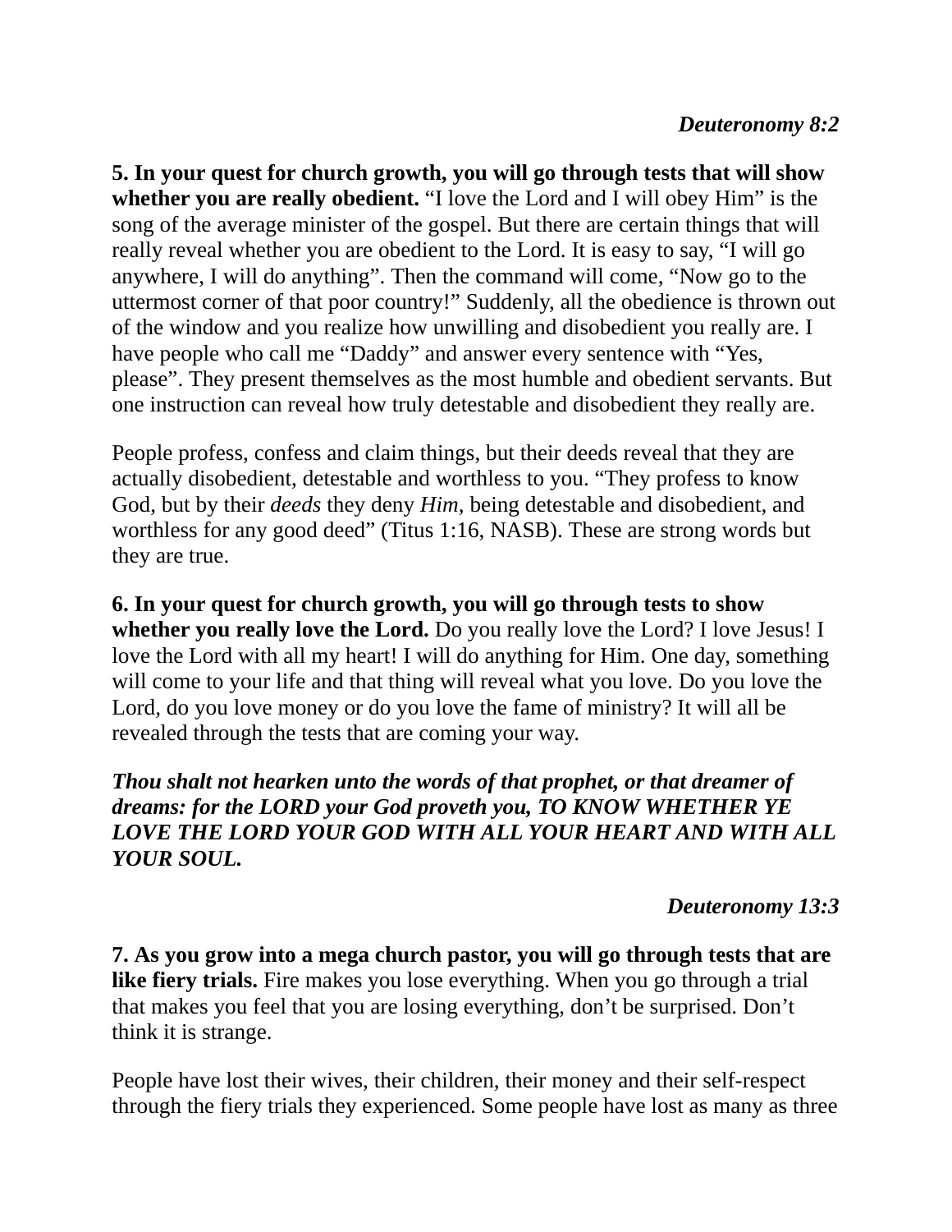***Deuteronomy 8:2***

**5. In your quest for church growth, you will go through tests that will show whether you are really obedient.** “I love the Lord and I will obey Him” is the song of the average minister of the gospel. But there are certain things that will really reveal whether you are obedient to the Lord. It is easy to say, “I will go anywhere, I will do anything”. Then the command will come, “Now go to the uttermost corner of that poor country!” Suddenly, all the obedience is thrown out of the window and you realize how unwilling and disobedient you really are. I have people who call me “Daddy” and answer every sentence with “Yes, please”. They present themselves as the most humble and obedient servants. But one instruction can reveal how truly detestable and disobedient they really are.

People profess, confess and claim things, but their deeds reveal that they are actually disobedient, detestable and worthless to you. “They profess to know God, but by their *deeds* they deny *Him*, being detestable and disobedient, and worthless for any good deed” (Titus 1:16, NASB). These are strong words but they are true.

**6. In your quest for church growth, you will go through tests to show whether you really love the Lord.** Do you really love the Lord? I love Jesus! I love the Lord with all my heart! I will do anything for Him. One day, something will come to your life and that thing will reveal what you love. Do you love the Lord, do you love money or do you love the fame of ministry? It will all be revealed through the tests that are coming your way.

***Thou shalt not hearken unto the words of that prophet, or that dreamer of dreams: for the LORD your God proveth you, TO KNOW WHETHER YE LOVE THE LORD YOUR GOD WITH ALL YOUR HEART AND WITH ALL YOUR SOUL.***

***Deuteronomy 13:3***

**7. As you grow into a mega church pastor, you will go through tests that are like fiery trials.** Fire makes you lose everything. When you go through a trial that makes you feel that you are losing everything, don’t be surprised. Don’t think it is strange.

People have lost their wives, their children, their money and their self-respect through the fiery trials they experienced. Some people have lost as many as three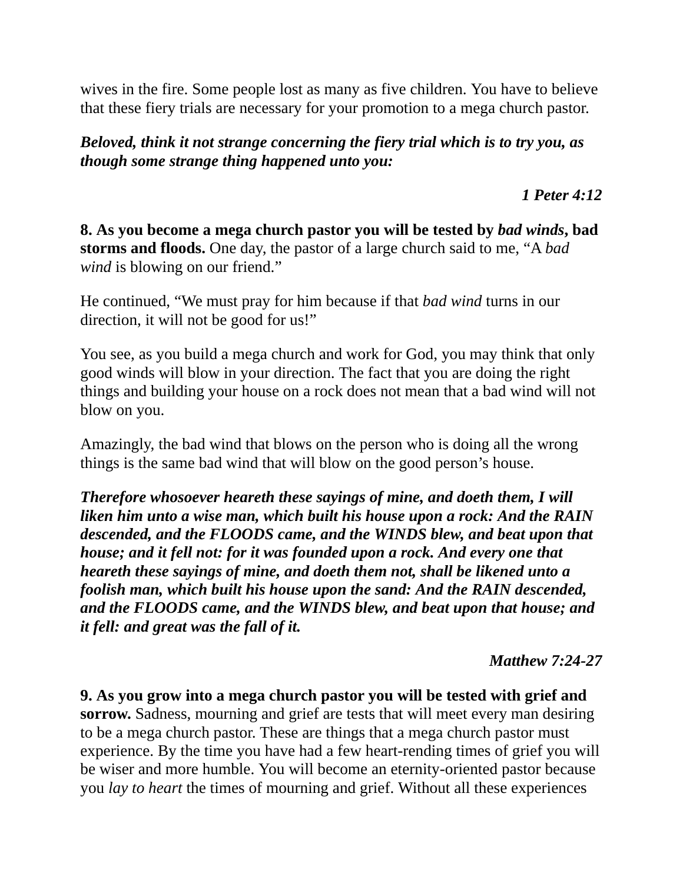wives in the fire. Some people lost as many as five children. You have to believe that these fiery trials are necessary for your promotion to a mega church pastor.

***Beloved, think it not strange concerning the fiery trial which is to try you, as though some strange thing happened unto you:***

***1 Peter 4:12***

**8. As you become a mega church pastor you will be tested by *bad winds*, bad storms and floods.** One day, the pastor of a large church said to me, “A *bad wind* is blowing on our friend.”

He continued, “We must pray for him because if that *bad wind* turns in our direction, it will not be good for us!”

You see, as you build a mega church and work for God, you may think that only good winds will blow in your direction. The fact that you are doing the right things and building your house on a rock does not mean that a bad wind will not blow on you.

Amazingly, the bad wind that blows on the person who is doing all the wrong things is the same bad wind that will blow on the good person’s house.

***Therefore whosoever heareth these sayings of mine, and doeth them, I will liken him unto a wise man, which built his house upon a rock: And the RAIN descended, and the FLOODS came, and the WINDS blew, and beat upon that house; and it fell not: for it was founded upon a rock. And every one that heareth these sayings of mine, and doeth them not, shall be likened unto a foolish man, which built his house upon the sand: And the RAIN descended, and the FLOODS came, and the WINDS blew, and beat upon that house; and it fell: and great was the fall of it.***

***Matthew 7:24-27***

**9. As you grow into a mega church pastor you will be tested with grief and sorrow.** Sadness, mourning and grief are tests that will meet every man desiring to be a mega church pastor. These are things that a mega church pastor must experience. By the time you have had a few heart-rending times of grief you will be wiser and more humble. You will become an eternity-oriented pastor because you *lay to heart* the times of mourning and grief. Without all these experiences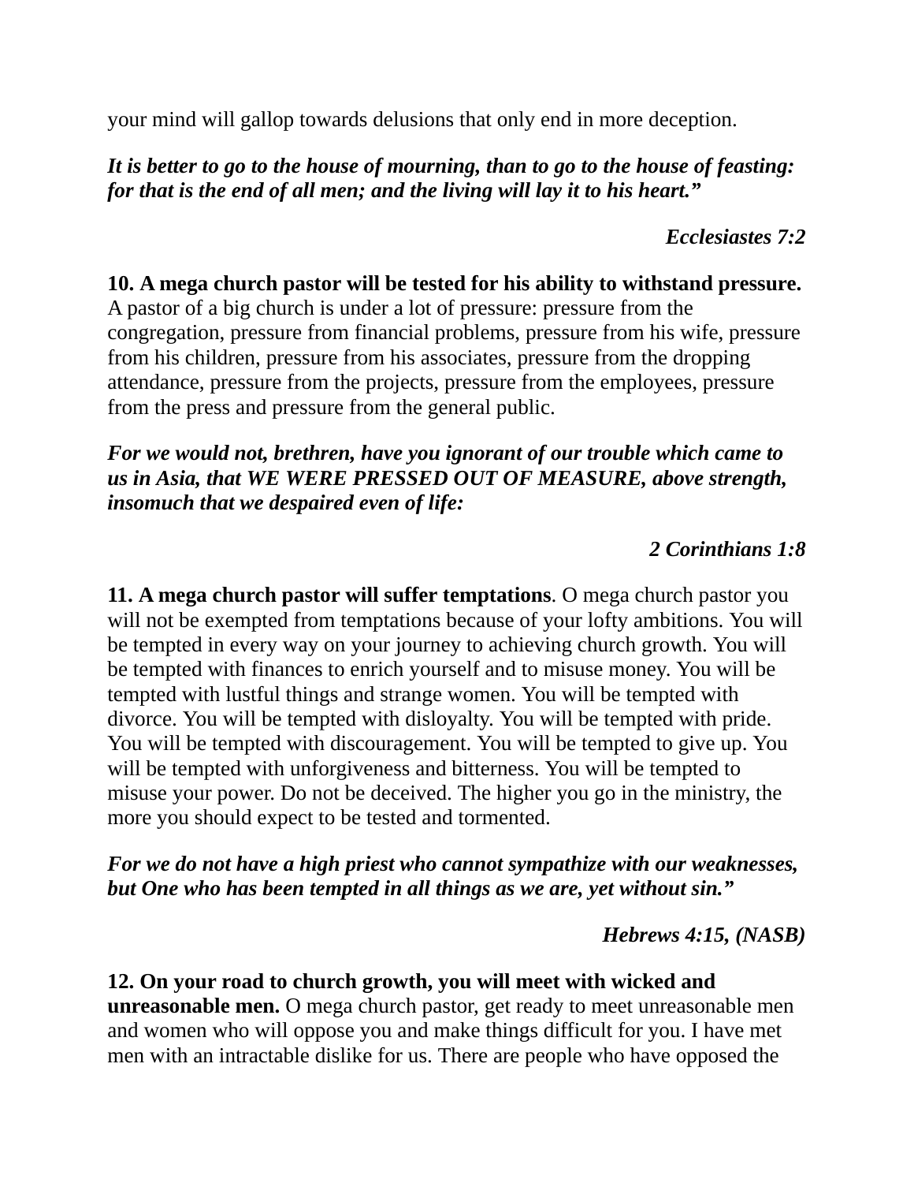your mind will gallop towards delusions that only end in more deception.

***It is better to go to the house of mourning, than to go to the house of feasting: for that is the end of all men; and the living will lay it to his heart."***

***Ecclesiastes 7:2***

**10. A mega church pastor will be tested for his ability to withstand pressure.** A pastor of a big church is under a lot of pressure: pressure from the congregation, pressure from financial problems, pressure from his wife, pressure from his children, pressure from his associates, pressure from the dropping attendance, pressure from the projects, pressure from the employees, pressure from the press and pressure from the general public.

***For we would not, brethren, have you ignorant of our trouble which came to us in Asia, that WE WERE PRESSED OUT OF MEASURE, above strength, insomuch that we despaired even of life:***

***2 Corinthians 1:8***

**11. A mega church pastor will suffer temptations**. O mega church pastor you will not be exempted from temptations because of your lofty ambitions. You will be tempted in every way on your journey to achieving church growth. You will be tempted with finances to enrich yourself and to misuse money. You will be tempted with lustful things and strange women. You will be tempted with divorce. You will be tempted with disloyalty. You will be tempted with pride. You will be tempted with discouragement. You will be tempted to give up. You will be tempted with unforgiveness and bitterness. You will be tempted to misuse your power. Do not be deceived. The higher you go in the ministry, the more you should expect to be tested and tormented.

***For we do not have a high priest who cannot sympathize with our weaknesses, but One who has been tempted in all things as we are, yet without sin."***

***Hebrews 4:15, (NASB)***

**12. On your road to church growth, you will meet with wicked and unreasonable men.** O mega church pastor, get ready to meet unreasonable men and women who will oppose you and make things difficult for you. I have met men with an intractable dislike for us. There are people who have opposed the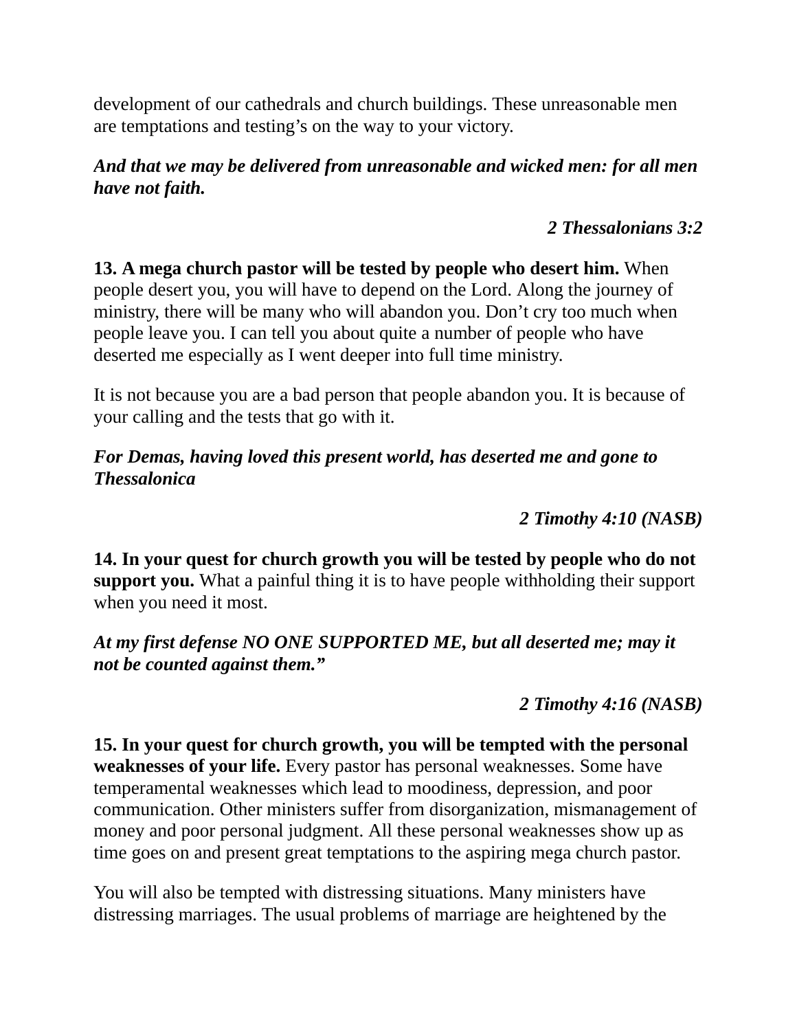development of our cathedrals and church buildings. These unreasonable men are temptations and testing’s on the way to your victory.

***And that we may be delivered from unreasonable and wicked men: for all men have not faith.***

***2 Thessalonians 3:2***

**13. A mega church pastor will be tested by people who desert him.** When people desert you, you will have to depend on the Lord. Along the journey of ministry, there will be many who will abandon you. Don’t cry too much when people leave you. I can tell you about quite a number of people who have deserted me especially as I went deeper into full time ministry.

It is not because you are a bad person that people abandon you. It is because of your calling and the tests that go with it.

***For Demas, having loved this present world, has deserted me and gone to Thessalonica***

***2 Timothy 4:10 (NASB)***

**14. In your quest for church growth you will be tested by people who do not support you.** What a painful thing it is to have people withholding their support when you need it most.

***At my first defense NO ONE SUPPORTED ME, but all deserted me; may it not be counted against them.”***

***2 Timothy 4:16 (NASB)***

**15. In your quest for church growth, you will be tempted with the personal weaknesses of your life.** Every pastor has personal weaknesses. Some have temperamental weaknesses which lead to moodiness, depression, and poor communication. Other ministers suffer from disorganization, mismanagement of money and poor personal judgment. All these personal weaknesses show up as time goes on and present great temptations to the aspiring mega church pastor.

You will also be tempted with distressing situations. Many ministers have distressing marriages. The usual problems of marriage are heightened by the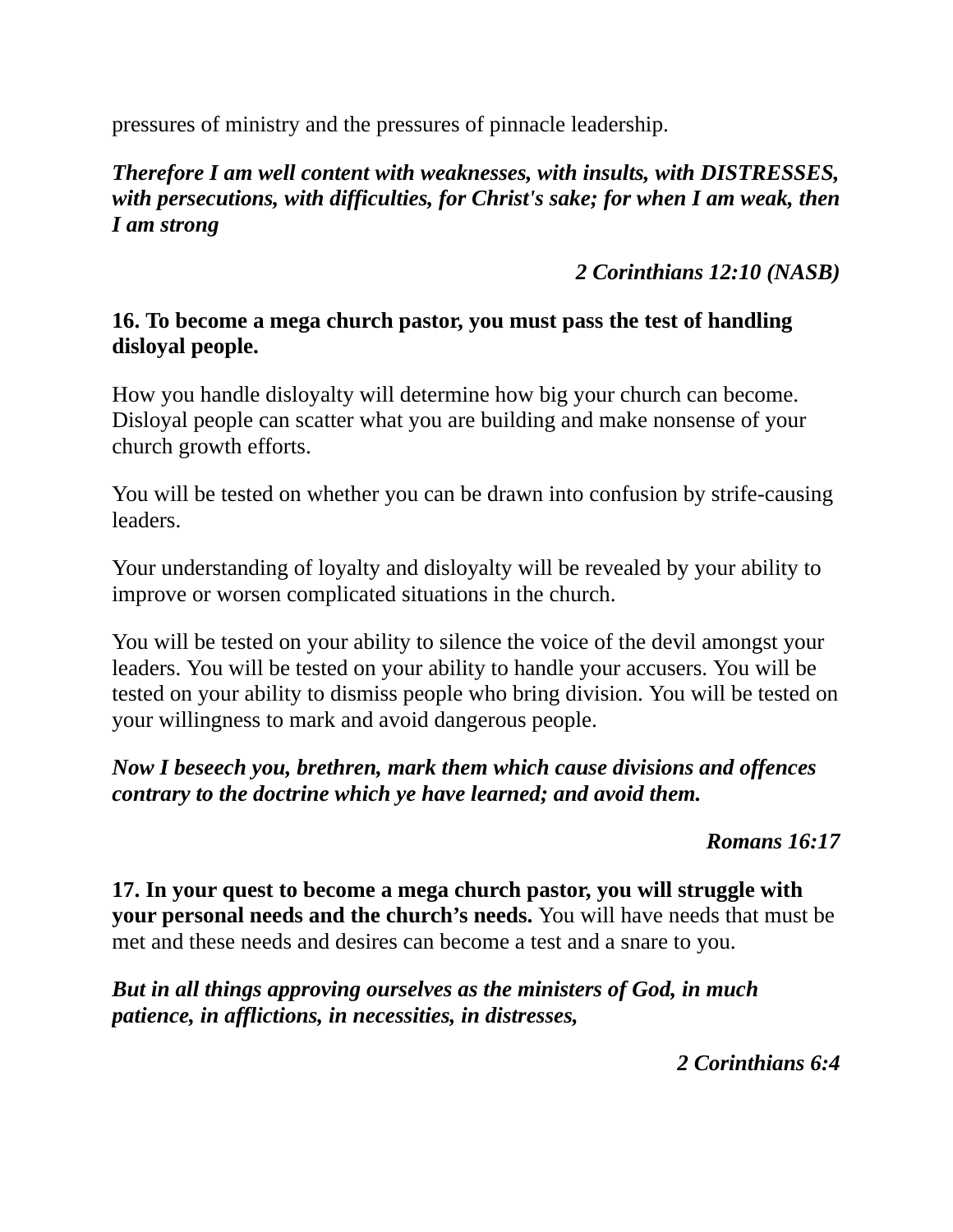pressures of ministry and the pressures of pinnacle leadership.

***Therefore I am well content with weaknesses, with insults, with DISTRESSES, with persecutions, with difficulties, for Christ's sake; for when I am weak, then I am strong***

***2 Corinthians 12:10 (NASB)***

**16. To become a mega church pastor, you must pass the test of handling disloyal people.**

How you handle disloyalty will determine how big your church can become. Disloyal people can scatter what you are building and make nonsense of your church growth efforts.

You will be tested on whether you can be drawn into confusion by strife-causing leaders.

Your understanding of loyalty and disloyalty will be revealed by your ability to improve or worsen complicated situations in the church.

You will be tested on your ability to silence the voice of the devil amongst your leaders. You will be tested on your ability to handle your accusers. You will be tested on your ability to dismiss people who bring division. You will be tested on your willingness to mark and avoid dangerous people.

***Now I beseech you, brethren, mark them which cause divisions and offences contrary to the doctrine which ye have learned; and avoid them.***

***Romans 16:17***

**17. In your quest to become a mega church pastor, you will struggle with your personal needs and the church's needs.** You will have needs that must be met and these needs and desires can become a test and a snare to you.

***But in all things approving ourselves as the ministers of God, in much patience, in afflictions, in necessities, in distresses,***

***2 Corinthians 6:4***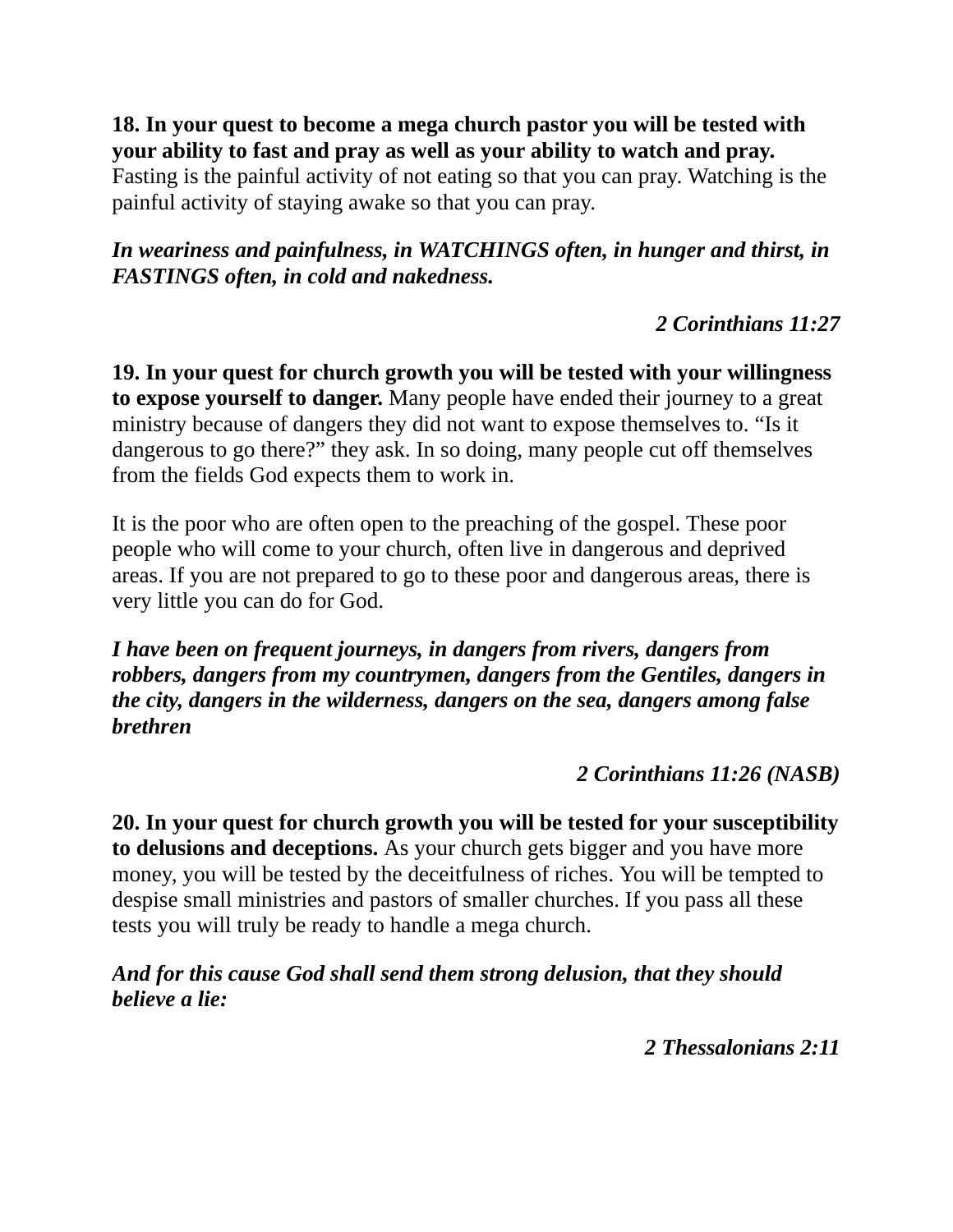**18. In your quest to become a mega church pastor you will be tested with your ability to fast and pray as well as your ability to watch and pray.** Fasting is the painful activity of not eating so that you can pray. Watching is the painful activity of staying awake so that you can pray.

***In weariness and painfulness, in WATCHINGS often, in hunger and thirst, in FASTINGS often, in cold and nakedness.***

***2 Corinthians 11:27***

**19. In your quest for church growth you will be tested with your willingness to expose yourself to danger.** Many people have ended their journey to a great ministry because of dangers they did not want to expose themselves to. "Is it dangerous to go there?" they ask. In so doing, many people cut off themselves from the fields God expects them to work in.

It is the poor who are often open to the preaching of the gospel. These poor people who will come to your church, often live in dangerous and deprived areas. If you are not prepared to go to these poor and dangerous areas, there is very little you can do for God.

***I have been on frequent journeys, in dangers from rivers, dangers from robbers, dangers from my countrymen, dangers from the Gentiles, dangers in the city, dangers in the wilderness, dangers on the sea, dangers among false brethren***

***2 Corinthians 11:26 (NASB)***

**20. In your quest for church growth you will be tested for your susceptibility to delusions and deceptions.** As your church gets bigger and you have more money, you will be tested by the deceitfulness of riches. You will be tempted to despise small ministries and pastors of smaller churches. If you pass all these tests you will truly be ready to handle a mega church.

***And for this cause God shall send them strong delusion, that they should believe a lie:***

***2 Thessalonians 2:11***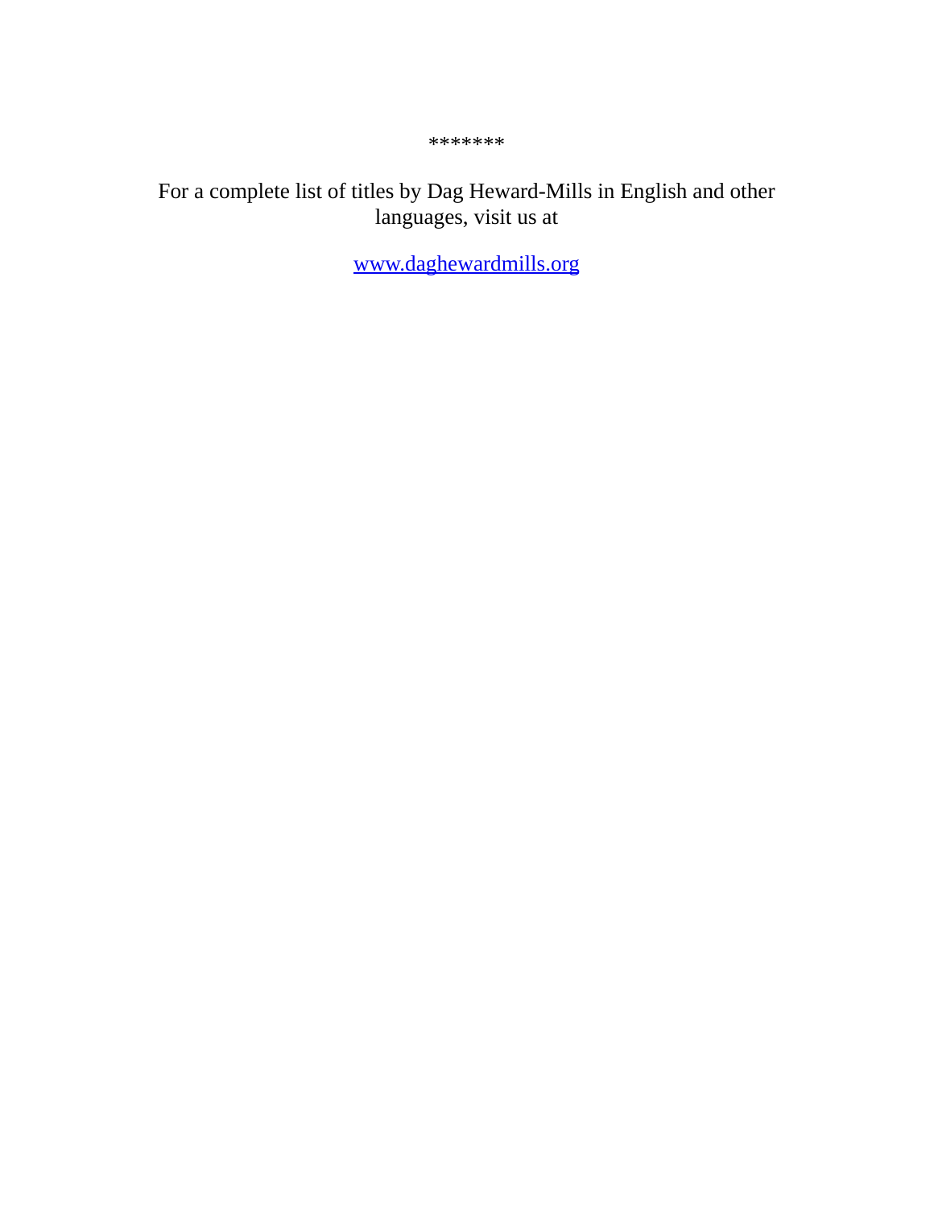*******

For a complete list of titles by Dag Heward-Mills in English and other languages, visit us at

www.daghewardmills.org